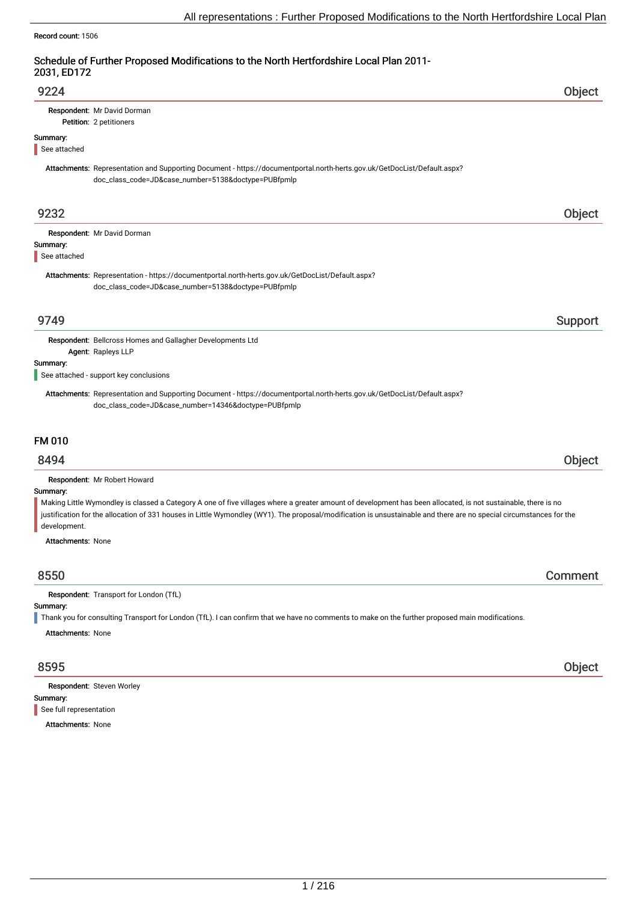Record count: 1506

## Schedule of Further Proposed Modifications to the North Hertfordshire Local Plan 2011-2031, ED172

### 9224 — Object

**Respondent:** Mr David Dorman
**Petition:** 2 petitioners

**Summary:**

See attached

**Attachments:** Representation and Supporting Document - https://documentportal.north-herts.gov.uk/GetDocList/Default.aspx?doc_class_code=JD&case_number=5138&doctype=PUBfpmlp

### 9232 — Object

**Respondent:** Mr David Dorman

**Summary:**

See attached

**Attachments:** Representation - https://documentportal.north-herts.gov.uk/GetDocList/Default.aspx?doc_class_code=JD&case_number=5138&doctype=PUBfpmlp

### 9749 — Support

**Respondent:** Bellcross Homes and Gallagher Developments Ltd
**Agent:** Rapleys LLP

**Summary:**

See attached - support key conclusions

**Attachments:** Representation and Supporting Document - https://documentportal.north-herts.gov.uk/GetDocList/Default.aspx?doc_class_code=JD&case_number=14346&doctype=PUBfpmlp

## FM 010

### 8494 — Object

**Respondent:** Mr Robert Howard

**Summary:**

Making Little Wymondley is classed a Category A one of five villages where a greater amount of development has been allocated, is not sustainable, there is no justification for the allocation of 331 houses in Little Wymondley (WY1). The proposal/modification is unsustainable and there are no special circumstances for the development.

**Attachments:** None

### 8550 — Comment

**Respondent:** Transport for London (TfL)

**Summary:**

Thank you for consulting Transport for London (TfL). I can confirm that we have no comments to make on the further proposed main modifications.

**Attachments:** None

### 8595 — Object

**Respondent:** Steven Worley

**Summary:**

See full representation

**Attachments:** None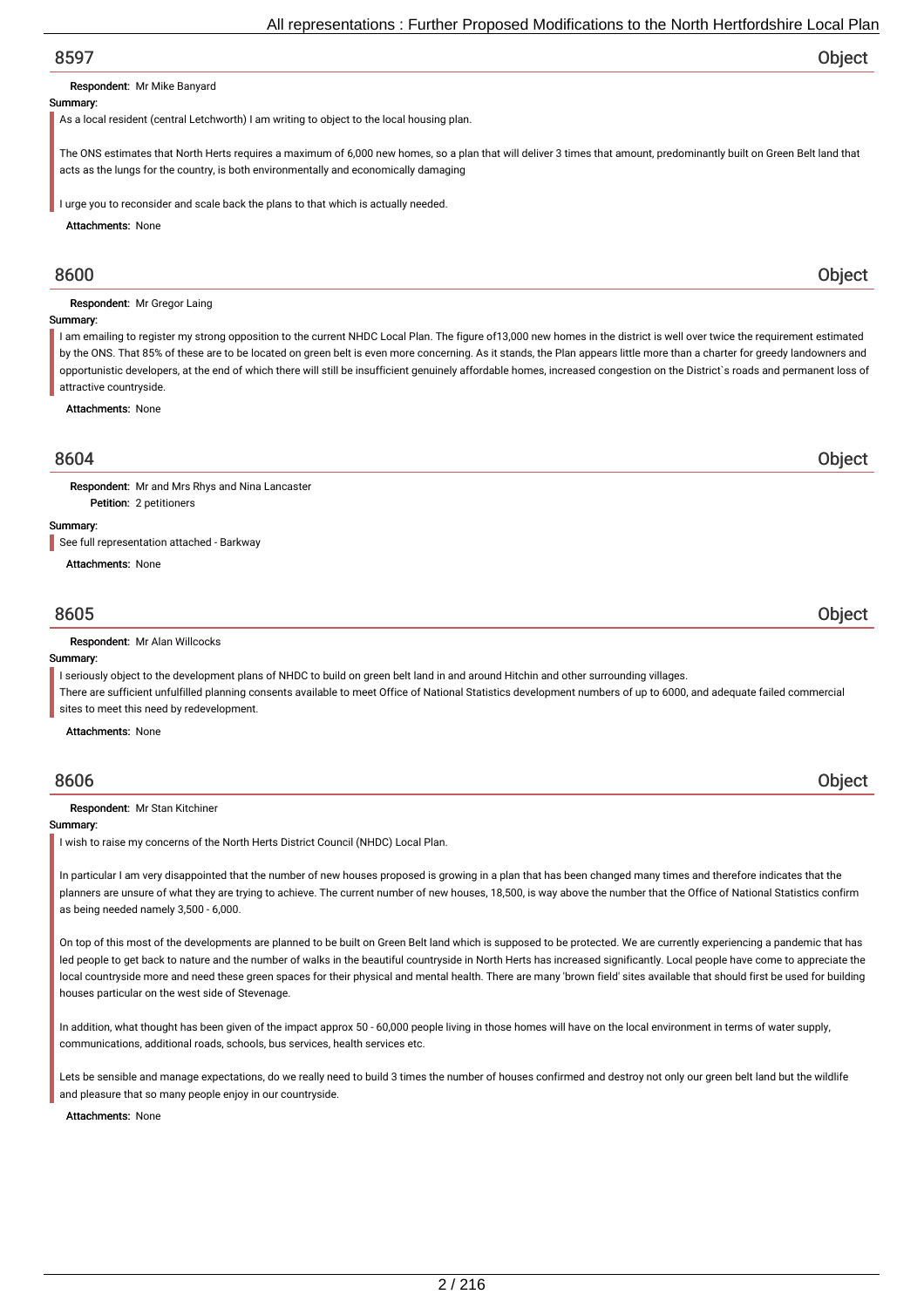## 8597 Object

**Respondent:** Mr Mike Banyard

**Summary:**

As a local resident (central Letchworth) I am writing to object to the local housing plan.

The ONS estimates that North Herts requires a maximum of 6,000 new homes, so a plan that will deliver 3 times that amount, predominantly built on Green Belt land that acts as the lungs for the country, is both environmentally and economically damaging

I urge you to reconsider and scale back the plans to that which is actually needed.

**Attachments:** None

## 8600 Object

**Respondent:** Mr Gregor Laing

**Summary:**

I am emailing to register my strong opposition to the current NHDC Local Plan. The figure of13,000 new homes in the district is well over twice the requirement estimated by the ONS. That 85% of these are to be located on green belt is even more concerning. As it stands, the Plan appears little more than a charter for greedy landowners and opportunistic developers, at the end of which there will still be insufficient genuinely affordable homes, increased congestion on the District`s roads and permanent loss of attractive countryside.

**Attachments:** None

## 8604 Object

**Respondent:** Mr and Mrs Rhys and Nina Lancaster

**Petition:** 2 petitioners

**Summary:**

See full representation attached - Barkway

**Attachments:** None

## 8605 Object

**Respondent:** Mr Alan Willcocks

**Summary:**

I seriously object to the development plans of NHDC to build on green belt land in and around Hitchin and other surrounding villages.

There are sufficient unfulfilled planning consents available to meet Office of National Statistics development numbers of up to 6000, and adequate failed commercial sites to meet this need by redevelopment.

**Attachments:** None

## 8606 Object

**Respondent:** Mr Stan Kitchiner

**Summary:**

I wish to raise my concerns of the North Herts District Council (NHDC) Local Plan.

In particular I am very disappointed that the number of new houses proposed is growing in a plan that has been changed many times and therefore indicates that the planners are unsure of what they are trying to achieve. The current number of new houses, 18,500, is way above the number that the Office of National Statistics confirm as being needed namely 3,500 - 6,000.

On top of this most of the developments are planned to be built on Green Belt land which is supposed to be protected. We are currently experiencing a pandemic that has led people to get back to nature and the number of walks in the beautiful countryside in North Herts has increased significantly. Local people have come to appreciate the local countryside more and need these green spaces for their physical and mental health. There are many 'brown field' sites available that should first be used for building houses particular on the west side of Stevenage.

In addition, what thought has been given of the impact approx 50 - 60,000 people living in those homes will have on the local environment in terms of water supply, communications, additional roads, schools, bus services, health services etc.

Lets be sensible and manage expectations, do we really need to build 3 times the number of houses confirmed and destroy not only our green belt land but the wildlife and pleasure that so many people enjoy in our countryside.

**Attachments:** None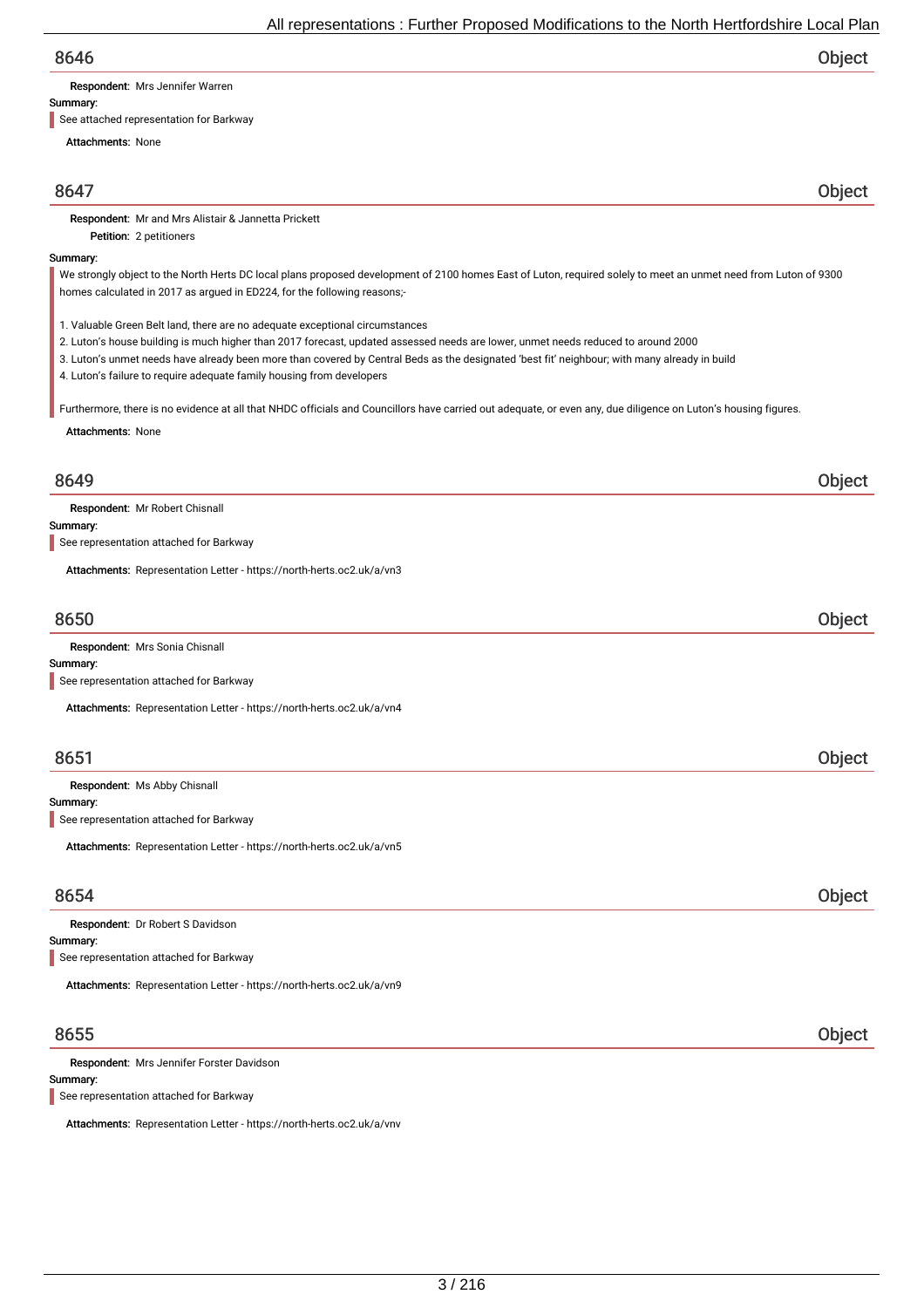## 8646 Object

**Respondent:** Mrs Jennifer Warren

**Summary:**

See attached representation for Barkway

**Attachments:** None

## 8647 Object

**Respondent:** Mr and Mrs Alistair & Jannetta Prickett

**Petition:** 2 petitioners

**Summary:**

We strongly object to the North Herts DC local plans proposed development of 2100 homes East of Luton, required solely to meet an unmet need from Luton of 9300 homes calculated in 2017 as argued in ED224, for the following reasons;-

1. Valuable Green Belt land, there are no adequate exceptional circumstances
2. Luton's house building is much higher than 2017 forecast, updated assessed needs are lower, unmet needs reduced to around 2000
3. Luton's unmet needs have already been more than covered by Central Beds as the designated 'best fit' neighbour; with many already in build
4. Luton's failure to require adequate family housing from developers

Furthermore, there is no evidence at all that NHDC officials and Councillors have carried out adequate, or even any, due diligence on Luton's housing figures.

**Attachments:** None

## 8649 Object

**Respondent:** Mr Robert Chisnall

**Summary:**

See representation attached for Barkway

**Attachments:** Representation Letter - https://north-herts.oc2.uk/a/vn3

## 8650 Object

**Respondent:** Mrs Sonia Chisnall

**Summary:**

See representation attached for Barkway

**Attachments:** Representation Letter - https://north-herts.oc2.uk/a/vn4

## 8651 Object

**Respondent:** Ms Abby Chisnall

**Summary:**

See representation attached for Barkway

**Attachments:** Representation Letter - https://north-herts.oc2.uk/a/vn5

## 8654 Object

**Respondent:** Dr Robert S Davidson

**Summary:**

See representation attached for Barkway

**Attachments:** Representation Letter - https://north-herts.oc2.uk/a/vn9

## 8655 Object

**Respondent:** Mrs Jennifer Forster Davidson

**Summary:**

See representation attached for Barkway

**Attachments:** Representation Letter - https://north-herts.oc2.uk/a/vnv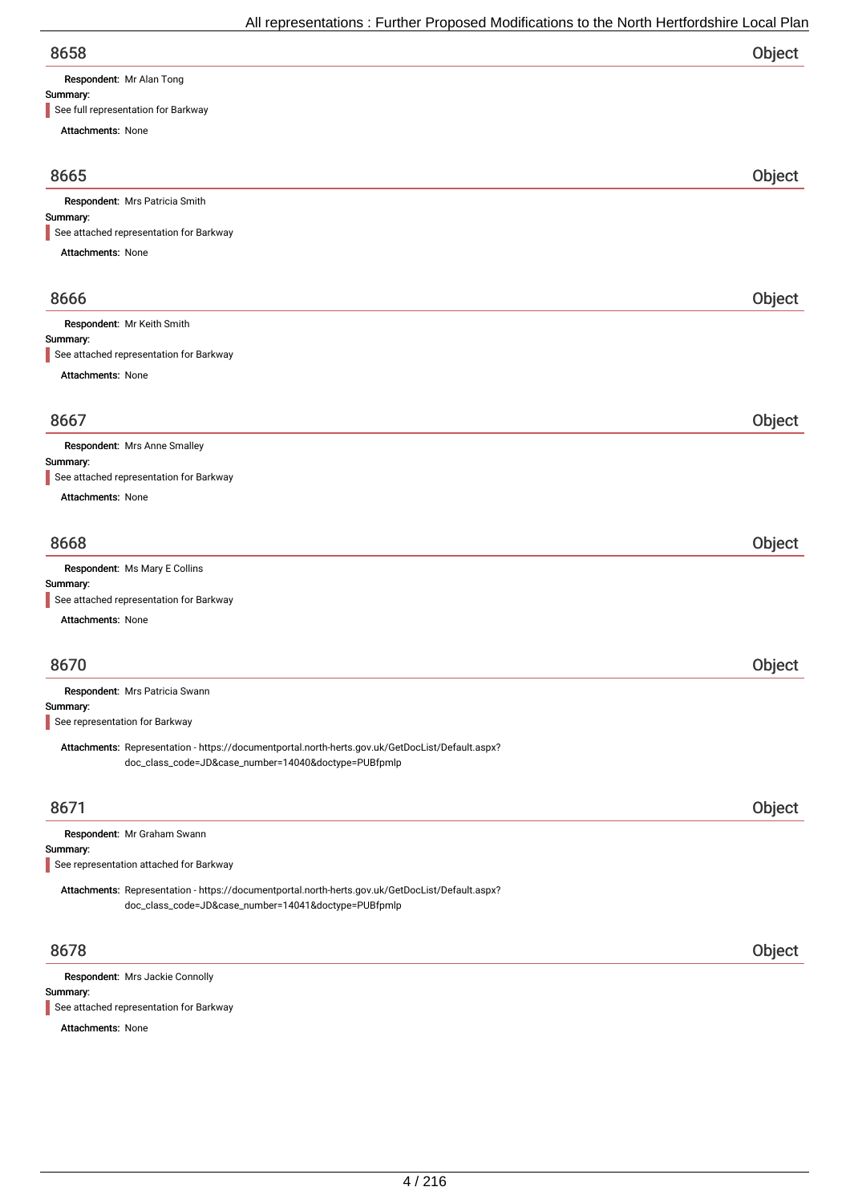## 8658 Object

**Respondent:** Mr Alan Tong

**Summary:**

See full representation for Barkway

**Attachments:** None

## 8665 Object

**Respondent:** Mrs Patricia Smith

**Summary:**

See attached representation for Barkway

**Attachments:** None

## 8666 Object

**Respondent:** Mr Keith Smith

**Summary:**

See attached representation for Barkway

**Attachments:** None

## 8667 Object

**Respondent:** Mrs Anne Smalley

**Summary:**

See attached representation for Barkway

**Attachments:** None

## 8668 Object

**Respondent:** Ms Mary E Collins

**Summary:**

See attached representation for Barkway

**Attachments:** None

## 8670 Object

**Respondent:** Mrs Patricia Swann

**Summary:**

See representation for Barkway

**Attachments:** Representation - https://documentportal.north-herts.gov.uk/GetDocList/Default.aspx?doc_class_code=JD&case_number=14040&doctype=PUBfpmlp

## 8671 Object

**Respondent:** Mr Graham Swann

**Summary:**

See representation attached for Barkway

**Attachments:** Representation - https://documentportal.north-herts.gov.uk/GetDocList/Default.aspx?doc_class_code=JD&case_number=14041&doctype=PUBfpmlp

## 8678 Object

**Respondent:** Mrs Jackie Connolly

**Summary:**

See attached representation for Barkway

**Attachments:** None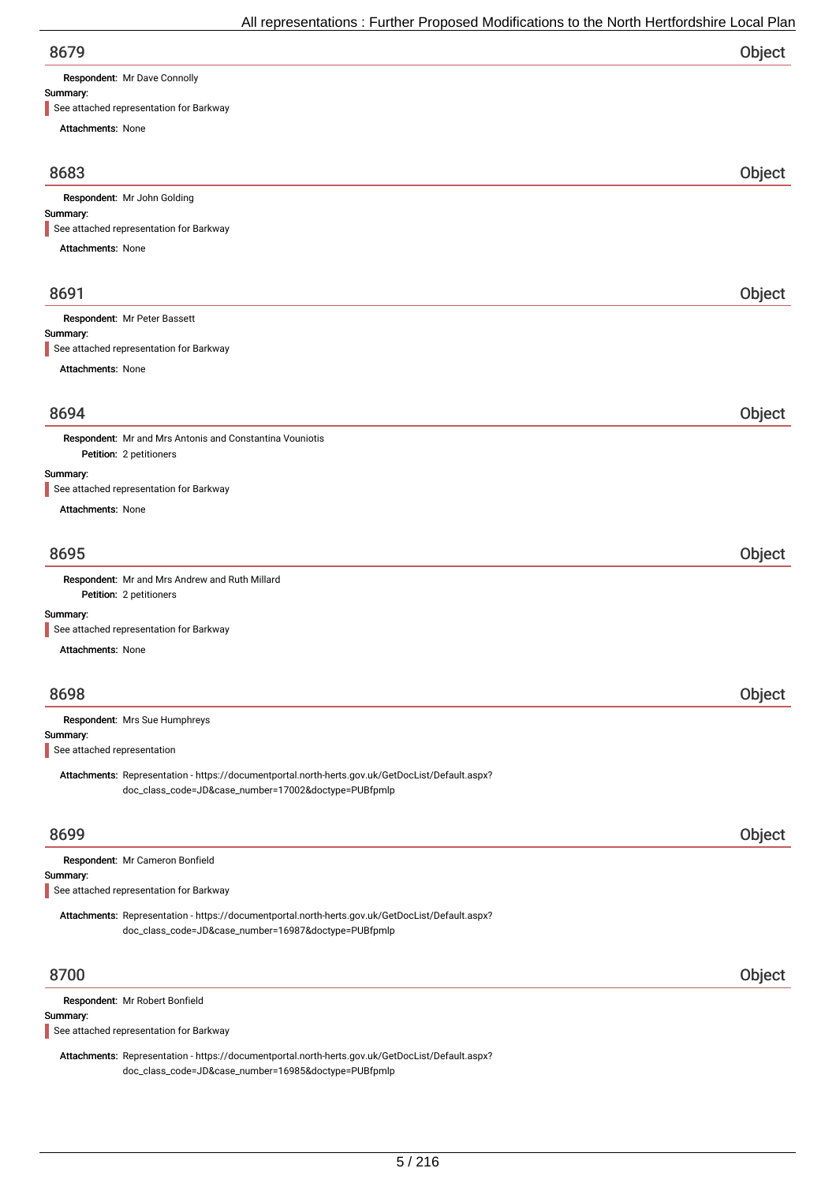## 8679 Object

**Respondent:** Mr Dave Connolly

**Summary:**

See attached representation for Barkway

**Attachments:** None

## 8683 Object

**Respondent:** Mr John Golding

**Summary:**

See attached representation for Barkway

**Attachments:** None

## 8691 Object

**Respondent:** Mr Peter Bassett

**Summary:**

See attached representation for Barkway

**Attachments:** None

## 8694 Object

**Respondent:** Mr and Mrs Antonis and Constantina Vouniotis

**Petition:** 2 petitioners

**Summary:**

See attached representation for Barkway

**Attachments:** None

## 8695 Object

**Respondent:** Mr and Mrs Andrew and Ruth Millard

**Petition:** 2 petitioners

**Summary:**

See attached representation for Barkway

**Attachments:** None

## 8698 Object

**Respondent:** Mrs Sue Humphreys

**Summary:**

See attached representation

**Attachments:** Representation - https://documentportal.north-herts.gov.uk/GetDocList/Default.aspx?doc_class_code=JD&case_number=17002&doctype=PUBfpmlp

## 8699 Object

**Respondent:** Mr Cameron Bonfield

**Summary:**

See attached representation for Barkway

**Attachments:** Representation - https://documentportal.north-herts.gov.uk/GetDocList/Default.aspx?doc_class_code=JD&case_number=16987&doctype=PUBfpmlp

## 8700 Object

**Respondent:** Mr Robert Bonfield

**Summary:**

See attached representation for Barkway

**Attachments:** Representation - https://documentportal.north-herts.gov.uk/GetDocList/Default.aspx?doc_class_code=JD&case_number=16985&doctype=PUBfpmlp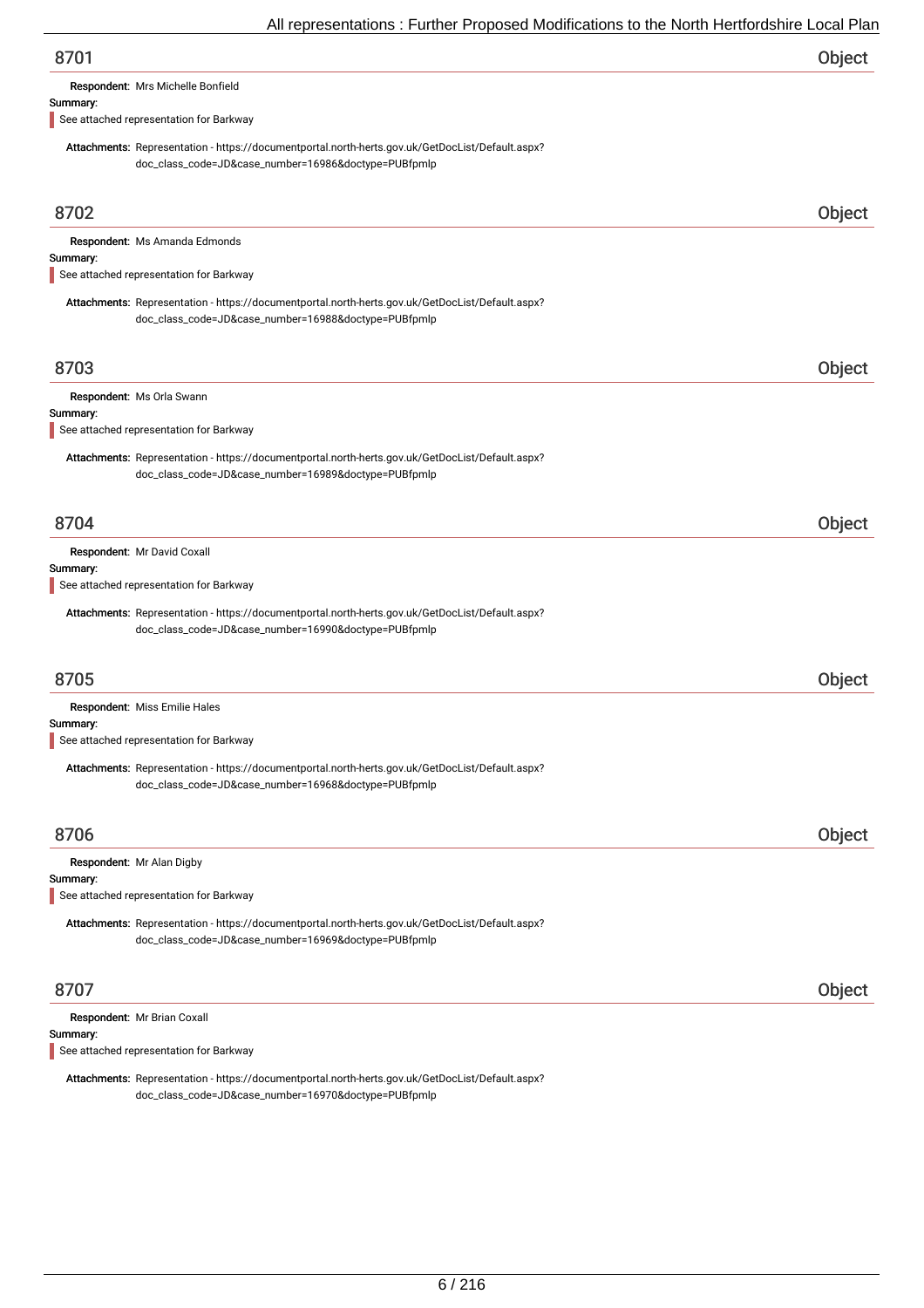## 8701 Object

**Respondent:** Mrs Michelle Bonfield

**Summary:**

See attached representation for Barkway

**Attachments:** Representation - https://documentportal.north-herts.gov.uk/GetDocList/Default.aspx?doc_class_code=JD&case_number=16986&doctype=PUBfpmlp

## 8702 Object

**Respondent:** Ms Amanda Edmonds

**Summary:**

See attached representation for Barkway

**Attachments:** Representation - https://documentportal.north-herts.gov.uk/GetDocList/Default.aspx?doc_class_code=JD&case_number=16988&doctype=PUBfpmlp

## 8703 Object

**Respondent:** Ms Orla Swann

**Summary:**

See attached representation for Barkway

**Attachments:** Representation - https://documentportal.north-herts.gov.uk/GetDocList/Default.aspx?doc_class_code=JD&case_number=16989&doctype=PUBfpmlp

## 8704 Object

**Respondent:** Mr David Coxall

**Summary:**

See attached representation for Barkway

**Attachments:** Representation - https://documentportal.north-herts.gov.uk/GetDocList/Default.aspx?doc_class_code=JD&case_number=16990&doctype=PUBfpmlp

## 8705 Object

**Respondent:** Miss Emilie Hales

**Summary:**

See attached representation for Barkway

**Attachments:** Representation - https://documentportal.north-herts.gov.uk/GetDocList/Default.aspx?doc_class_code=JD&case_number=16968&doctype=PUBfpmlp

## 8706 Object

**Respondent:** Mr Alan Digby

**Summary:**

See attached representation for Barkway

**Attachments:** Representation - https://documentportal.north-herts.gov.uk/GetDocList/Default.aspx?doc_class_code=JD&case_number=16969&doctype=PUBfpmlp

## 8707 Object

**Respondent:** Mr Brian Coxall

**Summary:**

See attached representation for Barkway

**Attachments:** Representation - https://documentportal.north-herts.gov.uk/GetDocList/Default.aspx?doc_class_code=JD&case_number=16970&doctype=PUBfpmlp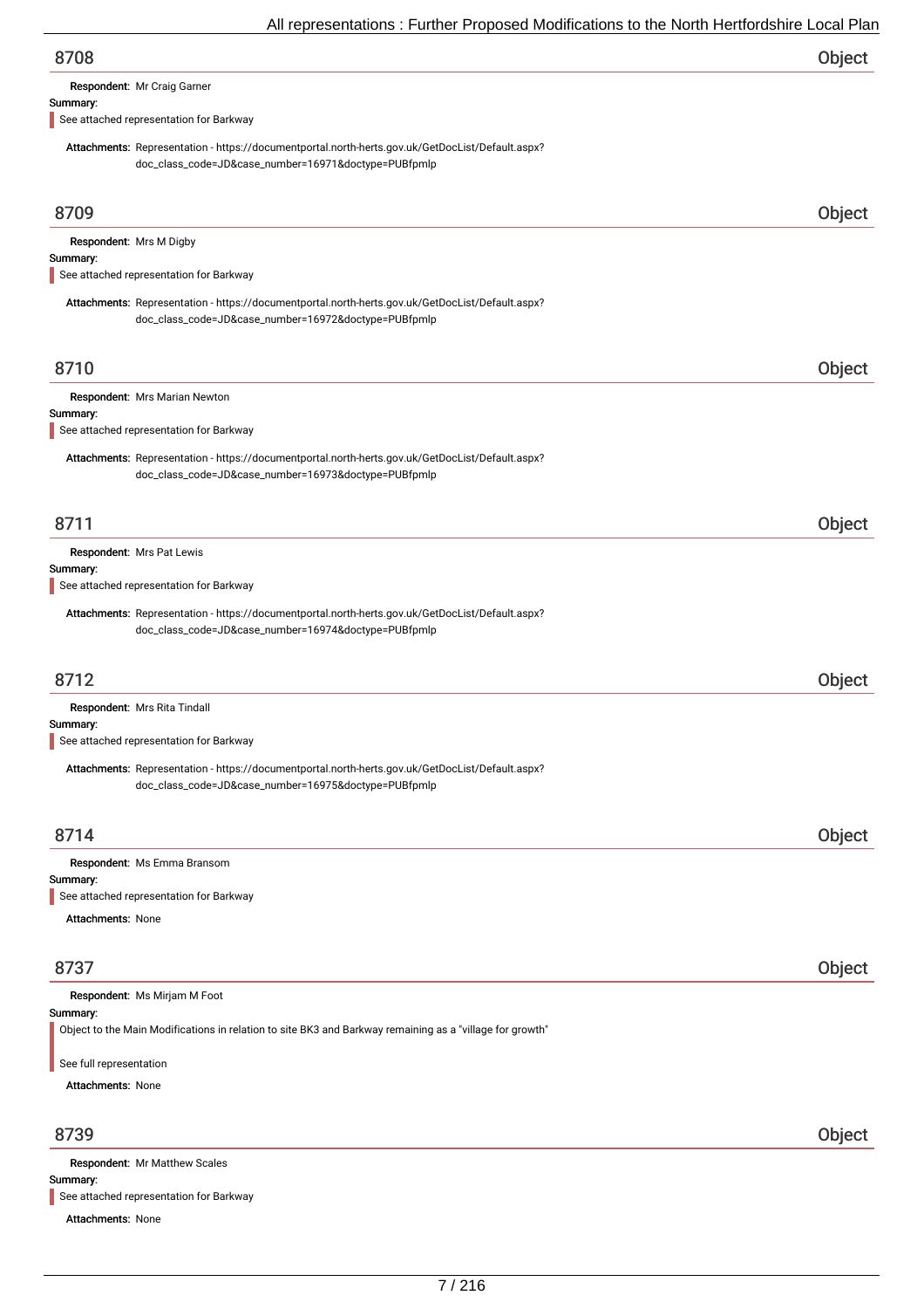## 8708 Object

**Respondent:** Mr Craig Garner

**Summary:**

> See attached representation for Barkway

**Attachments:** Representation - https://documentportal.north-herts.gov.uk/GetDocList/Default.aspx?doc_class_code=JD&case_number=16971&doctype=PUBfpmlp

## 8709 Object

**Respondent:** Mrs M Digby

**Summary:**

> See attached representation for Barkway

**Attachments:** Representation - https://documentportal.north-herts.gov.uk/GetDocList/Default.aspx?doc_class_code=JD&case_number=16972&doctype=PUBfpmlp

## 8710 Object

**Respondent:** Mrs Marian Newton

**Summary:**

> See attached representation for Barkway

**Attachments:** Representation - https://documentportal.north-herts.gov.uk/GetDocList/Default.aspx?doc_class_code=JD&case_number=16973&doctype=PUBfpmlp

## 8711 Object

**Respondent:** Mrs Pat Lewis

**Summary:**

> See attached representation for Barkway

**Attachments:** Representation - https://documentportal.north-herts.gov.uk/GetDocList/Default.aspx?doc_class_code=JD&case_number=16974&doctype=PUBfpmlp

## 8712 Object

**Respondent:** Mrs Rita Tindall

**Summary:**

> See attached representation for Barkway

**Attachments:** Representation - https://documentportal.north-herts.gov.uk/GetDocList/Default.aspx?doc_class_code=JD&case_number=16975&doctype=PUBfpmlp

## 8714 Object

**Respondent:** Ms Emma Bransom

**Summary:**

> See attached representation for Barkway

**Attachments:** None

## 8737 Object

**Respondent:** Ms Mirjam M Foot

**Summary:**

> Object to the Main Modifications in relation to site BK3 and Barkway remaining as a "village for growth"
>
> See full representation

**Attachments:** None

## 8739 Object

**Respondent:** Mr Matthew Scales

**Summary:**

> See attached representation for Barkway

**Attachments:** None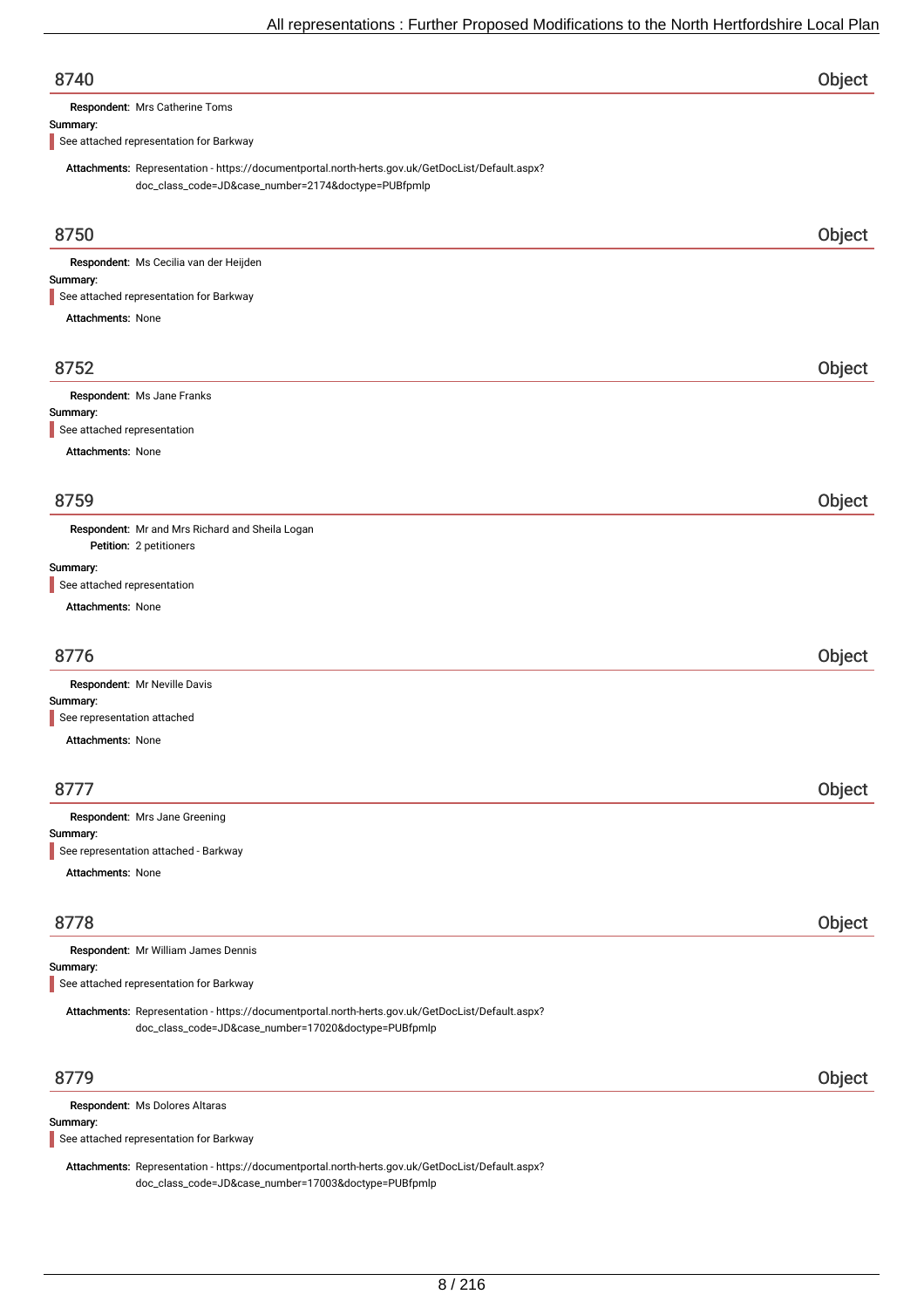## 8740 Object

**Respondent:** Mrs Catherine Toms

**Summary:**

See attached representation for Barkway

**Attachments:** Representation - https://documentportal.north-herts.gov.uk/GetDocList/Default.aspx?doc_class_code=JD&case_number=2174&doctype=PUBfpmlp

## 8750 Object

**Respondent:** Ms Cecilia van der Heijden

**Summary:**

See attached representation for Barkway

**Attachments:** None

## 8752 Object

**Respondent:** Ms Jane Franks

**Summary:**

See attached representation

**Attachments:** None

## 8759 Object

**Respondent:** Mr and Mrs Richard and Sheila Logan

**Petition:** 2 petitioners

**Summary:**

See attached representation

**Attachments:** None

## 8776 Object

**Respondent:** Mr Neville Davis

**Summary:**

See representation attached

**Attachments:** None

## 8777 Object

**Respondent:** Mrs Jane Greening

**Summary:**

See representation attached - Barkway

**Attachments:** None

## 8778 Object

**Respondent:** Mr William James Dennis

**Summary:**

See attached representation for Barkway

**Attachments:** Representation - https://documentportal.north-herts.gov.uk/GetDocList/Default.aspx?doc_class_code=JD&case_number=17020&doctype=PUBfpmlp

## 8779 Object

**Respondent:** Ms Dolores Altaras

**Summary:**

See attached representation for Barkway

**Attachments:** Representation - https://documentportal.north-herts.gov.uk/GetDocList/Default.aspx?doc_class_code=JD&case_number=17003&doctype=PUBfpmlp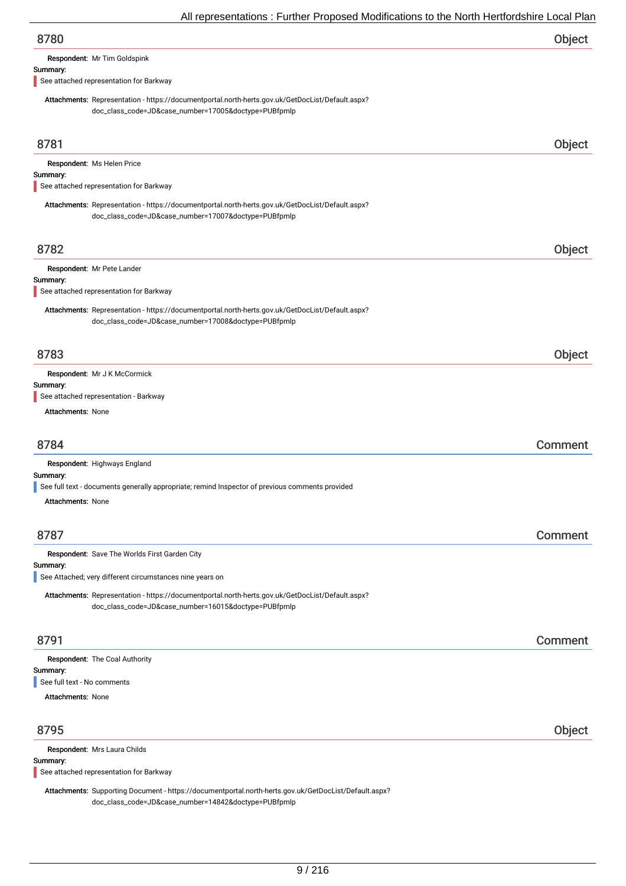## 8780 Object

**Respondent:** Mr Tim Goldspink

**Summary:**

See attached representation for Barkway

**Attachments:** Representation - https://documentportal.north-herts.gov.uk/GetDocList/Default.aspx?doc_class_code=JD&case_number=17005&doctype=PUBfpmlp

## 8781 Object

**Respondent:** Ms Helen Price

**Summary:**

See attached representation for Barkway

**Attachments:** Representation - https://documentportal.north-herts.gov.uk/GetDocList/Default.aspx?doc_class_code=JD&case_number=17007&doctype=PUBfpmlp

## 8782 Object

**Respondent:** Mr Pete Lander

**Summary:**

See attached representation for Barkway

**Attachments:** Representation - https://documentportal.north-herts.gov.uk/GetDocList/Default.aspx?doc_class_code=JD&case_number=17008&doctype=PUBfpmlp

## 8783 Object

**Respondent:** Mr J K McCormick

**Summary:**

See attached representation - Barkway

**Attachments:** None

## 8784 Comment

**Respondent:** Highways England

**Summary:**

See full text - documents generally appropriate; remind Inspector of previous comments provided

**Attachments:** None

## 8787 Comment

**Respondent:** Save The Worlds First Garden City

**Summary:**

See Attached; very different circumstances nine years on

**Attachments:** Representation - https://documentportal.north-herts.gov.uk/GetDocList/Default.aspx?doc_class_code=JD&case_number=16015&doctype=PUBfpmlp

## 8791 Comment

**Respondent:** The Coal Authority

**Summary:**

See full text - No comments

**Attachments:** None

## 8795 Object

**Respondent:** Mrs Laura Childs

**Summary:**

See attached representation for Barkway

**Attachments:** Supporting Document - https://documentportal.north-herts.gov.uk/GetDocList/Default.aspx?doc_class_code=JD&case_number=14842&doctype=PUBfpmlp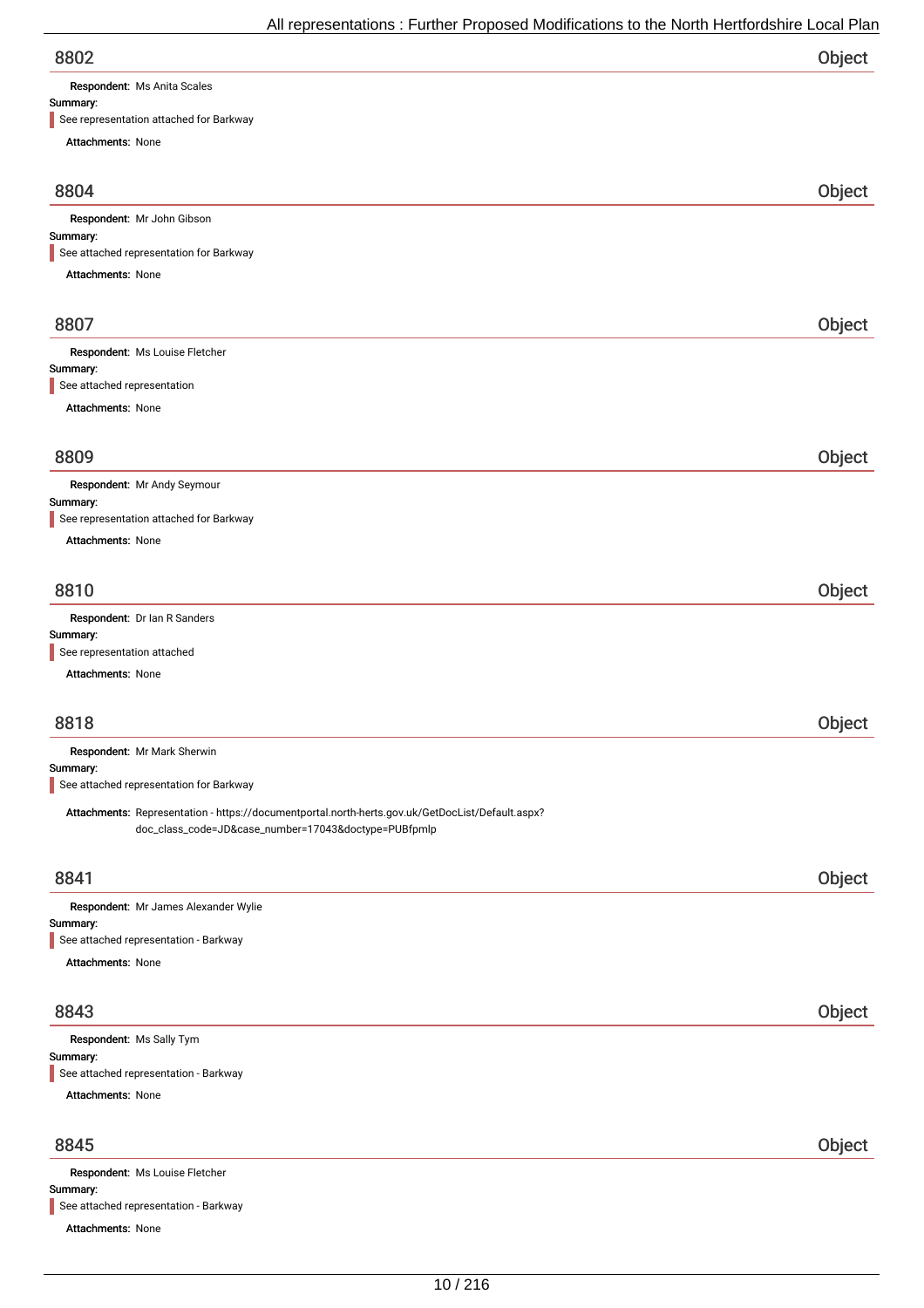## 8802 — Object

**Respondent:** Ms Anita Scales

**Summary:**

See representation attached for Barkway

**Attachments:** None

## 8804 — Object

**Respondent:** Mr John Gibson

**Summary:**

See attached representation for Barkway

**Attachments:** None

## 8807 — Object

**Respondent:** Ms Louise Fletcher

**Summary:**

See attached representation

**Attachments:** None

## 8809 — Object

**Respondent:** Mr Andy Seymour

**Summary:**

See representation attached for Barkway

**Attachments:** None

## 8810 — Object

**Respondent:** Dr Ian R Sanders

**Summary:**

See representation attached

**Attachments:** None

## 8818 — Object

**Respondent:** Mr Mark Sherwin

**Summary:**

See attached representation for Barkway

**Attachments:** Representation - https://documentportal.north-herts.gov.uk/GetDocList/Default.aspx?doc_class_code=JD&case_number=17043&doctype=PUBfpmlp

## 8841 — Object

**Respondent:** Mr James Alexander Wylie

**Summary:**

See attached representation - Barkway

**Attachments:** None

## 8843 — Object

**Respondent:** Ms Sally Tym

**Summary:**

See attached representation - Barkway

**Attachments:** None

## 8845 — Object

**Respondent:** Ms Louise Fletcher

**Summary:**

See attached representation - Barkway

**Attachments:** None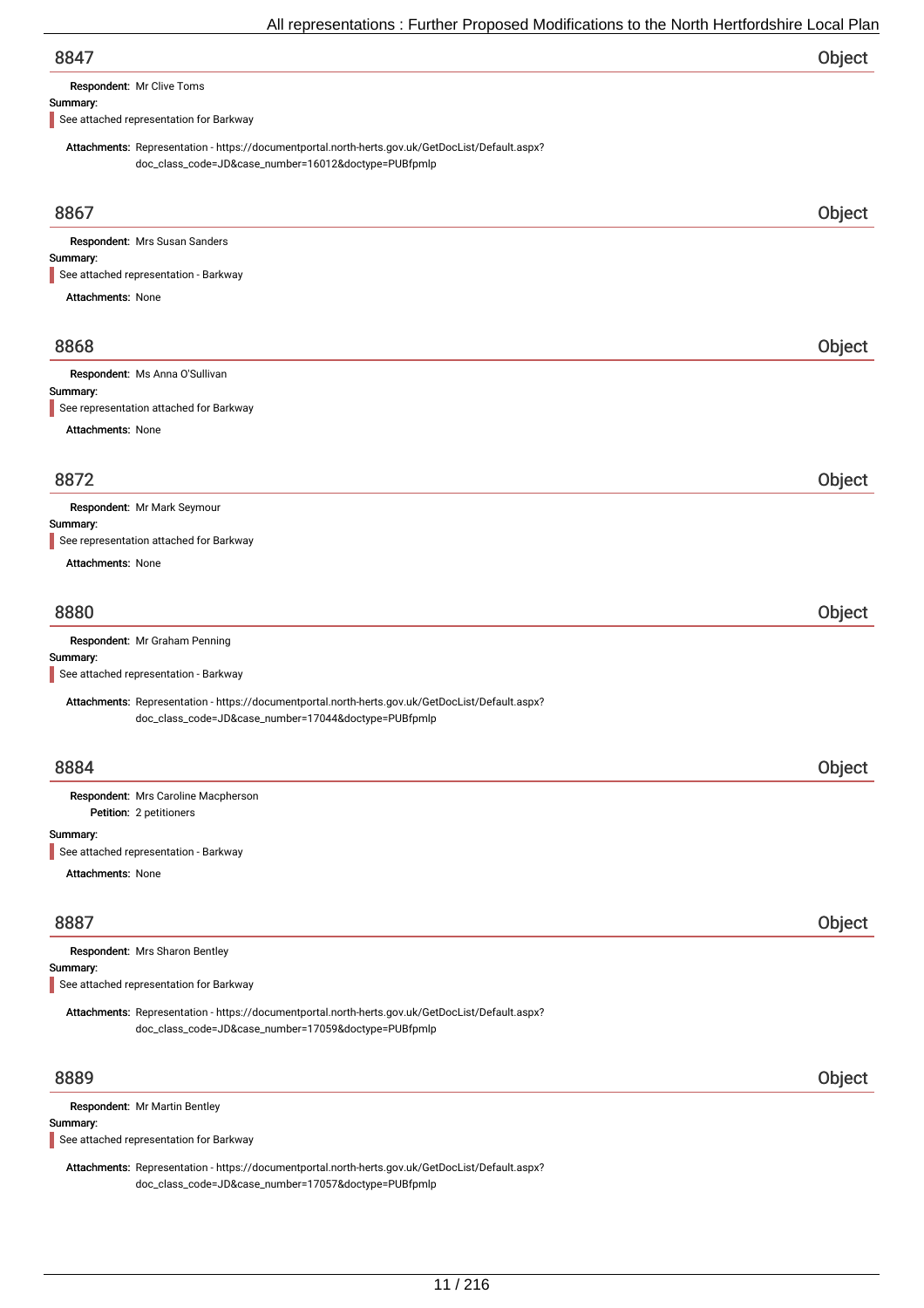## 8847 — Object

**Respondent:** Mr Clive Toms

**Summary:**

See attached representation for Barkway

**Attachments:** Representation - https://documentportal.north-herts.gov.uk/GetDocList/Default.aspx?doc_class_code=JD&case_number=16012&doctype=PUBfpmlp

## 8867 — Object

**Respondent:** Mrs Susan Sanders

**Summary:**

See attached representation - Barkway

**Attachments:** None

## 8868 — Object

**Respondent:** Ms Anna O'Sullivan

**Summary:**

See representation attached for Barkway

**Attachments:** None

## 8872 — Object

**Respondent:** Mr Mark Seymour

**Summary:**

See representation attached for Barkway

**Attachments:** None

## 8880 — Object

**Respondent:** Mr Graham Penning

**Summary:**

See attached representation - Barkway

**Attachments:** Representation - https://documentportal.north-herts.gov.uk/GetDocList/Default.aspx?doc_class_code=JD&case_number=17044&doctype=PUBfpmlp

## 8884 — Object

**Respondent:** Mrs Caroline Macpherson

**Petition:** 2 petitioners

**Summary:**

See attached representation - Barkway

**Attachments:** None

## 8887 — Object

**Respondent:** Mrs Sharon Bentley

**Summary:**

See attached representation for Barkway

**Attachments:** Representation - https://documentportal.north-herts.gov.uk/GetDocList/Default.aspx?doc_class_code=JD&case_number=17059&doctype=PUBfpmlp

## 8889 — Object

**Respondent:** Mr Martin Bentley

**Summary:**

See attached representation for Barkway

**Attachments:** Representation - https://documentportal.north-herts.gov.uk/GetDocList/Default.aspx?doc_class_code=JD&case_number=17057&doctype=PUBfpmlp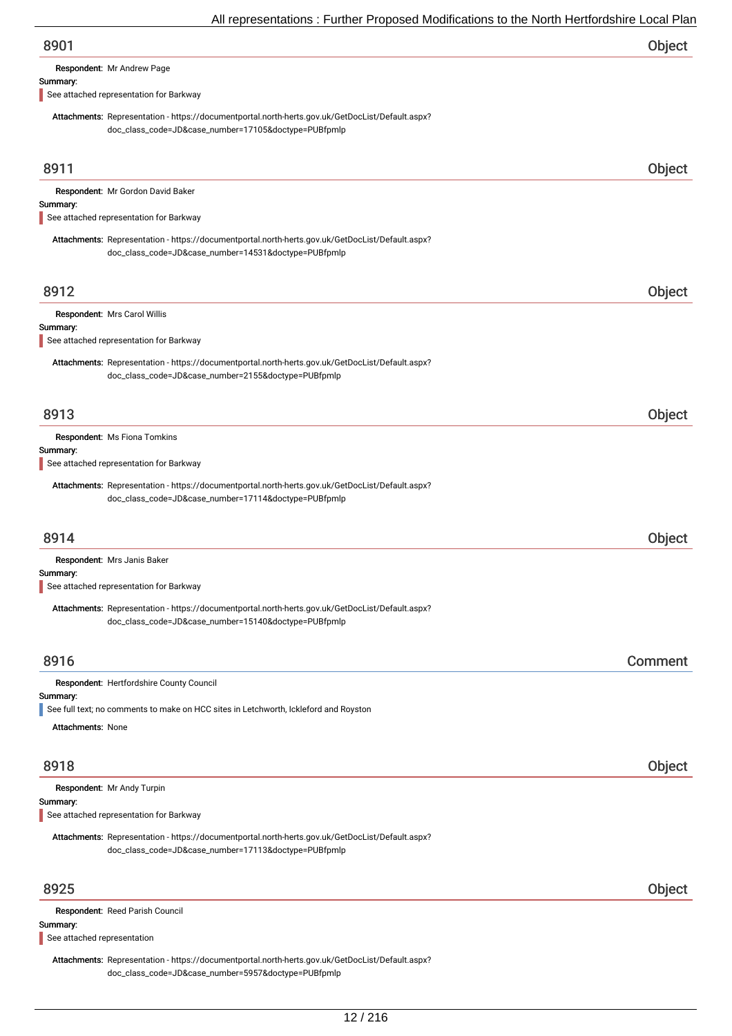## 8901 Object

**Respondent:** Mr Andrew Page

**Summary:**

See attached representation for Barkway

**Attachments:** Representation - https://documentportal.north-herts.gov.uk/GetDocList/Default.aspx?doc_class_code=JD&case_number=17105&doctype=PUBfpmlp

## 8911 Object

**Respondent:** Mr Gordon David Baker

**Summary:**

See attached representation for Barkway

**Attachments:** Representation - https://documentportal.north-herts.gov.uk/GetDocList/Default.aspx?doc_class_code=JD&case_number=14531&doctype=PUBfpmlp

## 8912 Object

**Respondent:** Mrs Carol Willis

**Summary:**

See attached representation for Barkway

**Attachments:** Representation - https://documentportal.north-herts.gov.uk/GetDocList/Default.aspx?doc_class_code=JD&case_number=2155&doctype=PUBfpmlp

## 8913 Object

**Respondent:** Ms Fiona Tomkins

**Summary:**

See attached representation for Barkway

**Attachments:** Representation - https://documentportal.north-herts.gov.uk/GetDocList/Default.aspx?doc_class_code=JD&case_number=17114&doctype=PUBfpmlp

## 8914 Object

**Respondent:** Mrs Janis Baker

**Summary:**

See attached representation for Barkway

**Attachments:** Representation - https://documentportal.north-herts.gov.uk/GetDocList/Default.aspx?doc_class_code=JD&case_number=15140&doctype=PUBfpmlp

## 8916 Comment

**Respondent:** Hertfordshire County Council

**Summary:**

See full text; no comments to make on HCC sites in Letchworth, Ickleford and Royston

**Attachments:** None

## 8918 Object

**Respondent:** Mr Andy Turpin

**Summary:**

See attached representation for Barkway

**Attachments:** Representation - https://documentportal.north-herts.gov.uk/GetDocList/Default.aspx?doc_class_code=JD&case_number=17113&doctype=PUBfpmlp

## 8925 Object

**Respondent:** Reed Parish Council

**Summary:**

See attached representation

**Attachments:** Representation - https://documentportal.north-herts.gov.uk/GetDocList/Default.aspx?doc_class_code=JD&case_number=5957&doctype=PUBfpmlp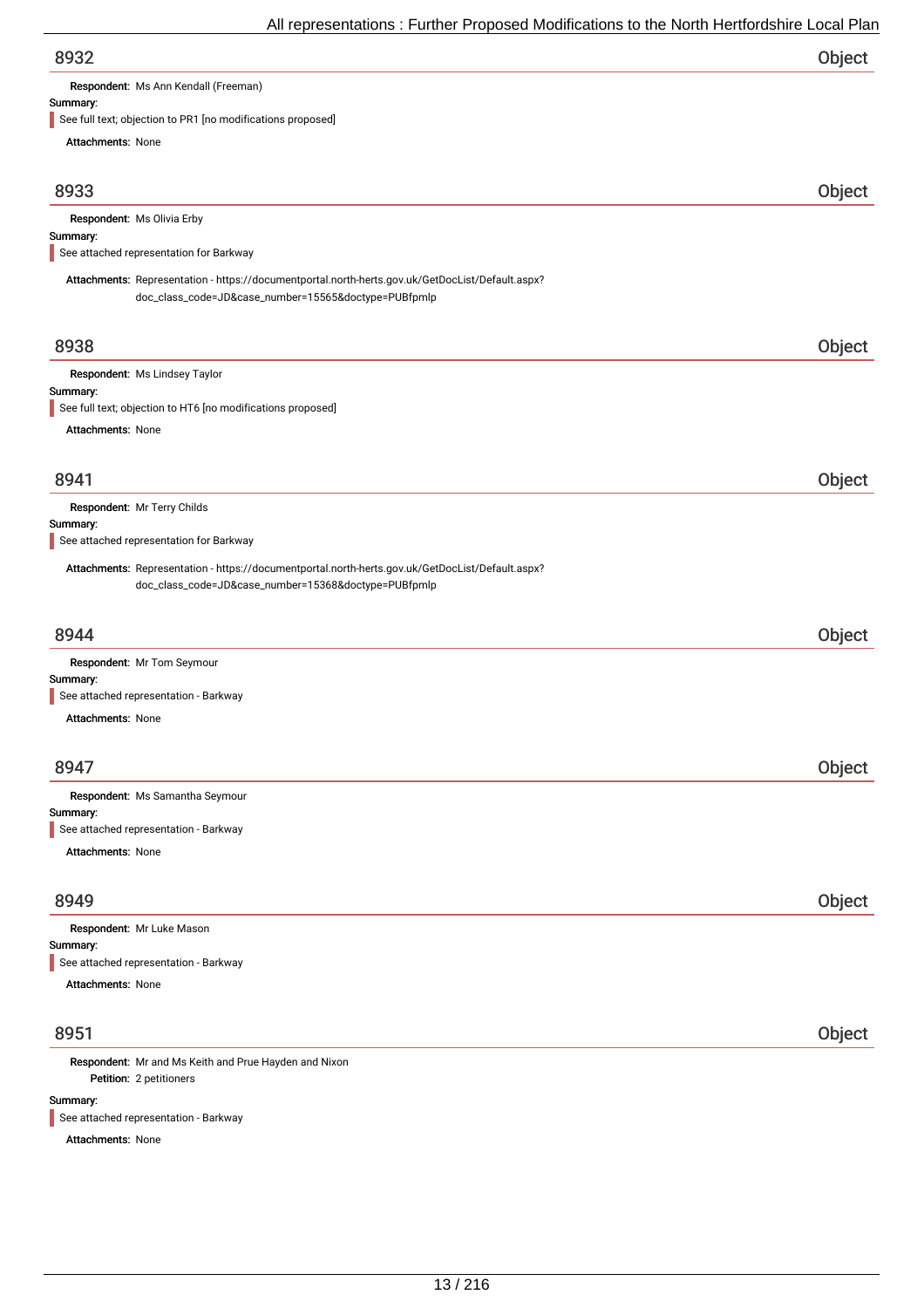## 8932 Object

**Respondent:** Ms Ann Kendall (Freeman)

**Summary:**

See full text; objection to PR1 [no modifications proposed]

**Attachments:** None

## 8933 Object

**Respondent:** Ms Olivia Erby

**Summary:**

See attached representation for Barkway

**Attachments:** Representation - https://documentportal.north-herts.gov.uk/GetDocList/Default.aspx?doc_class_code=JD&case_number=15565&doctype=PUBfpmlp

## 8938 Object

**Respondent:** Ms Lindsey Taylor

**Summary:**

See full text; objection to HT6 [no modifications proposed]

**Attachments:** None

## 8941 Object

**Respondent:** Mr Terry Childs

**Summary:**

See attached representation for Barkway

**Attachments:** Representation - https://documentportal.north-herts.gov.uk/GetDocList/Default.aspx?doc_class_code=JD&case_number=15368&doctype=PUBfpmlp

## 8944 Object

**Respondent:** Mr Tom Seymour

**Summary:**

See attached representation - Barkway

**Attachments:** None

## 8947 Object

**Respondent:** Ms Samantha Seymour

**Summary:**

See attached representation - Barkway

**Attachments:** None

## 8949 Object

**Respondent:** Mr Luke Mason

**Summary:**

See attached representation - Barkway

**Attachments:** None

## 8951 Object

**Respondent:** Mr and Ms Keith and Prue Hayden and Nixon

**Petition:** 2 petitioners

**Summary:**

See attached representation - Barkway

**Attachments:** None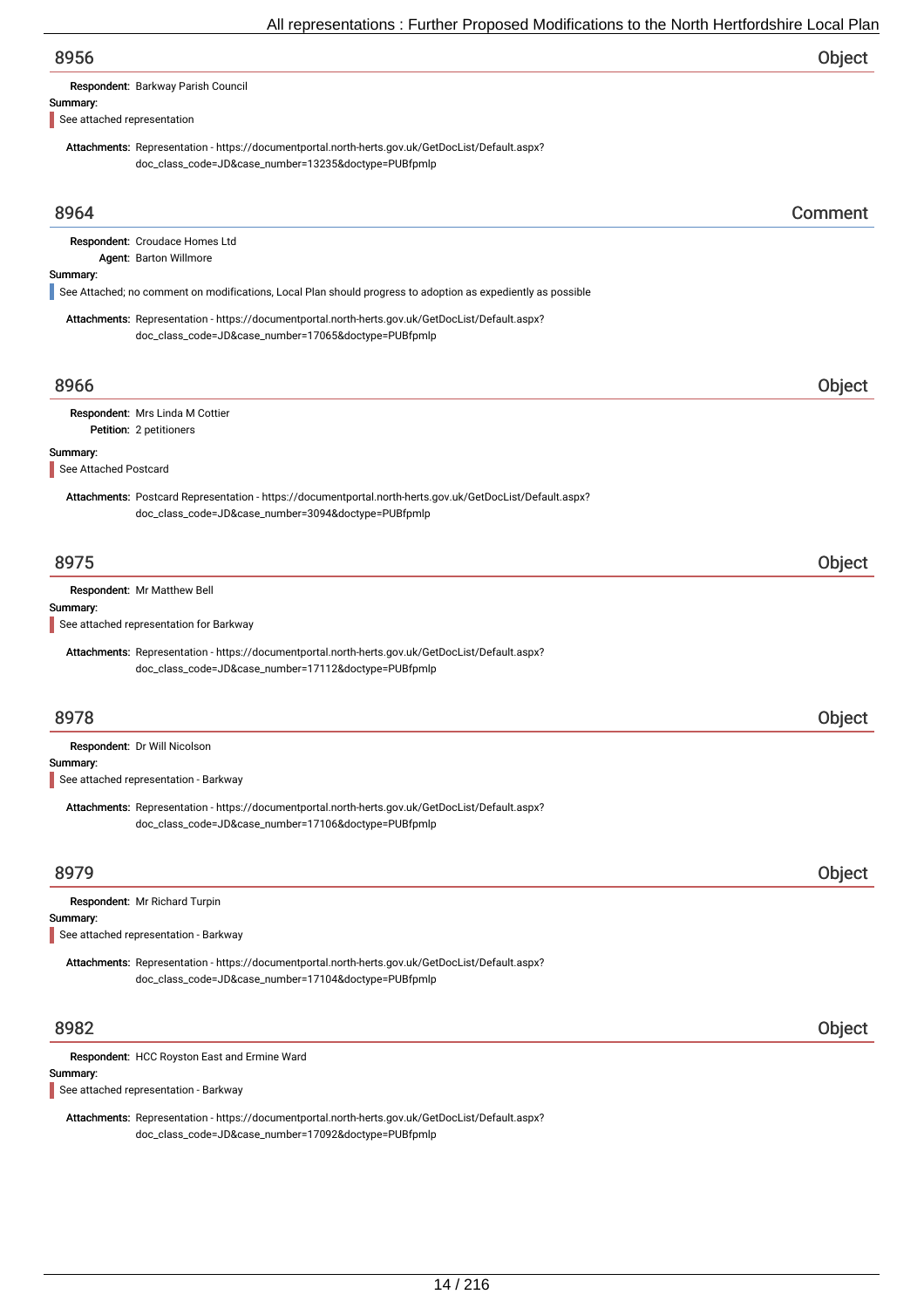## 8956 — Object

**Respondent:** Barkway Parish Council

**Summary:**

See attached representation

**Attachments:** Representation - https://documentportal.north-herts.gov.uk/GetDocList/Default.aspx?doc_class_code=JD&case_number=13235&doctype=PUBfpmlp

## 8964 — Comment

**Respondent:** Croudace Homes Ltd

**Agent:** Barton Willmore

**Summary:**

See Attached; no comment on modifications, Local Plan should progress to adoption as expediently as possible

**Attachments:** Representation - https://documentportal.north-herts.gov.uk/GetDocList/Default.aspx?doc_class_code=JD&case_number=17065&doctype=PUBfpmlp

## 8966 — Object

**Respondent:** Mrs Linda M Cottier

**Petition:** 2 petitioners

**Summary:**

See Attached Postcard

**Attachments:** Postcard Representation - https://documentportal.north-herts.gov.uk/GetDocList/Default.aspx?doc_class_code=JD&case_number=3094&doctype=PUBfpmlp

## 8975 — Object

**Respondent:** Mr Matthew Bell

**Summary:**

See attached representation for Barkway

**Attachments:** Representation - https://documentportal.north-herts.gov.uk/GetDocList/Default.aspx?doc_class_code=JD&case_number=17112&doctype=PUBfpmlp

## 8978 — Object

**Respondent:** Dr Will Nicolson

**Summary:**

See attached representation - Barkway

**Attachments:** Representation - https://documentportal.north-herts.gov.uk/GetDocList/Default.aspx?doc_class_code=JD&case_number=17106&doctype=PUBfpmlp

## 8979 — Object

**Respondent:** Mr Richard Turpin

**Summary:**

See attached representation - Barkway

**Attachments:** Representation - https://documentportal.north-herts.gov.uk/GetDocList/Default.aspx?doc_class_code=JD&case_number=17104&doctype=PUBfpmlp

## 8982 — Object

**Respondent:** HCC Royston East and Ermine Ward

**Summary:**

See attached representation - Barkway

**Attachments:** Representation - https://documentportal.north-herts.gov.uk/GetDocList/Default.aspx?doc_class_code=JD&case_number=17092&doctype=PUBfpmlp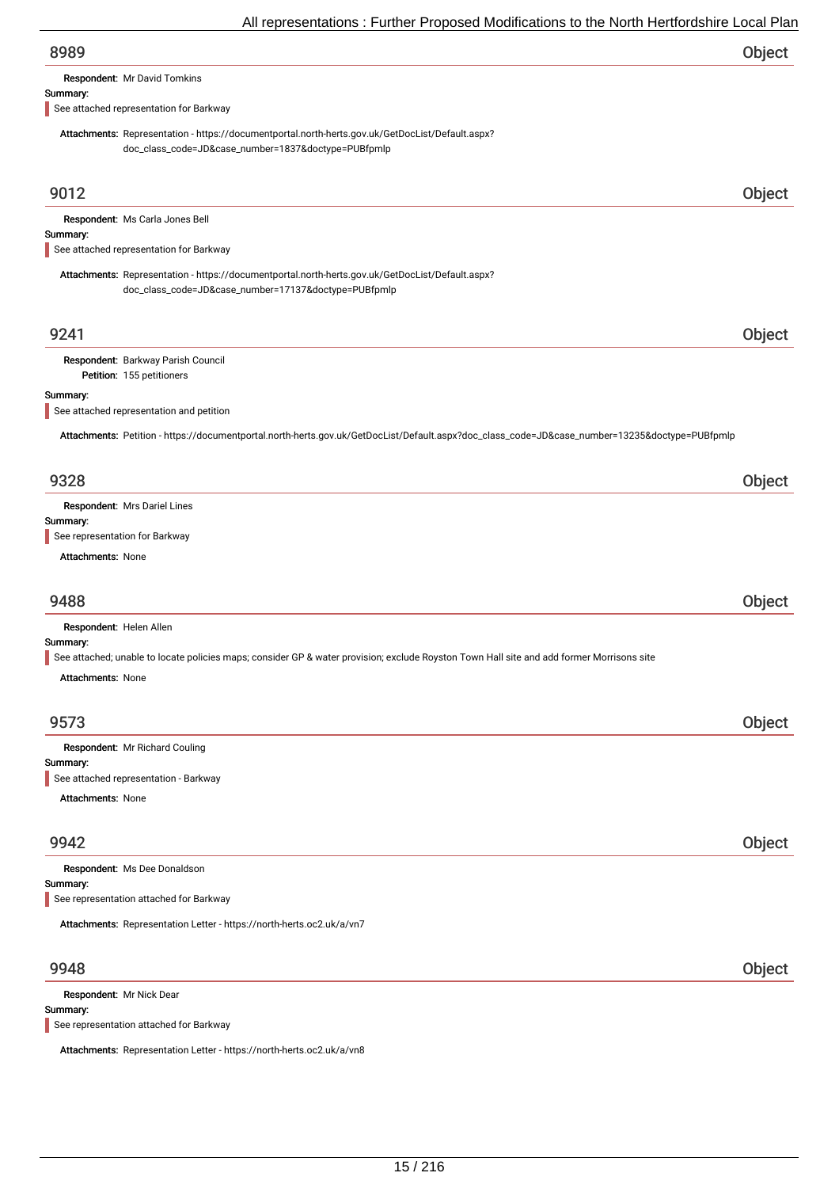## 8989 Object

**Respondent:** Mr David Tomkins

**Summary:**

See attached representation for Barkway

**Attachments:** Representation - https://documentportal.north-herts.gov.uk/GetDocList/Default.aspx?doc_class_code=JD&case_number=1837&doctype=PUBfpmlp

## 9012 Object

**Respondent:** Ms Carla Jones Bell

**Summary:**

See attached representation for Barkway

**Attachments:** Representation - https://documentportal.north-herts.gov.uk/GetDocList/Default.aspx?doc_class_code=JD&case_number=17137&doctype=PUBfpmlp

## 9241 Object

**Respondent:** Barkway Parish Council

**Petition:** 155 petitioners

**Summary:**

See attached representation and petition

**Attachments:** Petition - https://documentportal.north-herts.gov.uk/GetDocList/Default.aspx?doc_class_code=JD&case_number=13235&doctype=PUBfpmlp

## 9328 Object

**Respondent:** Mrs Dariel Lines

**Summary:**

See representation for Barkway

**Attachments:** None

## 9488 Object

**Respondent:** Helen Allen

**Summary:**

See attached; unable to locate policies maps; consider GP & water provision; exclude Royston Town Hall site and add former Morrisons site

**Attachments:** None

## 9573 Object

**Respondent:** Mr Richard Couling

**Summary:**

See attached representation - Barkway

**Attachments:** None

## 9942 Object

**Respondent:** Ms Dee Donaldson

**Summary:**

See representation attached for Barkway

**Attachments:** Representation Letter - https://north-herts.oc2.uk/a/vn7

## 9948 Object

**Respondent:** Mr Nick Dear

**Summary:**

See representation attached for Barkway

**Attachments:** Representation Letter - https://north-herts.oc2.uk/a/vn8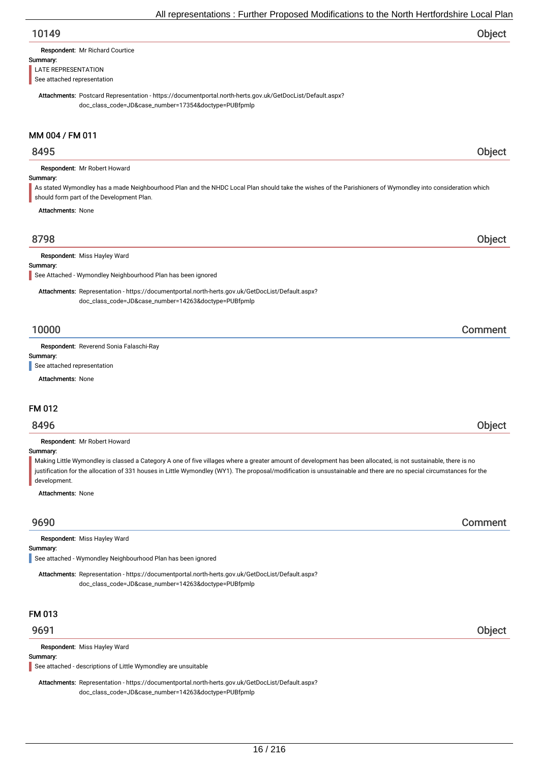## 10149 — Object

**Respondent:** Mr Richard Courtice

**Summary:**

LATE REPRESENTATION

See attached representation

**Attachments:** Postcard Representation - https://documentportal.north-herts.gov.uk/GetDocList/Default.aspx?doc_class_code=JD&case_number=17354&doctype=PUBfpmlp

# MM 004 / FM 011

## 8495 — Object

**Respondent:** Mr Robert Howard

**Summary:**

As stated Wymondley has a made Neighbourhood Plan and the NHDC Local Plan should take the wishes of the Parishioners of Wymondley into consideration which should form part of the Development Plan.

**Attachments:** None

## 8798 — Object

**Respondent:** Miss Hayley Ward

**Summary:**

See Attached - Wymondley Neighbourhood Plan has been ignored

**Attachments:** Representation - https://documentportal.north-herts.gov.uk/GetDocList/Default.aspx?doc_class_code=JD&case_number=14263&doctype=PUBfpmlp

## 10000 — Comment

**Respondent:** Reverend Sonia Falaschi-Ray

**Summary:**

See attached representation

**Attachments:** None

# FM 012

## 8496 — Object

**Respondent:** Mr Robert Howard

**Summary:**

Making Little Wymondley is classed a Category A one of five villages where a greater amount of development has been allocated, is not sustainable, there is no justification for the allocation of 331 houses in Little Wymondley (WY1). The proposal/modification is unsustainable and there are no special circumstances for the development.

**Attachments:** None

## 9690 — Comment

**Respondent:** Miss Hayley Ward

**Summary:**

See attached - Wymondley Neighbourhood Plan has been ignored

**Attachments:** Representation - https://documentportal.north-herts.gov.uk/GetDocList/Default.aspx?doc_class_code=JD&case_number=14263&doctype=PUBfpmlp

# FM 013

## 9691 — Object

**Respondent:** Miss Hayley Ward

**Summary:**

See attached - descriptions of Little Wymondley are unsuitable

**Attachments:** Representation - https://documentportal.north-herts.gov.uk/GetDocList/Default.aspx?doc_class_code=JD&case_number=14263&doctype=PUBfpmlp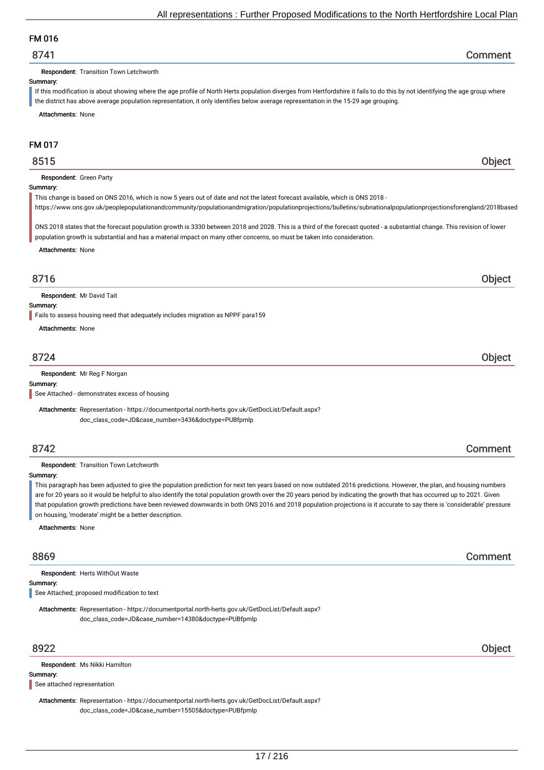## FM 016

### 8741 — Comment

**Respondent:** Transition Town Letchworth

**Summary:**

If this modification is about showing where the age profile of North Herts population diverges from Hertfordshire it fails to do this by not identifying the age group where the district has above average population representation, it only identifies below average representation in the 15-29 age grouping.

**Attachments:** None

## FM 017

### 8515 — Object

**Respondent:** Green Party

**Summary:**

This change is based on ONS 2016, which is now 5 years out of date and not the latest forecast available, which is ONS 2018 - https://www.ons.gov.uk/peoplepopulationandcommunity/populationandmigration/populationprojections/bulletins/subnationalpopulationprojectionsforengland/2018based

ONS 2018 states that the forecast population growth is 3330 between 2018 and 2028. This is a third of the forecast quoted - a substantial change. This revision of lower population growth is substantial and has a material impact on many other concerns, so must be taken into consideration.

**Attachments:** None

### 8716 — Object

**Respondent:** Mr David Tait

**Summary:**

Fails to assess housing need that adequately includes migration as NPPF para159

**Attachments:** None

### 8724 — Object

**Respondent:** Mr Reg F Norgan

**Summary:**

See Attached - demonstrates excess of housing

**Attachments:** Representation - https://documentportal.north-herts.gov.uk/GetDocList/Default.aspx?doc_class_code=JD&case_number=3436&doctype=PUBfpmlp

### 8742 — Comment

**Respondent:** Transition Town Letchworth

**Summary:**

This paragraph has been adjusted to give the population prediction for next ten years based on now outdated 2016 predictions. However, the plan, and housing numbers are for 20 years so it would be helpful to also identify the total population growth over the 20 years period by indicating the growth that has occurred up to 2021. Given that population growth predictions have been reviewed downwards in both ONS 2016 and 2018 population projections is it accurate to say there is 'considerable' pressure on housing, 'moderate' might be a better description.

**Attachments:** None

### 8869 — Comment

**Respondent:** Herts WithOut Waste

**Summary:**

See Attached; proposed modification to text

**Attachments:** Representation - https://documentportal.north-herts.gov.uk/GetDocList/Default.aspx?doc_class_code=JD&case_number=14380&doctype=PUBfpmlp

### 8922 — Object

**Respondent:** Ms Nikki Hamilton

**Summary:**

See attached representation

**Attachments:** Representation - https://documentportal.north-herts.gov.uk/GetDocList/Default.aspx?doc_class_code=JD&case_number=15505&doctype=PUBfpmlp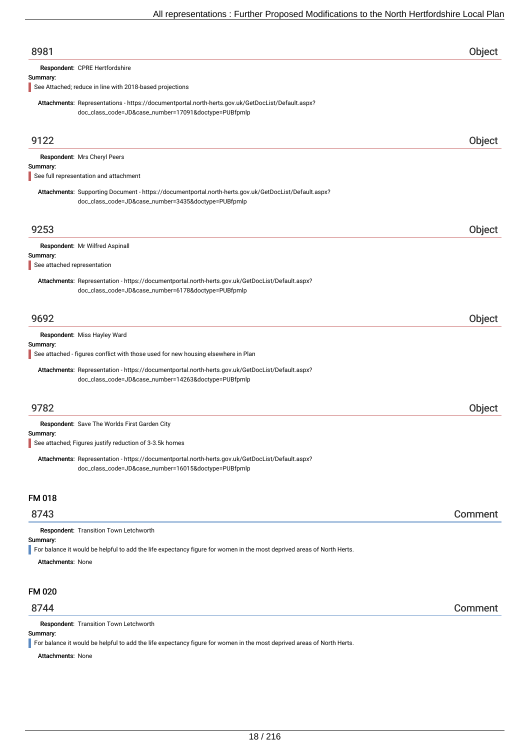## 8981 — Object

**Respondent:** CPRE Hertfordshire

**Summary:**

See Attached; reduce in line with 2018-based projections

**Attachments:** Representations - https://documentportal.north-herts.gov.uk/GetDocList/Default.aspx?doc_class_code=JD&case_number=17091&doctype=PUBfpmlp

## 9122 — Object

**Respondent:** Mrs Cheryl Peers

**Summary:**

See full representation and attachment

**Attachments:** Supporting Document - https://documentportal.north-herts.gov.uk/GetDocList/Default.aspx?doc_class_code=JD&case_number=3435&doctype=PUBfpmlp

## 9253 — Object

**Respondent:** Mr Wilfred Aspinall

**Summary:**

See attached representation

**Attachments:** Representation - https://documentportal.north-herts.gov.uk/GetDocList/Default.aspx?doc_class_code=JD&case_number=6178&doctype=PUBfpmlp

## 9692 — Object

**Respondent:** Miss Hayley Ward

**Summary:**

See attached - figures conflict with those used for new housing elsewhere in Plan

**Attachments:** Representation - https://documentportal.north-herts.gov.uk/GetDocList/Default.aspx?doc_class_code=JD&case_number=14263&doctype=PUBfpmlp

## 9782 — Object

**Respondent:** Save The Worlds First Garden City

**Summary:**

See attached; Figures justify reduction of 3-3.5k homes

**Attachments:** Representation - https://documentportal.north-herts.gov.uk/GetDocList/Default.aspx?doc_class_code=JD&case_number=16015&doctype=PUBfpmlp

# FM 018

## 8743 — Comment

**Respondent:** Transition Town Letchworth

**Summary:**

For balance it would be helpful to add the life expectancy figure for women in the most deprived areas of North Herts.

**Attachments:** None

# FM 020

## 8744 — Comment

**Respondent:** Transition Town Letchworth

**Summary:**

For balance it would be helpful to add the life expectancy figure for women in the most deprived areas of North Herts.

**Attachments:** None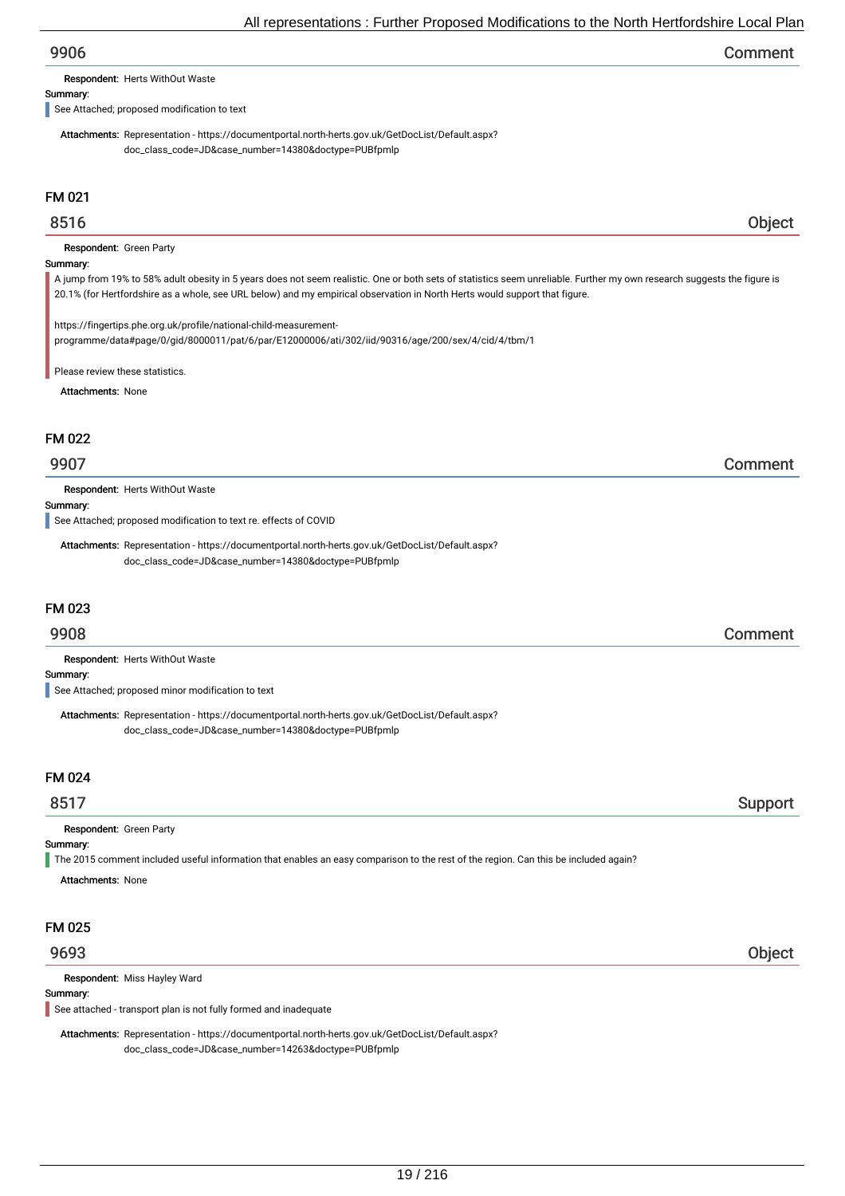## 9906 — Comment

**Respondent:** Herts WithOut Waste

**Summary:**

See Attached; proposed modification to text

**Attachments:** Representation - https://documentportal.north-herts.gov.uk/GetDocList/Default.aspx?doc_class_code=JD&case_number=14380&doctype=PUBfpmlp

### FM 021

## 8516 — Object

**Respondent:** Green Party

**Summary:**

A jump from 19% to 58% adult obesity in 5 years does not seem realistic. One or both sets of statistics seem unreliable. Further my own research suggests the figure is 20.1% (for Hertfordshire as a whole, see URL below) and my empirical observation in North Herts would support that figure.

https://fingertips.phe.org.uk/profile/national-child-measurement-programme/data#page/0/gid/8000011/pat/6/par/E12000006/ati/302/iid/90316/age/200/sex/4/cid/4/tbm/1

Please review these statistics.

**Attachments:** None

### FM 022

## 9907 — Comment

**Respondent:** Herts WithOut Waste

**Summary:**

See Attached; proposed modification to text re. effects of COVID

**Attachments:** Representation - https://documentportal.north-herts.gov.uk/GetDocList/Default.aspx?doc_class_code=JD&case_number=14380&doctype=PUBfpmlp

### FM 023

## 9908 — Comment

**Respondent:** Herts WithOut Waste

**Summary:**

See Attached; proposed minor modification to text

**Attachments:** Representation - https://documentportal.north-herts.gov.uk/GetDocList/Default.aspx?doc_class_code=JD&case_number=14380&doctype=PUBfpmlp

### FM 024

## 8517 — Support

**Respondent:** Green Party

**Summary:**

The 2015 comment included useful information that enables an easy comparison to the rest of the region. Can this be included again?

**Attachments:** None

### FM 025

## 9693 — Object

**Respondent:** Miss Hayley Ward

**Summary:**

See attached - transport plan is not fully formed and inadequate

**Attachments:** Representation - https://documentportal.north-herts.gov.uk/GetDocList/Default.aspx?doc_class_code=JD&case_number=14263&doctype=PUBfpmlp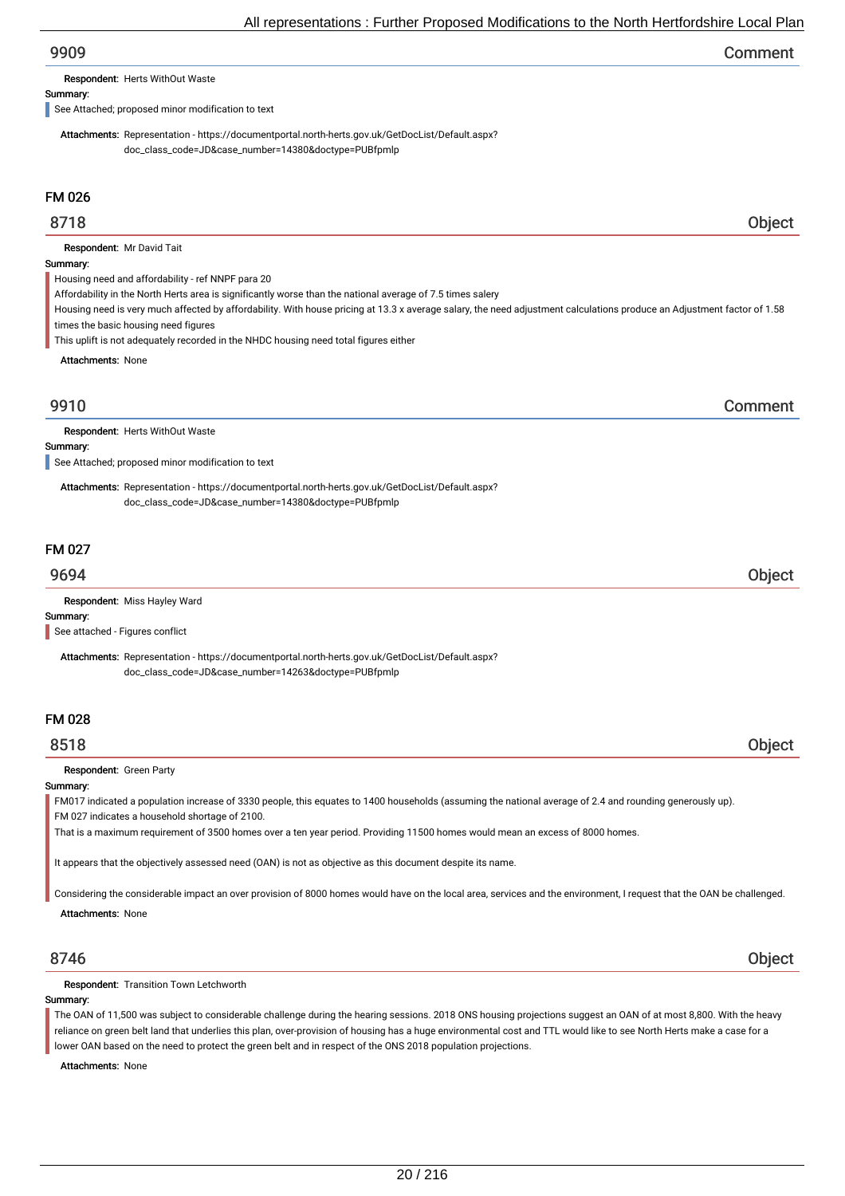## 9909 Comment

**Respondent:** Herts WithOut Waste

**Summary:**

See Attached; proposed minor modification to text

**Attachments:** Representation - https://documentportal.north-herts.gov.uk/GetDocList/Default.aspx?doc_class_code=JD&case_number=14380&doctype=PUBfpmlp

### FM 026

## 8718 Object

**Respondent:** Mr David Tait

**Summary:**

Housing need and affordability - ref NNPF para 20

Affordability in the North Herts area is significantly worse than the national average of 7.5 times salery

Housing need is very much affected by affordability. With house pricing at 13.3 x average salary, the need adjustment calculations produce an Adjustment factor of 1.58 times the basic housing need figures

This uplift is not adequately recorded in the NHDC housing need total figures either

**Attachments:** None

## 9910 Comment

**Respondent:** Herts WithOut Waste

**Summary:**

See Attached; proposed minor modification to text

**Attachments:** Representation - https://documentportal.north-herts.gov.uk/GetDocList/Default.aspx?doc_class_code=JD&case_number=14380&doctype=PUBfpmlp

### FM 027

## 9694 Object

**Respondent:** Miss Hayley Ward

**Summary:**

See attached - Figures conflict

**Attachments:** Representation - https://documentportal.north-herts.gov.uk/GetDocList/Default.aspx?doc_class_code=JD&case_number=14263&doctype=PUBfpmlp

### FM 028

## 8518 Object

**Respondent:** Green Party

**Summary:**

FM017 indicated a population increase of 3330 people, this equates to 1400 households (assuming the national average of 2.4 and rounding generously up).
FM 027 indicates a household shortage of 2100.
That is a maximum requirement of 3500 homes over a ten year period. Providing 11500 homes would mean an excess of 8000 homes.

It appears that the objectively assessed need (OAN) is not as objective as this document despite its name.

Considering the considerable impact an over provision of 8000 homes would have on the local area, services and the environment, I request that the OAN be challenged.

**Attachments:** None

## 8746 Object

**Respondent:** Transition Town Letchworth

**Summary:**

The OAN of 11,500 was subject to considerable challenge during the hearing sessions. 2018 ONS housing projections suggest an OAN of at most 8,800. With the heavy reliance on green belt land that underlies this plan, over-provision of housing has a huge environmental cost and TTL would like to see North Herts make a case for a lower OAN based on the need to protect the green belt and in respect of the ONS 2018 population projections.

**Attachments:** None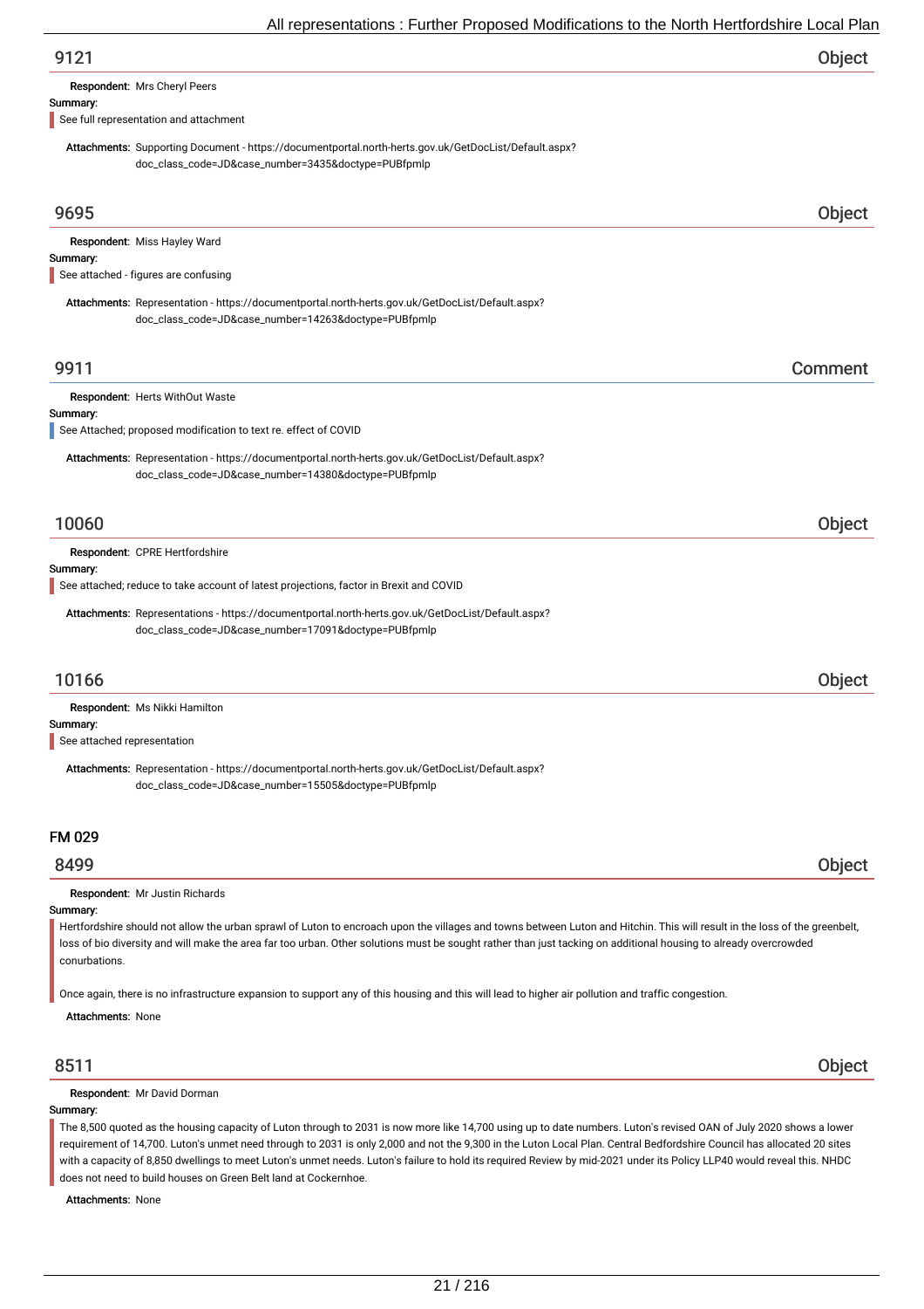## 9121

**Object**

**Respondent:** Mrs Cheryl Peers

**Summary:**

See full representation and attachment

**Attachments:** Supporting Document - https://documentportal.north-herts.gov.uk/GetDocList/Default.aspx?doc_class_code=JD&case_number=3435&doctype=PUBfpmlp

## 9695

**Object**

**Respondent:** Miss Hayley Ward

**Summary:**

See attached - figures are confusing

**Attachments:** Representation - https://documentportal.north-herts.gov.uk/GetDocList/Default.aspx?doc_class_code=JD&case_number=14263&doctype=PUBfpmlp

## 9911

**Comment**

**Respondent:** Herts WithOut Waste

**Summary:**

See Attached; proposed modification to text re. effect of COVID

**Attachments:** Representation - https://documentportal.north-herts.gov.uk/GetDocList/Default.aspx?doc_class_code=JD&case_number=14380&doctype=PUBfpmlp

## 10060

**Object**

**Respondent:** CPRE Hertfordshire

**Summary:**

See attached; reduce to take account of latest projections, factor in Brexit and COVID

**Attachments:** Representations - https://documentportal.north-herts.gov.uk/GetDocList/Default.aspx?doc_class_code=JD&case_number=17091&doctype=PUBfpmlp

## 10166

**Object**

**Respondent:** Ms Nikki Hamilton

**Summary:**

See attached representation

**Attachments:** Representation - https://documentportal.north-herts.gov.uk/GetDocList/Default.aspx?doc_class_code=JD&case_number=15505&doctype=PUBfpmlp

# FM 029

## 8499

**Object**

**Respondent:** Mr Justin Richards

**Summary:**

Hertfordshire should not allow the urban sprawl of Luton to encroach upon the villages and towns between Luton and Hitchin. This will result in the loss of the greenbelt, loss of bio diversity and will make the area far too urban. Other solutions must be sought rather than just tacking on additional housing to already overcrowded conurbations.

Once again, there is no infrastructure expansion to support any of this housing and this will lead to higher air pollution and traffic congestion.

**Attachments:** None

## 8511

**Object**

**Respondent:** Mr David Dorman

**Summary:**

The 8,500 quoted as the housing capacity of Luton through to 2031 is now more like 14,700 using up to date numbers. Luton's revised OAN of July 2020 shows a lower requirement of 14,700. Luton's unmet need through to 2031 is only 2,000 and not the 9,300 in the Luton Local Plan. Central Bedfordshire Council has allocated 20 sites with a capacity of 8,850 dwellings to meet Luton's unmet needs. Luton's failure to hold its required Review by mid-2021 under its Policy LLP40 would reveal this. NHDC does not need to build houses on Green Belt land at Cockernhoe.

**Attachments:** None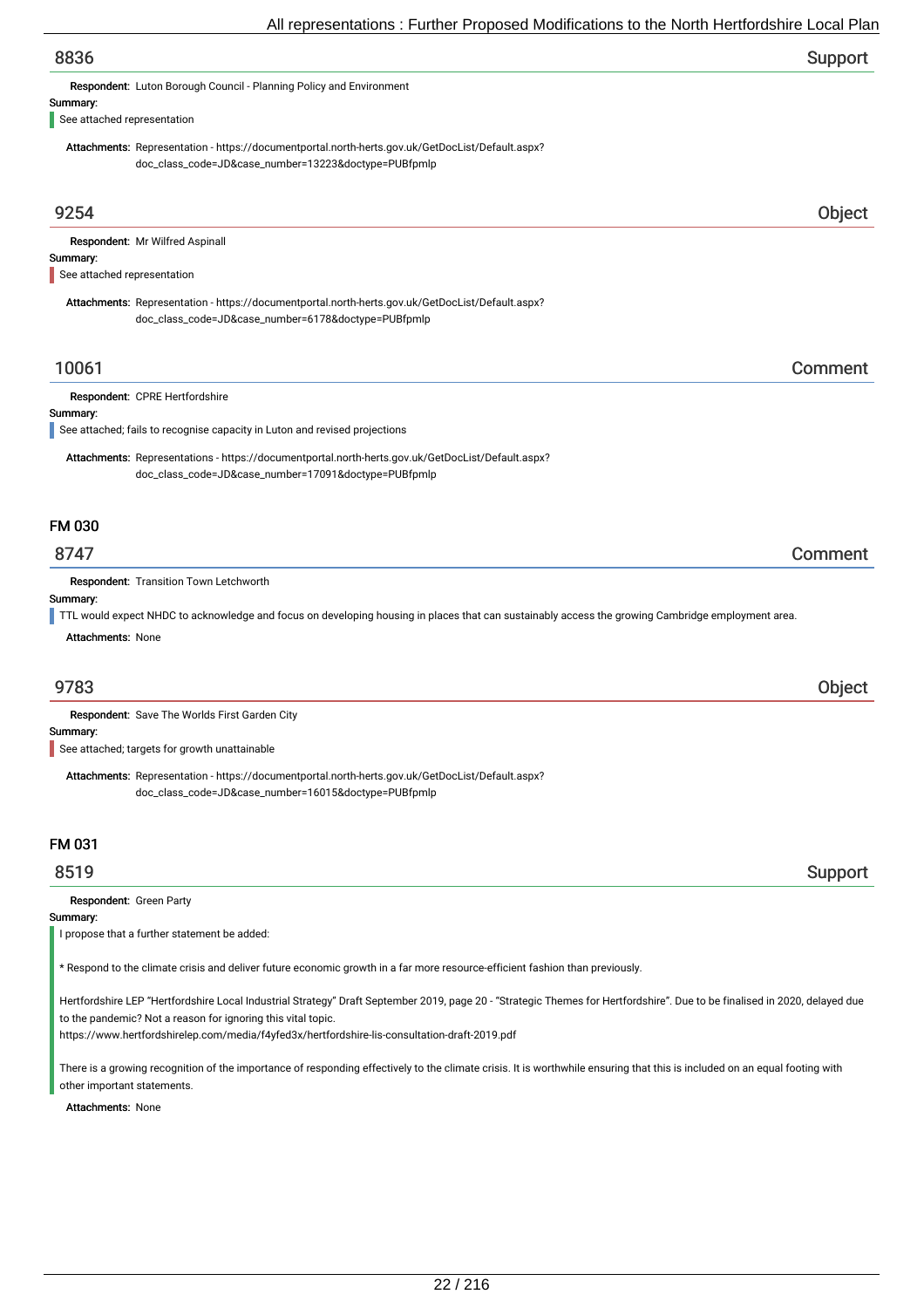## 8836 — Support

**Respondent:** Luton Borough Council - Planning Policy and Environment

**Summary:**

See attached representation

**Attachments:** Representation - https://documentportal.north-herts.gov.uk/GetDocList/Default.aspx?doc_class_code=JD&case_number=13223&doctype=PUBfpmlp

## 9254 — Object

**Respondent:** Mr Wilfred Aspinall

**Summary:**

See attached representation

**Attachments:** Representation - https://documentportal.north-herts.gov.uk/GetDocList/Default.aspx?doc_class_code=JD&case_number=6178&doctype=PUBfpmlp

## 10061 — Comment

**Respondent:** CPRE Hertfordshire

**Summary:**

See attached; fails to recognise capacity in Luton and revised projections

**Attachments:** Representations - https://documentportal.north-herts.gov.uk/GetDocList/Default.aspx?doc_class_code=JD&case_number=17091&doctype=PUBfpmlp

# FM 030

## 8747 — Comment

**Respondent:** Transition Town Letchworth

**Summary:**

TTL would expect NHDC to acknowledge and focus on developing housing in places that can sustainably access the growing Cambridge employment area.

**Attachments:** None

## 9783 — Object

**Respondent:** Save The Worlds First Garden City

**Summary:**

See attached; targets for growth unattainable

**Attachments:** Representation - https://documentportal.north-herts.gov.uk/GetDocList/Default.aspx?doc_class_code=JD&case_number=16015&doctype=PUBfpmlp

# FM 031

## 8519 — Support

**Respondent:** Green Party

**Summary:**

I propose that a further statement be added:

* Respond to the climate crisis and deliver future economic growth in a far more resource-efficient fashion than previously.

Hertfordshire LEP "Hertfordshire Local Industrial Strategy" Draft September 2019, page 20 - "Strategic Themes for Hertfordshire". Due to be finalised in 2020, delayed due to the pandemic? Not a reason for ignoring this vital topic.
https://www.hertfordshirelep.com/media/f4yfed3x/hertfordshire-lis-consultation-draft-2019.pdf

There is a growing recognition of the importance of responding effectively to the climate crisis. It is worthwhile ensuring that this is included on an equal footing with other important statements.

**Attachments:** None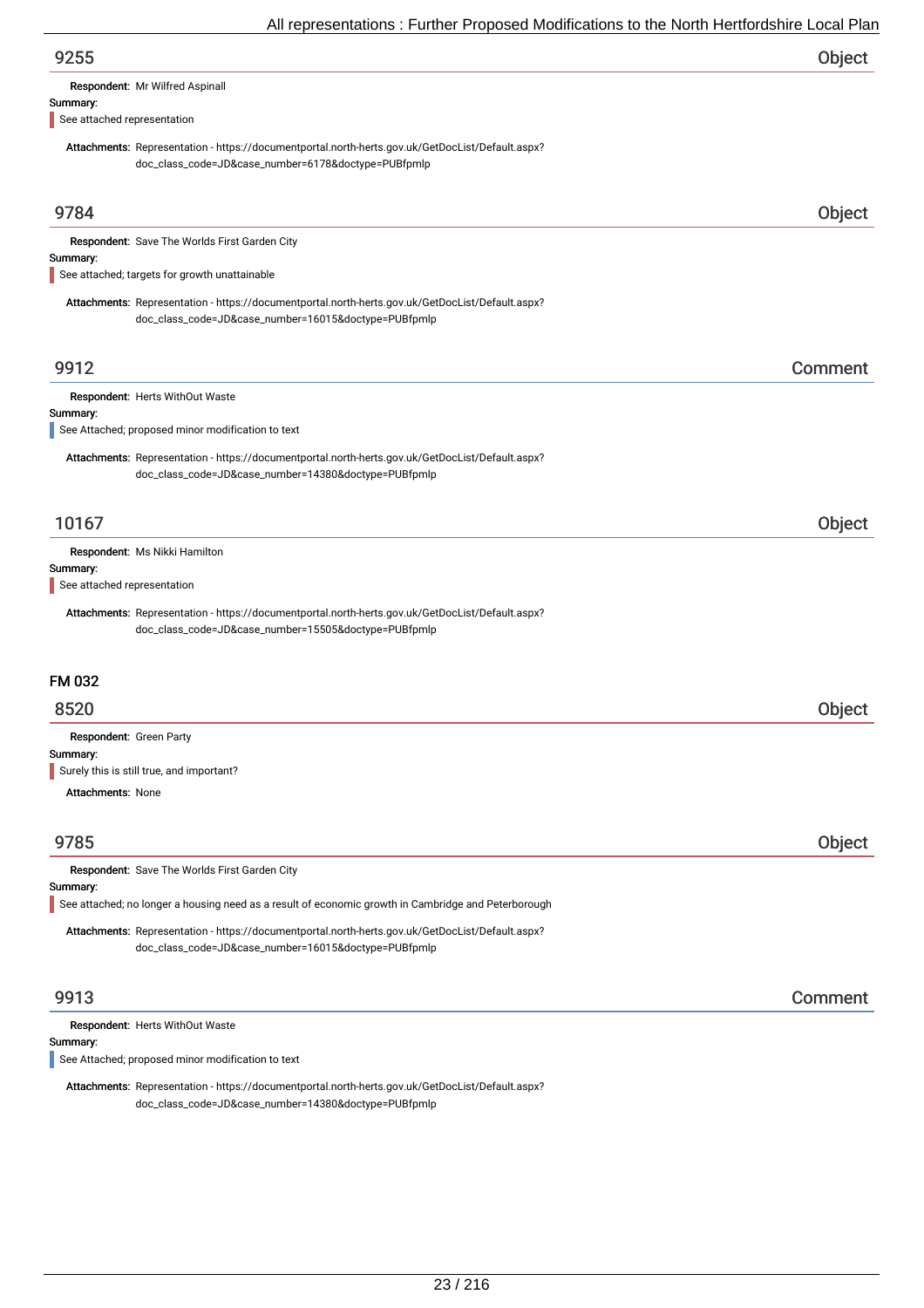## 9255 — Object

**Respondent:** Mr Wilfred Aspinall

**Summary:**

See attached representation

**Attachments:** Representation - https://documentportal.north-herts.gov.uk/GetDocList/Default.aspx?doc_class_code=JD&case_number=6178&doctype=PUBfpmlp

## 9784 — Object

**Respondent:** Save The Worlds First Garden City

**Summary:**

See attached; targets for growth unattainable

**Attachments:** Representation - https://documentportal.north-herts.gov.uk/GetDocList/Default.aspx?doc_class_code=JD&case_number=16015&doctype=PUBfpmlp

## 9912 — Comment

**Respondent:** Herts WithOut Waste

**Summary:**

See Attached; proposed minor modification to text

**Attachments:** Representation - https://documentportal.north-herts.gov.uk/GetDocList/Default.aspx?doc_class_code=JD&case_number=14380&doctype=PUBfpmlp

## 10167 — Object

**Respondent:** Ms Nikki Hamilton

**Summary:**

See attached representation

**Attachments:** Representation - https://documentportal.north-herts.gov.uk/GetDocList/Default.aspx?doc_class_code=JD&case_number=15505&doctype=PUBfpmlp

# FM 032

## 8520 — Object

**Respondent:** Green Party

**Summary:**

Surely this is still true, and important?

**Attachments:** None

## 9785 — Object

**Respondent:** Save The Worlds First Garden City

**Summary:**

See attached; no longer a housing need as a result of economic growth in Cambridge and Peterborough

**Attachments:** Representation - https://documentportal.north-herts.gov.uk/GetDocList/Default.aspx?doc_class_code=JD&case_number=16015&doctype=PUBfpmlp

## 9913 — Comment

**Respondent:** Herts WithOut Waste

**Summary:**

See Attached; proposed minor modification to text

**Attachments:** Representation - https://documentportal.north-herts.gov.uk/GetDocList/Default.aspx?doc_class_code=JD&case_number=14380&doctype=PUBfpmlp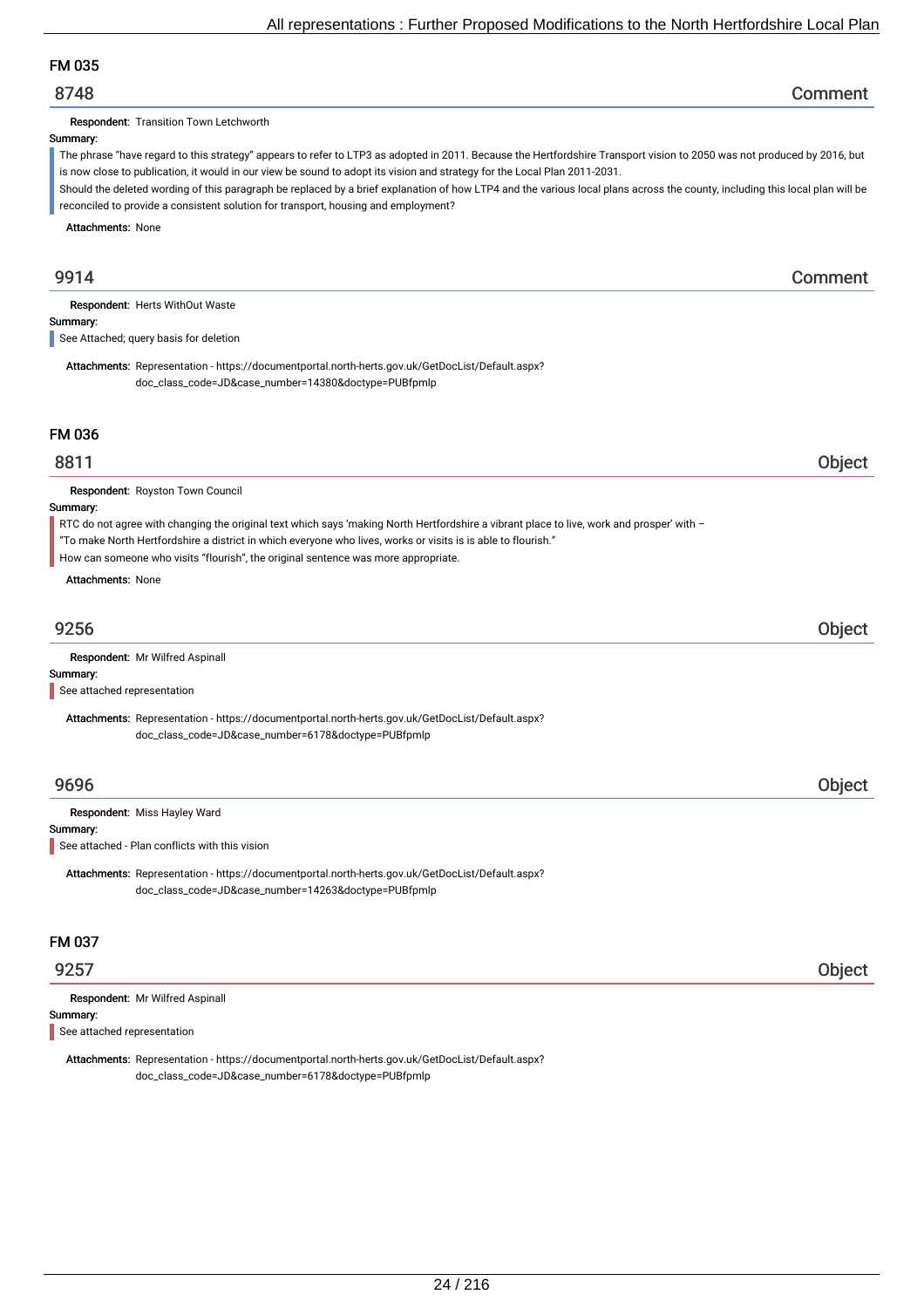## FM 035

### 8748 — Comment

**Respondent:** Transition Town Letchworth

**Summary:**

The phrase "have regard to this strategy" appears to refer to LTP3 as adopted in 2011. Because the Hertfordshire Transport vision to 2050 was not produced by 2016, but is now close to publication, it would in our view be sound to adopt its vision and strategy for the Local Plan 2011-2031.

Should the deleted wording of this paragraph be replaced by a brief explanation of how LTP4 and the various local plans across the county, including this local plan will be reconciled to provide a consistent solution for transport, housing and employment?

**Attachments:** None

### 9914 — Comment

**Respondent:** Herts WithOut Waste

**Summary:**

See Attached; query basis for deletion

**Attachments:** Representation - https://documentportal.north-herts.gov.uk/GetDocList/Default.aspx?doc_class_code=JD&case_number=14380&doctype=PUBfpmlp

## FM 036

### 8811 — Object

**Respondent:** Royston Town Council

**Summary:**

RTC do not agree with changing the original text which says 'making North Hertfordshire a vibrant place to live, work and prosper' with –

"To make North Hertfordshire a district in which everyone who lives, works or visits is is able to flourish."

How can someone who visits "flourish", the original sentence was more appropriate.

**Attachments:** None

### 9256 — Object

**Respondent:** Mr Wilfred Aspinall

**Summary:**

See attached representation

**Attachments:** Representation - https://documentportal.north-herts.gov.uk/GetDocList/Default.aspx?doc_class_code=JD&case_number=6178&doctype=PUBfpmlp

### 9696 — Object

**Respondent:** Miss Hayley Ward

**Summary:**

See attached - Plan conflicts with this vision

**Attachments:** Representation - https://documentportal.north-herts.gov.uk/GetDocList/Default.aspx?doc_class_code=JD&case_number=14263&doctype=PUBfpmlp

## FM 037

### 9257 — Object

**Respondent:** Mr Wilfred Aspinall

**Summary:**

See attached representation

**Attachments:** Representation - https://documentportal.north-herts.gov.uk/GetDocList/Default.aspx?doc_class_code=JD&case_number=6178&doctype=PUBfpmlp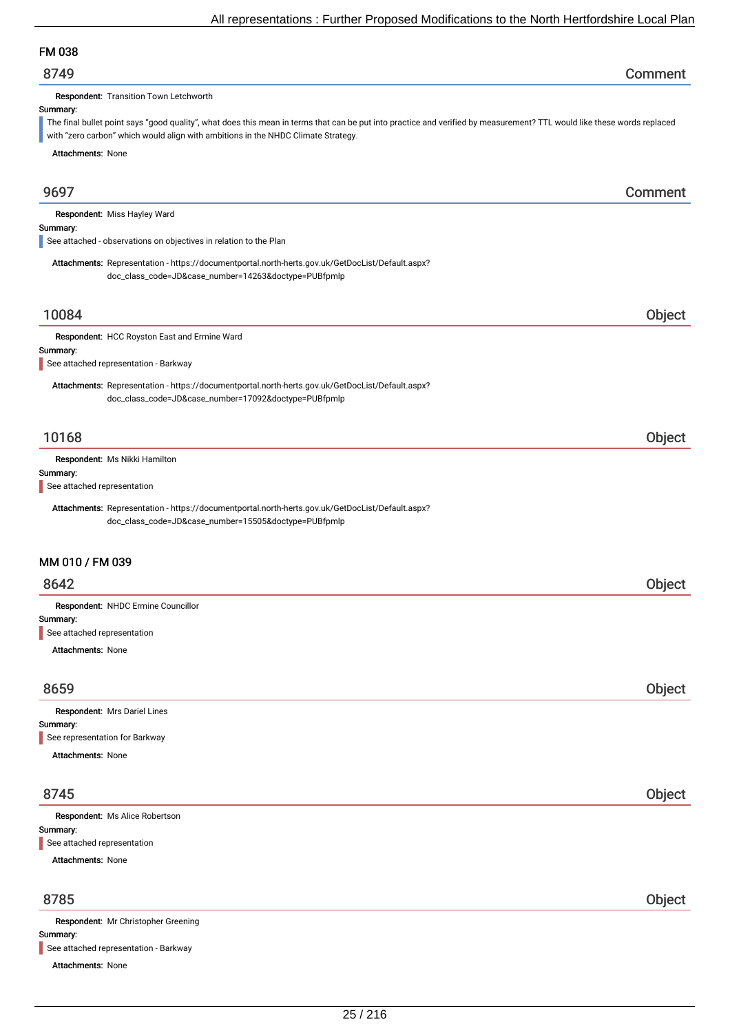## FM 038

### 8749 — Comment

**Respondent:** Transition Town Letchworth

**Summary:**

The final bullet point says "good quality", what does this mean in terms that can be put into practice and verified by measurement? TTL would like these words replaced with "zero carbon" which would align with ambitions in the NHDC Climate Strategy.

**Attachments:** None

### 9697 — Comment

**Respondent:** Miss Hayley Ward

**Summary:**

See attached - observations on objectives in relation to the Plan

**Attachments:** Representation - https://documentportal.north-herts.gov.uk/GetDocList/Default.aspx?doc_class_code=JD&case_number=14263&doctype=PUBfpmlp

### 10084 — Object

**Respondent:** HCC Royston East and Ermine Ward

**Summary:**

See attached representation - Barkway

**Attachments:** Representation - https://documentportal.north-herts.gov.uk/GetDocList/Default.aspx?doc_class_code=JD&case_number=17092&doctype=PUBfpmlp

### 10168 — Object

**Respondent:** Ms Nikki Hamilton

**Summary:**

See attached representation

**Attachments:** Representation - https://documentportal.north-herts.gov.uk/GetDocList/Default.aspx?doc_class_code=JD&case_number=15505&doctype=PUBfpmlp

## MM 010 / FM 039

### 8642 — Object

**Respondent:** NHDC Ermine Councillor

**Summary:**

See attached representation

**Attachments:** None

### 8659 — Object

**Respondent:** Mrs Dariel Lines

**Summary:**

See representation for Barkway

**Attachments:** None

### 8745 — Object

**Respondent:** Ms Alice Robertson

**Summary:**

See attached representation

**Attachments:** None

### 8785 — Object

**Respondent:** Mr Christopher Greening

**Summary:**

See attached representation - Barkway

**Attachments:** None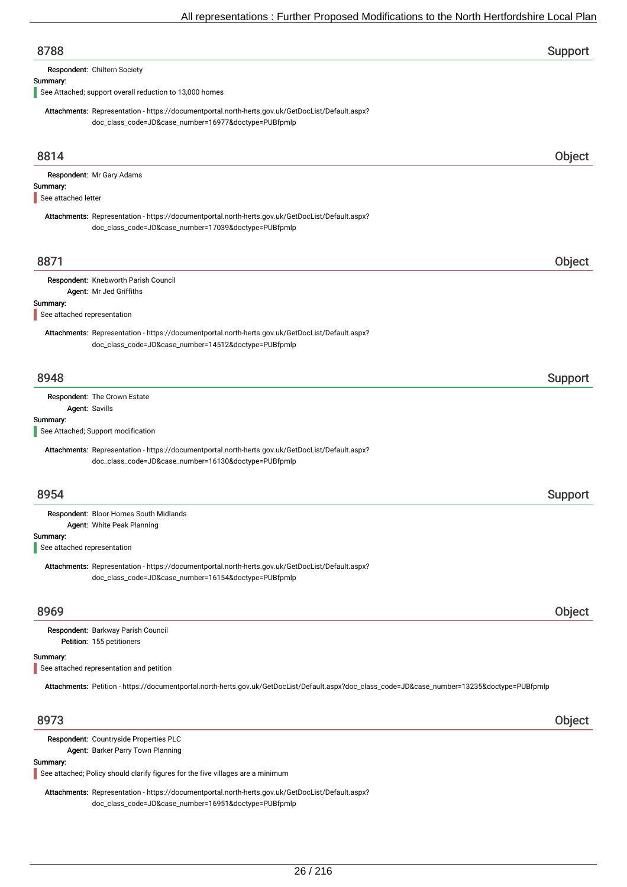## 8788 — Support

**Respondent:** Chiltern Society

**Summary:**

See Attached; support overall reduction to 13,000 homes

**Attachments:** Representation - https://documentportal.north-herts.gov.uk/GetDocList/Default.aspx?doc_class_code=JD&case_number=16977&doctype=PUBfpmlp

## 8814 — Object

**Respondent:** Mr Gary Adams

**Summary:**

See attached letter

**Attachments:** Representation - https://documentportal.north-herts.gov.uk/GetDocList/Default.aspx?doc_class_code=JD&case_number=17039&doctype=PUBfpmlp

## 8871 — Object

**Respondent:** Knebworth Parish Council

**Agent:** Mr Jed Griffiths

**Summary:**

See attached representation

**Attachments:** Representation - https://documentportal.north-herts.gov.uk/GetDocList/Default.aspx?doc_class_code=JD&case_number=14512&doctype=PUBfpmlp

## 8948 — Support

**Respondent:** The Crown Estate

**Agent:** Savills

**Summary:**

See Attached; Support modification

**Attachments:** Representation - https://documentportal.north-herts.gov.uk/GetDocList/Default.aspx?doc_class_code=JD&case_number=16130&doctype=PUBfpmlp

## 8954 — Support

**Respondent:** Bloor Homes South Midlands

**Agent:** White Peak Planning

**Summary:**

See attached representation

**Attachments:** Representation - https://documentportal.north-herts.gov.uk/GetDocList/Default.aspx?doc_class_code=JD&case_number=16154&doctype=PUBfpmlp

## 8969 — Object

**Respondent:** Barkway Parish Council

**Petition:** 155 petitioners

**Summary:**

See attached representation and petition

**Attachments:** Petition - https://documentportal.north-herts.gov.uk/GetDocList/Default.aspx?doc_class_code=JD&case_number=13235&doctype=PUBfpmlp

## 8973 — Object

**Respondent:** Countryside Properties PLC

**Agent:** Barker Parry Town Planning

**Summary:**

See attached; Policy should clarify figures for the five villages are a minimum

**Attachments:** Representation - https://documentportal.north-herts.gov.uk/GetDocList/Default.aspx?doc_class_code=JD&case_number=16951&doctype=PUBfpmlp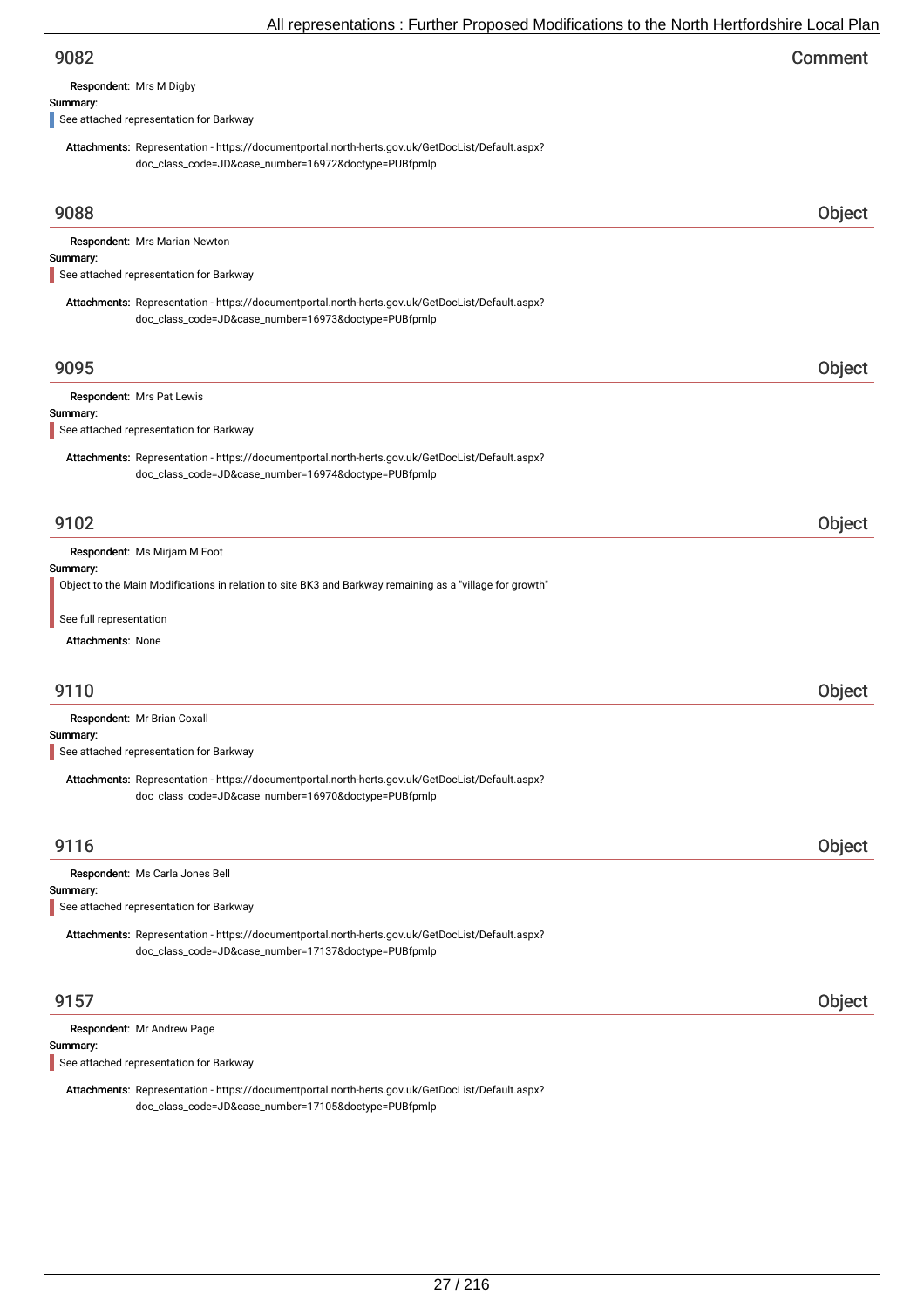## 9082 Comment

**Respondent:** Mrs M Digby

**Summary:**

See attached representation for Barkway

**Attachments:** Representation - https://documentportal.north-herts.gov.uk/GetDocList/Default.aspx?doc_class_code=JD&case_number=16972&doctype=PUBfpmlp

## 9088 Object

**Respondent:** Mrs Marian Newton

**Summary:**

See attached representation for Barkway

**Attachments:** Representation - https://documentportal.north-herts.gov.uk/GetDocList/Default.aspx?doc_class_code=JD&case_number=16973&doctype=PUBfpmlp

## 9095 Object

**Respondent:** Mrs Pat Lewis

**Summary:**

See attached representation for Barkway

**Attachments:** Representation - https://documentportal.north-herts.gov.uk/GetDocList/Default.aspx?doc_class_code=JD&case_number=16974&doctype=PUBfpmlp

## 9102 Object

**Respondent:** Ms Mirjam M Foot

**Summary:**

Object to the Main Modifications in relation to site BK3 and Barkway remaining as a "village for growth"

See full representation

**Attachments:** None

## 9110 Object

**Respondent:** Mr Brian Coxall

**Summary:**

See attached representation for Barkway

**Attachments:** Representation - https://documentportal.north-herts.gov.uk/GetDocList/Default.aspx?doc_class_code=JD&case_number=16970&doctype=PUBfpmlp

## 9116 Object

**Respondent:** Ms Carla Jones Bell

**Summary:**

See attached representation for Barkway

**Attachments:** Representation - https://documentportal.north-herts.gov.uk/GetDocList/Default.aspx?doc_class_code=JD&case_number=17137&doctype=PUBfpmlp

## 9157 Object

**Respondent:** Mr Andrew Page

**Summary:**

See attached representation for Barkway

**Attachments:** Representation - https://documentportal.north-herts.gov.uk/GetDocList/Default.aspx?doc_class_code=JD&case_number=17105&doctype=PUBfpmlp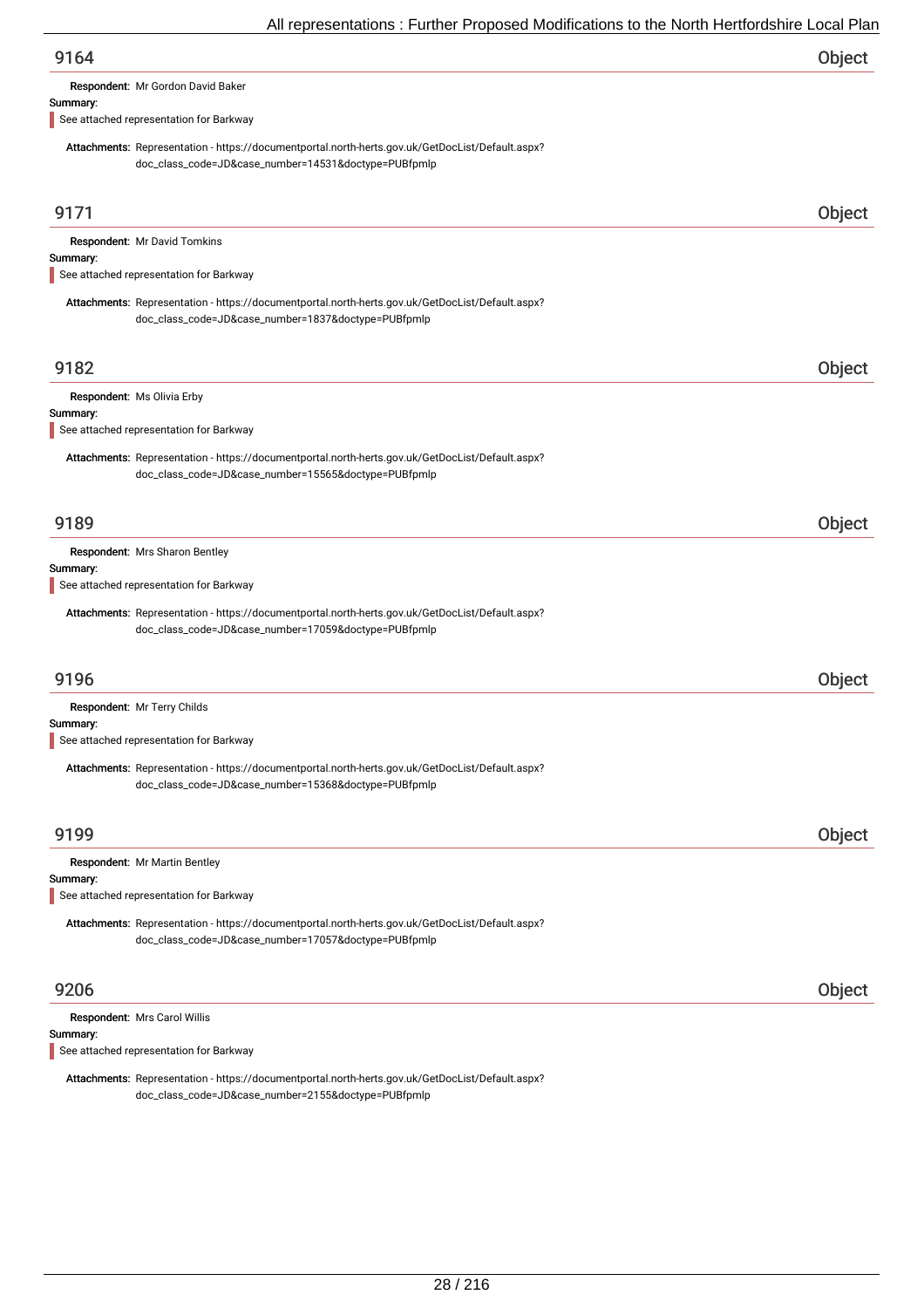## 9164 — Object

**Respondent:** Mr Gordon David Baker

**Summary:**

See attached representation for Barkway

**Attachments:** Representation - https://documentportal.north-herts.gov.uk/GetDocList/Default.aspx?doc_class_code=JD&case_number=14531&doctype=PUBfpmlp

## 9171 — Object

**Respondent:** Mr David Tomkins

**Summary:**

See attached representation for Barkway

**Attachments:** Representation - https://documentportal.north-herts.gov.uk/GetDocList/Default.aspx?doc_class_code=JD&case_number=1837&doctype=PUBfpmlp

## 9182 — Object

**Respondent:** Ms Olivia Erby

**Summary:**

See attached representation for Barkway

**Attachments:** Representation - https://documentportal.north-herts.gov.uk/GetDocList/Default.aspx?doc_class_code=JD&case_number=15565&doctype=PUBfpmlp

## 9189 — Object

**Respondent:** Mrs Sharon Bentley

**Summary:**

See attached representation for Barkway

**Attachments:** Representation - https://documentportal.north-herts.gov.uk/GetDocList/Default.aspx?doc_class_code=JD&case_number=17059&doctype=PUBfpmlp

## 9196 — Object

**Respondent:** Mr Terry Childs

**Summary:**

See attached representation for Barkway

**Attachments:** Representation - https://documentportal.north-herts.gov.uk/GetDocList/Default.aspx?doc_class_code=JD&case_number=15368&doctype=PUBfpmlp

## 9199 — Object

**Respondent:** Mr Martin Bentley

**Summary:**

See attached representation for Barkway

**Attachments:** Representation - https://documentportal.north-herts.gov.uk/GetDocList/Default.aspx?doc_class_code=JD&case_number=17057&doctype=PUBfpmlp

## 9206 — Object

**Respondent:** Mrs Carol Willis

**Summary:**

See attached representation for Barkway

**Attachments:** Representation - https://documentportal.north-herts.gov.uk/GetDocList/Default.aspx?doc_class_code=JD&case_number=2155&doctype=PUBfpmlp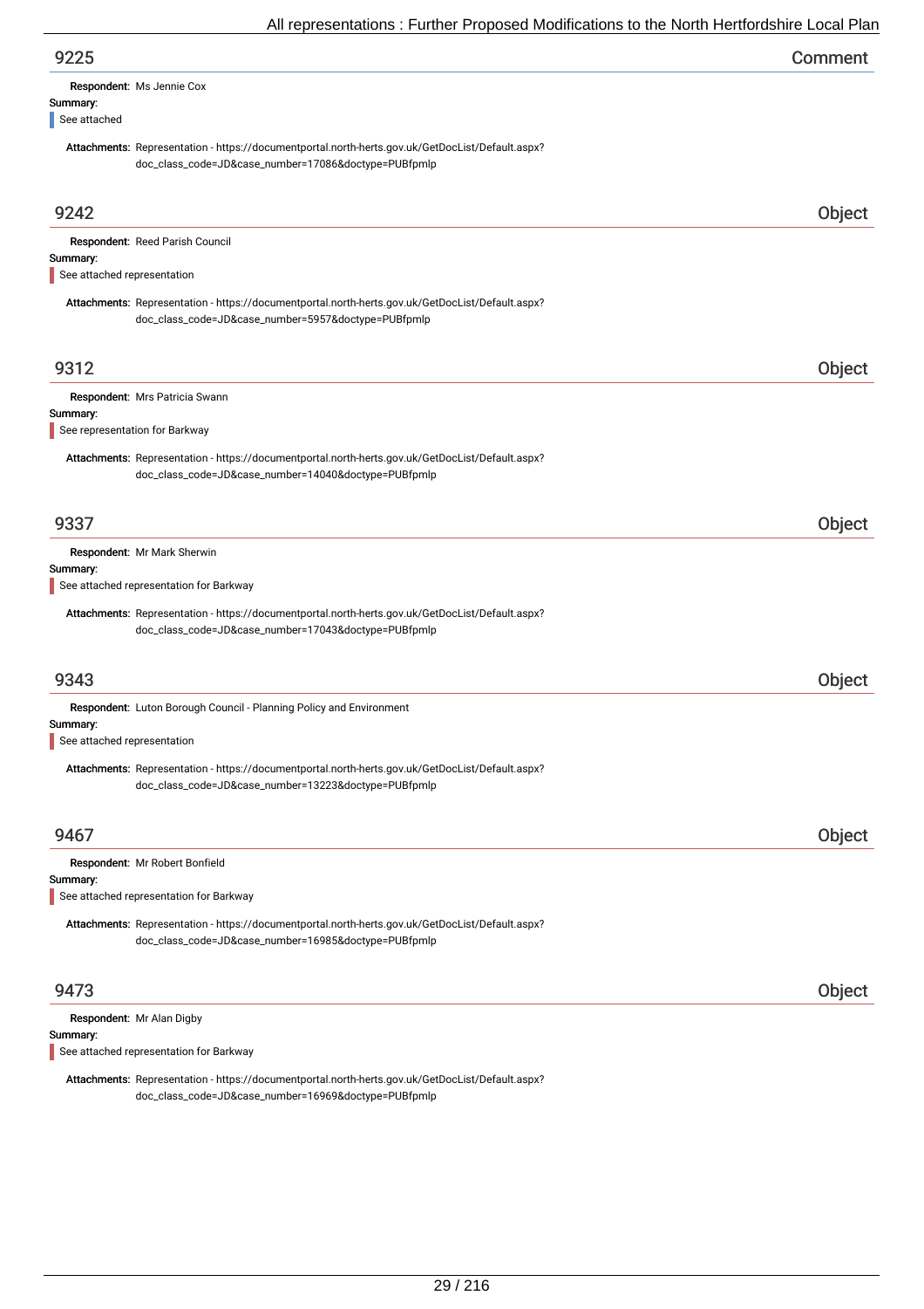## 9225 — Comment

**Respondent:** Ms Jennie Cox

**Summary:**

See attached

**Attachments:** Representation - https://documentportal.north-herts.gov.uk/GetDocList/Default.aspx?doc_class_code=JD&case_number=17086&doctype=PUBfpmlp

## 9242 — Object

**Respondent:** Reed Parish Council

**Summary:**

See attached representation

**Attachments:** Representation - https://documentportal.north-herts.gov.uk/GetDocList/Default.aspx?doc_class_code=JD&case_number=5957&doctype=PUBfpmlp

## 9312 — Object

**Respondent:** Mrs Patricia Swann

**Summary:**

See representation for Barkway

**Attachments:** Representation - https://documentportal.north-herts.gov.uk/GetDocList/Default.aspx?doc_class_code=JD&case_number=14040&doctype=PUBfpmlp

## 9337 — Object

**Respondent:** Mr Mark Sherwin

**Summary:**

See attached representation for Barkway

**Attachments:** Representation - https://documentportal.north-herts.gov.uk/GetDocList/Default.aspx?doc_class_code=JD&case_number=17043&doctype=PUBfpmlp

## 9343 — Object

**Respondent:** Luton Borough Council - Planning Policy and Environment

**Summary:**

See attached representation

**Attachments:** Representation - https://documentportal.north-herts.gov.uk/GetDocList/Default.aspx?doc_class_code=JD&case_number=13223&doctype=PUBfpmlp

## 9467 — Object

**Respondent:** Mr Robert Bonfield

**Summary:**

See attached representation for Barkway

**Attachments:** Representation - https://documentportal.north-herts.gov.uk/GetDocList/Default.aspx?doc_class_code=JD&case_number=16985&doctype=PUBfpmlp

## 9473 — Object

**Respondent:** Mr Alan Digby

**Summary:**

See attached representation for Barkway

**Attachments:** Representation - https://documentportal.north-herts.gov.uk/GetDocList/Default.aspx?doc_class_code=JD&case_number=16969&doctype=PUBfpmlp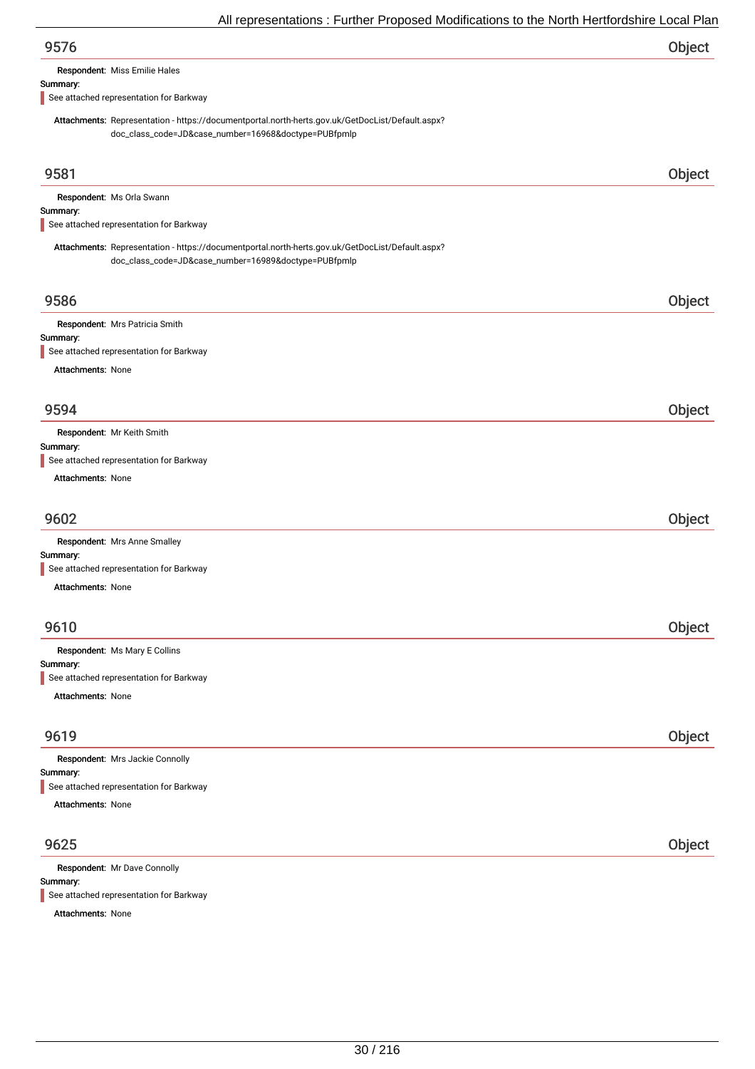## 9576 — Object

**Respondent:** Miss Emilie Hales

**Summary:**

See attached representation for Barkway

**Attachments:** Representation - https://documentportal.north-herts.gov.uk/GetDocList/Default.aspx?doc_class_code=JD&case_number=16968&doctype=PUBfpmlp

## 9581 — Object

**Respondent:** Ms Orla Swann

**Summary:**

See attached representation for Barkway

**Attachments:** Representation - https://documentportal.north-herts.gov.uk/GetDocList/Default.aspx?doc_class_code=JD&case_number=16989&doctype=PUBfpmlp

## 9586 — Object

**Respondent:** Mrs Patricia Smith

**Summary:**

See attached representation for Barkway

**Attachments:** None

## 9594 — Object

**Respondent:** Mr Keith Smith

**Summary:**

See attached representation for Barkway

**Attachments:** None

## 9602 — Object

**Respondent:** Mrs Anne Smalley

**Summary:**

See attached representation for Barkway

**Attachments:** None

## 9610 — Object

**Respondent:** Ms Mary E Collins

**Summary:**

See attached representation for Barkway

**Attachments:** None

## 9619 — Object

**Respondent:** Mrs Jackie Connolly

**Summary:**

See attached representation for Barkway

**Attachments:** None

## 9625 — Object

**Respondent:** Mr Dave Connolly

**Summary:**

See attached representation for Barkway

**Attachments:** None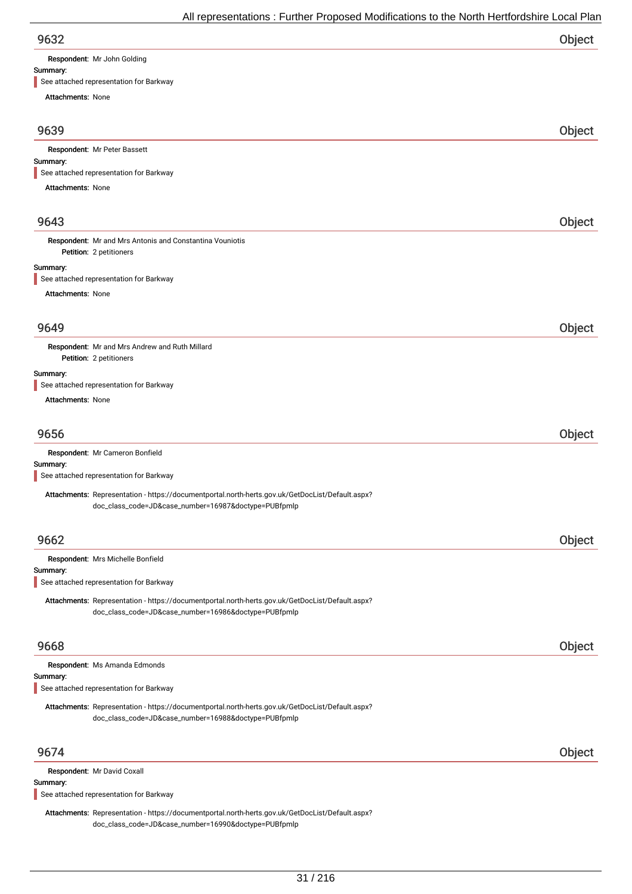## 9632 — Object

**Respondent:** Mr John Golding

**Summary:**

> See attached representation for Barkway

**Attachments:** None

## 9639 — Object

**Respondent:** Mr Peter Bassett

**Summary:**

> See attached representation for Barkway

**Attachments:** None

## 9643 — Object

**Respondent:** Mr and Mrs Antonis and Constantina Vouniotis

**Petition:** 2 petitioners

**Summary:**

> See attached representation for Barkway

**Attachments:** None

## 9649 — Object

**Respondent:** Mr and Mrs Andrew and Ruth Millard

**Petition:** 2 petitioners

**Summary:**

> See attached representation for Barkway

**Attachments:** None

## 9656 — Object

**Respondent:** Mr Cameron Bonfield

**Summary:**

> See attached representation for Barkway

**Attachments:** Representation - https://documentportal.north-herts.gov.uk/GetDocList/Default.aspx?doc_class_code=JD&case_number=16987&doctype=PUBfpmlp

## 9662 — Object

**Respondent:** Mrs Michelle Bonfield

**Summary:**

> See attached representation for Barkway

**Attachments:** Representation - https://documentportal.north-herts.gov.uk/GetDocList/Default.aspx?doc_class_code=JD&case_number=16986&doctype=PUBfpmlp

## 9668 — Object

**Respondent:** Ms Amanda Edmonds

**Summary:**

> See attached representation for Barkway

**Attachments:** Representation - https://documentportal.north-herts.gov.uk/GetDocList/Default.aspx?doc_class_code=JD&case_number=16988&doctype=PUBfpmlp

## 9674 — Object

**Respondent:** Mr David Coxall

**Summary:**

> See attached representation for Barkway

**Attachments:** Representation - https://documentportal.north-herts.gov.uk/GetDocList/Default.aspx?doc_class_code=JD&case_number=16990&doctype=PUBfpmlp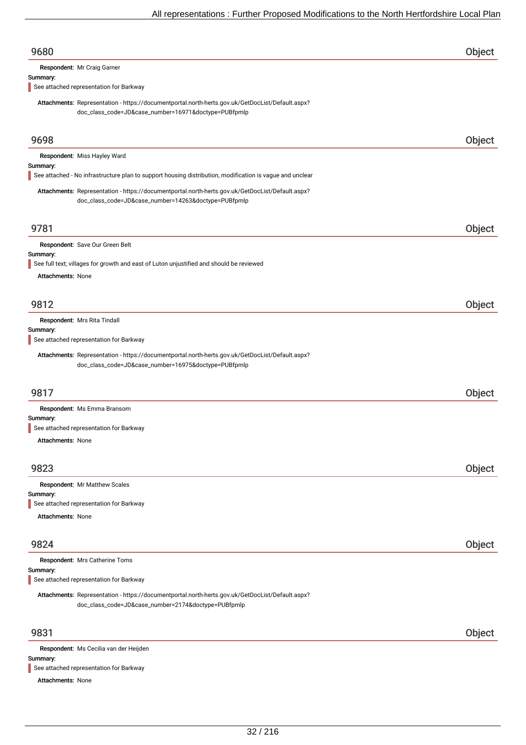## 9680 Object

**Respondent:** Mr Craig Garner

**Summary:**

See attached representation for Barkway

**Attachments:** Representation - https://documentportal.north-herts.gov.uk/GetDocList/Default.aspx?doc_class_code=JD&case_number=16971&doctype=PUBfpmlp

## 9698 Object

**Respondent:** Miss Hayley Ward

**Summary:**

See attached - No infrastructure plan to support housing distribution, modification is vague and unclear

**Attachments:** Representation - https://documentportal.north-herts.gov.uk/GetDocList/Default.aspx?doc_class_code=JD&case_number=14263&doctype=PUBfpmlp

## 9781 Object

**Respondent:** Save Our Green Belt

**Summary:**

See full text; villages for growth and east of Luton unjustified and should be reviewed

**Attachments:** None

## 9812 Object

**Respondent:** Mrs Rita Tindall

**Summary:**

See attached representation for Barkway

**Attachments:** Representation - https://documentportal.north-herts.gov.uk/GetDocList/Default.aspx?doc_class_code=JD&case_number=16975&doctype=PUBfpmlp

## 9817 Object

**Respondent:** Ms Emma Bransom

**Summary:**

See attached representation for Barkway

**Attachments:** None

## 9823 Object

**Respondent:** Mr Matthew Scales

**Summary:**

See attached representation for Barkway

**Attachments:** None

## 9824 Object

**Respondent:** Mrs Catherine Toms

**Summary:**

See attached representation for Barkway

**Attachments:** Representation - https://documentportal.north-herts.gov.uk/GetDocList/Default.aspx?doc_class_code=JD&case_number=2174&doctype=PUBfpmlp

## 9831 Object

**Respondent:** Ms Cecilia van der Heijden

**Summary:**

See attached representation for Barkway

**Attachments:** None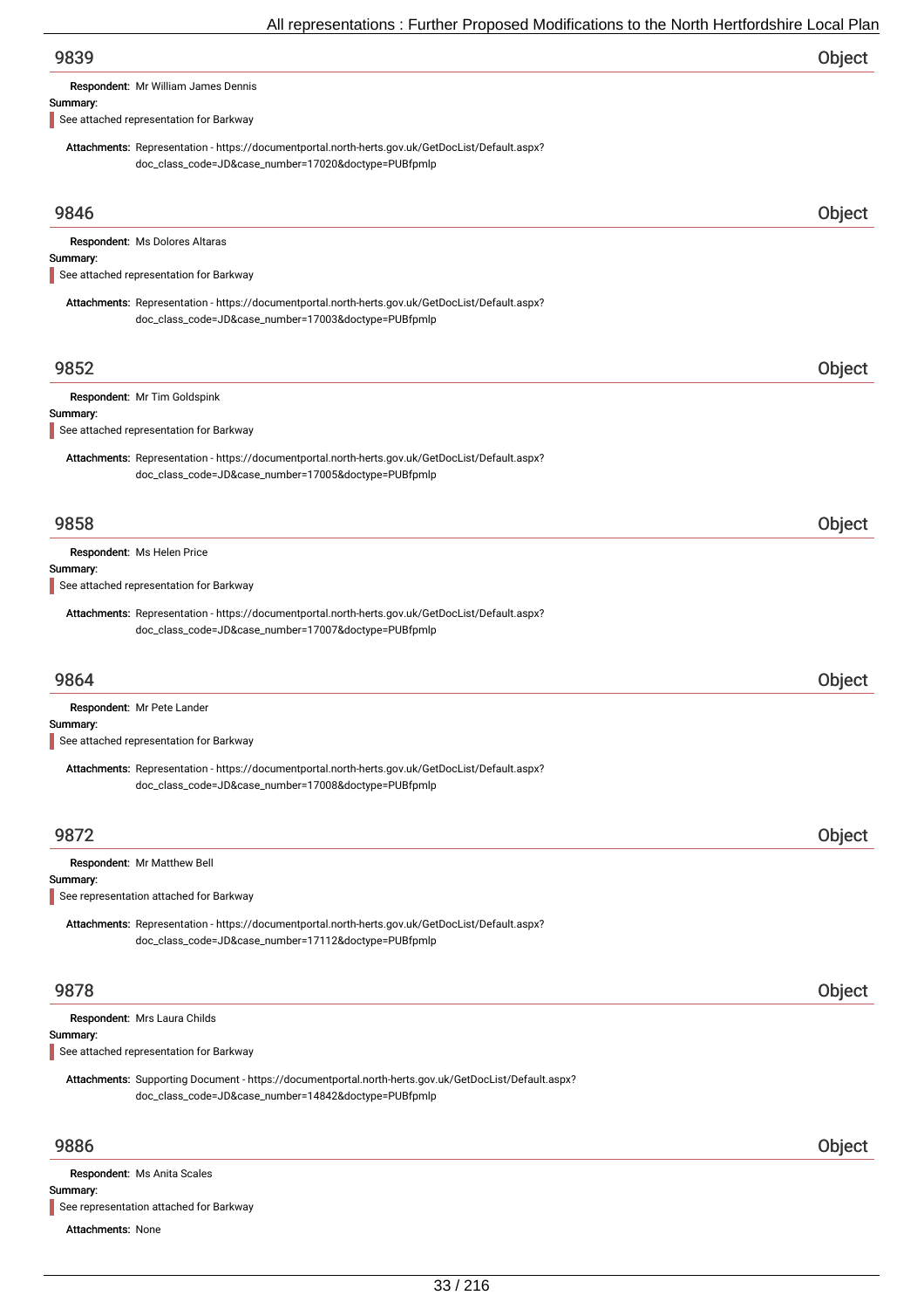## 9839 — Object

**Respondent:** Mr William James Dennis

**Summary:**

See attached representation for Barkway

**Attachments:** Representation - https://documentportal.north-herts.gov.uk/GetDocList/Default.aspx?doc_class_code=JD&case_number=17020&doctype=PUBfpmlp

## 9846 — Object

**Respondent:** Ms Dolores Altaras

**Summary:**

See attached representation for Barkway

**Attachments:** Representation - https://documentportal.north-herts.gov.uk/GetDocList/Default.aspx?doc_class_code=JD&case_number=17003&doctype=PUBfpmlp

## 9852 — Object

**Respondent:** Mr Tim Goldspink

**Summary:**

See attached representation for Barkway

**Attachments:** Representation - https://documentportal.north-herts.gov.uk/GetDocList/Default.aspx?doc_class_code=JD&case_number=17005&doctype=PUBfpmlp

## 9858 — Object

**Respondent:** Ms Helen Price

**Summary:**

See attached representation for Barkway

**Attachments:** Representation - https://documentportal.north-herts.gov.uk/GetDocList/Default.aspx?doc_class_code=JD&case_number=17007&doctype=PUBfpmlp

## 9864 — Object

**Respondent:** Mr Pete Lander

**Summary:**

See attached representation for Barkway

**Attachments:** Representation - https://documentportal.north-herts.gov.uk/GetDocList/Default.aspx?doc_class_code=JD&case_number=17008&doctype=PUBfpmlp

## 9872 — Object

**Respondent:** Mr Matthew Bell

**Summary:**

See representation attached for Barkway

**Attachments:** Representation - https://documentportal.north-herts.gov.uk/GetDocList/Default.aspx?doc_class_code=JD&case_number=17112&doctype=PUBfpmlp

## 9878 — Object

**Respondent:** Mrs Laura Childs

**Summary:**

See attached representation for Barkway

**Attachments:** Supporting Document - https://documentportal.north-herts.gov.uk/GetDocList/Default.aspx?doc_class_code=JD&case_number=14842&doctype=PUBfpmlp

## 9886 — Object

**Respondent:** Ms Anita Scales

**Summary:**

See representation attached for Barkway

**Attachments:** None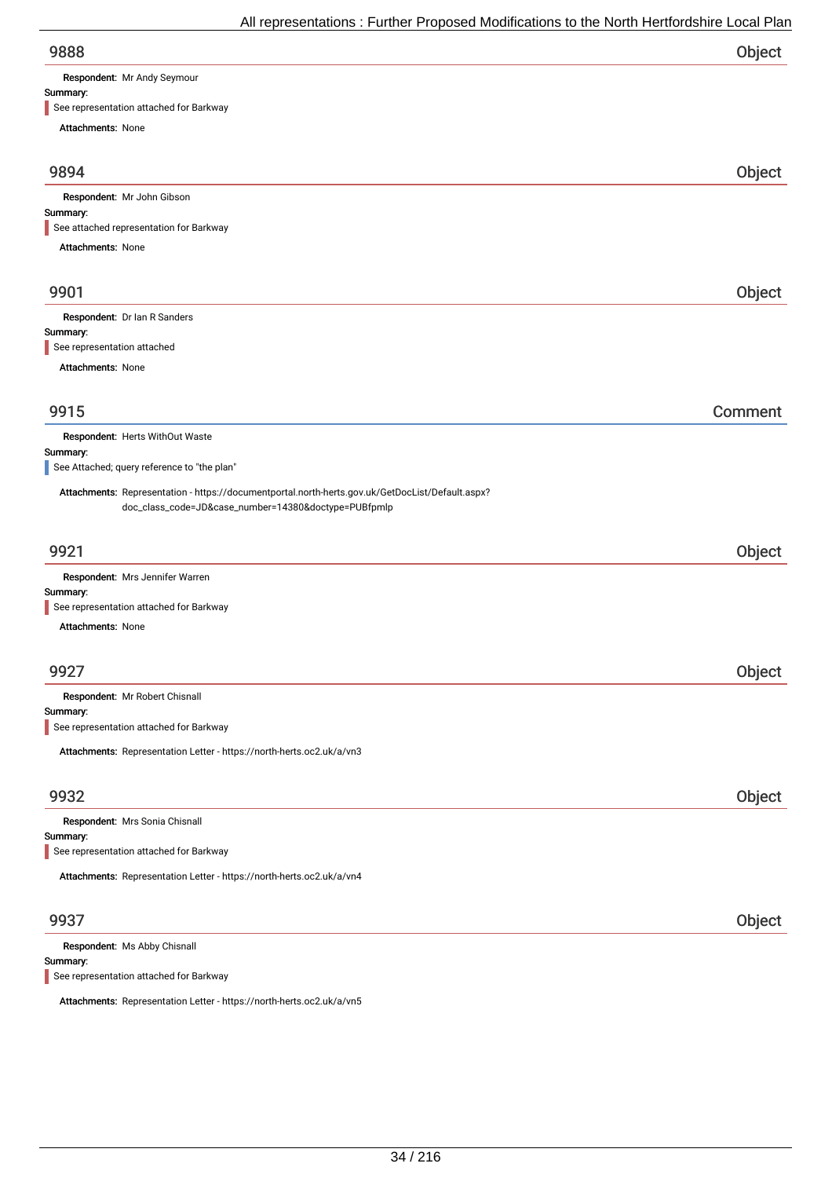## 9888 — Object

**Respondent:** Mr Andy Seymour

**Summary:**

See representation attached for Barkway

**Attachments:** None

## 9894 — Object

**Respondent:** Mr John Gibson

**Summary:**

See attached representation for Barkway

**Attachments:** None

## 9901 — Object

**Respondent:** Dr Ian R Sanders

**Summary:**

See representation attached

**Attachments:** None

## 9915 — Comment

**Respondent:** Herts WithOut Waste

**Summary:**

See Attached; query reference to "the plan"

**Attachments:** Representation - https://documentportal.north-herts.gov.uk/GetDocList/Default.aspx?doc_class_code=JD&case_number=14380&doctype=PUBfpmlp

## 9921 — Object

**Respondent:** Mrs Jennifer Warren

**Summary:**

See representation attached for Barkway

**Attachments:** None

## 9927 — Object

**Respondent:** Mr Robert Chisnall

**Summary:**

See representation attached for Barkway

**Attachments:** Representation Letter - https://north-herts.oc2.uk/a/vn3

## 9932 — Object

**Respondent:** Mrs Sonia Chisnall

**Summary:**

See representation attached for Barkway

**Attachments:** Representation Letter - https://north-herts.oc2.uk/a/vn4

## 9937 — Object

**Respondent:** Ms Abby Chisnall

**Summary:**

See representation attached for Barkway

**Attachments:** Representation Letter - https://north-herts.oc2.uk/a/vn5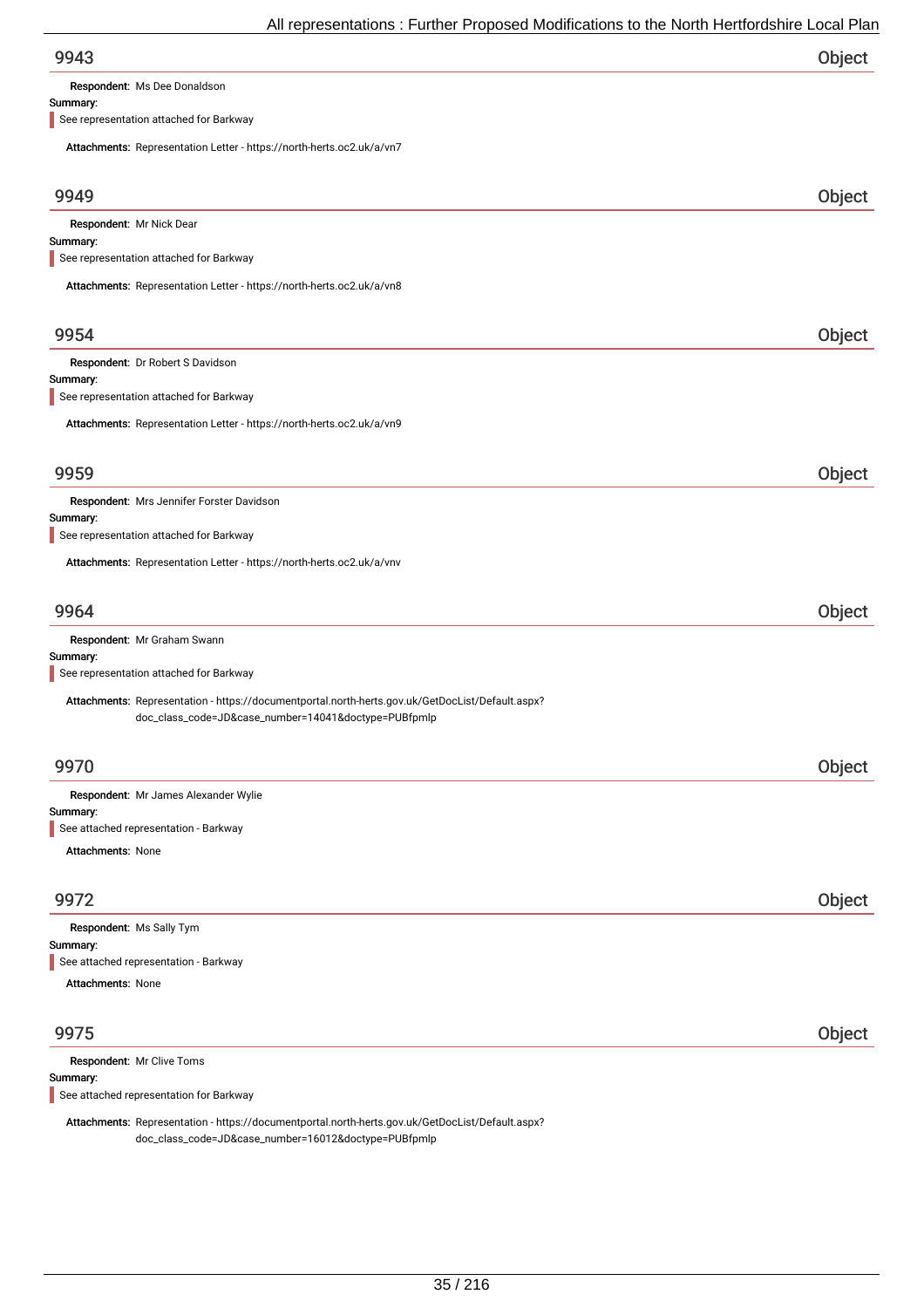## 9943

**Object**

**Respondent:** Ms Dee Donaldson

**Summary:**

See representation attached for Barkway

**Attachments:** Representation Letter - https://north-herts.oc2.uk/a/vn7

## 9949

**Object**

**Respondent:** Mr Nick Dear

**Summary:**

See representation attached for Barkway

**Attachments:** Representation Letter - https://north-herts.oc2.uk/a/vn8

## 9954

**Object**

**Respondent:** Dr Robert S Davidson

**Summary:**

See representation attached for Barkway

**Attachments:** Representation Letter - https://north-herts.oc2.uk/a/vn9

## 9959

**Object**

**Respondent:** Mrs Jennifer Forster Davidson

**Summary:**

See representation attached for Barkway

**Attachments:** Representation Letter - https://north-herts.oc2.uk/a/vnv

## 9964

**Object**

**Respondent:** Mr Graham Swann

**Summary:**

See representation attached for Barkway

**Attachments:** Representation - https://documentportal.north-herts.gov.uk/GetDocList/Default.aspx?doc_class_code=JD&case_number=14041&doctype=PUBfpmlp

## 9970

**Object**

**Respondent:** Mr James Alexander Wylie

**Summary:**

See attached representation - Barkway

**Attachments:** None

## 9972

**Object**

**Respondent:** Ms Sally Tym

**Summary:**

See attached representation - Barkway

**Attachments:** None

## 9975

**Object**

**Respondent:** Mr Clive Toms

**Summary:**

See attached representation for Barkway

**Attachments:** Representation - https://documentportal.north-herts.gov.uk/GetDocList/Default.aspx?doc_class_code=JD&case_number=16012&doctype=PUBfpmlp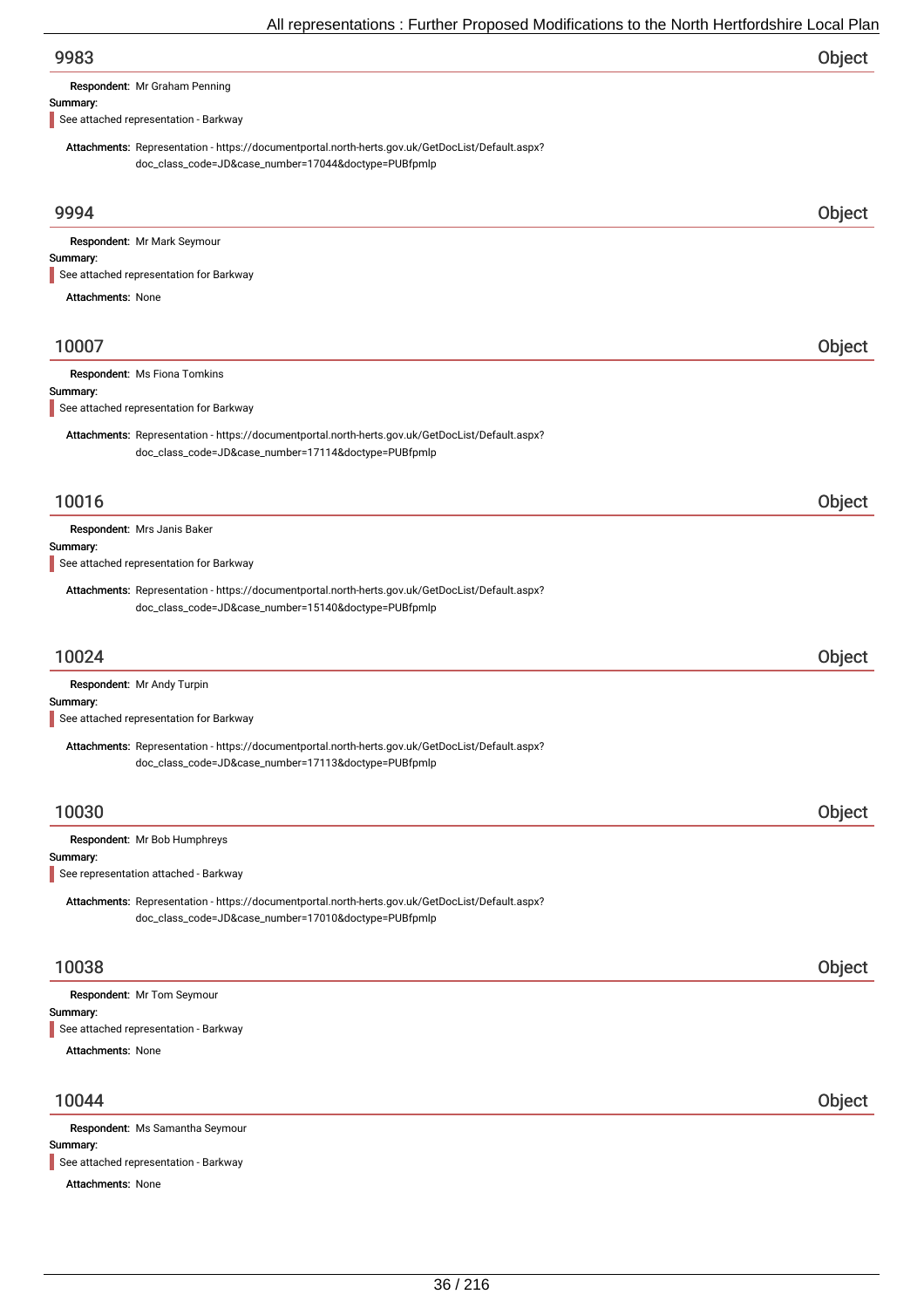## 9983 Object

**Respondent:** Mr Graham Penning

**Summary:**

See attached representation - Barkway

**Attachments:** Representation - https://documentportal.north-herts.gov.uk/GetDocList/Default.aspx?doc_class_code=JD&case_number=17044&doctype=PUBfpmlp

## 9994 Object

**Respondent:** Mr Mark Seymour

**Summary:**

See attached representation for Barkway

**Attachments:** None

## 10007 Object

**Respondent:** Ms Fiona Tomkins

**Summary:**

See attached representation for Barkway

**Attachments:** Representation - https://documentportal.north-herts.gov.uk/GetDocList/Default.aspx?doc_class_code=JD&case_number=17114&doctype=PUBfpmlp

## 10016 Object

**Respondent:** Mrs Janis Baker

**Summary:**

See attached representation for Barkway

**Attachments:** Representation - https://documentportal.north-herts.gov.uk/GetDocList/Default.aspx?doc_class_code=JD&case_number=15140&doctype=PUBfpmlp

## 10024 Object

**Respondent:** Mr Andy Turpin

**Summary:**

See attached representation for Barkway

**Attachments:** Representation - https://documentportal.north-herts.gov.uk/GetDocList/Default.aspx?doc_class_code=JD&case_number=17113&doctype=PUBfpmlp

## 10030 Object

**Respondent:** Mr Bob Humphreys

**Summary:**

See representation attached - Barkway

**Attachments:** Representation - https://documentportal.north-herts.gov.uk/GetDocList/Default.aspx?doc_class_code=JD&case_number=17010&doctype=PUBfpmlp

## 10038 Object

**Respondent:** Mr Tom Seymour

**Summary:**

See attached representation - Barkway

**Attachments:** None

## 10044 Object

**Respondent:** Ms Samantha Seymour

**Summary:**

See attached representation - Barkway

**Attachments:** None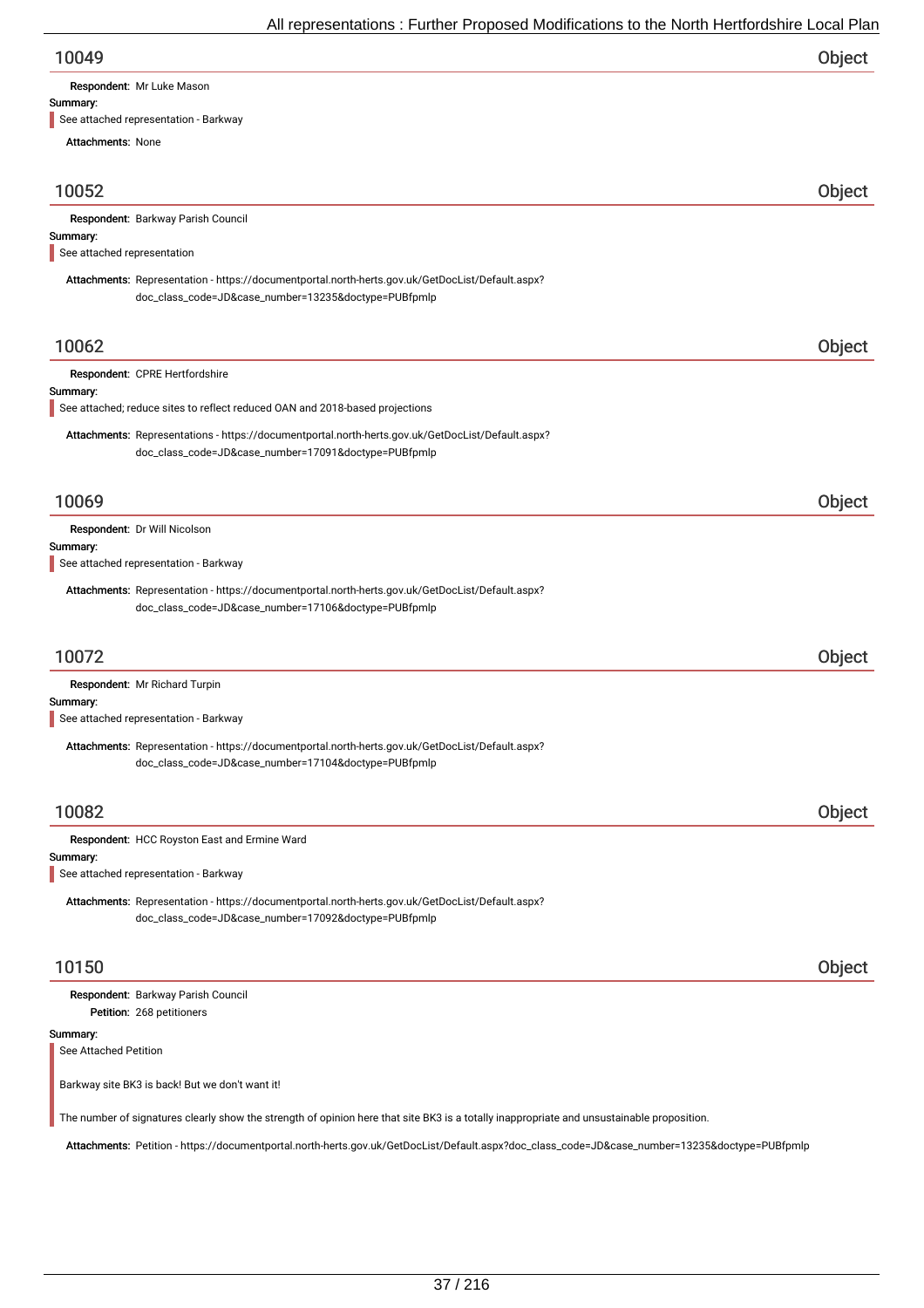## 10049 Object

**Respondent:** Mr Luke Mason

**Summary:**

See attached representation - Barkway

**Attachments:** None

## 10052 Object

**Respondent:** Barkway Parish Council

**Summary:**

See attached representation

**Attachments:** Representation - https://documentportal.north-herts.gov.uk/GetDocList/Default.aspx?doc_class_code=JD&case_number=13235&doctype=PUBfpmlp

## 10062 Object

**Respondent:** CPRE Hertfordshire

**Summary:**

See attached; reduce sites to reflect reduced OAN and 2018-based projections

**Attachments:** Representations - https://documentportal.north-herts.gov.uk/GetDocList/Default.aspx?doc_class_code=JD&case_number=17091&doctype=PUBfpmlp

## 10069 Object

**Respondent:** Dr Will Nicolson

**Summary:**

See attached representation - Barkway

**Attachments:** Representation - https://documentportal.north-herts.gov.uk/GetDocList/Default.aspx?doc_class_code=JD&case_number=17106&doctype=PUBfpmlp

## 10072 Object

**Respondent:** Mr Richard Turpin

**Summary:**

See attached representation - Barkway

**Attachments:** Representation - https://documentportal.north-herts.gov.uk/GetDocList/Default.aspx?doc_class_code=JD&case_number=17104&doctype=PUBfpmlp

## 10082 Object

**Respondent:** HCC Royston East and Ermine Ward

**Summary:**

See attached representation - Barkway

**Attachments:** Representation - https://documentportal.north-herts.gov.uk/GetDocList/Default.aspx?doc_class_code=JD&case_number=17092&doctype=PUBfpmlp

## 10150 Object

**Respondent:** Barkway Parish Council

**Petition:** 268 petitioners

**Summary:**

See Attached Petition

Barkway site BK3 is back! But we don't want it!

The number of signatures clearly show the strength of opinion here that site BK3 is a totally inappropriate and unsustainable proposition.

**Attachments:** Petition - https://documentportal.north-herts.gov.uk/GetDocList/Default.aspx?doc_class_code=JD&case_number=13235&doctype=PUBfpmlp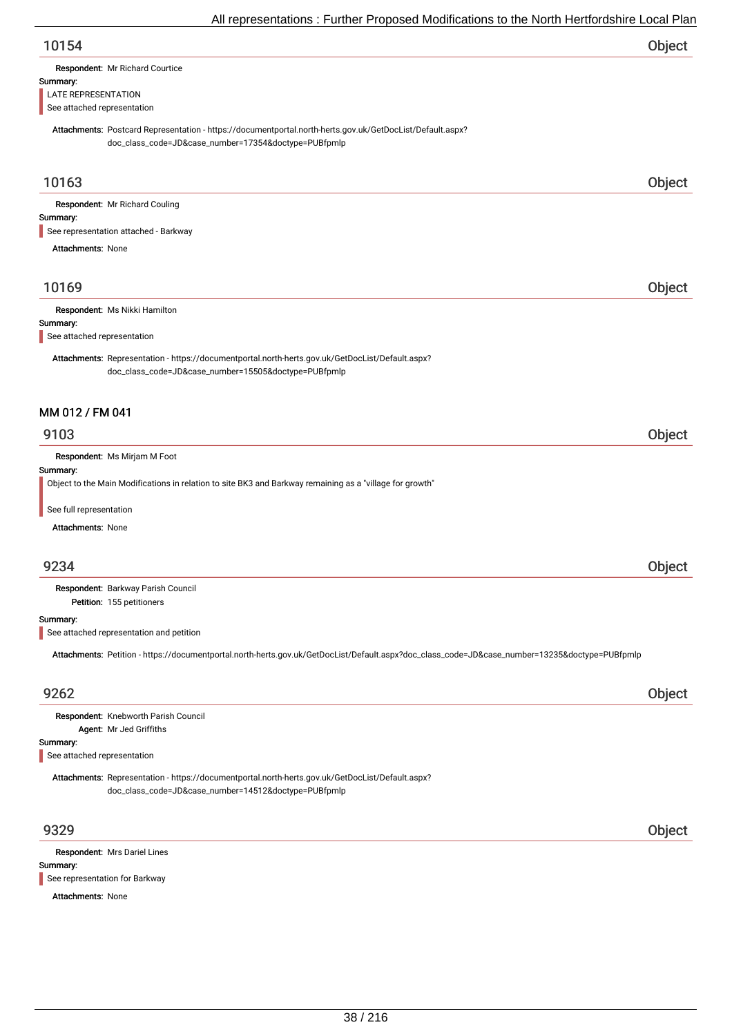## 10154 — Object

**Respondent:** Mr Richard Courtice

**Summary:**

LATE REPRESENTATION

See attached representation

**Attachments:** Postcard Representation - https://documentportal.north-herts.gov.uk/GetDocList/Default.aspx?doc_class_code=JD&case_number=17354&doctype=PUBfpmlp

## 10163 — Object

**Respondent:** Mr Richard Couling

**Summary:**

See representation attached - Barkway

**Attachments:** None

## 10169 — Object

**Respondent:** Ms Nikki Hamilton

**Summary:**

See attached representation

**Attachments:** Representation - https://documentportal.north-herts.gov.uk/GetDocList/Default.aspx?doc_class_code=JD&case_number=15505&doctype=PUBfpmlp

### MM 012 / FM 041

## 9103 — Object

**Respondent:** Ms Mirjam M Foot

**Summary:**

Object to the Main Modifications in relation to site BK3 and Barkway remaining as a "village for growth"

See full representation

**Attachments:** None

## 9234 — Object

**Respondent:** Barkway Parish Council

**Petition:** 155 petitioners

**Summary:**

See attached representation and petition

**Attachments:** Petition - https://documentportal.north-herts.gov.uk/GetDocList/Default.aspx?doc_class_code=JD&case_number=13235&doctype=PUBfpmlp

## 9262 — Object

**Respondent:** Knebworth Parish Council

**Agent:** Mr Jed Griffiths

**Summary:**

See attached representation

**Attachments:** Representation - https://documentportal.north-herts.gov.uk/GetDocList/Default.aspx?doc_class_code=JD&case_number=14512&doctype=PUBfpmlp

## 9329 — Object

**Respondent:** Mrs Dariel Lines

**Summary:**

See representation for Barkway

**Attachments:** None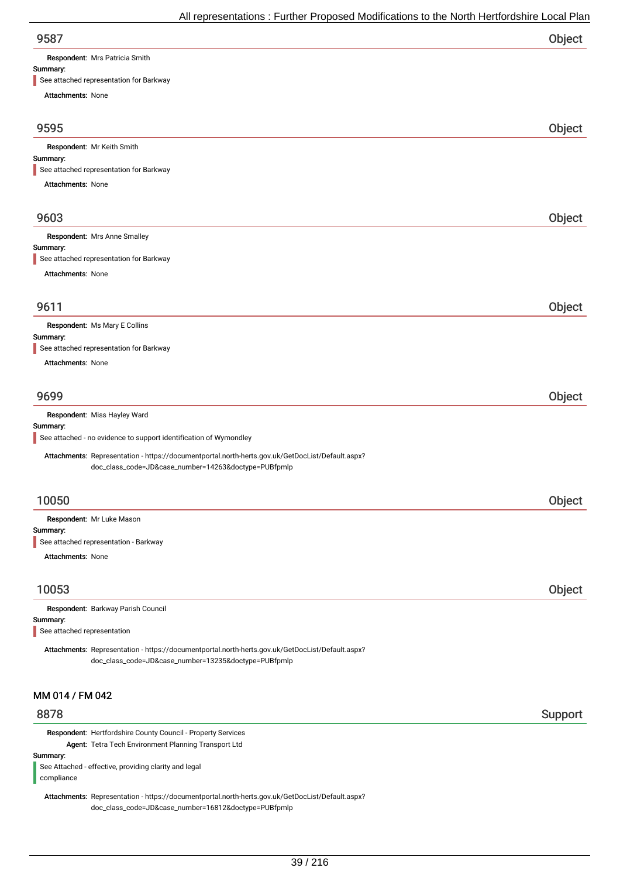## 9587 — Object

**Respondent:** Mrs Patricia Smith

**Summary:**

See attached representation for Barkway

**Attachments:** None

## 9595 — Object

**Respondent:** Mr Keith Smith

**Summary:**

See attached representation for Barkway

**Attachments:** None

## 9603 — Object

**Respondent:** Mrs Anne Smalley

**Summary:**

See attached representation for Barkway

**Attachments:** None

## 9611 — Object

**Respondent:** Ms Mary E Collins

**Summary:**

See attached representation for Barkway

**Attachments:** None

## 9699 — Object

**Respondent:** Miss Hayley Ward

**Summary:**

See attached - no evidence to support identification of Wymondley

**Attachments:** Representation - https://documentportal.north-herts.gov.uk/GetDocList/Default.aspx?doc_class_code=JD&case_number=14263&doctype=PUBfpmlp

## 10050 — Object

**Respondent:** Mr Luke Mason

**Summary:**

See attached representation - Barkway

**Attachments:** None

## 10053 — Object

**Respondent:** Barkway Parish Council

**Summary:**

See attached representation

**Attachments:** Representation - https://documentportal.north-herts.gov.uk/GetDocList/Default.aspx?doc_class_code=JD&case_number=13235&doctype=PUBfpmlp

# MM 014 / FM 042

## 8878 — Support

**Respondent:** Hertfordshire County Council - Property Services

**Agent:** Tetra Tech Environment Planning Transport Ltd

**Summary:**

See Attached - effective, providing clarity and legal compliance

**Attachments:** Representation - https://documentportal.north-herts.gov.uk/GetDocList/Default.aspx?doc_class_code=JD&case_number=16812&doctype=PUBfpmlp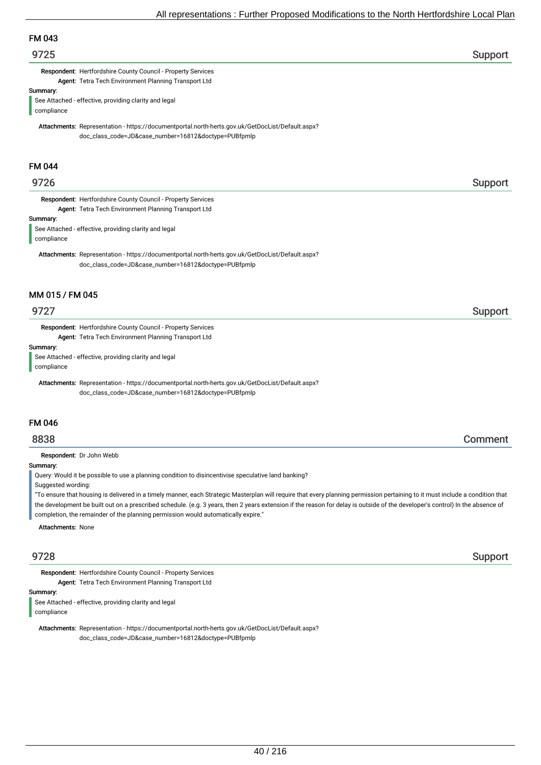## FM 043

### 9725 — Support

**Respondent:** Hertfordshire County Council - Property Services
**Agent:** Tetra Tech Environment Planning Transport Ltd

**Summary:**

See Attached - effective, providing clarity and legal compliance

**Attachments:** Representation - https://documentportal.north-herts.gov.uk/GetDocList/Default.aspx?doc_class_code=JD&case_number=16812&doctype=PUBfpmlp

## FM 044

### 9726 — Support

**Respondent:** Hertfordshire County Council - Property Services
**Agent:** Tetra Tech Environment Planning Transport Ltd

**Summary:**

See Attached - effective, providing clarity and legal compliance

**Attachments:** Representation - https://documentportal.north-herts.gov.uk/GetDocList/Default.aspx?doc_class_code=JD&case_number=16812&doctype=PUBfpmlp

## MM 015 / FM 045

### 9727 — Support

**Respondent:** Hertfordshire County Council - Property Services
**Agent:** Tetra Tech Environment Planning Transport Ltd

**Summary:**

See Attached - effective, providing clarity and legal compliance

**Attachments:** Representation - https://documentportal.north-herts.gov.uk/GetDocList/Default.aspx?doc_class_code=JD&case_number=16812&doctype=PUBfpmlp

## FM 046

### 8838 — Comment

**Respondent:** Dr John Webb

**Summary:**

Query: Would it be possible to use a planning condition to disincentivise speculative land banking?

Suggested wording:

"To ensure that housing is delivered in a timely manner, each Strategic Masterplan will require that every planning permission pertaining to it must include a condition that the development be built out on a prescribed schedule. (e.g. 3 years, then 2 years extension if the reason for delay is outside of the developer's control) In the absence of completion, the remainder of the planning permission would automatically expire."

**Attachments:** None

### 9728 — Support

**Respondent:** Hertfordshire County Council - Property Services
**Agent:** Tetra Tech Environment Planning Transport Ltd

**Summary:**

See Attached - effective, providing clarity and legal compliance

**Attachments:** Representation - https://documentportal.north-herts.gov.uk/GetDocList/Default.aspx?doc_class_code=JD&case_number=16812&doctype=PUBfpmlp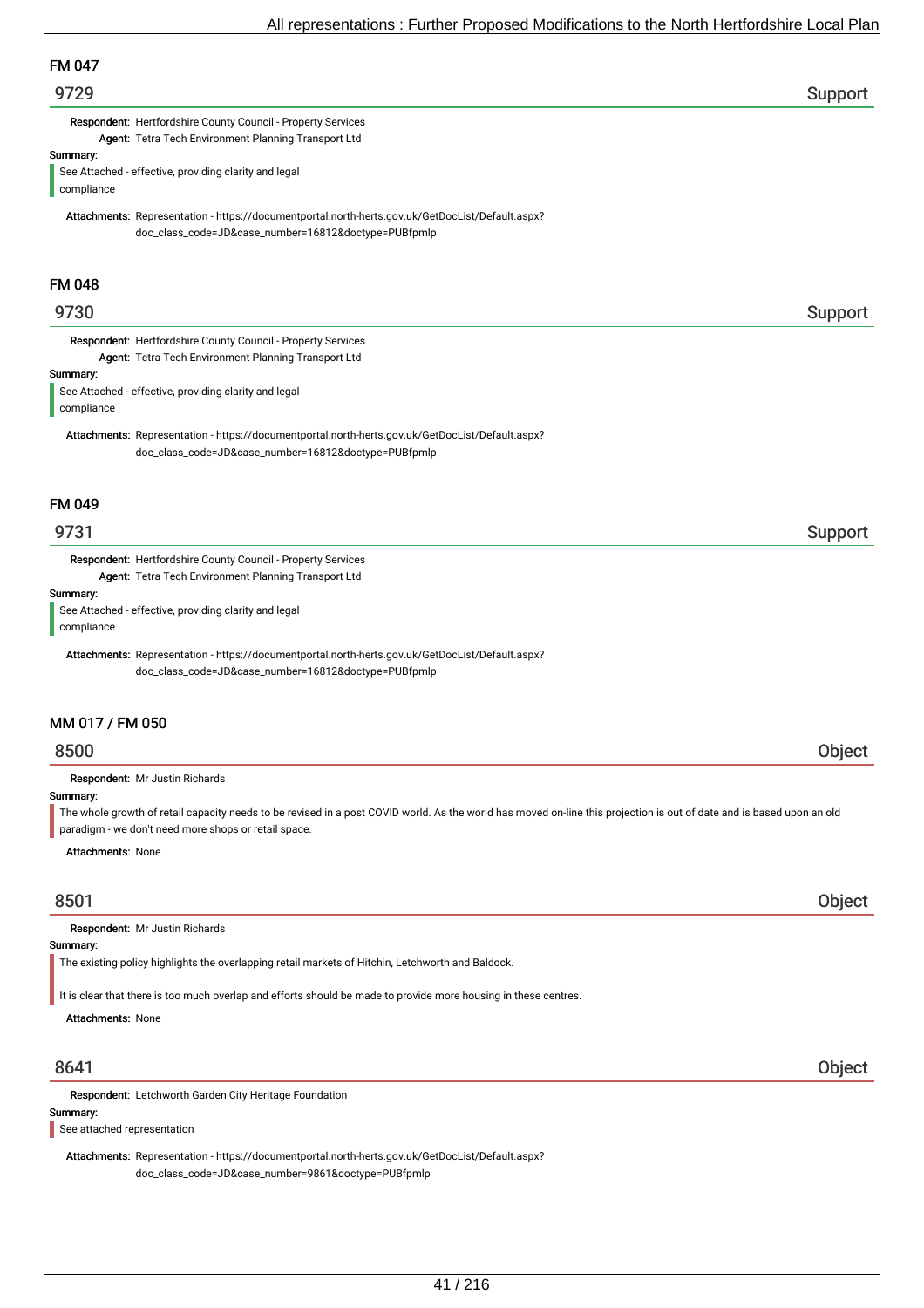## FM 047

### 9729 — Support

**Respondent:** Hertfordshire County Council - Property Services
**Agent:** Tetra Tech Environment Planning Transport Ltd

**Summary:**

See Attached - effective, providing clarity and legal compliance

**Attachments:** Representation - https://documentportal.north-herts.gov.uk/GetDocList/Default.aspx?doc_class_code=JD&case_number=16812&doctype=PUBfpmlp

## FM 048

### 9730 — Support

**Respondent:** Hertfordshire County Council - Property Services
**Agent:** Tetra Tech Environment Planning Transport Ltd

**Summary:**

See Attached - effective, providing clarity and legal compliance

**Attachments:** Representation - https://documentportal.north-herts.gov.uk/GetDocList/Default.aspx?doc_class_code=JD&case_number=16812&doctype=PUBfpmlp

## FM 049

### 9731 — Support

**Respondent:** Hertfordshire County Council - Property Services
**Agent:** Tetra Tech Environment Planning Transport Ltd

**Summary:**

See Attached - effective, providing clarity and legal compliance

**Attachments:** Representation - https://documentportal.north-herts.gov.uk/GetDocList/Default.aspx?doc_class_code=JD&case_number=16812&doctype=PUBfpmlp

## MM 017 / FM 050

### 8500 — Object

**Respondent:** Mr Justin Richards

**Summary:**

The whole growth of retail capacity needs to be revised in a post COVID world. As the world has moved on-line this projection is out of date and is based upon an old paradigm - we don't need more shops or retail space.

**Attachments:** None

### 8501 — Object

**Respondent:** Mr Justin Richards

**Summary:**

The existing policy highlights the overlapping retail markets of Hitchin, Letchworth and Baldock.

It is clear that there is too much overlap and efforts should be made to provide more housing in these centres.

**Attachments:** None

### 8641 — Object

**Respondent:** Letchworth Garden City Heritage Foundation

**Summary:**

See attached representation

**Attachments:** Representation - https://documentportal.north-herts.gov.uk/GetDocList/Default.aspx?doc_class_code=JD&case_number=9861&doctype=PUBfpmlp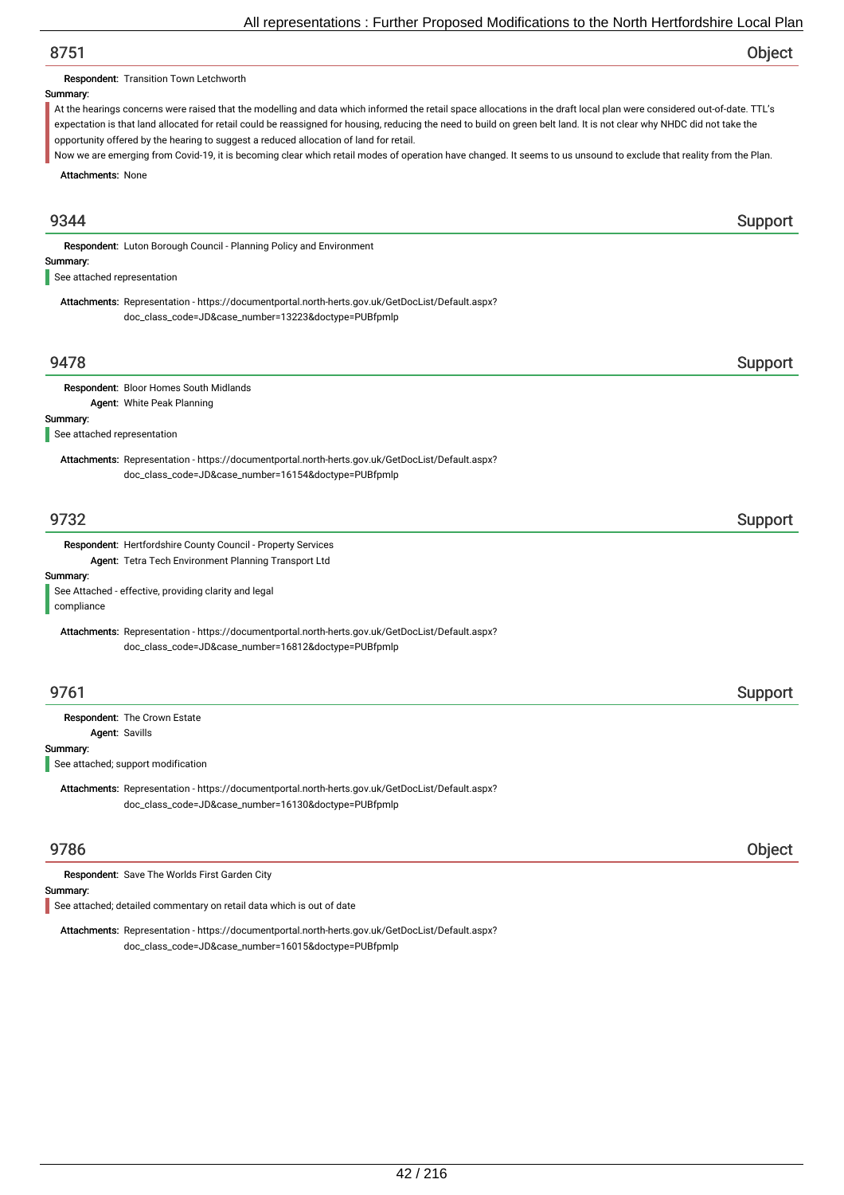## 8751 — Object

**Respondent:** Transition Town Letchworth

**Summary:**

At the hearings concerns were raised that the modelling and data which informed the retail space allocations in the draft local plan were considered out-of-date. TTL's expectation is that land allocated for retail could be reassigned for housing, reducing the need to build on green belt land. It is not clear why NHDC did not take the opportunity offered by the hearing to suggest a reduced allocation of land for retail.

Now we are emerging from Covid-19, it is becoming clear which retail modes of operation have changed. It seems to us unsound to exclude that reality from the Plan.

**Attachments:** None

## 9344 — Support

**Respondent:** Luton Borough Council - Planning Policy and Environment

**Summary:**

See attached representation

**Attachments:** Representation - https://documentportal.north-herts.gov.uk/GetDocList/Default.aspx?doc_class_code=JD&case_number=13223&doctype=PUBfpmlp

## 9478 — Support

**Respondent:** Bloor Homes South Midlands
**Agent:** White Peak Planning

**Summary:**

See attached representation

**Attachments:** Representation - https://documentportal.north-herts.gov.uk/GetDocList/Default.aspx?doc_class_code=JD&case_number=16154&doctype=PUBfpmlp

## 9732 — Support

**Respondent:** Hertfordshire County Council - Property Services
**Agent:** Tetra Tech Environment Planning Transport Ltd

**Summary:**

See Attached - effective, providing clarity and legal compliance

**Attachments:** Representation - https://documentportal.north-herts.gov.uk/GetDocList/Default.aspx?doc_class_code=JD&case_number=16812&doctype=PUBfpmlp

## 9761 — Support

**Respondent:** The Crown Estate
**Agent:** Savills

**Summary:**

See attached; support modification

**Attachments:** Representation - https://documentportal.north-herts.gov.uk/GetDocList/Default.aspx?doc_class_code=JD&case_number=16130&doctype=PUBfpmlp

## 9786 — Object

**Respondent:** Save The Worlds First Garden City

**Summary:**

See attached; detailed commentary on retail data which is out of date

**Attachments:** Representation - https://documentportal.north-herts.gov.uk/GetDocList/Default.aspx?doc_class_code=JD&case_number=16015&doctype=PUBfpmlp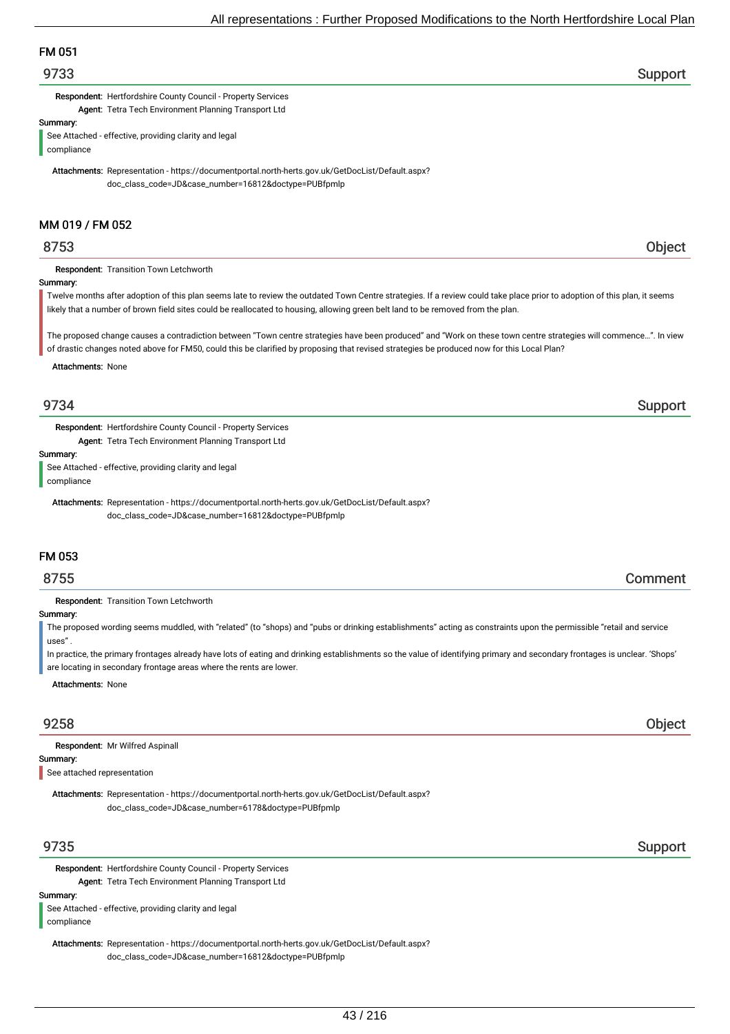## FM 051

### 9733 — Support

**Respondent:** Hertfordshire County Council - Property Services
**Agent:** Tetra Tech Environment Planning Transport Ltd

**Summary:**

See Attached - effective, providing clarity and legal compliance

**Attachments:** Representation - https://documentportal.north-herts.gov.uk/GetDocList/Default.aspx?doc_class_code=JD&case_number=16812&doctype=PUBfpmlp

## MM 019 / FM 052

### 8753 — Object

**Respondent:** Transition Town Letchworth

**Summary:**

Twelve months after adoption of this plan seems late to review the outdated Town Centre strategies. If a review could take place prior to adoption of this plan, it seems likely that a number of brown field sites could be reallocated to housing, allowing green belt land to be removed from the plan.

The proposed change causes a contradiction between "Town centre strategies have been produced" and "Work on these town centre strategies will commence…". In view of drastic changes noted above for FM50, could this be clarified by proposing that revised strategies be produced now for this Local Plan?

**Attachments:** None

### 9734 — Support

**Respondent:** Hertfordshire County Council - Property Services
**Agent:** Tetra Tech Environment Planning Transport Ltd

**Summary:**

See Attached - effective, providing clarity and legal compliance

**Attachments:** Representation - https://documentportal.north-herts.gov.uk/GetDocList/Default.aspx?doc_class_code=JD&case_number=16812&doctype=PUBfpmlp

## FM 053

### 8755 — Comment

**Respondent:** Transition Town Letchworth

**Summary:**

The proposed wording seems muddled, with "related" (to "shops) and "pubs or drinking establishments" acting as constraints upon the permissible "retail and service uses" .
In practice, the primary frontages already have lots of eating and drinking establishments so the value of identifying primary and secondary frontages is unclear. 'Shops' are locating in secondary frontage areas where the rents are lower.

**Attachments:** None

### 9258 — Object

**Respondent:** Mr Wilfred Aspinall

**Summary:**

See attached representation

**Attachments:** Representation - https://documentportal.north-herts.gov.uk/GetDocList/Default.aspx?doc_class_code=JD&case_number=6178&doctype=PUBfpmlp

### 9735 — Support

**Respondent:** Hertfordshire County Council - Property Services
**Agent:** Tetra Tech Environment Planning Transport Ltd

**Summary:**

See Attached - effective, providing clarity and legal compliance

**Attachments:** Representation - https://documentportal.north-herts.gov.uk/GetDocList/Default.aspx?doc_class_code=JD&case_number=16812&doctype=PUBfpmlp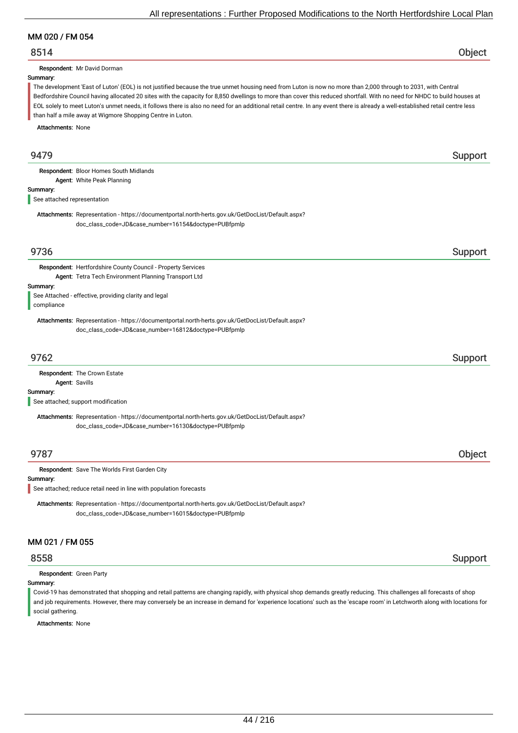## MM 020 / FM 054

### 8514 — Object

**Respondent:** Mr David Dorman

**Summary:**

The development 'East of Luton' (EOL) is not justified because the true unmet housing need from Luton is now no more than 2,000 through to 2031, with Central Bedfordshire Council having allocated 20 sites with the capacity for 8,850 dwellings to more than cover this reduced shortfall. With no need for NHDC to build houses at EOL solely to meet Luton's unmet needs, it follows there is also no need for an additional retail centre. In any event there is already a well-established retail centre less than half a mile away at Wigmore Shopping Centre in Luton.

**Attachments:** None

### 9479 — Support

**Respondent:** Bloor Homes South Midlands
**Agent:** White Peak Planning

**Summary:**

See attached representation

**Attachments:** Representation - https://documentportal.north-herts.gov.uk/GetDocList/Default.aspx?doc_class_code=JD&case_number=16154&doctype=PUBfpmlp

### 9736 — Support

**Respondent:** Hertfordshire County Council - Property Services
**Agent:** Tetra Tech Environment Planning Transport Ltd

**Summary:**

See Attached - effective, providing clarity and legal compliance

**Attachments:** Representation - https://documentportal.north-herts.gov.uk/GetDocList/Default.aspx?doc_class_code=JD&case_number=16812&doctype=PUBfpmlp

### 9762 — Support

**Respondent:** The Crown Estate
**Agent:** Savills

**Summary:**

See attached; support modification

**Attachments:** Representation - https://documentportal.north-herts.gov.uk/GetDocList/Default.aspx?doc_class_code=JD&case_number=16130&doctype=PUBfpmlp

### 9787 — Object

**Respondent:** Save The Worlds First Garden City

**Summary:**

See attached; reduce retail need in line with population forecasts

**Attachments:** Representation - https://documentportal.north-herts.gov.uk/GetDocList/Default.aspx?doc_class_code=JD&case_number=16015&doctype=PUBfpmlp

## MM 021 / FM 055

### 8558 — Support

**Respondent:** Green Party

**Summary:**

Covid-19 has demonstrated that shopping and retail patterns are changing rapidly, with physical shop demands greatly reducing. This challenges all forecasts of shop and job requirements. However, there may conversely be an increase in demand for 'experience locations' such as the 'escape room' in Letchworth along with locations for social gathering.

**Attachments:** None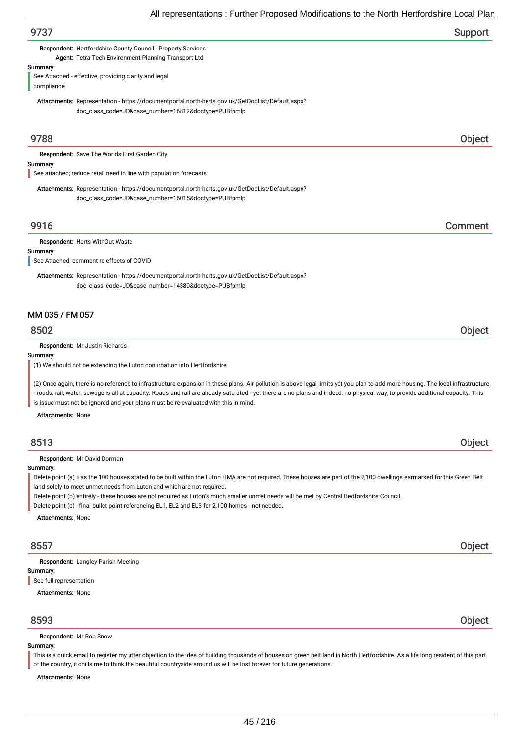## 9737 Support

**Respondent:** Hertfordshire County Council - Property Services
**Agent:** Tetra Tech Environment Planning Transport Ltd

**Summary:**

See Attached - effective, providing clarity and legal compliance

**Attachments:** Representation - https://documentportal.north-herts.gov.uk/GetDocList/Default.aspx?doc_class_code=JD&case_number=16812&doctype=PUBfpmlp

## 9788 Object

**Respondent:** Save The Worlds First Garden City

**Summary:**

See attached; reduce retail need in line with population forecasts

**Attachments:** Representation - https://documentportal.north-herts.gov.uk/GetDocList/Default.aspx?doc_class_code=JD&case_number=16015&doctype=PUBfpmlp

## 9916 Comment

**Respondent:** Herts WithOut Waste

**Summary:**

See Attached; comment re effects of COVID

**Attachments:** Representation - https://documentportal.north-herts.gov.uk/GetDocList/Default.aspx?doc_class_code=JD&case_number=14380&doctype=PUBfpmlp

# MM 035 / FM 057

## 8502 Object

**Respondent:** Mr Justin Richards

**Summary:**

(1) We should not be extending the Luton conurbation into Hertfordshire

(2) Once again, there is no reference to infrastructure expansion in these plans. Air pollution is above legal limits yet you plan to add more housing. The local infrastructure - roads, rail, water, sewage is all at capacity. Roads and rail are already saturated - yet there are no plans and indeed, no physical way, to provide additional capacity. This is issue must not be ignored and your plans must be re-evaluated with this in mind.

**Attachments:** None

## 8513 Object

**Respondent:** Mr David Dorman

**Summary:**

Delete point (a) ii as the 100 houses stated to be built within the Luton HMA are not required. These houses are part of the 2,100 dwellings earmarked for this Green Belt land solely to meet unmet needs from Luton and which are not required.
Delete point (b) entirely - these houses are not required as Luton's much smaller unmet needs will be met by Central Bedfordshire Council.
Delete point (c) - final bullet point referencing EL1, EL2 and EL3 for 2,100 homes - not needed.

**Attachments:** None

## 8557 Object

**Respondent:** Langley Parish Meeting

**Summary:**

See full representation

**Attachments:** None

## 8593 Object

**Respondent:** Mr Rob Snow

**Summary:**

This is a quick email to register my utter objection to the idea of building thousands of houses on green belt land in North Hertfordshire. As a life long resident of this part of the country, it chills me to think the beautiful countryside around us will be lost forever for future generations.

**Attachments:** None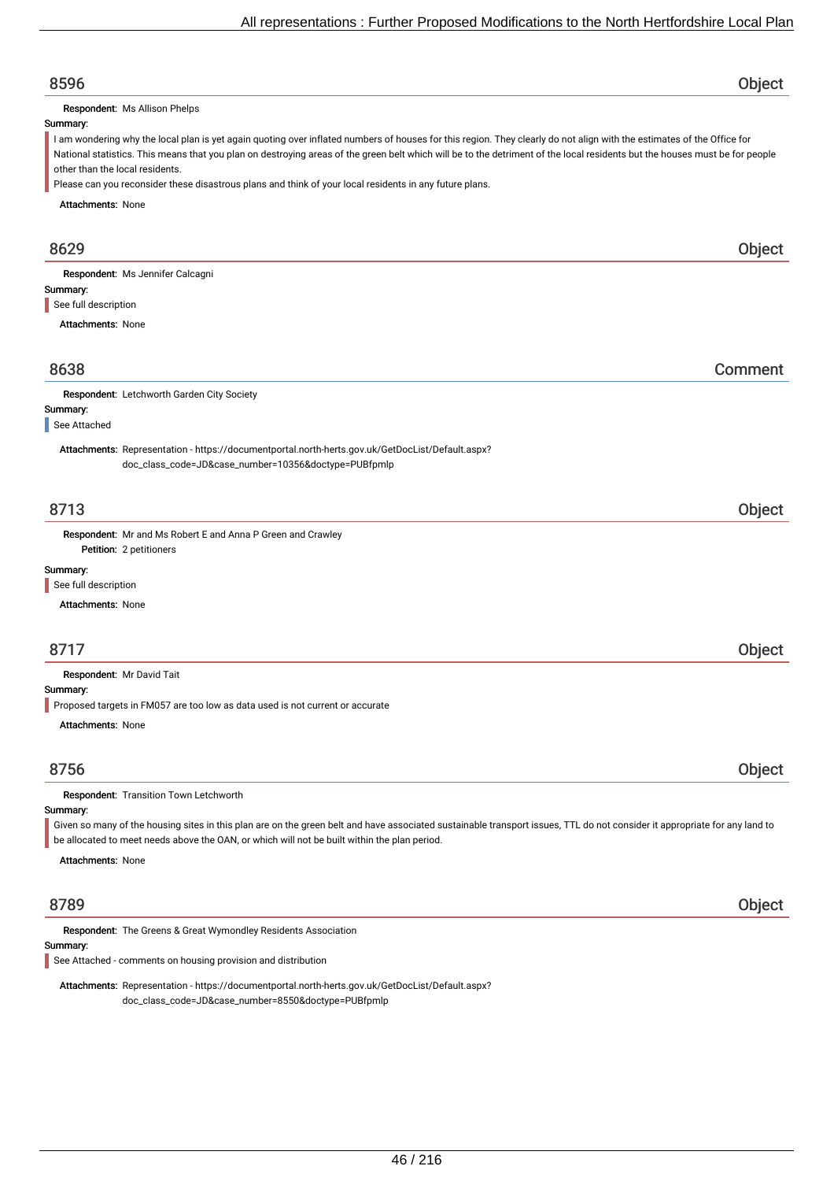## 8596 Object

**Respondent:** Ms Allison Phelps

**Summary:**

I am wondering why the local plan is yet again quoting over inflated numbers of houses for this region. They clearly do not align with the estimates of the Office for National statistics. This means that you plan on destroying areas of the green belt which will be to the detriment of the local residents but the houses must be for people other than the local residents.

Please can you reconsider these disastrous plans and think of your local residents in any future plans.

**Attachments:** None

## 8629 Object

**Respondent:** Ms Jennifer Calcagni

**Summary:**

See full description

**Attachments:** None

## 8638 Comment

**Respondent:** Letchworth Garden City Society

**Summary:**

See Attached

**Attachments:** Representation - https://documentportal.north-herts.gov.uk/GetDocList/Default.aspx?doc_class_code=JD&case_number=10356&doctype=PUBfpmlp

## 8713 Object

**Respondent:** Mr and Ms Robert E and Anna P Green and Crawley

**Petition:** 2 petitioners

**Summary:**

See full description

**Attachments:** None

## 8717 Object

**Respondent:** Mr David Tait

**Summary:**

Proposed targets in FM057 are too low as data used is not current or accurate

**Attachments:** None

## 8756 Object

**Respondent:** Transition Town Letchworth

**Summary:**

Given so many of the housing sites in this plan are on the green belt and have associated sustainable transport issues, TTL do not consider it appropriate for any land to be allocated to meet needs above the OAN, or which will not be built within the plan period.

**Attachments:** None

## 8789 Object

**Respondent:** The Greens & Great Wymondley Residents Association

**Summary:**

See Attached - comments on housing provision and distribution

**Attachments:** Representation - https://documentportal.north-herts.gov.uk/GetDocList/Default.aspx?doc_class_code=JD&case_number=8550&doctype=PUBfpmlp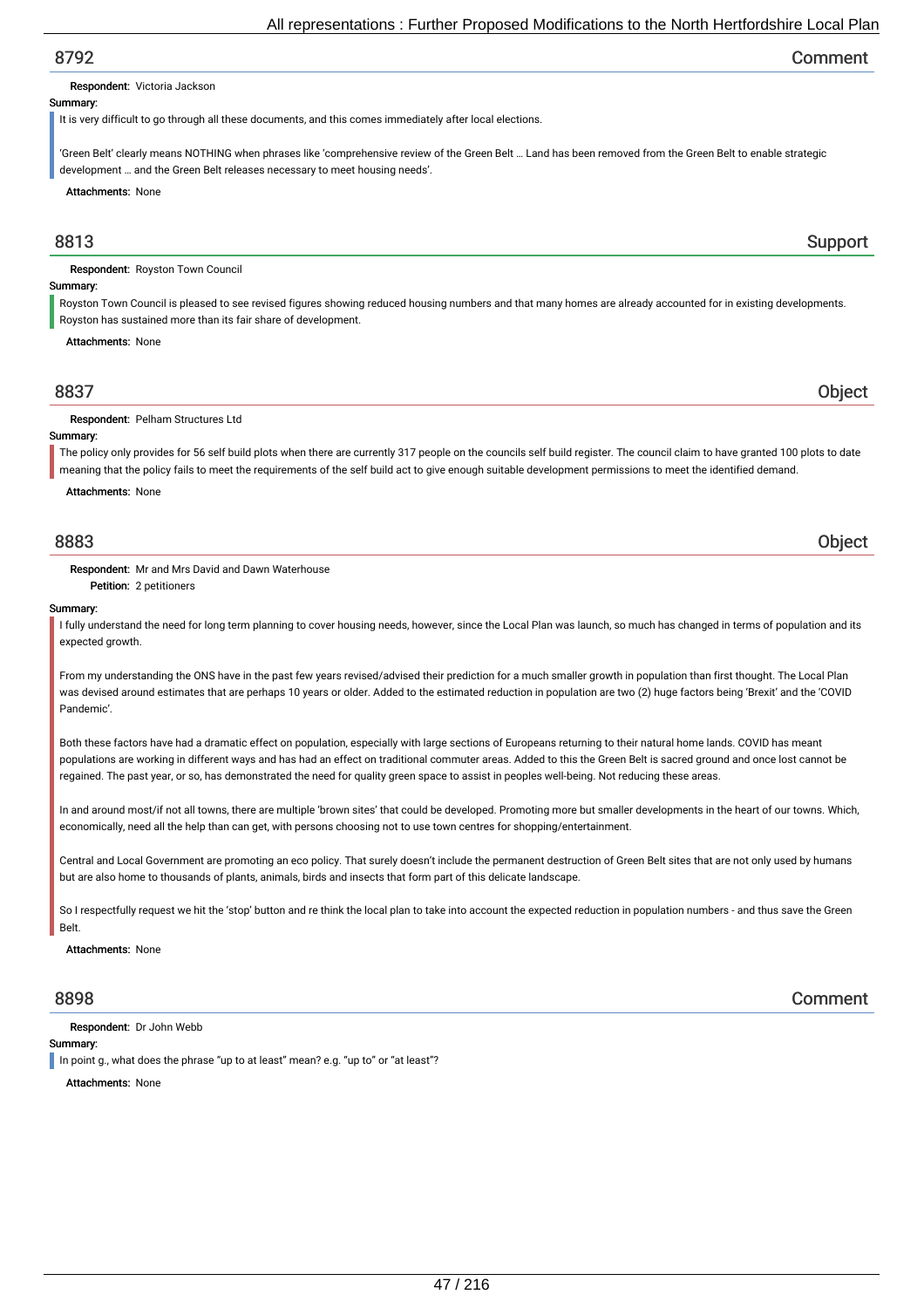## 8792 — Comment

**Respondent:** Victoria Jackson

**Summary:**

It is very difficult to go through all these documents, and this comes immediately after local elections.

'Green Belt' clearly means NOTHING when phrases like 'comprehensive review of the Green Belt … Land has been removed from the Green Belt to enable strategic development … and the Green Belt releases necessary to meet housing needs'.

**Attachments:** None

## 8813 — Support

**Respondent:** Royston Town Council

**Summary:**

Royston Town Council is pleased to see revised figures showing reduced housing numbers and that many homes are already accounted for in existing developments. Royston has sustained more than its fair share of development.

**Attachments:** None

## 8837 — Object

**Respondent:** Pelham Structures Ltd

**Summary:**

The policy only provides for 56 self build plots when there are currently 317 people on the councils self build register. The council claim to have granted 100 plots to date meaning that the policy fails to meet the requirements of the self build act to give enough suitable development permissions to meet the identified demand.

**Attachments:** None

## 8883 — Object

**Respondent:** Mr and Mrs David and Dawn Waterhouse
**Petition:** 2 petitioners

**Summary:**

I fully understand the need for long term planning to cover housing needs, however, since the Local Plan was launch, so much has changed in terms of population and its expected growth.

From my understanding the ONS have in the past few years revised/advised their prediction for a much smaller growth in population than first thought. The Local Plan was devised around estimates that are perhaps 10 years or older. Added to the estimated reduction in population are two (2) huge factors being 'Brexit' and the 'COVID Pandemic'.

Both these factors have had a dramatic effect on population, especially with large sections of Europeans returning to their natural home lands. COVID has meant populations are working in different ways and has had an effect on traditional commuter areas. Added to this the Green Belt is sacred ground and once lost cannot be regained. The past year, or so, has demonstrated the need for quality green space to assist in peoples well-being. Not reducing these areas.

In and around most/if not all towns, there are multiple 'brown sites' that could be developed. Promoting more but smaller developments in the heart of our towns. Which, economically, need all the help than can get, with persons choosing not to use town centres for shopping/entertainment.

Central and Local Government are promoting an eco policy. That surely doesn't include the permanent destruction of Green Belt sites that are not only used by humans but are also home to thousands of plants, animals, birds and insects that form part of this delicate landscape.

So I respectfully request we hit the 'stop' button and re think the local plan to take into account the expected reduction in population numbers - and thus save the Green Belt.

**Attachments:** None

## 8898 — Comment

**Respondent:** Dr John Webb

**Summary:**

In point g., what does the phrase "up to at least" mean? e.g. "up to" or "at least"?

**Attachments:** None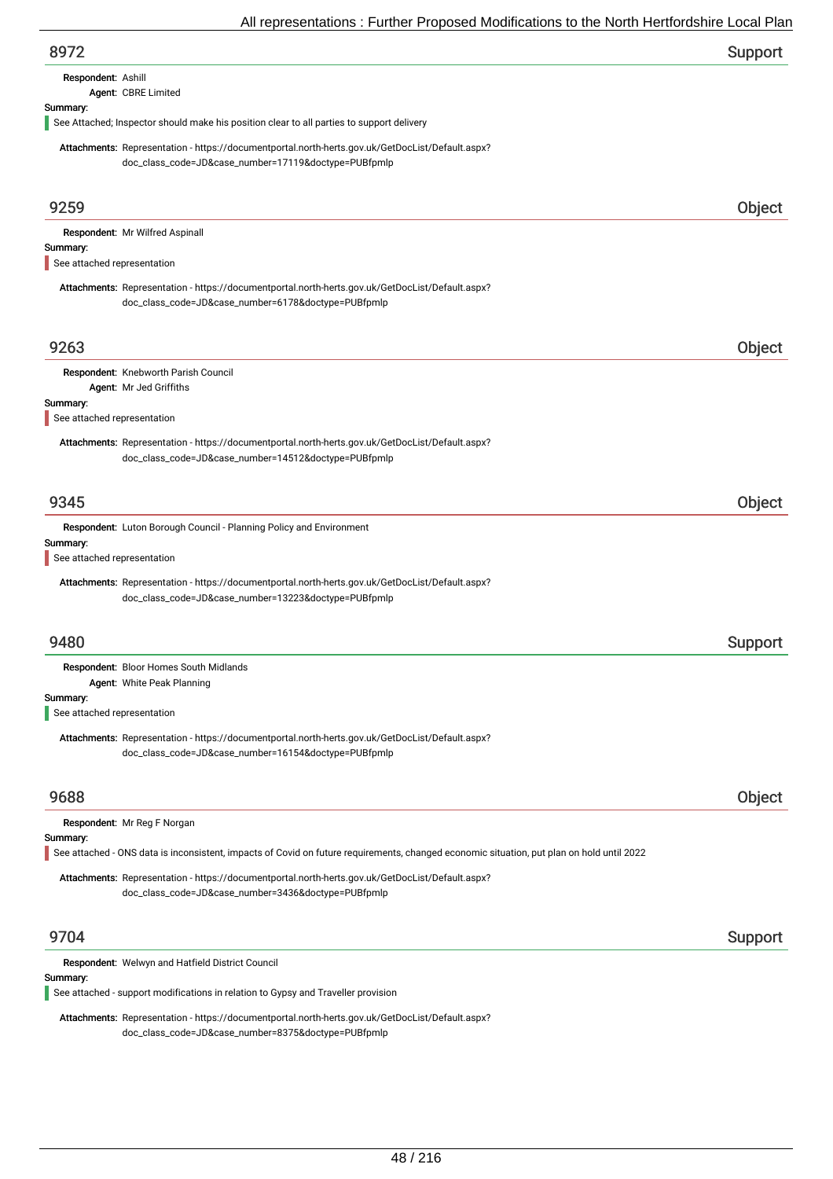## 8972 Support

**Respondent:** Ashill

**Agent:** CBRE Limited

**Summary:**

See Attached; Inspector should make his position clear to all parties to support delivery

**Attachments:** Representation - https://documentportal.north-herts.gov.uk/GetDocList/Default.aspx?doc_class_code=JD&case_number=17119&doctype=PUBfpmlp

## 9259 Object

**Respondent:** Mr Wilfred Aspinall

**Summary:**

See attached representation

**Attachments:** Representation - https://documentportal.north-herts.gov.uk/GetDocList/Default.aspx?doc_class_code=JD&case_number=6178&doctype=PUBfpmlp

## 9263 Object

**Respondent:** Knebworth Parish Council

**Agent:** Mr Jed Griffiths

**Summary:**

See attached representation

**Attachments:** Representation - https://documentportal.north-herts.gov.uk/GetDocList/Default.aspx?doc_class_code=JD&case_number=14512&doctype=PUBfpmlp

## 9345 Object

**Respondent:** Luton Borough Council - Planning Policy and Environment

**Summary:**

See attached representation

**Attachments:** Representation - https://documentportal.north-herts.gov.uk/GetDocList/Default.aspx?doc_class_code=JD&case_number=13223&doctype=PUBfpmlp

## 9480 Support

**Respondent:** Bloor Homes South Midlands

**Agent:** White Peak Planning

**Summary:**

See attached representation

**Attachments:** Representation - https://documentportal.north-herts.gov.uk/GetDocList/Default.aspx?doc_class_code=JD&case_number=16154&doctype=PUBfpmlp

## 9688 Object

**Respondent:** Mr Reg F Norgan

**Summary:**

See attached - ONS data is inconsistent, impacts of Covid on future requirements, changed economic situation, put plan on hold until 2022

**Attachments:** Representation - https://documentportal.north-herts.gov.uk/GetDocList/Default.aspx?doc_class_code=JD&case_number=3436&doctype=PUBfpmlp

## 9704 Support

**Respondent:** Welwyn and Hatfield District Council

**Summary:**

See attached - support modifications in relation to Gypsy and Traveller provision

**Attachments:** Representation - https://documentportal.north-herts.gov.uk/GetDocList/Default.aspx?doc_class_code=JD&case_number=8375&doctype=PUBfpmlp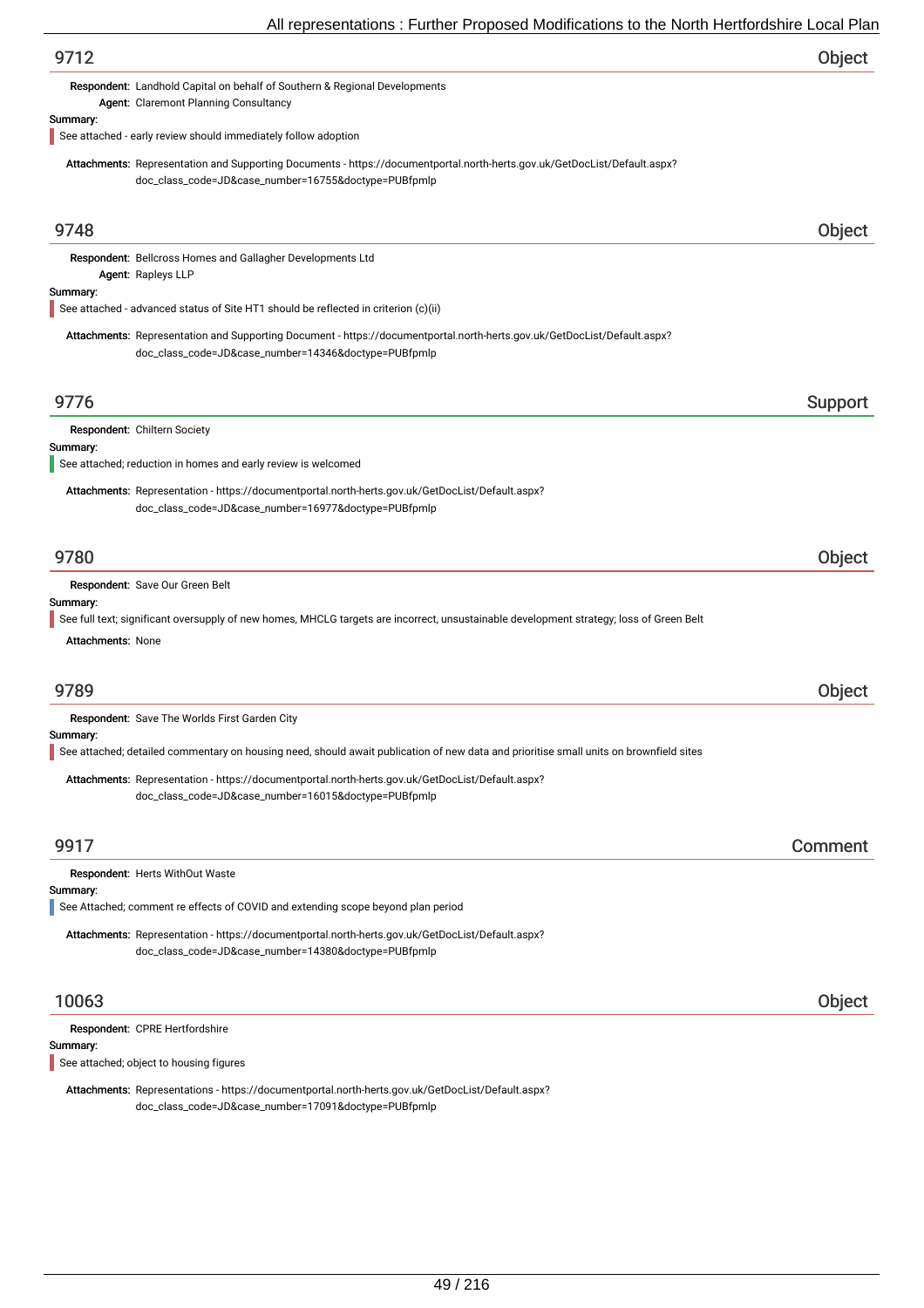## 9712 Object

**Respondent:** Landhold Capital on behalf of Southern & Regional Developments
**Agent:** Claremont Planning Consultancy

**Summary:**

See attached - early review should immediately follow adoption

**Attachments:** Representation and Supporting Documents - https://documentportal.north-herts.gov.uk/GetDocList/Default.aspx?doc_class_code=JD&case_number=16755&doctype=PUBfpmlp

## 9748 Object

**Respondent:** Bellcross Homes and Gallagher Developments Ltd
**Agent:** Rapleys LLP

**Summary:**

See attached - advanced status of Site HT1 should be reflected in criterion (c)(ii)

**Attachments:** Representation and Supporting Document - https://documentportal.north-herts.gov.uk/GetDocList/Default.aspx?doc_class_code=JD&case_number=14346&doctype=PUBfpmlp

## 9776 Support

**Respondent:** Chiltern Society

**Summary:**

See attached; reduction in homes and early review is welcomed

**Attachments:** Representation - https://documentportal.north-herts.gov.uk/GetDocList/Default.aspx?doc_class_code=JD&case_number=16977&doctype=PUBfpmlp

## 9780 Object

**Respondent:** Save Our Green Belt

**Summary:**

See full text; significant oversupply of new homes, MHCLG targets are incorrect, unsustainable development strategy; loss of Green Belt

**Attachments:** None

## 9789 Object

**Respondent:** Save The Worlds First Garden City

**Summary:**

See attached; detailed commentary on housing need, should await publication of new data and prioritise small units on brownfield sites

**Attachments:** Representation - https://documentportal.north-herts.gov.uk/GetDocList/Default.aspx?doc_class_code=JD&case_number=16015&doctype=PUBfpmlp

## 9917 Comment

**Respondent:** Herts WithOut Waste

**Summary:**

See Attached; comment re effects of COVID and extending scope beyond plan period

**Attachments:** Representation - https://documentportal.north-herts.gov.uk/GetDocList/Default.aspx?doc_class_code=JD&case_number=14380&doctype=PUBfpmlp

## 10063 Object

**Respondent:** CPRE Hertfordshire

**Summary:**

See attached; object to housing figures

**Attachments:** Representations - https://documentportal.north-herts.gov.uk/GetDocList/Default.aspx?doc_class_code=JD&case_number=17091&doctype=PUBfpmlp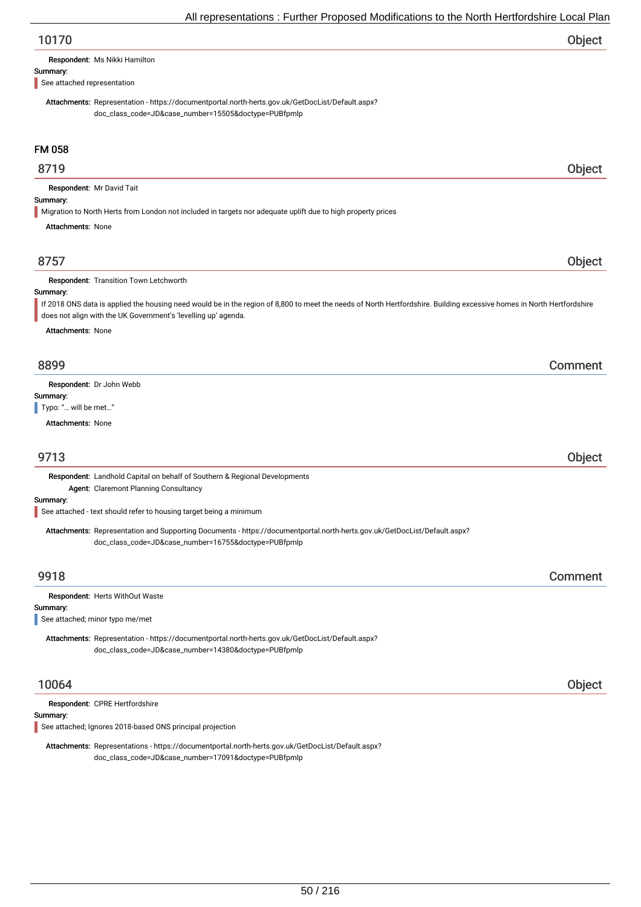## 10170 — Object

**Respondent:** Ms Nikki Hamilton

**Summary:**

See attached representation

**Attachments:** Representation - https://documentportal.north-herts.gov.uk/GetDocList/Default.aspx?doc_class_code=JD&case_number=15505&doctype=PUBfpmlp

# FM 058

## 8719 — Object

**Respondent:** Mr David Tait

**Summary:**

Migration to North Herts from London not included in targets nor adequate uplift due to high property prices

**Attachments:** None

## 8757 — Object

**Respondent:** Transition Town Letchworth

**Summary:**

If 2018 ONS data is applied the housing need would be in the region of 8,800 to meet the needs of North Hertfordshire. Building excessive homes in North Hertfordshire does not align with the UK Government's 'levelling up' agenda.

**Attachments:** None

## 8899 — Comment

**Respondent:** Dr John Webb

**Summary:**

Typo: "… will be met…"

**Attachments:** None

## 9713 — Object

**Respondent:** Landhold Capital on behalf of Southern & Regional Developments

**Agent:** Claremont Planning Consultancy

**Summary:**

See attached - text should refer to housing target being a minimum

**Attachments:** Representation and Supporting Documents - https://documentportal.north-herts.gov.uk/GetDocList/Default.aspx?doc_class_code=JD&case_number=16755&doctype=PUBfpmlp

## 9918 — Comment

**Respondent:** Herts WithOut Waste

**Summary:**

See attached; minor typo me/met

**Attachments:** Representation - https://documentportal.north-herts.gov.uk/GetDocList/Default.aspx?doc_class_code=JD&case_number=14380&doctype=PUBfpmlp

## 10064 — Object

**Respondent:** CPRE Hertfordshire

**Summary:**

See attached; Ignores 2018-based ONS principal projection

**Attachments:** Representations - https://documentportal.north-herts.gov.uk/GetDocList/Default.aspx?doc_class_code=JD&case_number=17091&doctype=PUBfpmlp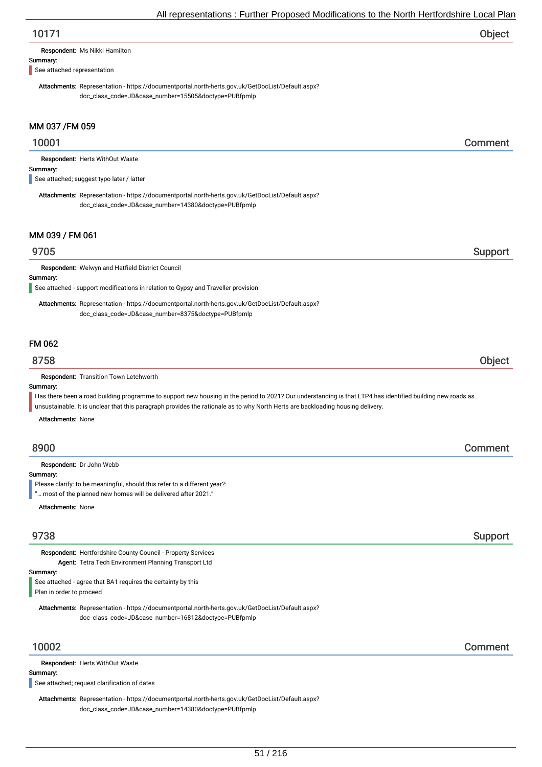## 10171 — Object

**Respondent:** Ms Nikki Hamilton

**Summary:**

See attached representation

**Attachments:** Representation - https://documentportal.north-herts.gov.uk/GetDocList/Default.aspx?doc_class_code=JD&case_number=15505&doctype=PUBfpmlp

### MM 037 /FM 059

## 10001 — Comment

**Respondent:** Herts WithOut Waste

**Summary:**

See attached; suggest typo later / latter

**Attachments:** Representation - https://documentportal.north-herts.gov.uk/GetDocList/Default.aspx?doc_class_code=JD&case_number=14380&doctype=PUBfpmlp

### MM 039 / FM 061

## 9705 — Support

**Respondent:** Welwyn and Hatfield District Council

**Summary:**

See attached - support modifications in relation to Gypsy and Traveller provision

**Attachments:** Representation - https://documentportal.north-herts.gov.uk/GetDocList/Default.aspx?doc_class_code=JD&case_number=8375&doctype=PUBfpmlp

### FM 062

## 8758 — Object

**Respondent:** Transition Town Letchworth

**Summary:**

Has there been a road building programme to support new housing in the period to 2021? Our understanding is that LTP4 has identified building new roads as unsustainable. It is unclear that this paragraph provides the rationale as to why North Herts are backloading housing delivery.

**Attachments:** None

## 8900 — Comment

**Respondent:** Dr John Webb

**Summary:**

Please clarify: to be meaningful, should this refer to a different year?:
"... most of the planned new homes will be delivered after 2021."

**Attachments:** None

## 9738 — Support

**Respondent:** Hertfordshire County Council - Property Services
**Agent:** Tetra Tech Environment Planning Transport Ltd

**Summary:**

See attached - agree that BA1 requires the certainty by this Plan in order to proceed

**Attachments:** Representation - https://documentportal.north-herts.gov.uk/GetDocList/Default.aspx?doc_class_code=JD&case_number=16812&doctype=PUBfpmlp

## 10002 — Comment

**Respondent:** Herts WithOut Waste

**Summary:**

See attached; request clarification of dates

**Attachments:** Representation - https://documentportal.north-herts.gov.uk/GetDocList/Default.aspx?doc_class_code=JD&case_number=14380&doctype=PUBfpmlp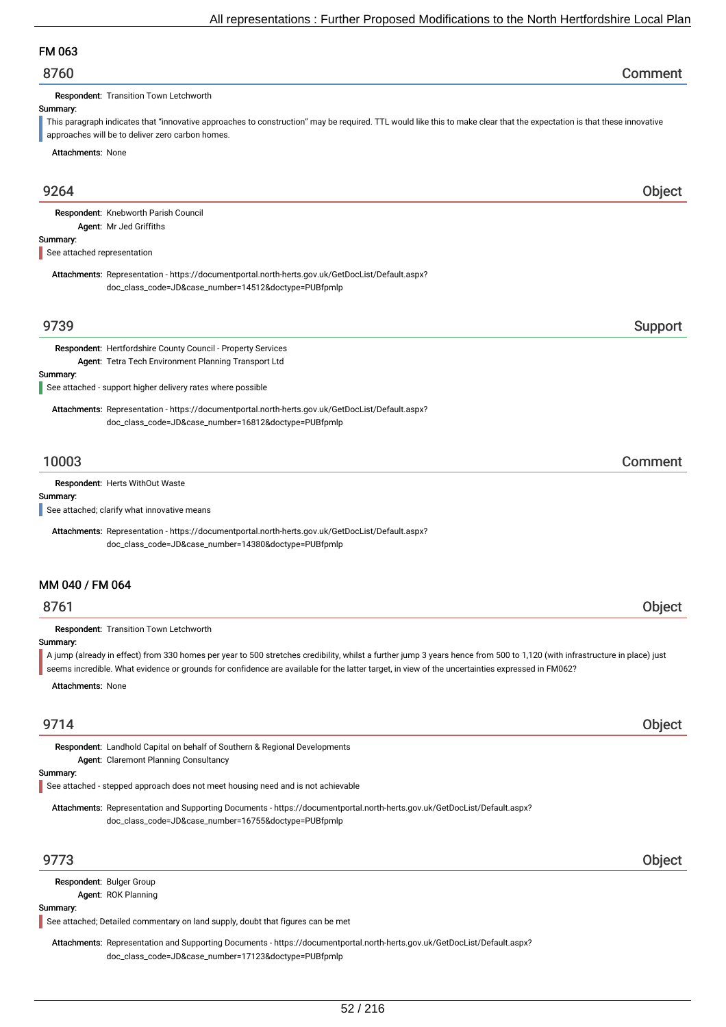## FM 063

### 8760 — Comment

**Respondent:** Transition Town Letchworth

**Summary:**

This paragraph indicates that "innovative approaches to construction" may be required. TTL would like this to make clear that the expectation is that these innovative approaches will be to deliver zero carbon homes.

**Attachments:** None

### 9264 — Object

**Respondent:** Knebworth Parish Council

**Agent:** Mr Jed Griffiths

**Summary:**

See attached representation

**Attachments:** Representation - https://documentportal.north-herts.gov.uk/GetDocList/Default.aspx?doc_class_code=JD&case_number=14512&doctype=PUBfpmlp

### 9739 — Support

**Respondent:** Hertfordshire County Council - Property Services

**Agent:** Tetra Tech Environment Planning Transport Ltd

**Summary:**

See attached - support higher delivery rates where possible

**Attachments:** Representation - https://documentportal.north-herts.gov.uk/GetDocList/Default.aspx?doc_class_code=JD&case_number=16812&doctype=PUBfpmlp

### 10003 — Comment

**Respondent:** Herts WithOut Waste

**Summary:**

See attached; clarify what innovative means

**Attachments:** Representation - https://documentportal.north-herts.gov.uk/GetDocList/Default.aspx?doc_class_code=JD&case_number=14380&doctype=PUBfpmlp

## MM 040 / FM 064

### 8761 — Object

**Respondent:** Transition Town Letchworth

**Summary:**

A jump (already in effect) from 330 homes per year to 500 stretches credibility, whilst a further jump 3 years hence from 500 to 1,120 (with infrastructure in place) just seems incredible. What evidence or grounds for confidence are available for the latter target, in view of the uncertainties expressed in FM062?

**Attachments:** None

### 9714 — Object

**Respondent:** Landhold Capital on behalf of Southern & Regional Developments

**Agent:** Claremont Planning Consultancy

**Summary:**

See attached - stepped approach does not meet housing need and is not achievable

**Attachments:** Representation and Supporting Documents - https://documentportal.north-herts.gov.uk/GetDocList/Default.aspx?doc_class_code=JD&case_number=16755&doctype=PUBfpmlp

### 9773 — Object

**Respondent:** Bulger Group

**Agent:** ROK Planning

**Summary:**

See attached; Detailed commentary on land supply, doubt that figures can be met

**Attachments:** Representation and Supporting Documents - https://documentportal.north-herts.gov.uk/GetDocList/Default.aspx?doc_class_code=JD&case_number=17123&doctype=PUBfpmlp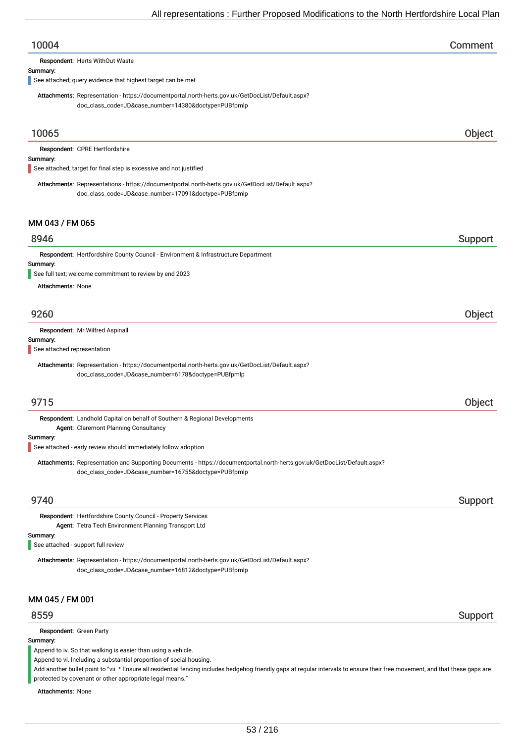## 10004 — Comment

**Respondent:** Herts WithOut Waste

**Summary:**

See attached; query evidence that highest target can be met

**Attachments:** Representation - https://documentportal.north-herts.gov.uk/GetDocList/Default.aspx?doc_class_code=JD&case_number=14380&doctype=PUBfpmlp

## 10065 — Object

**Respondent:** CPRE Hertfordshire

**Summary:**

See attached; target for final step is excessive and not justified

**Attachments:** Representations - https://documentportal.north-herts.gov.uk/GetDocList/Default.aspx?doc_class_code=JD&case_number=17091&doctype=PUBfpmlp

# MM 043 / FM 065

## 8946 — Support

**Respondent:** Hertfordshire County Council - Environment & Infrastructure Department

**Summary:**

See full text; welcome commitment to review by end 2023

**Attachments:** None

## 9260 — Object

**Respondent:** Mr Wilfred Aspinall

**Summary:**

See attached representation

**Attachments:** Representation - https://documentportal.north-herts.gov.uk/GetDocList/Default.aspx?doc_class_code=JD&case_number=6178&doctype=PUBfpmlp

## 9715 — Object

**Respondent:** Landhold Capital on behalf of Southern & Regional Developments

**Agent:** Claremont Planning Consultancy

**Summary:**

See attached - early review should immediately follow adoption

**Attachments:** Representation and Supporting Documents - https://documentportal.north-herts.gov.uk/GetDocList/Default.aspx?doc_class_code=JD&case_number=16755&doctype=PUBfpmlp

## 9740 — Support

**Respondent:** Hertfordshire County Council - Property Services

**Agent:** Tetra Tech Environment Planning Transport Ltd

**Summary:**

See attached - support full review

**Attachments:** Representation - https://documentportal.north-herts.gov.uk/GetDocList/Default.aspx?doc_class_code=JD&case_number=16812&doctype=PUBfpmlp

# MM 045 / FM 001

## 8559 — Support

**Respondent:** Green Party

**Summary:**

Append to iv. So that walking is easier than using a vehicle.
Append to vi. Including a substantial proportion of social housing.
Add another bullet point to "vii. * Ensure all residential fencing includes hedgehog friendly gaps at regular intervals to ensure their free movement, and that these gaps are protected by covenant or other appropriate legal means."

**Attachments:** None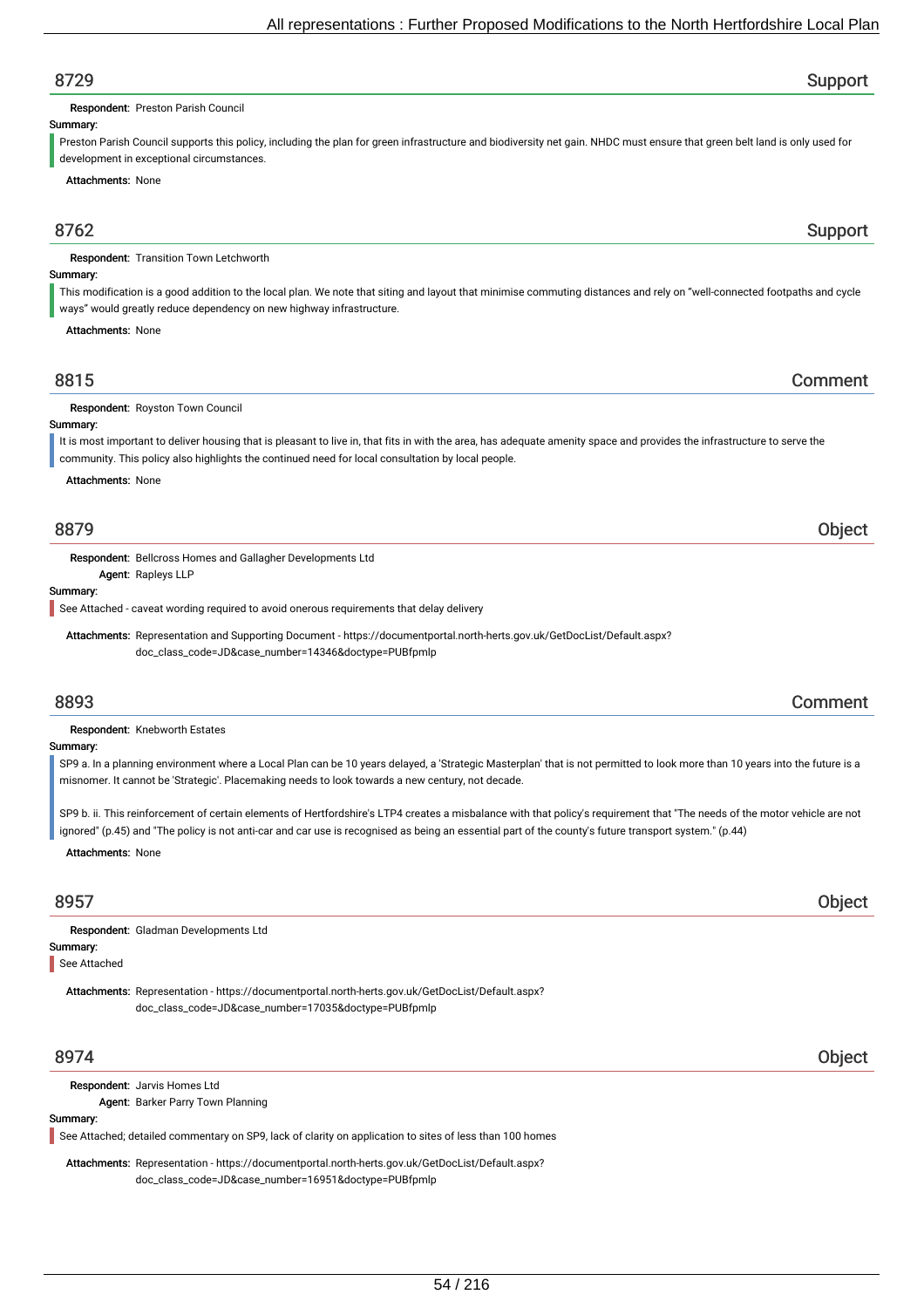## 8729 — Support

**Respondent:** Preston Parish Council

**Summary:**

Preston Parish Council supports this policy, including the plan for green infrastructure and biodiversity net gain. NHDC must ensure that green belt land is only used for development in exceptional circumstances.

**Attachments:** None

## 8762 — Support

**Respondent:** Transition Town Letchworth

**Summary:**

This modification is a good addition to the local plan. We note that siting and layout that minimise commuting distances and rely on "well-connected footpaths and cycle ways" would greatly reduce dependency on new highway infrastructure.

**Attachments:** None

## 8815 — Comment

**Respondent:** Royston Town Council

**Summary:**

It is most important to deliver housing that is pleasant to live in, that fits in with the area, has adequate amenity space and provides the infrastructure to serve the community. This policy also highlights the continued need for local consultation by local people.

**Attachments:** None

## 8879 — Object

**Respondent:** Bellcross Homes and Gallagher Developments Ltd

**Agent:** Rapleys LLP

**Summary:**

See Attached - caveat wording required to avoid onerous requirements that delay delivery

**Attachments:** Representation and Supporting Document - https://documentportal.north-herts.gov.uk/GetDocList/Default.aspx?doc_class_code=JD&case_number=14346&doctype=PUBfpmlp

## 8893 — Comment

**Respondent:** Knebworth Estates

**Summary:**

SP9 a. In a planning environment where a Local Plan can be 10 years delayed, a 'Strategic Masterplan' that is not permitted to look more than 10 years into the future is a misnomer. It cannot be 'Strategic'. Placemaking needs to look towards a new century, not decade.

SP9 b. ii. This reinforcement of certain elements of Hertfordshire's LTP4 creates a misbalance with that policy's requirement that "The needs of the motor vehicle are not ignored" (p.45) and "The policy is not anti-car and car use is recognised as being an essential part of the county's future transport system." (p.44)

**Attachments:** None

## 8957 — Object

**Respondent:** Gladman Developments Ltd

**Summary:**

See Attached

**Attachments:** Representation - https://documentportal.north-herts.gov.uk/GetDocList/Default.aspx?doc_class_code=JD&case_number=17035&doctype=PUBfpmlp

## 8974 — Object

**Respondent:** Jarvis Homes Ltd

**Agent:** Barker Parry Town Planning

**Summary:**

See Attached; detailed commentary on SP9, lack of clarity on application to sites of less than 100 homes

**Attachments:** Representation - https://documentportal.north-herts.gov.uk/GetDocList/Default.aspx?doc_class_code=JD&case_number=16951&doctype=PUBfpmlp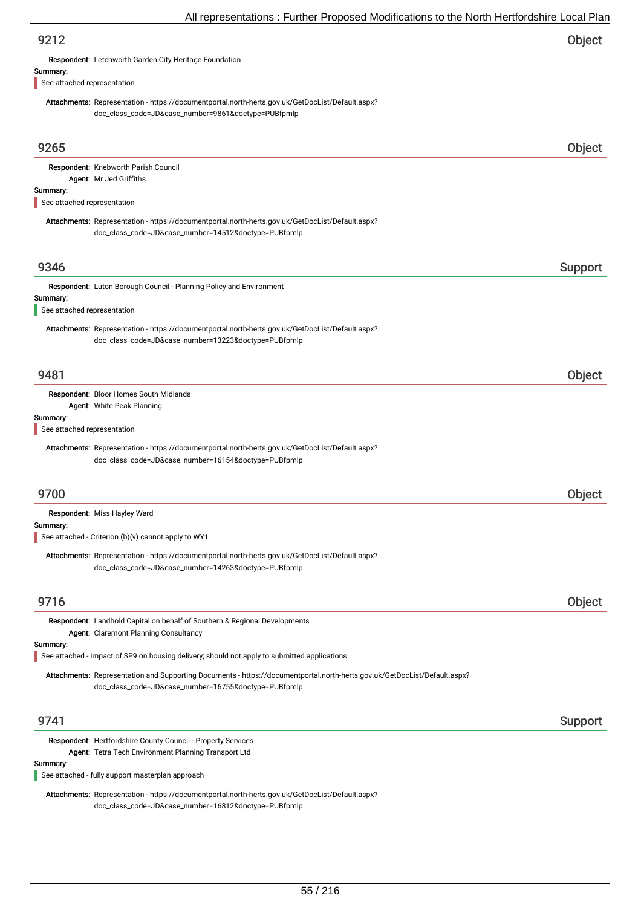## 9212 — Object

**Respondent:** Letchworth Garden City Heritage Foundation

**Summary:**

See attached representation

**Attachments:** Representation - https://documentportal.north-herts.gov.uk/GetDocList/Default.aspx?doc_class_code=JD&case_number=9861&doctype=PUBfpmlp

## 9265 — Object

**Respondent:** Knebworth Parish Council

**Agent:** Mr Jed Griffiths

**Summary:**

See attached representation

**Attachments:** Representation - https://documentportal.north-herts.gov.uk/GetDocList/Default.aspx?doc_class_code=JD&case_number=14512&doctype=PUBfpmlp

## 9346 — Support

**Respondent:** Luton Borough Council - Planning Policy and Environment

**Summary:**

See attached representation

**Attachments:** Representation - https://documentportal.north-herts.gov.uk/GetDocList/Default.aspx?doc_class_code=JD&case_number=13223&doctype=PUBfpmlp

## 9481 — Object

**Respondent:** Bloor Homes South Midlands

**Agent:** White Peak Planning

**Summary:**

See attached representation

**Attachments:** Representation - https://documentportal.north-herts.gov.uk/GetDocList/Default.aspx?doc_class_code=JD&case_number=16154&doctype=PUBfpmlp

## 9700 — Object

**Respondent:** Miss Hayley Ward

**Summary:**

See attached - Criterion (b)(v) cannot apply to WY1

**Attachments:** Representation - https://documentportal.north-herts.gov.uk/GetDocList/Default.aspx?doc_class_code=JD&case_number=14263&doctype=PUBfpmlp

## 9716 — Object

**Respondent:** Landhold Capital on behalf of Southern & Regional Developments

**Agent:** Claremont Planning Consultancy

**Summary:**

See attached - impact of SP9 on housing delivery; should not apply to submitted applications

**Attachments:** Representation and Supporting Documents - https://documentportal.north-herts.gov.uk/GetDocList/Default.aspx?doc_class_code=JD&case_number=16755&doctype=PUBfpmlp

## 9741 — Support

**Respondent:** Hertfordshire County Council - Property Services

**Agent:** Tetra Tech Environment Planning Transport Ltd

**Summary:**

See attached - fully support masterplan approach

**Attachments:** Representation - https://documentportal.north-herts.gov.uk/GetDocList/Default.aspx?doc_class_code=JD&case_number=16812&doctype=PUBfpmlp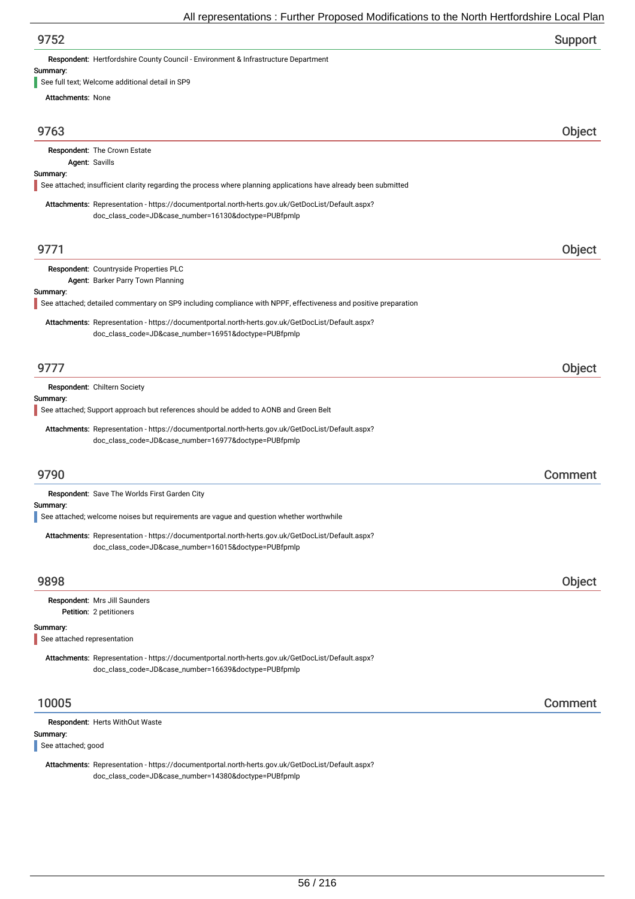## 9752 Support

**Respondent:** Hertfordshire County Council - Environment & Infrastructure Department

**Summary:**

See full text; Welcome additional detail in SP9

**Attachments:** None

## 9763 Object

**Respondent:** The Crown Estate

**Agent:** Savills

**Summary:**

See attached; insufficient clarity regarding the process where planning applications have already been submitted

**Attachments:** Representation - https://documentportal.north-herts.gov.uk/GetDocList/Default.aspx?doc_class_code=JD&case_number=16130&doctype=PUBfpmlp

## 9771 Object

**Respondent:** Countryside Properties PLC

**Agent:** Barker Parry Town Planning

**Summary:**

See attached; detailed commentary on SP9 including compliance with NPPF, effectiveness and positive preparation

**Attachments:** Representation - https://documentportal.north-herts.gov.uk/GetDocList/Default.aspx?doc_class_code=JD&case_number=16951&doctype=PUBfpmlp

## 9777 Object

**Respondent:** Chiltern Society

**Summary:**

See attached; Support approach but references should be added to AONB and Green Belt

**Attachments:** Representation - https://documentportal.north-herts.gov.uk/GetDocList/Default.aspx?doc_class_code=JD&case_number=16977&doctype=PUBfpmlp

## 9790 Comment

**Respondent:** Save The Worlds First Garden City

**Summary:**

See attached; welcome noises but requirements are vague and question whether worthwhile

**Attachments:** Representation - https://documentportal.north-herts.gov.uk/GetDocList/Default.aspx?doc_class_code=JD&case_number=16015&doctype=PUBfpmlp

## 9898 Object

**Respondent:** Mrs Jill Saunders

**Petition:** 2 petitioners

**Summary:**

See attached representation

**Attachments:** Representation - https://documentportal.north-herts.gov.uk/GetDocList/Default.aspx?doc_class_code=JD&case_number=16639&doctype=PUBfpmlp

## 10005 Comment

**Respondent:** Herts WithOut Waste

**Summary:**

See attached; good

**Attachments:** Representation - https://documentportal.north-herts.gov.uk/GetDocList/Default.aspx?doc_class_code=JD&case_number=14380&doctype=PUBfpmlp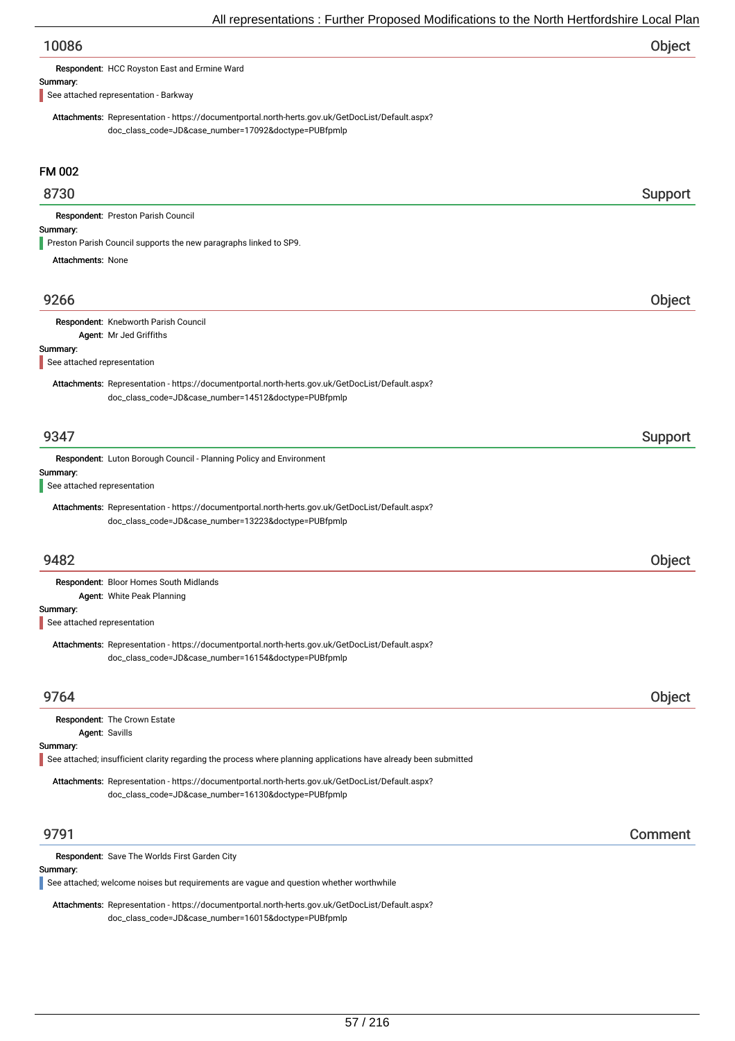## 10086 — Object

**Respondent:** HCC Royston East and Ermine Ward

**Summary:**

See attached representation - Barkway

**Attachments:** Representation - https://documentportal.north-herts.gov.uk/GetDocList/Default.aspx?doc_class_code=JD&case_number=17092&doctype=PUBfpmlp

# FM 002

## 8730 — Support

**Respondent:** Preston Parish Council

**Summary:**

Preston Parish Council supports the new paragraphs linked to SP9.

**Attachments:** None

## 9266 — Object

**Respondent:** Knebworth Parish Council

**Agent:** Mr Jed Griffiths

**Summary:**

See attached representation

**Attachments:** Representation - https://documentportal.north-herts.gov.uk/GetDocList/Default.aspx?doc_class_code=JD&case_number=14512&doctype=PUBfpmlp

## 9347 — Support

**Respondent:** Luton Borough Council - Planning Policy and Environment

**Summary:**

See attached representation

**Attachments:** Representation - https://documentportal.north-herts.gov.uk/GetDocList/Default.aspx?doc_class_code=JD&case_number=13223&doctype=PUBfpmlp

## 9482 — Object

**Respondent:** Bloor Homes South Midlands

**Agent:** White Peak Planning

**Summary:**

See attached representation

**Attachments:** Representation - https://documentportal.north-herts.gov.uk/GetDocList/Default.aspx?doc_class_code=JD&case_number=16154&doctype=PUBfpmlp

## 9764 — Object

**Respondent:** The Crown Estate

**Agent:** Savills

**Summary:**

See attached; insufficient clarity regarding the process where planning applications have already been submitted

**Attachments:** Representation - https://documentportal.north-herts.gov.uk/GetDocList/Default.aspx?doc_class_code=JD&case_number=16130&doctype=PUBfpmlp

## 9791 — Comment

**Respondent:** Save The Worlds First Garden City

**Summary:**

See attached; welcome noises but requirements are vague and question whether worthwhile

**Attachments:** Representation - https://documentportal.north-herts.gov.uk/GetDocList/Default.aspx?doc_class_code=JD&case_number=16015&doctype=PUBfpmlp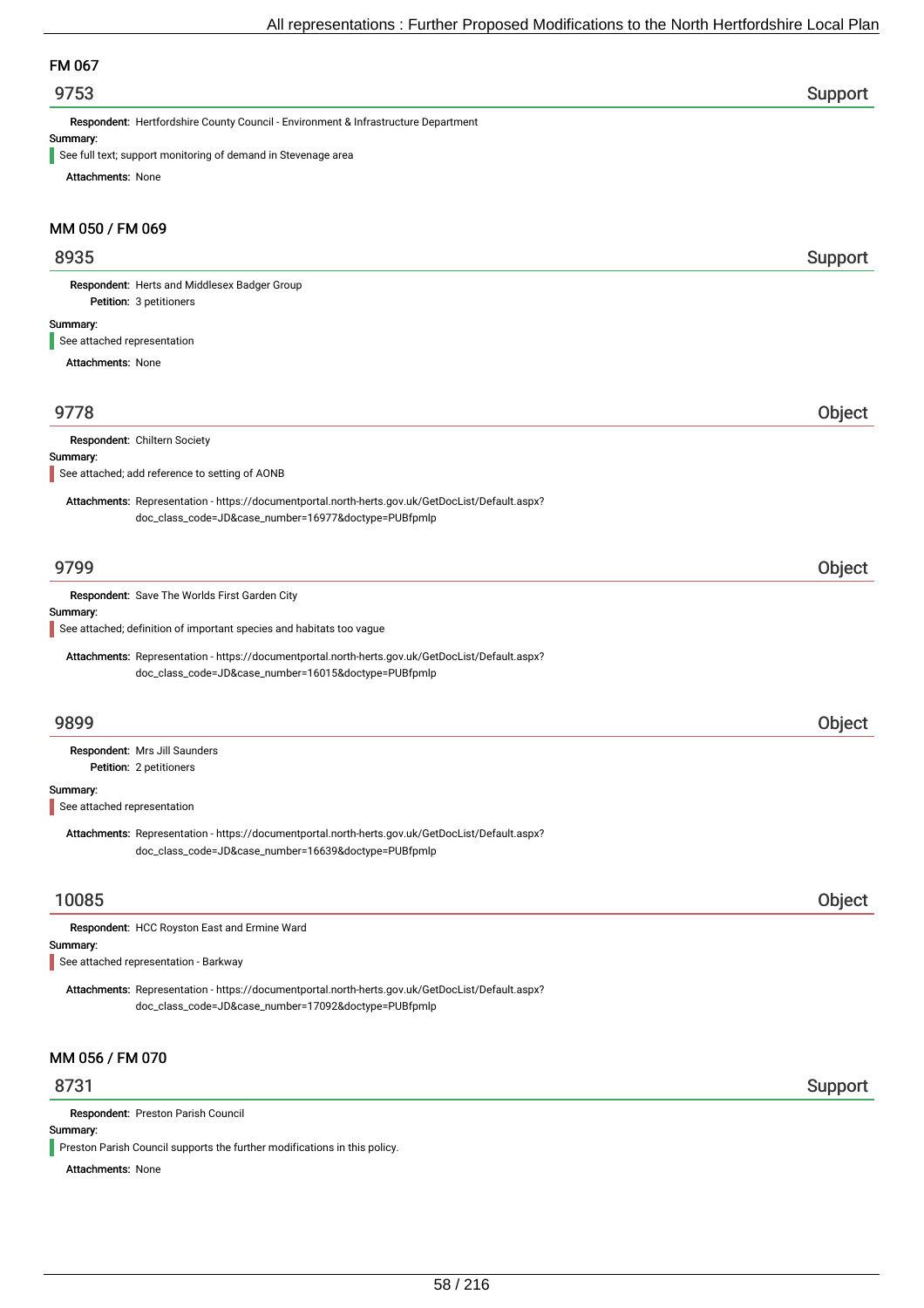## FM 067

### 9753 — Support

**Respondent:** Hertfordshire County Council - Environment & Infrastructure Department

**Summary:**

See full text; support monitoring of demand in Stevenage area

**Attachments:** None

## MM 050 / FM 069

### 8935 — Support

**Respondent:** Herts and Middlesex Badger Group

**Petition:** 3 petitioners

**Summary:**

See attached representation

**Attachments:** None

### 9778 — Object

**Respondent:** Chiltern Society

**Summary:**

See attached; add reference to setting of AONB

**Attachments:** Representation - https://documentportal.north-herts.gov.uk/GetDocList/Default.aspx?doc_class_code=JD&case_number=16977&doctype=PUBfpmlp

### 9799 — Object

**Respondent:** Save The Worlds First Garden City

**Summary:**

See attached; definition of important species and habitats too vague

**Attachments:** Representation - https://documentportal.north-herts.gov.uk/GetDocList/Default.aspx?doc_class_code=JD&case_number=16015&doctype=PUBfpmlp

### 9899 — Object

**Respondent:** Mrs Jill Saunders

**Petition:** 2 petitioners

**Summary:**

See attached representation

**Attachments:** Representation - https://documentportal.north-herts.gov.uk/GetDocList/Default.aspx?doc_class_code=JD&case_number=16639&doctype=PUBfpmlp

### 10085 — Object

**Respondent:** HCC Royston East and Ermine Ward

**Summary:**

See attached representation - Barkway

**Attachments:** Representation - https://documentportal.north-herts.gov.uk/GetDocList/Default.aspx?doc_class_code=JD&case_number=17092&doctype=PUBfpmlp

## MM 056 / FM 070

### 8731 — Support

**Respondent:** Preston Parish Council

**Summary:**

Preston Parish Council supports the further modifications in this policy.

**Attachments:** None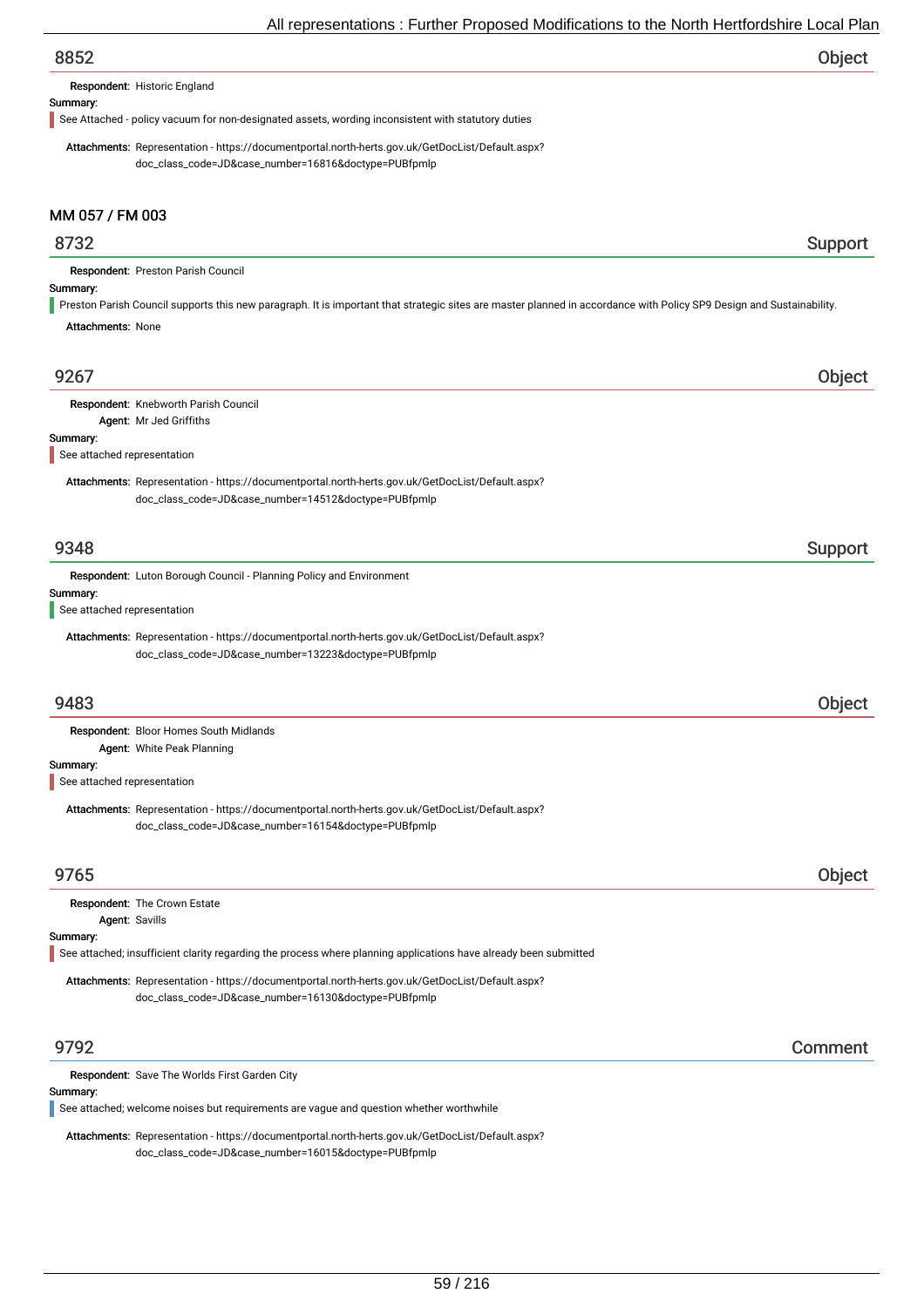## 8852 — Object

**Respondent:** Historic England

**Summary:**

See Attached - policy vacuum for non-designated assets, wording inconsistent with statutory duties

**Attachments:** Representation - https://documentportal.north-herts.gov.uk/GetDocList/Default.aspx?doc_class_code=JD&case_number=16816&doctype=PUBfpmlp

# MM 057 / FM 003

## 8732 — Support

**Respondent:** Preston Parish Council

**Summary:**

Preston Parish Council supports this new paragraph. It is important that strategic sites are master planned in accordance with Policy SP9 Design and Sustainability.

**Attachments:** None

## 9267 — Object

**Respondent:** Knebworth Parish Council

**Agent:** Mr Jed Griffiths

**Summary:**

See attached representation

**Attachments:** Representation - https://documentportal.north-herts.gov.uk/GetDocList/Default.aspx?doc_class_code=JD&case_number=14512&doctype=PUBfpmlp

## 9348 — Support

**Respondent:** Luton Borough Council - Planning Policy and Environment

**Summary:**

See attached representation

**Attachments:** Representation - https://documentportal.north-herts.gov.uk/GetDocList/Default.aspx?doc_class_code=JD&case_number=13223&doctype=PUBfpmlp

## 9483 — Object

**Respondent:** Bloor Homes South Midlands

**Agent:** White Peak Planning

**Summary:**

See attached representation

**Attachments:** Representation - https://documentportal.north-herts.gov.uk/GetDocList/Default.aspx?doc_class_code=JD&case_number=16154&doctype=PUBfpmlp

## 9765 — Object

**Respondent:** The Crown Estate

**Agent:** Savills

**Summary:**

See attached; insufficient clarity regarding the process where planning applications have already been submitted

**Attachments:** Representation - https://documentportal.north-herts.gov.uk/GetDocList/Default.aspx?doc_class_code=JD&case_number=16130&doctype=PUBfpmlp

## 9792 — Comment

**Respondent:** Save The Worlds First Garden City

**Summary:**

See attached; welcome noises but requirements are vague and question whether worthwhile

**Attachments:** Representation - https://documentportal.north-herts.gov.uk/GetDocList/Default.aspx?doc_class_code=JD&case_number=16015&doctype=PUBfpmlp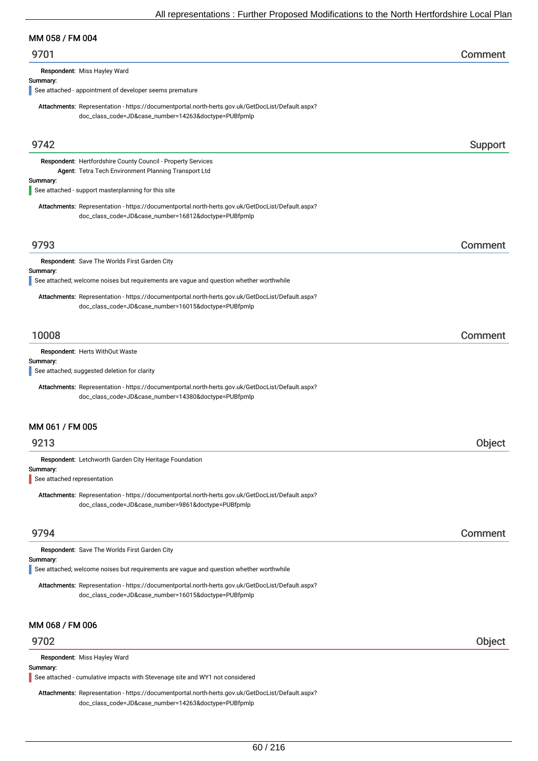## MM 058 / FM 004

### 9701 — Comment

**Respondent:** Miss Hayley Ward

**Summary:**

See attached - appointment of developer seems premature

**Attachments:** Representation - https://documentportal.north-herts.gov.uk/GetDocList/Default.aspx?doc_class_code=JD&case_number=14263&doctype=PUBfpmlp

### 9742 — Support

**Respondent:** Hertfordshire County Council - Property Services

**Agent:** Tetra Tech Environment Planning Transport Ltd

**Summary:**

See attached - support masterplanning for this site

**Attachments:** Representation - https://documentportal.north-herts.gov.uk/GetDocList/Default.aspx?doc_class_code=JD&case_number=16812&doctype=PUBfpmlp

### 9793 — Comment

**Respondent:** Save The Worlds First Garden City

**Summary:**

See attached; welcome noises but requirements are vague and question whether worthwhile

**Attachments:** Representation - https://documentportal.north-herts.gov.uk/GetDocList/Default.aspx?doc_class_code=JD&case_number=16015&doctype=PUBfpmlp

### 10008 — Comment

**Respondent:** Herts WithOut Waste

**Summary:**

See attached; suggested deletion for clarity

**Attachments:** Representation - https://documentportal.north-herts.gov.uk/GetDocList/Default.aspx?doc_class_code=JD&case_number=14380&doctype=PUBfpmlp

## MM 061 / FM 005

### 9213 — Object

**Respondent:** Letchworth Garden City Heritage Foundation

**Summary:**

See attached representation

**Attachments:** Representation - https://documentportal.north-herts.gov.uk/GetDocList/Default.aspx?doc_class_code=JD&case_number=9861&doctype=PUBfpmlp

### 9794 — Comment

**Respondent:** Save The Worlds First Garden City

**Summary:**

See attached; welcome noises but requirements are vague and question whether worthwhile

**Attachments:** Representation - https://documentportal.north-herts.gov.uk/GetDocList/Default.aspx?doc_class_code=JD&case_number=16015&doctype=PUBfpmlp

## MM 068 / FM 006

### 9702 — Object

**Respondent:** Miss Hayley Ward

**Summary:**

See attached - cumulative impacts with Stevenage site and WY1 not considered

**Attachments:** Representation - https://documentportal.north-herts.gov.uk/GetDocList/Default.aspx?doc_class_code=JD&case_number=14263&doctype=PUBfpmlp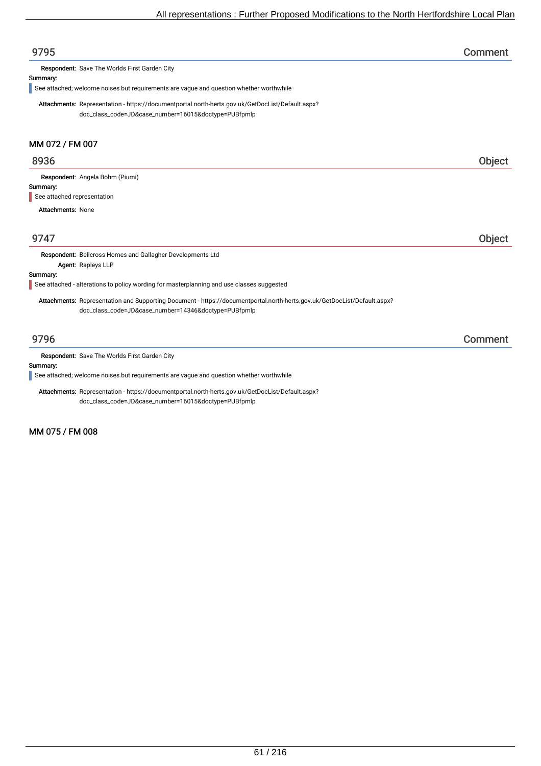## 9795 Comment

**Respondent:** Save The Worlds First Garden City

**Summary:**

See attached; welcome noises but requirements are vague and question whether worthwhile

**Attachments:** Representation - https://documentportal.north-herts.gov.uk/GetDocList/Default.aspx?doc_class_code=JD&case_number=16015&doctype=PUBfpmlp

# MM 072 / FM 007

## 8936 Object

**Respondent:** Angela Bohm (Piumi)

**Summary:**

See attached representation

**Attachments:** None

## 9747 Object

**Respondent:** Bellcross Homes and Gallagher Developments Ltd

**Agent:** Rapleys LLP

**Summary:**

See attached - alterations to policy wording for masterplanning and use classes suggested

**Attachments:** Representation and Supporting Document - https://documentportal.north-herts.gov.uk/GetDocList/Default.aspx?doc_class_code=JD&case_number=14346&doctype=PUBfpmlp

## 9796 Comment

**Respondent:** Save The Worlds First Garden City

**Summary:**

See attached; welcome noises but requirements are vague and question whether worthwhile

**Attachments:** Representation - https://documentportal.north-herts.gov.uk/GetDocList/Default.aspx?doc_class_code=JD&case_number=16015&doctype=PUBfpmlp

# MM 075 / FM 008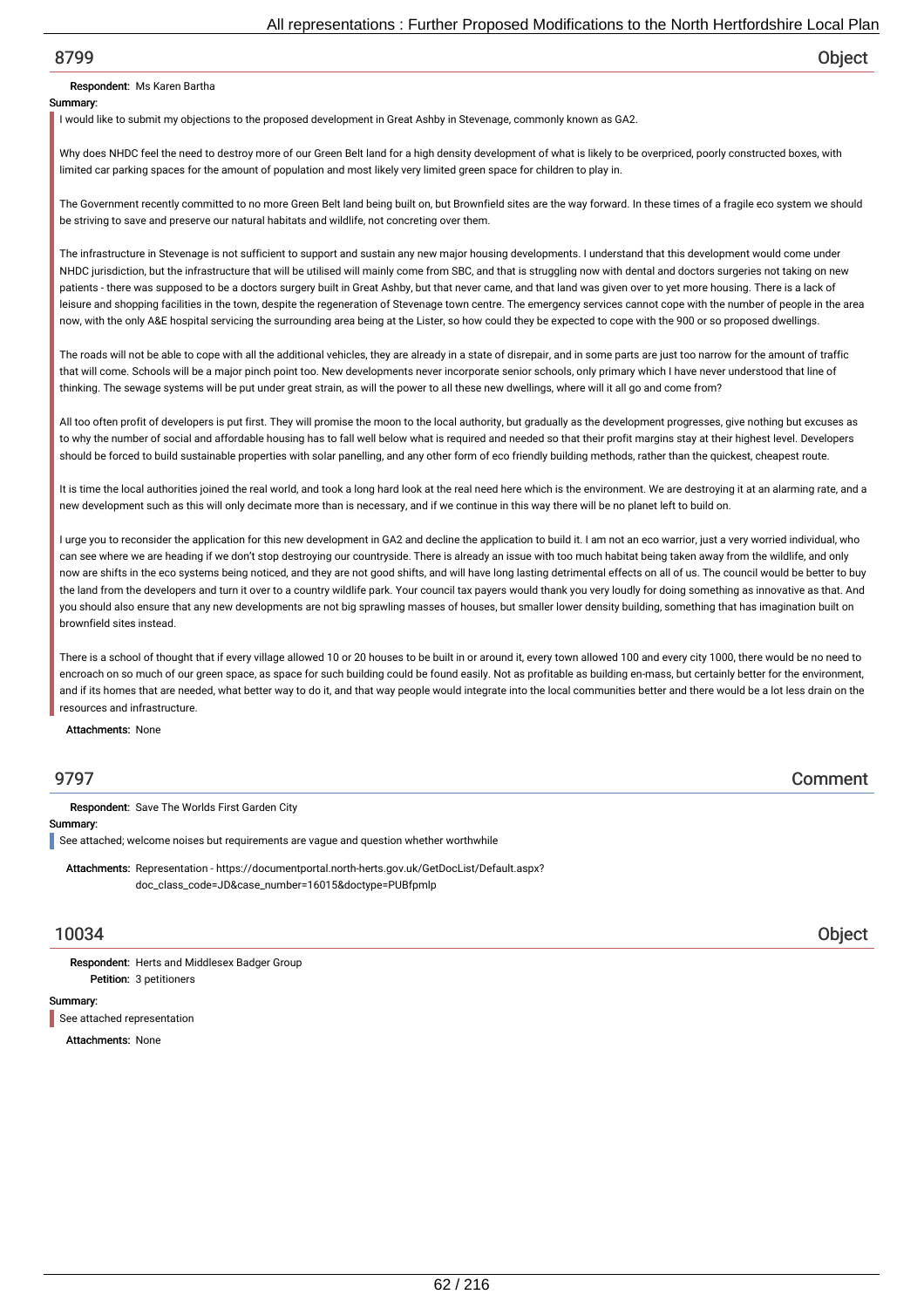## 8799 — Object

**Respondent:** Ms Karen Bartha

**Summary:**

I would like to submit my objections to the proposed development in Great Ashby in Stevenage, commonly known as GA2.

Why does NHDC feel the need to destroy more of our Green Belt land for a high density development of what is likely to be overpriced, poorly constructed boxes, with limited car parking spaces for the amount of population and most likely very limited green space for children to play in.

The Government recently committed to no more Green Belt land being built on, but Brownfield sites are the way forward. In these times of a fragile eco system we should be striving to save and preserve our natural habitats and wildlife, not concreting over them.

The infrastructure in Stevenage is not sufficient to support and sustain any new major housing developments. I understand that this development would come under NHDC jurisdiction, but the infrastructure that will be utilised will mainly come from SBC, and that is struggling now with dental and doctors surgeries not taking on new patients - there was supposed to be a doctors surgery built in Great Ashby, but that never came, and that land was given over to yet more housing. There is a lack of leisure and shopping facilities in the town, despite the regeneration of Stevenage town centre. The emergency services cannot cope with the number of people in the area now, with the only A&E hospital servicing the surrounding area being at the Lister, so how could they be expected to cope with the 900 or so proposed dwellings.

The roads will not be able to cope with all the additional vehicles, they are already in a state of disrepair, and in some parts are just too narrow for the amount of traffic that will come. Schools will be a major pinch point too. New developments never incorporate senior schools, only primary which I have never understood that line of thinking. The sewage systems will be put under great strain, as will the power to all these new dwellings, where will it all go and come from?

All too often profit of developers is put first. They will promise the moon to the local authority, but gradually as the development progresses, give nothing but excuses as to why the number of social and affordable housing has to fall well below what is required and needed so that their profit margins stay at their highest level. Developers should be forced to build sustainable properties with solar panelling, and any other form of eco friendly building methods, rather than the quickest, cheapest route.

It is time the local authorities joined the real world, and took a long hard look at the real need here which is the environment. We are destroying it at an alarming rate, and a new development such as this will only decimate more than is necessary, and if we continue in this way there will be no planet left to build on.

I urge you to reconsider the application for this new development in GA2 and decline the application to build it. I am not an eco warrior, just a very worried individual, who can see where we are heading if we don't stop destroying our countryside. There is already an issue with too much habitat being taken away from the wildlife, and only now are shifts in the eco systems being noticed, and they are not good shifts, and will have long lasting detrimental effects on all of us. The council would be better to buy the land from the developers and turn it over to a country wildlife park. Your council tax payers would thank you very loudly for doing something as innovative as that. And you should also ensure that any new developments are not big sprawling masses of houses, but smaller lower density building, something that has imagination built on brownfield sites instead.

There is a school of thought that if every village allowed 10 or 20 houses to be built in or around it, every town allowed 100 and every city 1000, there would be no need to encroach on so much of our green space, as space for such building could be found easily. Not as profitable as building en-mass, but certainly better for the environment, and if its homes that are needed, what better way to do it, and that way people would integrate into the local communities better and there would be a lot less drain on the resources and infrastructure.

**Attachments:** None

## 9797 — Comment

**Respondent:** Save The Worlds First Garden City

**Summary:**

See attached; welcome noises but requirements are vague and question whether worthwhile

**Attachments:** Representation - https://documentportal.north-herts.gov.uk/GetDocList/Default.aspx?doc_class_code=JD&case_number=16015&doctype=PUBfpmlp

## 10034 — Object

**Respondent:** Herts and Middlesex Badger Group

**Petition:** 3 petitioners

**Summary:**

See attached representation

**Attachments:** None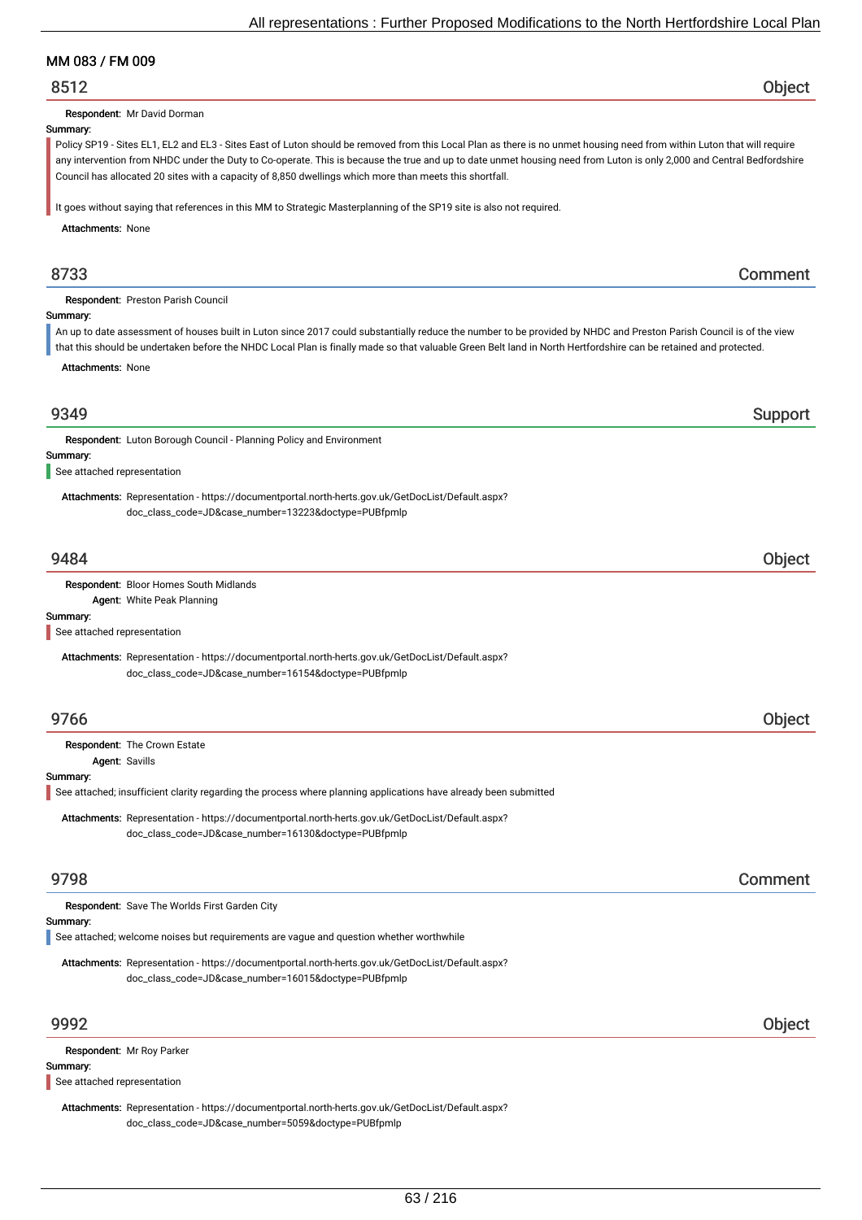## MM 083 / FM 009

### 8512 — Object

**Respondent:** Mr David Dorman

**Summary:**

Policy SP19 - Sites EL1, EL2 and EL3 - Sites East of Luton should be removed from this Local Plan as there is no unmet housing need from within Luton that will require any intervention from NHDC under the Duty to Co-operate. This is because the true and up to date unmet housing need from Luton is only 2,000 and Central Bedfordshire Council has allocated 20 sites with a capacity of 8,850 dwellings which more than meets this shortfall.

It goes without saying that references in this MM to Strategic Masterplanning of the SP19 site is also not required.

**Attachments:** None

### 8733 — Comment

**Respondent:** Preston Parish Council

**Summary:**

An up to date assessment of houses built in Luton since 2017 could substantially reduce the number to be provided by NHDC and Preston Parish Council is of the view that this should be undertaken before the NHDC Local Plan is finally made so that valuable Green Belt land in North Hertfordshire can be retained and protected.

**Attachments:** None

### 9349 — Support

**Respondent:** Luton Borough Council - Planning Policy and Environment

**Summary:**

See attached representation

**Attachments:** Representation - https://documentportal.north-herts.gov.uk/GetDocList/Default.aspx?doc_class_code=JD&case_number=13223&doctype=PUBfpmlp

### 9484 — Object

**Respondent:** Bloor Homes South Midlands
**Agent:** White Peak Planning

**Summary:**

See attached representation

**Attachments:** Representation - https://documentportal.north-herts.gov.uk/GetDocList/Default.aspx?doc_class_code=JD&case_number=16154&doctype=PUBfpmlp

### 9766 — Object

**Respondent:** The Crown Estate
**Agent:** Savills

**Summary:**

See attached; insufficient clarity regarding the process where planning applications have already been submitted

**Attachments:** Representation - https://documentportal.north-herts.gov.uk/GetDocList/Default.aspx?doc_class_code=JD&case_number=16130&doctype=PUBfpmlp

### 9798 — Comment

**Respondent:** Save The Worlds First Garden City

**Summary:**

See attached; welcome noises but requirements are vague and question whether worthwhile

**Attachments:** Representation - https://documentportal.north-herts.gov.uk/GetDocList/Default.aspx?doc_class_code=JD&case_number=16015&doctype=PUBfpmlp

### 9992 — Object

**Respondent:** Mr Roy Parker

**Summary:**

See attached representation

**Attachments:** Representation - https://documentportal.north-herts.gov.uk/GetDocList/Default.aspx?doc_class_code=JD&case_number=5059&doctype=PUBfpmlp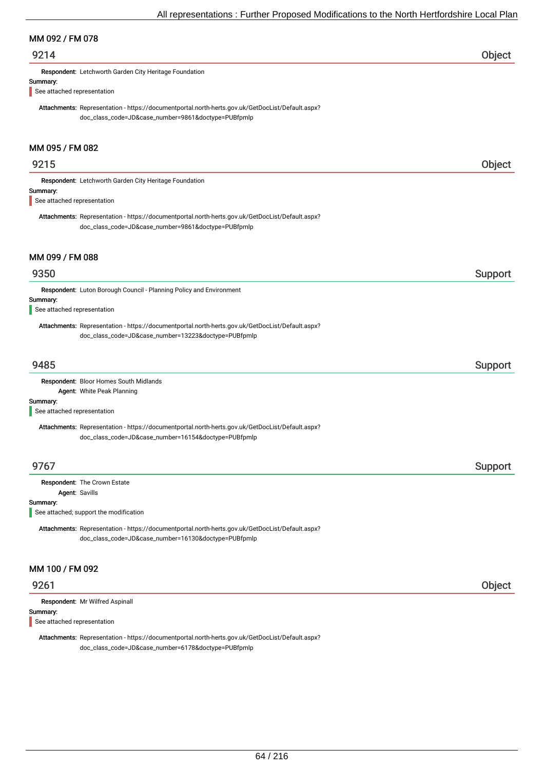## MM 092 / FM 078

### 9214 — Object

**Respondent:** Letchworth Garden City Heritage Foundation

**Summary:**

See attached representation

**Attachments:** Representation - https://documentportal.north-herts.gov.uk/GetDocList/Default.aspx?doc_class_code=JD&case_number=9861&doctype=PUBfpmlp

## MM 095 / FM 082

### 9215 — Object

**Respondent:** Letchworth Garden City Heritage Foundation

**Summary:**

See attached representation

**Attachments:** Representation - https://documentportal.north-herts.gov.uk/GetDocList/Default.aspx?doc_class_code=JD&case_number=9861&doctype=PUBfpmlp

## MM 099 / FM 088

### 9350 — Support

**Respondent:** Luton Borough Council - Planning Policy and Environment

**Summary:**

See attached representation

**Attachments:** Representation - https://documentportal.north-herts.gov.uk/GetDocList/Default.aspx?doc_class_code=JD&case_number=13223&doctype=PUBfpmlp

### 9485 — Support

**Respondent:** Bloor Homes South Midlands

**Agent:** White Peak Planning

**Summary:**

See attached representation

**Attachments:** Representation - https://documentportal.north-herts.gov.uk/GetDocList/Default.aspx?doc_class_code=JD&case_number=16154&doctype=PUBfpmlp

### 9767 — Support

**Respondent:** The Crown Estate

**Agent:** Savills

**Summary:**

See attached; support the modification

**Attachments:** Representation - https://documentportal.north-herts.gov.uk/GetDocList/Default.aspx?doc_class_code=JD&case_number=16130&doctype=PUBfpmlp

## MM 100 / FM 092

### 9261 — Object

**Respondent:** Mr Wilfred Aspinall

**Summary:**

See attached representation

**Attachments:** Representation - https://documentportal.north-herts.gov.uk/GetDocList/Default.aspx?doc_class_code=JD&case_number=6178&doctype=PUBfpmlp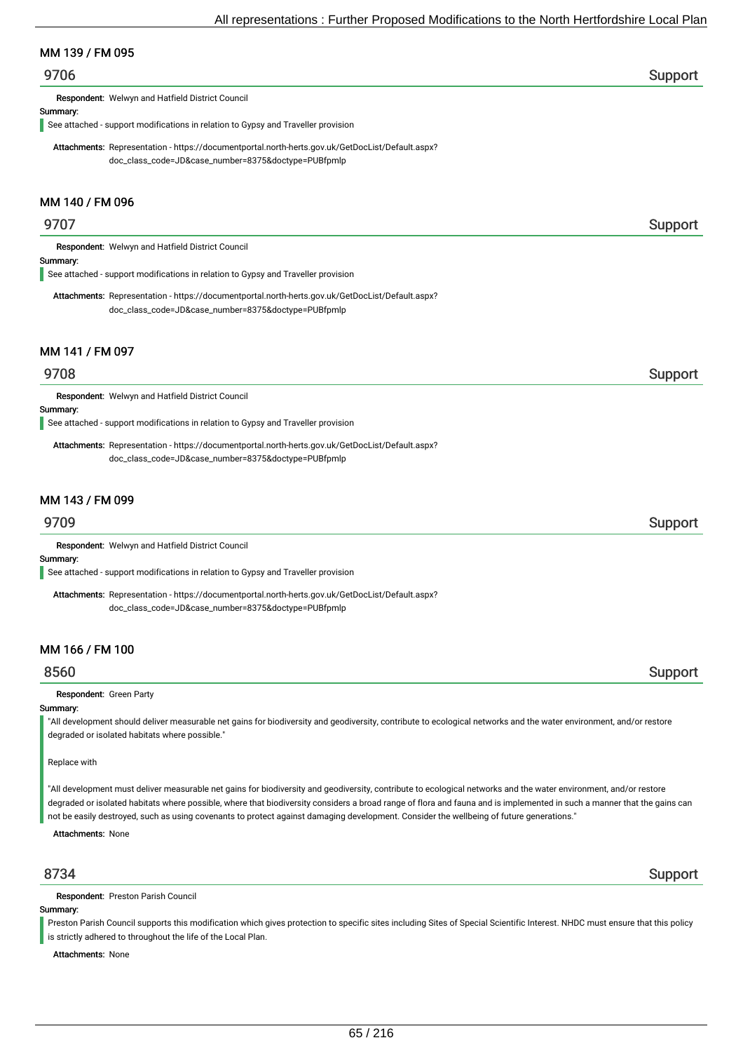## MM 139 / FM 095

### 9706 — Support

**Respondent:** Welwyn and Hatfield District Council

**Summary:**

See attached - support modifications in relation to Gypsy and Traveller provision

**Attachments:** Representation - https://documentportal.north-herts.gov.uk/GetDocList/Default.aspx?doc_class_code=JD&case_number=8375&doctype=PUBfpmlp

## MM 140 / FM 096

### 9707 — Support

**Respondent:** Welwyn and Hatfield District Council

**Summary:**

See attached - support modifications in relation to Gypsy and Traveller provision

**Attachments:** Representation - https://documentportal.north-herts.gov.uk/GetDocList/Default.aspx?doc_class_code=JD&case_number=8375&doctype=PUBfpmlp

## MM 141 / FM 097

### 9708 — Support

**Respondent:** Welwyn and Hatfield District Council

**Summary:**

See attached - support modifications in relation to Gypsy and Traveller provision

**Attachments:** Representation - https://documentportal.north-herts.gov.uk/GetDocList/Default.aspx?doc_class_code=JD&case_number=8375&doctype=PUBfpmlp

## MM 143 / FM 099

### 9709 — Support

**Respondent:** Welwyn and Hatfield District Council

**Summary:**

See attached - support modifications in relation to Gypsy and Traveller provision

**Attachments:** Representation - https://documentportal.north-herts.gov.uk/GetDocList/Default.aspx?doc_class_code=JD&case_number=8375&doctype=PUBfpmlp

## MM 166 / FM 100

### 8560 — Support

**Respondent:** Green Party

**Summary:**

"All development should deliver measurable net gains for biodiversity and geodiversity, contribute to ecological networks and the water environment, and/or restore degraded or isolated habitats where possible."

Replace with

"All development must deliver measurable net gains for biodiversity and geodiversity, contribute to ecological networks and the water environment, and/or restore degraded or isolated habitats where possible, where that biodiversity considers a broad range of flora and fauna and is implemented in such a manner that the gains can not be easily destroyed, such as using covenants to protect against damaging development. Consider the wellbeing of future generations."

**Attachments:** None

### 8734 — Support

**Respondent:** Preston Parish Council

**Summary:**

Preston Parish Council supports this modification which gives protection to specific sites including Sites of Special Scientific Interest. NHDC must ensure that this policy is strictly adhered to throughout the life of the Local Plan.

**Attachments:** None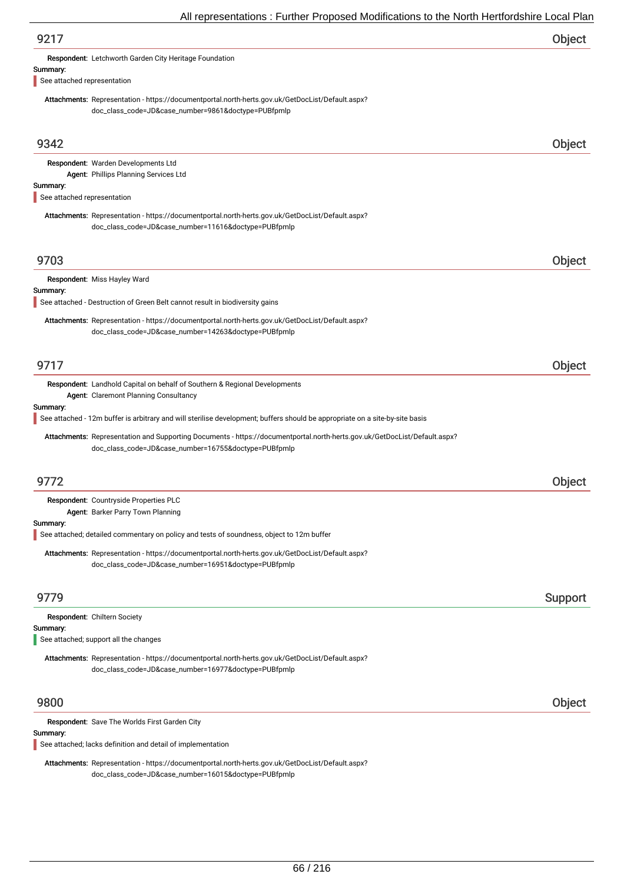## 9217 — Object

**Respondent:** Letchworth Garden City Heritage Foundation

**Summary:**

See attached representation

**Attachments:** Representation - https://documentportal.north-herts.gov.uk/GetDocList/Default.aspx?doc_class_code=JD&case_number=9861&doctype=PUBfpmlp

## 9342 — Object

**Respondent:** Warden Developments Ltd
**Agent:** Phillips Planning Services Ltd

**Summary:**

See attached representation

**Attachments:** Representation - https://documentportal.north-herts.gov.uk/GetDocList/Default.aspx?doc_class_code=JD&case_number=11616&doctype=PUBfpmlp

## 9703 — Object

**Respondent:** Miss Hayley Ward

**Summary:**

See attached - Destruction of Green Belt cannot result in biodiversity gains

**Attachments:** Representation - https://documentportal.north-herts.gov.uk/GetDocList/Default.aspx?doc_class_code=JD&case_number=14263&doctype=PUBfpmlp

## 9717 — Object

**Respondent:** Landhold Capital on behalf of Southern & Regional Developments
**Agent:** Claremont Planning Consultancy

**Summary:**

See attached - 12m buffer is arbitrary and will sterilise development; buffers should be appropriate on a site-by-site basis

**Attachments:** Representation and Supporting Documents - https://documentportal.north-herts.gov.uk/GetDocList/Default.aspx?doc_class_code=JD&case_number=16755&doctype=PUBfpmlp

## 9772 — Object

**Respondent:** Countryside Properties PLC
**Agent:** Barker Parry Town Planning

**Summary:**

See attached; detailed commentary on policy and tests of soundness, object to 12m buffer

**Attachments:** Representation - https://documentportal.north-herts.gov.uk/GetDocList/Default.aspx?doc_class_code=JD&case_number=16951&doctype=PUBfpmlp

## 9779 — Support

**Respondent:** Chiltern Society

**Summary:**

See attached; support all the changes

**Attachments:** Representation - https://documentportal.north-herts.gov.uk/GetDocList/Default.aspx?doc_class_code=JD&case_number=16977&doctype=PUBfpmlp

## 9800 — Object

**Respondent:** Save The Worlds First Garden City

**Summary:**

See attached; lacks definition and detail of implementation

**Attachments:** Representation - https://documentportal.north-herts.gov.uk/GetDocList/Default.aspx?doc_class_code=JD&case_number=16015&doctype=PUBfpmlp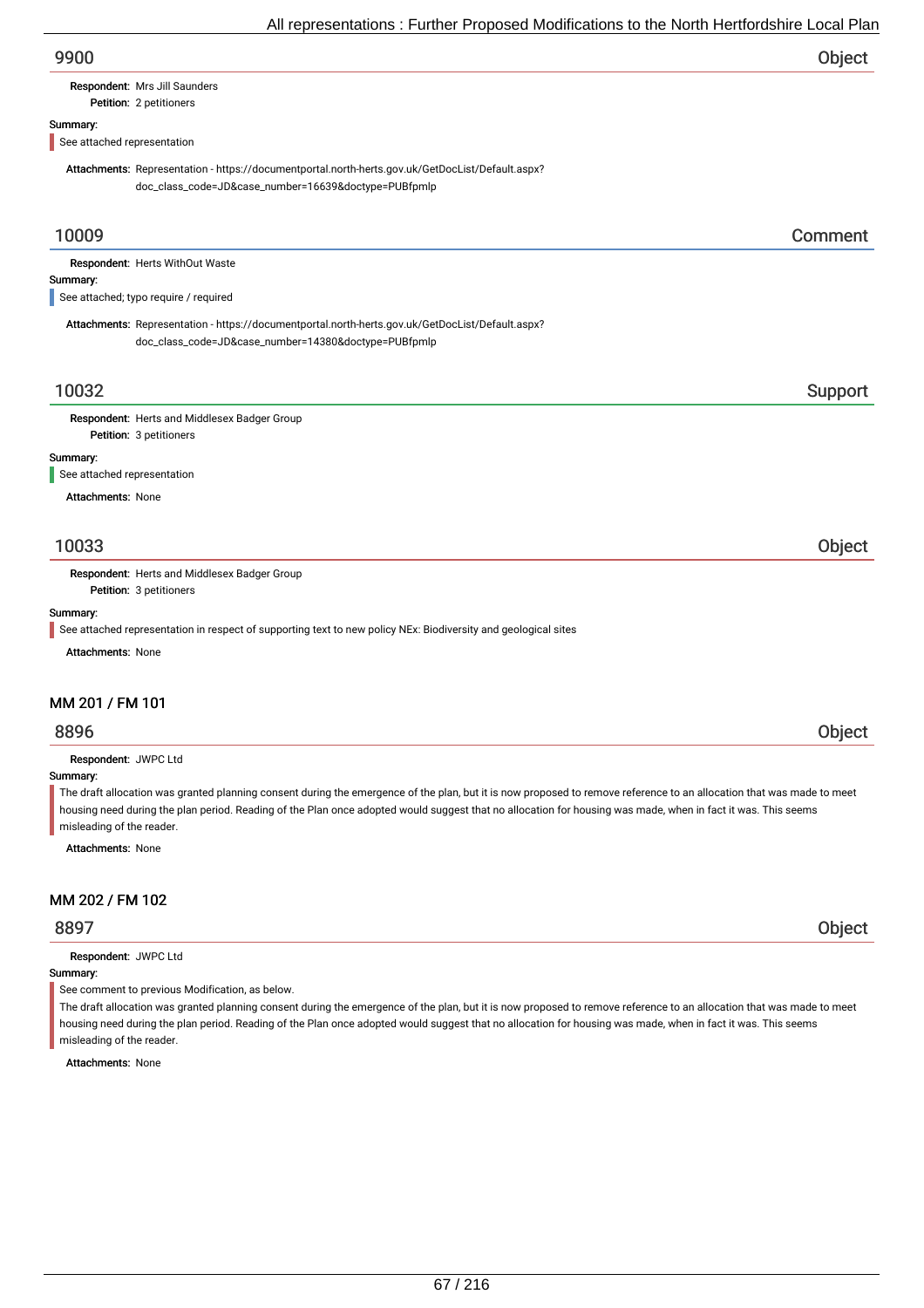## 9900 — Object

**Respondent:** Mrs Jill Saunders
**Petition:** 2 petitioners

**Summary:**

See attached representation

**Attachments:** Representation - https://documentportal.north-herts.gov.uk/GetDocList/Default.aspx?doc_class_code=JD&case_number=16639&doctype=PUBfpmlp

## 10009 — Comment

**Respondent:** Herts WithOut Waste

**Summary:**

See attached; typo require / required

**Attachments:** Representation - https://documentportal.north-herts.gov.uk/GetDocList/Default.aspx?doc_class_code=JD&case_number=14380&doctype=PUBfpmlp

## 10032 — Support

**Respondent:** Herts and Middlesex Badger Group
**Petition:** 3 petitioners

**Summary:**

See attached representation

**Attachments:** None

## 10033 — Object

**Respondent:** Herts and Middlesex Badger Group
**Petition:** 3 petitioners

**Summary:**

See attached representation in respect of supporting text to new policy NEx: Biodiversity and geological sites

**Attachments:** None

# MM 201 / FM 101

## 8896 — Object

**Respondent:** JWPC Ltd

**Summary:**

The draft allocation was granted planning consent during the emergence of the plan, but it is now proposed to remove reference to an allocation that was made to meet housing need during the plan period. Reading of the Plan once adopted would suggest that no allocation for housing was made, when in fact it was. This seems misleading of the reader.

**Attachments:** None

# MM 202 / FM 102

## 8897 — Object

**Respondent:** JWPC Ltd

**Summary:**

See comment to previous Modification, as below.
The draft allocation was granted planning consent during the emergence of the plan, but it is now proposed to remove reference to an allocation that was made to meet housing need during the plan period. Reading of the Plan once adopted would suggest that no allocation for housing was made, when in fact it was. This seems misleading of the reader.

**Attachments:** None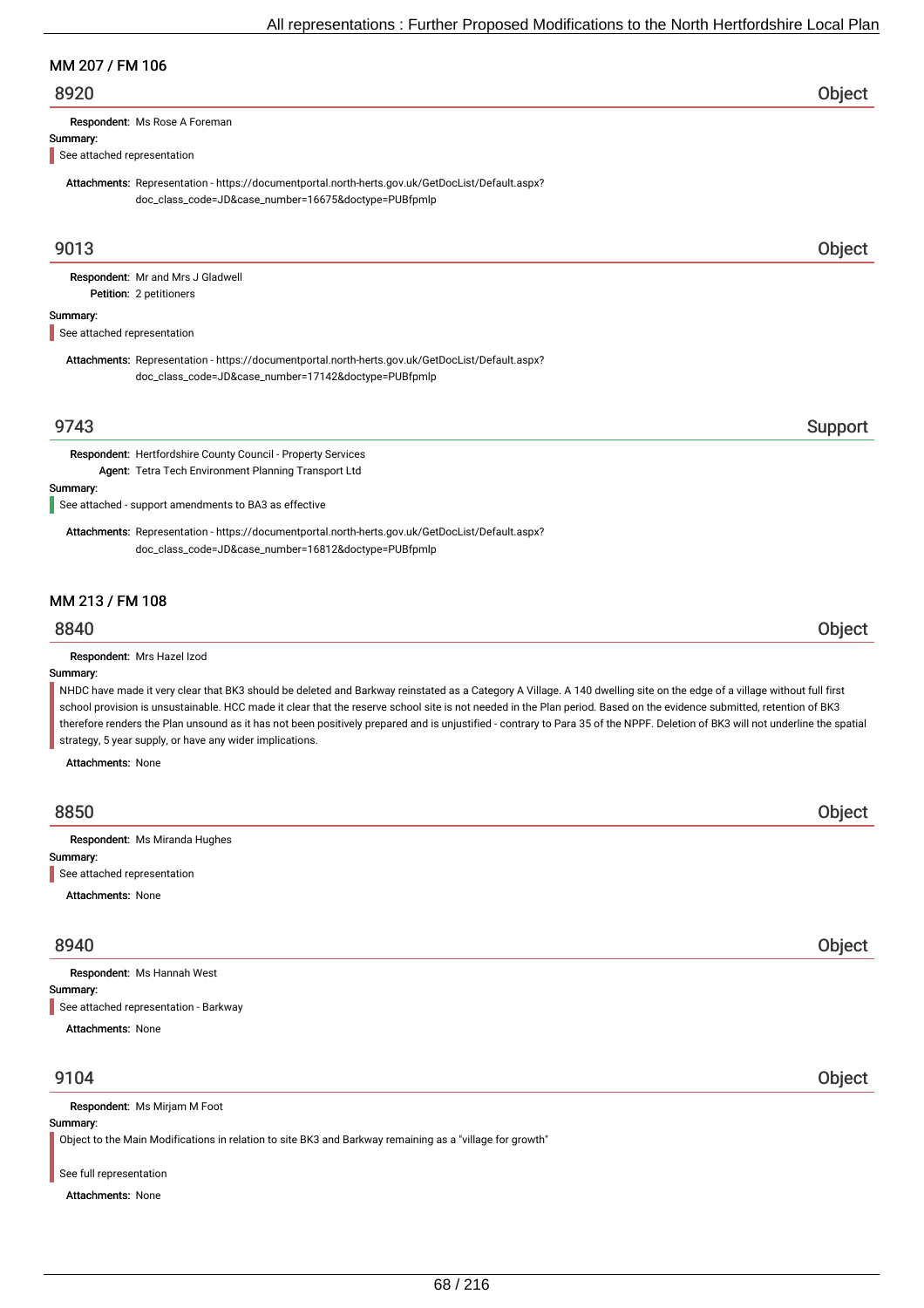## MM 207 / FM 106

### 8920 — Object

**Respondent:** Ms Rose A Foreman

**Summary:**

See attached representation

**Attachments:** Representation - https://documentportal.north-herts.gov.uk/GetDocList/Default.aspx?doc_class_code=JD&case_number=16675&doctype=PUBfpmlp

### 9013 — Object

**Respondent:** Mr and Mrs J Gladwell

**Petition:** 2 petitioners

**Summary:**

See attached representation

**Attachments:** Representation - https://documentportal.north-herts.gov.uk/GetDocList/Default.aspx?doc_class_code=JD&case_number=17142&doctype=PUBfpmlp

### 9743 — Support

**Respondent:** Hertfordshire County Council - Property Services

**Agent:** Tetra Tech Environment Planning Transport Ltd

**Summary:**

See attached - support amendments to BA3 as effective

**Attachments:** Representation - https://documentportal.north-herts.gov.uk/GetDocList/Default.aspx?doc_class_code=JD&case_number=16812&doctype=PUBfpmlp

## MM 213 / FM 108

### 8840 — Object

**Respondent:** Mrs Hazel Izod

**Summary:**

NHDC have made it very clear that BK3 should be deleted and Barkway reinstated as a Category A Village. A 140 dwelling site on the edge of a village without full first school provision is unsustainable. HCC made it clear that the reserve school site is not needed in the Plan period. Based on the evidence submitted, retention of BK3 therefore renders the Plan unsound as it has not been positively prepared and is unjustified - contrary to Para 35 of the NPPF. Deletion of BK3 will not underline the spatial strategy, 5 year supply, or have any wider implications.

**Attachments:** None

### 8850 — Object

**Respondent:** Ms Miranda Hughes

**Summary:**

See attached representation

**Attachments:** None

### 8940 — Object

**Respondent:** Ms Hannah West

**Summary:**

See attached representation - Barkway

**Attachments:** None

### 9104 — Object

**Respondent:** Ms Mirjam M Foot

**Summary:**

Object to the Main Modifications in relation to site BK3 and Barkway remaining as a "village for growth"

See full representation

**Attachments:** None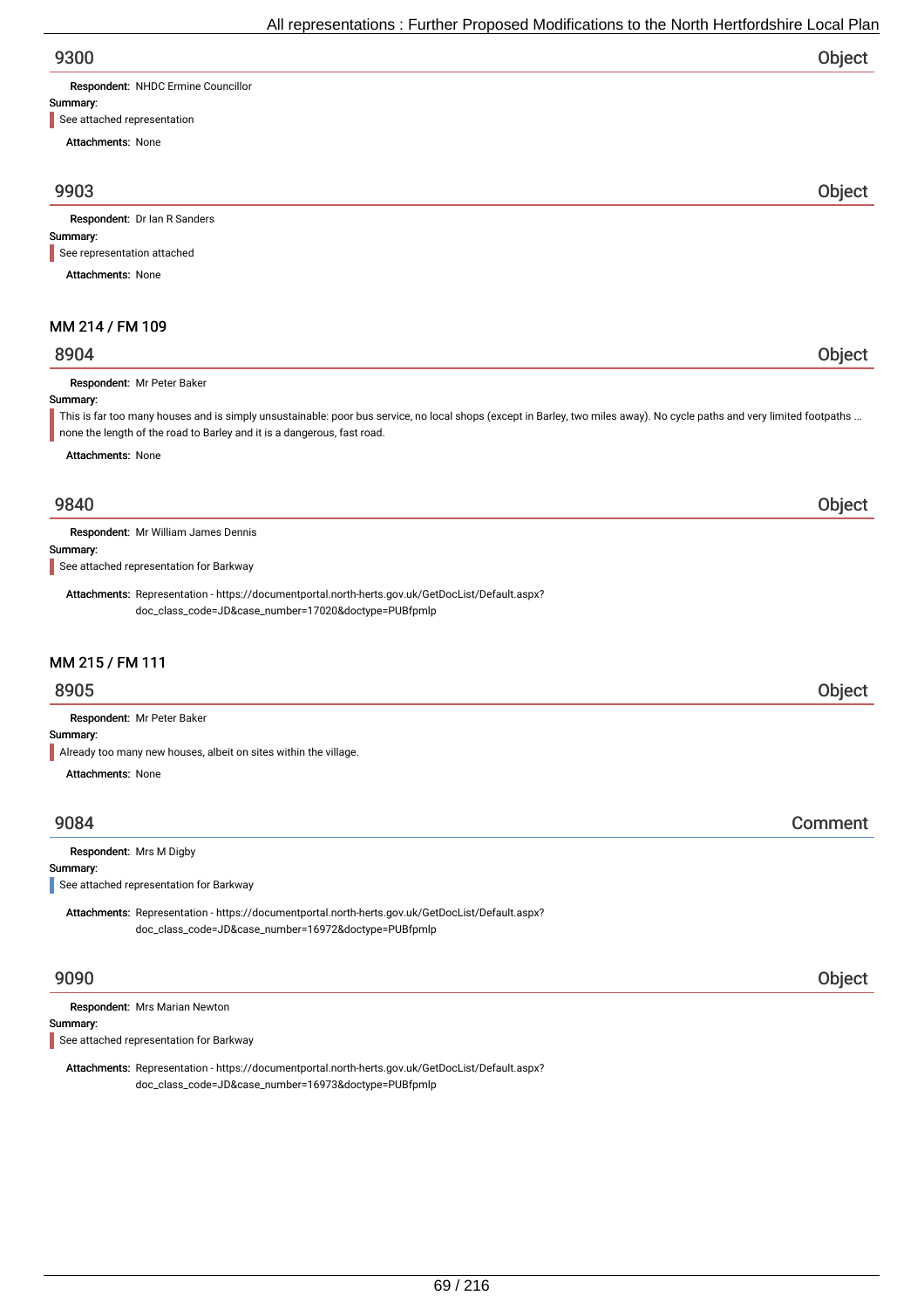## 9300 — Object

**Respondent:** NHDC Ermine Councillor

**Summary:**

See attached representation

**Attachments:** None

## 9903 — Object

**Respondent:** Dr Ian R Sanders

**Summary:**

See representation attached

**Attachments:** None

# MM 214 / FM 109

## 8904 — Object

**Respondent:** Mr Peter Baker

**Summary:**

This is far too many houses and is simply unsustainable: poor bus service, no local shops (except in Barley, two miles away). No cycle paths and very limited footpaths ... none the length of the road to Barley and it is a dangerous, fast road.

**Attachments:** None

## 9840 — Object

**Respondent:** Mr William James Dennis

**Summary:**

See attached representation for Barkway

**Attachments:** Representation - https://documentportal.north-herts.gov.uk/GetDocList/Default.aspx?doc_class_code=JD&case_number=17020&doctype=PUBfpmlp

# MM 215 / FM 111

## 8905 — Object

**Respondent:** Mr Peter Baker

**Summary:**

Already too many new houses, albeit on sites within the village.

**Attachments:** None

## 9084 — Comment

**Respondent:** Mrs M Digby

**Summary:**

See attached representation for Barkway

**Attachments:** Representation - https://documentportal.north-herts.gov.uk/GetDocList/Default.aspx?doc_class_code=JD&case_number=16972&doctype=PUBfpmlp

## 9090 — Object

**Respondent:** Mrs Marian Newton

**Summary:**

See attached representation for Barkway

**Attachments:** Representation - https://documentportal.north-herts.gov.uk/GetDocList/Default.aspx?doc_class_code=JD&case_number=16973&doctype=PUBfpmlp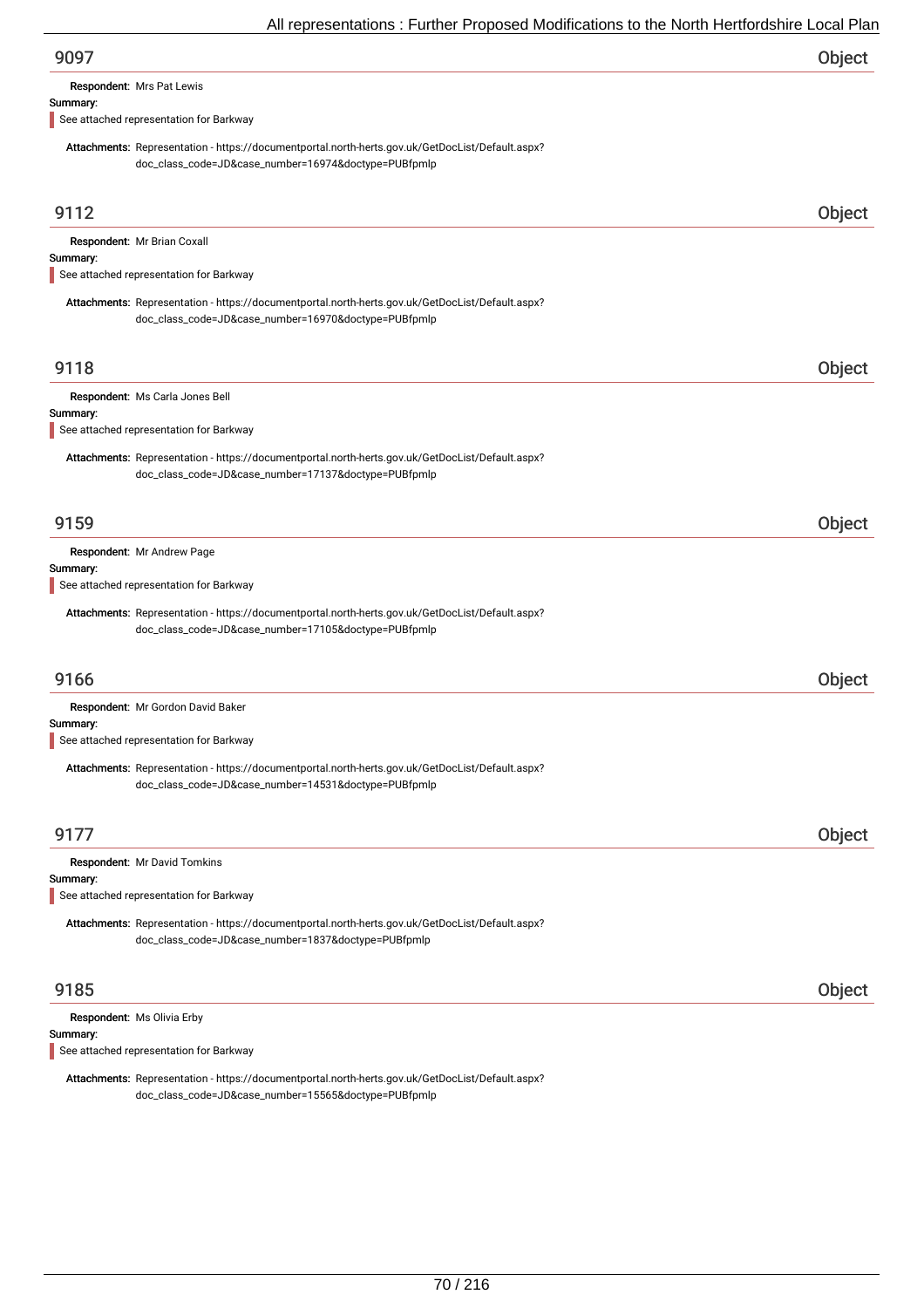## 9097 — Object

**Respondent:** Mrs Pat Lewis

**Summary:**

See attached representation for Barkway

**Attachments:** Representation - https://documentportal.north-herts.gov.uk/GetDocList/Default.aspx?doc_class_code=JD&case_number=16974&doctype=PUBfpmlp

## 9112 — Object

**Respondent:** Mr Brian Coxall

**Summary:**

See attached representation for Barkway

**Attachments:** Representation - https://documentportal.north-herts.gov.uk/GetDocList/Default.aspx?doc_class_code=JD&case_number=16970&doctype=PUBfpmlp

## 9118 — Object

**Respondent:** Ms Carla Jones Bell

**Summary:**

See attached representation for Barkway

**Attachments:** Representation - https://documentportal.north-herts.gov.uk/GetDocList/Default.aspx?doc_class_code=JD&case_number=17137&doctype=PUBfpmlp

## 9159 — Object

**Respondent:** Mr Andrew Page

**Summary:**

See attached representation for Barkway

**Attachments:** Representation - https://documentportal.north-herts.gov.uk/GetDocList/Default.aspx?doc_class_code=JD&case_number=17105&doctype=PUBfpmlp

## 9166 — Object

**Respondent:** Mr Gordon David Baker

**Summary:**

See attached representation for Barkway

**Attachments:** Representation - https://documentportal.north-herts.gov.uk/GetDocList/Default.aspx?doc_class_code=JD&case_number=14531&doctype=PUBfpmlp

## 9177 — Object

**Respondent:** Mr David Tomkins

**Summary:**

See attached representation for Barkway

**Attachments:** Representation - https://documentportal.north-herts.gov.uk/GetDocList/Default.aspx?doc_class_code=JD&case_number=1837&doctype=PUBfpmlp

## 9185 — Object

**Respondent:** Ms Olivia Erby

**Summary:**

See attached representation for Barkway

**Attachments:** Representation - https://documentportal.north-herts.gov.uk/GetDocList/Default.aspx?doc_class_code=JD&case_number=15565&doctype=PUBfpmlp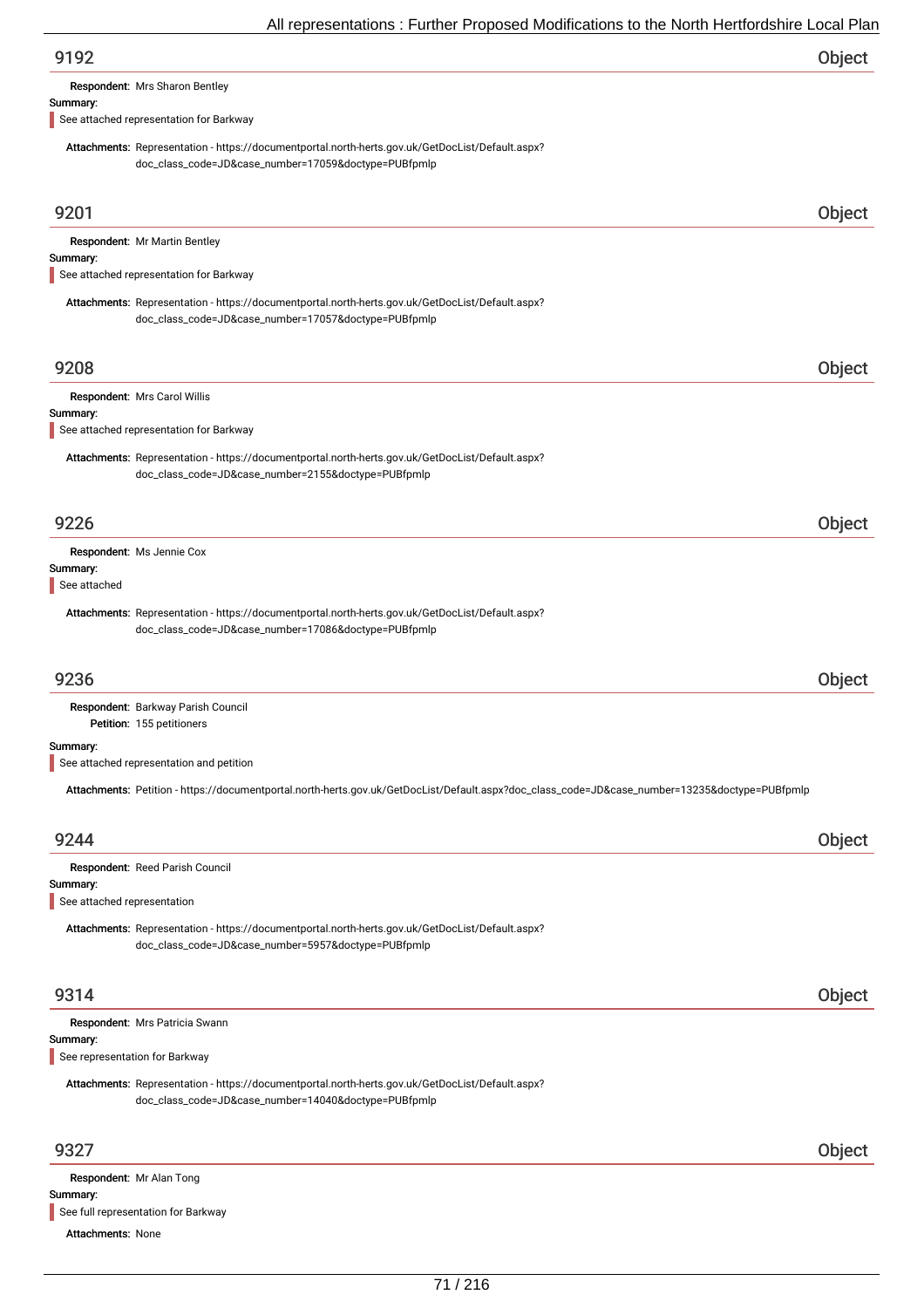## 9192 Object

**Respondent:** Mrs Sharon Bentley

**Summary:**

See attached representation for Barkway

**Attachments:** Representation - https://documentportal.north-herts.gov.uk/GetDocList/Default.aspx?doc_class_code=JD&case_number=17059&doctype=PUBfpmlp

## 9201 Object

**Respondent:** Mr Martin Bentley

**Summary:**

See attached representation for Barkway

**Attachments:** Representation - https://documentportal.north-herts.gov.uk/GetDocList/Default.aspx?doc_class_code=JD&case_number=17057&doctype=PUBfpmlp

## 9208 Object

**Respondent:** Mrs Carol Willis

**Summary:**

See attached representation for Barkway

**Attachments:** Representation - https://documentportal.north-herts.gov.uk/GetDocList/Default.aspx?doc_class_code=JD&case_number=2155&doctype=PUBfpmlp

## 9226 Object

**Respondent:** Ms Jennie Cox

**Summary:**

See attached

**Attachments:** Representation - https://documentportal.north-herts.gov.uk/GetDocList/Default.aspx?doc_class_code=JD&case_number=17086&doctype=PUBfpmlp

## 9236 Object

**Respondent:** Barkway Parish Council

**Petition:** 155 petitioners

**Summary:**

See attached representation and petition

**Attachments:** Petition - https://documentportal.north-herts.gov.uk/GetDocList/Default.aspx?doc_class_code=JD&case_number=13235&doctype=PUBfpmlp

## 9244 Object

**Respondent:** Reed Parish Council

**Summary:**

See attached representation

**Attachments:** Representation - https://documentportal.north-herts.gov.uk/GetDocList/Default.aspx?doc_class_code=JD&case_number=5957&doctype=PUBfpmlp

## 9314 Object

**Respondent:** Mrs Patricia Swann

**Summary:**

See representation for Barkway

**Attachments:** Representation - https://documentportal.north-herts.gov.uk/GetDocList/Default.aspx?doc_class_code=JD&case_number=14040&doctype=PUBfpmlp

## 9327 Object

**Respondent:** Mr Alan Tong

**Summary:**

See full representation for Barkway

**Attachments:** None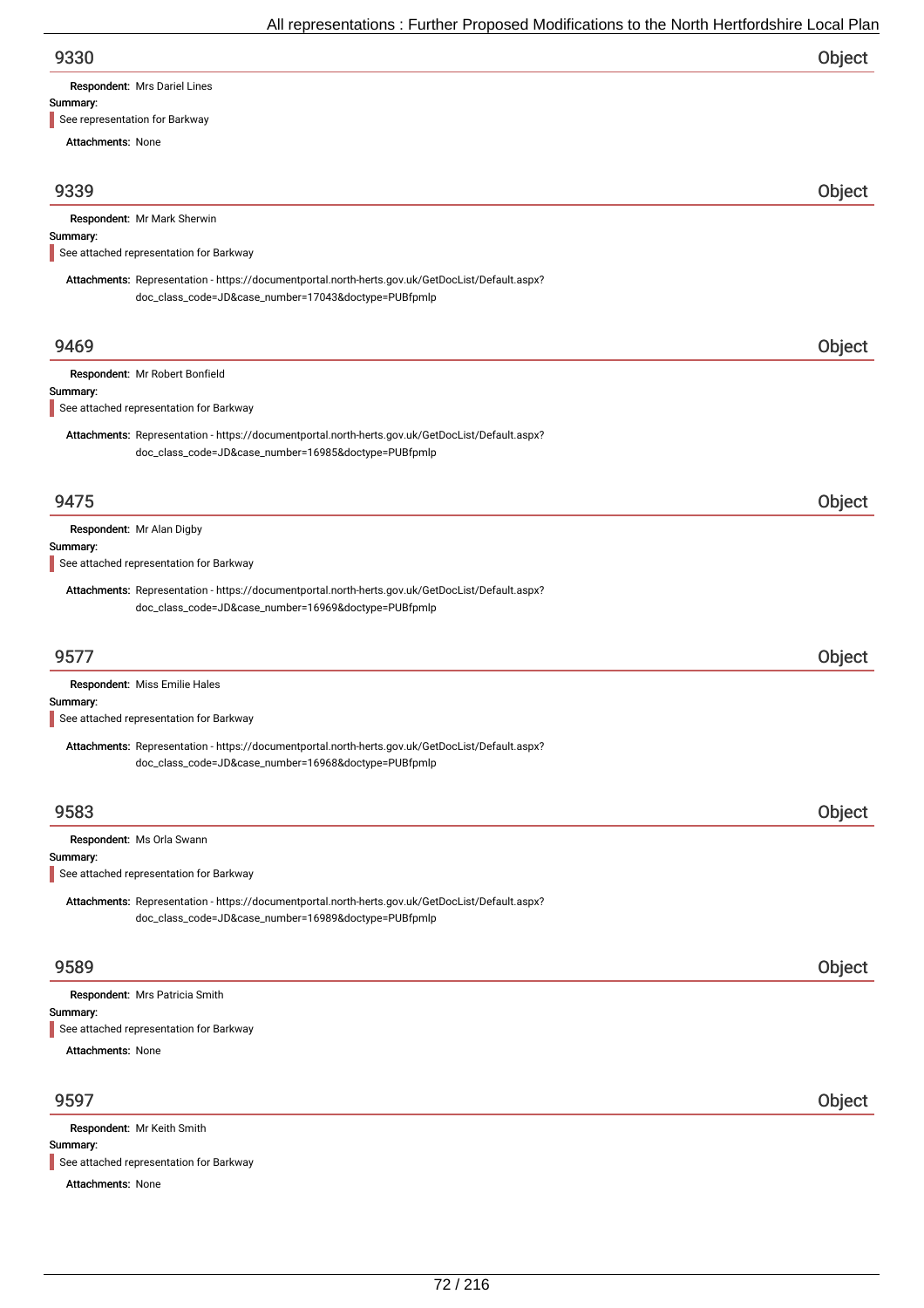## 9330 — Object

**Respondent:** Mrs Dariel Lines

**Summary:**

See representation for Barkway

**Attachments:** None

## 9339 — Object

**Respondent:** Mr Mark Sherwin

**Summary:**

See attached representation for Barkway

**Attachments:** Representation - https://documentportal.north-herts.gov.uk/GetDocList/Default.aspx?doc_class_code=JD&case_number=17043&doctype=PUBfpmlp

## 9469 — Object

**Respondent:** Mr Robert Bonfield

**Summary:**

See attached representation for Barkway

**Attachments:** Representation - https://documentportal.north-herts.gov.uk/GetDocList/Default.aspx?doc_class_code=JD&case_number=16985&doctype=PUBfpmlp

## 9475 — Object

**Respondent:** Mr Alan Digby

**Summary:**

See attached representation for Barkway

**Attachments:** Representation - https://documentportal.north-herts.gov.uk/GetDocList/Default.aspx?doc_class_code=JD&case_number=16969&doctype=PUBfpmlp

## 9577 — Object

**Respondent:** Miss Emilie Hales

**Summary:**

See attached representation for Barkway

**Attachments:** Representation - https://documentportal.north-herts.gov.uk/GetDocList/Default.aspx?doc_class_code=JD&case_number=16968&doctype=PUBfpmlp

## 9583 — Object

**Respondent:** Ms Orla Swann

**Summary:**

See attached representation for Barkway

**Attachments:** Representation - https://documentportal.north-herts.gov.uk/GetDocList/Default.aspx?doc_class_code=JD&case_number=16989&doctype=PUBfpmlp

## 9589 — Object

**Respondent:** Mrs Patricia Smith

**Summary:**

See attached representation for Barkway

**Attachments:** None

## 9597 — Object

**Respondent:** Mr Keith Smith

**Summary:**

See attached representation for Barkway

**Attachments:** None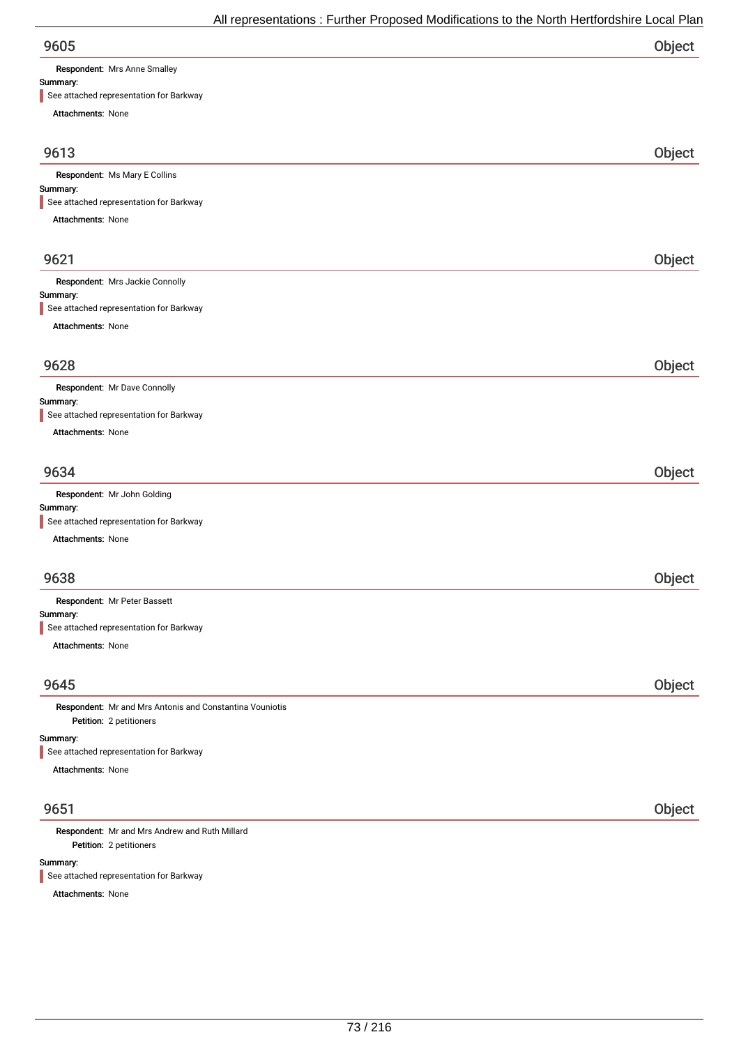## 9605 Object

**Respondent:** Mrs Anne Smalley

**Summary:**

See attached representation for Barkway

**Attachments:** None

## 9613 Object

**Respondent:** Ms Mary E Collins

**Summary:**

See attached representation for Barkway

**Attachments:** None

## 9621 Object

**Respondent:** Mrs Jackie Connolly

**Summary:**

See attached representation for Barkway

**Attachments:** None

## 9628 Object

**Respondent:** Mr Dave Connolly

**Summary:**

See attached representation for Barkway

**Attachments:** None

## 9634 Object

**Respondent:** Mr John Golding

**Summary:**

See attached representation for Barkway

**Attachments:** None

## 9638 Object

**Respondent:** Mr Peter Bassett

**Summary:**

See attached representation for Barkway

**Attachments:** None

## 9645 Object

**Respondent:** Mr and Mrs Antonis and Constantina Vouniotis

**Petition:** 2 petitioners

**Summary:**

See attached representation for Barkway

**Attachments:** None

## 9651 Object

**Respondent:** Mr and Mrs Andrew and Ruth Millard

**Petition:** 2 petitioners

**Summary:**

See attached representation for Barkway

**Attachments:** None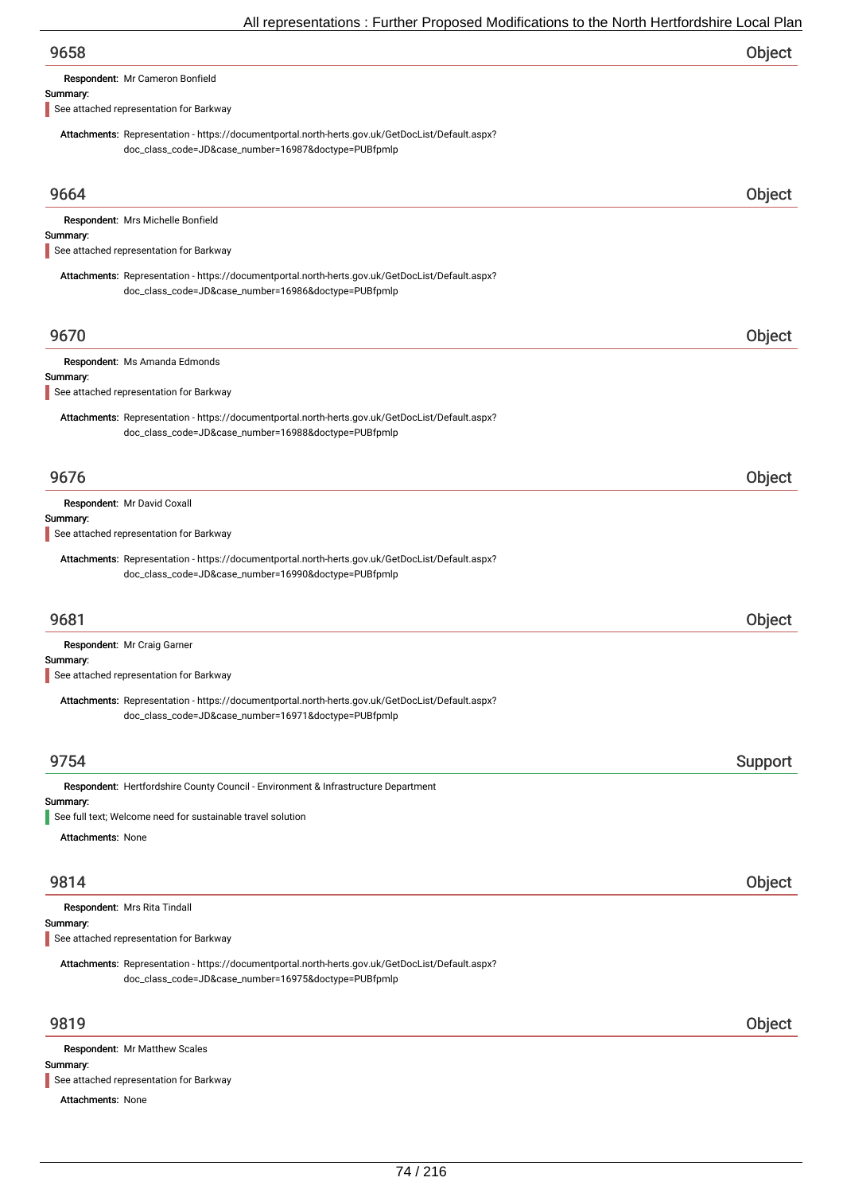## 9658 Object

**Respondent:** Mr Cameron Bonfield

**Summary:**

See attached representation for Barkway

**Attachments:** Representation - https://documentportal.north-herts.gov.uk/GetDocList/Default.aspx?doc_class_code=JD&case_number=16987&doctype=PUBfpmlp

## 9664 Object

**Respondent:** Mrs Michelle Bonfield

**Summary:**

See attached representation for Barkway

**Attachments:** Representation - https://documentportal.north-herts.gov.uk/GetDocList/Default.aspx?doc_class_code=JD&case_number=16986&doctype=PUBfpmlp

## 9670 Object

**Respondent:** Ms Amanda Edmonds

**Summary:**

See attached representation for Barkway

**Attachments:** Representation - https://documentportal.north-herts.gov.uk/GetDocList/Default.aspx?doc_class_code=JD&case_number=16988&doctype=PUBfpmlp

## 9676 Object

**Respondent:** Mr David Coxall

**Summary:**

See attached representation for Barkway

**Attachments:** Representation - https://documentportal.north-herts.gov.uk/GetDocList/Default.aspx?doc_class_code=JD&case_number=16990&doctype=PUBfpmlp

## 9681 Object

**Respondent:** Mr Craig Garner

**Summary:**

See attached representation for Barkway

**Attachments:** Representation - https://documentportal.north-herts.gov.uk/GetDocList/Default.aspx?doc_class_code=JD&case_number=16971&doctype=PUBfpmlp

## 9754 Support

**Respondent:** Hertfordshire County Council - Environment & Infrastructure Department

**Summary:**

See full text; Welcome need for sustainable travel solution

**Attachments:** None

## 9814 Object

**Respondent:** Mrs Rita Tindall

**Summary:**

See attached representation for Barkway

**Attachments:** Representation - https://documentportal.north-herts.gov.uk/GetDocList/Default.aspx?doc_class_code=JD&case_number=16975&doctype=PUBfpmlp

## 9819 Object

**Respondent:** Mr Matthew Scales

**Summary:**

See attached representation for Barkway

**Attachments:** None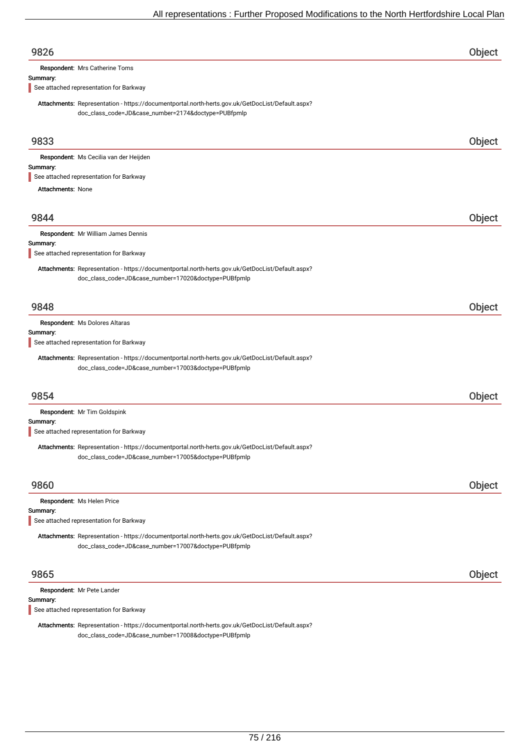## 9826 — Object

**Respondent:** Mrs Catherine Toms

**Summary:**

See attached representation for Barkway

**Attachments:** Representation - https://documentportal.north-herts.gov.uk/GetDocList/Default.aspx?doc_class_code=JD&case_number=2174&doctype=PUBfpmlp

## 9833 — Object

**Respondent:** Ms Cecilia van der Heijden

**Summary:**

See attached representation for Barkway

**Attachments:** None

## 9844 — Object

**Respondent:** Mr William James Dennis

**Summary:**

See attached representation for Barkway

**Attachments:** Representation - https://documentportal.north-herts.gov.uk/GetDocList/Default.aspx?doc_class_code=JD&case_number=17020&doctype=PUBfpmlp

## 9848 — Object

**Respondent:** Ms Dolores Altaras

**Summary:**

See attached representation for Barkway

**Attachments:** Representation - https://documentportal.north-herts.gov.uk/GetDocList/Default.aspx?doc_class_code=JD&case_number=17003&doctype=PUBfpmlp

## 9854 — Object

**Respondent:** Mr Tim Goldspink

**Summary:**

See attached representation for Barkway

**Attachments:** Representation - https://documentportal.north-herts.gov.uk/GetDocList/Default.aspx?doc_class_code=JD&case_number=17005&doctype=PUBfpmlp

## 9860 — Object

**Respondent:** Ms Helen Price

**Summary:**

See attached representation for Barkway

**Attachments:** Representation - https://documentportal.north-herts.gov.uk/GetDocList/Default.aspx?doc_class_code=JD&case_number=17007&doctype=PUBfpmlp

## 9865 — Object

**Respondent:** Mr Pete Lander

**Summary:**

See attached representation for Barkway

**Attachments:** Representation - https://documentportal.north-herts.gov.uk/GetDocList/Default.aspx?doc_class_code=JD&case_number=17008&doctype=PUBfpmlp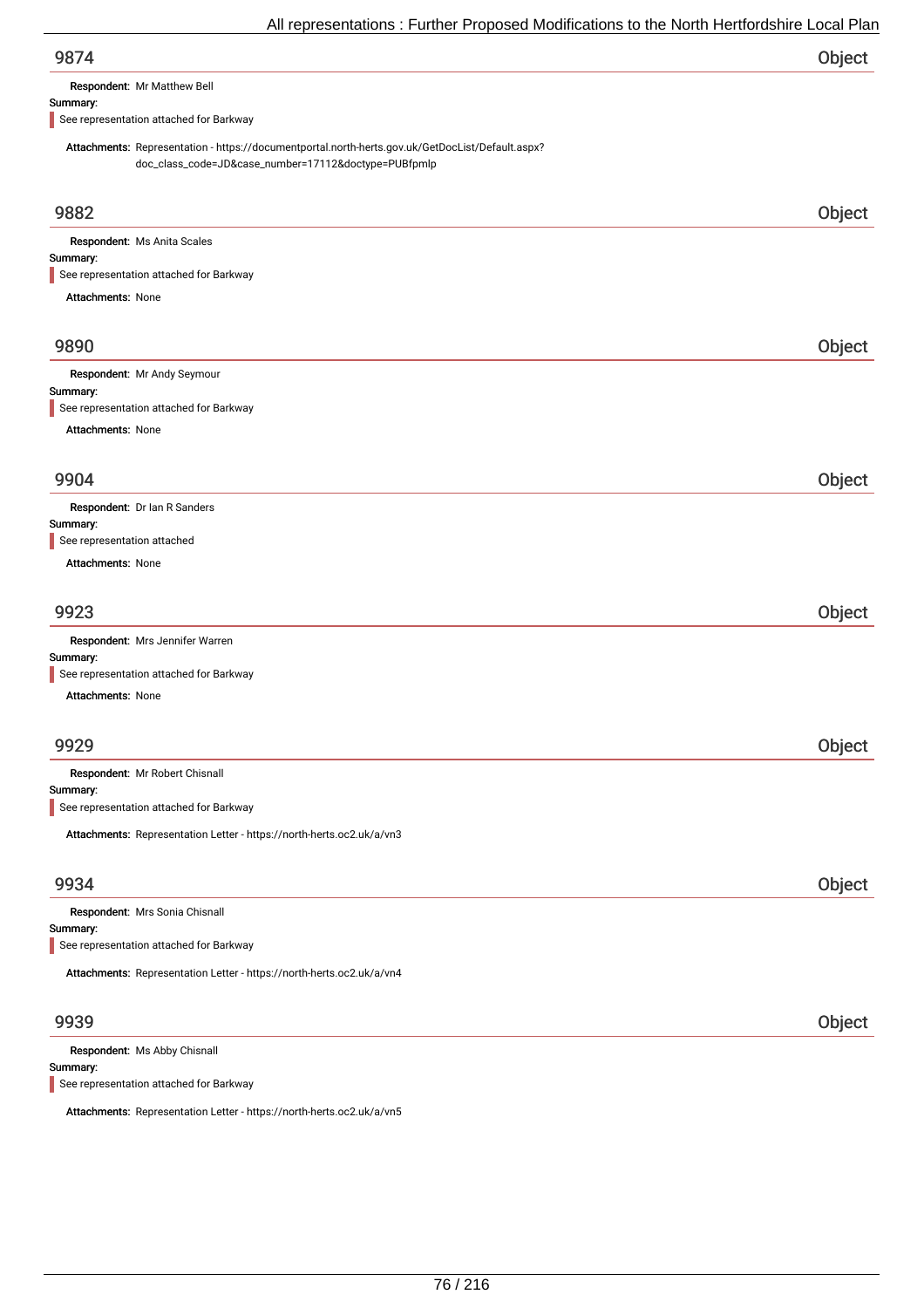## 9874 Object

**Respondent:** Mr Matthew Bell

**Summary:**

See representation attached for Barkway

**Attachments:** Representation - https://documentportal.north-herts.gov.uk/GetDocList/Default.aspx?doc_class_code=JD&case_number=17112&doctype=PUBfpmlp

## 9882 Object

**Respondent:** Ms Anita Scales

**Summary:**

See representation attached for Barkway

**Attachments:** None

## 9890 Object

**Respondent:** Mr Andy Seymour

**Summary:**

See representation attached for Barkway

**Attachments:** None

## 9904 Object

**Respondent:** Dr Ian R Sanders

**Summary:**

See representation attached

**Attachments:** None

## 9923 Object

**Respondent:** Mrs Jennifer Warren

**Summary:**

See representation attached for Barkway

**Attachments:** None

## 9929 Object

**Respondent:** Mr Robert Chisnall

**Summary:**

See representation attached for Barkway

**Attachments:** Representation Letter - https://north-herts.oc2.uk/a/vn3

## 9934 Object

**Respondent:** Mrs Sonia Chisnall

**Summary:**

See representation attached for Barkway

**Attachments:** Representation Letter - https://north-herts.oc2.uk/a/vn4

## 9939 Object

**Respondent:** Ms Abby Chisnall

**Summary:**

See representation attached for Barkway

**Attachments:** Representation Letter - https://north-herts.oc2.uk/a/vn5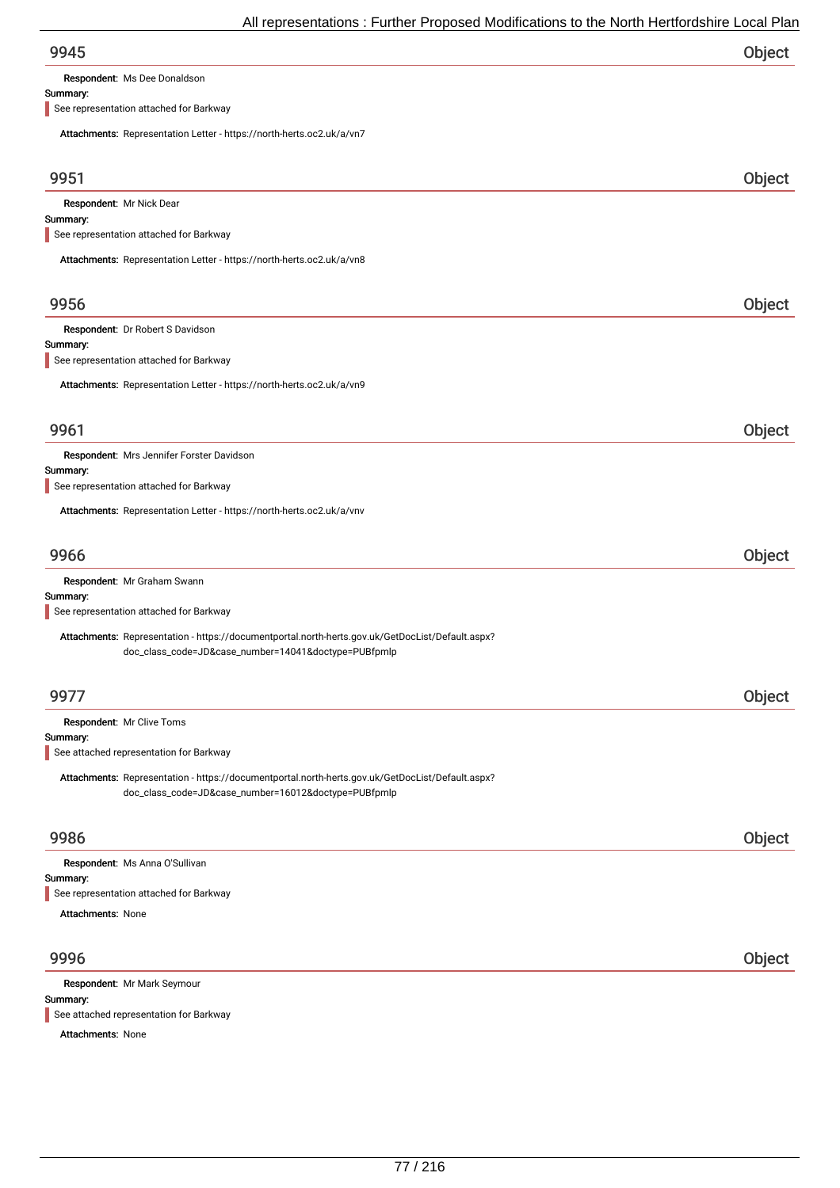## 9945 — Object

**Respondent:** Ms Dee Donaldson

**Summary:**

See representation attached for Barkway

**Attachments:** Representation Letter - https://north-herts.oc2.uk/a/vn7

## 9951 — Object

**Respondent:** Mr Nick Dear

**Summary:**

See representation attached for Barkway

**Attachments:** Representation Letter - https://north-herts.oc2.uk/a/vn8

## 9956 — Object

**Respondent:** Dr Robert S Davidson

**Summary:**

See representation attached for Barkway

**Attachments:** Representation Letter - https://north-herts.oc2.uk/a/vn9

## 9961 — Object

**Respondent:** Mrs Jennifer Forster Davidson

**Summary:**

See representation attached for Barkway

**Attachments:** Representation Letter - https://north-herts.oc2.uk/a/vnv

## 9966 — Object

**Respondent:** Mr Graham Swann

**Summary:**

See representation attached for Barkway

**Attachments:** Representation - https://documentportal.north-herts.gov.uk/GetDocList/Default.aspx?doc_class_code=JD&case_number=14041&doctype=PUBfpmlp

## 9977 — Object

**Respondent:** Mr Clive Toms

**Summary:**

See attached representation for Barkway

**Attachments:** Representation - https://documentportal.north-herts.gov.uk/GetDocList/Default.aspx?doc_class_code=JD&case_number=16012&doctype=PUBfpmlp

## 9986 — Object

**Respondent:** Ms Anna O'Sullivan

**Summary:**

See representation attached for Barkway

**Attachments:** None

## 9996 — Object

**Respondent:** Mr Mark Seymour

**Summary:**

See attached representation for Barkway

**Attachments:** None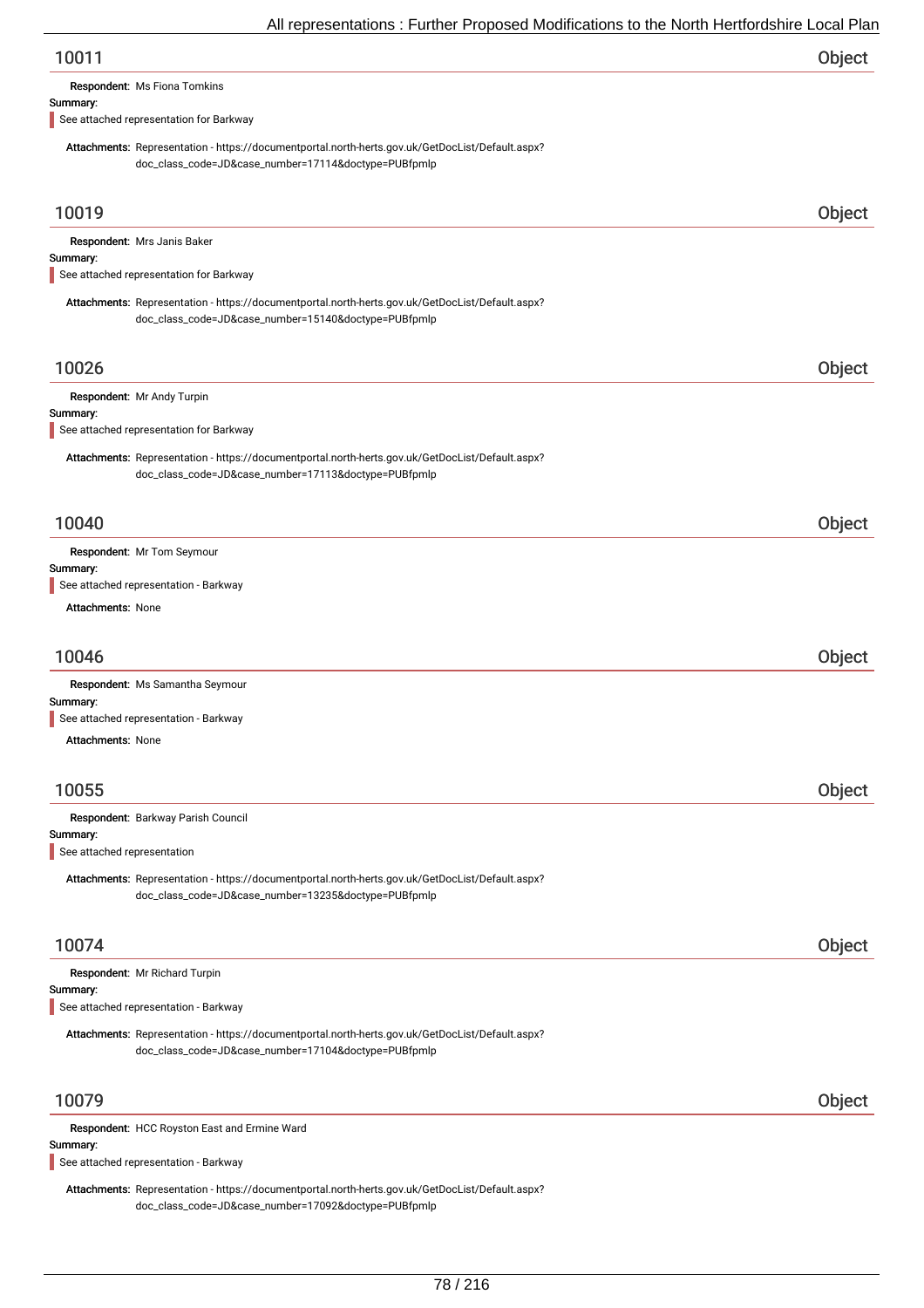## 10011 — Object

**Respondent:** Ms Fiona Tomkins

**Summary:**

See attached representation for Barkway

**Attachments:** Representation - https://documentportal.north-herts.gov.uk/GetDocList/Default.aspx?doc_class_code=JD&case_number=17114&doctype=PUBfpmlp

## 10019 — Object

**Respondent:** Mrs Janis Baker

**Summary:**

See attached representation for Barkway

**Attachments:** Representation - https://documentportal.north-herts.gov.uk/GetDocList/Default.aspx?doc_class_code=JD&case_number=15140&doctype=PUBfpmlp

## 10026 — Object

**Respondent:** Mr Andy Turpin

**Summary:**

See attached representation for Barkway

**Attachments:** Representation - https://documentportal.north-herts.gov.uk/GetDocList/Default.aspx?doc_class_code=JD&case_number=17113&doctype=PUBfpmlp

## 10040 — Object

**Respondent:** Mr Tom Seymour

**Summary:**

See attached representation - Barkway

**Attachments:** None

## 10046 — Object

**Respondent:** Ms Samantha Seymour

**Summary:**

See attached representation - Barkway

**Attachments:** None

## 10055 — Object

**Respondent:** Barkway Parish Council

**Summary:**

See attached representation

**Attachments:** Representation - https://documentportal.north-herts.gov.uk/GetDocList/Default.aspx?doc_class_code=JD&case_number=13235&doctype=PUBfpmlp

## 10074 — Object

**Respondent:** Mr Richard Turpin

**Summary:**

See attached representation - Barkway

**Attachments:** Representation - https://documentportal.north-herts.gov.uk/GetDocList/Default.aspx?doc_class_code=JD&case_number=17104&doctype=PUBfpmlp

## 10079 — Object

**Respondent:** HCC Royston East and Ermine Ward

**Summary:**

See attached representation - Barkway

**Attachments:** Representation - https://documentportal.north-herts.gov.uk/GetDocList/Default.aspx?doc_class_code=JD&case_number=17092&doctype=PUBfpmlp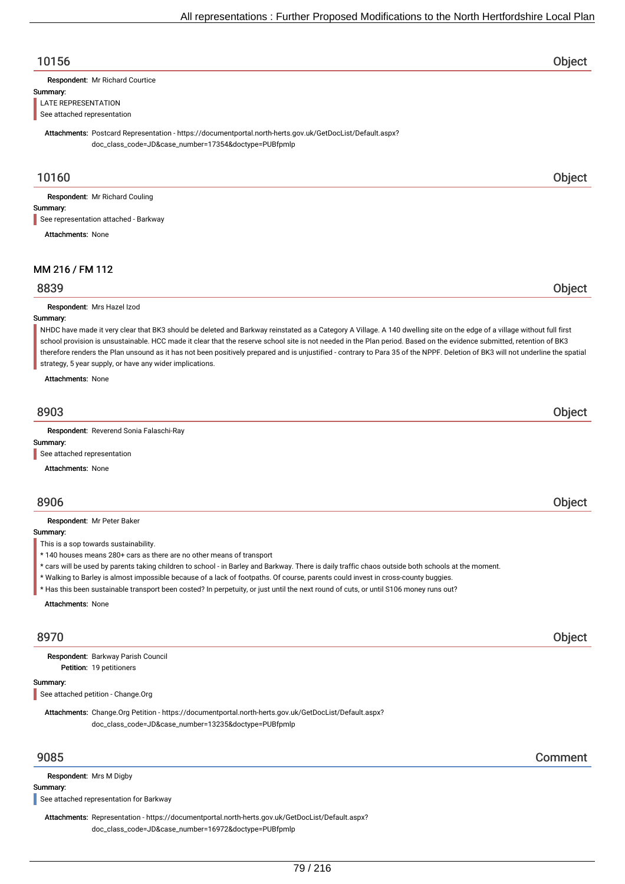## 10156 Object

**Respondent:** Mr Richard Courtice

**Summary:**

LATE REPRESENTATION
See attached representation

**Attachments:** Postcard Representation - https://documentportal.north-herts.gov.uk/GetDocList/Default.aspx?doc_class_code=JD&case_number=17354&doctype=PUBfpmlp

## 10160 Object

**Respondent:** Mr Richard Couling

**Summary:**

See representation attached - Barkway

**Attachments:** None

### MM 216 / FM 112

## 8839 Object

**Respondent:** Mrs Hazel Izod

**Summary:**

NHDC have made it very clear that BK3 should be deleted and Barkway reinstated as a Category A Village. A 140 dwelling site on the edge of a village without full first school provision is unsustainable. HCC made it clear that the reserve school site is not needed in the Plan period. Based on the evidence submitted, retention of BK3 therefore renders the Plan unsound as it has not been positively prepared and is unjustified - contrary to Para 35 of the NPPF. Deletion of BK3 will not underline the spatial strategy, 5 year supply, or have any wider implications.

**Attachments:** None

## 8903 Object

**Respondent:** Reverend Sonia Falaschi-Ray

**Summary:**

See attached representation

**Attachments:** None

## 8906 Object

**Respondent:** Mr Peter Baker

**Summary:**

This is a sop towards sustainability.
* 140 houses means 280+ cars as there are no other means of transport
* cars will be used by parents taking children to school - in Barley and Barkway. There is daily traffic chaos outside both schools at the moment.
* Walking to Barley is almost impossible because of a lack of footpaths. Of course, parents could invest in cross-county buggies.
* Has this been sustainable transport been costed? In perpetuity, or just until the next round of cuts, or until S106 money runs out?

**Attachments:** None

## 8970 Object

**Respondent:** Barkway Parish Council
**Petition:** 19 petitioners

**Summary:**

See attached petition - Change.Org

**Attachments:** Change.Org Petition - https://documentportal.north-herts.gov.uk/GetDocList/Default.aspx?doc_class_code=JD&case_number=13235&doctype=PUBfpmlp

## 9085 Comment

**Respondent:** Mrs M Digby

**Summary:**

See attached representation for Barkway

**Attachments:** Representation - https://documentportal.north-herts.gov.uk/GetDocList/Default.aspx?doc_class_code=JD&case_number=16972&doctype=PUBfpmlp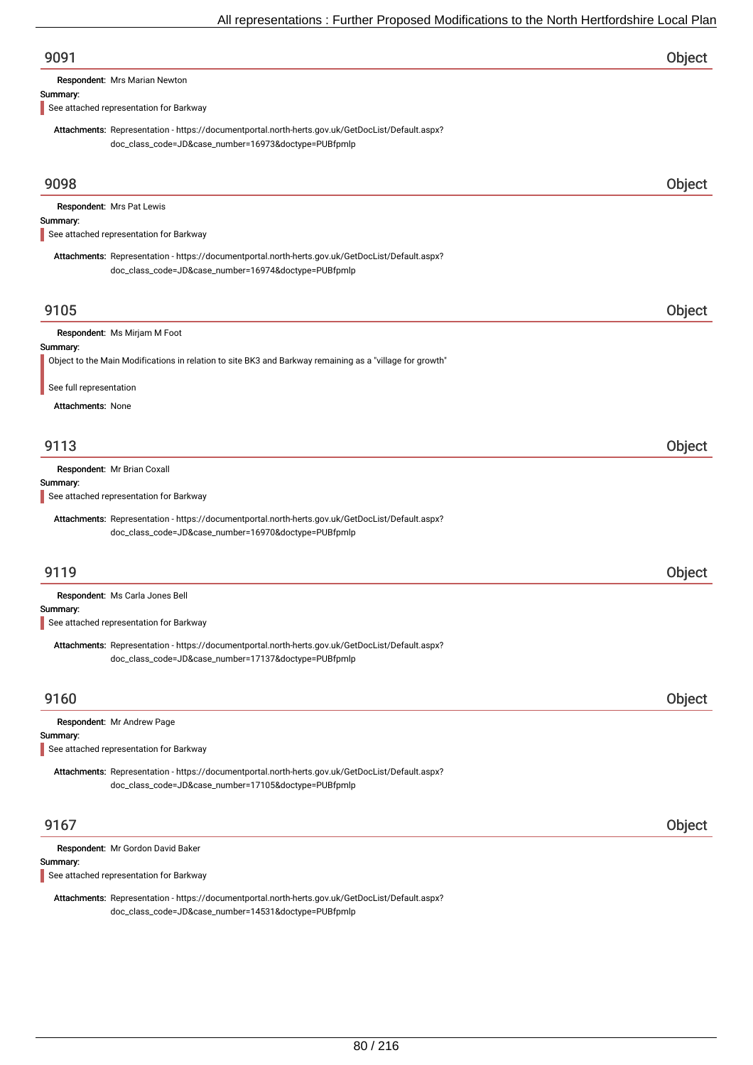## 9091 Object

**Respondent:** Mrs Marian Newton

**Summary:**

See attached representation for Barkway

**Attachments:** Representation - https://documentportal.north-herts.gov.uk/GetDocList/Default.aspx?doc_class_code=JD&case_number=16973&doctype=PUBfpmlp

## 9098 Object

**Respondent:** Mrs Pat Lewis

**Summary:**

See attached representation for Barkway

**Attachments:** Representation - https://documentportal.north-herts.gov.uk/GetDocList/Default.aspx?doc_class_code=JD&case_number=16974&doctype=PUBfpmlp

## 9105 Object

**Respondent:** Ms Mirjam M Foot

**Summary:**

Object to the Main Modifications in relation to site BK3 and Barkway remaining as a "village for growth"

See full representation

**Attachments:** None

## 9113 Object

**Respondent:** Mr Brian Coxall

**Summary:**

See attached representation for Barkway

**Attachments:** Representation - https://documentportal.north-herts.gov.uk/GetDocList/Default.aspx?doc_class_code=JD&case_number=16970&doctype=PUBfpmlp

## 9119 Object

**Respondent:** Ms Carla Jones Bell

**Summary:**

See attached representation for Barkway

**Attachments:** Representation - https://documentportal.north-herts.gov.uk/GetDocList/Default.aspx?doc_class_code=JD&case_number=17137&doctype=PUBfpmlp

## 9160 Object

**Respondent:** Mr Andrew Page

**Summary:**

See attached representation for Barkway

**Attachments:** Representation - https://documentportal.north-herts.gov.uk/GetDocList/Default.aspx?doc_class_code=JD&case_number=17105&doctype=PUBfpmlp

## 9167 Object

**Respondent:** Mr Gordon David Baker

**Summary:**

See attached representation for Barkway

**Attachments:** Representation - https://documentportal.north-herts.gov.uk/GetDocList/Default.aspx?doc_class_code=JD&case_number=14531&doctype=PUBfpmlp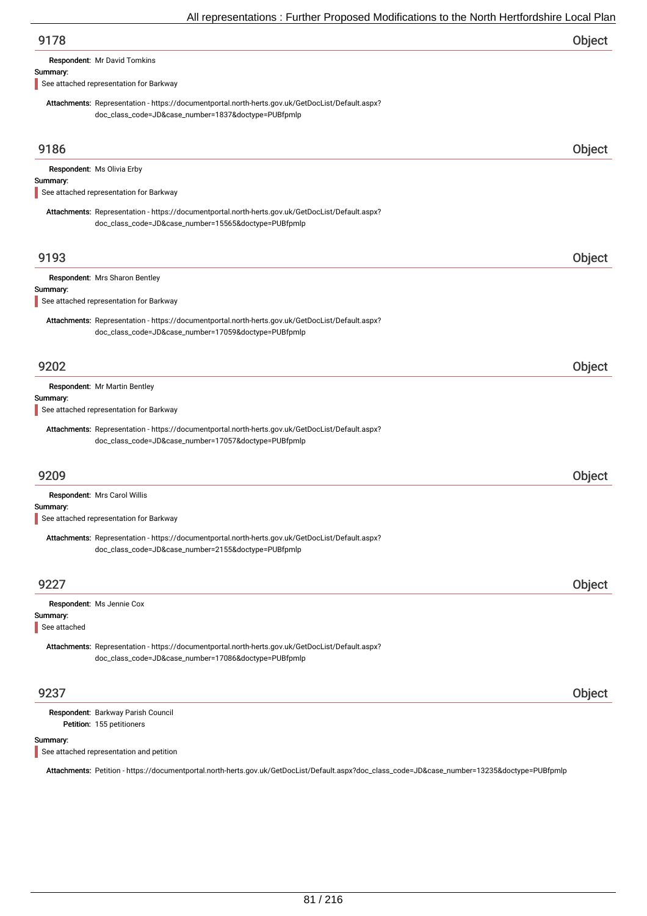## 9178 — Object

**Respondent:** Mr David Tomkins

**Summary:**

See attached representation for Barkway

**Attachments:** Representation - https://documentportal.north-herts.gov.uk/GetDocList/Default.aspx?doc_class_code=JD&case_number=1837&doctype=PUBfpmlp

## 9186 — Object

**Respondent:** Ms Olivia Erby

**Summary:**

See attached representation for Barkway

**Attachments:** Representation - https://documentportal.north-herts.gov.uk/GetDocList/Default.aspx?doc_class_code=JD&case_number=15565&doctype=PUBfpmlp

## 9193 — Object

**Respondent:** Mrs Sharon Bentley

**Summary:**

See attached representation for Barkway

**Attachments:** Representation - https://documentportal.north-herts.gov.uk/GetDocList/Default.aspx?doc_class_code=JD&case_number=17059&doctype=PUBfpmlp

## 9202 — Object

**Respondent:** Mr Martin Bentley

**Summary:**

See attached representation for Barkway

**Attachments:** Representation - https://documentportal.north-herts.gov.uk/GetDocList/Default.aspx?doc_class_code=JD&case_number=17057&doctype=PUBfpmlp

## 9209 — Object

**Respondent:** Mrs Carol Willis

**Summary:**

See attached representation for Barkway

**Attachments:** Representation - https://documentportal.north-herts.gov.uk/GetDocList/Default.aspx?doc_class_code=JD&case_number=2155&doctype=PUBfpmlp

## 9227 — Object

**Respondent:** Ms Jennie Cox

**Summary:**

See attached

**Attachments:** Representation - https://documentportal.north-herts.gov.uk/GetDocList/Default.aspx?doc_class_code=JD&case_number=17086&doctype=PUBfpmlp

## 9237 — Object

**Respondent:** Barkway Parish Council

**Petition:** 155 petitioners

**Summary:**

See attached representation and petition

**Attachments:** Petition - https://documentportal.north-herts.gov.uk/GetDocList/Default.aspx?doc_class_code=JD&case_number=13235&doctype=PUBfpmlp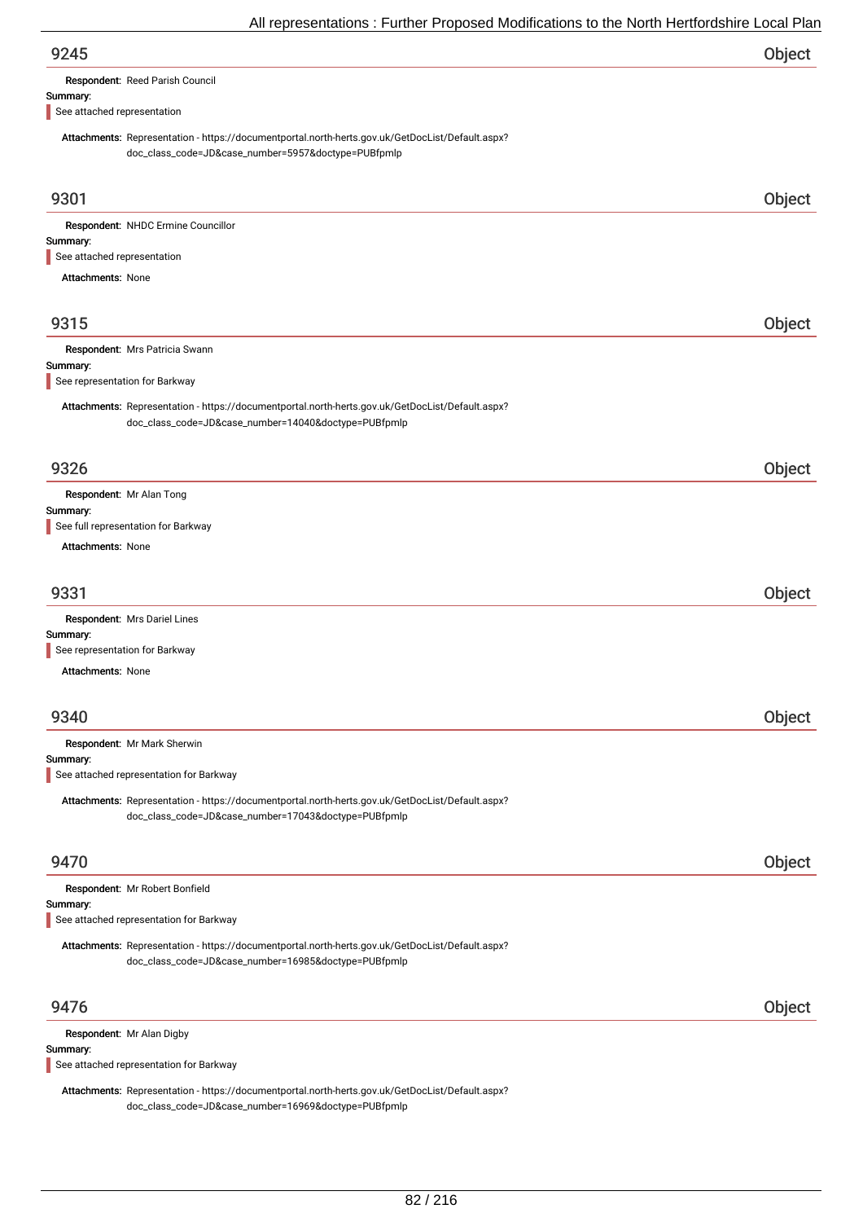## 9245 — Object

**Respondent:** Reed Parish Council

**Summary:**

See attached representation

**Attachments:** Representation - https://documentportal.north-herts.gov.uk/GetDocList/Default.aspx?doc_class_code=JD&case_number=5957&doctype=PUBfpmlp

## 9301 — Object

**Respondent:** NHDC Ermine Councillor

**Summary:**

See attached representation

**Attachments:** None

## 9315 — Object

**Respondent:** Mrs Patricia Swann

**Summary:**

See representation for Barkway

**Attachments:** Representation - https://documentportal.north-herts.gov.uk/GetDocList/Default.aspx?doc_class_code=JD&case_number=14040&doctype=PUBfpmlp

## 9326 — Object

**Respondent:** Mr Alan Tong

**Summary:**

See full representation for Barkway

**Attachments:** None

## 9331 — Object

**Respondent:** Mrs Dariel Lines

**Summary:**

See representation for Barkway

**Attachments:** None

## 9340 — Object

**Respondent:** Mr Mark Sherwin

**Summary:**

See attached representation for Barkway

**Attachments:** Representation - https://documentportal.north-herts.gov.uk/GetDocList/Default.aspx?doc_class_code=JD&case_number=17043&doctype=PUBfpmlp

## 9470 — Object

**Respondent:** Mr Robert Bonfield

**Summary:**

See attached representation for Barkway

**Attachments:** Representation - https://documentportal.north-herts.gov.uk/GetDocList/Default.aspx?doc_class_code=JD&case_number=16985&doctype=PUBfpmlp

## 9476 — Object

**Respondent:** Mr Alan Digby

**Summary:**

See attached representation for Barkway

**Attachments:** Representation - https://documentportal.north-herts.gov.uk/GetDocList/Default.aspx?doc_class_code=JD&case_number=16969&doctype=PUBfpmlp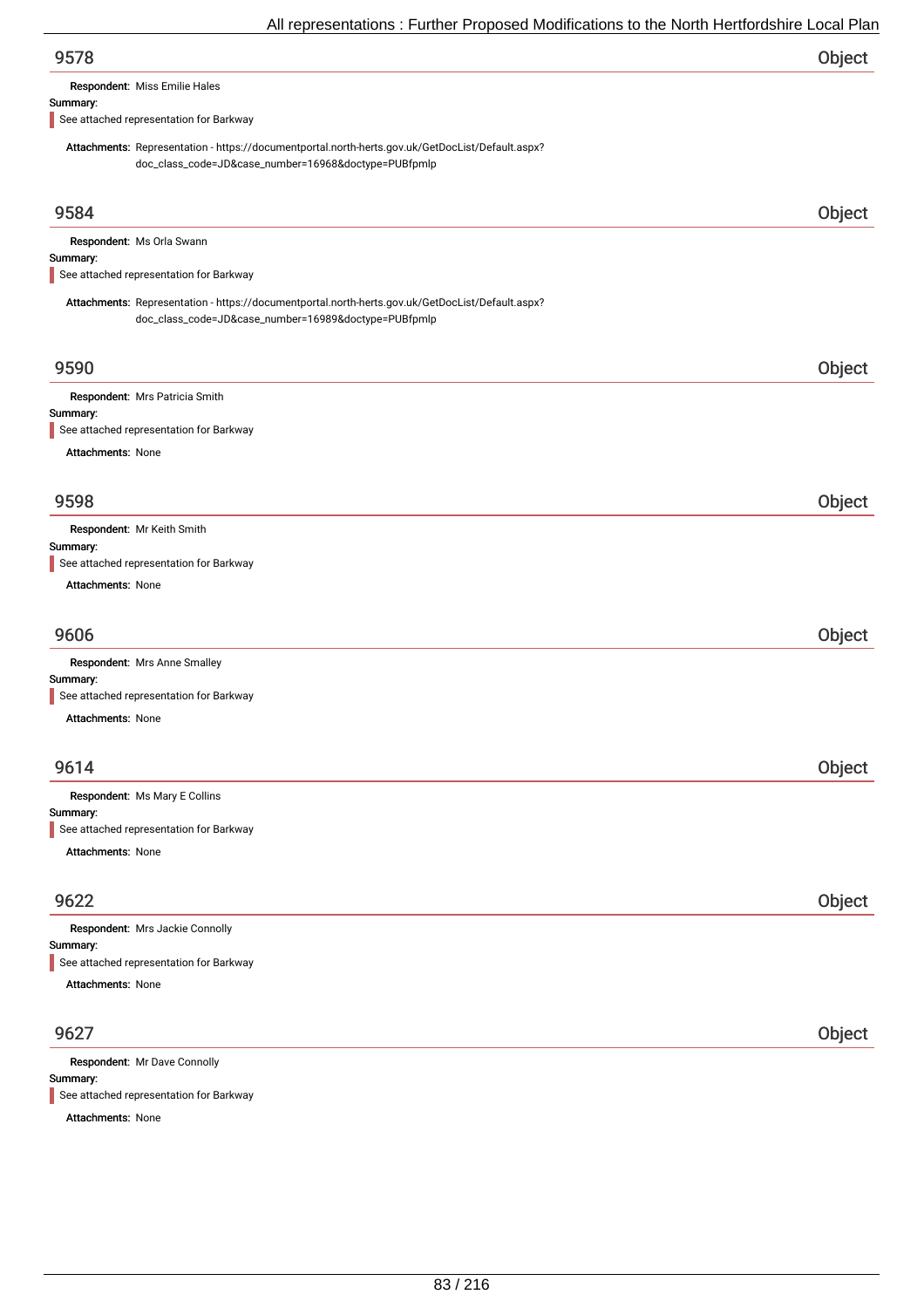## 9578

Object

**Respondent:** Miss Emilie Hales

**Summary:**

See attached representation for Barkway

**Attachments:** Representation - https://documentportal.north-herts.gov.uk/GetDocList/Default.aspx?doc_class_code=JD&case_number=16968&doctype=PUBfpmlp

## 9584

Object

**Respondent:** Ms Orla Swann

**Summary:**

See attached representation for Barkway

**Attachments:** Representation - https://documentportal.north-herts.gov.uk/GetDocList/Default.aspx?doc_class_code=JD&case_number=16989&doctype=PUBfpmlp

## 9590

Object

**Respondent:** Mrs Patricia Smith

**Summary:**

See attached representation for Barkway

**Attachments:** None

## 9598

Object

**Respondent:** Mr Keith Smith

**Summary:**

See attached representation for Barkway

**Attachments:** None

## 9606

Object

**Respondent:** Mrs Anne Smalley

**Summary:**

See attached representation for Barkway

**Attachments:** None

## 9614

Object

**Respondent:** Ms Mary E Collins

**Summary:**

See attached representation for Barkway

**Attachments:** None

## 9622

Object

**Respondent:** Mrs Jackie Connolly

**Summary:**

See attached representation for Barkway

**Attachments:** None

## 9627

Object

**Respondent:** Mr Dave Connolly

**Summary:**

See attached representation for Barkway

**Attachments:** None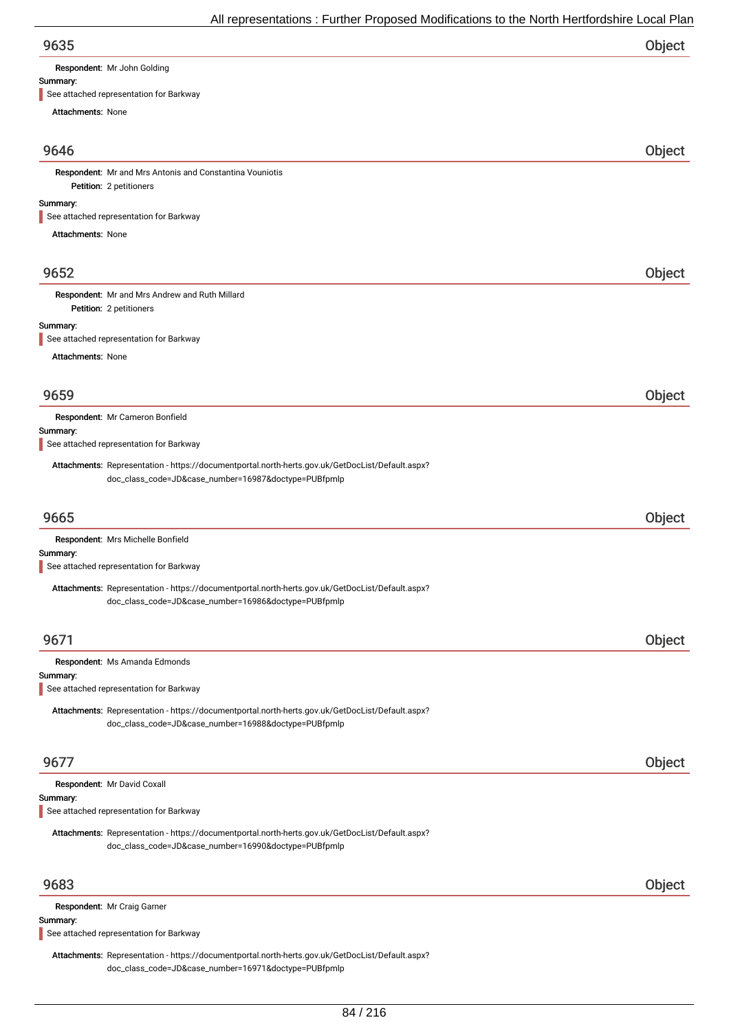## 9635 Object

**Respondent:** Mr John Golding

**Summary:**

> See attached representation for Barkway

**Attachments:** None

## 9646 Object

**Respondent:** Mr and Mrs Antonis and Constantina Vouniotis

**Petition:** 2 petitioners

**Summary:**

> See attached representation for Barkway

**Attachments:** None

## 9652 Object

**Respondent:** Mr and Mrs Andrew and Ruth Millard

**Petition:** 2 petitioners

**Summary:**

> See attached representation for Barkway

**Attachments:** None

## 9659 Object

**Respondent:** Mr Cameron Bonfield

**Summary:**

> See attached representation for Barkway

**Attachments:** Representation - https://documentportal.north-herts.gov.uk/GetDocList/Default.aspx?doc_class_code=JD&case_number=16987&doctype=PUBfpmlp

## 9665 Object

**Respondent:** Mrs Michelle Bonfield

**Summary:**

> See attached representation for Barkway

**Attachments:** Representation - https://documentportal.north-herts.gov.uk/GetDocList/Default.aspx?doc_class_code=JD&case_number=16986&doctype=PUBfpmlp

## 9671 Object

**Respondent:** Ms Amanda Edmonds

**Summary:**

> See attached representation for Barkway

**Attachments:** Representation - https://documentportal.north-herts.gov.uk/GetDocList/Default.aspx?doc_class_code=JD&case_number=16988&doctype=PUBfpmlp

## 9677 Object

**Respondent:** Mr David Coxall

**Summary:**

> See attached representation for Barkway

**Attachments:** Representation - https://documentportal.north-herts.gov.uk/GetDocList/Default.aspx?doc_class_code=JD&case_number=16990&doctype=PUBfpmlp

## 9683 Object

**Respondent:** Mr Craig Garner

**Summary:**

> See attached representation for Barkway

**Attachments:** Representation - https://documentportal.north-herts.gov.uk/GetDocList/Default.aspx?doc_class_code=JD&case_number=16971&doctype=PUBfpmlp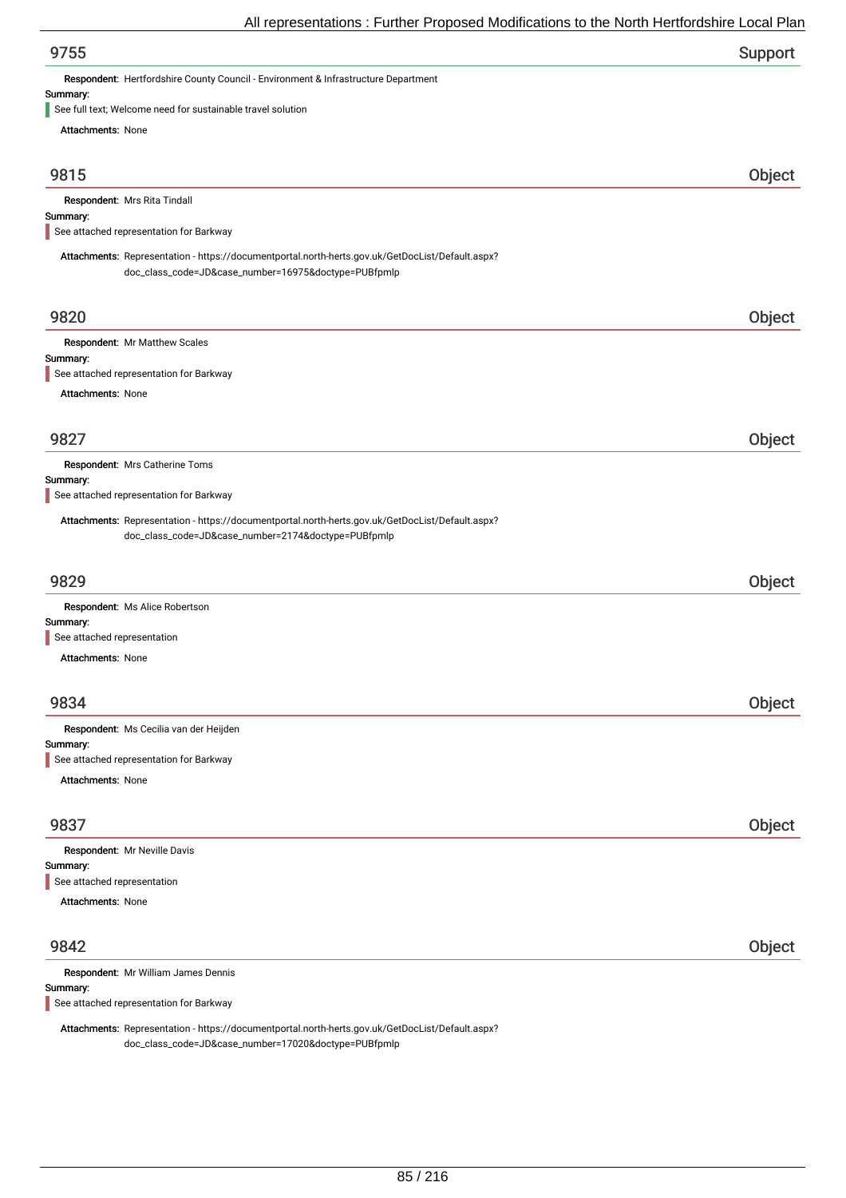## 9755 Support

**Respondent:** Hertfordshire County Council - Environment & Infrastructure Department

**Summary:**

See full text; Welcome need for sustainable travel solution

**Attachments:** None

## 9815 Object

**Respondent:** Mrs Rita Tindall

**Summary:**

See attached representation for Barkway

**Attachments:** Representation - https://documentportal.north-herts.gov.uk/GetDocList/Default.aspx?doc_class_code=JD&case_number=16975&doctype=PUBfpmlp

## 9820 Object

**Respondent:** Mr Matthew Scales

**Summary:**

See attached representation for Barkway

**Attachments:** None

## 9827 Object

**Respondent:** Mrs Catherine Toms

**Summary:**

See attached representation for Barkway

**Attachments:** Representation - https://documentportal.north-herts.gov.uk/GetDocList/Default.aspx?doc_class_code=JD&case_number=2174&doctype=PUBfpmlp

## 9829 Object

**Respondent:** Ms Alice Robertson

**Summary:**

See attached representation

**Attachments:** None

## 9834 Object

**Respondent:** Ms Cecilia van der Heijden

**Summary:**

See attached representation for Barkway

**Attachments:** None

## 9837 Object

**Respondent:** Mr Neville Davis

**Summary:**

See attached representation

**Attachments:** None

## 9842 Object

**Respondent:** Mr William James Dennis

**Summary:**

See attached representation for Barkway

**Attachments:** Representation - https://documentportal.north-herts.gov.uk/GetDocList/Default.aspx?doc_class_code=JD&case_number=17020&doctype=PUBfpmlp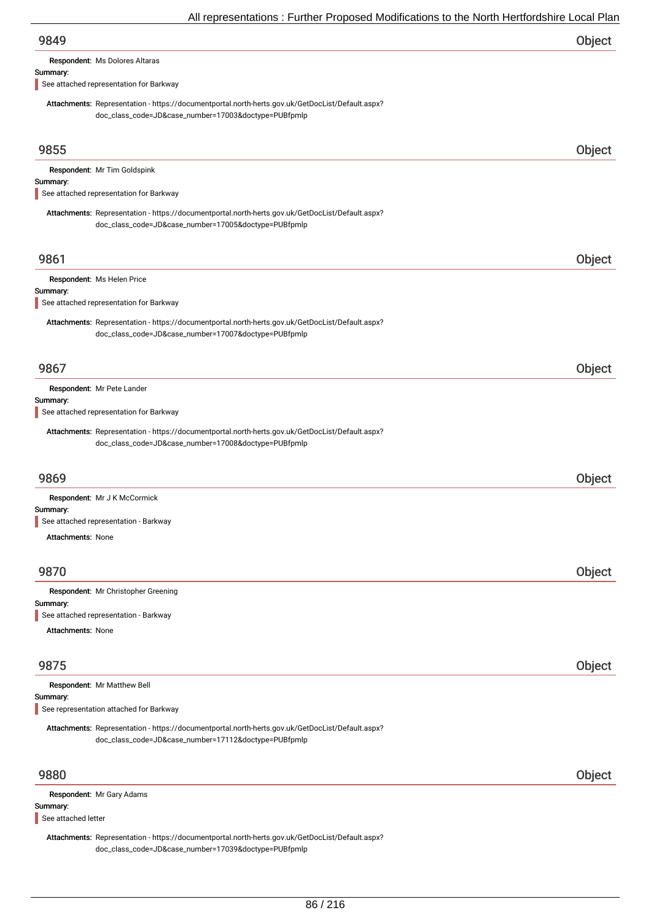## 9849 Object

**Respondent:** Ms Dolores Altaras

**Summary:**

See attached representation for Barkway

**Attachments:** Representation - https://documentportal.north-herts.gov.uk/GetDocList/Default.aspx?doc_class_code=JD&case_number=17003&doctype=PUBfpmlp

## 9855 Object

**Respondent:** Mr Tim Goldspink

**Summary:**

See attached representation for Barkway

**Attachments:** Representation - https://documentportal.north-herts.gov.uk/GetDocList/Default.aspx?doc_class_code=JD&case_number=17005&doctype=PUBfpmlp

## 9861 Object

**Respondent:** Ms Helen Price

**Summary:**

See attached representation for Barkway

**Attachments:** Representation - https://documentportal.north-herts.gov.uk/GetDocList/Default.aspx?doc_class_code=JD&case_number=17007&doctype=PUBfpmlp

## 9867 Object

**Respondent:** Mr Pete Lander

**Summary:**

See attached representation for Barkway

**Attachments:** Representation - https://documentportal.north-herts.gov.uk/GetDocList/Default.aspx?doc_class_code=JD&case_number=17008&doctype=PUBfpmlp

## 9869 Object

**Respondent:** Mr J K McCormick

**Summary:**

See attached representation - Barkway

**Attachments:** None

## 9870 Object

**Respondent:** Mr Christopher Greening

**Summary:**

See attached representation - Barkway

**Attachments:** None

## 9875 Object

**Respondent:** Mr Matthew Bell

**Summary:**

See representation attached for Barkway

**Attachments:** Representation - https://documentportal.north-herts.gov.uk/GetDocList/Default.aspx?doc_class_code=JD&case_number=17112&doctype=PUBfpmlp

## 9880 Object

**Respondent:** Mr Gary Adams

**Summary:**

See attached letter

**Attachments:** Representation - https://documentportal.north-herts.gov.uk/GetDocList/Default.aspx?doc_class_code=JD&case_number=17039&doctype=PUBfpmlp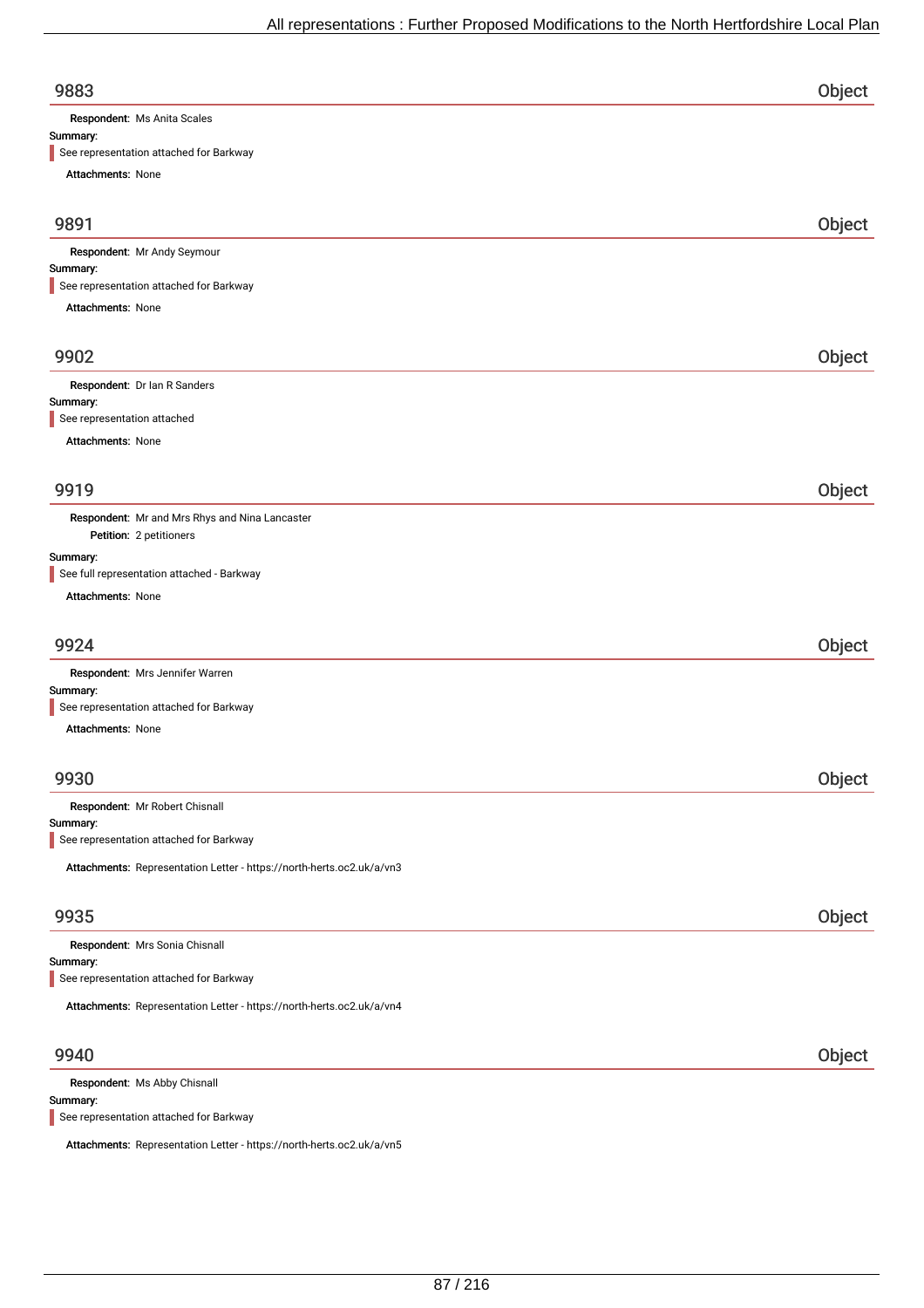## 9883 — Object

**Respondent:** Ms Anita Scales

**Summary:**

> See representation attached for Barkway

**Attachments:** None

## 9891 — Object

**Respondent:** Mr Andy Seymour

**Summary:**

> See representation attached for Barkway

**Attachments:** None

## 9902 — Object

**Respondent:** Dr Ian R Sanders

**Summary:**

> See representation attached

**Attachments:** None

## 9919 — Object

**Respondent:** Mr and Mrs Rhys and Nina Lancaster

**Petition:** 2 petitioners

**Summary:**

> See full representation attached - Barkway

**Attachments:** None

## 9924 — Object

**Respondent:** Mrs Jennifer Warren

**Summary:**

> See representation attached for Barkway

**Attachments:** None

## 9930 — Object

**Respondent:** Mr Robert Chisnall

**Summary:**

> See representation attached for Barkway

**Attachments:** Representation Letter - https://north-herts.oc2.uk/a/vn3

## 9935 — Object

**Respondent:** Mrs Sonia Chisnall

**Summary:**

> See representation attached for Barkway

**Attachments:** Representation Letter - https://north-herts.oc2.uk/a/vn4

## 9940 — Object

**Respondent:** Ms Abby Chisnall

**Summary:**

> See representation attached for Barkway

**Attachments:** Representation Letter - https://north-herts.oc2.uk/a/vn5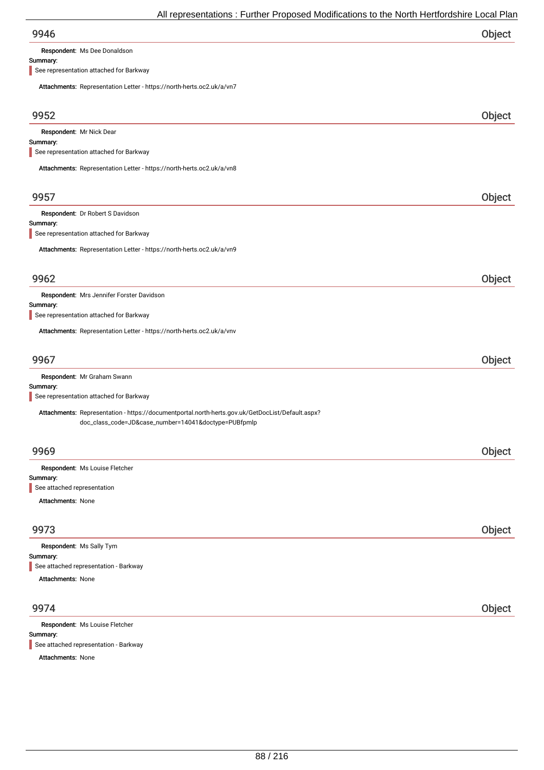## 9946 — Object

**Respondent:** Ms Dee Donaldson

**Summary:**

See representation attached for Barkway

**Attachments:** Representation Letter - https://north-herts.oc2.uk/a/vn7

## 9952 — Object

**Respondent:** Mr Nick Dear

**Summary:**

See representation attached for Barkway

**Attachments:** Representation Letter - https://north-herts.oc2.uk/a/vn8

## 9957 — Object

**Respondent:** Dr Robert S Davidson

**Summary:**

See representation attached for Barkway

**Attachments:** Representation Letter - https://north-herts.oc2.uk/a/vn9

## 9962 — Object

**Respondent:** Mrs Jennifer Forster Davidson

**Summary:**

See representation attached for Barkway

**Attachments:** Representation Letter - https://north-herts.oc2.uk/a/vnv

## 9967 — Object

**Respondent:** Mr Graham Swann

**Summary:**

See representation attached for Barkway

**Attachments:** Representation - https://documentportal.north-herts.gov.uk/GetDocList/Default.aspx?doc_class_code=JD&case_number=14041&doctype=PUBfpmlp

## 9969 — Object

**Respondent:** Ms Louise Fletcher

**Summary:**

See attached representation

**Attachments:** None

## 9973 — Object

**Respondent:** Ms Sally Tym

**Summary:**

See attached representation - Barkway

**Attachments:** None

## 9974 — Object

**Respondent:** Ms Louise Fletcher

**Summary:**

See attached representation - Barkway

**Attachments:** None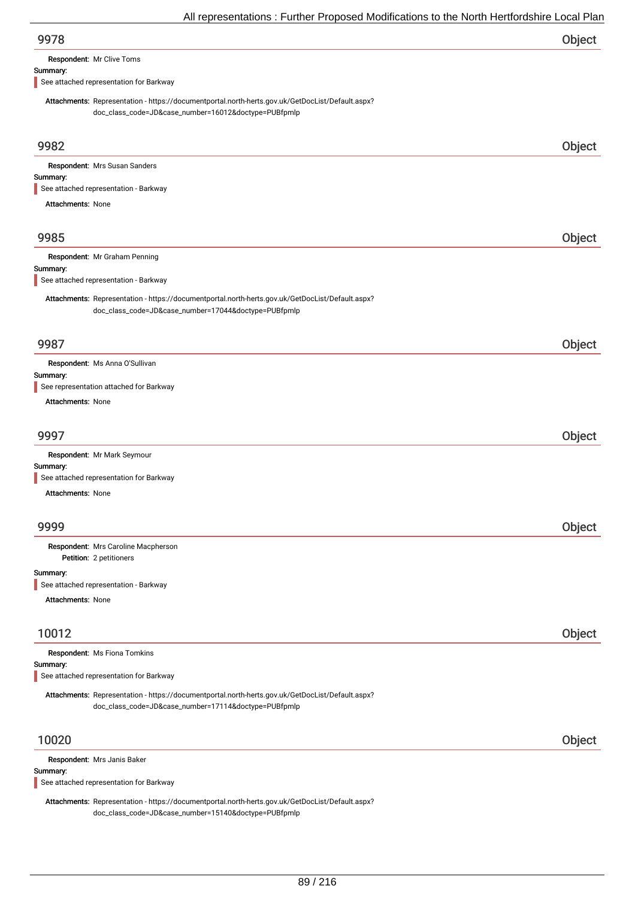## 9978 Object

**Respondent:** Mr Clive Toms

**Summary:**

See attached representation for Barkway

**Attachments:** Representation - https://documentportal.north-herts.gov.uk/GetDocList/Default.aspx?doc_class_code=JD&case_number=16012&doctype=PUBfpmlp

## 9982 Object

**Respondent:** Mrs Susan Sanders

**Summary:**

See attached representation - Barkway

**Attachments:** None

## 9985 Object

**Respondent:** Mr Graham Penning

**Summary:**

See attached representation - Barkway

**Attachments:** Representation - https://documentportal.north-herts.gov.uk/GetDocList/Default.aspx?doc_class_code=JD&case_number=17044&doctype=PUBfpmlp

## 9987 Object

**Respondent:** Ms Anna O'Sullivan

**Summary:**

See representation attached for Barkway

**Attachments:** None

## 9997 Object

**Respondent:** Mr Mark Seymour

**Summary:**

See attached representation for Barkway

**Attachments:** None

## 9999 Object

**Respondent:** Mrs Caroline Macpherson

**Petition:** 2 petitioners

**Summary:**

See attached representation - Barkway

**Attachments:** None

## 10012 Object

**Respondent:** Ms Fiona Tomkins

**Summary:**

See attached representation for Barkway

**Attachments:** Representation - https://documentportal.north-herts.gov.uk/GetDocList/Default.aspx?doc_class_code=JD&case_number=17114&doctype=PUBfpmlp

## 10020 Object

**Respondent:** Mrs Janis Baker

**Summary:**

See attached representation for Barkway

**Attachments:** Representation - https://documentportal.north-herts.gov.uk/GetDocList/Default.aspx?doc_class_code=JD&case_number=15140&doctype=PUBfpmlp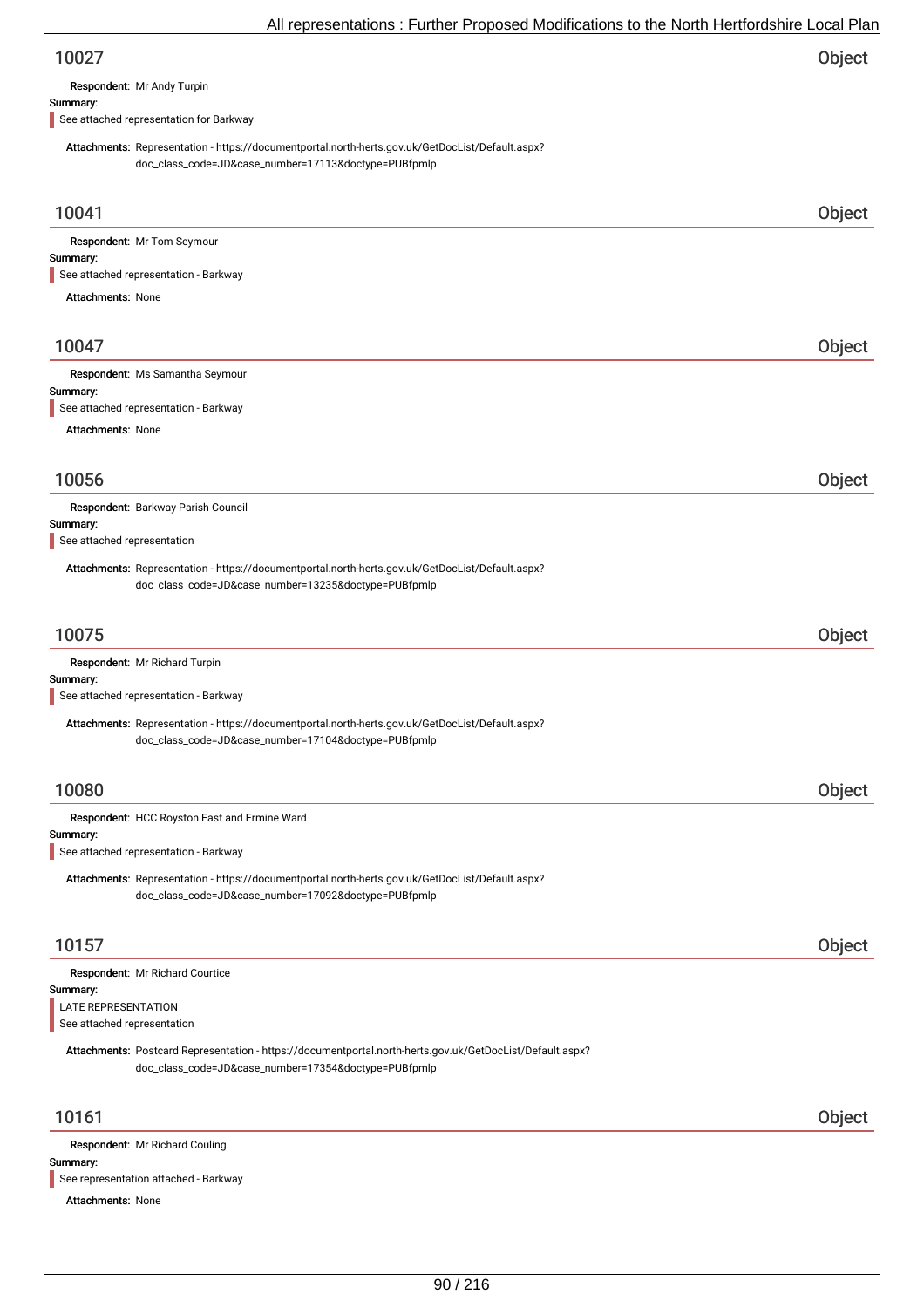## 10027 — Object

**Respondent:** Mr Andy Turpin

**Summary:**

See attached representation for Barkway

**Attachments:** Representation - https://documentportal.north-herts.gov.uk/GetDocList/Default.aspx?doc_class_code=JD&case_number=17113&doctype=PUBfpmlp

## 10041 — Object

**Respondent:** Mr Tom Seymour

**Summary:**

See attached representation - Barkway

**Attachments:** None

## 10047 — Object

**Respondent:** Ms Samantha Seymour

**Summary:**

See attached representation - Barkway

**Attachments:** None

## 10056 — Object

**Respondent:** Barkway Parish Council

**Summary:**

See attached representation

**Attachments:** Representation - https://documentportal.north-herts.gov.uk/GetDocList/Default.aspx?doc_class_code=JD&case_number=13235&doctype=PUBfpmlp

## 10075 — Object

**Respondent:** Mr Richard Turpin

**Summary:**

See attached representation - Barkway

**Attachments:** Representation - https://documentportal.north-herts.gov.uk/GetDocList/Default.aspx?doc_class_code=JD&case_number=17104&doctype=PUBfpmlp

## 10080 — Object

**Respondent:** HCC Royston East and Ermine Ward

**Summary:**

See attached representation - Barkway

**Attachments:** Representation - https://documentportal.north-herts.gov.uk/GetDocList/Default.aspx?doc_class_code=JD&case_number=17092&doctype=PUBfpmlp

## 10157 — Object

**Respondent:** Mr Richard Courtice

**Summary:**

LATE REPRESENTATION
See attached representation

**Attachments:** Postcard Representation - https://documentportal.north-herts.gov.uk/GetDocList/Default.aspx?doc_class_code=JD&case_number=17354&doctype=PUBfpmlp

## 10161 — Object

**Respondent:** Mr Richard Couling

**Summary:**

See representation attached - Barkway

**Attachments:** None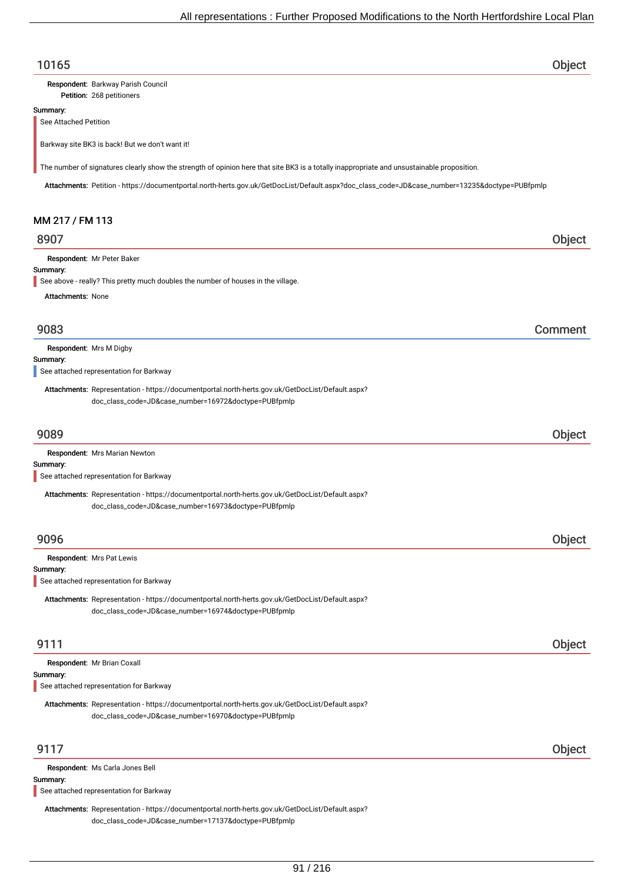## 10165 — Object

**Respondent:** Barkway Parish Council
**Petition:** 268 petitioners

**Summary:**

See Attached Petition

Barkway site BK3 is back! But we don't want it!

The number of signatures clearly show the strength of opinion here that site BK3 is a totally inappropriate and unsustainable proposition.

**Attachments:** Petition - https://documentportal.north-herts.gov.uk/GetDocList/Default.aspx?doc_class_code=JD&case_number=13235&doctype=PUBfpmlp

# MM 217 / FM 113

## 8907 — Object

**Respondent:** Mr Peter Baker

**Summary:**

See above - really? This pretty much doubles the number of houses in the village.

**Attachments:** None

## 9083 — Comment

**Respondent:** Mrs M Digby

**Summary:**

See attached representation for Barkway

**Attachments:** Representation - https://documentportal.north-herts.gov.uk/GetDocList/Default.aspx?doc_class_code=JD&case_number=16972&doctype=PUBfpmlp

## 9089 — Object

**Respondent:** Mrs Marian Newton

**Summary:**

See attached representation for Barkway

**Attachments:** Representation - https://documentportal.north-herts.gov.uk/GetDocList/Default.aspx?doc_class_code=JD&case_number=16973&doctype=PUBfpmlp

## 9096 — Object

**Respondent:** Mrs Pat Lewis

**Summary:**

See attached representation for Barkway

**Attachments:** Representation - https://documentportal.north-herts.gov.uk/GetDocList/Default.aspx?doc_class_code=JD&case_number=16974&doctype=PUBfpmlp

## 9111 — Object

**Respondent:** Mr Brian Coxall

**Summary:**

See attached representation for Barkway

**Attachments:** Representation - https://documentportal.north-herts.gov.uk/GetDocList/Default.aspx?doc_class_code=JD&case_number=16970&doctype=PUBfpmlp

## 9117 — Object

**Respondent:** Ms Carla Jones Bell

**Summary:**

See attached representation for Barkway

**Attachments:** Representation - https://documentportal.north-herts.gov.uk/GetDocList/Default.aspx?doc_class_code=JD&case_number=17137&doctype=PUBfpmlp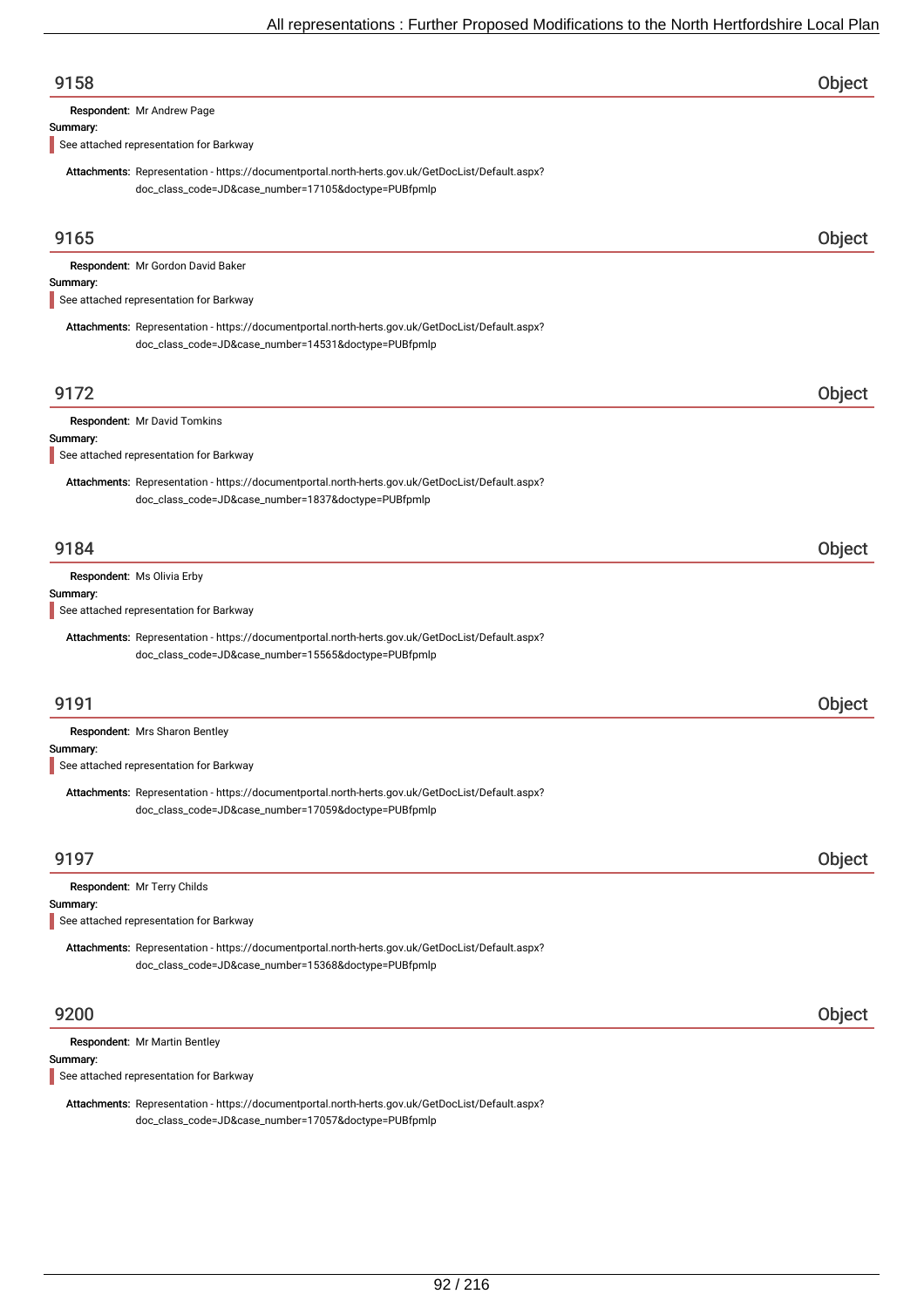## 9158 Object

**Respondent:** Mr Andrew Page

**Summary:**

See attached representation for Barkway

**Attachments:** Representation - https://documentportal.north-herts.gov.uk/GetDocList/Default.aspx?doc_class_code=JD&case_number=17105&doctype=PUBfpmlp

## 9165 Object

**Respondent:** Mr Gordon David Baker

**Summary:**

See attached representation for Barkway

**Attachments:** Representation - https://documentportal.north-herts.gov.uk/GetDocList/Default.aspx?doc_class_code=JD&case_number=14531&doctype=PUBfpmlp

## 9172 Object

**Respondent:** Mr David Tomkins

**Summary:**

See attached representation for Barkway

**Attachments:** Representation - https://documentportal.north-herts.gov.uk/GetDocList/Default.aspx?doc_class_code=JD&case_number=1837&doctype=PUBfpmlp

## 9184 Object

**Respondent:** Ms Olivia Erby

**Summary:**

See attached representation for Barkway

**Attachments:** Representation - https://documentportal.north-herts.gov.uk/GetDocList/Default.aspx?doc_class_code=JD&case_number=15565&doctype=PUBfpmlp

## 9191 Object

**Respondent:** Mrs Sharon Bentley

**Summary:**

See attached representation for Barkway

**Attachments:** Representation - https://documentportal.north-herts.gov.uk/GetDocList/Default.aspx?doc_class_code=JD&case_number=17059&doctype=PUBfpmlp

## 9197 Object

**Respondent:** Mr Terry Childs

**Summary:**

See attached representation for Barkway

**Attachments:** Representation - https://documentportal.north-herts.gov.uk/GetDocList/Default.aspx?doc_class_code=JD&case_number=15368&doctype=PUBfpmlp

## 9200 Object

**Respondent:** Mr Martin Bentley

**Summary:**

See attached representation for Barkway

**Attachments:** Representation - https://documentportal.north-herts.gov.uk/GetDocList/Default.aspx?doc_class_code=JD&case_number=17057&doctype=PUBfpmlp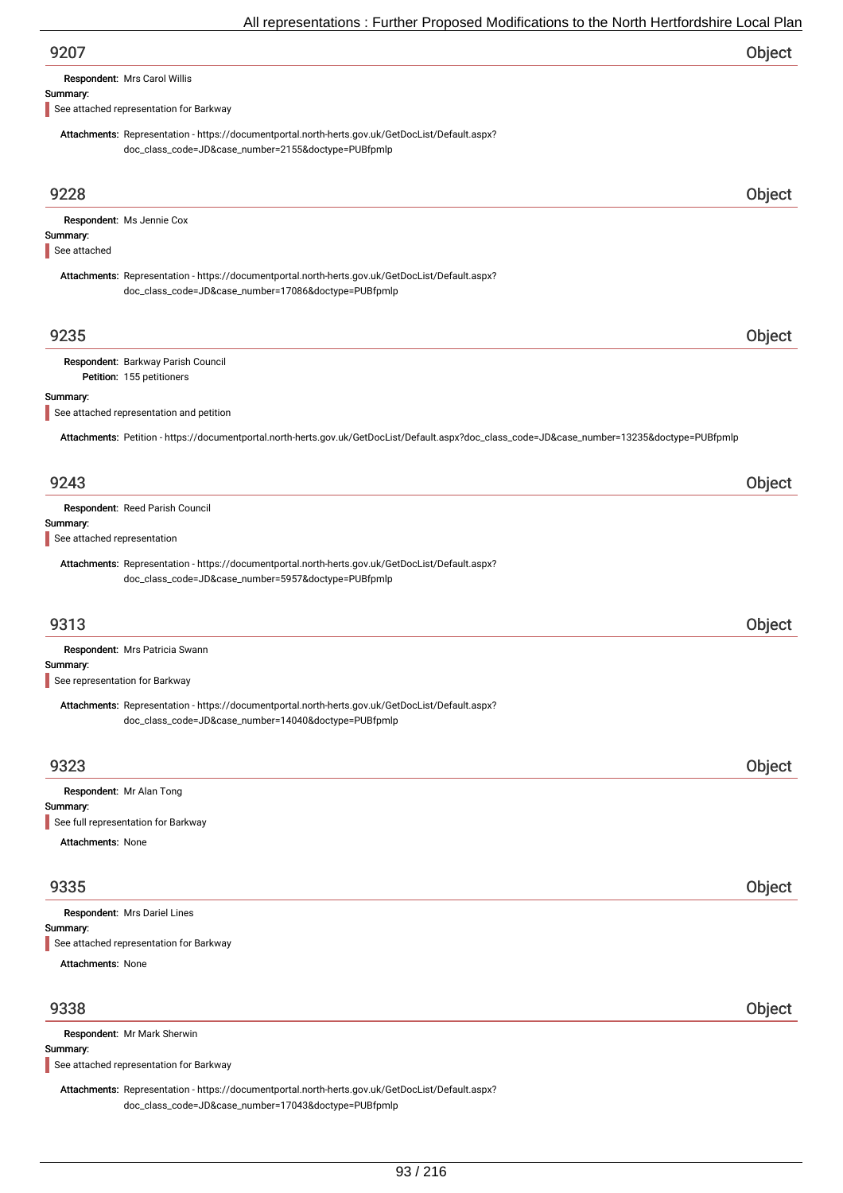## 9207 — Object

**Respondent:** Mrs Carol Willis

**Summary:**

See attached representation for Barkway

**Attachments:** Representation - https://documentportal.north-herts.gov.uk/GetDocList/Default.aspx?doc_class_code=JD&case_number=2155&doctype=PUBfpmlp

## 9228 — Object

**Respondent:** Ms Jennie Cox

**Summary:**

See attached

**Attachments:** Representation - https://documentportal.north-herts.gov.uk/GetDocList/Default.aspx?doc_class_code=JD&case_number=17086&doctype=PUBfpmlp

## 9235 — Object

**Respondent:** Barkway Parish Council

**Petition:** 155 petitioners

**Summary:**

See attached representation and petition

**Attachments:** Petition - https://documentportal.north-herts.gov.uk/GetDocList/Default.aspx?doc_class_code=JD&case_number=13235&doctype=PUBfpmlp

## 9243 — Object

**Respondent:** Reed Parish Council

**Summary:**

See attached representation

**Attachments:** Representation - https://documentportal.north-herts.gov.uk/GetDocList/Default.aspx?doc_class_code=JD&case_number=5957&doctype=PUBfpmlp

## 9313 — Object

**Respondent:** Mrs Patricia Swann

**Summary:**

See representation for Barkway

**Attachments:** Representation - https://documentportal.north-herts.gov.uk/GetDocList/Default.aspx?doc_class_code=JD&case_number=14040&doctype=PUBfpmlp

## 9323 — Object

**Respondent:** Mr Alan Tong

**Summary:**

See full representation for Barkway

**Attachments:** None

## 9335 — Object

**Respondent:** Mrs Dariel Lines

**Summary:**

See attached representation for Barkway

**Attachments:** None

## 9338 — Object

**Respondent:** Mr Mark Sherwin

**Summary:**

See attached representation for Barkway

**Attachments:** Representation - https://documentportal.north-herts.gov.uk/GetDocList/Default.aspx?doc_class_code=JD&case_number=17043&doctype=PUBfpmlp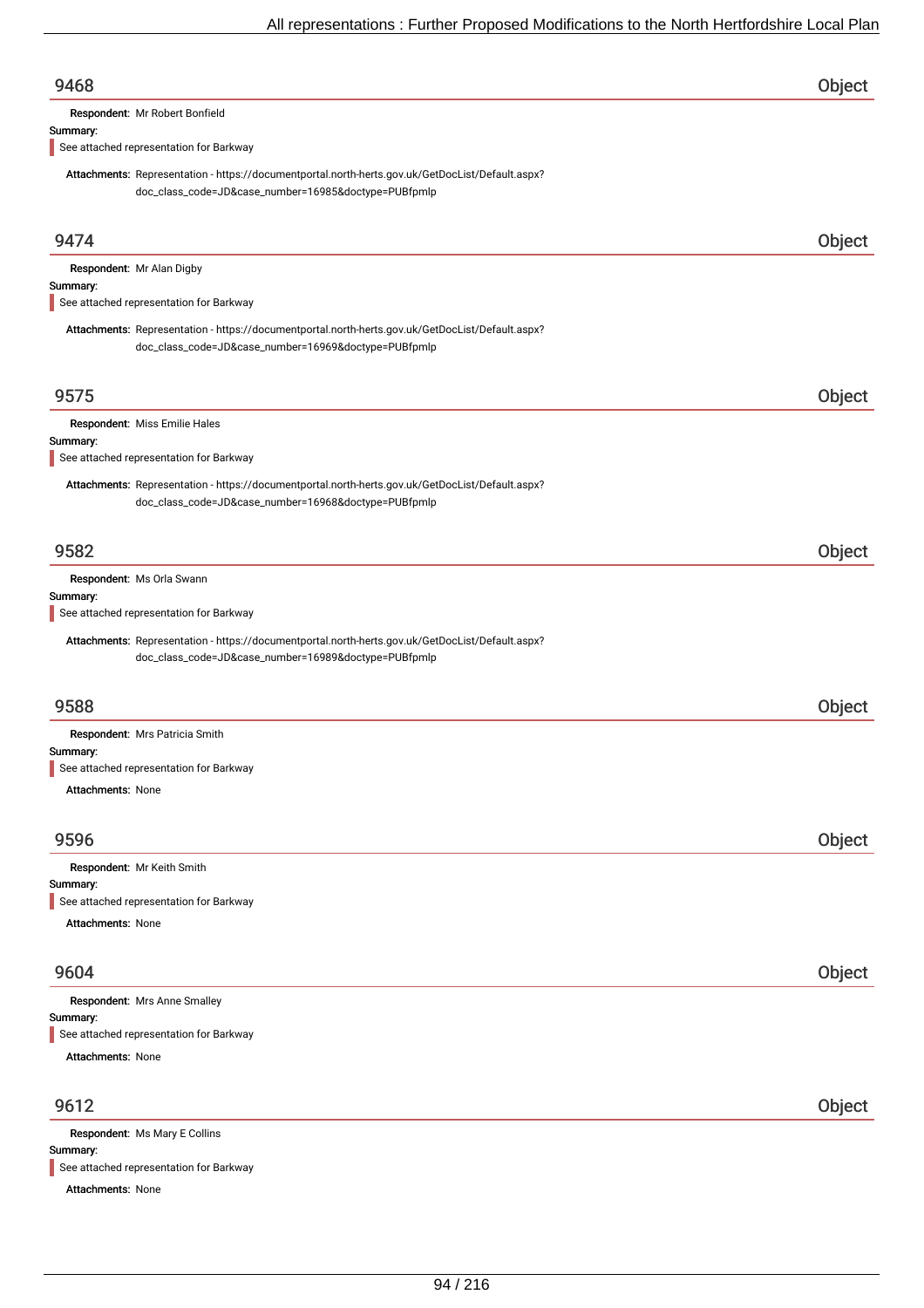## 9468 Object

**Respondent:** Mr Robert Bonfield

**Summary:**

See attached representation for Barkway

**Attachments:** Representation - https://documentportal.north-herts.gov.uk/GetDocList/Default.aspx?doc_class_code=JD&case_number=16985&doctype=PUBfpmlp

## 9474 Object

**Respondent:** Mr Alan Digby

**Summary:**

See attached representation for Barkway

**Attachments:** Representation - https://documentportal.north-herts.gov.uk/GetDocList/Default.aspx?doc_class_code=JD&case_number=16969&doctype=PUBfpmlp

## 9575 Object

**Respondent:** Miss Emilie Hales

**Summary:**

See attached representation for Barkway

**Attachments:** Representation - https://documentportal.north-herts.gov.uk/GetDocList/Default.aspx?doc_class_code=JD&case_number=16968&doctype=PUBfpmlp

## 9582 Object

**Respondent:** Ms Orla Swann

**Summary:**

See attached representation for Barkway

**Attachments:** Representation - https://documentportal.north-herts.gov.uk/GetDocList/Default.aspx?doc_class_code=JD&case_number=16989&doctype=PUBfpmlp

## 9588 Object

**Respondent:** Mrs Patricia Smith

**Summary:**

See attached representation for Barkway

**Attachments:** None

## 9596 Object

**Respondent:** Mr Keith Smith

**Summary:**

See attached representation for Barkway

**Attachments:** None

## 9604 Object

**Respondent:** Mrs Anne Smalley

**Summary:**

See attached representation for Barkway

**Attachments:** None

## 9612 Object

**Respondent:** Ms Mary E Collins

**Summary:**

See attached representation for Barkway

**Attachments:** None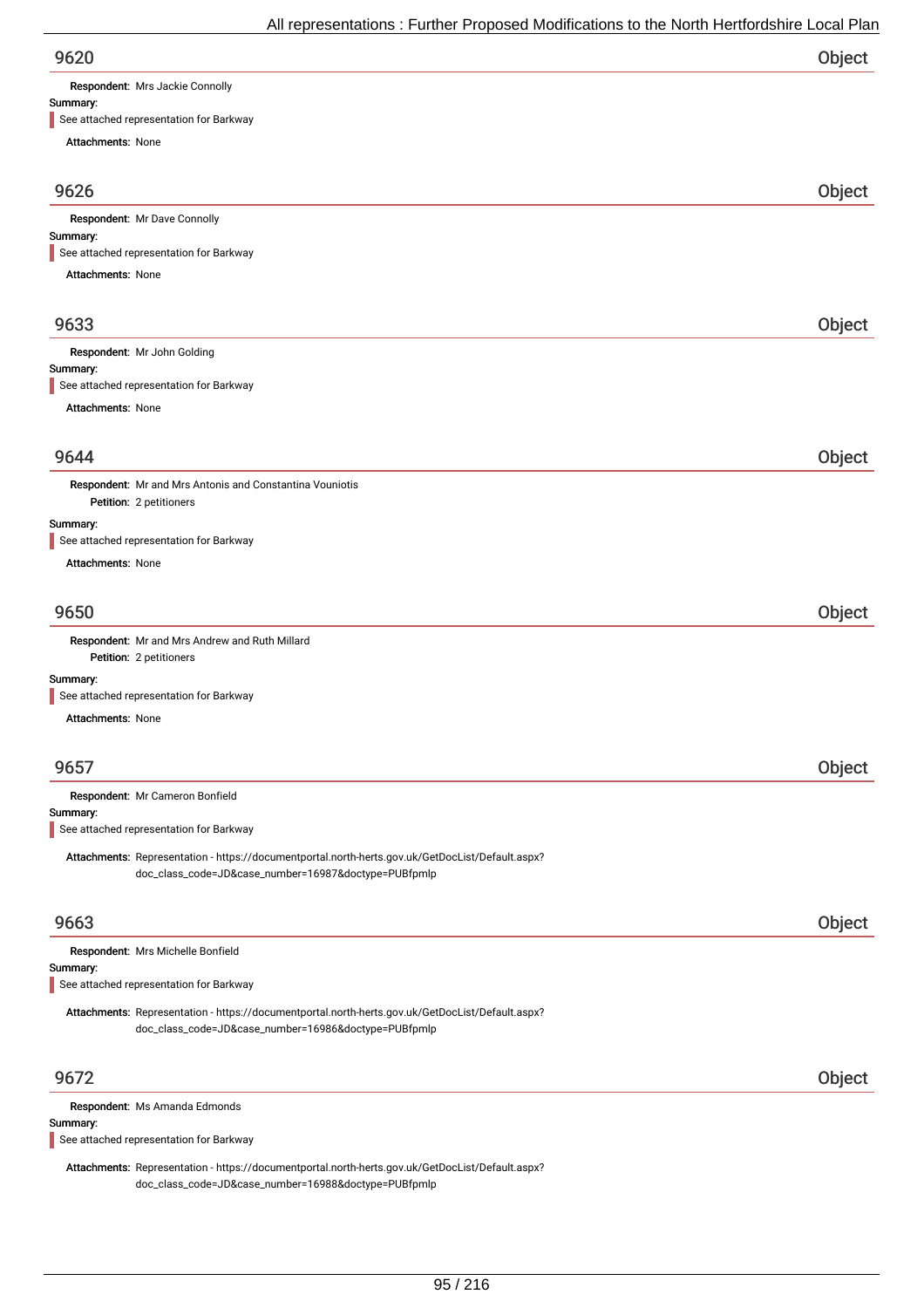## 9620 — Object

**Respondent:** Mrs Jackie Connolly

**Summary:**

See attached representation for Barkway

**Attachments:** None

## 9626 — Object

**Respondent:** Mr Dave Connolly

**Summary:**

See attached representation for Barkway

**Attachments:** None

## 9633 — Object

**Respondent:** Mr John Golding

**Summary:**

See attached representation for Barkway

**Attachments:** None

## 9644 — Object

**Respondent:** Mr and Mrs Antonis and Constantina Vouniotis

**Petition:** 2 petitioners

**Summary:**

See attached representation for Barkway

**Attachments:** None

## 9650 — Object

**Respondent:** Mr and Mrs Andrew and Ruth Millard

**Petition:** 2 petitioners

**Summary:**

See attached representation for Barkway

**Attachments:** None

## 9657 — Object

**Respondent:** Mr Cameron Bonfield

**Summary:**

See attached representation for Barkway

**Attachments:** Representation - https://documentportal.north-herts.gov.uk/GetDocList/Default.aspx?doc_class_code=JD&case_number=16987&doctype=PUBfpmlp

## 9663 — Object

**Respondent:** Mrs Michelle Bonfield

**Summary:**

See attached representation for Barkway

**Attachments:** Representation - https://documentportal.north-herts.gov.uk/GetDocList/Default.aspx?doc_class_code=JD&case_number=16986&doctype=PUBfpmlp

## 9672 — Object

**Respondent:** Ms Amanda Edmonds

**Summary:**

See attached representation for Barkway

**Attachments:** Representation - https://documentportal.north-herts.gov.uk/GetDocList/Default.aspx?doc_class_code=JD&case_number=16988&doctype=PUBfpmlp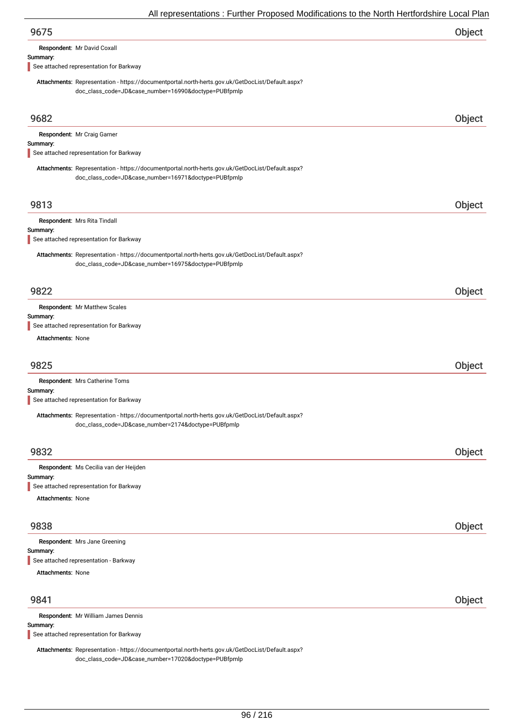## 9675 — Object

**Respondent:** Mr David Coxall

**Summary:**

> See attached representation for Barkway

**Attachments:** Representation - https://documentportal.north-herts.gov.uk/GetDocList/Default.aspx?doc_class_code=JD&case_number=16990&doctype=PUBfpmlp

## 9682 — Object

**Respondent:** Mr Craig Garner

**Summary:**

> See attached representation for Barkway

**Attachments:** Representation - https://documentportal.north-herts.gov.uk/GetDocList/Default.aspx?doc_class_code=JD&case_number=16971&doctype=PUBfpmlp

## 9813 — Object

**Respondent:** Mrs Rita Tindall

**Summary:**

> See attached representation for Barkway

**Attachments:** Representation - https://documentportal.north-herts.gov.uk/GetDocList/Default.aspx?doc_class_code=JD&case_number=16975&doctype=PUBfpmlp

## 9822 — Object

**Respondent:** Mr Matthew Scales

**Summary:**

> See attached representation for Barkway

**Attachments:** None

## 9825 — Object

**Respondent:** Mrs Catherine Toms

**Summary:**

> See attached representation for Barkway

**Attachments:** Representation - https://documentportal.north-herts.gov.uk/GetDocList/Default.aspx?doc_class_code=JD&case_number=2174&doctype=PUBfpmlp

## 9832 — Object

**Respondent:** Ms Cecilia van der Heijden

**Summary:**

> See attached representation for Barkway

**Attachments:** None

## 9838 — Object

**Respondent:** Mrs Jane Greening

**Summary:**

> See attached representation - Barkway

**Attachments:** None

## 9841 — Object

**Respondent:** Mr William James Dennis

**Summary:**

> See attached representation for Barkway

**Attachments:** Representation - https://documentportal.north-herts.gov.uk/GetDocList/Default.aspx?doc_class_code=JD&case_number=17020&doctype=PUBfpmlp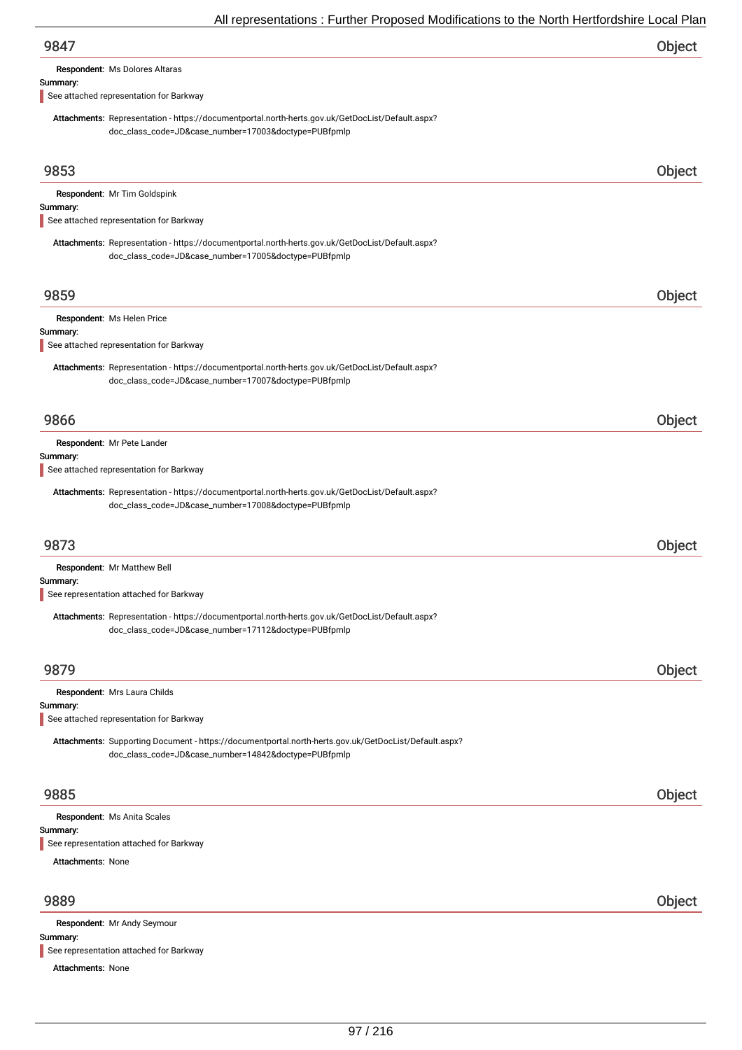## 9847

Object

**Respondent:** Ms Dolores Altaras

**Summary:**

See attached representation for Barkway

**Attachments:** Representation - https://documentportal.north-herts.gov.uk/GetDocList/Default.aspx?doc_class_code=JD&case_number=17003&doctype=PUBfpmlp

## 9853

Object

**Respondent:** Mr Tim Goldspink

**Summary:**

See attached representation for Barkway

**Attachments:** Representation - https://documentportal.north-herts.gov.uk/GetDocList/Default.aspx?doc_class_code=JD&case_number=17005&doctype=PUBfpmlp

## 9859

Object

**Respondent:** Ms Helen Price

**Summary:**

See attached representation for Barkway

**Attachments:** Representation - https://documentportal.north-herts.gov.uk/GetDocList/Default.aspx?doc_class_code=JD&case_number=17007&doctype=PUBfpmlp

## 9866

Object

**Respondent:** Mr Pete Lander

**Summary:**

See attached representation for Barkway

**Attachments:** Representation - https://documentportal.north-herts.gov.uk/GetDocList/Default.aspx?doc_class_code=JD&case_number=17008&doctype=PUBfpmlp

## 9873

Object

**Respondent:** Mr Matthew Bell

**Summary:**

See representation attached for Barkway

**Attachments:** Representation - https://documentportal.north-herts.gov.uk/GetDocList/Default.aspx?doc_class_code=JD&case_number=17112&doctype=PUBfpmlp

## 9879

Object

**Respondent:** Mrs Laura Childs

**Summary:**

See attached representation for Barkway

**Attachments:** Supporting Document - https://documentportal.north-herts.gov.uk/GetDocList/Default.aspx?doc_class_code=JD&case_number=14842&doctype=PUBfpmlp

## 9885

Object

**Respondent:** Ms Anita Scales

**Summary:**

See representation attached for Barkway

**Attachments:** None

## 9889

Object

**Respondent:** Mr Andy Seymour

**Summary:**

See representation attached for Barkway

**Attachments:** None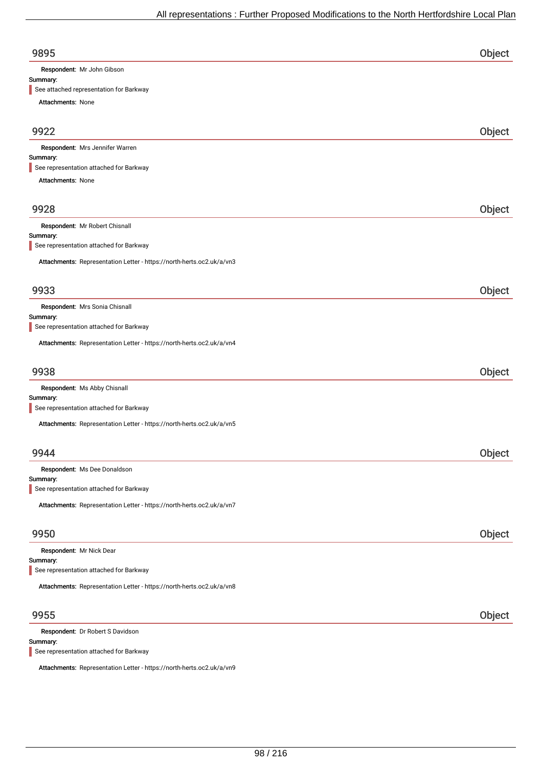## 9895 — Object

**Respondent:** Mr John Gibson

**Summary:**

> See attached representation for Barkway

**Attachments:** None

## 9922 — Object

**Respondent:** Mrs Jennifer Warren

**Summary:**

> See representation attached for Barkway

**Attachments:** None

## 9928 — Object

**Respondent:** Mr Robert Chisnall

**Summary:**

> See representation attached for Barkway

**Attachments:** Representation Letter - https://north-herts.oc2.uk/a/vn3

## 9933 — Object

**Respondent:** Mrs Sonia Chisnall

**Summary:**

> See representation attached for Barkway

**Attachments:** Representation Letter - https://north-herts.oc2.uk/a/vn4

## 9938 — Object

**Respondent:** Ms Abby Chisnall

**Summary:**

> See representation attached for Barkway

**Attachments:** Representation Letter - https://north-herts.oc2.uk/a/vn5

## 9944 — Object

**Respondent:** Ms Dee Donaldson

**Summary:**

> See representation attached for Barkway

**Attachments:** Representation Letter - https://north-herts.oc2.uk/a/vn7

## 9950 — Object

**Respondent:** Mr Nick Dear

**Summary:**

> See representation attached for Barkway

**Attachments:** Representation Letter - https://north-herts.oc2.uk/a/vn8

## 9955 — Object

**Respondent:** Dr Robert S Davidson

**Summary:**

> See representation attached for Barkway

**Attachments:** Representation Letter - https://north-herts.oc2.uk/a/vn9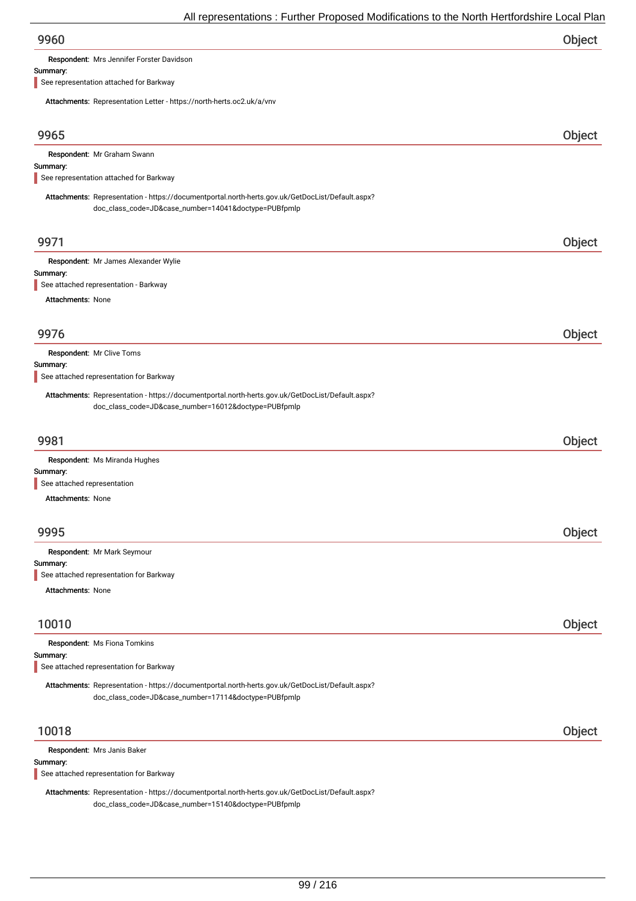## 9960 Object

**Respondent:** Mrs Jennifer Forster Davidson

**Summary:**

See representation attached for Barkway

**Attachments:** Representation Letter - https://north-herts.oc2.uk/a/vnv

## 9965 Object

**Respondent:** Mr Graham Swann

**Summary:**

See representation attached for Barkway

**Attachments:** Representation - https://documentportal.north-herts.gov.uk/GetDocList/Default.aspx?doc_class_code=JD&case_number=14041&doctype=PUBfpmlp

## 9971 Object

**Respondent:** Mr James Alexander Wylie

**Summary:**

See attached representation - Barkway

**Attachments:** None

## 9976 Object

**Respondent:** Mr Clive Toms

**Summary:**

See attached representation for Barkway

**Attachments:** Representation - https://documentportal.north-herts.gov.uk/GetDocList/Default.aspx?doc_class_code=JD&case_number=16012&doctype=PUBfpmlp

## 9981 Object

**Respondent:** Ms Miranda Hughes

**Summary:**

See attached representation

**Attachments:** None

## 9995 Object

**Respondent:** Mr Mark Seymour

**Summary:**

See attached representation for Barkway

**Attachments:** None

## 10010 Object

**Respondent:** Ms Fiona Tomkins

**Summary:**

See attached representation for Barkway

**Attachments:** Representation - https://documentportal.north-herts.gov.uk/GetDocList/Default.aspx?doc_class_code=JD&case_number=17114&doctype=PUBfpmlp

## 10018 Object

**Respondent:** Mrs Janis Baker

**Summary:**

See attached representation for Barkway

**Attachments:** Representation - https://documentportal.north-herts.gov.uk/GetDocList/Default.aspx?doc_class_code=JD&case_number=15140&doctype=PUBfpmlp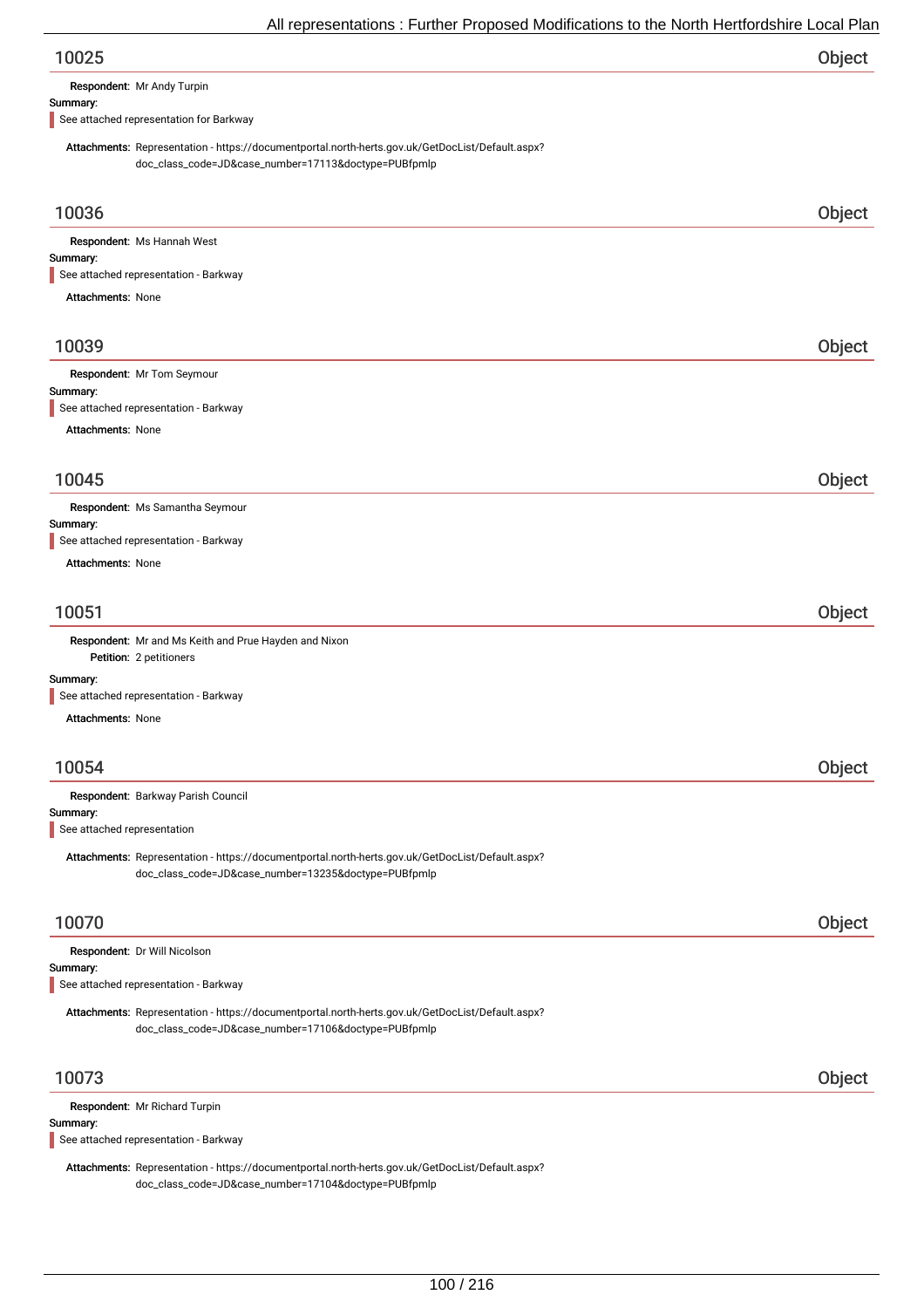## 10025 — Object

**Respondent:** Mr Andy Turpin

**Summary:**

See attached representation for Barkway

**Attachments:** Representation - https://documentportal.north-herts.gov.uk/GetDocList/Default.aspx?doc_class_code=JD&case_number=17113&doctype=PUBfpmlp

## 10036 — Object

**Respondent:** Ms Hannah West

**Summary:**

See attached representation - Barkway

**Attachments:** None

## 10039 — Object

**Respondent:** Mr Tom Seymour

**Summary:**

See attached representation - Barkway

**Attachments:** None

## 10045 — Object

**Respondent:** Ms Samantha Seymour

**Summary:**

See attached representation - Barkway

**Attachments:** None

## 10051 — Object

**Respondent:** Mr and Ms Keith and Prue Hayden and Nixon

**Petition:** 2 petitioners

**Summary:**

See attached representation - Barkway

**Attachments:** None

## 10054 — Object

**Respondent:** Barkway Parish Council

**Summary:**

See attached representation

**Attachments:** Representation - https://documentportal.north-herts.gov.uk/GetDocList/Default.aspx?doc_class_code=JD&case_number=13235&doctype=PUBfpmlp

## 10070 — Object

**Respondent:** Dr Will Nicolson

**Summary:**

See attached representation - Barkway

**Attachments:** Representation - https://documentportal.north-herts.gov.uk/GetDocList/Default.aspx?doc_class_code=JD&case_number=17106&doctype=PUBfpmlp

## 10073 — Object

**Respondent:** Mr Richard Turpin

**Summary:**

See attached representation - Barkway

**Attachments:** Representation - https://documentportal.north-herts.gov.uk/GetDocList/Default.aspx?doc_class_code=JD&case_number=17104&doctype=PUBfpmlp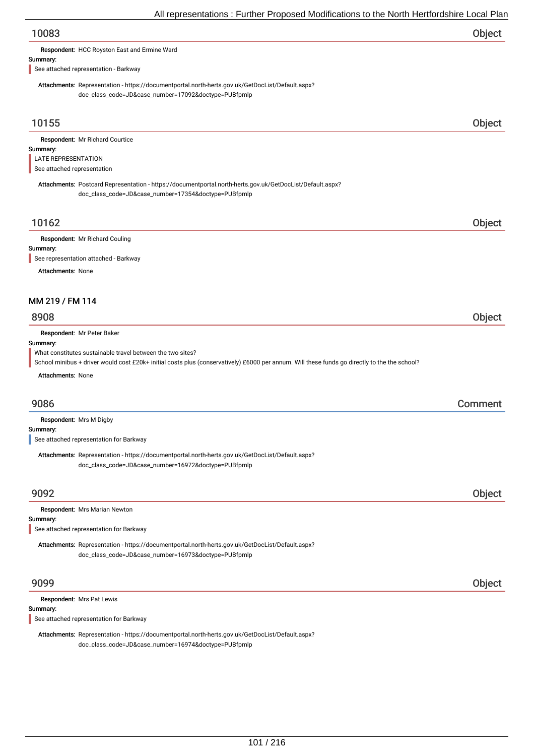## 10083 Object

**Respondent:** HCC Royston East and Ermine Ward

**Summary:**

See attached representation - Barkway

**Attachments:** Representation - https://documentportal.north-herts.gov.uk/GetDocList/Default.aspx?doc_class_code=JD&case_number=17092&doctype=PUBfpmlp

## 10155 Object

**Respondent:** Mr Richard Courtice

**Summary:**

LATE REPRESENTATION
See attached representation

**Attachments:** Postcard Representation - https://documentportal.north-herts.gov.uk/GetDocList/Default.aspx?doc_class_code=JD&case_number=17354&doctype=PUBfpmlp

## 10162 Object

**Respondent:** Mr Richard Couling

**Summary:**

See representation attached - Barkway

**Attachments:** None

# MM 219 / FM 114

## 8908 Object

**Respondent:** Mr Peter Baker

**Summary:**

What constitutes sustainable travel between the two sites?
School minibus + driver would cost £20k+ initial costs plus (conservatively) £6000 per annum. Will these funds go directly to the the school?

**Attachments:** None

## 9086 Comment

**Respondent:** Mrs M Digby

**Summary:**

See attached representation for Barkway

**Attachments:** Representation - https://documentportal.north-herts.gov.uk/GetDocList/Default.aspx?doc_class_code=JD&case_number=16972&doctype=PUBfpmlp

## 9092 Object

**Respondent:** Mrs Marian Newton

**Summary:**

See attached representation for Barkway

**Attachments:** Representation - https://documentportal.north-herts.gov.uk/GetDocList/Default.aspx?doc_class_code=JD&case_number=16973&doctype=PUBfpmlp

## 9099 Object

**Respondent:** Mrs Pat Lewis

**Summary:**

See attached representation for Barkway

**Attachments:** Representation - https://documentportal.north-herts.gov.uk/GetDocList/Default.aspx?doc_class_code=JD&case_number=16974&doctype=PUBfpmlp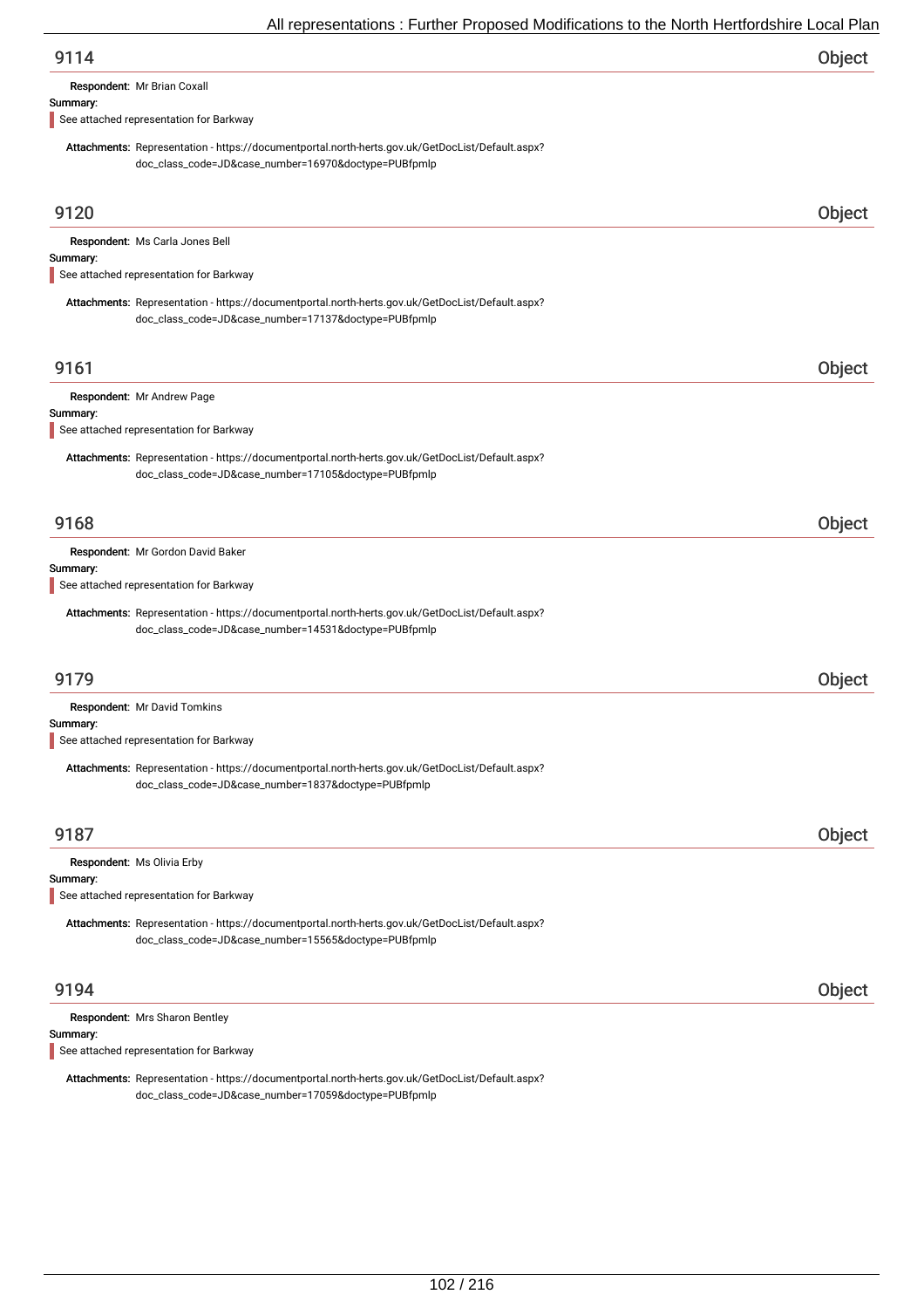## 9114 Object

**Respondent:** Mr Brian Coxall

**Summary:**

See attached representation for Barkway

**Attachments:** Representation - https://documentportal.north-herts.gov.uk/GetDocList/Default.aspx?doc_class_code=JD&case_number=16970&doctype=PUBfpmlp

## 9120 Object

**Respondent:** Ms Carla Jones Bell

**Summary:**

See attached representation for Barkway

**Attachments:** Representation - https://documentportal.north-herts.gov.uk/GetDocList/Default.aspx?doc_class_code=JD&case_number=17137&doctype=PUBfpmlp

## 9161 Object

**Respondent:** Mr Andrew Page

**Summary:**

See attached representation for Barkway

**Attachments:** Representation - https://documentportal.north-herts.gov.uk/GetDocList/Default.aspx?doc_class_code=JD&case_number=17105&doctype=PUBfpmlp

## 9168 Object

**Respondent:** Mr Gordon David Baker

**Summary:**

See attached representation for Barkway

**Attachments:** Representation - https://documentportal.north-herts.gov.uk/GetDocList/Default.aspx?doc_class_code=JD&case_number=14531&doctype=PUBfpmlp

## 9179 Object

**Respondent:** Mr David Tomkins

**Summary:**

See attached representation for Barkway

**Attachments:** Representation - https://documentportal.north-herts.gov.uk/GetDocList/Default.aspx?doc_class_code=JD&case_number=1837&doctype=PUBfpmlp

## 9187 Object

**Respondent:** Ms Olivia Erby

**Summary:**

See attached representation for Barkway

**Attachments:** Representation - https://documentportal.north-herts.gov.uk/GetDocList/Default.aspx?doc_class_code=JD&case_number=15565&doctype=PUBfpmlp

## 9194 Object

**Respondent:** Mrs Sharon Bentley

**Summary:**

See attached representation for Barkway

**Attachments:** Representation - https://documentportal.north-herts.gov.uk/GetDocList/Default.aspx?doc_class_code=JD&case_number=17059&doctype=PUBfpmlp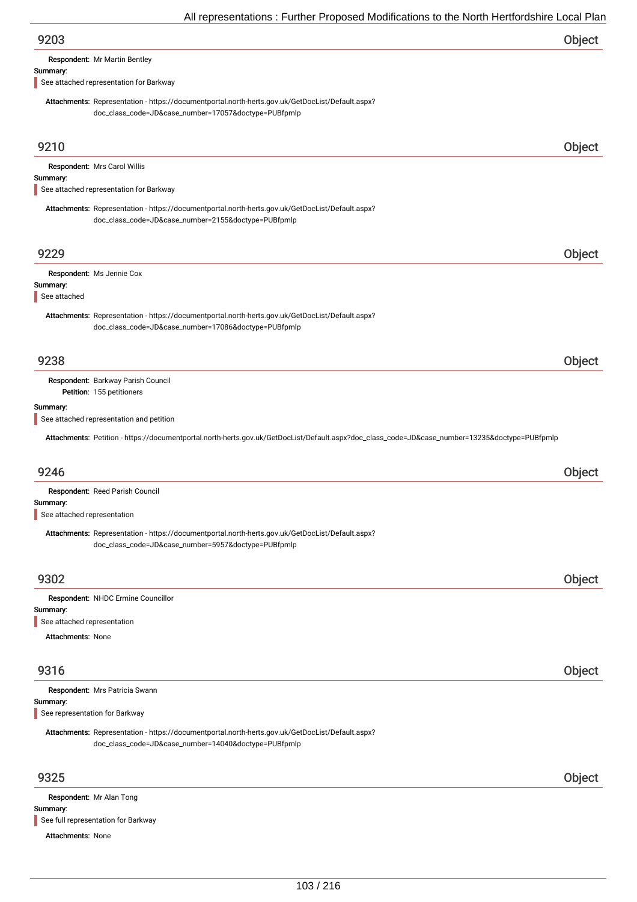## 9203 Object

**Respondent:** Mr Martin Bentley

**Summary:**

See attached representation for Barkway

**Attachments:** Representation - https://documentportal.north-herts.gov.uk/GetDocList/Default.aspx?doc_class_code=JD&case_number=17057&doctype=PUBfpmlp

## 9210 Object

**Respondent:** Mrs Carol Willis

**Summary:**

See attached representation for Barkway

**Attachments:** Representation - https://documentportal.north-herts.gov.uk/GetDocList/Default.aspx?doc_class_code=JD&case_number=2155&doctype=PUBfpmlp

## 9229 Object

**Respondent:** Ms Jennie Cox

**Summary:**

See attached

**Attachments:** Representation - https://documentportal.north-herts.gov.uk/GetDocList/Default.aspx?doc_class_code=JD&case_number=17086&doctype=PUBfpmlp

## 9238 Object

**Respondent:** Barkway Parish Council

**Petition:** 155 petitioners

**Summary:**

See attached representation and petition

**Attachments:** Petition - https://documentportal.north-herts.gov.uk/GetDocList/Default.aspx?doc_class_code=JD&case_number=13235&doctype=PUBfpmlp

## 9246 Object

**Respondent:** Reed Parish Council

**Summary:**

See attached representation

**Attachments:** Representation - https://documentportal.north-herts.gov.uk/GetDocList/Default.aspx?doc_class_code=JD&case_number=5957&doctype=PUBfpmlp

## 9302 Object

**Respondent:** NHDC Ermine Councillor

**Summary:**

See attached representation

**Attachments:** None

## 9316 Object

**Respondent:** Mrs Patricia Swann

**Summary:**

See representation for Barkway

**Attachments:** Representation - https://documentportal.north-herts.gov.uk/GetDocList/Default.aspx?doc_class_code=JD&case_number=14040&doctype=PUBfpmlp

## 9325 Object

**Respondent:** Mr Alan Tong

**Summary:**

See full representation for Barkway

**Attachments:** None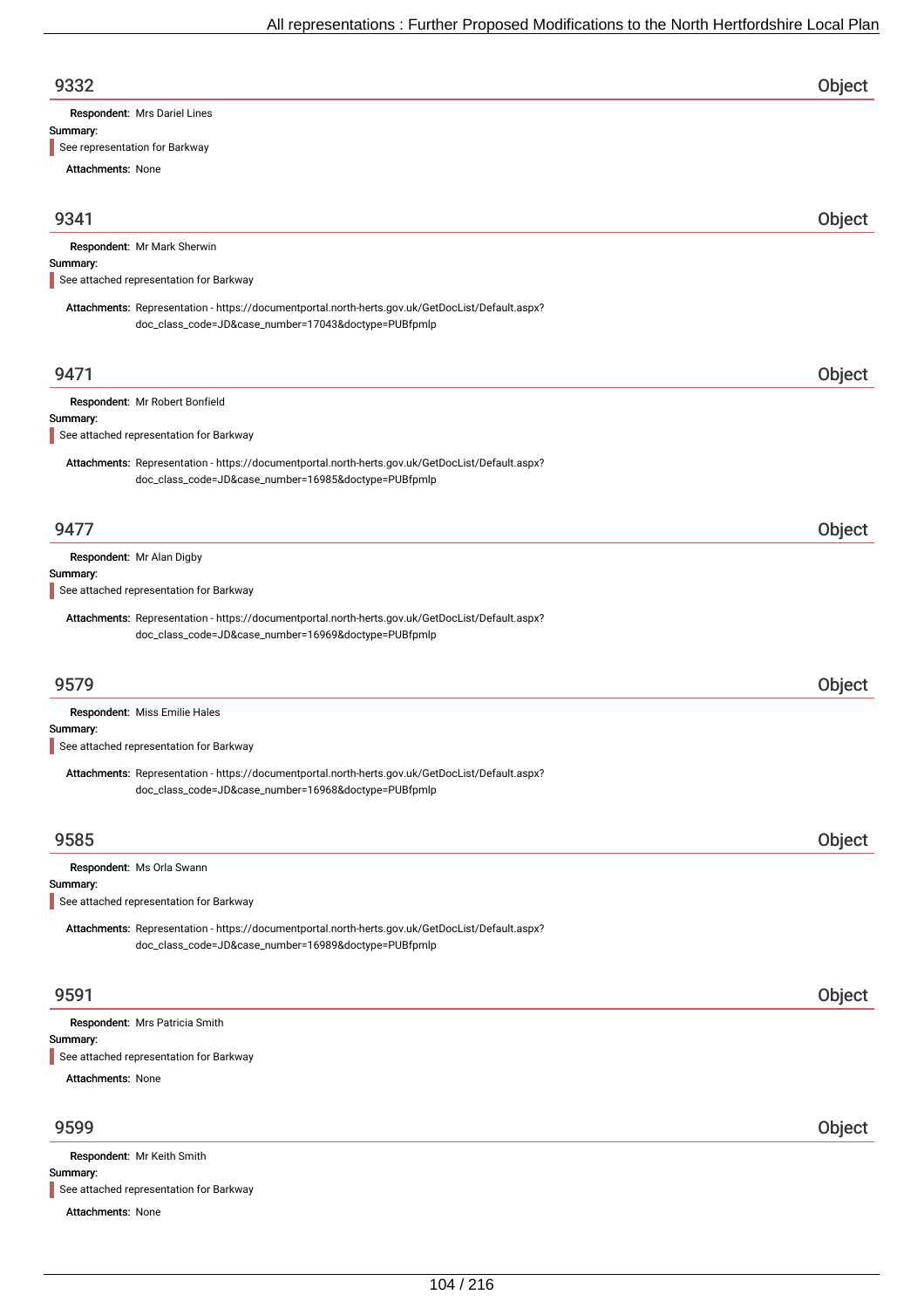## 9332 — Object

**Respondent:** Mrs Dariel Lines

**Summary:**

See representation for Barkway

**Attachments:** None

## 9341 — Object

**Respondent:** Mr Mark Sherwin

**Summary:**

See attached representation for Barkway

**Attachments:** Representation - https://documentportal.north-herts.gov.uk/GetDocList/Default.aspx?doc_class_code=JD&case_number=17043&doctype=PUBfpmlp

## 9471 — Object

**Respondent:** Mr Robert Bonfield

**Summary:**

See attached representation for Barkway

**Attachments:** Representation - https://documentportal.north-herts.gov.uk/GetDocList/Default.aspx?doc_class_code=JD&case_number=16985&doctype=PUBfpmlp

## 9477 — Object

**Respondent:** Mr Alan Digby

**Summary:**

See attached representation for Barkway

**Attachments:** Representation - https://documentportal.north-herts.gov.uk/GetDocList/Default.aspx?doc_class_code=JD&case_number=16969&doctype=PUBfpmlp

## 9579 — Object

**Respondent:** Miss Emilie Hales

**Summary:**

See attached representation for Barkway

**Attachments:** Representation - https://documentportal.north-herts.gov.uk/GetDocList/Default.aspx?doc_class_code=JD&case_number=16968&doctype=PUBfpmlp

## 9585 — Object

**Respondent:** Ms Orla Swann

**Summary:**

See attached representation for Barkway

**Attachments:** Representation - https://documentportal.north-herts.gov.uk/GetDocList/Default.aspx?doc_class_code=JD&case_number=16989&doctype=PUBfpmlp

## 9591 — Object

**Respondent:** Mrs Patricia Smith

**Summary:**

See attached representation for Barkway

**Attachments:** None

## 9599 — Object

**Respondent:** Mr Keith Smith

**Summary:**

See attached representation for Barkway

**Attachments:** None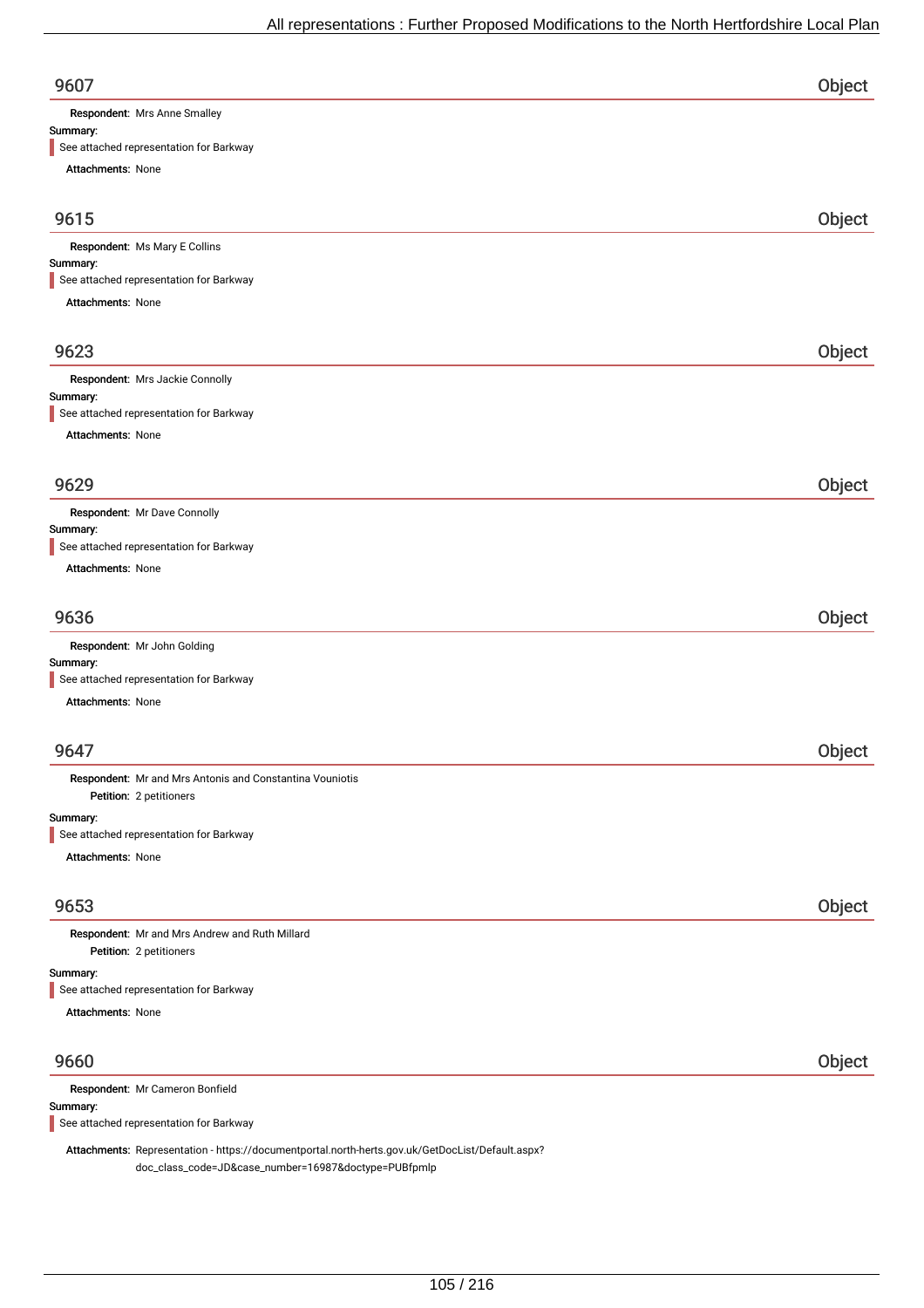## 9607 — Object

**Respondent:** Mrs Anne Smalley

**Summary:**

See attached representation for Barkway

**Attachments:** None

## 9615 — Object

**Respondent:** Ms Mary E Collins

**Summary:**

See attached representation for Barkway

**Attachments:** None

## 9623 — Object

**Respondent:** Mrs Jackie Connolly

**Summary:**

See attached representation for Barkway

**Attachments:** None

## 9629 — Object

**Respondent:** Mr Dave Connolly

**Summary:**

See attached representation for Barkway

**Attachments:** None

## 9636 — Object

**Respondent:** Mr John Golding

**Summary:**

See attached representation for Barkway

**Attachments:** None

## 9647 — Object

**Respondent:** Mr and Mrs Antonis and Constantina Vouniotis

**Petition:** 2 petitioners

**Summary:**

See attached representation for Barkway

**Attachments:** None

## 9653 — Object

**Respondent:** Mr and Mrs Andrew and Ruth Millard

**Petition:** 2 petitioners

**Summary:**

See attached representation for Barkway

**Attachments:** None

## 9660 — Object

**Respondent:** Mr Cameron Bonfield

**Summary:**

See attached representation for Barkway

**Attachments:** Representation - https://documentportal.north-herts.gov.uk/GetDocList/Default.aspx?doc_class_code=JD&case_number=16987&doctype=PUBfpmlp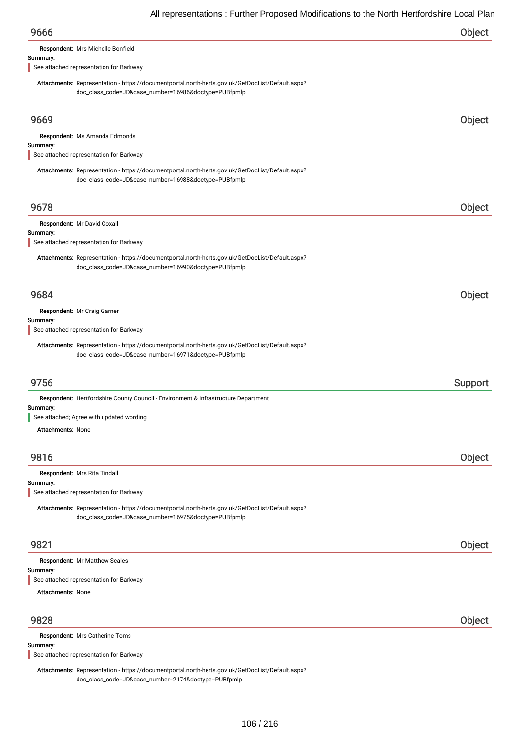## 9666 — Object

**Respondent:** Mrs Michelle Bonfield

**Summary:**

See attached representation for Barkway

**Attachments:** Representation - https://documentportal.north-herts.gov.uk/GetDocList/Default.aspx?doc_class_code=JD&case_number=16986&doctype=PUBfpmlp

## 9669 — Object

**Respondent:** Ms Amanda Edmonds

**Summary:**

See attached representation for Barkway

**Attachments:** Representation - https://documentportal.north-herts.gov.uk/GetDocList/Default.aspx?doc_class_code=JD&case_number=16988&doctype=PUBfpmlp

## 9678 — Object

**Respondent:** Mr David Coxall

**Summary:**

See attached representation for Barkway

**Attachments:** Representation - https://documentportal.north-herts.gov.uk/GetDocList/Default.aspx?doc_class_code=JD&case_number=16990&doctype=PUBfpmlp

## 9684 — Object

**Respondent:** Mr Craig Garner

**Summary:**

See attached representation for Barkway

**Attachments:** Representation - https://documentportal.north-herts.gov.uk/GetDocList/Default.aspx?doc_class_code=JD&case_number=16971&doctype=PUBfpmlp

## 9756 — Support

**Respondent:** Hertfordshire County Council - Environment & Infrastructure Department

**Summary:**

See attached; Agree with updated wording

**Attachments:** None

## 9816 — Object

**Respondent:** Mrs Rita Tindall

**Summary:**

See attached representation for Barkway

**Attachments:** Representation - https://documentportal.north-herts.gov.uk/GetDocList/Default.aspx?doc_class_code=JD&case_number=16975&doctype=PUBfpmlp

## 9821 — Object

**Respondent:** Mr Matthew Scales

**Summary:**

See attached representation for Barkway

**Attachments:** None

## 9828 — Object

**Respondent:** Mrs Catherine Toms

**Summary:**

See attached representation for Barkway

**Attachments:** Representation - https://documentportal.north-herts.gov.uk/GetDocList/Default.aspx?doc_class_code=JD&case_number=2174&doctype=PUBfpmlp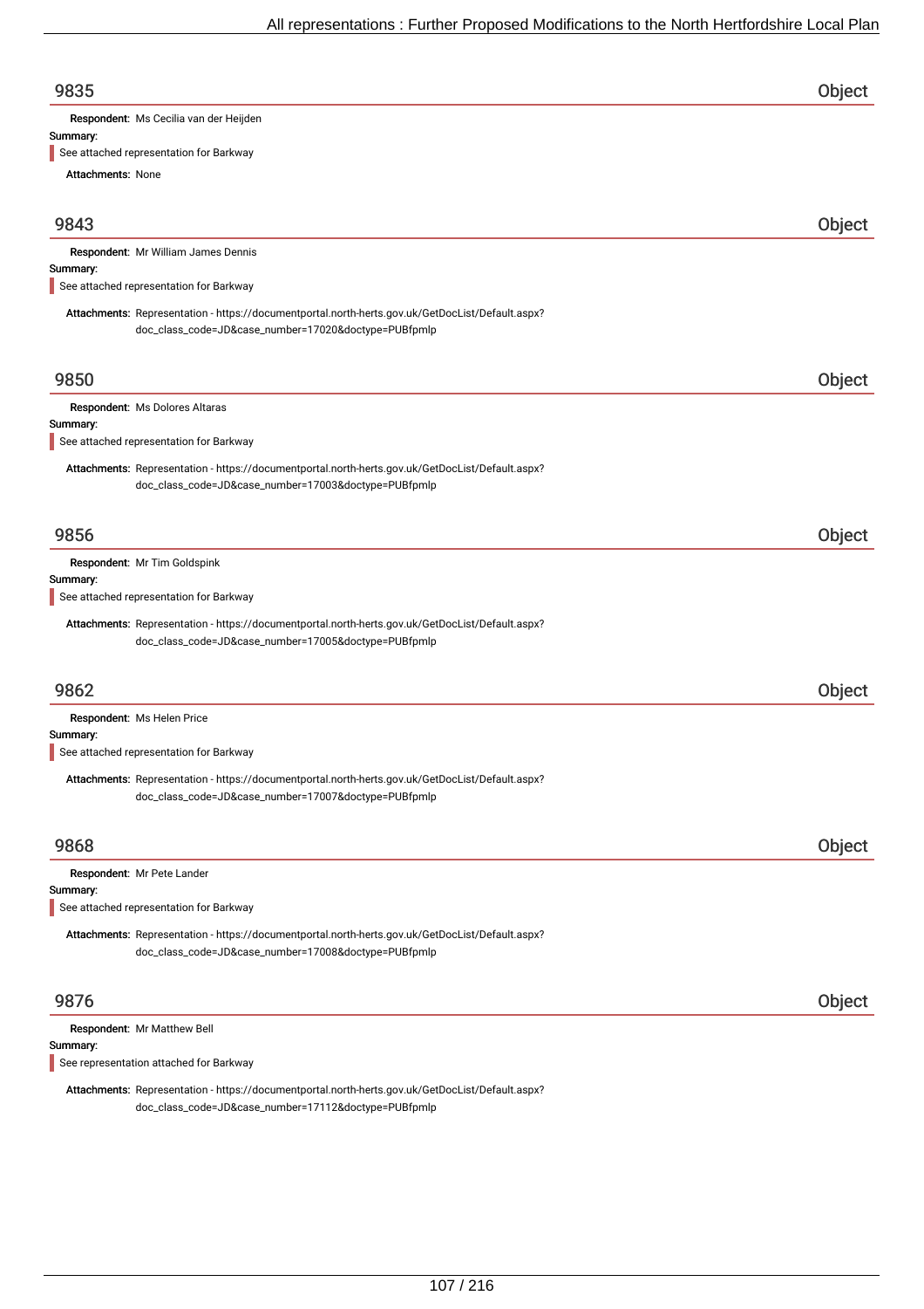## 9835 Object

**Respondent:** Ms Cecilia van der Heijden

**Summary:**

See attached representation for Barkway

**Attachments:** None

## 9843 Object

**Respondent:** Mr William James Dennis

**Summary:**

See attached representation for Barkway

**Attachments:** Representation - https://documentportal.north-herts.gov.uk/GetDocList/Default.aspx?doc_class_code=JD&case_number=17020&doctype=PUBfpmlp

## 9850 Object

**Respondent:** Ms Dolores Altaras

**Summary:**

See attached representation for Barkway

**Attachments:** Representation - https://documentportal.north-herts.gov.uk/GetDocList/Default.aspx?doc_class_code=JD&case_number=17003&doctype=PUBfpmlp

## 9856 Object

**Respondent:** Mr Tim Goldspink

**Summary:**

See attached representation for Barkway

**Attachments:** Representation - https://documentportal.north-herts.gov.uk/GetDocList/Default.aspx?doc_class_code=JD&case_number=17005&doctype=PUBfpmlp

## 9862 Object

**Respondent:** Ms Helen Price

**Summary:**

See attached representation for Barkway

**Attachments:** Representation - https://documentportal.north-herts.gov.uk/GetDocList/Default.aspx?doc_class_code=JD&case_number=17007&doctype=PUBfpmlp

## 9868 Object

**Respondent:** Mr Pete Lander

**Summary:**

See attached representation for Barkway

**Attachments:** Representation - https://documentportal.north-herts.gov.uk/GetDocList/Default.aspx?doc_class_code=JD&case_number=17008&doctype=PUBfpmlp

## 9876 Object

**Respondent:** Mr Matthew Bell

**Summary:**

See representation attached for Barkway

**Attachments:** Representation - https://documentportal.north-herts.gov.uk/GetDocList/Default.aspx?doc_class_code=JD&case_number=17112&doctype=PUBfpmlp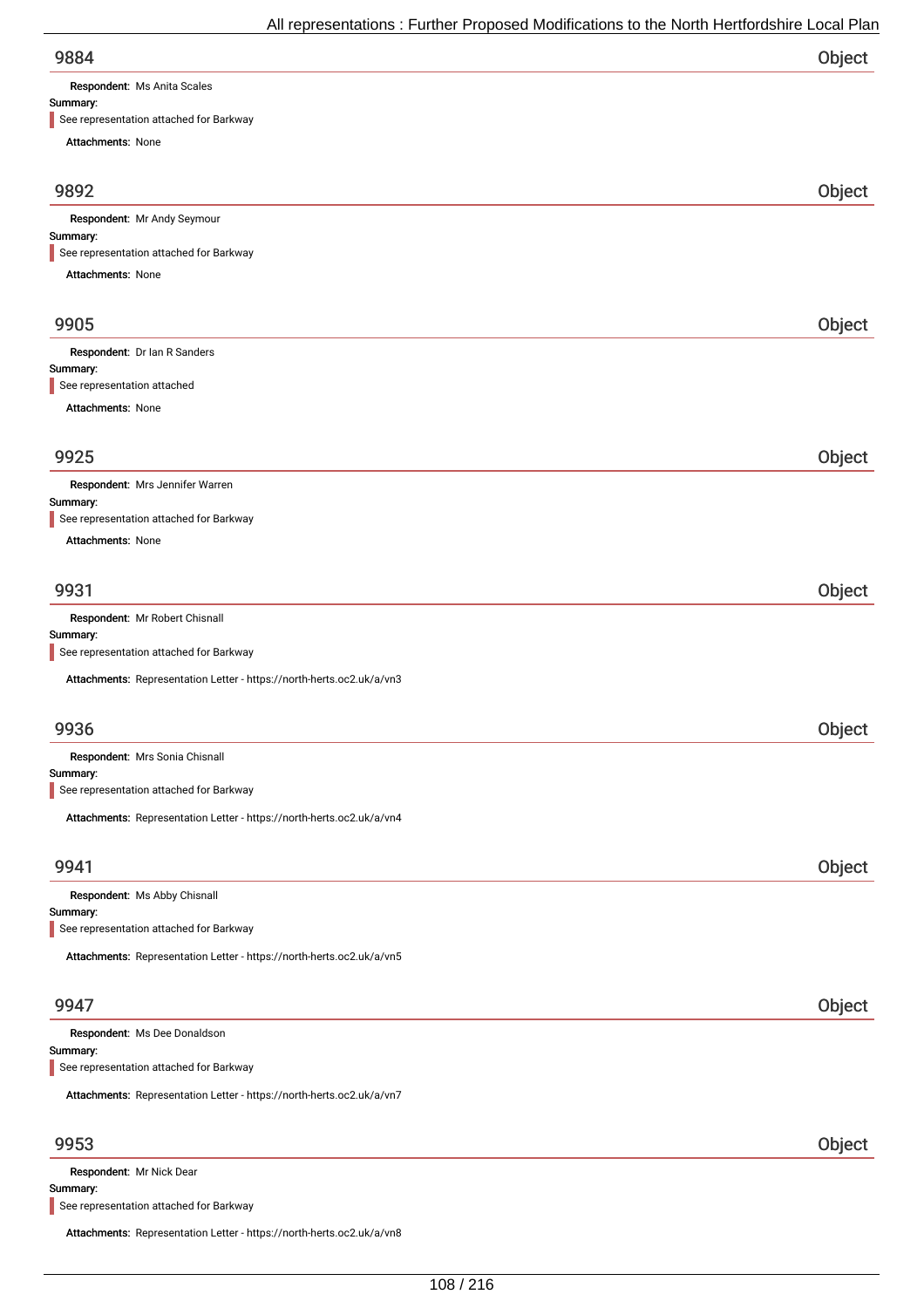## 9884 — Object

**Respondent:** Ms Anita Scales

**Summary:**

> See representation attached for Barkway

**Attachments:** None

## 9892 — Object

**Respondent:** Mr Andy Seymour

**Summary:**

> See representation attached for Barkway

**Attachments:** None

## 9905 — Object

**Respondent:** Dr Ian R Sanders

**Summary:**

> See representation attached

**Attachments:** None

## 9925 — Object

**Respondent:** Mrs Jennifer Warren

**Summary:**

> See representation attached for Barkway

**Attachments:** None

## 9931 — Object

**Respondent:** Mr Robert Chisnall

**Summary:**

> See representation attached for Barkway

**Attachments:** Representation Letter - https://north-herts.oc2.uk/a/vn3

## 9936 — Object

**Respondent:** Mrs Sonia Chisnall

**Summary:**

> See representation attached for Barkway

**Attachments:** Representation Letter - https://north-herts.oc2.uk/a/vn4

## 9941 — Object

**Respondent:** Ms Abby Chisnall

**Summary:**

> See representation attached for Barkway

**Attachments:** Representation Letter - https://north-herts.oc2.uk/a/vn5

## 9947 — Object

**Respondent:** Ms Dee Donaldson

**Summary:**

> See representation attached for Barkway

**Attachments:** Representation Letter - https://north-herts.oc2.uk/a/vn7

## 9953 — Object

**Respondent:** Mr Nick Dear

**Summary:**

> See representation attached for Barkway

**Attachments:** Representation Letter - https://north-herts.oc2.uk/a/vn8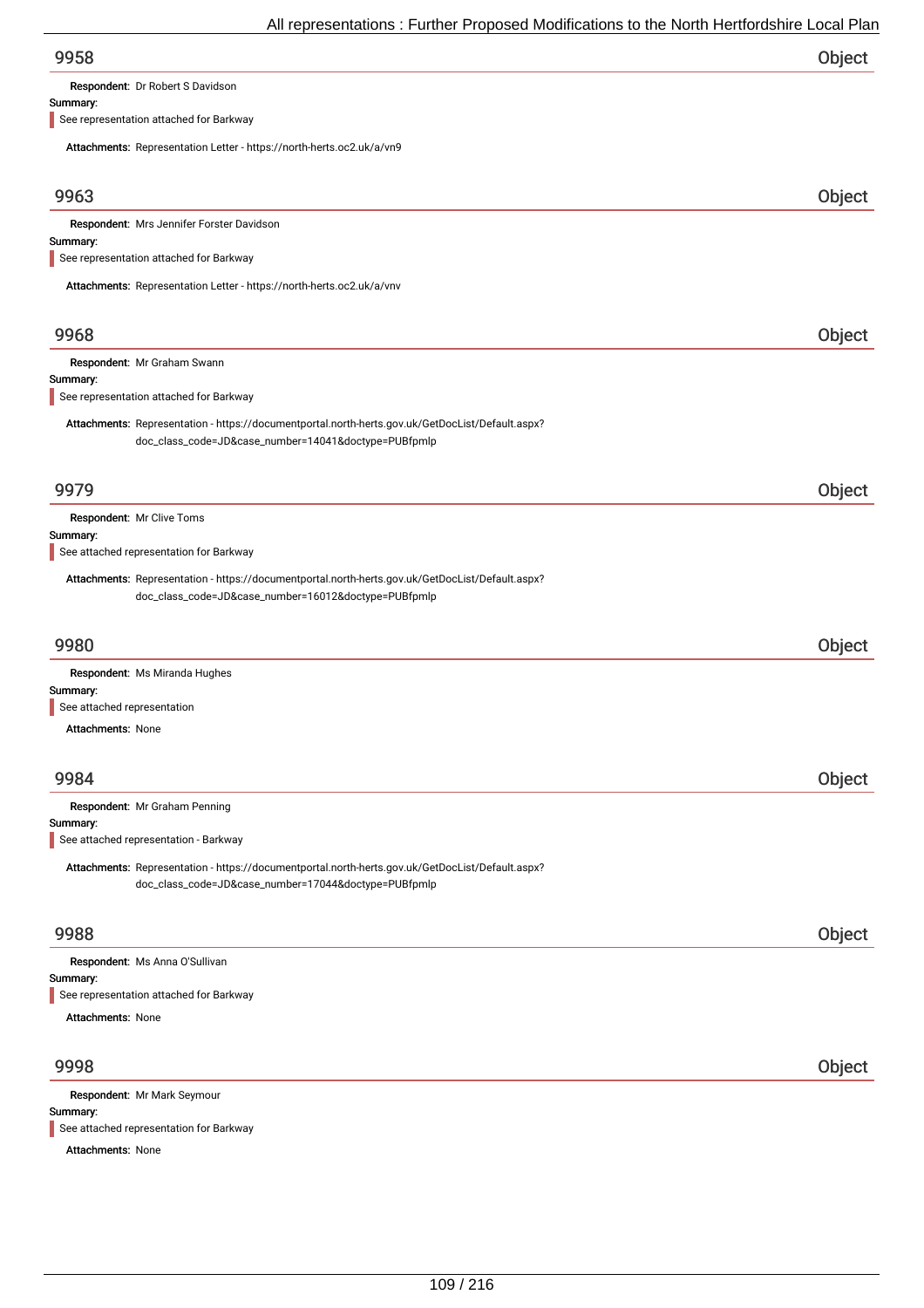## 9958 — Object

**Respondent:** Dr Robert S Davidson

**Summary:**

See representation attached for Barkway

**Attachments:** Representation Letter - https://north-herts.oc2.uk/a/vn9

## 9963 — Object

**Respondent:** Mrs Jennifer Forster Davidson

**Summary:**

See representation attached for Barkway

**Attachments:** Representation Letter - https://north-herts.oc2.uk/a/vnv

## 9968 — Object

**Respondent:** Mr Graham Swann

**Summary:**

See representation attached for Barkway

**Attachments:** Representation - https://documentportal.north-herts.gov.uk/GetDocList/Default.aspx?doc_class_code=JD&case_number=14041&doctype=PUBfpmlp

## 9979 — Object

**Respondent:** Mr Clive Toms

**Summary:**

See attached representation for Barkway

**Attachments:** Representation - https://documentportal.north-herts.gov.uk/GetDocList/Default.aspx?doc_class_code=JD&case_number=16012&doctype=PUBfpmlp

## 9980 — Object

**Respondent:** Ms Miranda Hughes

**Summary:**

See attached representation

**Attachments:** None

## 9984 — Object

**Respondent:** Mr Graham Penning

**Summary:**

See attached representation - Barkway

**Attachments:** Representation - https://documentportal.north-herts.gov.uk/GetDocList/Default.aspx?doc_class_code=JD&case_number=17044&doctype=PUBfpmlp

## 9988 — Object

**Respondent:** Ms Anna O'Sullivan

**Summary:**

See representation attached for Barkway

**Attachments:** None

## 9998 — Object

**Respondent:** Mr Mark Seymour

**Summary:**

See attached representation for Barkway

**Attachments:** None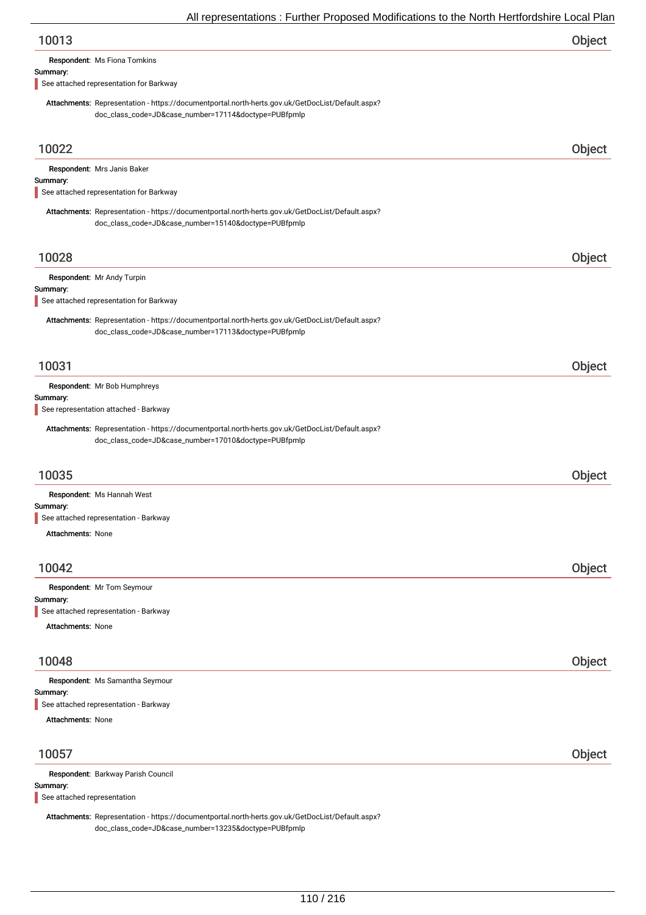## 10013 — Object

**Respondent:** Ms Fiona Tomkins

**Summary:**

> See attached representation for Barkway

**Attachments:** Representation - https://documentportal.north-herts.gov.uk/GetDocList/Default.aspx?doc_class_code=JD&case_number=17114&doctype=PUBfpmlp

## 10022 — Object

**Respondent:** Mrs Janis Baker

**Summary:**

> See attached representation for Barkway

**Attachments:** Representation - https://documentportal.north-herts.gov.uk/GetDocList/Default.aspx?doc_class_code=JD&case_number=15140&doctype=PUBfpmlp

## 10028 — Object

**Respondent:** Mr Andy Turpin

**Summary:**

> See attached representation for Barkway

**Attachments:** Representation - https://documentportal.north-herts.gov.uk/GetDocList/Default.aspx?doc_class_code=JD&case_number=17113&doctype=PUBfpmlp

## 10031 — Object

**Respondent:** Mr Bob Humphreys

**Summary:**

> See representation attached - Barkway

**Attachments:** Representation - https://documentportal.north-herts.gov.uk/GetDocList/Default.aspx?doc_class_code=JD&case_number=17010&doctype=PUBfpmlp

## 10035 — Object

**Respondent:** Ms Hannah West

**Summary:**

> See attached representation - Barkway

**Attachments:** None

## 10042 — Object

**Respondent:** Mr Tom Seymour

**Summary:**

> See attached representation - Barkway

**Attachments:** None

## 10048 — Object

**Respondent:** Ms Samantha Seymour

**Summary:**

> See attached representation - Barkway

**Attachments:** None

## 10057 — Object

**Respondent:** Barkway Parish Council

**Summary:**

> See attached representation

**Attachments:** Representation - https://documentportal.north-herts.gov.uk/GetDocList/Default.aspx?doc_class_code=JD&case_number=13235&doctype=PUBfpmlp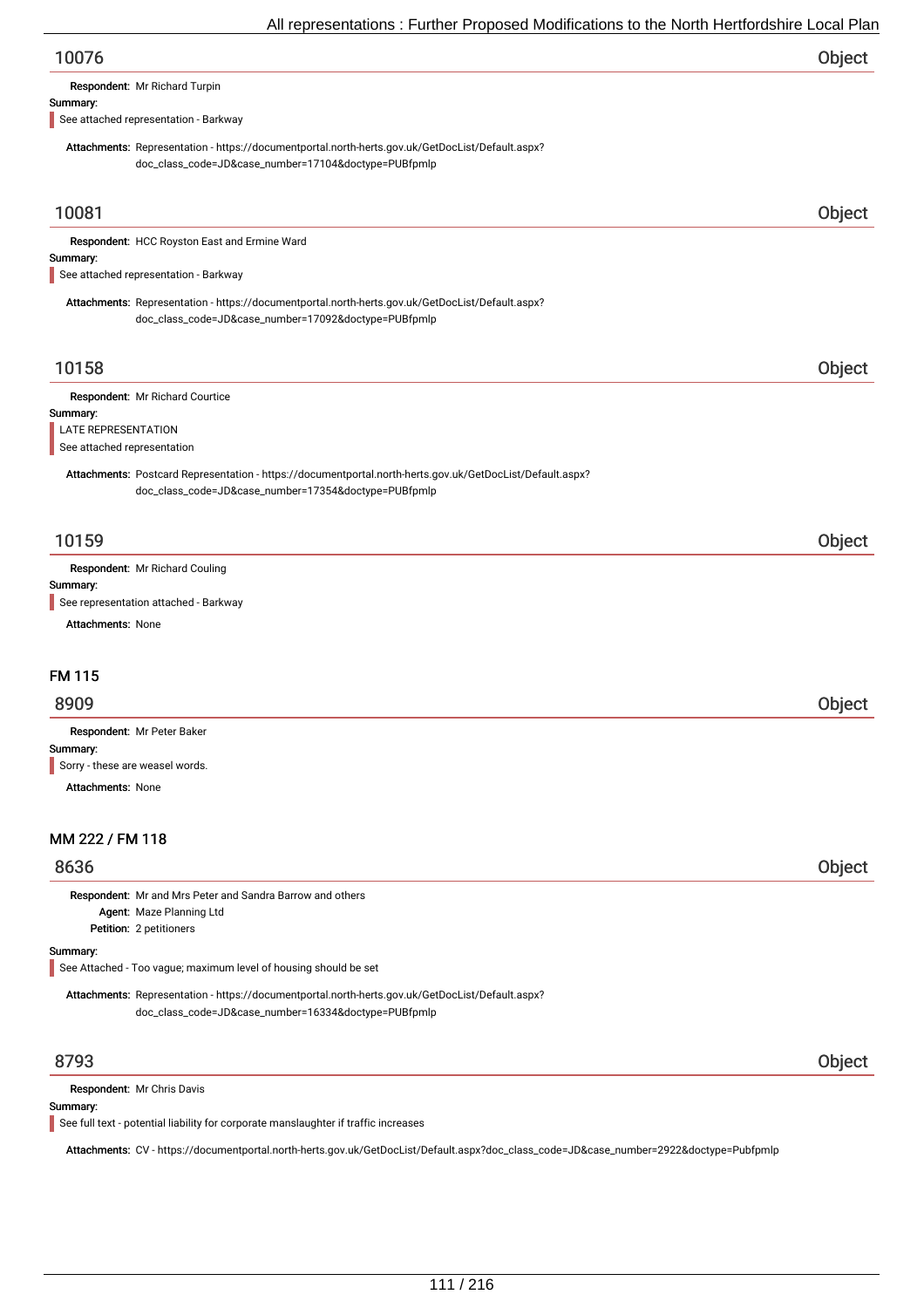## 10076 — Object

**Respondent:** Mr Richard Turpin

**Summary:**

See attached representation - Barkway

**Attachments:** Representation - https://documentportal.north-herts.gov.uk/GetDocList/Default.aspx?doc_class_code=JD&case_number=17104&doctype=PUBfpmlp

## 10081 — Object

**Respondent:** HCC Royston East and Ermine Ward

**Summary:**

See attached representation - Barkway

**Attachments:** Representation - https://documentportal.north-herts.gov.uk/GetDocList/Default.aspx?doc_class_code=JD&case_number=17092&doctype=PUBfpmlp

## 10158 — Object

**Respondent:** Mr Richard Courtice

**Summary:**

LATE REPRESENTATION

See attached representation

**Attachments:** Postcard Representation - https://documentportal.north-herts.gov.uk/GetDocList/Default.aspx?doc_class_code=JD&case_number=17354&doctype=PUBfpmlp

## 10159 — Object

**Respondent:** Mr Richard Couling

**Summary:**

See representation attached - Barkway

**Attachments:** None

# FM 115

## 8909 — Object

**Respondent:** Mr Peter Baker

**Summary:**

Sorry - these are weasel words.

**Attachments:** None

# MM 222 / FM 118

## 8636 — Object

**Respondent:** Mr and Mrs Peter and Sandra Barrow and others

**Agent:** Maze Planning Ltd

**Petition:** 2 petitioners

**Summary:**

See Attached - Too vague; maximum level of housing should be set

**Attachments:** Representation - https://documentportal.north-herts.gov.uk/GetDocList/Default.aspx?doc_class_code=JD&case_number=16334&doctype=PUBfpmlp

## 8793 — Object

**Respondent:** Mr Chris Davis

**Summary:**

See full text - potential liability for corporate manslaughter if traffic increases

**Attachments:** CV - https://documentportal.north-herts.gov.uk/GetDocList/Default.aspx?doc_class_code=JD&case_number=2922&doctype=Pubfpmlp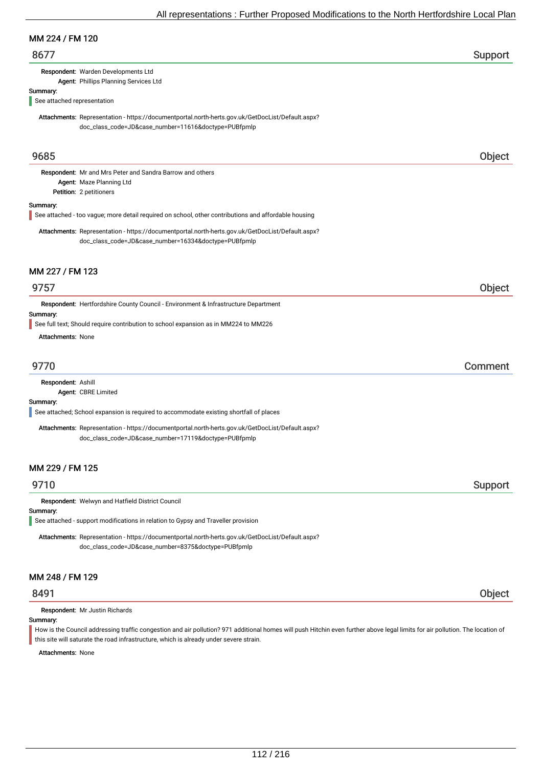## MM 224 / FM 120

### 8677 — Support

**Respondent:** Warden Developments Ltd
**Agent:** Phillips Planning Services Ltd

**Summary:**
See attached representation

**Attachments:** Representation - https://documentportal.north-herts.gov.uk/GetDocList/Default.aspx?doc_class_code=JD&case_number=11616&doctype=PUBfpmlp

### 9685 — Object

**Respondent:** Mr and Mrs Peter and Sandra Barrow and others
**Agent:** Maze Planning Ltd
**Petition:** 2 petitioners

**Summary:**
See attached - too vague; more detail required on school, other contributions and affordable housing

**Attachments:** Representation - https://documentportal.north-herts.gov.uk/GetDocList/Default.aspx?doc_class_code=JD&case_number=16334&doctype=PUBfpmlp

## MM 227 / FM 123

### 9757 — Object

**Respondent:** Hertfordshire County Council - Environment & Infrastructure Department

**Summary:**
See full text; Should require contribution to school expansion as in MM224 to MM226

**Attachments:** None

### 9770 — Comment

**Respondent:** Ashill
**Agent:** CBRE Limited

**Summary:**
See attached; School expansion is required to accommodate existing shortfall of places

**Attachments:** Representation - https://documentportal.north-herts.gov.uk/GetDocList/Default.aspx?doc_class_code=JD&case_number=17119&doctype=PUBfpmlp

## MM 229 / FM 125

### 9710 — Support

**Respondent:** Welwyn and Hatfield District Council

**Summary:**
See attached - support modifications in relation to Gypsy and Traveller provision

**Attachments:** Representation - https://documentportal.north-herts.gov.uk/GetDocList/Default.aspx?doc_class_code=JD&case_number=8375&doctype=PUBfpmlp

## MM 248 / FM 129

### 8491 — Object

**Respondent:** Mr Justin Richards

**Summary:**
How is the Council addressing traffic congestion and air pollution? 971 additional homes will push Hitchin even further above legal limits for air pollution. The location of this site will saturate the road infrastructure, which is already under severe strain.

**Attachments:** None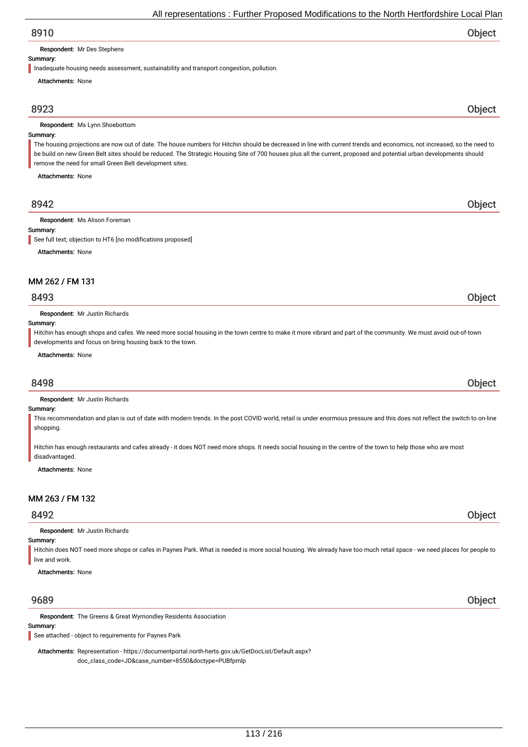## 8910 Object

**Respondent:** Mr Des Stephens

**Summary:**

Inadequate housing needs assessment, sustainability and transport congestion, pollution.

**Attachments:** None

## 8923 Object

**Respondent:** Ms Lynn Shoebottom

**Summary:**

The housing projections are now out of date. The house numbers for Hitchin should be decreased in line with current trends and economics, not increased, so the need to be build on new Green Belt sites should be reduced. The Strategic Housing Site of 700 houses plus all the current, proposed and potential urban developments should remove the need for small Green Belt development sites.

**Attachments:** None

## 8942 Object

**Respondent:** Ms Alison Foreman

**Summary:**

See full text; objection to HT6 [no modifications proposed]

**Attachments:** None

# MM 262 / FM 131

## 8493 Object

**Respondent:** Mr Justin Richards

**Summary:**

Hitchin has enough shops and cafes. We need more social housing in the town centre to make it more vibrant and part of the community. We must avoid out-of-town developments and focus on bring housing back to the town.

**Attachments:** None

## 8498 Object

**Respondent:** Mr Justin Richards

**Summary:**

This recommendation and plan is out of date with modern trends. In the post COVID world, retail is under enormous pressure and this does not reflect the switch to on-line shopping.

Hitchin has enough restaurants and cafes already - it does NOT need more shops. It needs social housing in the centre of the town to help those who are most disadvantaged.

**Attachments:** None

# MM 263 / FM 132

## 8492 Object

**Respondent:** Mr Justin Richards

**Summary:**

Hitchin does NOT need more shops or cafes in Paynes Park. What is needed is more social housing. We already have too much retail space - we need places for people to live and work.

**Attachments:** None

## 9689 Object

**Respondent:** The Greens & Great Wymondley Residents Association

**Summary:**

See attached - object to requirements for Paynes Park

**Attachments:** Representation - https://documentportal.north-herts.gov.uk/GetDocList/Default.aspx?doc_class_code=JD&case_number=8550&doctype=PUBfpmlp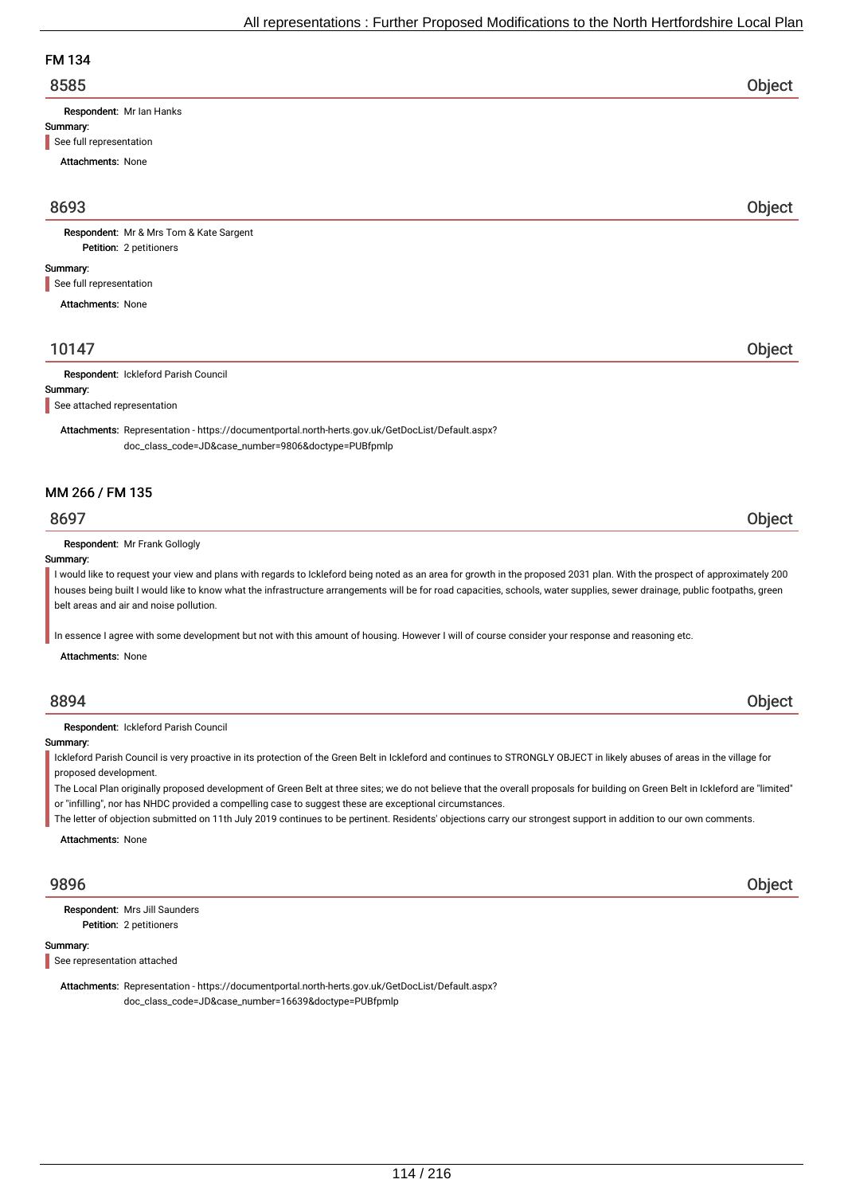## FM 134

### 8585 — Object

**Respondent:** Mr Ian Hanks

**Summary:**

See full representation

**Attachments:** None

### 8693 — Object

**Respondent:** Mr & Mrs Tom & Kate Sargent
**Petition:** 2 petitioners

**Summary:**

See full representation

**Attachments:** None

### 10147 — Object

**Respondent:** Ickleford Parish Council

**Summary:**

See attached representation

**Attachments:** Representation - https://documentportal.north-herts.gov.uk/GetDocList/Default.aspx?doc_class_code=JD&case_number=9806&doctype=PUBfpmlp

## MM 266 / FM 135

### 8697 — Object

**Respondent:** Mr Frank Gollogly

**Summary:**

I would like to request your view and plans with regards to Ickleford being noted as an area for growth in the proposed 2031 plan. With the prospect of approximately 200 houses being built I would like to know what the infrastructure arrangements will be for road capacities, schools, water supplies, sewer drainage, public footpaths, green belt areas and air and noise pollution.

In essence I agree with some development but not with this amount of housing. However I will of course consider your response and reasoning etc.

**Attachments:** None

### 8894 — Object

**Respondent:** Ickleford Parish Council

**Summary:**

Ickleford Parish Council is very proactive in its protection of the Green Belt in Ickleford and continues to STRONGLY OBJECT in likely abuses of areas in the village for proposed development.
The Local Plan originally proposed development of Green Belt at three sites; we do not believe that the overall proposals for building on Green Belt in Ickleford are "limited" or "infilling", nor has NHDC provided a compelling case to suggest these are exceptional circumstances.
The letter of objection submitted on 11th July 2019 continues to be pertinent. Residents' objections carry our strongest support in addition to our own comments.

**Attachments:** None

### 9896 — Object

**Respondent:** Mrs Jill Saunders
**Petition:** 2 petitioners

**Summary:**

See representation attached

**Attachments:** Representation - https://documentportal.north-herts.gov.uk/GetDocList/Default.aspx?doc_class_code=JD&case_number=16639&doctype=PUBfpmlp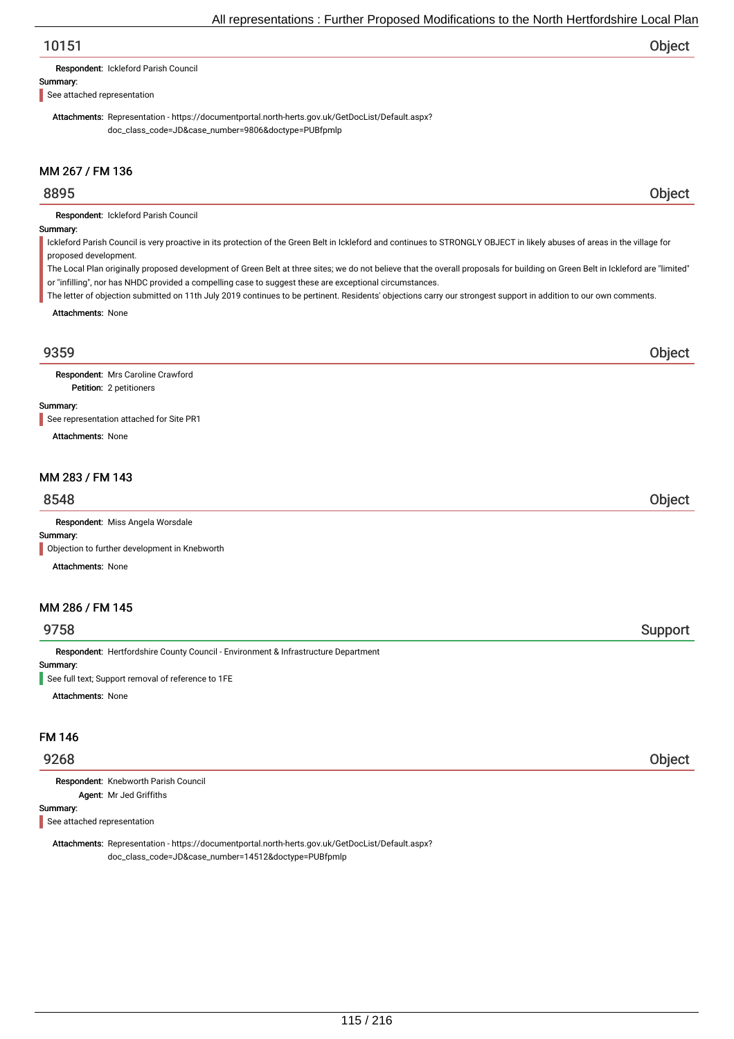## 10151 — Object

**Respondent:** Ickleford Parish Council

**Summary:**

See attached representation

**Attachments:** Representation - https://documentportal.north-herts.gov.uk/GetDocList/Default.aspx?doc_class_code=JD&case_number=9806&doctype=PUBfpmlp

### MM 267 / FM 136

## 8895 — Object

**Respondent:** Ickleford Parish Council

**Summary:**

Ickleford Parish Council is very proactive in its protection of the Green Belt in Ickleford and continues to STRONGLY OBJECT in likely abuses of areas in the village for proposed development.

The Local Plan originally proposed development of Green Belt at three sites; we do not believe that the overall proposals for building on Green Belt in Ickleford are "limited" or "infilling", nor has NHDC provided a compelling case to suggest these are exceptional circumstances.

The letter of objection submitted on 11th July 2019 continues to be pertinent. Residents' objections carry our strongest support in addition to our own comments.

**Attachments:** None

## 9359 — Object

**Respondent:** Mrs Caroline Crawford
**Petition:** 2 petitioners

**Summary:**

See representation attached for Site PR1

**Attachments:** None

### MM 283 / FM 143

## 8548 — Object

**Respondent:** Miss Angela Worsdale

**Summary:**

Objection to further development in Knebworth

**Attachments:** None

### MM 286 / FM 145

## 9758 — Support

**Respondent:** Hertfordshire County Council - Environment & Infrastructure Department

**Summary:**

See full text; Support removal of reference to 1FE

**Attachments:** None

### FM 146

## 9268 — Object

**Respondent:** Knebworth Parish Council
**Agent:** Mr Jed Griffiths

**Summary:**

See attached representation

**Attachments:** Representation - https://documentportal.north-herts.gov.uk/GetDocList/Default.aspx?doc_class_code=JD&case_number=14512&doctype=PUBfpmlp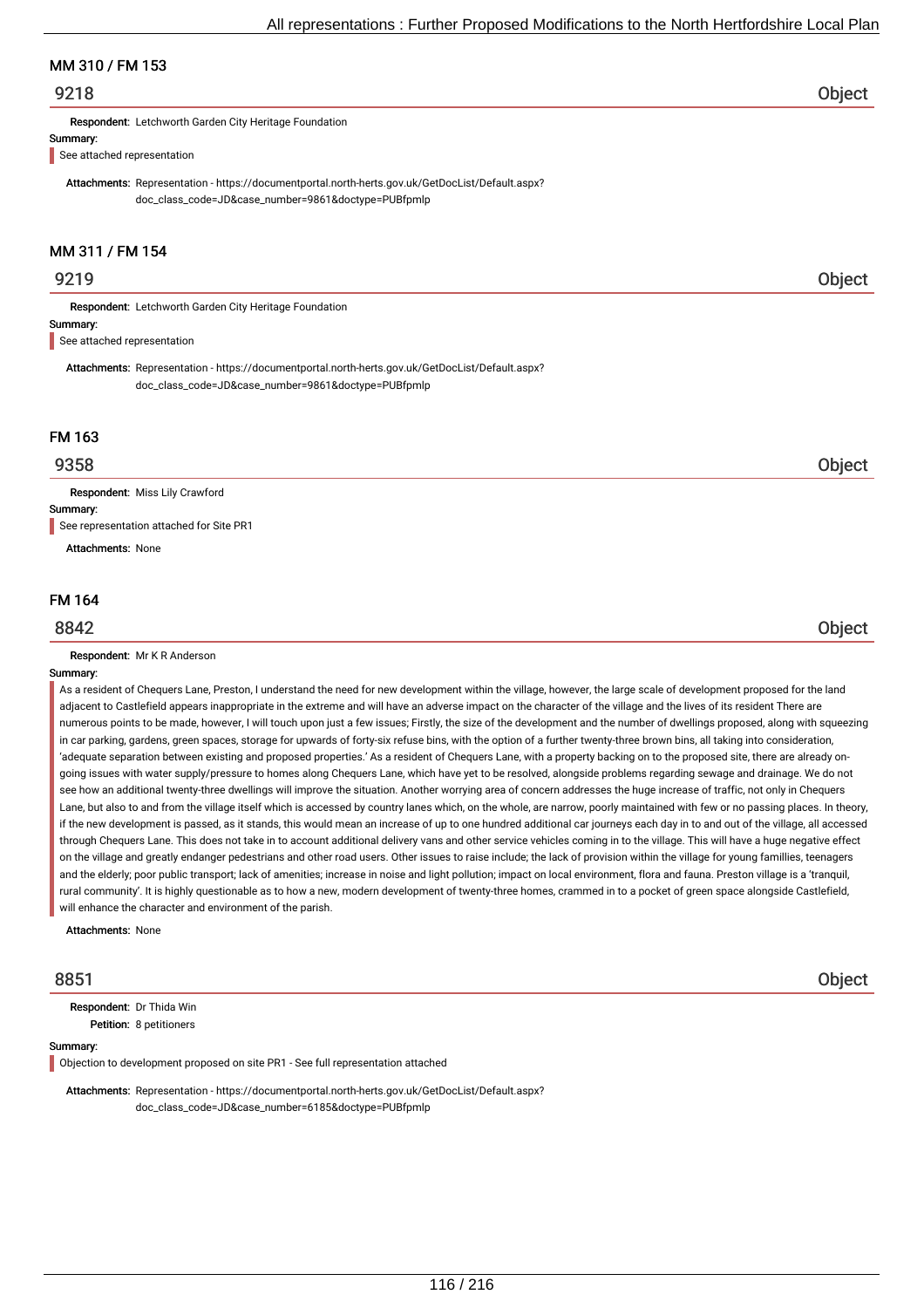## MM 310 / FM 153

### 9218 — Object

**Respondent:** Letchworth Garden City Heritage Foundation

**Summary:**

See attached representation

**Attachments:** Representation - https://documentportal.north-herts.gov.uk/GetDocList/Default.aspx?doc_class_code=JD&case_number=9861&doctype=PUBfpmlp

## MM 311 / FM 154

### 9219 — Object

**Respondent:** Letchworth Garden City Heritage Foundation

**Summary:**

See attached representation

**Attachments:** Representation - https://documentportal.north-herts.gov.uk/GetDocList/Default.aspx?doc_class_code=JD&case_number=9861&doctype=PUBfpmlp

## FM 163

### 9358 — Object

**Respondent:** Miss Lily Crawford

**Summary:**

See representation attached for Site PR1

**Attachments:** None

## FM 164

### 8842 — Object

**Respondent:** Mr K R Anderson

**Summary:**

As a resident of Chequers Lane, Preston, I understand the need for new development within the village, however, the large scale of development proposed for the land adjacent to Castlefield appears inappropriate in the extreme and will have an adverse impact on the character of the village and the lives of its resident There are numerous points to be made, however, I will touch upon just a few issues; Firstly, the size of the development and the number of dwellings proposed, along with squeezing in car parking, gardens, green spaces, storage for upwards of forty-six refuse bins, with the option of a further twenty-three brown bins, all taking into consideration, 'adequate separation between existing and proposed properties.' As a resident of Chequers Lane, with a property backing on to the proposed site, there are already on-going issues with water supply/pressure to homes along Chequers Lane, which have yet to be resolved, alongside problems regarding sewage and drainage. We do not see how an additional twenty-three dwellings will improve the situation. Another worrying area of concern addresses the huge increase of traffic, not only in Chequers Lane, but also to and from the village itself which is accessed by country lanes which, on the whole, are narrow, poorly maintained with few or no passing places. In theory, if the new development is passed, as it stands, this would mean an increase of up to one hundred additional car journeys each day in to and out of the village, all accessed through Chequers Lane. This does not take in to account additional delivery vans and other service vehicles coming in to the village. This will have a huge negative effect on the village and greatly endanger pedestrians and other road users. Other issues to raise include; the lack of provision within the village for young famillies, teenagers and the elderly; poor public transport; lack of amenities; increase in noise and light pollution; impact on local environment, flora and fauna. Preston village is a 'tranquil, rural community'. It is highly questionable as to how a new, modern development of twenty-three homes, crammed in to a pocket of green space alongside Castlefield, will enhance the character and environment of the parish.

**Attachments:** None

### 8851 — Object

**Respondent:** Dr Thida Win

**Petition:** 8 petitioners

**Summary:**

Objection to development proposed on site PR1 - See full representation attached

**Attachments:** Representation - https://documentportal.north-herts.gov.uk/GetDocList/Default.aspx?doc_class_code=JD&case_number=6185&doctype=PUBfpmlp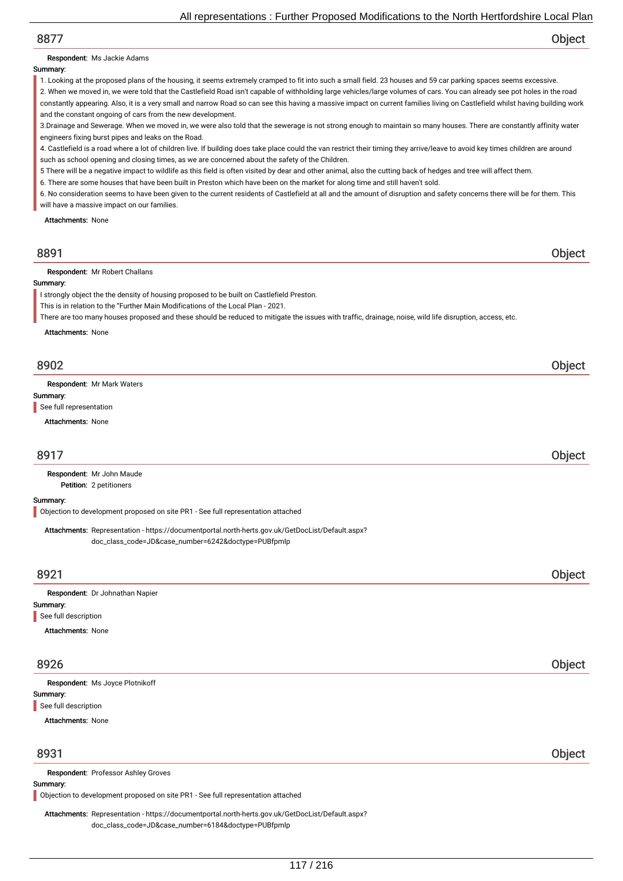## 8877 Object

**Respondent:** Ms Jackie Adams

**Summary:**

1. Looking at the proposed plans of the housing, it seems extremely cramped to fit into such a small field. 23 houses and 59 car parking spaces seems excessive.
2. When we moved in, we were told that the Castlefield Road isn't capable of withholding large vehicles/large volumes of cars. You can already see pot holes in the road constantly appearing. Also, it is a very small and narrow Road so can see this having a massive impact on current families living on Castlefield whilst having building work and the constant ongoing of cars from the new development.
3.Drainage and Sewerage. When we moved in, we were also told that the sewerage is not strong enough to maintain so many houses. There are constantly affinity water engineers fixing burst pipes and leaks on the Road.
4. Castlefield is a road where a lot of children live. If building does take place could the van restrict their timing they arrive/leave to avoid key times children are around such as school opening and closing times, as we are concerned about the safety of the Children.
5 There will be a negative impact to wildlife as this field is often visited by dear and other animal, also the cutting back of hedges and tree will affect them.
6. There are some houses that have been built in Preston which have been on the market for along time and still haven't sold.
6. No consideration seems to have been given to the current residents of Castlefield at all and the amount of disruption and safety concerns there will be for them. This will have a massive impact on our families.

**Attachments:** None

## 8891 Object

**Respondent:** Mr Robert Challans

**Summary:**

I strongly object the the density of housing proposed to be built on Castlefield Preston.
This is in relation to the "Further Main Modifications of the Local Plan - 2021.
There are too many houses proposed and these should be reduced to mitigate the issues with traffic, drainage, noise, wild life disruption, access, etc.

**Attachments:** None

## 8902 Object

**Respondent:** Mr Mark Waters

**Summary:**

See full representation

**Attachments:** None

## 8917 Object

**Respondent:** Mr John Maude
**Petition:** 2 petitioners

**Summary:**

Objection to development proposed on site PR1 - See full representation attached

**Attachments:** Representation - https://documentportal.north-herts.gov.uk/GetDocList/Default.aspx?doc_class_code=JD&case_number=6242&doctype=PUBfpmlp

## 8921 Object

**Respondent:** Dr Johnathan Napier

**Summary:**

See full description

**Attachments:** None

## 8926 Object

**Respondent:** Ms Joyce Plotnikoff

**Summary:**

See full description

**Attachments:** None

## 8931 Object

**Respondent:** Professor Ashley Groves

**Summary:**

Objection to development proposed on site PR1 - See full representation attached

**Attachments:** Representation - https://documentportal.north-herts.gov.uk/GetDocList/Default.aspx?doc_class_code=JD&case_number=6184&doctype=PUBfpmlp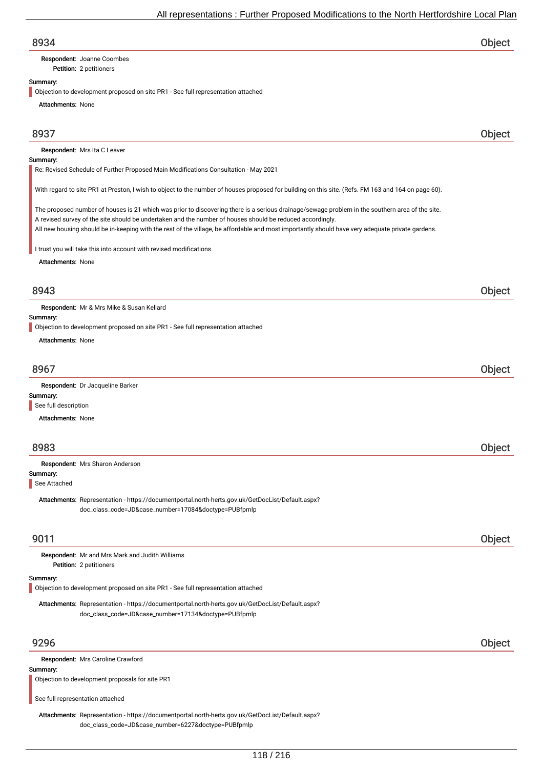## 8934 — Object

**Respondent:** Joanne Coombes
**Petition:** 2 petitioners

**Summary:**

Objection to development proposed on site PR1 - See full representation attached

**Attachments:** None

## 8937 — Object

**Respondent:** Mrs Ita C Leaver

**Summary:**

Re: Revised Schedule of Further Proposed Main Modifications Consultation - May 2021

With regard to site PR1 at Preston, I wish to object to the number of houses proposed for building on this site. (Refs. FM 163 and 164 on page 60).

The proposed number of houses is 21 which was prior to discovering there is a serious drainage/sewage problem in the southern area of the site.
A revised survey of the site should be undertaken and the number of houses should be reduced accordingly.
All new housing should be in-keeping with the rest of the village, be affordable and most importantly should have very adequate private gardens.

I trust you will take this into account with revised modifications.

**Attachments:** None

## 8943 — Object

**Respondent:** Mr & Mrs Mike & Susan Kellard

**Summary:**

Objection to development proposed on site PR1 - See full representation attached

**Attachments:** None

## 8967 — Object

**Respondent:** Dr Jacqueline Barker

**Summary:**

See full description

**Attachments:** None

## 8983 — Object

**Respondent:** Mrs Sharon Anderson

**Summary:**

See Attached

**Attachments:** Representation - https://documentportal.north-herts.gov.uk/GetDocList/Default.aspx?doc_class_code=JD&case_number=17084&doctype=PUBfpmlp

## 9011 — Object

**Respondent:** Mr and Mrs Mark and Judith Williams
**Petition:** 2 petitioners

**Summary:**

Objection to development proposed on site PR1 - See full representation attached

**Attachments:** Representation - https://documentportal.north-herts.gov.uk/GetDocList/Default.aspx?doc_class_code=JD&case_number=17134&doctype=PUBfpmlp

## 9296 — Object

**Respondent:** Mrs Caroline Crawford

**Summary:**

Objection to development proposals for site PR1

See full representation attached

**Attachments:** Representation - https://documentportal.north-herts.gov.uk/GetDocList/Default.aspx?doc_class_code=JD&case_number=6227&doctype=PUBfpmlp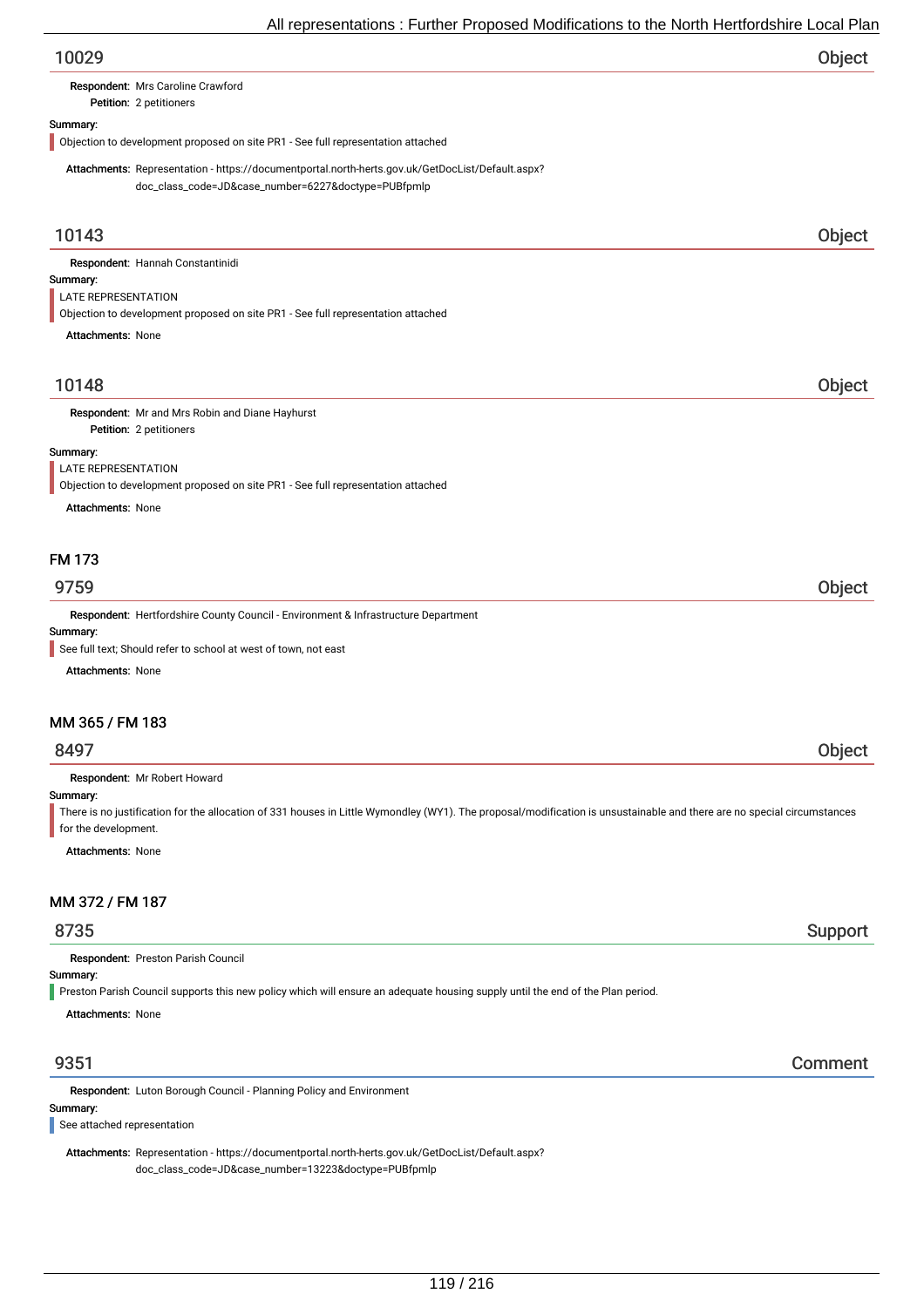## 10029

**Object**

**Respondent:** Mrs Caroline Crawford
**Petition:** 2 petitioners

**Summary:**

Objection to development proposed on site PR1 - See full representation attached

**Attachments:** Representation - https://documentportal.north-herts.gov.uk/GetDocList/Default.aspx?doc_class_code=JD&case_number=6227&doctype=PUBfpmlp

## 10143

**Object**

**Respondent:** Hannah Constantinidi

**Summary:**

LATE REPRESENTATION
Objection to development proposed on site PR1 - See full representation attached

**Attachments:** None

## 10148

**Object**

**Respondent:** Mr and Mrs Robin and Diane Hayhurst
**Petition:** 2 petitioners

**Summary:**

LATE REPRESENTATION
Objection to development proposed on site PR1 - See full representation attached

**Attachments:** None

### FM 173

## 9759

**Object**

**Respondent:** Hertfordshire County Council - Environment & Infrastructure Department

**Summary:**

See full text; Should refer to school at west of town, not east

**Attachments:** None

### MM 365 / FM 183

## 8497

**Object**

**Respondent:** Mr Robert Howard

**Summary:**

There is no justification for the allocation of 331 houses in Little Wymondley (WY1). The proposal/modification is unsustainable and there are no special circumstances for the development.

**Attachments:** None

### MM 372 / FM 187

## 8735

**Support**

**Respondent:** Preston Parish Council

**Summary:**

Preston Parish Council supports this new policy which will ensure an adequate housing supply until the end of the Plan period.

**Attachments:** None

## 9351

**Comment**

**Respondent:** Luton Borough Council - Planning Policy and Environment

**Summary:**

See attached representation

**Attachments:** Representation - https://documentportal.north-herts.gov.uk/GetDocList/Default.aspx?doc_class_code=JD&case_number=13223&doctype=PUBfpmlp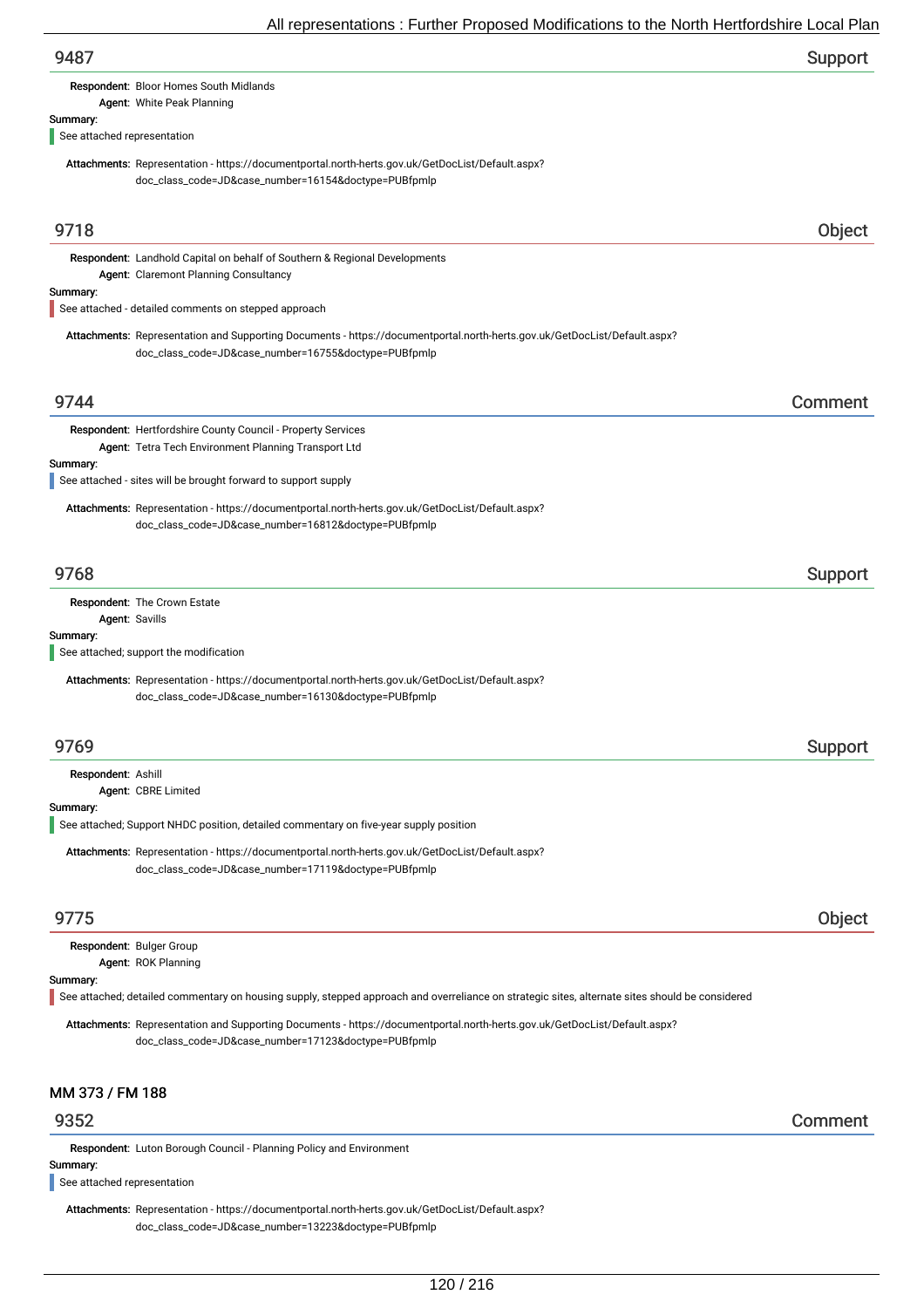## 9487 Support

**Respondent:** Bloor Homes South Midlands
**Agent:** White Peak Planning

**Summary:**

See attached representation

**Attachments:** Representation - https://documentportal.north-herts.gov.uk/GetDocList/Default.aspx?doc_class_code=JD&case_number=16154&doctype=PUBfpmlp

## 9718 Object

**Respondent:** Landhold Capital on behalf of Southern & Regional Developments
**Agent:** Claremont Planning Consultancy

**Summary:**

See attached - detailed comments on stepped approach

**Attachments:** Representation and Supporting Documents - https://documentportal.north-herts.gov.uk/GetDocList/Default.aspx?doc_class_code=JD&case_number=16755&doctype=PUBfpmlp

## 9744 Comment

**Respondent:** Hertfordshire County Council - Property Services
**Agent:** Tetra Tech Environment Planning Transport Ltd

**Summary:**

See attached - sites will be brought forward to support supply

**Attachments:** Representation - https://documentportal.north-herts.gov.uk/GetDocList/Default.aspx?doc_class_code=JD&case_number=16812&doctype=PUBfpmlp

## 9768 Support

**Respondent:** The Crown Estate
**Agent:** Savills

**Summary:**

See attached; support the modification

**Attachments:** Representation - https://documentportal.north-herts.gov.uk/GetDocList/Default.aspx?doc_class_code=JD&case_number=16130&doctype=PUBfpmlp

## 9769 Support

**Respondent:** Ashill
**Agent:** CBRE Limited

**Summary:**

See attached; Support NHDC position, detailed commentary on five-year supply position

**Attachments:** Representation - https://documentportal.north-herts.gov.uk/GetDocList/Default.aspx?doc_class_code=JD&case_number=17119&doctype=PUBfpmlp

## 9775 Object

**Respondent:** Bulger Group
**Agent:** ROK Planning

**Summary:**

See attached; detailed commentary on housing supply, stepped approach and overreliance on strategic sites, alternate sites should be considered

**Attachments:** Representation and Supporting Documents - https://documentportal.north-herts.gov.uk/GetDocList/Default.aspx?doc_class_code=JD&case_number=17123&doctype=PUBfpmlp

# MM 373 / FM 188

## 9352 Comment

**Respondent:** Luton Borough Council - Planning Policy and Environment

**Summary:**

See attached representation

**Attachments:** Representation - https://documentportal.north-herts.gov.uk/GetDocList/Default.aspx?doc_class_code=JD&case_number=13223&doctype=PUBfpmlp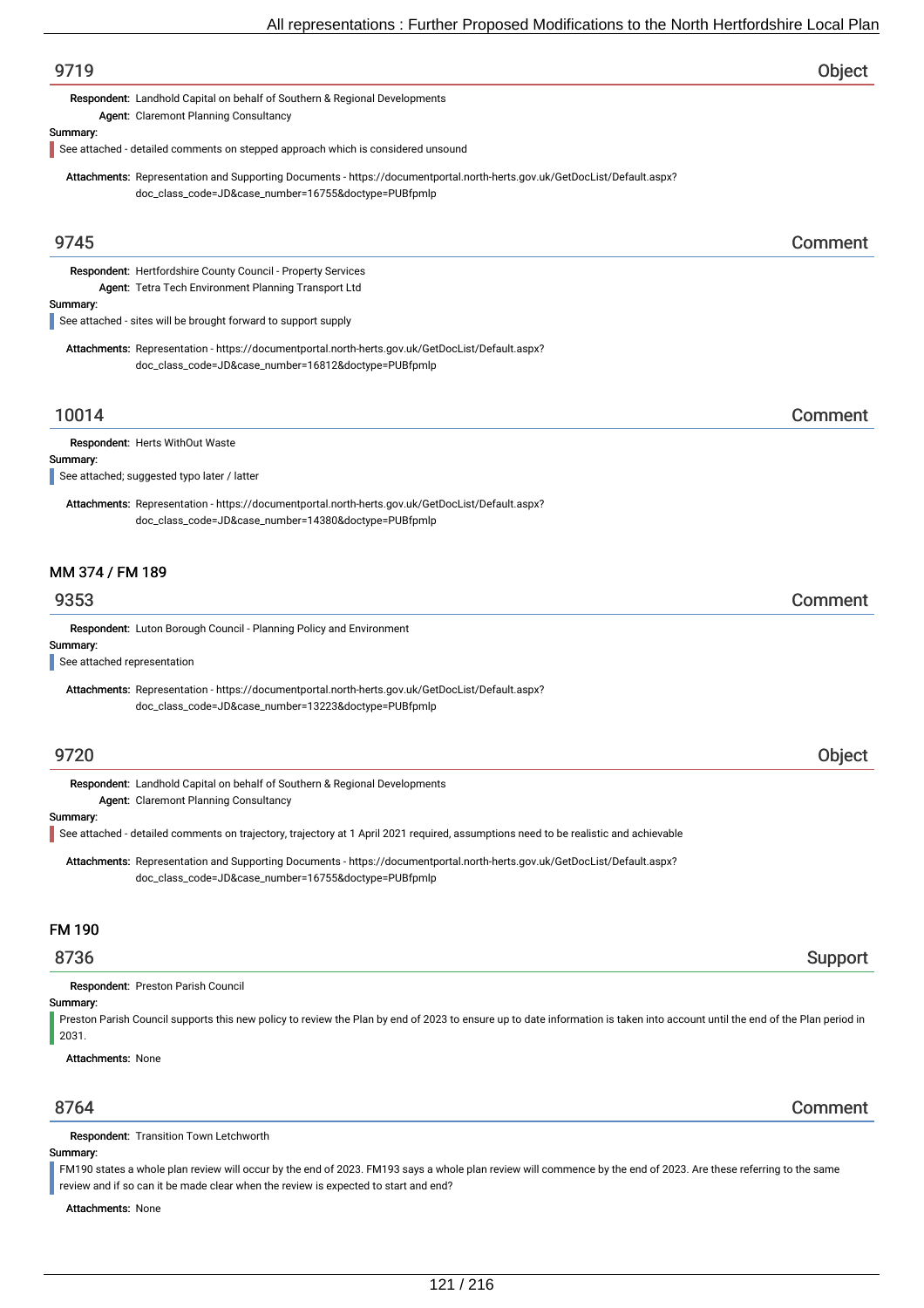## 9719 — Object

**Respondent:** Landhold Capital on behalf of Southern & Regional Developments
**Agent:** Claremont Planning Consultancy

**Summary:**

See attached - detailed comments on stepped approach which is considered unsound

**Attachments:** Representation and Supporting Documents - https://documentportal.north-herts.gov.uk/GetDocList/Default.aspx?doc_class_code=JD&case_number=16755&doctype=PUBfpmlp

## 9745 — Comment

**Respondent:** Hertfordshire County Council - Property Services
**Agent:** Tetra Tech Environment Planning Transport Ltd

**Summary:**

See attached - sites will be brought forward to support supply

**Attachments:** Representation - https://documentportal.north-herts.gov.uk/GetDocList/Default.aspx?doc_class_code=JD&case_number=16812&doctype=PUBfpmlp

## 10014 — Comment

**Respondent:** Herts WithOut Waste

**Summary:**

See attached; suggested typo later / latter

**Attachments:** Representation - https://documentportal.north-herts.gov.uk/GetDocList/Default.aspx?doc_class_code=JD&case_number=14380&doctype=PUBfpmlp

# MM 374 / FM 189

## 9353 — Comment

**Respondent:** Luton Borough Council - Planning Policy and Environment

**Summary:**

See attached representation

**Attachments:** Representation - https://documentportal.north-herts.gov.uk/GetDocList/Default.aspx?doc_class_code=JD&case_number=13223&doctype=PUBfpmlp

## 9720 — Object

**Respondent:** Landhold Capital on behalf of Southern & Regional Developments
**Agent:** Claremont Planning Consultancy

**Summary:**

See attached - detailed comments on trajectory, trajectory at 1 April 2021 required, assumptions need to be realistic and achievable

**Attachments:** Representation and Supporting Documents - https://documentportal.north-herts.gov.uk/GetDocList/Default.aspx?doc_class_code=JD&case_number=16755&doctype=PUBfpmlp

# FM 190

## 8736 — Support

**Respondent:** Preston Parish Council

**Summary:**

Preston Parish Council supports this new policy to review the Plan by end of 2023 to ensure up to date information is taken into account until the end of the Plan period in 2031.

**Attachments:** None

## 8764 — Comment

**Respondent:** Transition Town Letchworth

**Summary:**

FM190 states a whole plan review will occur by the end of 2023. FM193 says a whole plan review will commence by the end of 2023. Are these referring to the same review and if so can it be made clear when the review is expected to start and end?

**Attachments:** None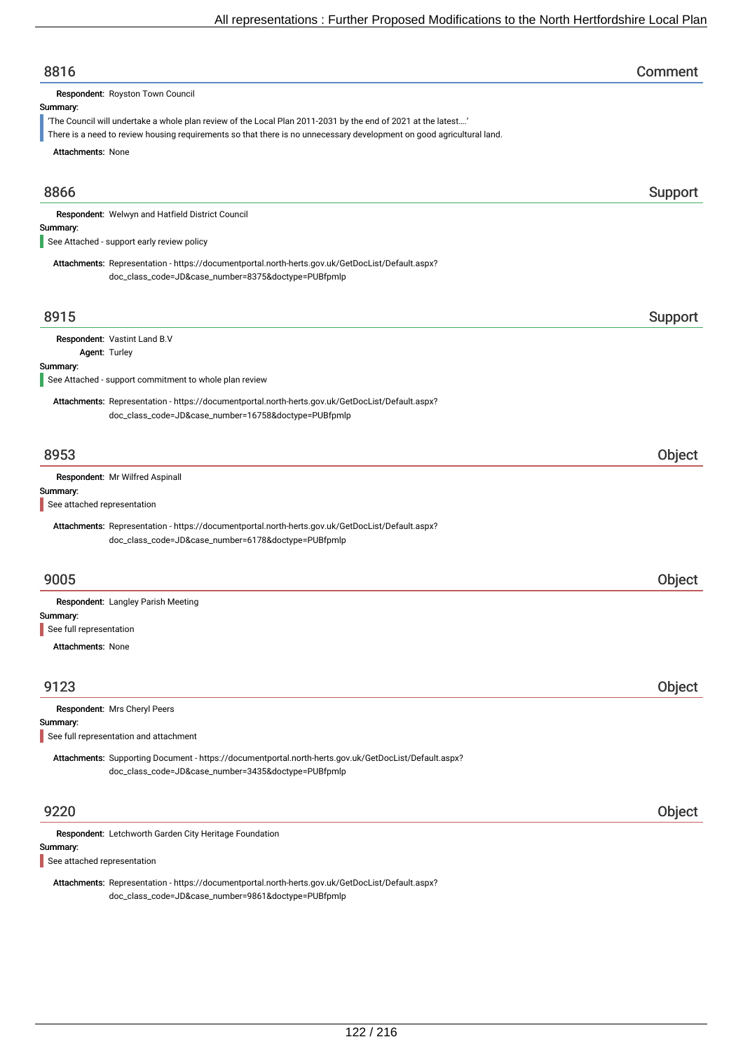## 8816 — Comment

**Respondent:** Royston Town Council

**Summary:**

'The Council will undertake a whole plan review of the Local Plan 2011-2031 by the end of 2021 at the latest....'
There is a need to review housing requirements so that there is no unnecessary development on good agricultural land.

**Attachments:** None

## 8866 — Support

**Respondent:** Welwyn and Hatfield District Council

**Summary:**

See Attached - support early review policy

**Attachments:** Representation - https://documentportal.north-herts.gov.uk/GetDocList/Default.aspx?doc_class_code=JD&case_number=8375&doctype=PUBfpmlp

## 8915 — Support

**Respondent:** Vastint Land B.V

**Agent:** Turley

**Summary:**

See Attached - support commitment to whole plan review

**Attachments:** Representation - https://documentportal.north-herts.gov.uk/GetDocList/Default.aspx?doc_class_code=JD&case_number=16758&doctype=PUBfpmlp

## 8953 — Object

**Respondent:** Mr Wilfred Aspinall

**Summary:**

See attached representation

**Attachments:** Representation - https://documentportal.north-herts.gov.uk/GetDocList/Default.aspx?doc_class_code=JD&case_number=6178&doctype=PUBfpmlp

## 9005 — Object

**Respondent:** Langley Parish Meeting

**Summary:**

See full representation

**Attachments:** None

## 9123 — Object

**Respondent:** Mrs Cheryl Peers

**Summary:**

See full representation and attachment

**Attachments:** Supporting Document - https://documentportal.north-herts.gov.uk/GetDocList/Default.aspx?doc_class_code=JD&case_number=3435&doctype=PUBfpmlp

## 9220 — Object

**Respondent:** Letchworth Garden City Heritage Foundation

**Summary:**

See attached representation

**Attachments:** Representation - https://documentportal.north-herts.gov.uk/GetDocList/Default.aspx?doc_class_code=JD&case_number=9861&doctype=PUBfpmlp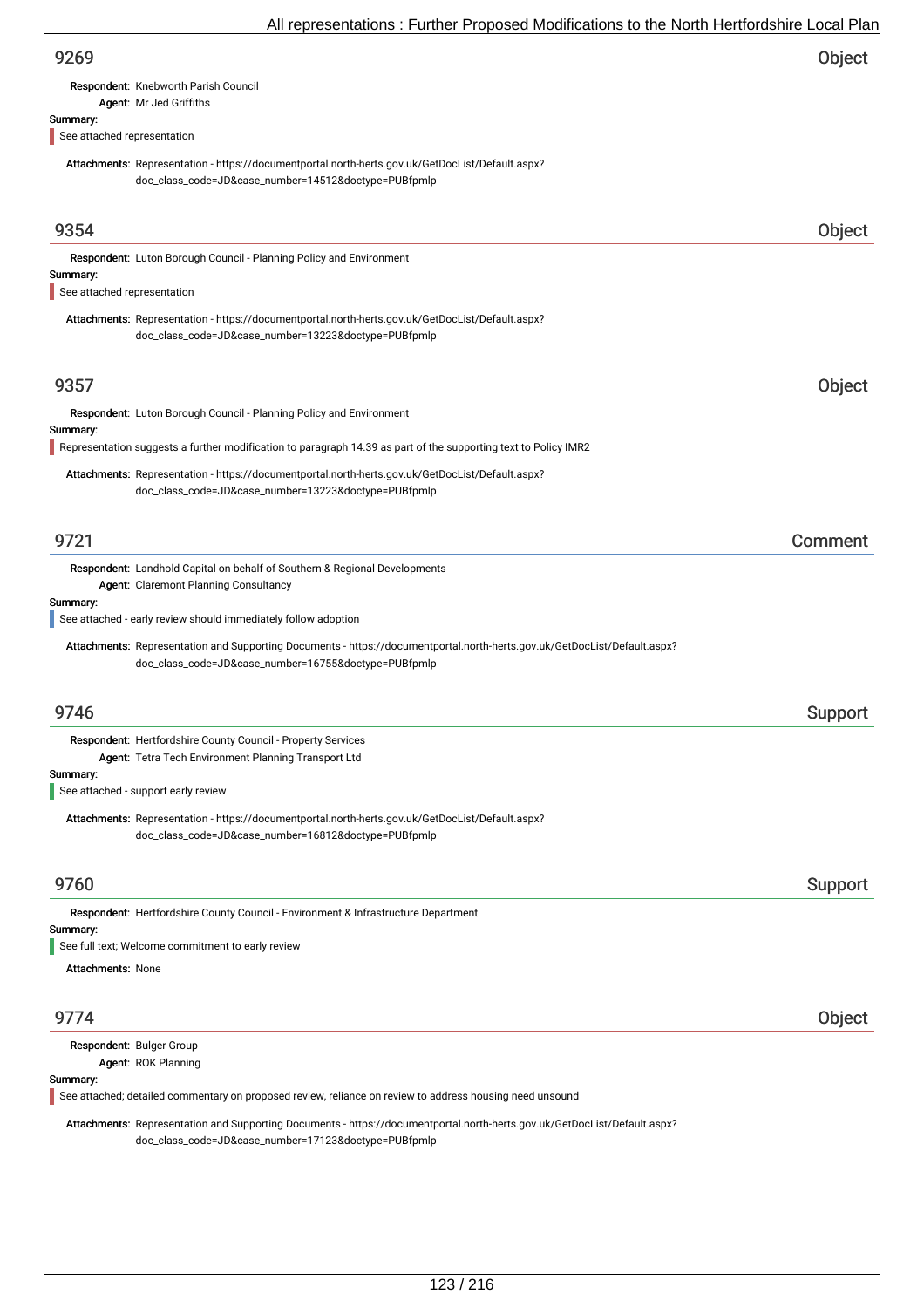## 9269 — Object

**Respondent:** Knebworth Parish Council

**Agent:** Mr Jed Griffiths

**Summary:**

See attached representation

**Attachments:** Representation - https://documentportal.north-herts.gov.uk/GetDocList/Default.aspx?doc_class_code=JD&case_number=14512&doctype=PUBfpmlp

## 9354 — Object

**Respondent:** Luton Borough Council - Planning Policy and Environment

**Summary:**

See attached representation

**Attachments:** Representation - https://documentportal.north-herts.gov.uk/GetDocList/Default.aspx?doc_class_code=JD&case_number=13223&doctype=PUBfpmlp

## 9357 — Object

**Respondent:** Luton Borough Council - Planning Policy and Environment

**Summary:**

Representation suggests a further modification to paragraph 14.39 as part of the supporting text to Policy IMR2

**Attachments:** Representation - https://documentportal.north-herts.gov.uk/GetDocList/Default.aspx?doc_class_code=JD&case_number=13223&doctype=PUBfpmlp

## 9721 — Comment

**Respondent:** Landhold Capital on behalf of Southern & Regional Developments

**Agent:** Claremont Planning Consultancy

**Summary:**

See attached - early review should immediately follow adoption

**Attachments:** Representation and Supporting Documents - https://documentportal.north-herts.gov.uk/GetDocList/Default.aspx?doc_class_code=JD&case_number=16755&doctype=PUBfpmlp

## 9746 — Support

**Respondent:** Hertfordshire County Council - Property Services

**Agent:** Tetra Tech Environment Planning Transport Ltd

**Summary:**

See attached - support early review

**Attachments:** Representation - https://documentportal.north-herts.gov.uk/GetDocList/Default.aspx?doc_class_code=JD&case_number=16812&doctype=PUBfpmlp

## 9760 — Support

**Respondent:** Hertfordshire County Council - Environment & Infrastructure Department

**Summary:**

See full text; Welcome commitment to early review

**Attachments:** None

## 9774 — Object

**Respondent:** Bulger Group

**Agent:** ROK Planning

**Summary:**

See attached; detailed commentary on proposed review, reliance on review to address housing need unsound

**Attachments:** Representation and Supporting Documents - https://documentportal.north-herts.gov.uk/GetDocList/Default.aspx?doc_class_code=JD&case_number=17123&doctype=PUBfpmlp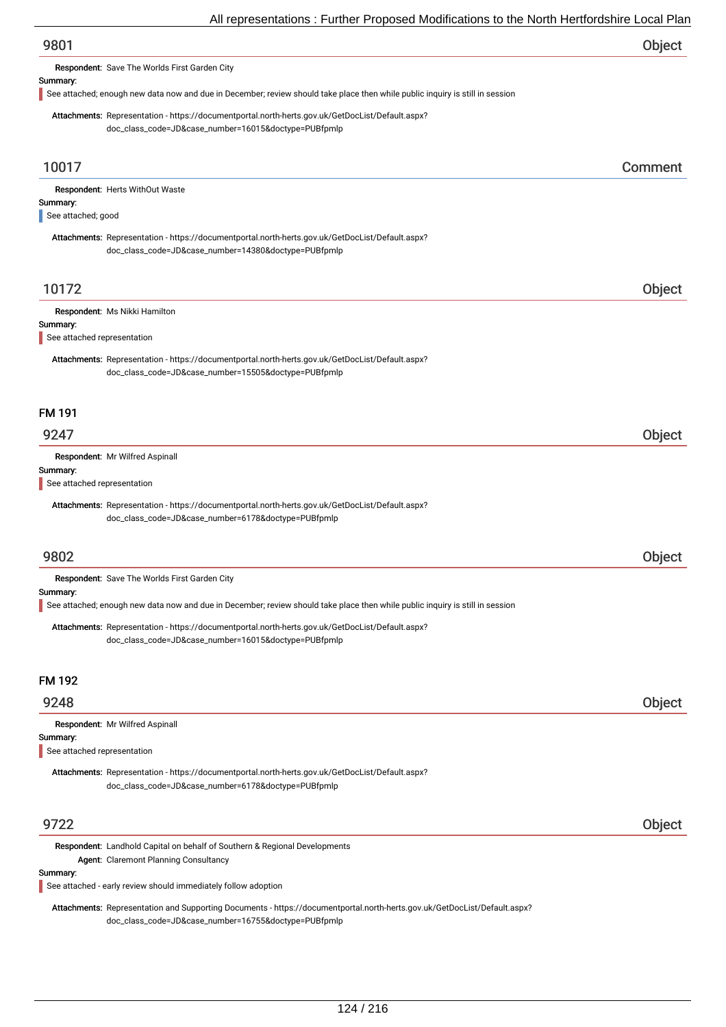## 9801 — Object

**Respondent:** Save The Worlds First Garden City

**Summary:**

See attached; enough new data now and due in December; review should take place then while public inquiry is still in session

**Attachments:** Representation - https://documentportal.north-herts.gov.uk/GetDocList/Default.aspx?doc_class_code=JD&case_number=16015&doctype=PUBfpmlp

## 10017 — Comment

**Respondent:** Herts WithOut Waste

**Summary:**

See attached; good

**Attachments:** Representation - https://documentportal.north-herts.gov.uk/GetDocList/Default.aspx?doc_class_code=JD&case_number=14380&doctype=PUBfpmlp

## 10172 — Object

**Respondent:** Ms Nikki Hamilton

**Summary:**

See attached representation

**Attachments:** Representation - https://documentportal.north-herts.gov.uk/GetDocList/Default.aspx?doc_class_code=JD&case_number=15505&doctype=PUBfpmlp

# FM 191

## 9247 — Object

**Respondent:** Mr Wilfred Aspinall

**Summary:**

See attached representation

**Attachments:** Representation - https://documentportal.north-herts.gov.uk/GetDocList/Default.aspx?doc_class_code=JD&case_number=6178&doctype=PUBfpmlp

## 9802 — Object

**Respondent:** Save The Worlds First Garden City

**Summary:**

See attached; enough new data now and due in December; review should take place then while public inquiry is still in session

**Attachments:** Representation - https://documentportal.north-herts.gov.uk/GetDocList/Default.aspx?doc_class_code=JD&case_number=16015&doctype=PUBfpmlp

# FM 192

## 9248 — Object

**Respondent:** Mr Wilfred Aspinall

**Summary:**

See attached representation

**Attachments:** Representation - https://documentportal.north-herts.gov.uk/GetDocList/Default.aspx?doc_class_code=JD&case_number=6178&doctype=PUBfpmlp

## 9722 — Object

**Respondent:** Landhold Capital on behalf of Southern & Regional Developments

**Agent:** Claremont Planning Consultancy

**Summary:**

See attached - early review should immediately follow adoption

**Attachments:** Representation and Supporting Documents - https://documentportal.north-herts.gov.uk/GetDocList/Default.aspx?doc_class_code=JD&case_number=16755&doctype=PUBfpmlp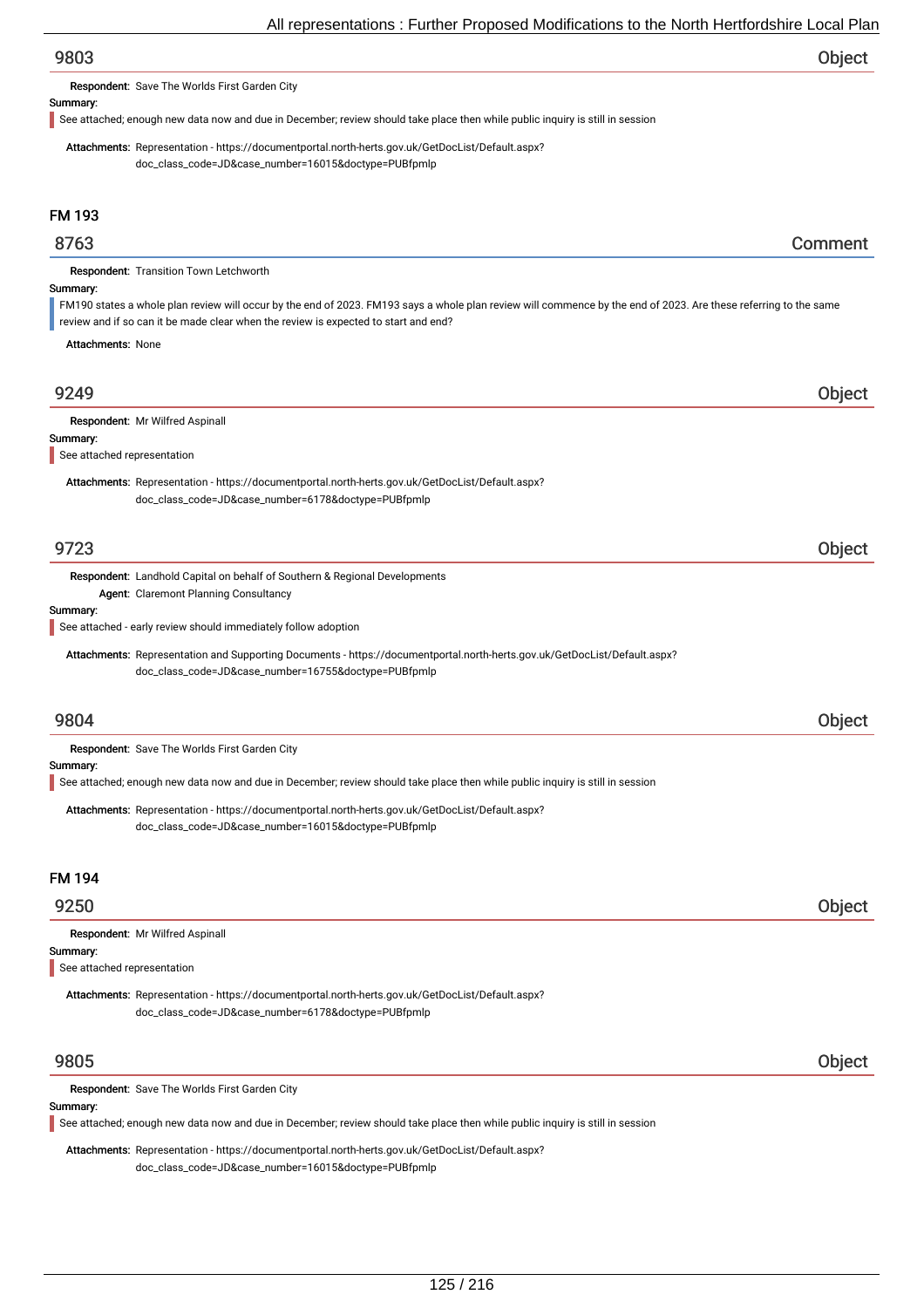## 9803 — Object

**Respondent:** Save The Worlds First Garden City

**Summary:**

See attached; enough new data now and due in December; review should take place then while public inquiry is still in session

**Attachments:** Representation - https://documentportal.north-herts.gov.uk/GetDocList/Default.aspx?doc_class_code=JD&case_number=16015&doctype=PUBfpmlp

# FM 193

## 8763 — Comment

**Respondent:** Transition Town Letchworth

**Summary:**

FM190 states a whole plan review will occur by the end of 2023. FM193 says a whole plan review will commence by the end of 2023. Are these referring to the same review and if so can it be made clear when the review is expected to start and end?

**Attachments:** None

## 9249 — Object

**Respondent:** Mr Wilfred Aspinall

**Summary:**

See attached representation

**Attachments:** Representation - https://documentportal.north-herts.gov.uk/GetDocList/Default.aspx?doc_class_code=JD&case_number=6178&doctype=PUBfpmlp

## 9723 — Object

**Respondent:** Landhold Capital on behalf of Southern & Regional Developments

**Agent:** Claremont Planning Consultancy

**Summary:**

See attached - early review should immediately follow adoption

**Attachments:** Representation and Supporting Documents - https://documentportal.north-herts.gov.uk/GetDocList/Default.aspx?doc_class_code=JD&case_number=16755&doctype=PUBfpmlp

## 9804 — Object

**Respondent:** Save The Worlds First Garden City

**Summary:**

See attached; enough new data now and due in December; review should take place then while public inquiry is still in session

**Attachments:** Representation - https://documentportal.north-herts.gov.uk/GetDocList/Default.aspx?doc_class_code=JD&case_number=16015&doctype=PUBfpmlp

# FM 194

## 9250 — Object

**Respondent:** Mr Wilfred Aspinall

**Summary:**

See attached representation

**Attachments:** Representation - https://documentportal.north-herts.gov.uk/GetDocList/Default.aspx?doc_class_code=JD&case_number=6178&doctype=PUBfpmlp

## 9805 — Object

**Respondent:** Save The Worlds First Garden City

**Summary:**

See attached; enough new data now and due in December; review should take place then while public inquiry is still in session

**Attachments:** Representation - https://documentportal.north-herts.gov.uk/GetDocList/Default.aspx?doc_class_code=JD&case_number=16015&doctype=PUBfpmlp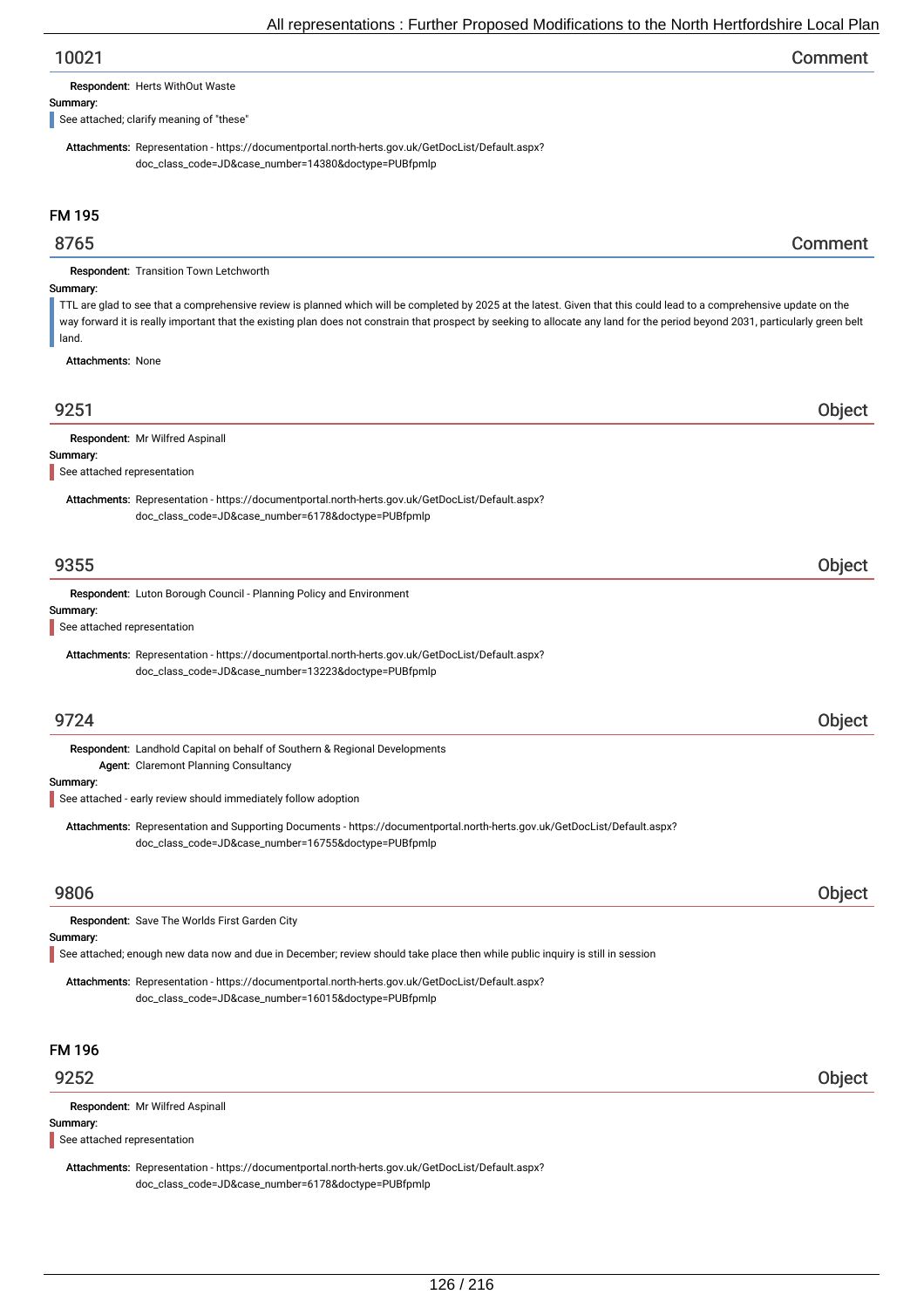## 10021

Comment

**Respondent:** Herts WithOut Waste

**Summary:**

See attached; clarify meaning of "these"

**Attachments:** Representation - https://documentportal.north-herts.gov.uk/GetDocList/Default.aspx?doc_class_code=JD&case_number=14380&doctype=PUBfpmlp

# FM 195

## 8765

Comment

**Respondent:** Transition Town Letchworth

**Summary:**

TTL are glad to see that a comprehensive review is planned which will be completed by 2025 at the latest. Given that this could lead to a comprehensive update on the way forward it is really important that the existing plan does not constrain that prospect by seeking to allocate any land for the period beyond 2031, particularly green belt land.

**Attachments:** None

## 9251

Object

**Respondent:** Mr Wilfred Aspinall

**Summary:**

See attached representation

**Attachments:** Representation - https://documentportal.north-herts.gov.uk/GetDocList/Default.aspx?doc_class_code=JD&case_number=6178&doctype=PUBfpmlp

## 9355

Object

**Respondent:** Luton Borough Council - Planning Policy and Environment

**Summary:**

See attached representation

**Attachments:** Representation - https://documentportal.north-herts.gov.uk/GetDocList/Default.aspx?doc_class_code=JD&case_number=13223&doctype=PUBfpmlp

## 9724

Object

**Respondent:** Landhold Capital on behalf of Southern & Regional Developments

**Agent:** Claremont Planning Consultancy

**Summary:**

See attached - early review should immediately follow adoption

**Attachments:** Representation and Supporting Documents - https://documentportal.north-herts.gov.uk/GetDocList/Default.aspx?doc_class_code=JD&case_number=16755&doctype=PUBfpmlp

## 9806

Object

**Respondent:** Save The Worlds First Garden City

**Summary:**

See attached; enough new data now and due in December; review should take place then while public inquiry is still in session

**Attachments:** Representation - https://documentportal.north-herts.gov.uk/GetDocList/Default.aspx?doc_class_code=JD&case_number=16015&doctype=PUBfpmlp

# FM 196

## 9252

Object

**Respondent:** Mr Wilfred Aspinall

**Summary:**

See attached representation

**Attachments:** Representation - https://documentportal.north-herts.gov.uk/GetDocList/Default.aspx?doc_class_code=JD&case_number=6178&doctype=PUBfpmlp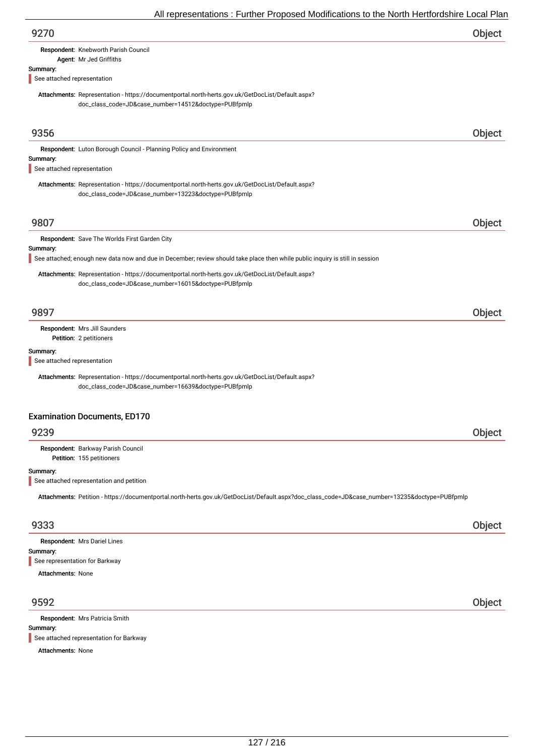## 9270 — Object

**Respondent:** Knebworth Parish Council
**Agent:** Mr Jed Griffiths

**Summary:**

See attached representation

**Attachments:** Representation - https://documentportal.north-herts.gov.uk/GetDocList/Default.aspx?doc_class_code=JD&case_number=14512&doctype=PUBfpmlp

## 9356 — Object

**Respondent:** Luton Borough Council - Planning Policy and Environment

**Summary:**

See attached representation

**Attachments:** Representation - https://documentportal.north-herts.gov.uk/GetDocList/Default.aspx?doc_class_code=JD&case_number=13223&doctype=PUBfpmlp

## 9807 — Object

**Respondent:** Save The Worlds First Garden City

**Summary:**

See attached; enough new data now and due in December; review should take place then while public inquiry is still in session

**Attachments:** Representation - https://documentportal.north-herts.gov.uk/GetDocList/Default.aspx?doc_class_code=JD&case_number=16015&doctype=PUBfpmlp

## 9897 — Object

**Respondent:** Mrs Jill Saunders
**Petition:** 2 petitioners

**Summary:**

See attached representation

**Attachments:** Representation - https://documentportal.north-herts.gov.uk/GetDocList/Default.aspx?doc_class_code=JD&case_number=16639&doctype=PUBfpmlp

# Examination Documents, ED170

## 9239 — Object

**Respondent:** Barkway Parish Council
**Petition:** 155 petitioners

**Summary:**

See attached representation and petition

**Attachments:** Petition - https://documentportal.north-herts.gov.uk/GetDocList/Default.aspx?doc_class_code=JD&case_number=13235&doctype=PUBfpmlp

## 9333 — Object

**Respondent:** Mrs Dariel Lines

**Summary:**

See representation for Barkway

**Attachments:** None

## 9592 — Object

**Respondent:** Mrs Patricia Smith

**Summary:**

See attached representation for Barkway

**Attachments:** None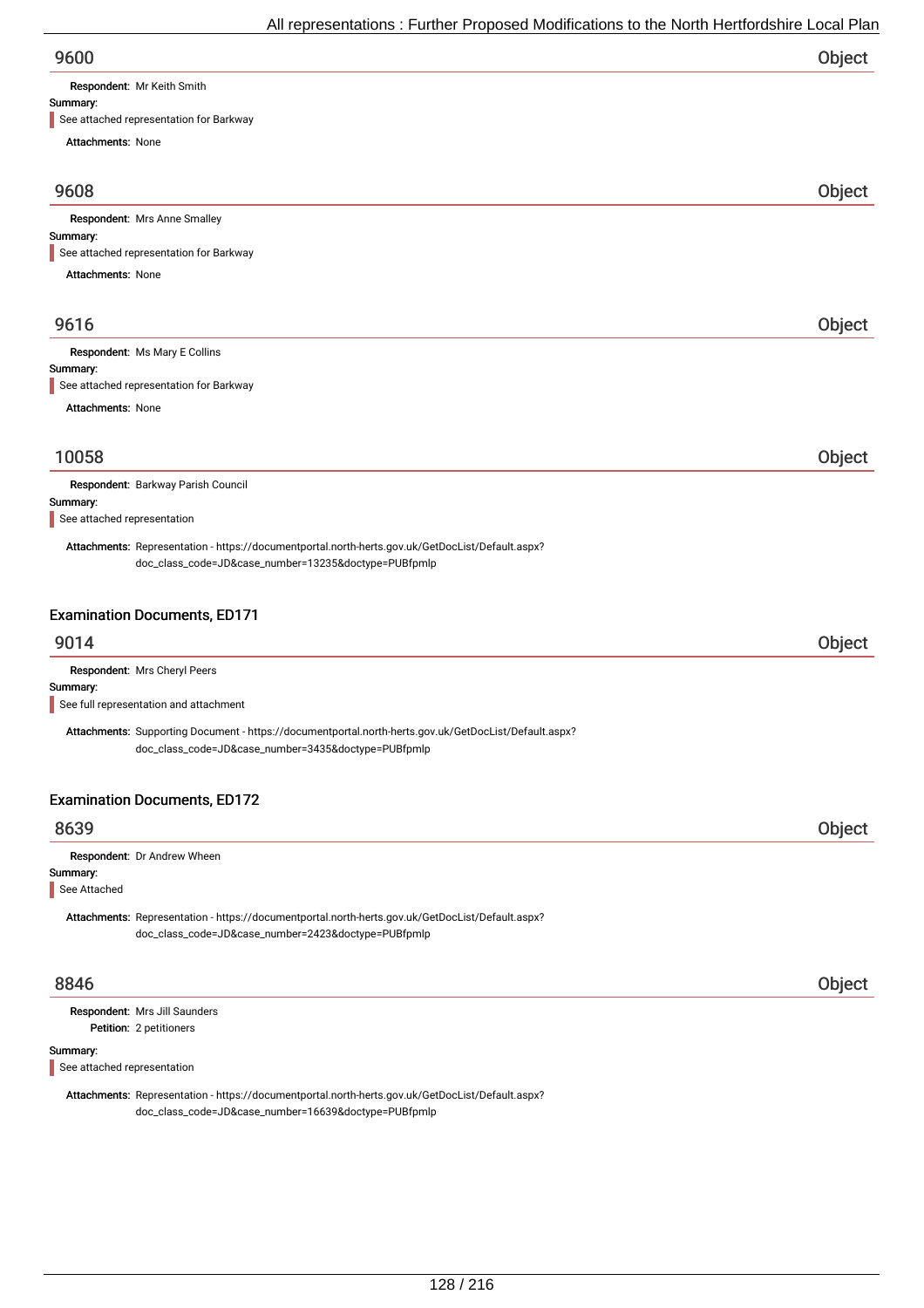## 9600 Object

**Respondent:** Mr Keith Smith

**Summary:**

See attached representation for Barkway

**Attachments:** None

## 9608 Object

**Respondent:** Mrs Anne Smalley

**Summary:**

See attached representation for Barkway

**Attachments:** None

## 9616 Object

**Respondent:** Ms Mary E Collins

**Summary:**

See attached representation for Barkway

**Attachments:** None

## 10058 Object

**Respondent:** Barkway Parish Council

**Summary:**

See attached representation

**Attachments:** Representation - https://documentportal.north-herts.gov.uk/GetDocList/Default.aspx?doc_class_code=JD&case_number=13235&doctype=PUBfpmlp

### Examination Documents, ED171

## 9014 Object

**Respondent:** Mrs Cheryl Peers

**Summary:**

See full representation and attachment

**Attachments:** Supporting Document - https://documentportal.north-herts.gov.uk/GetDocList/Default.aspx?doc_class_code=JD&case_number=3435&doctype=PUBfpmlp

### Examination Documents, ED172

## 8639 Object

**Respondent:** Dr Andrew Wheen

**Summary:**

See Attached

**Attachments:** Representation - https://documentportal.north-herts.gov.uk/GetDocList/Default.aspx?doc_class_code=JD&case_number=2423&doctype=PUBfpmlp

## 8846 Object

**Respondent:** Mrs Jill Saunders

**Petition:** 2 petitioners

**Summary:**

See attached representation

**Attachments:** Representation - https://documentportal.north-herts.gov.uk/GetDocList/Default.aspx?doc_class_code=JD&case_number=16639&doctype=PUBfpmlp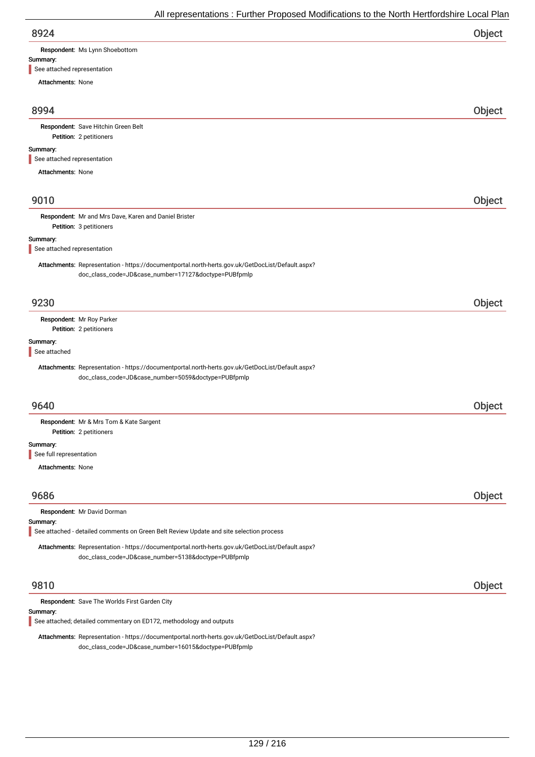## 8924 — Object

**Respondent:** Ms Lynn Shoebottom

**Summary:**

See attached representation

**Attachments:** None

## 8994 — Object

**Respondent:** Save Hitchin Green Belt

**Petition:** 2 petitioners

**Summary:**

See attached representation

**Attachments:** None

## 9010 — Object

**Respondent:** Mr and Mrs Dave, Karen and Daniel Brister

**Petition:** 3 petitioners

**Summary:**

See attached representation

**Attachments:** Representation - https://documentportal.north-herts.gov.uk/GetDocList/Default.aspx?doc_class_code=JD&case_number=17127&doctype=PUBfpmlp

## 9230 — Object

**Respondent:** Mr Roy Parker

**Petition:** 2 petitioners

**Summary:**

See attached

**Attachments:** Representation - https://documentportal.north-herts.gov.uk/GetDocList/Default.aspx?doc_class_code=JD&case_number=5059&doctype=PUBfpmlp

## 9640 — Object

**Respondent:** Mr & Mrs Tom & Kate Sargent

**Petition:** 2 petitioners

**Summary:**

See full representation

**Attachments:** None

## 9686 — Object

**Respondent:** Mr David Dorman

**Summary:**

See attached - detailed comments on Green Belt Review Update and site selection process

**Attachments:** Representation - https://documentportal.north-herts.gov.uk/GetDocList/Default.aspx?doc_class_code=JD&case_number=5138&doctype=PUBfpmlp

## 9810 — Object

**Respondent:** Save The Worlds First Garden City

**Summary:**

See attached; detailed commentary on ED172, methodology and outputs

**Attachments:** Representation - https://documentportal.north-herts.gov.uk/GetDocList/Default.aspx?doc_class_code=JD&case_number=16015&doctype=PUBfpmlp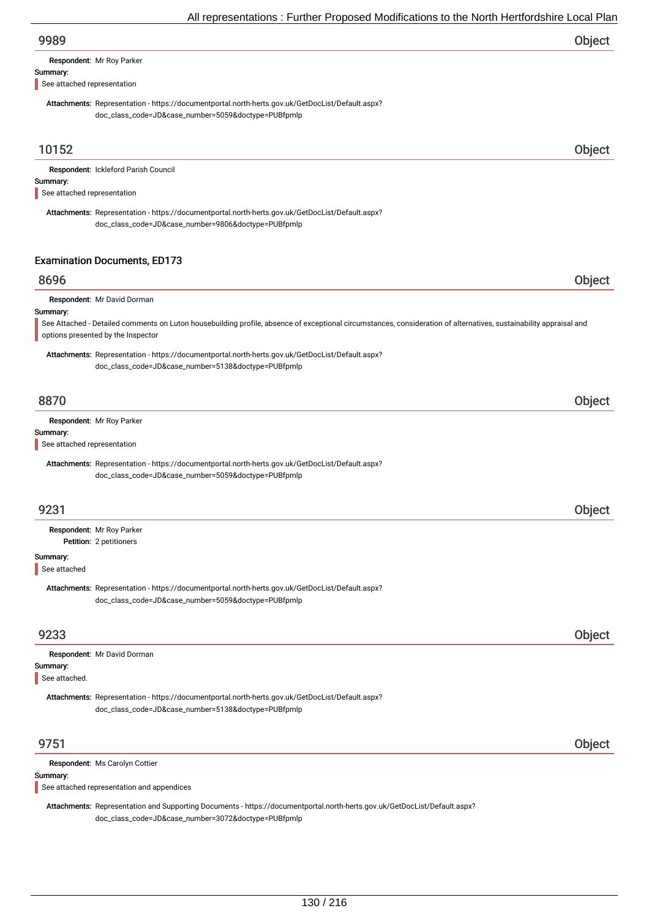## 9989 — Object

**Respondent:** Mr Roy Parker

**Summary:**

See attached representation

**Attachments:** Representation - https://documentportal.north-herts.gov.uk/GetDocList/Default.aspx?doc_class_code=JD&case_number=5059&doctype=PUBfpmlp

## 10152 — Object

**Respondent:** Ickleford Parish Council

**Summary:**

See attached representation

**Attachments:** Representation - https://documentportal.north-herts.gov.uk/GetDocList/Default.aspx?doc_class_code=JD&case_number=9806&doctype=PUBfpmlp

# Examination Documents, ED173

## 8696 — Object

**Respondent:** Mr David Dorman

**Summary:**

See Attached - Detailed comments on Luton housebuilding profile, absence of exceptional circumstances, consideration of alternatives, sustainability appraisal and options presented by the Inspector

**Attachments:** Representation - https://documentportal.north-herts.gov.uk/GetDocList/Default.aspx?doc_class_code=JD&case_number=5138&doctype=PUBfpmlp

## 8870 — Object

**Respondent:** Mr Roy Parker

**Summary:**

See attached representation

**Attachments:** Representation - https://documentportal.north-herts.gov.uk/GetDocList/Default.aspx?doc_class_code=JD&case_number=5059&doctype=PUBfpmlp

## 9231 — Object

**Respondent:** Mr Roy Parker

**Petition:** 2 petitioners

**Summary:**

See attached

**Attachments:** Representation - https://documentportal.north-herts.gov.uk/GetDocList/Default.aspx?doc_class_code=JD&case_number=5059&doctype=PUBfpmlp

## 9233 — Object

**Respondent:** Mr David Dorman

**Summary:**

See attached.

**Attachments:** Representation - https://documentportal.north-herts.gov.uk/GetDocList/Default.aspx?doc_class_code=JD&case_number=5138&doctype=PUBfpmlp

## 9751 — Object

**Respondent:** Ms Carolyn Cottier

**Summary:**

See attached representation and appendices

**Attachments:** Representation and Supporting Documents - https://documentportal.north-herts.gov.uk/GetDocList/Default.aspx?doc_class_code=JD&case_number=3072&doctype=PUBfpmlp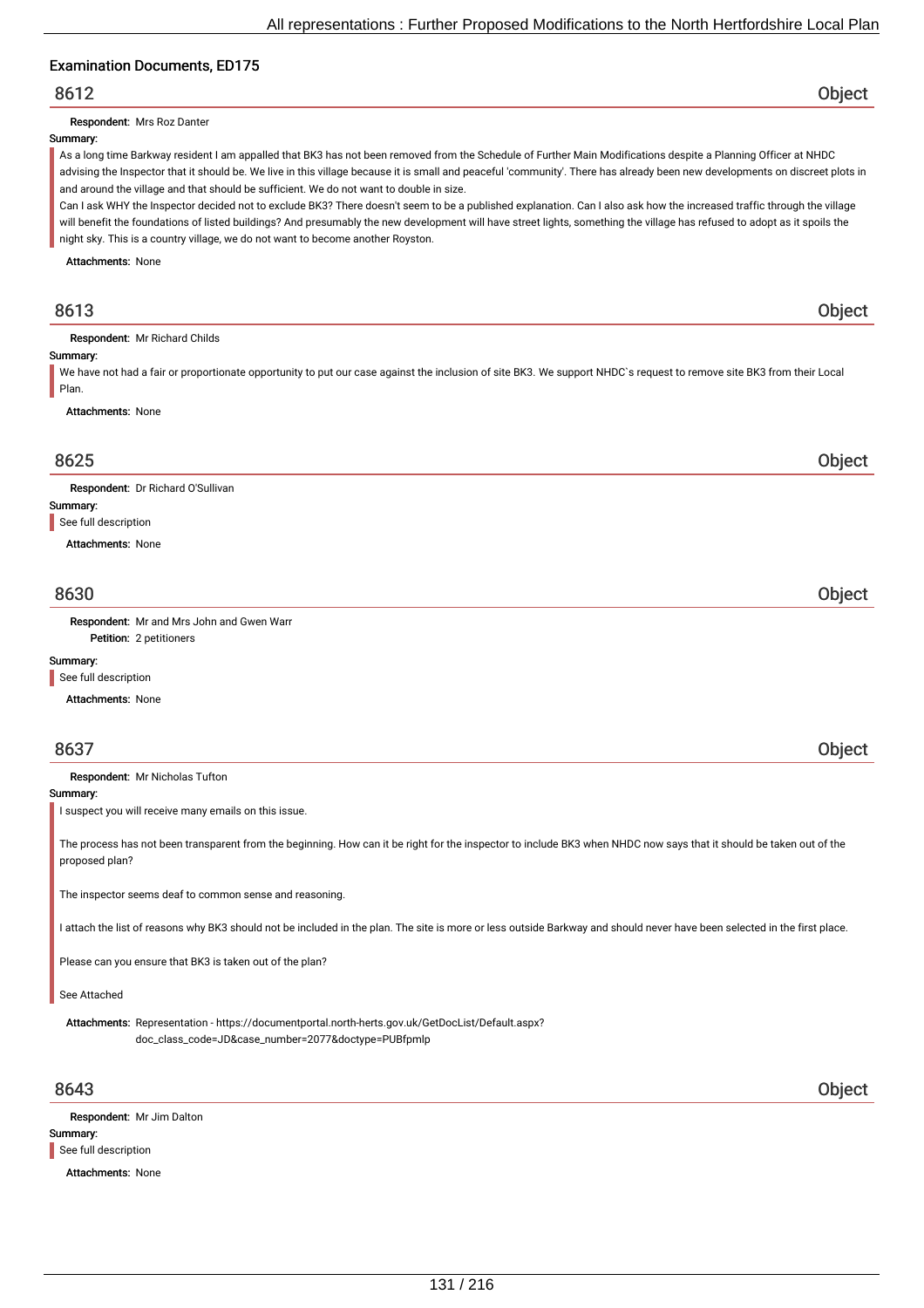Examination Documents, ED175

## 8612 — Object

**Respondent:** Mrs Roz Danter

**Summary:**

As a long time Barkway resident I am appalled that BK3 has not been removed from the Schedule of Further Main Modifications despite a Planning Officer at NHDC advising the Inspector that it should be. We live in this village because it is small and peaceful 'community'. There has already been new developments on discreet plots in and around the village and that should be sufficient. We do not want to double in size.

Can I ask WHY the Inspector decided not to exclude BK3? There doesn't seem to be a published explanation. Can I also ask how the increased traffic through the village will benefit the foundations of listed buildings? And presumably the new development will have street lights, something the village has refused to adopt as it spoils the night sky. This is a country village, we do not want to become another Royston.

**Attachments:** None

## 8613 — Object

**Respondent:** Mr Richard Childs

**Summary:**

We have not had a fair or proportionate opportunity to put our case against the inclusion of site BK3. We support NHDC`s request to remove site BK3 from their Local Plan.

**Attachments:** None

## 8625 — Object

**Respondent:** Dr Richard O'Sullivan

**Summary:**

See full description

**Attachments:** None

## 8630 — Object

**Respondent:** Mr and Mrs John and Gwen Warr

**Petition:** 2 petitioners

**Summary:**

See full description

**Attachments:** None

## 8637 — Object

**Respondent:** Mr Nicholas Tufton

**Summary:**

I suspect you will receive many emails on this issue.

The process has not been transparent from the beginning. How can it be right for the inspector to include BK3 when NHDC now says that it should be taken out of the proposed plan?

The inspector seems deaf to common sense and reasoning.

I attach the list of reasons why BK3 should not be included in the plan. The site is more or less outside Barkway and should never have been selected in the first place.

Please can you ensure that BK3 is taken out of the plan?

See Attached

**Attachments:** Representation - https://documentportal.north-herts.gov.uk/GetDocList/Default.aspx?doc_class_code=JD&case_number=2077&doctype=PUBfpmlp

## 8643 — Object

**Respondent:** Mr Jim Dalton

**Summary:**

See full description

**Attachments:** None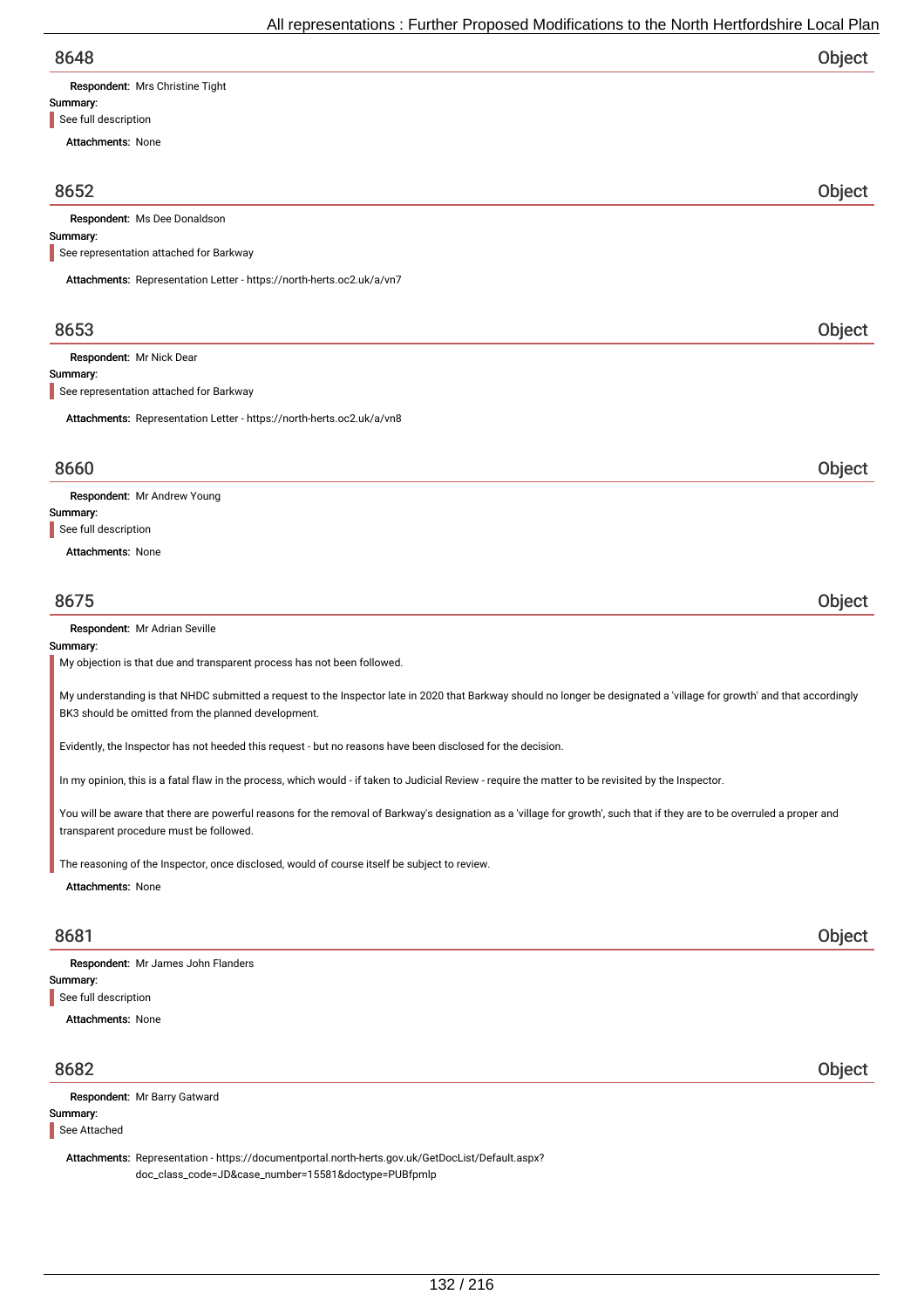## 8648 Object

**Respondent:** Mrs Christine Tight

**Summary:**

> See full description

**Attachments:** None

## 8652 Object

**Respondent:** Ms Dee Donaldson

**Summary:**

> See representation attached for Barkway

**Attachments:** Representation Letter - https://north-herts.oc2.uk/a/vn7

## 8653 Object

**Respondent:** Mr Nick Dear

**Summary:**

> See representation attached for Barkway

**Attachments:** Representation Letter - https://north-herts.oc2.uk/a/vn8

## 8660 Object

**Respondent:** Mr Andrew Young

**Summary:**

> See full description

**Attachments:** None

## 8675 Object

**Respondent:** Mr Adrian Seville

**Summary:**

> My objection is that due and transparent process has not been followed.
>
> My understanding is that NHDC submitted a request to the Inspector late in 2020 that Barkway should no longer be designated a 'village for growth' and that accordingly BK3 should be omitted from the planned development.
>
> Evidently, the Inspector has not heeded this request - but no reasons have been disclosed for the decision.
>
> In my opinion, this is a fatal flaw in the process, which would - if taken to Judicial Review - require the matter to be revisited by the Inspector.
>
> You will be aware that there are powerful reasons for the removal of Barkway's designation as a 'village for growth', such that if they are to be overruled a proper and transparent procedure must be followed.
>
> The reasoning of the Inspector, once disclosed, would of course itself be subject to review.

**Attachments:** None

## 8681 Object

**Respondent:** Mr James John Flanders

**Summary:**

> See full description

**Attachments:** None

## 8682 Object

**Respondent:** Mr Barry Gatward

**Summary:**

> See Attached

**Attachments:** Representation - https://documentportal.north-herts.gov.uk/GetDocList/Default.aspx?doc_class_code=JD&case_number=15581&doctype=PUBfpmlp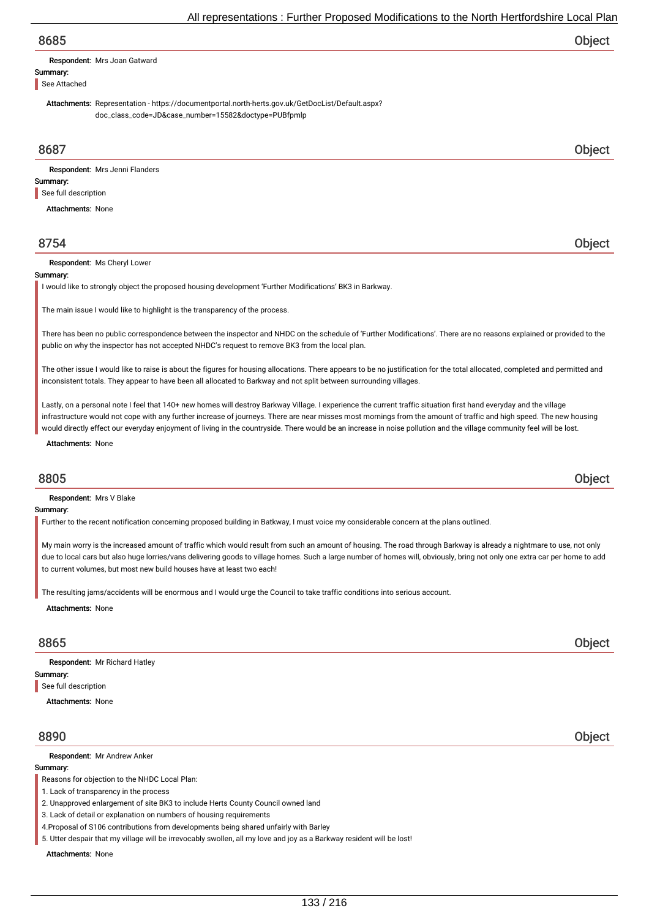## 8685 Object

**Respondent:** Mrs Joan Gatward

**Summary:**

See Attached

**Attachments:** Representation - https://documentportal.north-herts.gov.uk/GetDocList/Default.aspx?doc_class_code=JD&case_number=15582&doctype=PUBfpmlp

## 8687 Object

**Respondent:** Mrs Jenni Flanders

**Summary:**

See full description

**Attachments:** None

## 8754 Object

**Respondent:** Ms Cheryl Lower

**Summary:**

I would like to strongly object the proposed housing development 'Further Modifications' BK3 in Barkway.

The main issue I would like to highlight is the transparency of the process.

There has been no public correspondence between the inspector and NHDC on the schedule of 'Further Modifications'. There are no reasons explained or provided to the public on why the inspector has not accepted NHDC's request to remove BK3 from the local plan.

The other issue I would like to raise is about the figures for housing allocations. There appears to be no justification for the total allocated, completed and permitted and inconsistent totals. They appear to have been all allocated to Barkway and not split between surrounding villages.

Lastly, on a personal note I feel that 140+ new homes will destroy Barkway Village. I experience the current traffic situation first hand everyday and the village infrastructure would not cope with any further increase of journeys. There are near misses most mornings from the amount of traffic and high speed. The new housing would directly effect our everyday enjoyment of living in the countryside. There would be an increase in noise pollution and the village community feel will be lost.

**Attachments:** None

## 8805 Object

**Respondent:** Mrs V Blake

**Summary:**

Further to the recent notification concerning proposed building in Batkway, I must voice my considerable concern at the plans outlined.

My main worry is the increased amount of traffic which would result from such an amount of housing. The road through Barkway is already a nightmare to use, not only due to local cars but also huge lorries/vans delivering goods to village homes. Such a large number of homes will, obviously, bring not only one extra car per home to add to current volumes, but most new build houses have at least two each!

The resulting jams/accidents will be enormous and I would urge the Council to take traffic conditions into serious account.

**Attachments:** None

## 8865 Object

**Respondent:** Mr Richard Hatley

**Summary:**

See full description

**Attachments:** None

## 8890 Object

**Respondent:** Mr Andrew Anker

**Summary:**

Reasons for objection to the NHDC Local Plan:

1. Lack of transparency in the process
2. Unapproved enlargement of site BK3 to include Herts County Council owned land
3. Lack of detail or explanation on numbers of housing requirements
4. Proposal of S106 contributions from developments being shared unfairly with Barley
5. Utter despair that my village will be irrevocably swollen, all my love and joy as a Barkway resident will be lost!

**Attachments:** None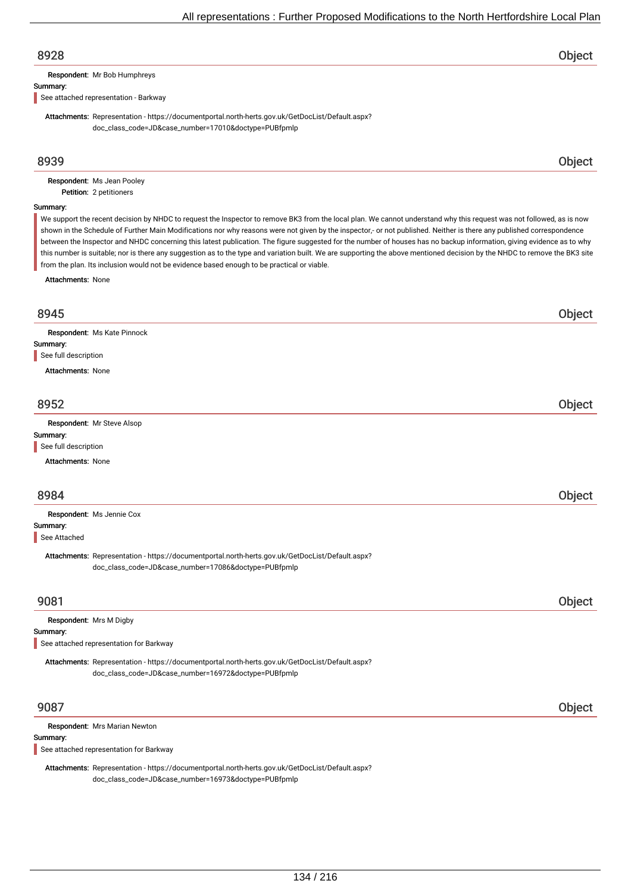## 8928 Object

**Respondent:** Mr Bob Humphreys

**Summary:**

See attached representation - Barkway

**Attachments:** Representation - https://documentportal.north-herts.gov.uk/GetDocList/Default.aspx?doc_class_code=JD&case_number=17010&doctype=PUBfpmlp

## 8939 Object

**Respondent:** Ms Jean Pooley

**Petition:** 2 petitioners

**Summary:**

We support the recent decision by NHDC to request the Inspector to remove BK3 from the local plan. We cannot understand why this request was not followed, as is now shown in the Schedule of Further Main Modifications nor why reasons were not given by the inspector,- or not published. Neither is there any published correspondence between the Inspector and NHDC concerning this latest publication. The figure suggested for the number of houses has no backup information, giving evidence as to why this number is suitable; nor is there any suggestion as to the type and variation built. We are supporting the above mentioned decision by the NHDC to remove the BK3 site from the plan. Its inclusion would not be evidence based enough to be practical or viable.

**Attachments:** None

## 8945 Object

**Respondent:** Ms Kate Pinnock

**Summary:**

See full description

**Attachments:** None

## 8952 Object

**Respondent:** Mr Steve Alsop

**Summary:**

See full description

**Attachments:** None

## 8984 Object

**Respondent:** Ms Jennie Cox

**Summary:**

See Attached

**Attachments:** Representation - https://documentportal.north-herts.gov.uk/GetDocList/Default.aspx?doc_class_code=JD&case_number=17086&doctype=PUBfpmlp

## 9081 Object

**Respondent:** Mrs M Digby

**Summary:**

See attached representation for Barkway

**Attachments:** Representation - https://documentportal.north-herts.gov.uk/GetDocList/Default.aspx?doc_class_code=JD&case_number=16972&doctype=PUBfpmlp

## 9087 Object

**Respondent:** Mrs Marian Newton

**Summary:**

See attached representation for Barkway

**Attachments:** Representation - https://documentportal.north-herts.gov.uk/GetDocList/Default.aspx?doc_class_code=JD&case_number=16973&doctype=PUBfpmlp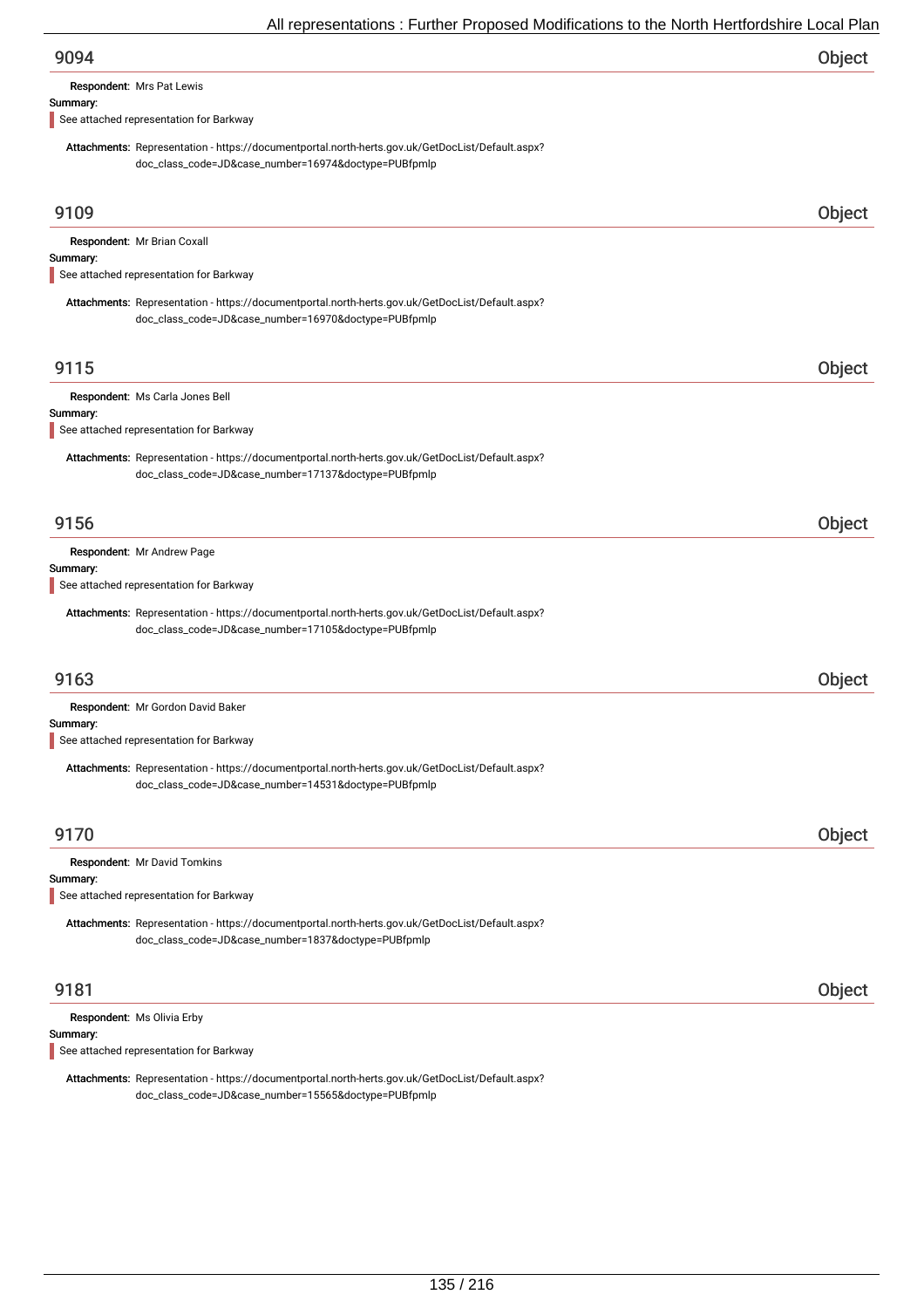## 9094

**Object**

**Respondent:** Mrs Pat Lewis

**Summary:**

See attached representation for Barkway

**Attachments:** Representation - https://documentportal.north-herts.gov.uk/GetDocList/Default.aspx?doc_class_code=JD&case_number=16974&doctype=PUBfpmlp

## 9109

**Object**

**Respondent:** Mr Brian Coxall

**Summary:**

See attached representation for Barkway

**Attachments:** Representation - https://documentportal.north-herts.gov.uk/GetDocList/Default.aspx?doc_class_code=JD&case_number=16970&doctype=PUBfpmlp

## 9115

**Object**

**Respondent:** Ms Carla Jones Bell

**Summary:**

See attached representation for Barkway

**Attachments:** Representation - https://documentportal.north-herts.gov.uk/GetDocList/Default.aspx?doc_class_code=JD&case_number=17137&doctype=PUBfpmlp

## 9156

**Object**

**Respondent:** Mr Andrew Page

**Summary:**

See attached representation for Barkway

**Attachments:** Representation - https://documentportal.north-herts.gov.uk/GetDocList/Default.aspx?doc_class_code=JD&case_number=17105&doctype=PUBfpmlp

## 9163

**Object**

**Respondent:** Mr Gordon David Baker

**Summary:**

See attached representation for Barkway

**Attachments:** Representation - https://documentportal.north-herts.gov.uk/GetDocList/Default.aspx?doc_class_code=JD&case_number=14531&doctype=PUBfpmlp

## 9170

**Object**

**Respondent:** Mr David Tomkins

**Summary:**

See attached representation for Barkway

**Attachments:** Representation - https://documentportal.north-herts.gov.uk/GetDocList/Default.aspx?doc_class_code=JD&case_number=1837&doctype=PUBfpmlp

## 9181

**Object**

**Respondent:** Ms Olivia Erby

**Summary:**

See attached representation for Barkway

**Attachments:** Representation - https://documentportal.north-herts.gov.uk/GetDocList/Default.aspx?doc_class_code=JD&case_number=15565&doctype=PUBfpmlp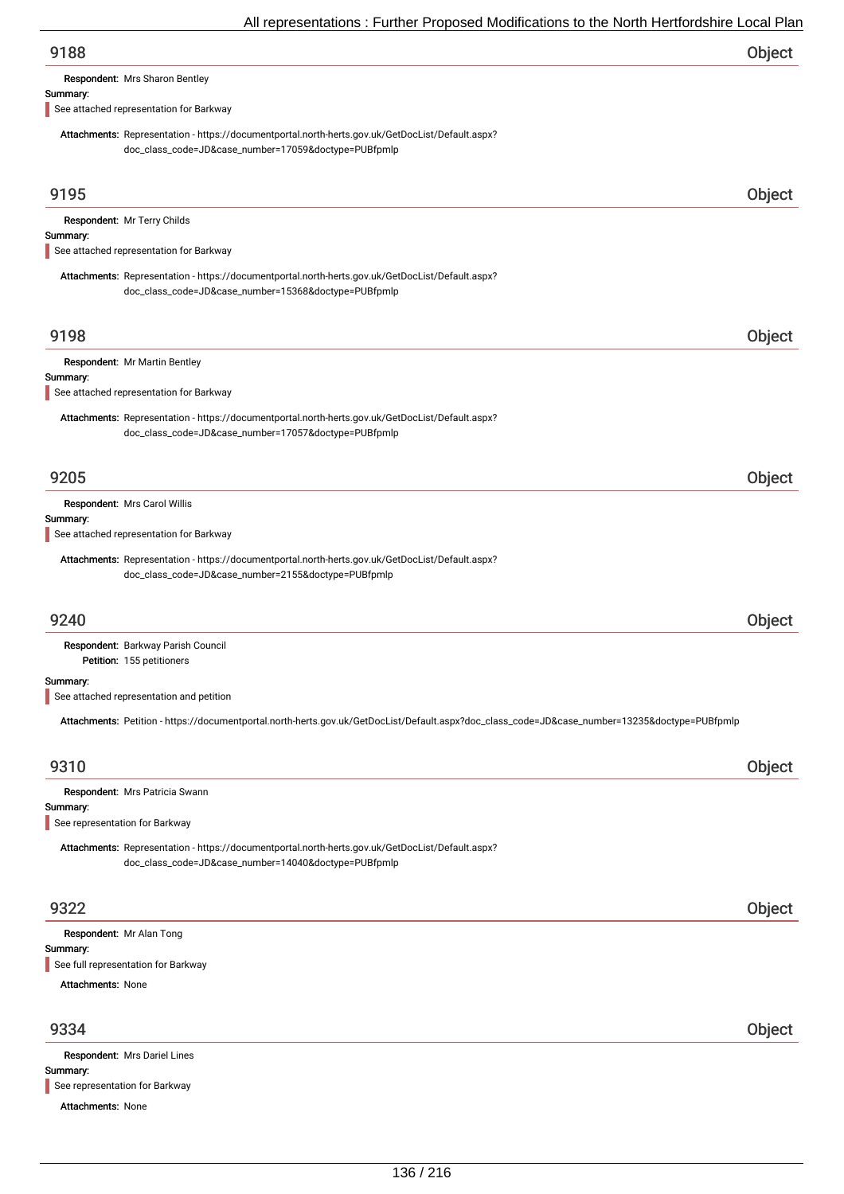## 9188 Object

**Respondent:** Mrs Sharon Bentley

**Summary:**

See attached representation for Barkway

**Attachments:** Representation - https://documentportal.north-herts.gov.uk/GetDocList/Default.aspx?doc_class_code=JD&case_number=17059&doctype=PUBfpmlp

## 9195 Object

**Respondent:** Mr Terry Childs

**Summary:**

See attached representation for Barkway

**Attachments:** Representation - https://documentportal.north-herts.gov.uk/GetDocList/Default.aspx?doc_class_code=JD&case_number=15368&doctype=PUBfpmlp

## 9198 Object

**Respondent:** Mr Martin Bentley

**Summary:**

See attached representation for Barkway

**Attachments:** Representation - https://documentportal.north-herts.gov.uk/GetDocList/Default.aspx?doc_class_code=JD&case_number=17057&doctype=PUBfpmlp

## 9205 Object

**Respondent:** Mrs Carol Willis

**Summary:**

See attached representation for Barkway

**Attachments:** Representation - https://documentportal.north-herts.gov.uk/GetDocList/Default.aspx?doc_class_code=JD&case_number=2155&doctype=PUBfpmlp

## 9240 Object

**Respondent:** Barkway Parish Council

**Petition:** 155 petitioners

**Summary:**

See attached representation and petition

**Attachments:** Petition - https://documentportal.north-herts.gov.uk/GetDocList/Default.aspx?doc_class_code=JD&case_number=13235&doctype=PUBfpmlp

## 9310 Object

**Respondent:** Mrs Patricia Swann

**Summary:**

See representation for Barkway

**Attachments:** Representation - https://documentportal.north-herts.gov.uk/GetDocList/Default.aspx?doc_class_code=JD&case_number=14040&doctype=PUBfpmlp

## 9322 Object

**Respondent:** Mr Alan Tong

**Summary:**

See full representation for Barkway

**Attachments:** None

## 9334 Object

**Respondent:** Mrs Dariel Lines

**Summary:**

See representation for Barkway

**Attachments:** None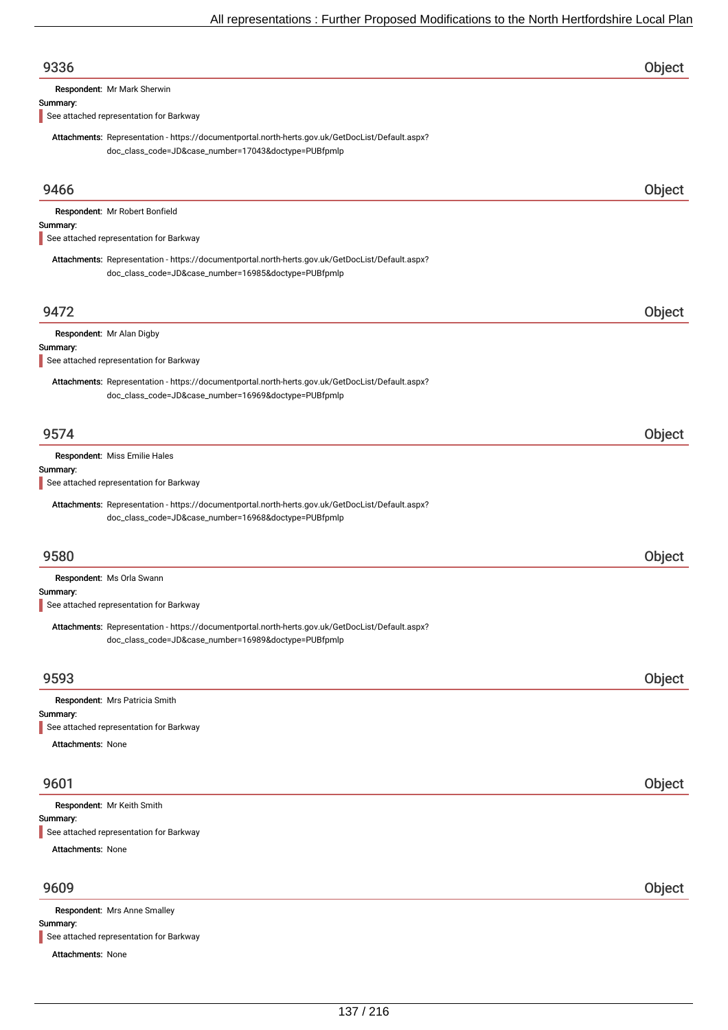## 9336

**Object**

**Respondent:** Mr Mark Sherwin

**Summary:**

See attached representation for Barkway

**Attachments:** Representation - https://documentportal.north-herts.gov.uk/GetDocList/Default.aspx?doc_class_code=JD&case_number=17043&doctype=PUBfpmlp

## 9466

**Object**

**Respondent:** Mr Robert Bonfield

**Summary:**

See attached representation for Barkway

**Attachments:** Representation - https://documentportal.north-herts.gov.uk/GetDocList/Default.aspx?doc_class_code=JD&case_number=16985&doctype=PUBfpmlp

## 9472

**Object**

**Respondent:** Mr Alan Digby

**Summary:**

See attached representation for Barkway

**Attachments:** Representation - https://documentportal.north-herts.gov.uk/GetDocList/Default.aspx?doc_class_code=JD&case_number=16969&doctype=PUBfpmlp

## 9574

**Object**

**Respondent:** Miss Emilie Hales

**Summary:**

See attached representation for Barkway

**Attachments:** Representation - https://documentportal.north-herts.gov.uk/GetDocList/Default.aspx?doc_class_code=JD&case_number=16968&doctype=PUBfpmlp

## 9580

**Object**

**Respondent:** Ms Orla Swann

**Summary:**

See attached representation for Barkway

**Attachments:** Representation - https://documentportal.north-herts.gov.uk/GetDocList/Default.aspx?doc_class_code=JD&case_number=16989&doctype=PUBfpmlp

## 9593

**Object**

**Respondent:** Mrs Patricia Smith

**Summary:**

See attached representation for Barkway

**Attachments:** None

## 9601

**Object**

**Respondent:** Mr Keith Smith

**Summary:**

See attached representation for Barkway

**Attachments:** None

## 9609

**Object**

**Respondent:** Mrs Anne Smalley

**Summary:**

See attached representation for Barkway

**Attachments:** None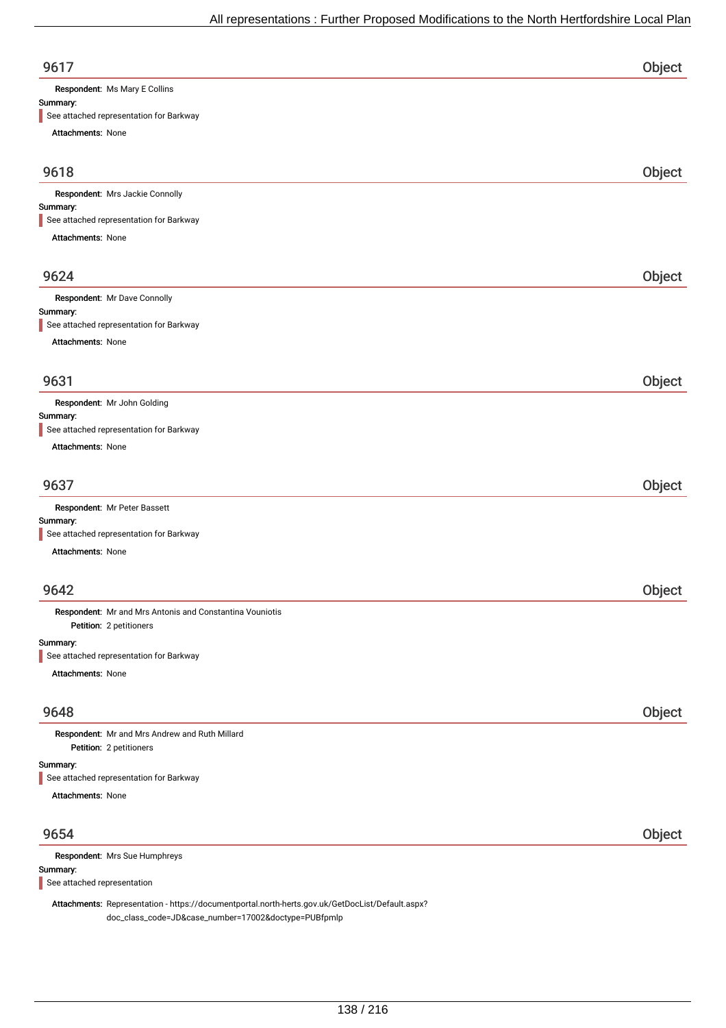## 9617 Object

**Respondent:** Ms Mary E Collins

**Summary:**

See attached representation for Barkway

**Attachments:** None

## 9618 Object

**Respondent:** Mrs Jackie Connolly

**Summary:**

See attached representation for Barkway

**Attachments:** None

## 9624 Object

**Respondent:** Mr Dave Connolly

**Summary:**

See attached representation for Barkway

**Attachments:** None

## 9631 Object

**Respondent:** Mr John Golding

**Summary:**

See attached representation for Barkway

**Attachments:** None

## 9637 Object

**Respondent:** Mr Peter Bassett

**Summary:**

See attached representation for Barkway

**Attachments:** None

## 9642 Object

**Respondent:** Mr and Mrs Antonis and Constantina Vouniotis

**Petition:** 2 petitioners

**Summary:**

See attached representation for Barkway

**Attachments:** None

## 9648 Object

**Respondent:** Mr and Mrs Andrew and Ruth Millard

**Petition:** 2 petitioners

**Summary:**

See attached representation for Barkway

**Attachments:** None

## 9654 Object

**Respondent:** Mrs Sue Humphreys

**Summary:**

See attached representation

**Attachments:** Representation - https://documentportal.north-herts.gov.uk/GetDocList/Default.aspx?doc_class_code=JD&case_number=17002&doctype=PUBfpmlp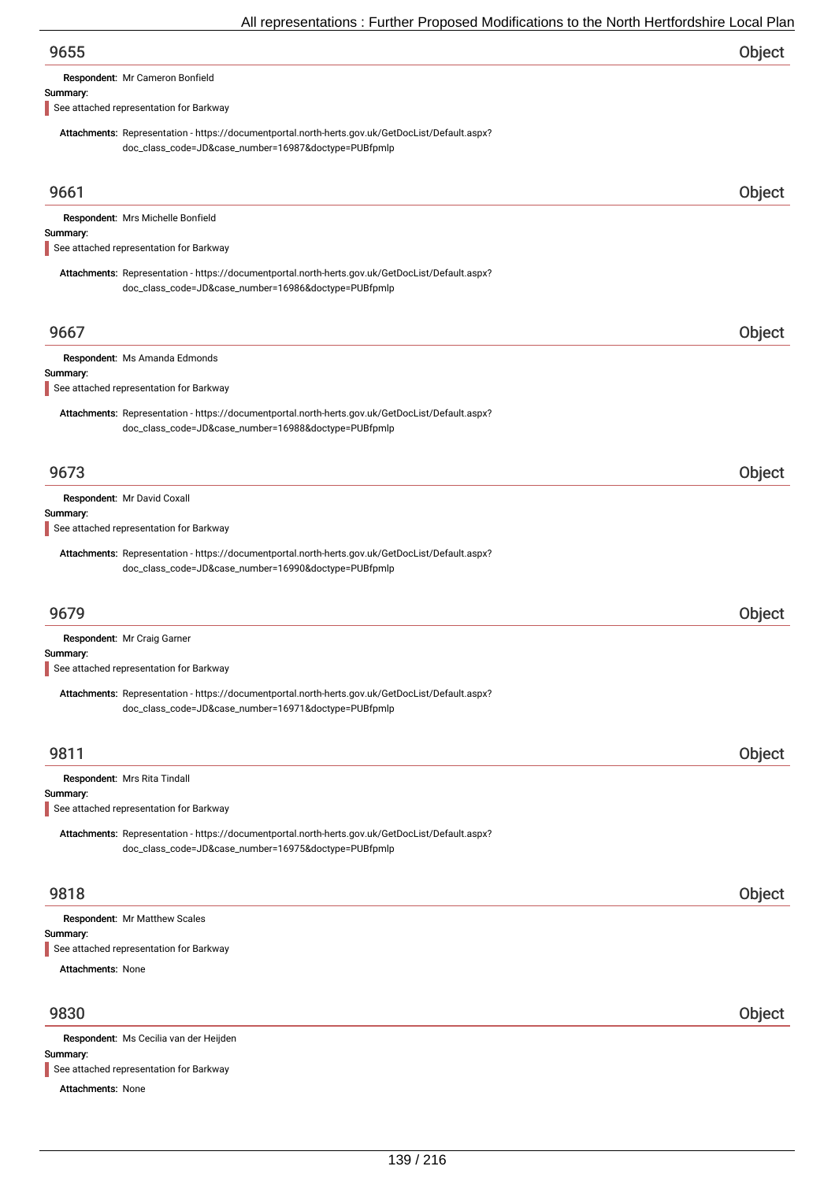## 9655 Object

**Respondent:** Mr Cameron Bonfield

**Summary:**

See attached representation for Barkway

**Attachments:** Representation - https://documentportal.north-herts.gov.uk/GetDocList/Default.aspx?doc_class_code=JD&case_number=16987&doctype=PUBfpmlp

## 9661 Object

**Respondent:** Mrs Michelle Bonfield

**Summary:**

See attached representation for Barkway

**Attachments:** Representation - https://documentportal.north-herts.gov.uk/GetDocList/Default.aspx?doc_class_code=JD&case_number=16986&doctype=PUBfpmlp

## 9667 Object

**Respondent:** Ms Amanda Edmonds

**Summary:**

See attached representation for Barkway

**Attachments:** Representation - https://documentportal.north-herts.gov.uk/GetDocList/Default.aspx?doc_class_code=JD&case_number=16988&doctype=PUBfpmlp

## 9673 Object

**Respondent:** Mr David Coxall

**Summary:**

See attached representation for Barkway

**Attachments:** Representation - https://documentportal.north-herts.gov.uk/GetDocList/Default.aspx?doc_class_code=JD&case_number=16990&doctype=PUBfpmlp

## 9679 Object

**Respondent:** Mr Craig Garner

**Summary:**

See attached representation for Barkway

**Attachments:** Representation - https://documentportal.north-herts.gov.uk/GetDocList/Default.aspx?doc_class_code=JD&case_number=16971&doctype=PUBfpmlp

## 9811 Object

**Respondent:** Mrs Rita Tindall

**Summary:**

See attached representation for Barkway

**Attachments:** Representation - https://documentportal.north-herts.gov.uk/GetDocList/Default.aspx?doc_class_code=JD&case_number=16975&doctype=PUBfpmlp

## 9818 Object

**Respondent:** Mr Matthew Scales

**Summary:**

See attached representation for Barkway

**Attachments:** None

## 9830 Object

**Respondent:** Ms Cecilia van der Heijden

**Summary:**

See attached representation for Barkway

**Attachments:** None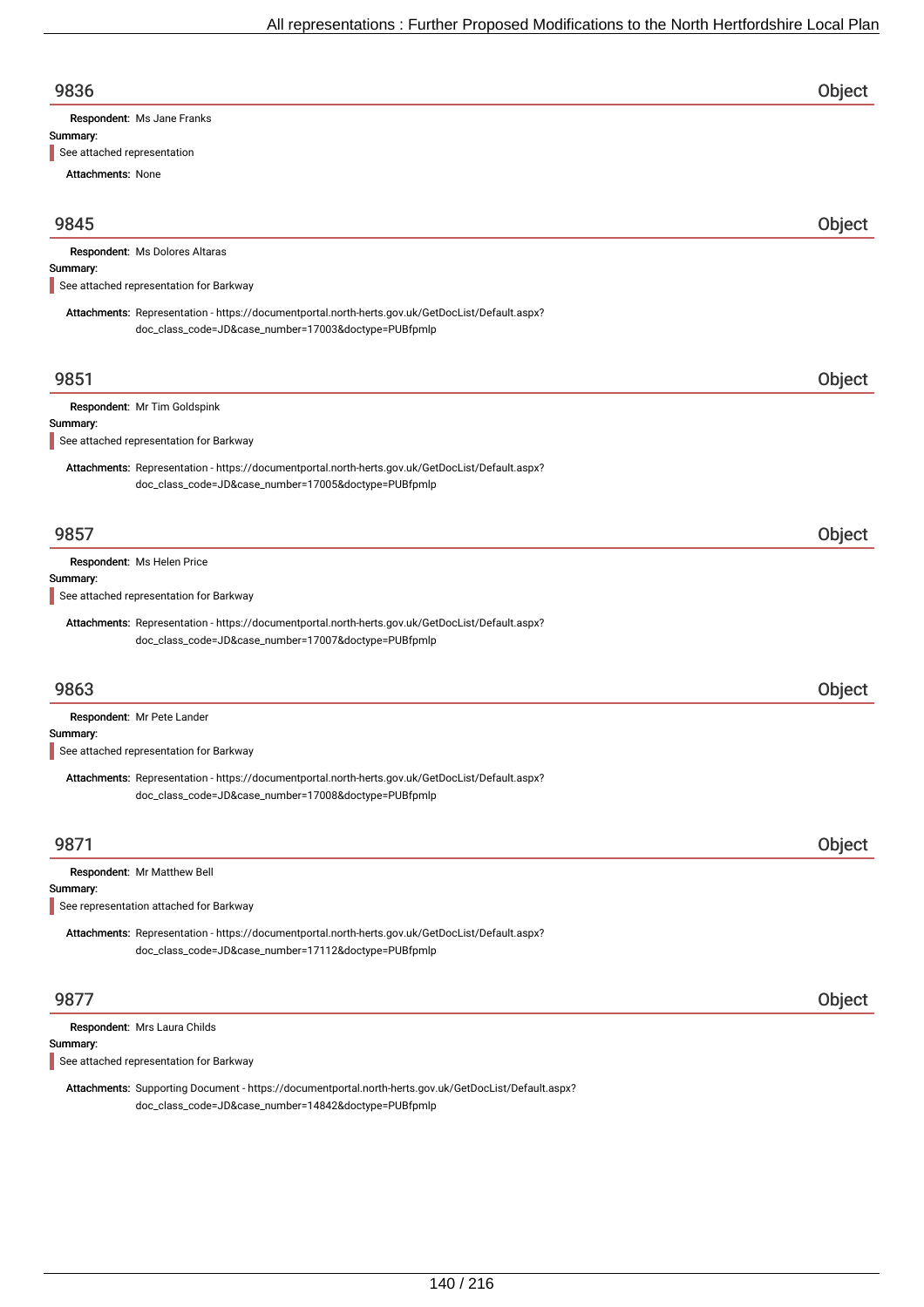## 9836 — Object

**Respondent:** Ms Jane Franks

**Summary:**

> See attached representation

**Attachments:** None

## 9845 — Object

**Respondent:** Ms Dolores Altaras

**Summary:**

> See attached representation for Barkway

**Attachments:** Representation - https://documentportal.north-herts.gov.uk/GetDocList/Default.aspx?doc_class_code=JD&case_number=17003&doctype=PUBfpmlp

## 9851 — Object

**Respondent:** Mr Tim Goldspink

**Summary:**

> See attached representation for Barkway

**Attachments:** Representation - https://documentportal.north-herts.gov.uk/GetDocList/Default.aspx?doc_class_code=JD&case_number=17005&doctype=PUBfpmlp

## 9857 — Object

**Respondent:** Ms Helen Price

**Summary:**

> See attached representation for Barkway

**Attachments:** Representation - https://documentportal.north-herts.gov.uk/GetDocList/Default.aspx?doc_class_code=JD&case_number=17007&doctype=PUBfpmlp

## 9863 — Object

**Respondent:** Mr Pete Lander

**Summary:**

> See attached representation for Barkway

**Attachments:** Representation - https://documentportal.north-herts.gov.uk/GetDocList/Default.aspx?doc_class_code=JD&case_number=17008&doctype=PUBfpmlp

## 9871 — Object

**Respondent:** Mr Matthew Bell

**Summary:**

> See representation attached for Barkway

**Attachments:** Representation - https://documentportal.north-herts.gov.uk/GetDocList/Default.aspx?doc_class_code=JD&case_number=17112&doctype=PUBfpmlp

## 9877 — Object

**Respondent:** Mrs Laura Childs

**Summary:**

> See attached representation for Barkway

**Attachments:** Supporting Document - https://documentportal.north-herts.gov.uk/GetDocList/Default.aspx?doc_class_code=JD&case_number=14842&doctype=PUBfpmlp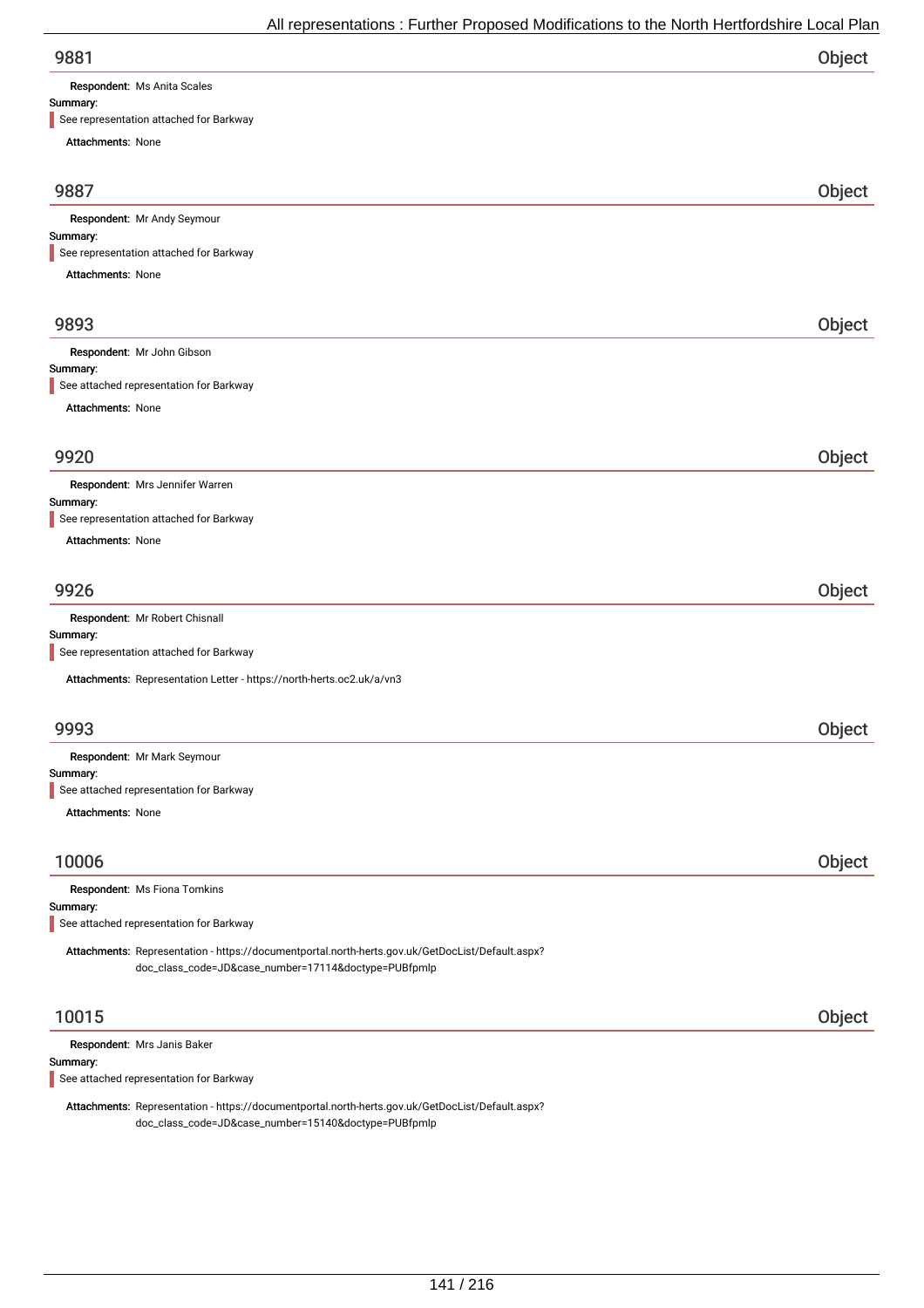## 9881 — Object

**Respondent:** Ms Anita Scales

**Summary:**

See representation attached for Barkway

**Attachments:** None

## 9887 — Object

**Respondent:** Mr Andy Seymour

**Summary:**

See representation attached for Barkway

**Attachments:** None

## 9893 — Object

**Respondent:** Mr John Gibson

**Summary:**

See attached representation for Barkway

**Attachments:** None

## 9920 — Object

**Respondent:** Mrs Jennifer Warren

**Summary:**

See representation attached for Barkway

**Attachments:** None

## 9926 — Object

**Respondent:** Mr Robert Chisnall

**Summary:**

See representation attached for Barkway

**Attachments:** Representation Letter - https://north-herts.oc2.uk/a/vn3

## 9993 — Object

**Respondent:** Mr Mark Seymour

**Summary:**

See attached representation for Barkway

**Attachments:** None

## 10006 — Object

**Respondent:** Ms Fiona Tomkins

**Summary:**

See attached representation for Barkway

**Attachments:** Representation - https://documentportal.north-herts.gov.uk/GetDocList/Default.aspx?doc_class_code=JD&case_number=17114&doctype=PUBfpmlp

## 10015 — Object

**Respondent:** Mrs Janis Baker

**Summary:**

See attached representation for Barkway

**Attachments:** Representation - https://documentportal.north-herts.gov.uk/GetDocList/Default.aspx?doc_class_code=JD&case_number=15140&doctype=PUBfpmlp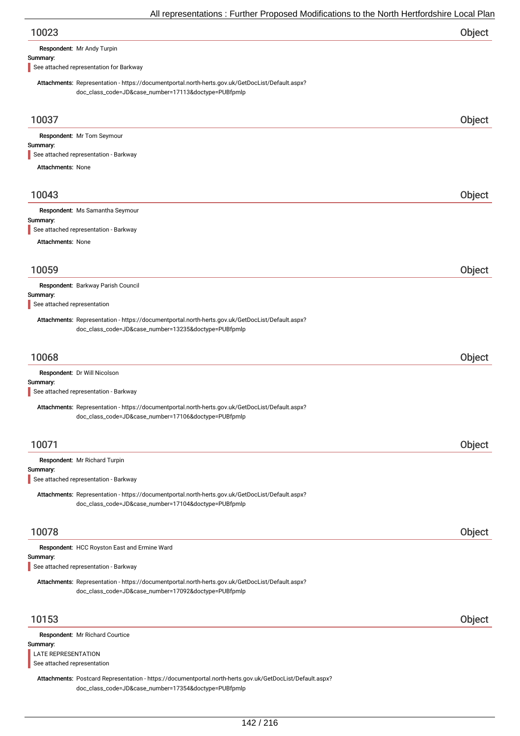## 10023 Object

**Respondent:** Mr Andy Turpin

**Summary:**

See attached representation for Barkway

**Attachments:** Representation - https://documentportal.north-herts.gov.uk/GetDocList/Default.aspx?doc_class_code=JD&case_number=17113&doctype=PUBfpmlp

## 10037 Object

**Respondent:** Mr Tom Seymour

**Summary:**

See attached representation - Barkway

**Attachments:** None

## 10043 Object

**Respondent:** Ms Samantha Seymour

**Summary:**

See attached representation - Barkway

**Attachments:** None

## 10059 Object

**Respondent:** Barkway Parish Council

**Summary:**

See attached representation

**Attachments:** Representation - https://documentportal.north-herts.gov.uk/GetDocList/Default.aspx?doc_class_code=JD&case_number=13235&doctype=PUBfpmlp

## 10068 Object

**Respondent:** Dr Will Nicolson

**Summary:**

See attached representation - Barkway

**Attachments:** Representation - https://documentportal.north-herts.gov.uk/GetDocList/Default.aspx?doc_class_code=JD&case_number=17106&doctype=PUBfpmlp

## 10071 Object

**Respondent:** Mr Richard Turpin

**Summary:**

See attached representation - Barkway

**Attachments:** Representation - https://documentportal.north-herts.gov.uk/GetDocList/Default.aspx?doc_class_code=JD&case_number=17104&doctype=PUBfpmlp

## 10078 Object

**Respondent:** HCC Royston East and Ermine Ward

**Summary:**

See attached representation - Barkway

**Attachments:** Representation - https://documentportal.north-herts.gov.uk/GetDocList/Default.aspx?doc_class_code=JD&case_number=17092&doctype=PUBfpmlp

## 10153 Object

**Respondent:** Mr Richard Courtice

**Summary:**

LATE REPRESENTATION

See attached representation

**Attachments:** Postcard Representation - https://documentportal.north-herts.gov.uk/GetDocList/Default.aspx?doc_class_code=JD&case_number=17354&doctype=PUBfpmlp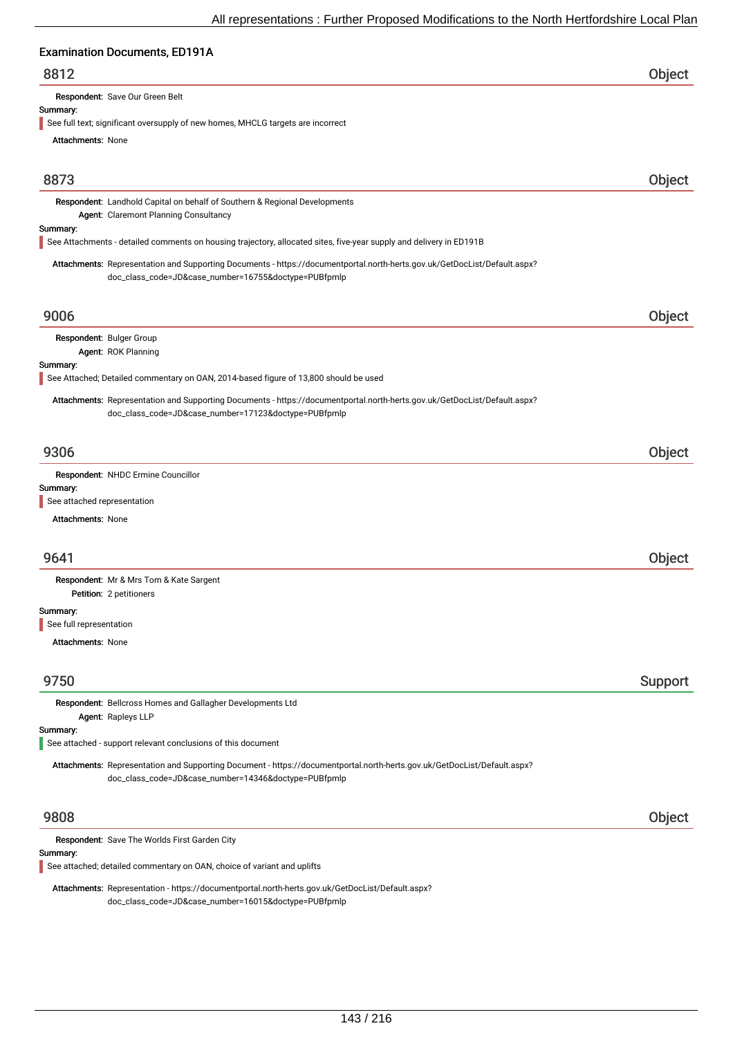## Examination Documents, ED191A

### 8812 — Object

**Respondent:** Save Our Green Belt

**Summary:**

See full text; significant oversupply of new homes, MHCLG targets are incorrect

**Attachments:** None

### 8873 — Object

**Respondent:** Landhold Capital on behalf of Southern & Regional Developments
**Agent:** Claremont Planning Consultancy

**Summary:**

See Attachments - detailed comments on housing trajectory, allocated sites, five-year supply and delivery in ED191B

**Attachments:** Representation and Supporting Documents - https://documentportal.north-herts.gov.uk/GetDocList/Default.aspx?doc_class_code=JD&case_number=16755&doctype=PUBfpmlp

### 9006 — Object

**Respondent:** Bulger Group
**Agent:** ROK Planning

**Summary:**

See Attached; Detailed commentary on OAN, 2014-based figure of 13,800 should be used

**Attachments:** Representation and Supporting Documents - https://documentportal.north-herts.gov.uk/GetDocList/Default.aspx?doc_class_code=JD&case_number=17123&doctype=PUBfpmlp

### 9306 — Object

**Respondent:** NHDC Ermine Councillor

**Summary:**

See attached representation

**Attachments:** None

### 9641 — Object

**Respondent:** Mr & Mrs Tom & Kate Sargent
**Petition:** 2 petitioners

**Summary:**

See full representation

**Attachments:** None

### 9750 — Support

**Respondent:** Bellcross Homes and Gallagher Developments Ltd
**Agent:** Rapleys LLP

**Summary:**

See attached - support relevant conclusions of this document

**Attachments:** Representation and Supporting Document - https://documentportal.north-herts.gov.uk/GetDocList/Default.aspx?doc_class_code=JD&case_number=14346&doctype=PUBfpmlp

### 9808 — Object

**Respondent:** Save The Worlds First Garden City

**Summary:**

See attached; detailed commentary on OAN, choice of variant and uplifts

**Attachments:** Representation - https://documentportal.north-herts.gov.uk/GetDocList/Default.aspx?doc_class_code=JD&case_number=16015&doctype=PUBfpmlp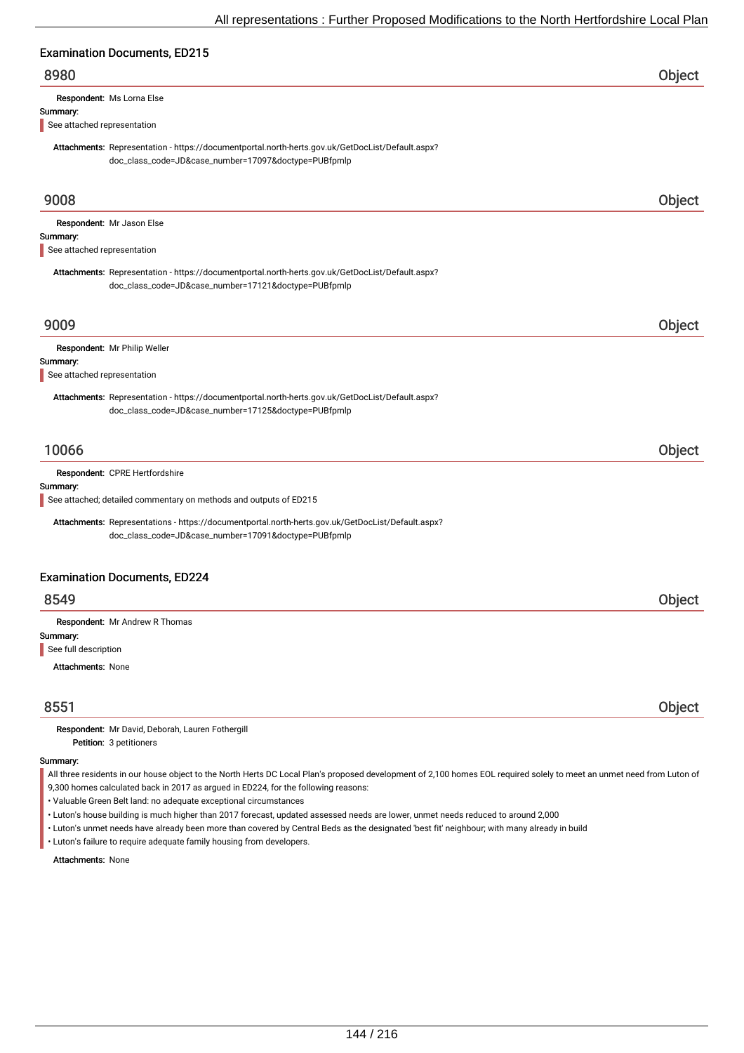## Examination Documents, ED215

### 8980 — Object

**Respondent:** Ms Lorna Else

**Summary:**

See attached representation

**Attachments:** Representation - https://documentportal.north-herts.gov.uk/GetDocList/Default.aspx?doc_class_code=JD&case_number=17097&doctype=PUBfpmlp

### 9008 — Object

**Respondent:** Mr Jason Else

**Summary:**

See attached representation

**Attachments:** Representation - https://documentportal.north-herts.gov.uk/GetDocList/Default.aspx?doc_class_code=JD&case_number=17121&doctype=PUBfpmlp

### 9009 — Object

**Respondent:** Mr Philip Weller

**Summary:**

See attached representation

**Attachments:** Representation - https://documentportal.north-herts.gov.uk/GetDocList/Default.aspx?doc_class_code=JD&case_number=17125&doctype=PUBfpmlp

### 10066 — Object

**Respondent:** CPRE Hertfordshire

**Summary:**

See attached; detailed commentary on methods and outputs of ED215

**Attachments:** Representations - https://documentportal.north-herts.gov.uk/GetDocList/Default.aspx?doc_class_code=JD&case_number=17091&doctype=PUBfpmlp

## Examination Documents, ED224

### 8549 — Object

**Respondent:** Mr Andrew R Thomas

**Summary:**

See full description

**Attachments:** None

### 8551 — Object

**Respondent:** Mr David, Deborah, Lauren Fothergill

**Petition:** 3 petitioners

**Summary:**

All three residents in our house object to the North Herts DC Local Plan's proposed development of 2,100 homes EOL required solely to meet an unmet need from Luton of 9,300 homes calculated back in 2017 as argued in ED224, for the following reasons:

- Valuable Green Belt land: no adequate exceptional circumstances
- Luton's house building is much higher than 2017 forecast, updated assessed needs are lower, unmet needs reduced to around 2,000
- Luton's unmet needs have already been more than covered by Central Beds as the designated 'best fit' neighbour; with many already in build
- Luton's failure to require adequate family housing from developers.

**Attachments:** None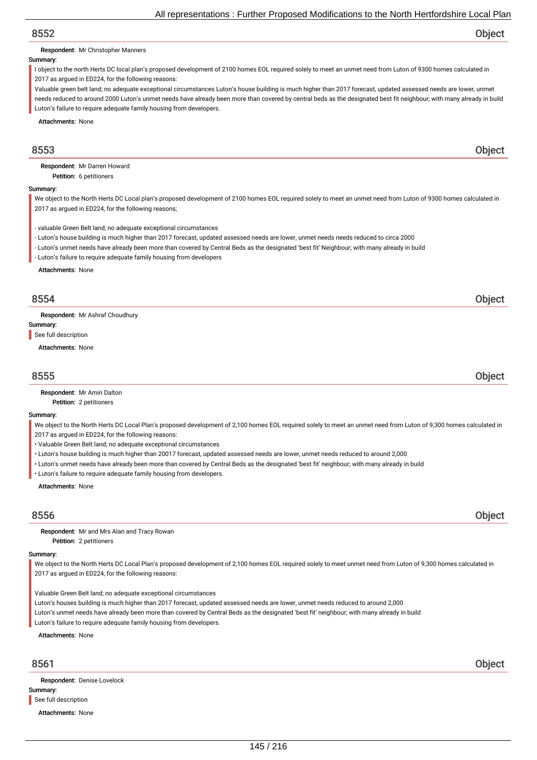## 8552 Object

**Respondent:** Mr Christopher Manners

**Summary:**

I object to the north Herts DC local plan's proposed development of 2100 homes EOL required solely to meet an unmet need from Luton of 9300 homes calculated in 2017 as argued in ED224, for the following reasons:

Valuable green belt land; no adequate exceptional circumstances Luton's house building is much higher than 2017 forecast, updated assessed needs are lower, unmet needs reduced to around 2000 Luton's unmet needs have already been more than covered by central beds as the designated best fit neighbour; with many already in build Luton's failure to require adequate family housing from developers.

**Attachments:** None

## 8553 Object

**Respondent:** Mr Darren Howard

**Petition:** 6 petitioners

**Summary:**

We object to the North Herts DC Local plan's proposed development of 2100 homes EOL required solely to meet an unmet need from Luton of 9300 homes calculated in 2017 as argued in ED224, for the following reasons;

- valuable Green Belt land; no adequate exceptional circumstances
- Luton's house building is much higher than 2017 forecast, updated assessed needs are lower, unmet needs needs reduced to circa 2000
- Luton's unmet needs have already been more than covered by Central Beds as the designated 'best fit' Neighbour; with many already in build
- Luton's failure to require adequate family housing from developers

**Attachments:** None

## 8554 Object

**Respondent:** Mr Ashraf Choudhury

**Summary:**

See full description

**Attachments:** None

## 8555 Object

**Respondent:** Mr Amin Dalton

**Petition:** 2 petitioners

**Summary:**

We object to the North Herts DC Local Plan's proposed development of 2,100 homes EOL required solely to meet an unmet need from Luton of 9,300 homes calculated in 2017 as argued in ED224, for the following reasons:

- Valuable Green Belt land; no adequate exceptional circumstances
- Luton's house building is much higher than 20017 forecast, updated assessed needs are lower, unmet needs reduced to around 2,000
- Luton's unmet needs have already been more than covered by Central Beds as the designated 'best fit' neighbour; with many already in build
- Luton's failure to require adequate family housing from developers.

**Attachments:** None

## 8556 Object

**Respondent:** Mr and Mrs Alan and Tracy Rowan

**Petition:** 2 petitioners

**Summary:**

We object to the North Herts DC Local Plan's proposed development of 2,100 homes EOL required solely to meet unmet need from Luton of 9,300 homes calculated in 2017 as argued in ED224, for the following reasons:

Valuable Green Belt land; no adequate exceptional circumstances

Luton's houses building is much higher than 2017 forecast, updated assessed needs are lower, unmet needs reduced to around 2,000

Luton's unmet needs have already been more than covered by Central Beds as the designated 'best fit' neighbour; with many already in build

Luton's failure to require adequate family housing from developers.

**Attachments:** None

## 8561 Object

**Respondent:** Denise Lovelock

**Summary:**

See full description

**Attachments:** None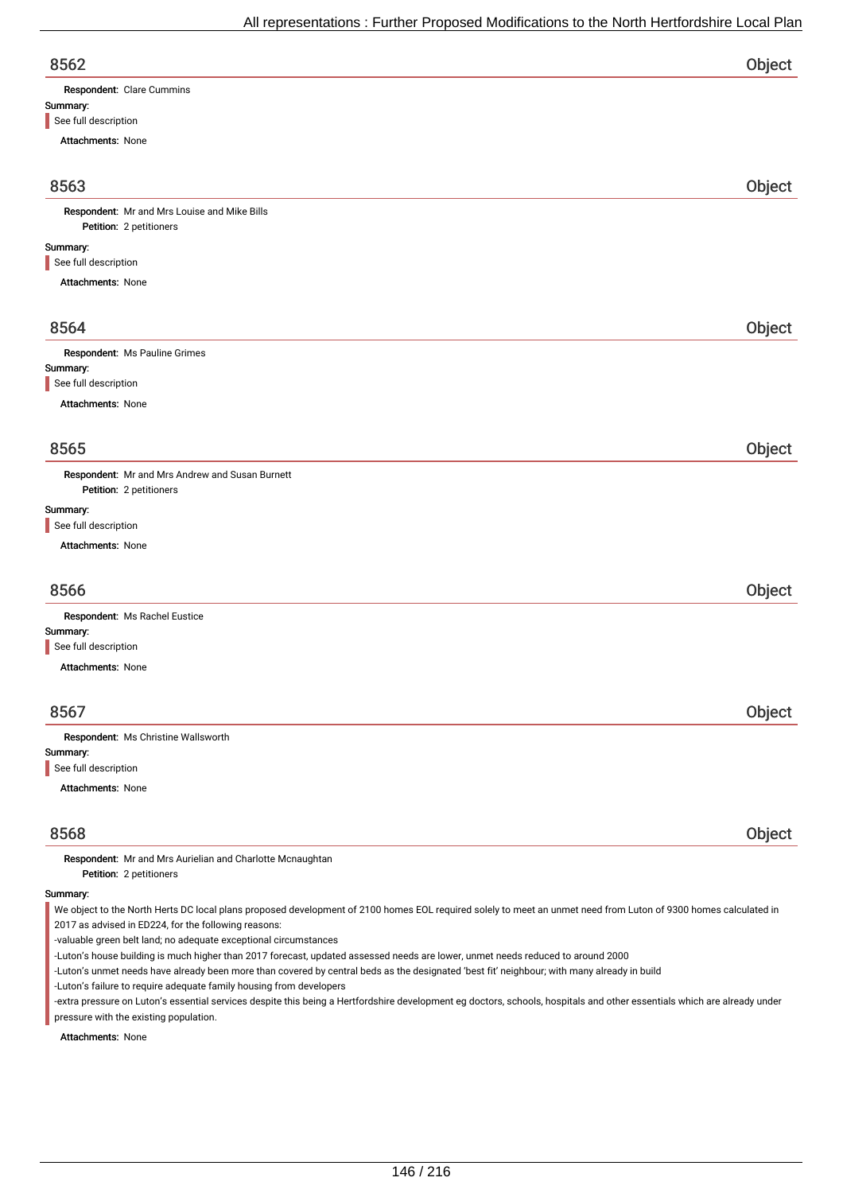## 8562 Object

**Respondent:** Clare Cummins

**Summary:**

See full description

**Attachments:** None

## 8563 Object

**Respondent:** Mr and Mrs Louise and Mike Bills

**Petition:** 2 petitioners

**Summary:**

See full description

**Attachments:** None

## 8564 Object

**Respondent:** Ms Pauline Grimes

**Summary:**

See full description

**Attachments:** None

## 8565 Object

**Respondent:** Mr and Mrs Andrew and Susan Burnett

**Petition:** 2 petitioners

**Summary:**

See full description

**Attachments:** None

## 8566 Object

**Respondent:** Ms Rachel Eustice

**Summary:**

See full description

**Attachments:** None

## 8567 Object

**Respondent:** Ms Christine Wallsworth

**Summary:**

See full description

**Attachments:** None

## 8568 Object

**Respondent:** Mr and Mrs Aurielian and Charlotte Mcnaughtan

**Petition:** 2 petitioners

**Summary:**

We object to the North Herts DC local plans proposed development of 2100 homes EOL required solely to meet an unmet need from Luton of 9300 homes calculated in 2017 as advised in ED224, for the following reasons:

-valuable green belt land; no adequate exceptional circumstances

-Luton's house building is much higher than 2017 forecast, updated assessed needs are lower, unmet needs reduced to around 2000

-Luton's unmet needs have already been more than covered by central beds as the designated 'best fit' neighbour; with many already in build

-Luton's failure to require adequate family housing from developers

-extra pressure on Luton's essential services despite this being a Hertfordshire development eg doctors, schools, hospitals and other essentials which are already under pressure with the existing population.

**Attachments:** None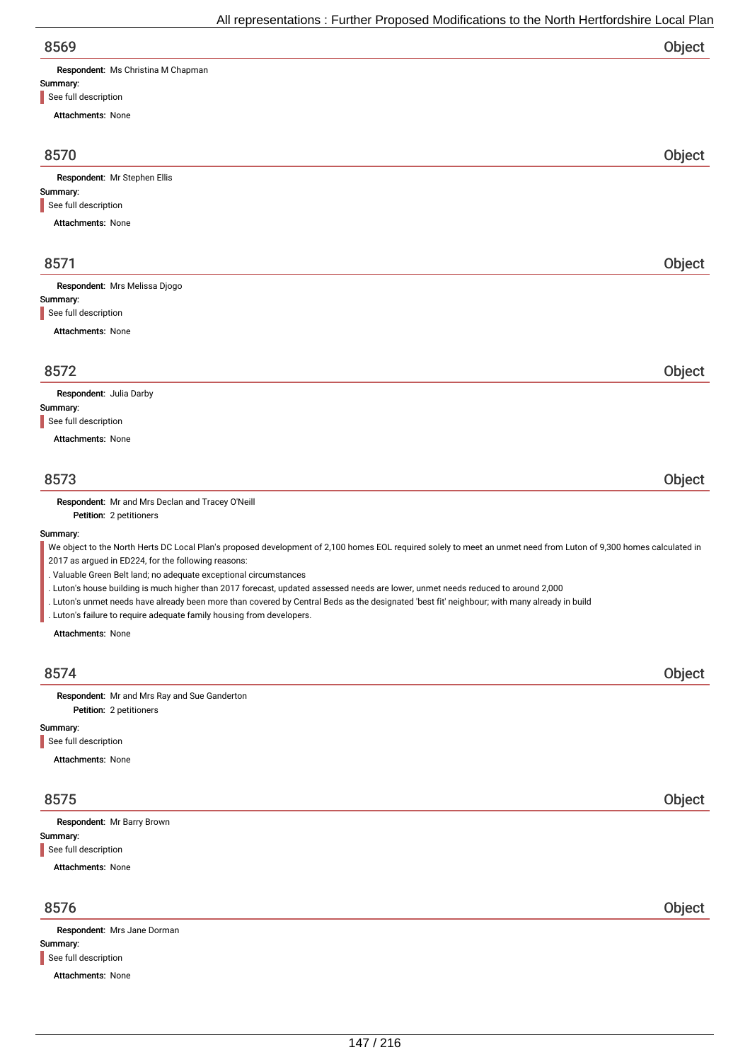## 8569 — Object

**Respondent:** Ms Christina M Chapman

**Summary:**

See full description

**Attachments:** None

## 8570 — Object

**Respondent:** Mr Stephen Ellis

**Summary:**

See full description

**Attachments:** None

## 8571 — Object

**Respondent:** Mrs Melissa Djogo

**Summary:**

See full description

**Attachments:** None

## 8572 — Object

**Respondent:** Julia Darby

**Summary:**

See full description

**Attachments:** None

## 8573 — Object

**Respondent:** Mr and Mrs Declan and Tracey O'Neill

**Petition:** 2 petitioners

**Summary:**

We object to the North Herts DC Local Plan's proposed development of 2,100 homes EOL required solely to meet an unmet need from Luton of 9,300 homes calculated in 2017 as argued in ED224, for the following reasons:

. Valuable Green Belt land; no adequate exceptional circumstances

. Luton's house building is much higher than 2017 forecast, updated assessed needs are lower, unmet needs reduced to around 2,000

. Luton's unmet needs have already been more than covered by Central Beds as the designated 'best fit' neighbour; with many already in build

. Luton's failure to require adequate family housing from developers.

**Attachments:** None

## 8574 — Object

**Respondent:** Mr and Mrs Ray and Sue Ganderton

**Petition:** 2 petitioners

**Summary:**

See full description

**Attachments:** None

## 8575 — Object

**Respondent:** Mr Barry Brown

**Summary:**

See full description

**Attachments:** None

## 8576 — Object

**Respondent:** Mrs Jane Dorman

**Summary:**

See full description

**Attachments:** None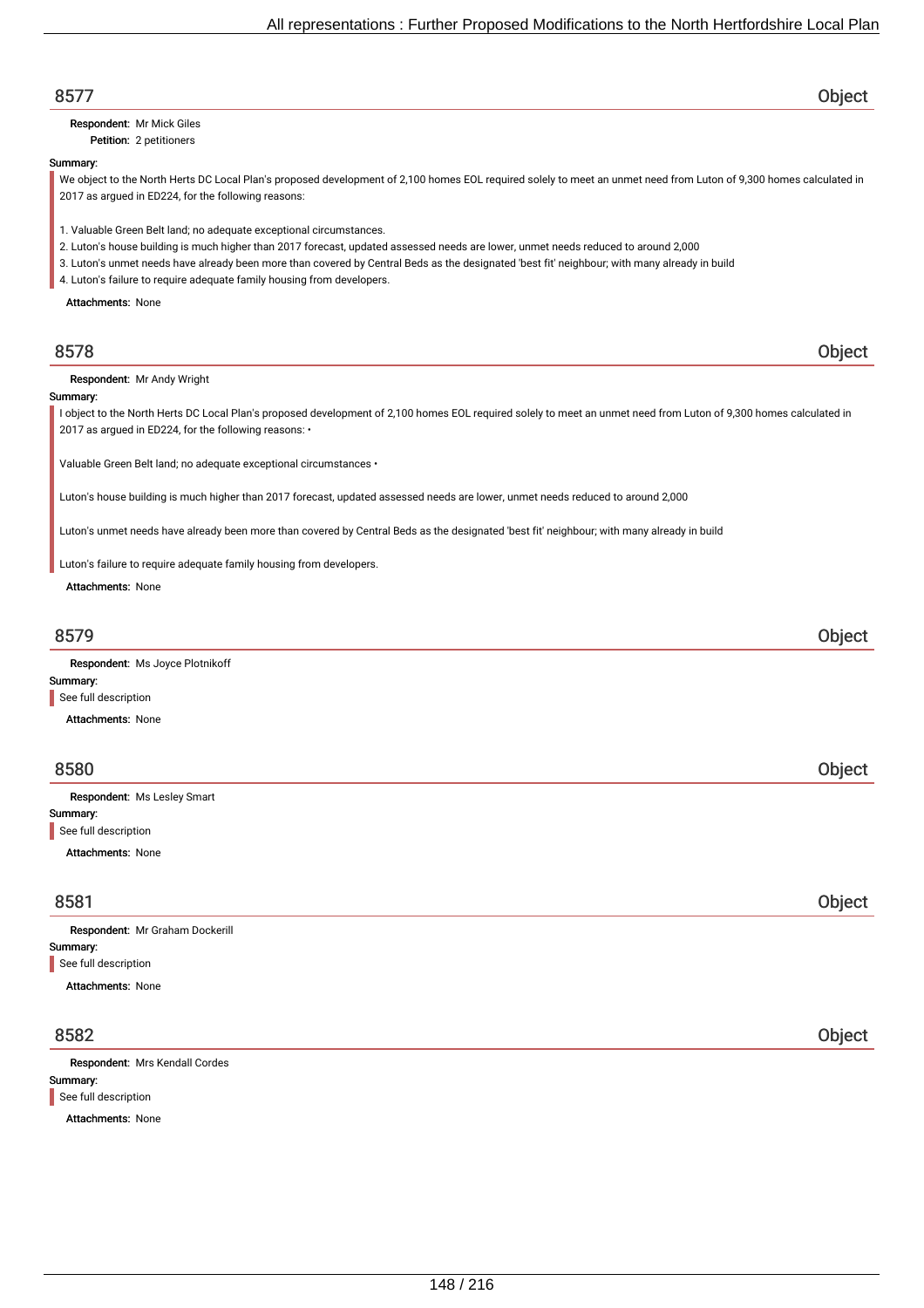## 8577 — Object

**Respondent:** Mr Mick Giles
**Petition:** 2 petitioners

**Summary:**

We object to the North Herts DC Local Plan's proposed development of 2,100 homes EOL required solely to meet an unmet need from Luton of 9,300 homes calculated in 2017 as argued in ED224, for the following reasons:

1. Valuable Green Belt land; no adequate exceptional circumstances.
2. Luton's house building is much higher than 2017 forecast, updated assessed needs are lower, unmet needs reduced to around 2,000
3. Luton's unmet needs have already been more than covered by Central Beds as the designated 'best fit' neighbour; with many already in build
4. Luton's failure to require adequate family housing from developers.

**Attachments:** None

## 8578 — Object

**Respondent:** Mr Andy Wright

**Summary:**

I object to the North Herts DC Local Plan's proposed development of 2,100 homes EOL required solely to meet an unmet need from Luton of 9,300 homes calculated in 2017 as argued in ED224, for the following reasons: •

Valuable Green Belt land; no adequate exceptional circumstances •

Luton's house building is much higher than 2017 forecast, updated assessed needs are lower, unmet needs reduced to around 2,000

Luton's unmet needs have already been more than covered by Central Beds as the designated 'best fit' neighbour; with many already in build

Luton's failure to require adequate family housing from developers.

**Attachments:** None

## 8579 — Object

**Respondent:** Ms Joyce Plotnikoff

**Summary:**

See full description

**Attachments:** None

## 8580 — Object

**Respondent:** Ms Lesley Smart

**Summary:**

See full description

**Attachments:** None

## 8581 — Object

**Respondent:** Mr Graham Dockerill

**Summary:**

See full description

**Attachments:** None

## 8582 — Object

**Respondent:** Mrs Kendall Cordes

**Summary:**

See full description

**Attachments:** None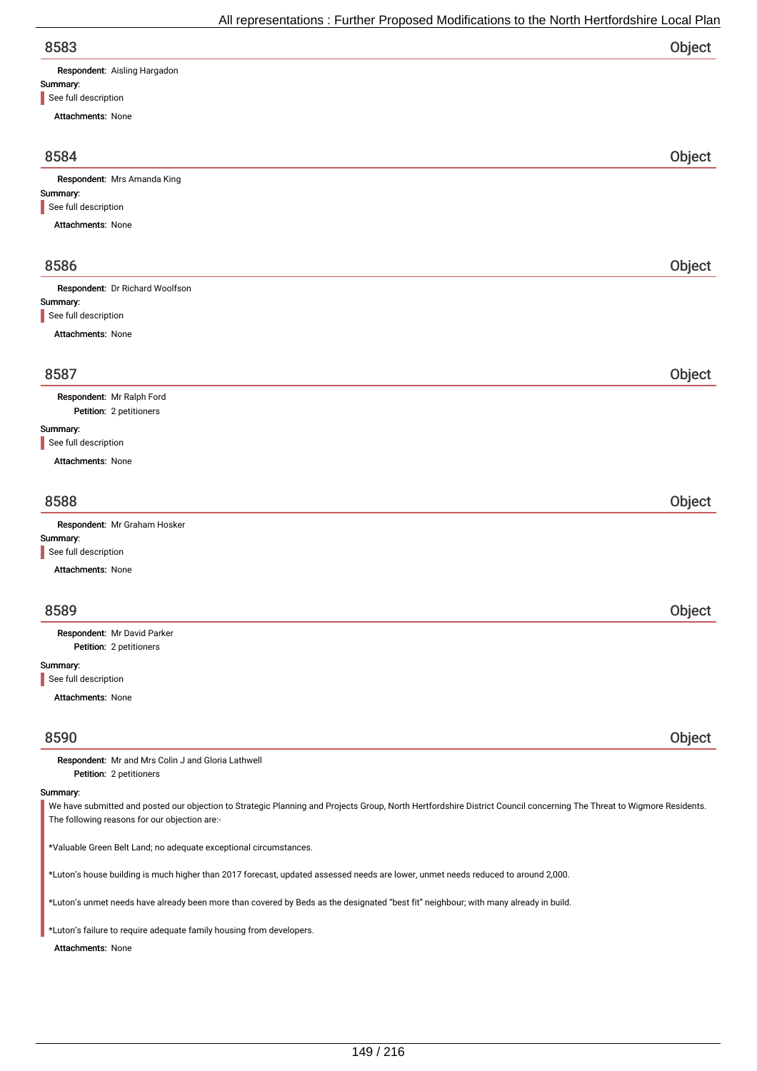## 8583 — Object

**Respondent:** Aisling Hargadon

**Summary:**

See full description

**Attachments:** None

## 8584 — Object

**Respondent:** Mrs Amanda King

**Summary:**

See full description

**Attachments:** None

## 8586 — Object

**Respondent:** Dr Richard Woolfson

**Summary:**

See full description

**Attachments:** None

## 8587 — Object

**Respondent:** Mr Ralph Ford

**Petition:** 2 petitioners

**Summary:**

See full description

**Attachments:** None

## 8588 — Object

**Respondent:** Mr Graham Hosker

**Summary:**

See full description

**Attachments:** None

## 8589 — Object

**Respondent:** Mr David Parker

**Petition:** 2 petitioners

**Summary:**

See full description

**Attachments:** None

## 8590 — Object

**Respondent:** Mr and Mrs Colin J and Gloria Lathwell

**Petition:** 2 petitioners

**Summary:**

We have submitted and posted our objection to Strategic Planning and Projects Group, North Hertfordshire District Council concerning The Threat to Wigmore Residents. The following reasons for our objection are:-

*Valuable Green Belt Land; no adequate exceptional circumstances.

*Luton's house building is much higher than 2017 forecast, updated assessed needs are lower, unmet needs reduced to around 2,000.

*Luton's unmet needs have already been more than covered by Beds as the designated "best fit" neighbour; with many already in build.

*Luton's failure to require adequate family housing from developers.

**Attachments:** None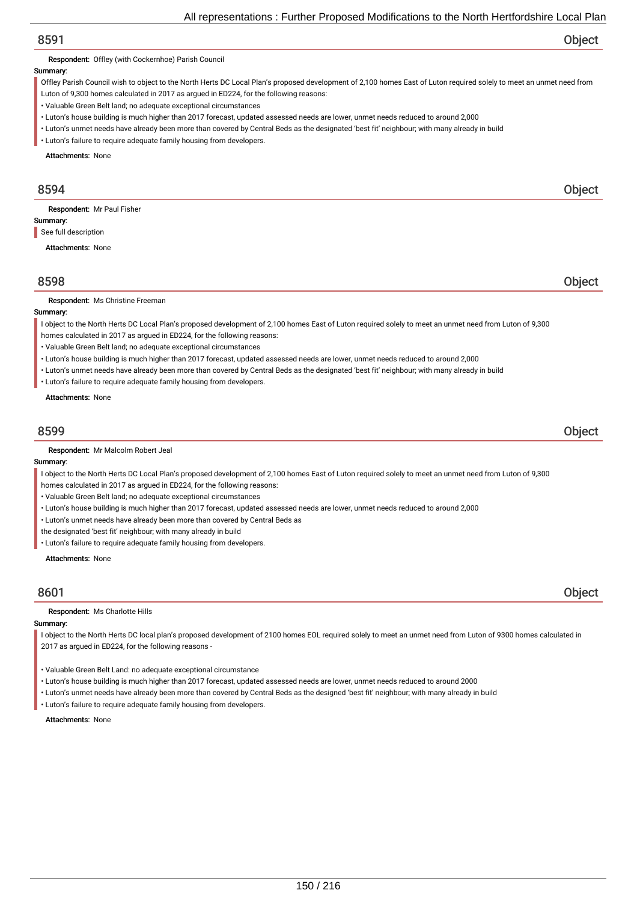## 8591 Object

**Respondent:** Offley (with Cockernhoe) Parish Council

**Summary:**

Offley Parish Council wish to object to the North Herts DC Local Plan's proposed development of 2,100 homes East of Luton required solely to meet an unmet need from Luton of 9,300 homes calculated in 2017 as argued in ED224, for the following reasons:

- Valuable Green Belt land; no adequate exceptional circumstances
- Luton's house building is much higher than 2017 forecast, updated assessed needs are lower, unmet needs reduced to around 2,000
- Luton's unmet needs have already been more than covered by Central Beds as the designated 'best fit' neighbour; with many already in build
- Luton's failure to require adequate family housing from developers.

**Attachments:** None

## 8594 Object

**Respondent:** Mr Paul Fisher

**Summary:**

See full description

**Attachments:** None

## 8598 Object

**Respondent:** Ms Christine Freeman

**Summary:**

I object to the North Herts DC Local Plan's proposed development of 2,100 homes East of Luton required solely to meet an unmet need from Luton of 9,300 homes calculated in 2017 as argued in ED224, for the following reasons:

- Valuable Green Belt land; no adequate exceptional circumstances
- Luton's house building is much higher than 2017 forecast, updated assessed needs are lower, unmet needs reduced to around 2,000
- Luton's unmet needs have already been more than covered by Central Beds as the designated 'best fit' neighbour; with many already in build
- Luton's failure to require adequate family housing from developers.

**Attachments:** None

## 8599 Object

**Respondent:** Mr Malcolm Robert Jeal

**Summary:**

I object to the North Herts DC Local Plan's proposed development of 2,100 homes East of Luton required solely to meet an unmet need from Luton of 9,300 homes calculated in 2017 as argued in ED224, for the following reasons:

- Valuable Green Belt land; no adequate exceptional circumstances
- Luton's house building is much higher than 2017 forecast, updated assessed needs are lower, unmet needs reduced to around 2,000
- Luton's unmet needs have already been more than covered by Central Beds as
the designated 'best fit' neighbour; with many already in build
- Luton's failure to require adequate family housing from developers.

**Attachments:** None

## 8601 Object

**Respondent:** Ms Charlotte Hills

**Summary:**

I object to the North Herts DC local plan's proposed development of 2100 homes EOL required solely to meet an unmet need from Luton of 9300 homes calculated in 2017 as argued in ED224, for the following reasons -

- Valuable Green Belt Land: no adequate exceptional circumstance
- Luton's house building is much higher than 2017 forecast, updated assessed needs are lower, unmet needs reduced to around 2000
- Luton's unmet needs have already been more than covered by Central Beds as the designed 'best fit' neighbour; with many already in build
- Luton's failure to require adequate family housing from developers.

**Attachments:** None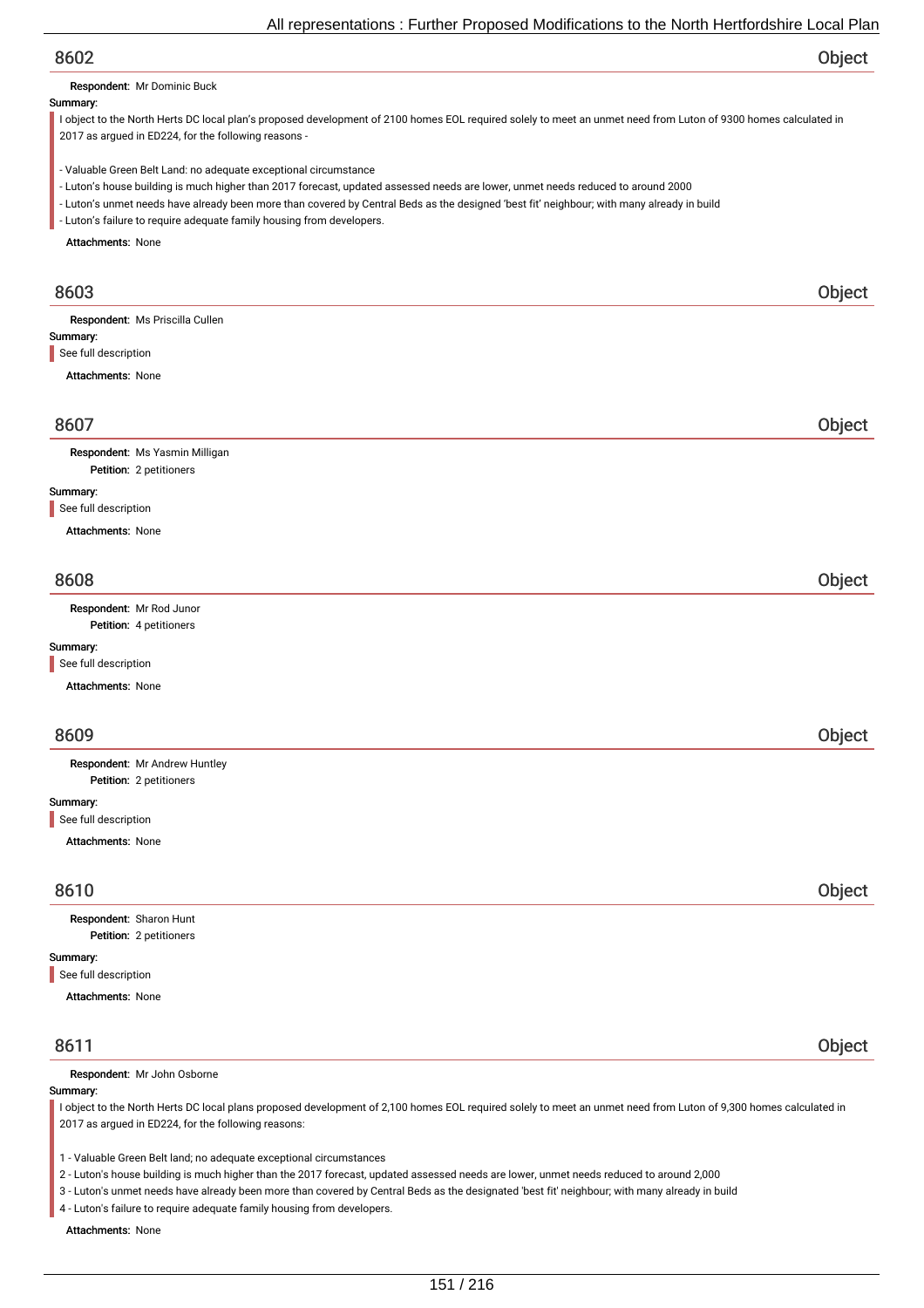## 8602 Object

**Respondent:** Mr Dominic Buck

**Summary:**

I object to the North Herts DC local plan's proposed development of 2100 homes EOL required solely to meet an unmet need from Luton of 9300 homes calculated in 2017 as argued in ED224, for the following reasons -

- Valuable Green Belt Land: no adequate exceptional circumstance
- Luton's house building is much higher than 2017 forecast, updated assessed needs are lower, unmet needs reduced to around 2000
- Luton's unmet needs have already been more than covered by Central Beds as the designed 'best fit' neighbour; with many already in build
- Luton's failure to require adequate family housing from developers.

**Attachments:** None

## 8603 Object

**Respondent:** Ms Priscilla Cullen

**Summary:**

See full description

**Attachments:** None

## 8607 Object

**Respondent:** Ms Yasmin Milligan

**Petition:** 2 petitioners

**Summary:**

See full description

**Attachments:** None

## 8608 Object

**Respondent:** Mr Rod Junor

**Petition:** 4 petitioners

**Summary:**

See full description

**Attachments:** None

## 8609 Object

**Respondent:** Mr Andrew Huntley

**Petition:** 2 petitioners

**Summary:**

See full description

**Attachments:** None

## 8610 Object

**Respondent:** Sharon Hunt

**Petition:** 2 petitioners

**Summary:**

See full description

**Attachments:** None

## 8611 Object

**Respondent:** Mr John Osborne

**Summary:**

I object to the North Herts DC local plans proposed development of 2,100 homes EOL required solely to meet an unmet need from Luton of 9,300 homes calculated in 2017 as argued in ED224, for the following reasons:

1 - Valuable Green Belt land; no adequate exceptional circumstances

2 - Luton's house building is much higher than the 2017 forecast, updated assessed needs are lower, unmet needs reduced to around 2,000

3 - Luton's unmet needs have already been more than covered by Central Beds as the designated 'best fit' neighbour; with many already in build

4 - Luton's failure to require adequate family housing from developers.

**Attachments:** None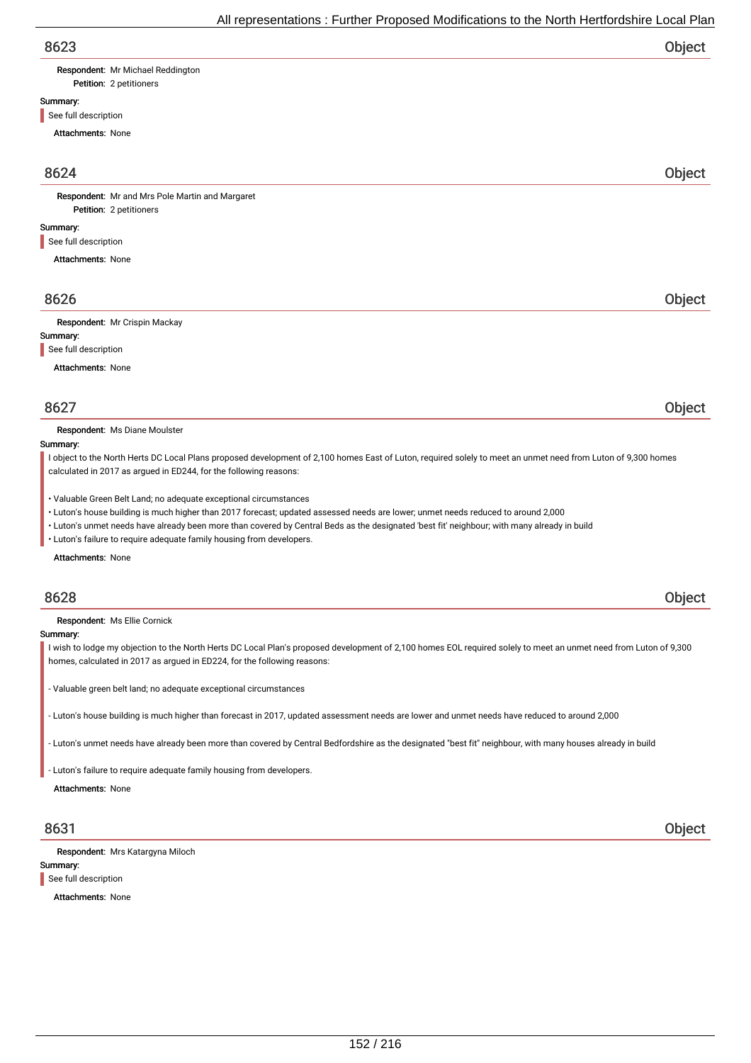## 8623 Object

**Respondent:** Mr Michael Reddington
**Petition:** 2 petitioners

**Summary:**

See full description

**Attachments:** None

## 8624 Object

**Respondent:** Mr and Mrs Pole Martin and Margaret
**Petition:** 2 petitioners

**Summary:**

See full description

**Attachments:** None

## 8626 Object

**Respondent:** Mr Crispin Mackay

**Summary:**

See full description

**Attachments:** None

## 8627 Object

**Respondent:** Ms Diane Moulster

**Summary:**

I object to the North Herts DC Local Plans proposed development of 2,100 homes East of Luton, required solely to meet an unmet need from Luton of 9,300 homes calculated in 2017 as argued in ED244, for the following reasons:

• Valuable Green Belt Land; no adequate exceptional circumstances
• Luton's house building is much higher than 2017 forecast; updated assessed needs are lower; unmet needs reduced to around 2,000
• Luton's unmet needs have already been more than covered by Central Beds as the designated 'best fit' neighbour; with many already in build
• Luton's failure to require adequate family housing from developers.

**Attachments:** None

## 8628 Object

**Respondent:** Ms Ellie Cornick

**Summary:**

I wish to lodge my objection to the North Herts DC Local Plan's proposed development of 2,100 homes EOL required solely to meet an unmet need from Luton of 9,300 homes, calculated in 2017 as argued in ED224, for the following reasons:

- Valuable green belt land; no adequate exceptional circumstances

- Luton's house building is much higher than forecast in 2017, updated assessment needs are lower and unmet needs have reduced to around 2,000

- Luton's unmet needs have already been more than covered by Central Bedfordshire as the designated "best fit" neighbour, with many houses already in build

- Luton's failure to require adequate family housing from developers.

**Attachments:** None

## 8631 Object

**Respondent:** Mrs Katargyna Miloch

**Summary:**

See full description

**Attachments:** None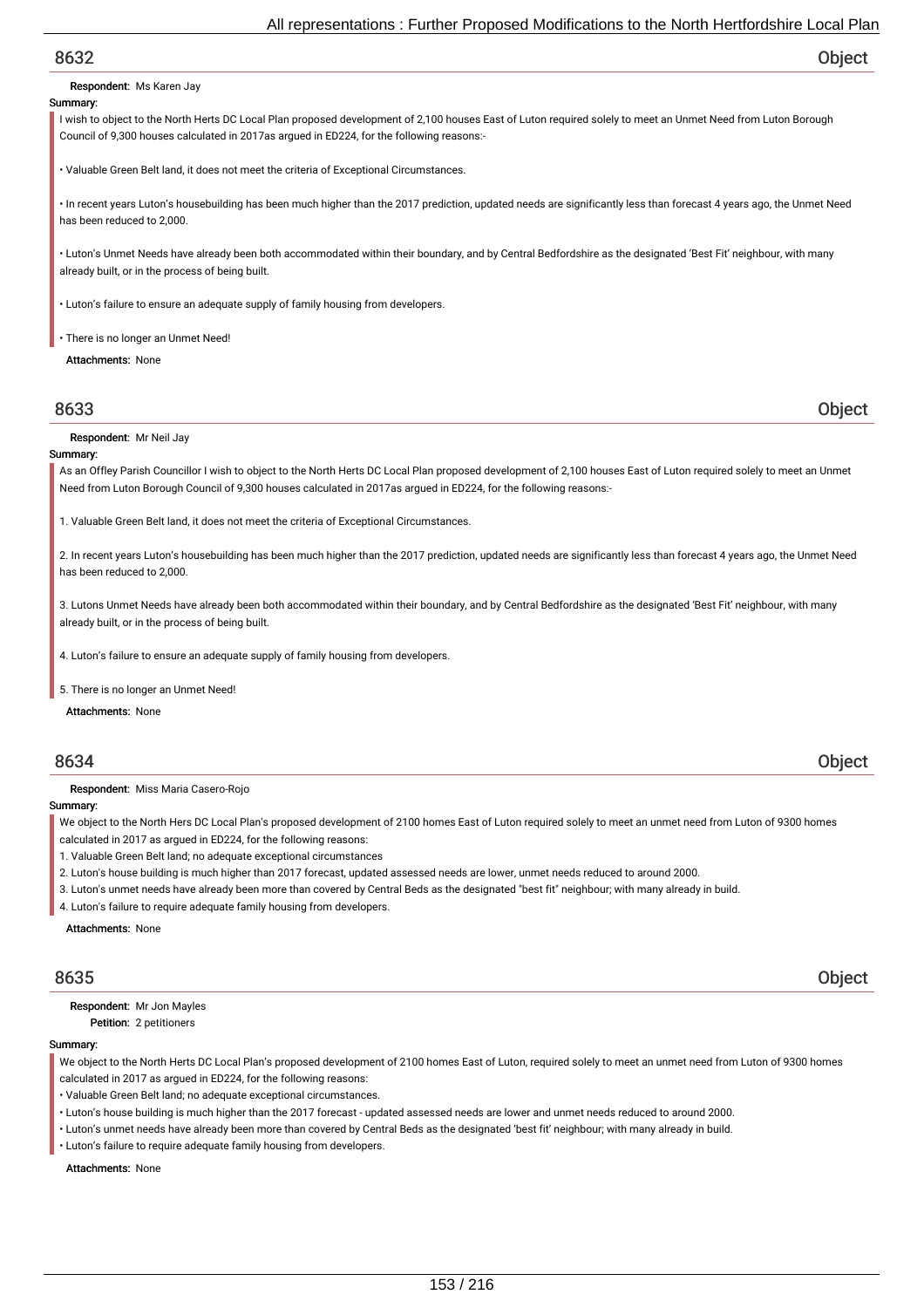## 8632 Object

**Respondent:** Ms Karen Jay

**Summary:**

I wish to object to the North Herts DC Local Plan proposed development of 2,100 houses East of Luton required solely to meet an Unmet Need from Luton Borough Council of 9,300 houses calculated in 2017as argued in ED224, for the following reasons:-

• Valuable Green Belt land, it does not meet the criteria of Exceptional Circumstances.

• In recent years Luton's housebuilding has been much higher than the 2017 prediction, updated needs are significantly less than forecast 4 years ago, the Unmet Need has been reduced to 2,000.

• Luton's Unmet Needs have already been both accommodated within their boundary, and by Central Bedfordshire as the designated 'Best Fit' neighbour, with many already built, or in the process of being built.

• Luton's failure to ensure an adequate supply of family housing from developers.

• There is no longer an Unmet Need!

**Attachments:** None

## 8633 Object

**Respondent:** Mr Neil Jay

**Summary:**

As an Offley Parish Councillor I wish to object to the North Herts DC Local Plan proposed development of 2,100 houses East of Luton required solely to meet an Unmet Need from Luton Borough Council of 9,300 houses calculated in 2017as argued in ED224, for the following reasons:-

1. Valuable Green Belt land, it does not meet the criteria of Exceptional Circumstances.

2. In recent years Luton's housebuilding has been much higher than the 2017 prediction, updated needs are significantly less than forecast 4 years ago, the Unmet Need has been reduced to 2,000.

3. Lutons Unmet Needs have already been both accommodated within their boundary, and by Central Bedfordshire as the designated 'Best Fit' neighbour, with many already built, or in the process of being built.

4. Luton's failure to ensure an adequate supply of family housing from developers.

5. There is no longer an Unmet Need!

**Attachments:** None

## 8634 Object

**Respondent:** Miss Maria Casero-Rojo

**Summary:**

We object to the North Hers DC Local Plan's proposed development of 2100 homes East of Luton required solely to meet an unmet need from Luton of 9300 homes calculated in 2017 as argued in ED224, for the following reasons:

1. Valuable Green Belt land; no adequate exceptional circumstances
2. Luton's house building is much higher than 2017 forecast, updated assessed needs are lower, unmet needs reduced to around 2000.
3. Luton's unmet needs have already been more than covered by Central Beds as the designated "best fit" neighbour; with many already in build.
4. Luton's failure to require adequate family housing from developers.

**Attachments:** None

## 8635 Object

**Respondent:** Mr Jon Mayles

**Petition:** 2 petitioners

**Summary:**

We object to the North Herts DC Local Plan's proposed development of 2100 homes East of Luton, required solely to meet an unmet need from Luton of 9300 homes calculated in 2017 as argued in ED224, for the following reasons:

• Valuable Green Belt land; no adequate exceptional circumstances.
• Luton's house building is much higher than the 2017 forecast - updated assessed needs are lower and unmet needs reduced to around 2000.
• Luton's unmet needs have already been more than covered by Central Beds as the designated 'best fit' neighbour; with many already in build.
• Luton's failure to require adequate family housing from developers.

**Attachments:** None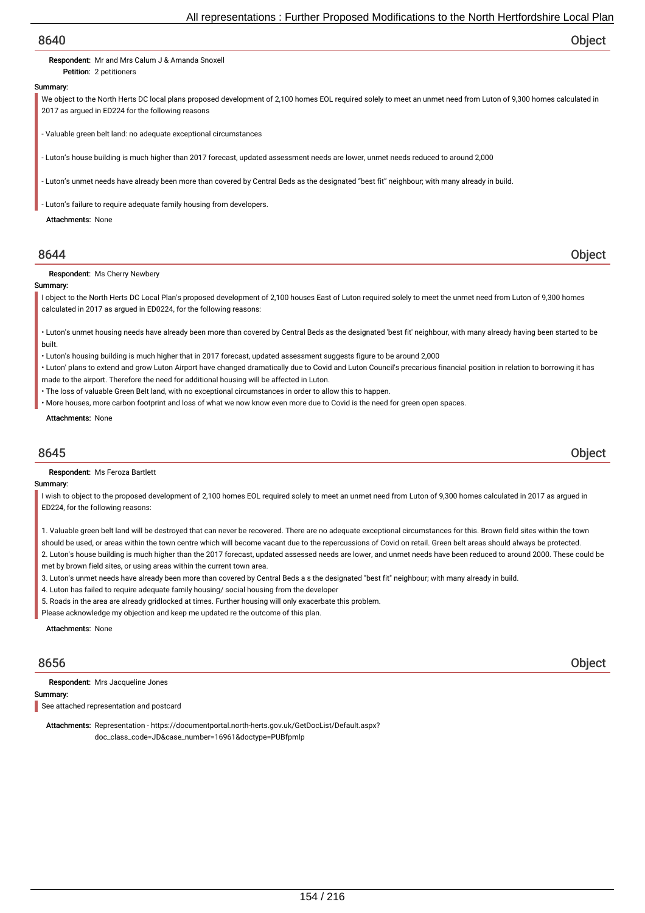## 8640 Object

**Respondent:** Mr and Mrs Calum J & Amanda Snoxell
**Petition:** 2 petitioners

**Summary:**

We object to the North Herts DC local plans proposed development of 2,100 homes EOL required solely to meet an unmet need from Luton of 9,300 homes calculated in 2017 as argued in ED224 for the following reasons

- Valuable green belt land: no adequate exceptional circumstances

- Luton's house building is much higher than 2017 forecast, updated assessment needs are lower, unmet needs reduced to around 2,000

- Luton's unmet needs have already been more than covered by Central Beds as the designated "best fit" neighbour; with many already in build.

- Luton's failure to require adequate family housing from developers.

**Attachments:** None

## 8644 Object

**Respondent:** Ms Cherry Newbery

**Summary:**

I object to the North Herts DC Local Plan's proposed development of 2,100 houses East of Luton required solely to meet the unmet need from Luton of 9,300 homes calculated in 2017 as argued in ED0224, for the following reasons:

• Luton's unmet housing needs have already been more than covered by Central Beds as the designated 'best fit' neighbour, with many already having been started to be built.
• Luton's housing building is much higher that in 2017 forecast, updated assessment suggests figure to be around 2,000
• Luton' plans to extend and grow Luton Airport have changed dramatically due to Covid and Luton Council's precarious financial position in relation to borrowing it has made to the airport. Therefore the need for additional housing will be affected in Luton.
• The loss of valuable Green Belt land, with no exceptional circumstances in order to allow this to happen.
• More houses, more carbon footprint and loss of what we now know even more due to Covid is the need for green open spaces.

**Attachments:** None

## 8645 Object

**Respondent:** Ms Feroza Bartlett

**Summary:**

I wish to object to the proposed development of 2,100 homes EOL required solely to meet an unmet need from Luton of 9,300 homes calculated in 2017 as argued in ED224, for the following reasons:

1. Valuable green belt land will be destroyed that can never be recovered. There are no adequate exceptional circumstances for this. Brown field sites within the town should be used, or areas within the town centre which will become vacant due to the repercussions of Covid on retail. Green belt areas should always be protected.
2. Luton's house building is much higher than the 2017 forecast, updated assessed needs are lower, and unmet needs have been reduced to around 2000. These could be met by brown field sites, or using areas within the current town area.
3. Luton's unmet needs have already been more than covered by Central Beds a s the designated "best fit" neighbour; with many already in build.
4. Luton has failed to require adequate family housing/ social housing from the developer
5. Roads in the area are already gridlocked at times. Further housing will only exacerbate this problem.

Please acknowledge my objection and keep me updated re the outcome of this plan.

**Attachments:** None

## 8656 Object

**Respondent:** Mrs Jacqueline Jones

**Summary:**

See attached representation and postcard

**Attachments:** Representation - https://documentportal.north-herts.gov.uk/GetDocList/Default.aspx?doc_class_code=JD&case_number=16961&doctype=PUBfpmlp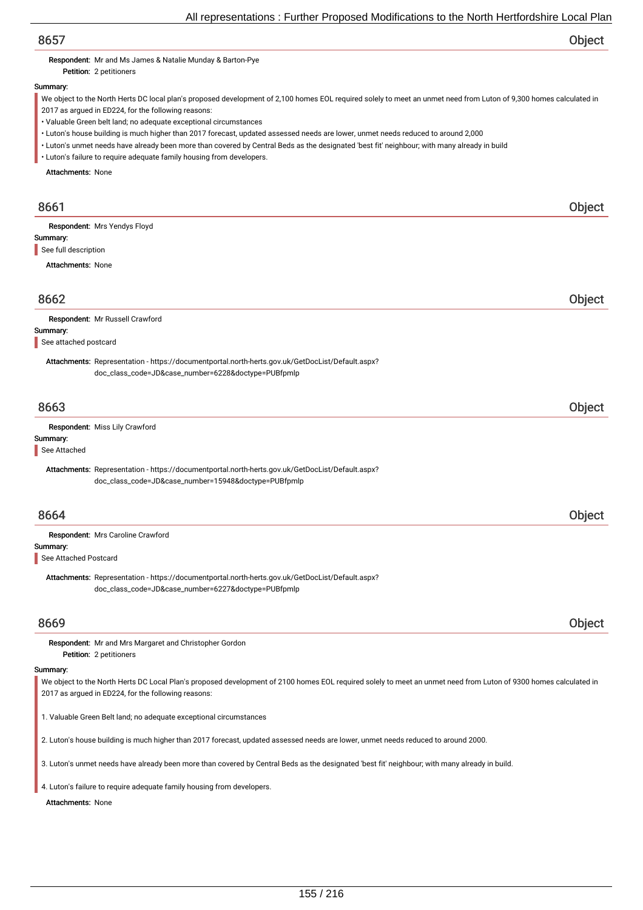## 8657 — Object

**Respondent:** Mr and Ms James & Natalie Munday & Barton-Pye

**Petition:** 2 petitioners

**Summary:**

We object to the North Herts DC local plan's proposed development of 2,100 homes EOL required solely to meet an unmet need from Luton of 9,300 homes calculated in 2017 as argued in ED224, for the following reasons:

- Valuable Green belt land; no adequate exceptional circumstances
- Luton's house building is much higher than 2017 forecast, updated assessed needs are lower, unmet needs reduced to around 2,000
- Luton's unmet needs have already been more than covered by Central Beds as the designated 'best fit' neighbour; with many already in build
- Luton's failure to require adequate family housing from developers.

**Attachments:** None

## 8661 — Object

**Respondent:** Mrs Yendys Floyd

**Summary:**

See full description

**Attachments:** None

## 8662 — Object

**Respondent:** Mr Russell Crawford

**Summary:**

See attached postcard

**Attachments:** Representation - https://documentportal.north-herts.gov.uk/GetDocList/Default.aspx?doc_class_code=JD&case_number=6228&doctype=PUBfpmlp

## 8663 — Object

**Respondent:** Miss Lily Crawford

**Summary:**

See Attached

**Attachments:** Representation - https://documentportal.north-herts.gov.uk/GetDocList/Default.aspx?doc_class_code=JD&case_number=15948&doctype=PUBfpmlp

## 8664 — Object

**Respondent:** Mrs Caroline Crawford

**Summary:**

See Attached Postcard

**Attachments:** Representation - https://documentportal.north-herts.gov.uk/GetDocList/Default.aspx?doc_class_code=JD&case_number=6227&doctype=PUBfpmlp

## 8669 — Object

**Respondent:** Mr and Mrs Margaret and Christopher Gordon

**Petition:** 2 petitioners

**Summary:**

We object to the North Herts DC Local Plan's proposed development of 2100 homes EOL required solely to meet an unmet need from Luton of 9300 homes calculated in 2017 as argued in ED224, for the following reasons:

1. Valuable Green Belt land; no adequate exceptional circumstances

2. Luton's house building is much higher than 2017 forecast, updated assessed needs are lower, unmet needs reduced to around 2000.

3. Luton's unmet needs have already been more than covered by Central Beds as the designated 'best fit' neighbour; with many already in build.

4. Luton's failure to require adequate family housing from developers.

**Attachments:** None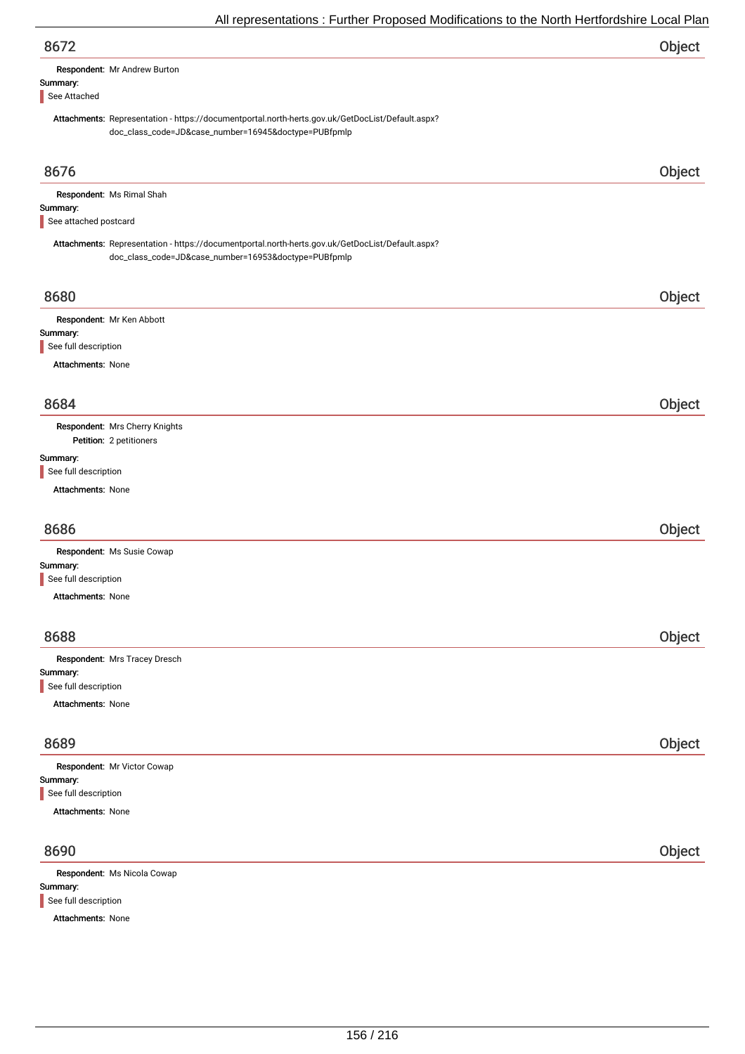## 8672 — Object

**Respondent:** Mr Andrew Burton

**Summary:**

See Attached

**Attachments:** Representation - https://documentportal.north-herts.gov.uk/GetDocList/Default.aspx?doc_class_code=JD&case_number=16945&doctype=PUBfpmlp

## 8676 — Object

**Respondent:** Ms Rimal Shah

**Summary:**

See attached postcard

**Attachments:** Representation - https://documentportal.north-herts.gov.uk/GetDocList/Default.aspx?doc_class_code=JD&case_number=16953&doctype=PUBfpmlp

## 8680 — Object

**Respondent:** Mr Ken Abbott

**Summary:**

See full description

**Attachments:** None

## 8684 — Object

**Respondent:** Mrs Cherry Knights

**Petition:** 2 petitioners

**Summary:**

See full description

**Attachments:** None

## 8686 — Object

**Respondent:** Ms Susie Cowap

**Summary:**

See full description

**Attachments:** None

## 8688 — Object

**Respondent:** Mrs Tracey Dresch

**Summary:**

See full description

**Attachments:** None

## 8689 — Object

**Respondent:** Mr Victor Cowap

**Summary:**

See full description

**Attachments:** None

## 8690 — Object

**Respondent:** Ms Nicola Cowap

**Summary:**

See full description

**Attachments:** None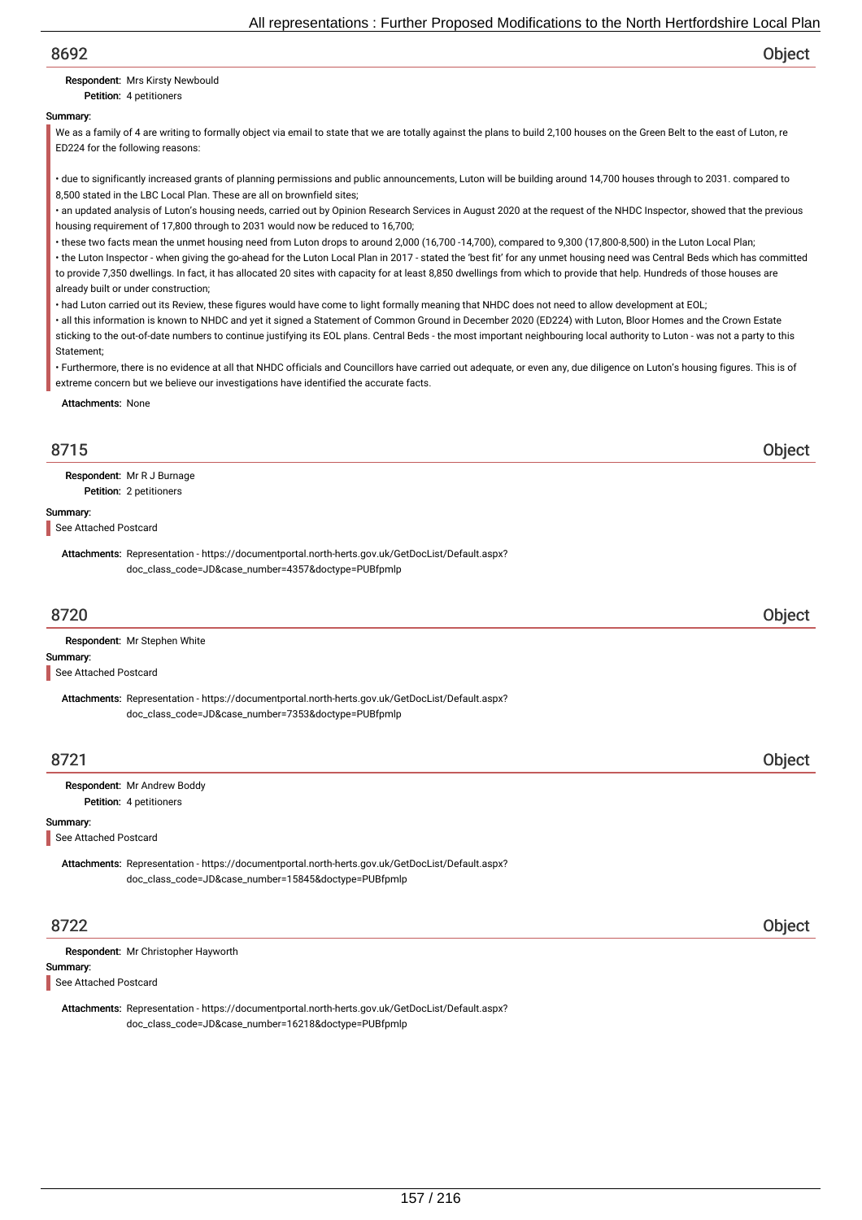## 8692

**Object**

**Respondent:** Mrs Kirsty Newbould

**Petition:** 4 petitioners

**Summary:**

We as a family of 4 are writing to formally object via email to state that we are totally against the plans to build 2,100 houses on the Green Belt to the east of Luton, re ED224 for the following reasons:

• due to significantly increased grants of planning permissions and public announcements, Luton will be building around 14,700 houses through to 2031. compared to 8,500 stated in the LBC Local Plan. These are all on brownfield sites;

• an updated analysis of Luton's housing needs, carried out by Opinion Research Services in August 2020 at the request of the NHDC Inspector, showed that the previous housing requirement of 17,800 through to 2031 would now be reduced to 16,700;

• these two facts mean the unmet housing need from Luton drops to around 2,000 (16,700 -14,700), compared to 9,300 (17,800-8,500) in the Luton Local Plan;

• the Luton Inspector - when giving the go-ahead for the Luton Local Plan in 2017 - stated the 'best fit' for any unmet housing need was Central Beds which has committed to provide 7,350 dwellings. In fact, it has allocated 20 sites with capacity for at least 8,850 dwellings from which to provide that help. Hundreds of those houses are already built or under construction;

• had Luton carried out its Review, these figures would have come to light formally meaning that NHDC does not need to allow development at EOL;

• all this information is known to NHDC and yet it signed a Statement of Common Ground in December 2020 (ED224) with Luton, Bloor Homes and the Crown Estate sticking to the out-of-date numbers to continue justifying its EOL plans. Central Beds - the most important neighbouring local authority to Luton - was not a party to this Statement;

• Furthermore, there is no evidence at all that NHDC officials and Councillors have carried out adequate, or even any, due diligence on Luton's housing figures. This is of extreme concern but we believe our investigations have identified the accurate facts.

**Attachments:** None

## 8715

**Object**

**Respondent:** Mr R J Burnage

**Petition:** 2 petitioners

**Summary:**

See Attached Postcard

**Attachments:** Representation - https://documentportal.north-herts.gov.uk/GetDocList/Default.aspx?doc_class_code=JD&case_number=4357&doctype=PUBfpmlp

## 8720

**Object**

**Respondent:** Mr Stephen White

**Summary:**

See Attached Postcard

**Attachments:** Representation - https://documentportal.north-herts.gov.uk/GetDocList/Default.aspx?doc_class_code=JD&case_number=7353&doctype=PUBfpmlp

## 8721

**Object**

**Respondent:** Mr Andrew Boddy

**Petition:** 4 petitioners

**Summary:**

See Attached Postcard

**Attachments:** Representation - https://documentportal.north-herts.gov.uk/GetDocList/Default.aspx?doc_class_code=JD&case_number=15845&doctype=PUBfpmlp

## 8722

**Object**

**Respondent:** Mr Christopher Hayworth

**Summary:**

See Attached Postcard

**Attachments:** Representation - https://documentportal.north-herts.gov.uk/GetDocList/Default.aspx?doc_class_code=JD&case_number=16218&doctype=PUBfpmlp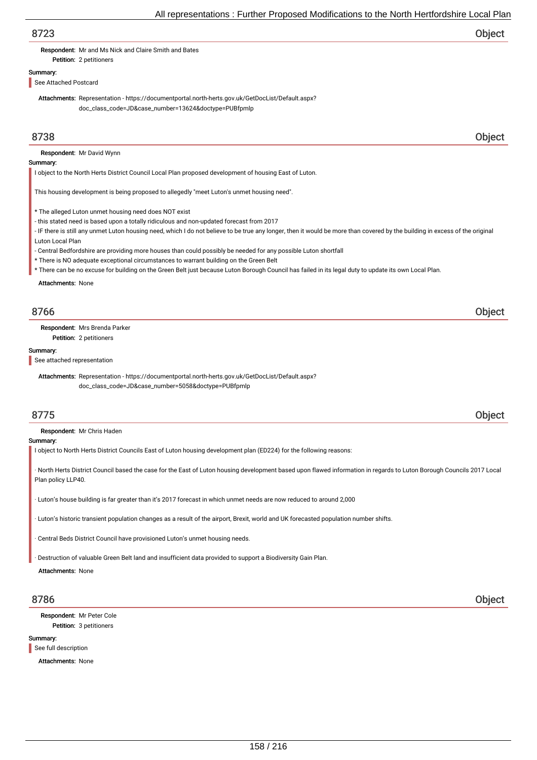## 8723 — Object

**Respondent:** Mr and Ms Nick and Claire Smith and Bates
**Petition:** 2 petitioners

**Summary:**

See Attached Postcard

**Attachments:** Representation - https://documentportal.north-herts.gov.uk/GetDocList/Default.aspx?doc_class_code=JD&case_number=13624&doctype=PUBfpmlp

## 8738 — Object

**Respondent:** Mr David Wynn

**Summary:**

I object to the North Herts District Council Local Plan proposed development of housing East of Luton.

This housing development is being proposed to allegedly "meet Luton's unmet housing need".

* The alleged Luton unmet housing need does NOT exist
- this stated need is based upon a totally ridiculous and non-updated forecast from 2017
- IF there is still any unmet Luton housing need, which I do not believe to be true any longer, then it would be more than covered by the building in excess of the original Luton Local Plan
- Central Bedfordshire are providing more houses than could possibly be needed for any possible Luton shortfall
* There is NO adequate exceptional circumstances to warrant building on the Green Belt
* There can be no excuse for building on the Green Belt just because Luton Borough Council has failed in its legal duty to update its own Local Plan.

**Attachments:** None

## 8766 — Object

**Respondent:** Mrs Brenda Parker
**Petition:** 2 petitioners

**Summary:**

See attached representation

**Attachments:** Representation - https://documentportal.north-herts.gov.uk/GetDocList/Default.aspx?doc_class_code=JD&case_number=5058&doctype=PUBfpmlp

## 8775 — Object

**Respondent:** Mr Chris Haden

**Summary:**

I object to North Herts District Councils East of Luton housing development plan (ED224) for the following reasons:

· North Herts District Council based the case for the East of Luton housing development based upon flawed information in regards to Luton Borough Councils 2017 Local Plan policy LLP40.

· Luton's house building is far greater than it's 2017 forecast in which unmet needs are now reduced to around 2,000

· Luton's historic transient population changes as a result of the airport, Brexit, world and UK forecasted population number shifts.

· Central Beds District Council have provisioned Luton's unmet housing needs.

· Destruction of valuable Green Belt land and insufficient data provided to support a Biodiversity Gain Plan.

**Attachments:** None

## 8786 — Object

**Respondent:** Mr Peter Cole
**Petition:** 3 petitioners

**Summary:**

See full description

**Attachments:** None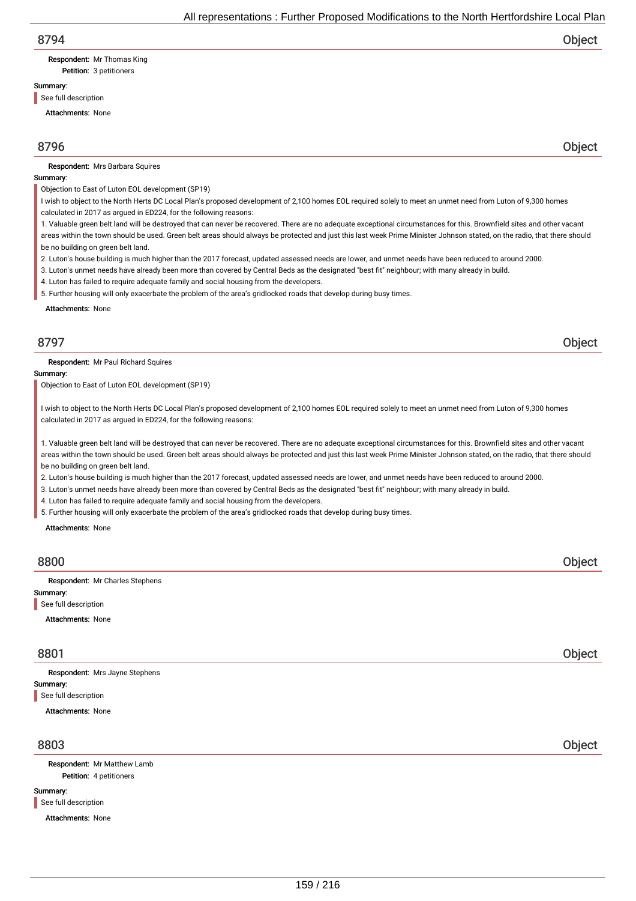## 8794 — Object

**Respondent:** Mr Thomas King
**Petition:** 3 petitioners

**Summary:**

See full description

**Attachments:** None

## 8796 — Object

**Respondent:** Mrs Barbara Squires

**Summary:**

Objection to East of Luton EOL development (SP19)

I wish to object to the North Herts DC Local Plan's proposed development of 2,100 homes EOL required solely to meet an unmet need from Luton of 9,300 homes calculated in 2017 as argued in ED224, for the following reasons:

1. Valuable green belt land will be destroyed that can never be recovered. There are no adequate exceptional circumstances for this. Brownfield sites and other vacant areas within the town should be used. Green belt areas should always be protected and just this last week Prime Minister Johnson stated, on the radio, that there should be no building on green belt land.
2. Luton's house building is much higher than the 2017 forecast, updated assessed needs are lower, and unmet needs have been reduced to around 2000.
3. Luton's unmet needs have already been more than covered by Central Beds as the designated "best fit" neighbour; with many already in build.
4. Luton has failed to require adequate family and social housing from the developers.
5. Further housing will only exacerbate the problem of the area's gridlocked roads that develop during busy times.

**Attachments:** None

## 8797 — Object

**Respondent:** Mr Paul Richard Squires

**Summary:**

Objection to East of Luton EOL development (SP19)

I wish to object to the North Herts DC Local Plan's proposed development of 2,100 homes EOL required solely to meet an unmet need from Luton of 9,300 homes calculated in 2017 as argued in ED224, for the following reasons:

1. Valuable green belt land will be destroyed that can never be recovered. There are no adequate exceptional circumstances for this. Brownfield sites and other vacant areas within the town should be used. Green belt areas should always be protected and just this last week Prime Minister Johnson stated, on the radio, that there should be no building on green belt land.
2. Luton's house building is much higher than the 2017 forecast, updated assessed needs are lower, and unmet needs have been reduced to around 2000.
3. Luton's unmet needs have already been more than covered by Central Beds as the designated "best fit" neighbour; with many already in build.
4. Luton has failed to require adequate family and social housing from the developers.
5. Further housing will only exacerbate the problem of the area's gridlocked roads that develop during busy times.

**Attachments:** None

## 8800 — Object

**Respondent:** Mr Charles Stephens

**Summary:**

See full description

**Attachments:** None

## 8801 — Object

**Respondent:** Mrs Jayne Stephens

**Summary:**

See full description

**Attachments:** None

## 8803 — Object

**Respondent:** Mr Matthew Lamb
**Petition:** 4 petitioners

**Summary:**

See full description

**Attachments:** None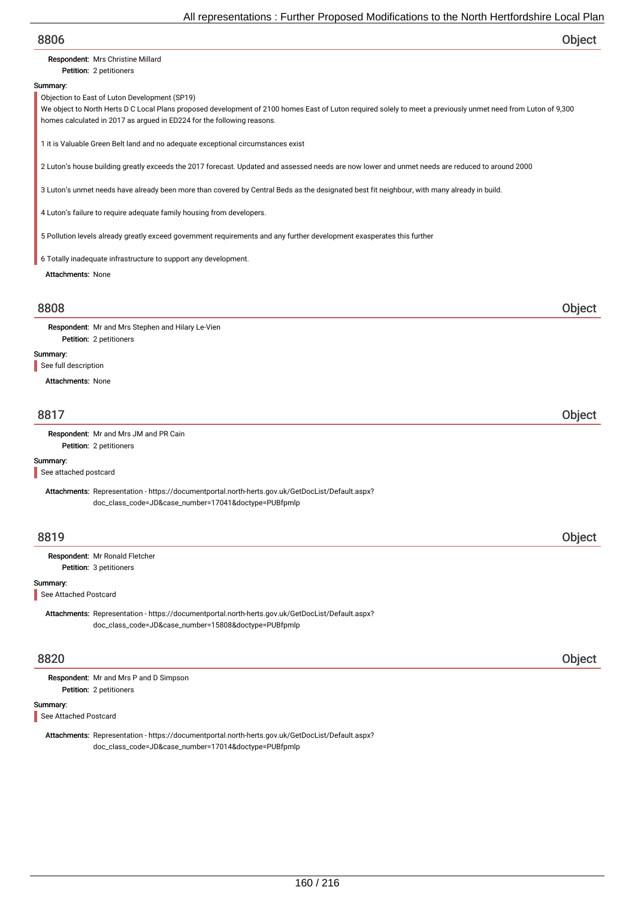## 8806

**Object**

**Respondent:** Mrs Christine Millard

**Petition:** 2 petitioners

**Summary:**

Objection to East of Luton Development (SP19)

We object to North Herts D C Local Plans proposed development of 2100 homes East of Luton required solely to meet a previously unmet need from Luton of 9,300 homes calculated in 2017 as argued in ED224 for the following reasons.

1 it is Valuable Green Belt land and no adequate exceptional circumstances exist

2 Luton's house building greatly exceeds the 2017 forecast. Updated and assessed needs are now lower and unmet needs are reduced to around 2000

3 Luton's unmet needs have already been more than covered by Central Beds as the designated best fit neighbour, with many already in build.

4 Luton's failure to require adequate family housing from developers.

5 Pollution levels already greatly exceed government requirements and any further development exasperates this further

6 Totally inadequate infrastructure to support any development.

**Attachments:** None

## 8808

**Object**

**Respondent:** Mr and Mrs Stephen and Hilary Le-Vien

**Petition:** 2 petitioners

**Summary:**

See full description

**Attachments:** None

## 8817

**Object**

**Respondent:** Mr and Mrs JM and PR Cain

**Petition:** 2 petitioners

**Summary:**

See attached postcard

**Attachments:** Representation - https://documentportal.north-herts.gov.uk/GetDocList/Default.aspx?doc_class_code=JD&case_number=17041&doctype=PUBfpmlp

## 8819

**Object**

**Respondent:** Mr Ronald Fletcher

**Petition:** 3 petitioners

**Summary:**

See Attached Postcard

**Attachments:** Representation - https://documentportal.north-herts.gov.uk/GetDocList/Default.aspx?doc_class_code=JD&case_number=15808&doctype=PUBfpmlp

## 8820

**Object**

**Respondent:** Mr and Mrs P and D Simpson

**Petition:** 2 petitioners

**Summary:**

See Attached Postcard

**Attachments:** Representation - https://documentportal.north-herts.gov.uk/GetDocList/Default.aspx?doc_class_code=JD&case_number=17014&doctype=PUBfpmlp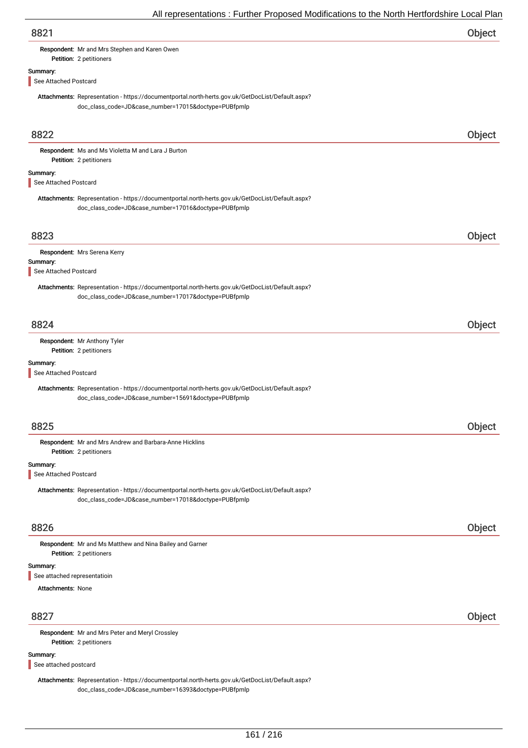## 8821 — Object

**Respondent:** Mr and Mrs Stephen and Karen Owen
**Petition:** 2 petitioners

**Summary:**

See Attached Postcard

**Attachments:** Representation - https://documentportal.north-herts.gov.uk/GetDocList/Default.aspx?doc_class_code=JD&case_number=17015&doctype=PUBfpmlp

## 8822 — Object

**Respondent:** Ms and Ms Violetta M and Lara J Burton
**Petition:** 2 petitioners

**Summary:**

See Attached Postcard

**Attachments:** Representation - https://documentportal.north-herts.gov.uk/GetDocList/Default.aspx?doc_class_code=JD&case_number=17016&doctype=PUBfpmlp

## 8823 — Object

**Respondent:** Mrs Serena Kerry

**Summary:**

See Attached Postcard

**Attachments:** Representation - https://documentportal.north-herts.gov.uk/GetDocList/Default.aspx?doc_class_code=JD&case_number=17017&doctype=PUBfpmlp

## 8824 — Object

**Respondent:** Mr Anthony Tyler
**Petition:** 2 petitioners

**Summary:**

See Attached Postcard

**Attachments:** Representation - https://documentportal.north-herts.gov.uk/GetDocList/Default.aspx?doc_class_code=JD&case_number=15691&doctype=PUBfpmlp

## 8825 — Object

**Respondent:** Mr and Mrs Andrew and Barbara-Anne Hicklins
**Petition:** 2 petitioners

**Summary:**

See Attached Postcard

**Attachments:** Representation - https://documentportal.north-herts.gov.uk/GetDocList/Default.aspx?doc_class_code=JD&case_number=17018&doctype=PUBfpmlp

## 8826 — Object

**Respondent:** Mr and Ms Matthew and Nina Bailey and Garner
**Petition:** 2 petitioners

**Summary:**

See attached representatioin

**Attachments:** None

## 8827 — Object

**Respondent:** Mr and Mrs Peter and Meryl Crossley
**Petition:** 2 petitioners

**Summary:**

See attached postcard

**Attachments:** Representation - https://documentportal.north-herts.gov.uk/GetDocList/Default.aspx?doc_class_code=JD&case_number=16393&doctype=PUBfpmlp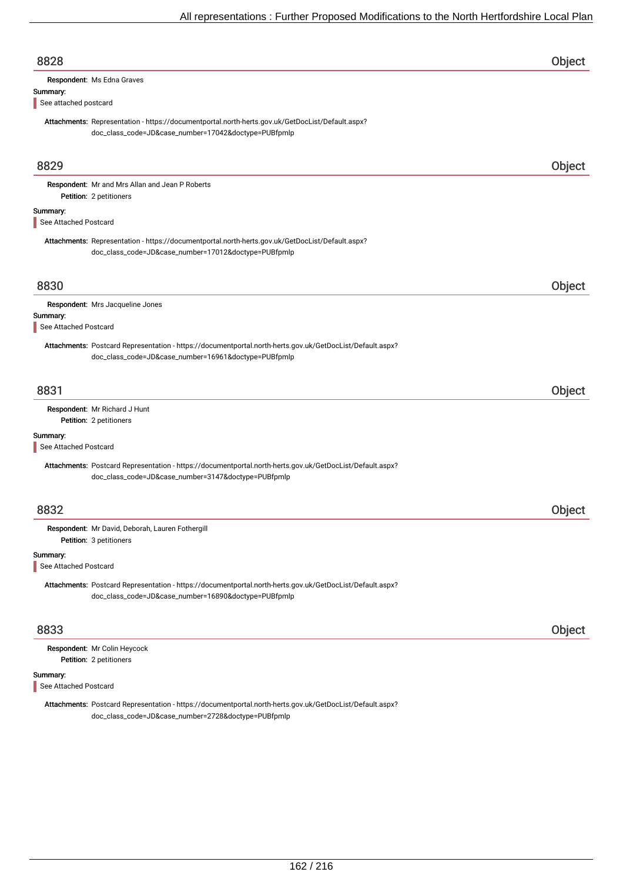## 8828 Object

**Respondent:** Ms Edna Graves

**Summary:**

See attached postcard

**Attachments:** Representation - https://documentportal.north-herts.gov.uk/GetDocList/Default.aspx?doc_class_code=JD&case_number=17042&doctype=PUBfpmlp

## 8829 Object

**Respondent:** Mr and Mrs Allan and Jean P Roberts

**Petition:** 2 petitioners

**Summary:**

See Attached Postcard

**Attachments:** Representation - https://documentportal.north-herts.gov.uk/GetDocList/Default.aspx?doc_class_code=JD&case_number=17012&doctype=PUBfpmlp

## 8830 Object

**Respondent:** Mrs Jacqueline Jones

**Summary:**

See Attached Postcard

**Attachments:** Postcard Representation - https://documentportal.north-herts.gov.uk/GetDocList/Default.aspx?doc_class_code=JD&case_number=16961&doctype=PUBfpmlp

## 8831 Object

**Respondent:** Mr Richard J Hunt

**Petition:** 2 petitioners

**Summary:**

See Attached Postcard

**Attachments:** Postcard Representation - https://documentportal.north-herts.gov.uk/GetDocList/Default.aspx?doc_class_code=JD&case_number=3147&doctype=PUBfpmlp

## 8832 Object

**Respondent:** Mr David, Deborah, Lauren Fothergill

**Petition:** 3 petitioners

**Summary:**

See Attached Postcard

**Attachments:** Postcard Representation - https://documentportal.north-herts.gov.uk/GetDocList/Default.aspx?doc_class_code=JD&case_number=16890&doctype=PUBfpmlp

## 8833 Object

**Respondent:** Mr Colin Heycock

**Petition:** 2 petitioners

**Summary:**

See Attached Postcard

**Attachments:** Postcard Representation - https://documentportal.north-herts.gov.uk/GetDocList/Default.aspx?doc_class_code=JD&case_number=2728&doctype=PUBfpmlp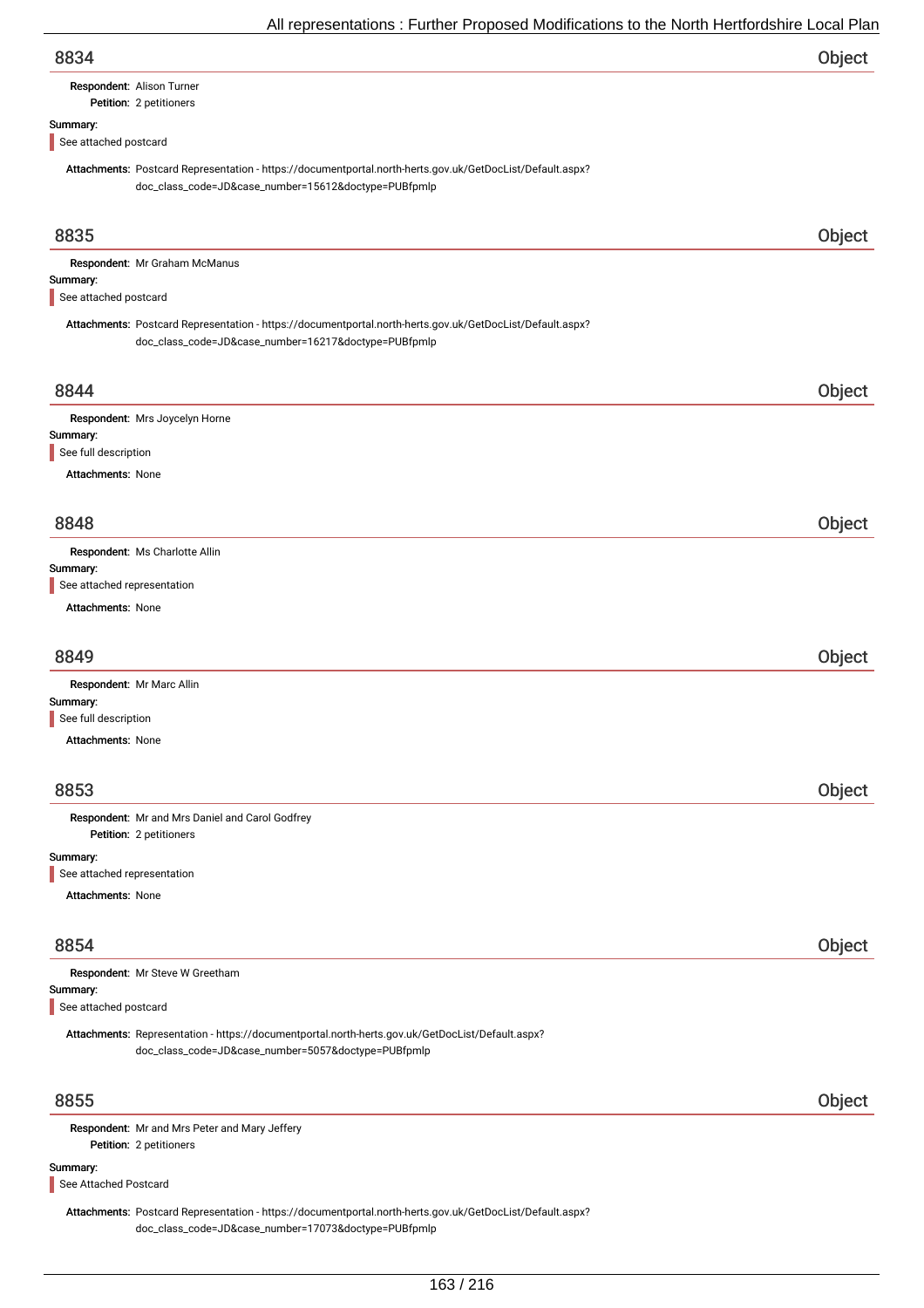## 8834 — Object

**Respondent:** Alison Turner
**Petition:** 2 petitioners

**Summary:**

See attached postcard

**Attachments:** Postcard Representation - https://documentportal.north-herts.gov.uk/GetDocList/Default.aspx?doc_class_code=JD&case_number=15612&doctype=PUBfpmlp

## 8835 — Object

**Respondent:** Mr Graham McManus

**Summary:**

See attached postcard

**Attachments:** Postcard Representation - https://documentportal.north-herts.gov.uk/GetDocList/Default.aspx?doc_class_code=JD&case_number=16217&doctype=PUBfpmlp

## 8844 — Object

**Respondent:** Mrs Joycelyn Horne

**Summary:**

See full description

**Attachments:** None

## 8848 — Object

**Respondent:** Ms Charlotte Allin

**Summary:**

See attached representation

**Attachments:** None

## 8849 — Object

**Respondent:** Mr Marc Allin

**Summary:**

See full description

**Attachments:** None

## 8853 — Object

**Respondent:** Mr and Mrs Daniel and Carol Godfrey
**Petition:** 2 petitioners

**Summary:**

See attached representation

**Attachments:** None

## 8854 — Object

**Respondent:** Mr Steve W Greetham

**Summary:**

See attached postcard

**Attachments:** Representation - https://documentportal.north-herts.gov.uk/GetDocList/Default.aspx?doc_class_code=JD&case_number=5057&doctype=PUBfpmlp

## 8855 — Object

**Respondent:** Mr and Mrs Peter and Mary Jeffery
**Petition:** 2 petitioners

**Summary:**

See Attached Postcard

**Attachments:** Postcard Representation - https://documentportal.north-herts.gov.uk/GetDocList/Default.aspx?doc_class_code=JD&case_number=17073&doctype=PUBfpmlp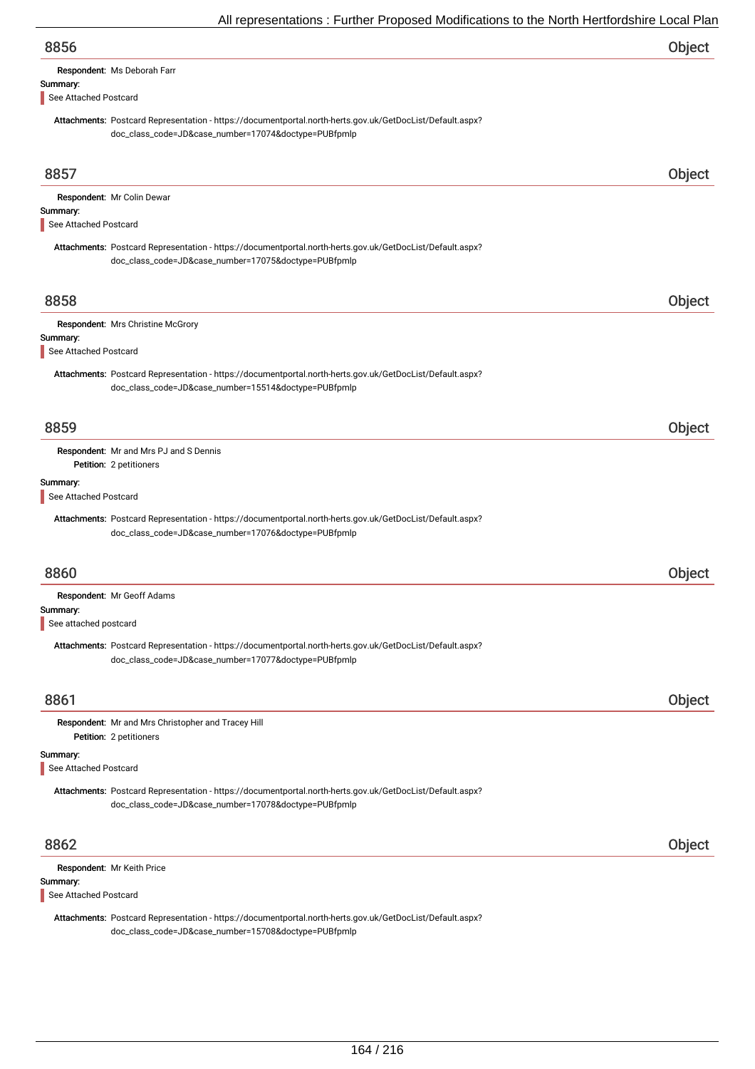## 8856 Object

**Respondent:** Ms Deborah Farr

**Summary:**

See Attached Postcard

**Attachments:** Postcard Representation - https://documentportal.north-herts.gov.uk/GetDocList/Default.aspx?doc_class_code=JD&case_number=17074&doctype=PUBfpmlp

## 8857 Object

**Respondent:** Mr Colin Dewar

**Summary:**

See Attached Postcard

**Attachments:** Postcard Representation - https://documentportal.north-herts.gov.uk/GetDocList/Default.aspx?doc_class_code=JD&case_number=17075&doctype=PUBfpmlp

## 8858 Object

**Respondent:** Mrs Christine McGrory

**Summary:**

See Attached Postcard

**Attachments:** Postcard Representation - https://documentportal.north-herts.gov.uk/GetDocList/Default.aspx?doc_class_code=JD&case_number=15514&doctype=PUBfpmlp

## 8859 Object

**Respondent:** Mr and Mrs PJ and S Dennis

**Petition:** 2 petitioners

**Summary:**

See Attached Postcard

**Attachments:** Postcard Representation - https://documentportal.north-herts.gov.uk/GetDocList/Default.aspx?doc_class_code=JD&case_number=17076&doctype=PUBfpmlp

## 8860 Object

**Respondent:** Mr Geoff Adams

**Summary:**

See attached postcard

**Attachments:** Postcard Representation - https://documentportal.north-herts.gov.uk/GetDocList/Default.aspx?doc_class_code=JD&case_number=17077&doctype=PUBfpmlp

## 8861 Object

**Respondent:** Mr and Mrs Christopher and Tracey Hill

**Petition:** 2 petitioners

**Summary:**

See Attached Postcard

**Attachments:** Postcard Representation - https://documentportal.north-herts.gov.uk/GetDocList/Default.aspx?doc_class_code=JD&case_number=17078&doctype=PUBfpmlp

## 8862 Object

**Respondent:** Mr Keith Price

**Summary:**

See Attached Postcard

**Attachments:** Postcard Representation - https://documentportal.north-herts.gov.uk/GetDocList/Default.aspx?doc_class_code=JD&case_number=15708&doctype=PUBfpmlp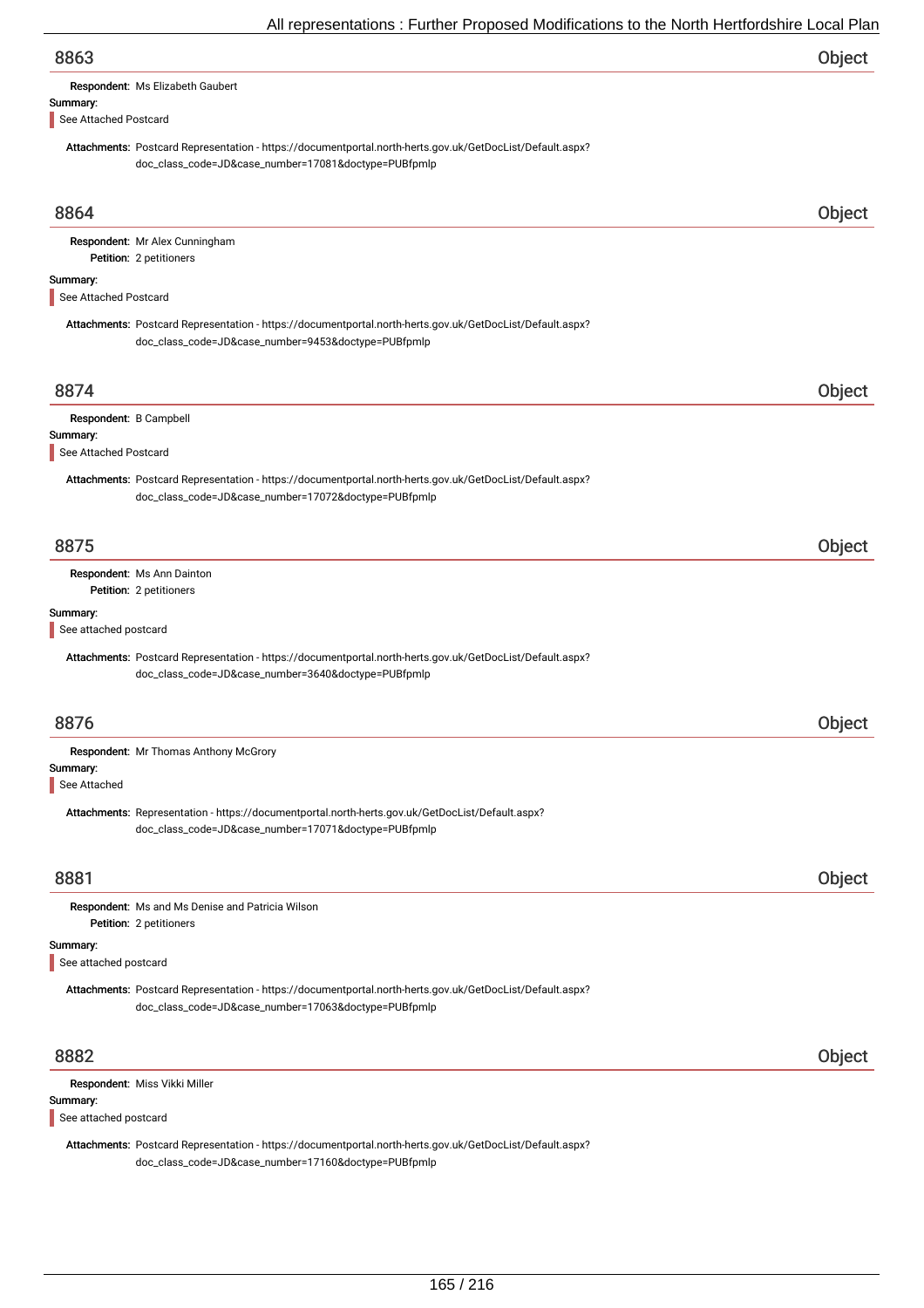## 8863 — Object

**Respondent:** Ms Elizabeth Gaubert

**Summary:**

See Attached Postcard

**Attachments:** Postcard Representation - https://documentportal.north-herts.gov.uk/GetDocList/Default.aspx?doc_class_code=JD&case_number=17081&doctype=PUBfpmlp

## 8864 — Object

**Respondent:** Mr Alex Cunningham

**Petition:** 2 petitioners

**Summary:**

See Attached Postcard

**Attachments:** Postcard Representation - https://documentportal.north-herts.gov.uk/GetDocList/Default.aspx?doc_class_code=JD&case_number=9453&doctype=PUBfpmlp

## 8874 — Object

**Respondent:** B Campbell

**Summary:**

See Attached Postcard

**Attachments:** Postcard Representation - https://documentportal.north-herts.gov.uk/GetDocList/Default.aspx?doc_class_code=JD&case_number=17072&doctype=PUBfpmlp

## 8875 — Object

**Respondent:** Ms Ann Dainton

**Petition:** 2 petitioners

**Summary:**

See attached postcard

**Attachments:** Postcard Representation - https://documentportal.north-herts.gov.uk/GetDocList/Default.aspx?doc_class_code=JD&case_number=3640&doctype=PUBfpmlp

## 8876 — Object

**Respondent:** Mr Thomas Anthony McGrory

**Summary:**

See Attached

**Attachments:** Representation - https://documentportal.north-herts.gov.uk/GetDocList/Default.aspx?doc_class_code=JD&case_number=17071&doctype=PUBfpmlp

## 8881 — Object

**Respondent:** Ms and Ms Denise and Patricia Wilson

**Petition:** 2 petitioners

**Summary:**

See attached postcard

**Attachments:** Postcard Representation - https://documentportal.north-herts.gov.uk/GetDocList/Default.aspx?doc_class_code=JD&case_number=17063&doctype=PUBfpmlp

## 8882 — Object

**Respondent:** Miss Vikki Miller

**Summary:**

See attached postcard

**Attachments:** Postcard Representation - https://documentportal.north-herts.gov.uk/GetDocList/Default.aspx?doc_class_code=JD&case_number=17160&doctype=PUBfpmlp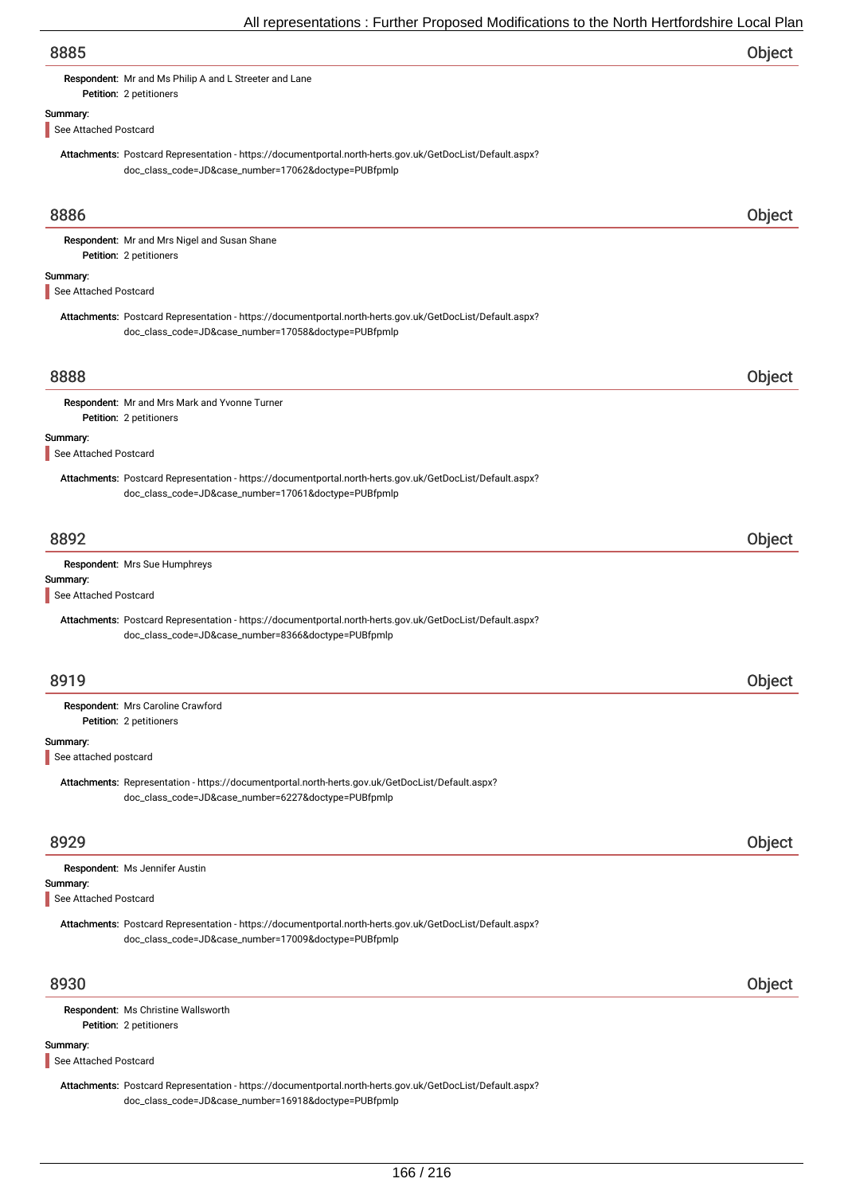## 8885 Object

**Respondent:** Mr and Ms Philip A and L Streeter and Lane
**Petition:** 2 petitioners

**Summary:**

See Attached Postcard

**Attachments:** Postcard Representation - https://documentportal.north-herts.gov.uk/GetDocList/Default.aspx?doc_class_code=JD&case_number=17062&doctype=PUBfpmlp

## 8886 Object

**Respondent:** Mr and Mrs Nigel and Susan Shane
**Petition:** 2 petitioners

**Summary:**

See Attached Postcard

**Attachments:** Postcard Representation - https://documentportal.north-herts.gov.uk/GetDocList/Default.aspx?doc_class_code=JD&case_number=17058&doctype=PUBfpmlp

## 8888 Object

**Respondent:** Mr and Mrs Mark and Yvonne Turner
**Petition:** 2 petitioners

**Summary:**

See Attached Postcard

**Attachments:** Postcard Representation - https://documentportal.north-herts.gov.uk/GetDocList/Default.aspx?doc_class_code=JD&case_number=17061&doctype=PUBfpmlp

## 8892 Object

**Respondent:** Mrs Sue Humphreys

**Summary:**

See Attached Postcard

**Attachments:** Postcard Representation - https://documentportal.north-herts.gov.uk/GetDocList/Default.aspx?doc_class_code=JD&case_number=8366&doctype=PUBfpmlp

## 8919 Object

**Respondent:** Mrs Caroline Crawford
**Petition:** 2 petitioners

**Summary:**

See attached postcard

**Attachments:** Representation - https://documentportal.north-herts.gov.uk/GetDocList/Default.aspx?doc_class_code=JD&case_number=6227&doctype=PUBfpmlp

## 8929 Object

**Respondent:** Ms Jennifer Austin

**Summary:**

See Attached Postcard

**Attachments:** Postcard Representation - https://documentportal.north-herts.gov.uk/GetDocList/Default.aspx?doc_class_code=JD&case_number=17009&doctype=PUBfpmlp

## 8930 Object

**Respondent:** Ms Christine Wallsworth
**Petition:** 2 petitioners

**Summary:**

See Attached Postcard

**Attachments:** Postcard Representation - https://documentportal.north-herts.gov.uk/GetDocList/Default.aspx?doc_class_code=JD&case_number=16918&doctype=PUBfpmlp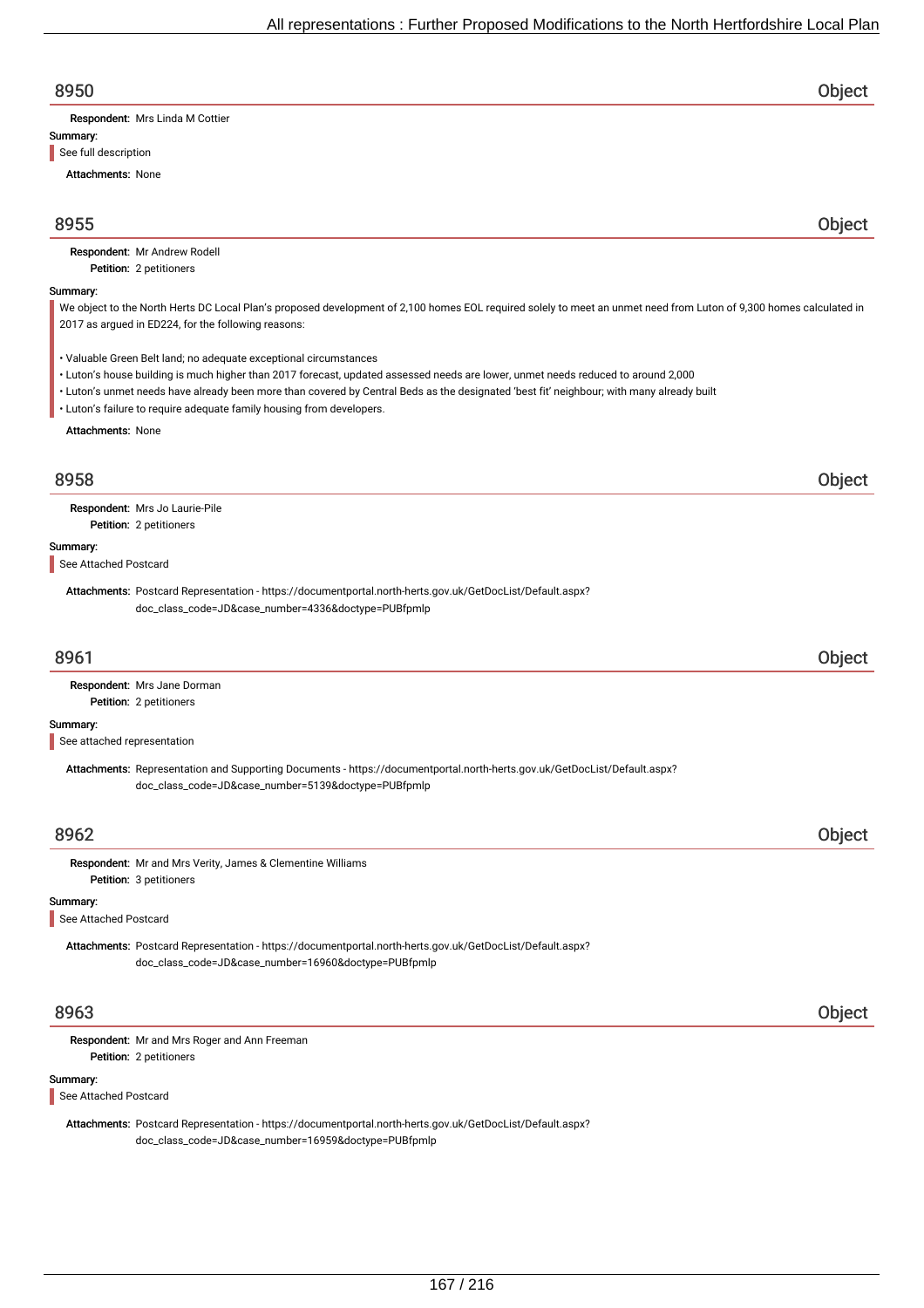## 8950 — Object

**Respondent:** Mrs Linda M Cottier

**Summary:**

See full description

**Attachments:** None

## 8955 — Object

**Respondent:** Mr Andrew Rodell

**Petition:** 2 petitioners

**Summary:**

We object to the North Herts DC Local Plan's proposed development of 2,100 homes EOL required solely to meet an unmet need from Luton of 9,300 homes calculated in 2017 as argued in ED224, for the following reasons:

- Valuable Green Belt land; no adequate exceptional circumstances
- Luton's house building is much higher than 2017 forecast, updated assessed needs are lower, unmet needs reduced to around 2,000
- Luton's unmet needs have already been more than covered by Central Beds as the designated 'best fit' neighbour; with many already built
- Luton's failure to require adequate family housing from developers.

**Attachments:** None

## 8958 — Object

**Respondent:** Mrs Jo Laurie-Pile

**Petition:** 2 petitioners

**Summary:**

See Attached Postcard

**Attachments:** Postcard Representation - https://documentportal.north-herts.gov.uk/GetDocList/Default.aspx?doc_class_code=JD&case_number=4336&doctype=PUBfpmlp

## 8961 — Object

**Respondent:** Mrs Jane Dorman

**Petition:** 2 petitioners

**Summary:**

See attached representation

**Attachments:** Representation and Supporting Documents - https://documentportal.north-herts.gov.uk/GetDocList/Default.aspx?doc_class_code=JD&case_number=5139&doctype=PUBfpmlp

## 8962 — Object

**Respondent:** Mr and Mrs Verity, James & Clementine Williams

**Petition:** 3 petitioners

**Summary:**

See Attached Postcard

**Attachments:** Postcard Representation - https://documentportal.north-herts.gov.uk/GetDocList/Default.aspx?doc_class_code=JD&case_number=16960&doctype=PUBfpmlp

## 8963 — Object

**Respondent:** Mr and Mrs Roger and Ann Freeman

**Petition:** 2 petitioners

**Summary:**

See Attached Postcard

**Attachments:** Postcard Representation - https://documentportal.north-herts.gov.uk/GetDocList/Default.aspx?doc_class_code=JD&case_number=16959&doctype=PUBfpmlp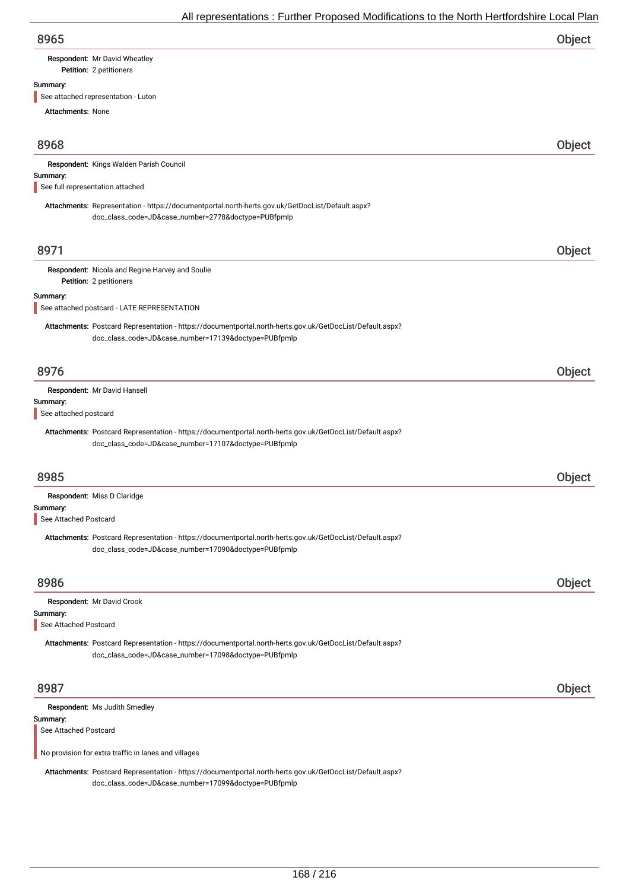## 8965 — Object

**Respondent:** Mr David Wheatley
**Petition:** 2 petitioners

**Summary:**

> See attached representation - Luton

**Attachments:** None

## 8968 — Object

**Respondent:** Kings Walden Parish Council

**Summary:**

> See full representation attached

**Attachments:** Representation - https://documentportal.north-herts.gov.uk/GetDocList/Default.aspx?doc_class_code=JD&case_number=2778&doctype=PUBfpmlp

## 8971 — Object

**Respondent:** Nicola and Regine Harvey and Soulie
**Petition:** 2 petitioners

**Summary:**

> See attached postcard - LATE REPRESENTATION

**Attachments:** Postcard Representation - https://documentportal.north-herts.gov.uk/GetDocList/Default.aspx?doc_class_code=JD&case_number=17139&doctype=PUBfpmlp

## 8976 — Object

**Respondent:** Mr David Hansell

**Summary:**

> See attached postcard

**Attachments:** Postcard Representation - https://documentportal.north-herts.gov.uk/GetDocList/Default.aspx?doc_class_code=JD&case_number=17107&doctype=PUBfpmlp

## 8985 — Object

**Respondent:** Miss D Claridge

**Summary:**

> See Attached Postcard

**Attachments:** Postcard Representation - https://documentportal.north-herts.gov.uk/GetDocList/Default.aspx?doc_class_code=JD&case_number=17090&doctype=PUBfpmlp

## 8986 — Object

**Respondent:** Mr David Crook

**Summary:**

> See Attached Postcard

**Attachments:** Postcard Representation - https://documentportal.north-herts.gov.uk/GetDocList/Default.aspx?doc_class_code=JD&case_number=17098&doctype=PUBfpmlp

## 8987 — Object

**Respondent:** Ms Judith Smedley

**Summary:**

> See Attached Postcard
>
> No provision for extra traffic in lanes and villages

**Attachments:** Postcard Representation - https://documentportal.north-herts.gov.uk/GetDocList/Default.aspx?doc_class_code=JD&case_number=17099&doctype=PUBfpmlp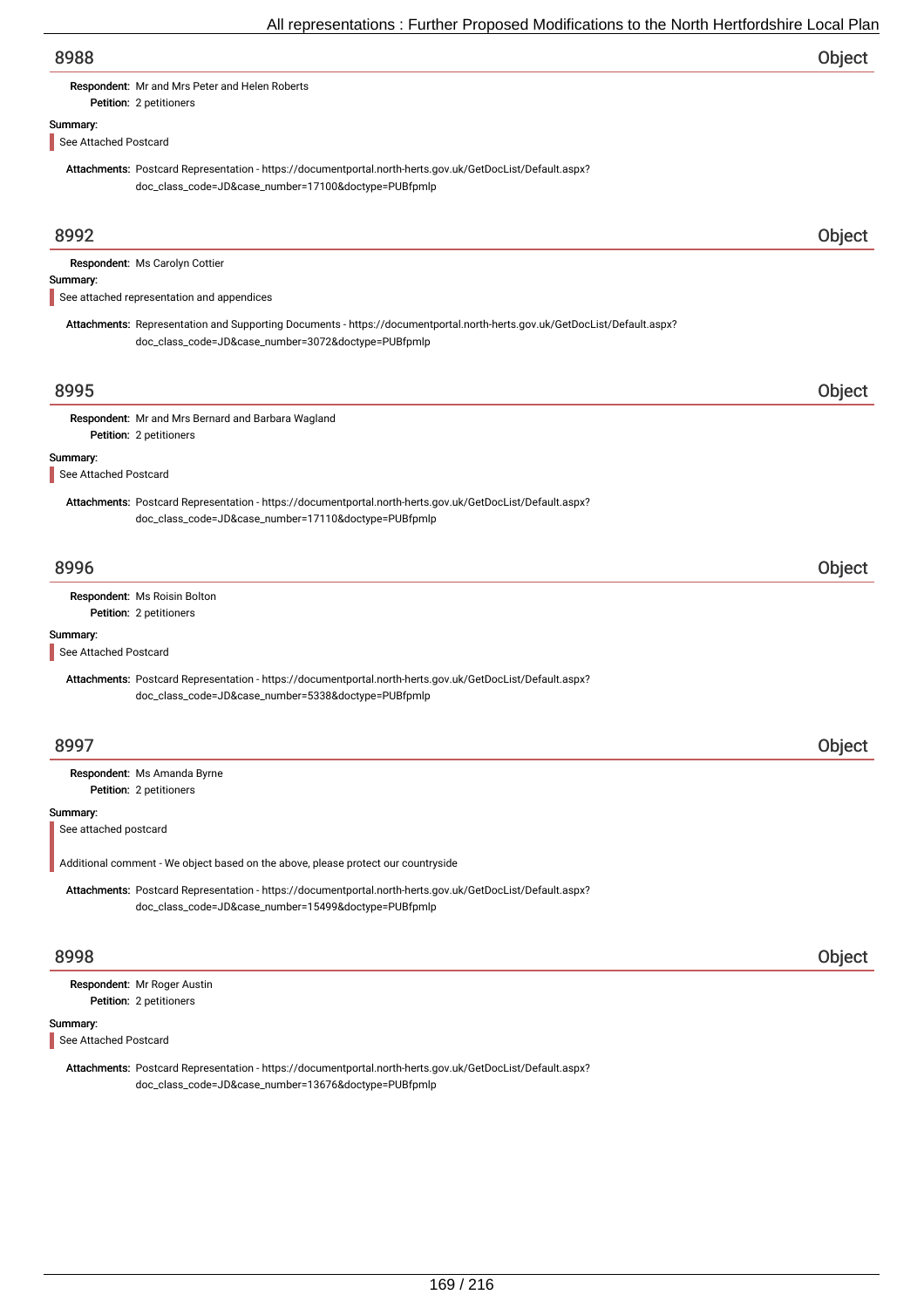## 8988 — Object

**Respondent:** Mr and Mrs Peter and Helen Roberts
**Petition:** 2 petitioners

**Summary:**

See Attached Postcard

**Attachments:** Postcard Representation - https://documentportal.north-herts.gov.uk/GetDocList/Default.aspx?doc_class_code=JD&case_number=17100&doctype=PUBfpmlp

## 8992 — Object

**Respondent:** Ms Carolyn Cottier

**Summary:**

See attached representation and appendices

**Attachments:** Representation and Supporting Documents - https://documentportal.north-herts.gov.uk/GetDocList/Default.aspx?doc_class_code=JD&case_number=3072&doctype=PUBfpmlp

## 8995 — Object

**Respondent:** Mr and Mrs Bernard and Barbara Wagland
**Petition:** 2 petitioners

**Summary:**

See Attached Postcard

**Attachments:** Postcard Representation - https://documentportal.north-herts.gov.uk/GetDocList/Default.aspx?doc_class_code=JD&case_number=17110&doctype=PUBfpmlp

## 8996 — Object

**Respondent:** Ms Roisin Bolton
**Petition:** 2 petitioners

**Summary:**

See Attached Postcard

**Attachments:** Postcard Representation - https://documentportal.north-herts.gov.uk/GetDocList/Default.aspx?doc_class_code=JD&case_number=5338&doctype=PUBfpmlp

## 8997 — Object

**Respondent:** Ms Amanda Byrne
**Petition:** 2 petitioners

**Summary:**

See attached postcard

Additional comment - We object based on the above, please protect our countryside

**Attachments:** Postcard Representation - https://documentportal.north-herts.gov.uk/GetDocList/Default.aspx?doc_class_code=JD&case_number=15499&doctype=PUBfpmlp

## 8998 — Object

**Respondent:** Mr Roger Austin
**Petition:** 2 petitioners

**Summary:**

See Attached Postcard

**Attachments:** Postcard Representation - https://documentportal.north-herts.gov.uk/GetDocList/Default.aspx?doc_class_code=JD&case_number=13676&doctype=PUBfpmlp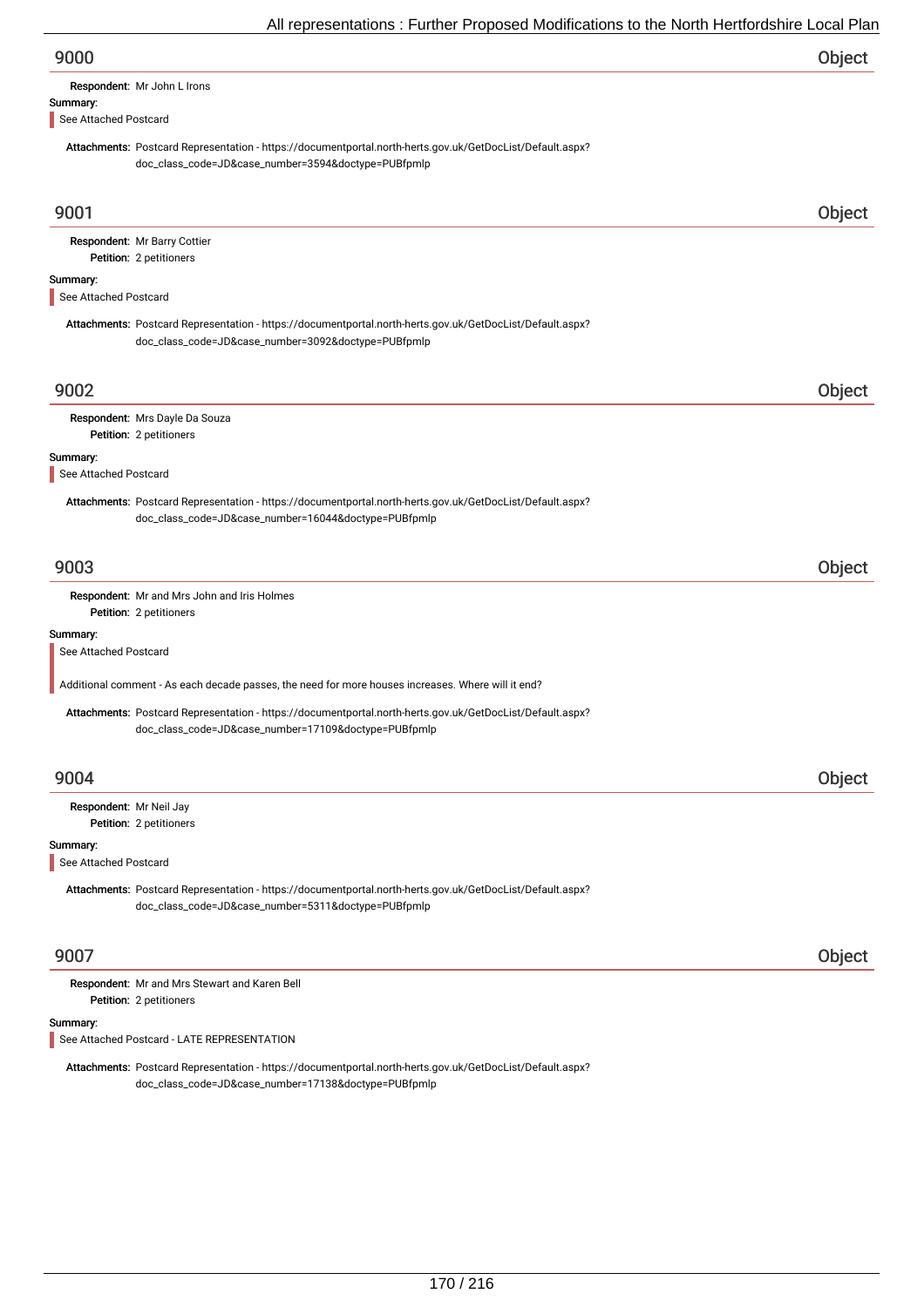## 9000 — Object

**Respondent:** Mr John L Irons

**Summary:**

See Attached Postcard

**Attachments:** Postcard Representation - https://documentportal.north-herts.gov.uk/GetDocList/Default.aspx?doc_class_code=JD&case_number=3594&doctype=PUBfpmlp

## 9001 — Object

**Respondent:** Mr Barry Cottier
**Petition:** 2 petitioners

**Summary:**

See Attached Postcard

**Attachments:** Postcard Representation - https://documentportal.north-herts.gov.uk/GetDocList/Default.aspx?doc_class_code=JD&case_number=3092&doctype=PUBfpmlp

## 9002 — Object

**Respondent:** Mrs Dayle Da Souza
**Petition:** 2 petitioners

**Summary:**

See Attached Postcard

**Attachments:** Postcard Representation - https://documentportal.north-herts.gov.uk/GetDocList/Default.aspx?doc_class_code=JD&case_number=16044&doctype=PUBfpmlp

## 9003 — Object

**Respondent:** Mr and Mrs John and Iris Holmes
**Petition:** 2 petitioners

**Summary:**

See Attached Postcard

Additional comment - As each decade passes, the need for more houses increases. Where will it end?

**Attachments:** Postcard Representation - https://documentportal.north-herts.gov.uk/GetDocList/Default.aspx?doc_class_code=JD&case_number=17109&doctype=PUBfpmlp

## 9004 — Object

**Respondent:** Mr Neil Jay
**Petition:** 2 petitioners

**Summary:**

See Attached Postcard

**Attachments:** Postcard Representation - https://documentportal.north-herts.gov.uk/GetDocList/Default.aspx?doc_class_code=JD&case_number=5311&doctype=PUBfpmlp

## 9007 — Object

**Respondent:** Mr and Mrs Stewart and Karen Bell
**Petition:** 2 petitioners

**Summary:**

See Attached Postcard - LATE REPRESENTATION

**Attachments:** Postcard Representation - https://documentportal.north-herts.gov.uk/GetDocList/Default.aspx?doc_class_code=JD&case_number=17138&doctype=PUBfpmlp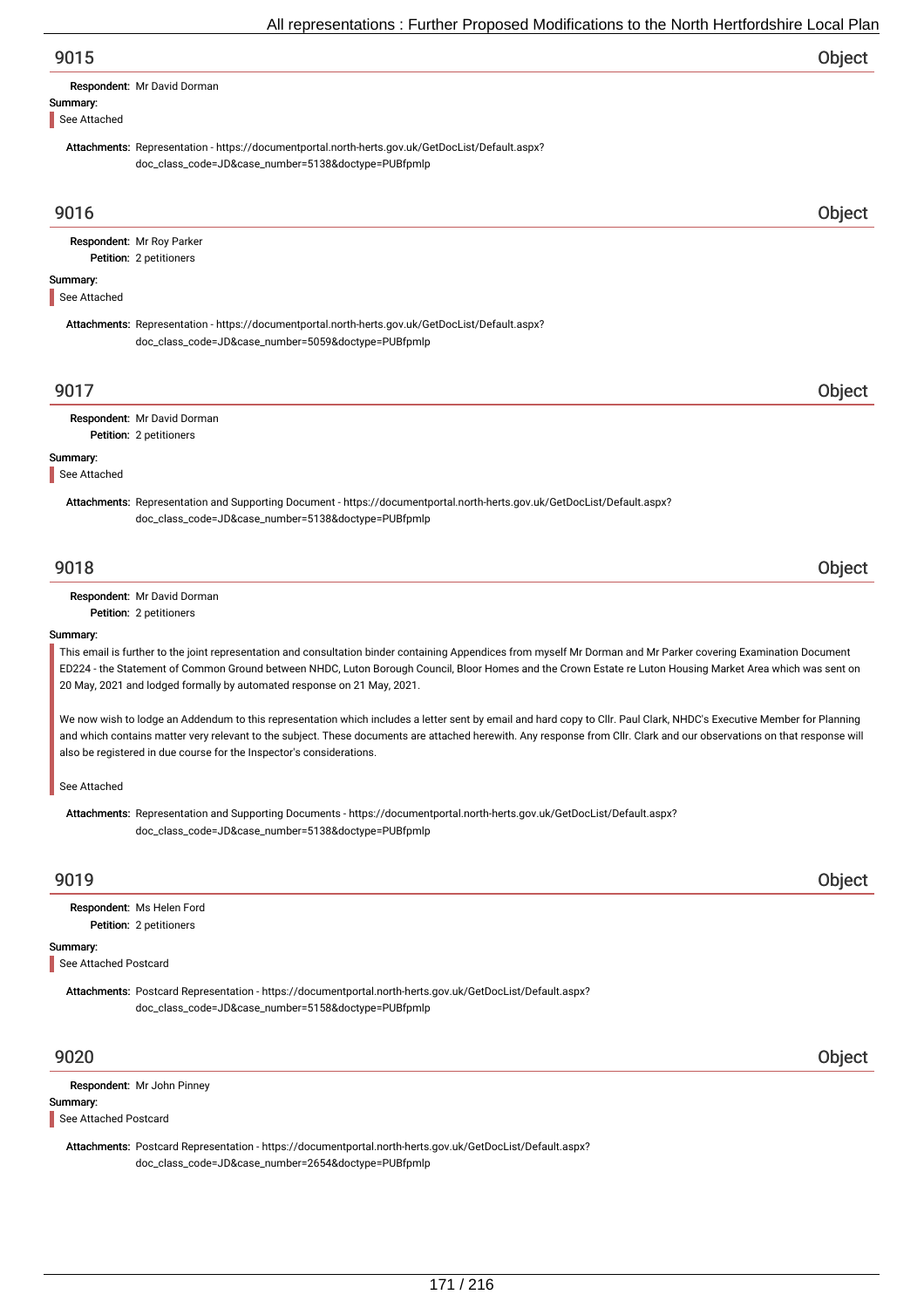## 9015 — Object

**Respondent:** Mr David Dorman

**Summary:**

See Attached

**Attachments:** Representation - https://documentportal.north-herts.gov.uk/GetDocList/Default.aspx?doc_class_code=JD&case_number=5138&doctype=PUBfpmlp

## 9016 — Object

**Respondent:** Mr Roy Parker

**Petition:** 2 petitioners

**Summary:**

See Attached

**Attachments:** Representation - https://documentportal.north-herts.gov.uk/GetDocList/Default.aspx?doc_class_code=JD&case_number=5059&doctype=PUBfpmlp

## 9017 — Object

**Respondent:** Mr David Dorman

**Petition:** 2 petitioners

**Summary:**

See Attached

**Attachments:** Representation and Supporting Document - https://documentportal.north-herts.gov.uk/GetDocList/Default.aspx?doc_class_code=JD&case_number=5138&doctype=PUBfpmlp

## 9018 — Object

**Respondent:** Mr David Dorman

**Petition:** 2 petitioners

**Summary:**

This email is further to the joint representation and consultation binder containing Appendices from myself Mr Dorman and Mr Parker covering Examination Document ED224 - the Statement of Common Ground between NHDC, Luton Borough Council, Bloor Homes and the Crown Estate re Luton Housing Market Area which was sent on 20 May, 2021 and lodged formally by automated response on 21 May, 2021.

We now wish to lodge an Addendum to this representation which includes a letter sent by email and hard copy to Cllr. Paul Clark, NHDC's Executive Member for Planning and which contains matter very relevant to the subject. These documents are attached herewith. Any response from Cllr. Clark and our observations on that response will also be registered in due course for the Inspector's considerations.

See Attached

**Attachments:** Representation and Supporting Documents - https://documentportal.north-herts.gov.uk/GetDocList/Default.aspx?doc_class_code=JD&case_number=5138&doctype=PUBfpmlp

## 9019 — Object

**Respondent:** Ms Helen Ford

**Petition:** 2 petitioners

**Summary:**

See Attached Postcard

**Attachments:** Postcard Representation - https://documentportal.north-herts.gov.uk/GetDocList/Default.aspx?doc_class_code=JD&case_number=5158&doctype=PUBfpmlp

## 9020 — Object

**Respondent:** Mr John Pinney

**Summary:**

See Attached Postcard

**Attachments:** Postcard Representation - https://documentportal.north-herts.gov.uk/GetDocList/Default.aspx?doc_class_code=JD&case_number=2654&doctype=PUBfpmlp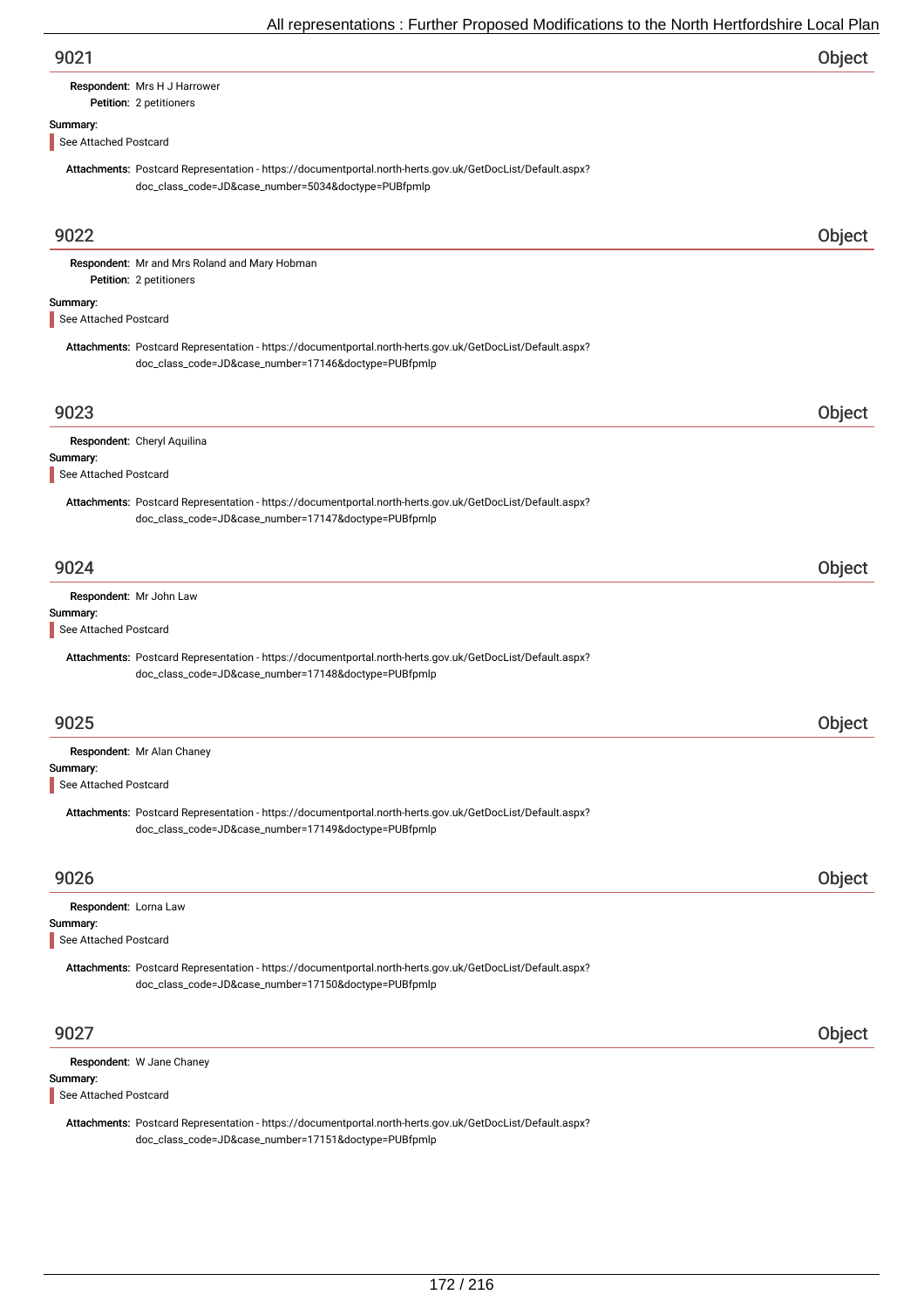## 9021 — Object

**Respondent:** Mrs H J Harrower
**Petition:** 2 petitioners

**Summary:**

See Attached Postcard

**Attachments:** Postcard Representation - https://documentportal.north-herts.gov.uk/GetDocList/Default.aspx?doc_class_code=JD&case_number=5034&doctype=PUBfpmlp

## 9022 — Object

**Respondent:** Mr and Mrs Roland and Mary Hobman
**Petition:** 2 petitioners

**Summary:**

See Attached Postcard

**Attachments:** Postcard Representation - https://documentportal.north-herts.gov.uk/GetDocList/Default.aspx?doc_class_code=JD&case_number=17146&doctype=PUBfpmlp

## 9023 — Object

**Respondent:** Cheryl Aquilina

**Summary:**

See Attached Postcard

**Attachments:** Postcard Representation - https://documentportal.north-herts.gov.uk/GetDocList/Default.aspx?doc_class_code=JD&case_number=17147&doctype=PUBfpmlp

## 9024 — Object

**Respondent:** Mr John Law

**Summary:**

See Attached Postcard

**Attachments:** Postcard Representation - https://documentportal.north-herts.gov.uk/GetDocList/Default.aspx?doc_class_code=JD&case_number=17148&doctype=PUBfpmlp

## 9025 — Object

**Respondent:** Mr Alan Chaney

**Summary:**

See Attached Postcard

**Attachments:** Postcard Representation - https://documentportal.north-herts.gov.uk/GetDocList/Default.aspx?doc_class_code=JD&case_number=17149&doctype=PUBfpmlp

## 9026 — Object

**Respondent:** Lorna Law

**Summary:**

See Attached Postcard

**Attachments:** Postcard Representation - https://documentportal.north-herts.gov.uk/GetDocList/Default.aspx?doc_class_code=JD&case_number=17150&doctype=PUBfpmlp

## 9027 — Object

**Respondent:** W Jane Chaney

**Summary:**

See Attached Postcard

**Attachments:** Postcard Representation - https://documentportal.north-herts.gov.uk/GetDocList/Default.aspx?doc_class_code=JD&case_number=17151&doctype=PUBfpmlp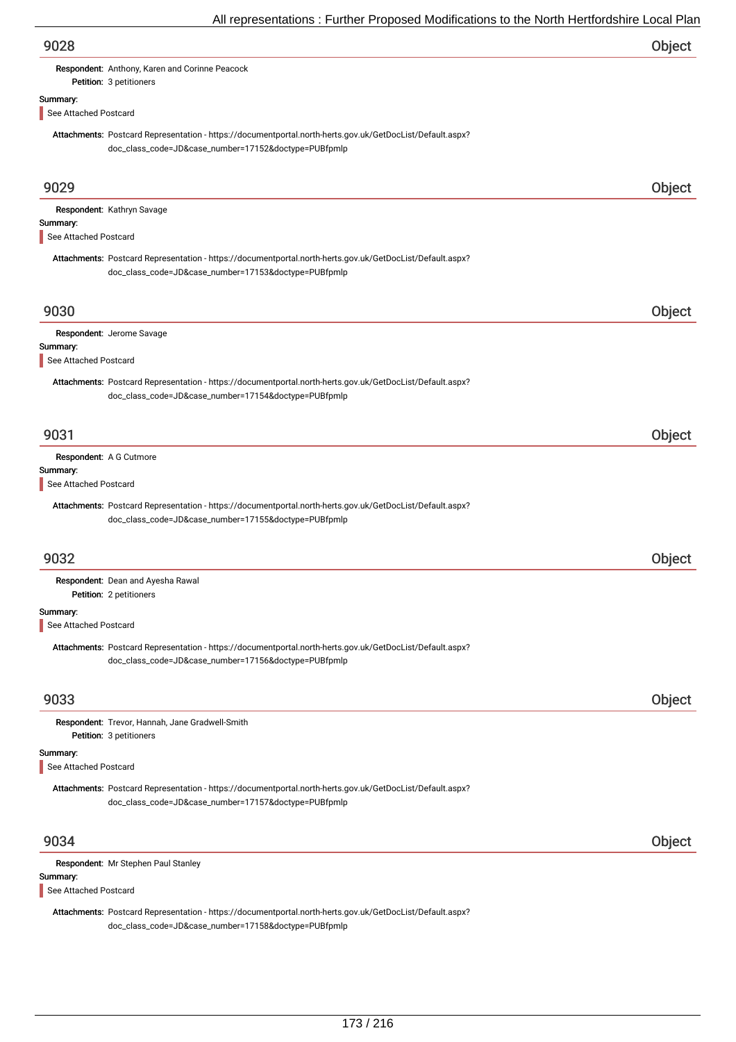## 9028 Object

**Respondent:** Anthony, Karen and Corinne Peacock
**Petition:** 3 petitioners

**Summary:**

See Attached Postcard

**Attachments:** Postcard Representation - https://documentportal.north-herts.gov.uk/GetDocList/Default.aspx?doc_class_code=JD&case_number=17152&doctype=PUBfpmlp

## 9029 Object

**Respondent:** Kathryn Savage

**Summary:**

See Attached Postcard

**Attachments:** Postcard Representation - https://documentportal.north-herts.gov.uk/GetDocList/Default.aspx?doc_class_code=JD&case_number=17153&doctype=PUBfpmlp

## 9030 Object

**Respondent:** Jerome Savage

**Summary:**

See Attached Postcard

**Attachments:** Postcard Representation - https://documentportal.north-herts.gov.uk/GetDocList/Default.aspx?doc_class_code=JD&case_number=17154&doctype=PUBfpmlp

## 9031 Object

**Respondent:** A G Cutmore

**Summary:**

See Attached Postcard

**Attachments:** Postcard Representation - https://documentportal.north-herts.gov.uk/GetDocList/Default.aspx?doc_class_code=JD&case_number=17155&doctype=PUBfpmlp

## 9032 Object

**Respondent:** Dean and Ayesha Rawal
**Petition:** 2 petitioners

**Summary:**

See Attached Postcard

**Attachments:** Postcard Representation - https://documentportal.north-herts.gov.uk/GetDocList/Default.aspx?doc_class_code=JD&case_number=17156&doctype=PUBfpmlp

## 9033 Object

**Respondent:** Trevor, Hannah, Jane Gradwell-Smith
**Petition:** 3 petitioners

**Summary:**

See Attached Postcard

**Attachments:** Postcard Representation - https://documentportal.north-herts.gov.uk/GetDocList/Default.aspx?doc_class_code=JD&case_number=17157&doctype=PUBfpmlp

## 9034 Object

**Respondent:** Mr Stephen Paul Stanley

**Summary:**

See Attached Postcard

**Attachments:** Postcard Representation - https://documentportal.north-herts.gov.uk/GetDocList/Default.aspx?doc_class_code=JD&case_number=17158&doctype=PUBfpmlp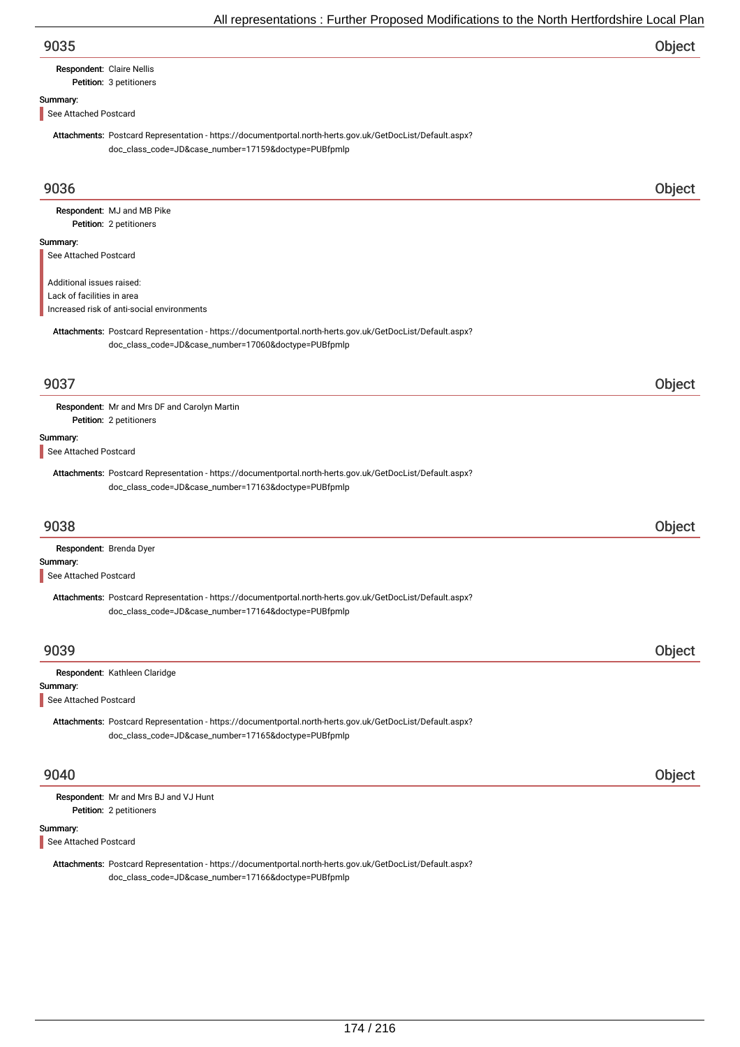## 9035 — Object

**Respondent:** Claire Nellis
**Petition:** 3 petitioners

**Summary:**

> See Attached Postcard

**Attachments:** Postcard Representation - https://documentportal.north-herts.gov.uk/GetDocList/Default.aspx?doc_class_code=JD&case_number=17159&doctype=PUBfpmlp

## 9036 — Object

**Respondent:** MJ and MB Pike
**Petition:** 2 petitioners

**Summary:**

> See Attached Postcard
>
> Additional issues raised:
> Lack of facilities in area
> Increased risk of anti-social environments

**Attachments:** Postcard Representation - https://documentportal.north-herts.gov.uk/GetDocList/Default.aspx?doc_class_code=JD&case_number=17060&doctype=PUBfpmlp

## 9037 — Object

**Respondent:** Mr and Mrs DF and Carolyn Martin
**Petition:** 2 petitioners

**Summary:**

> See Attached Postcard

**Attachments:** Postcard Representation - https://documentportal.north-herts.gov.uk/GetDocList/Default.aspx?doc_class_code=JD&case_number=17163&doctype=PUBfpmlp

## 9038 — Object

**Respondent:** Brenda Dyer

**Summary:**

> See Attached Postcard

**Attachments:** Postcard Representation - https://documentportal.north-herts.gov.uk/GetDocList/Default.aspx?doc_class_code=JD&case_number=17164&doctype=PUBfpmlp

## 9039 — Object

**Respondent:** Kathleen Claridge

**Summary:**

> See Attached Postcard

**Attachments:** Postcard Representation - https://documentportal.north-herts.gov.uk/GetDocList/Default.aspx?doc_class_code=JD&case_number=17165&doctype=PUBfpmlp

## 9040 — Object

**Respondent:** Mr and Mrs BJ and VJ Hunt
**Petition:** 2 petitioners

**Summary:**

> See Attached Postcard

**Attachments:** Postcard Representation - https://documentportal.north-herts.gov.uk/GetDocList/Default.aspx?doc_class_code=JD&case_number=17166&doctype=PUBfpmlp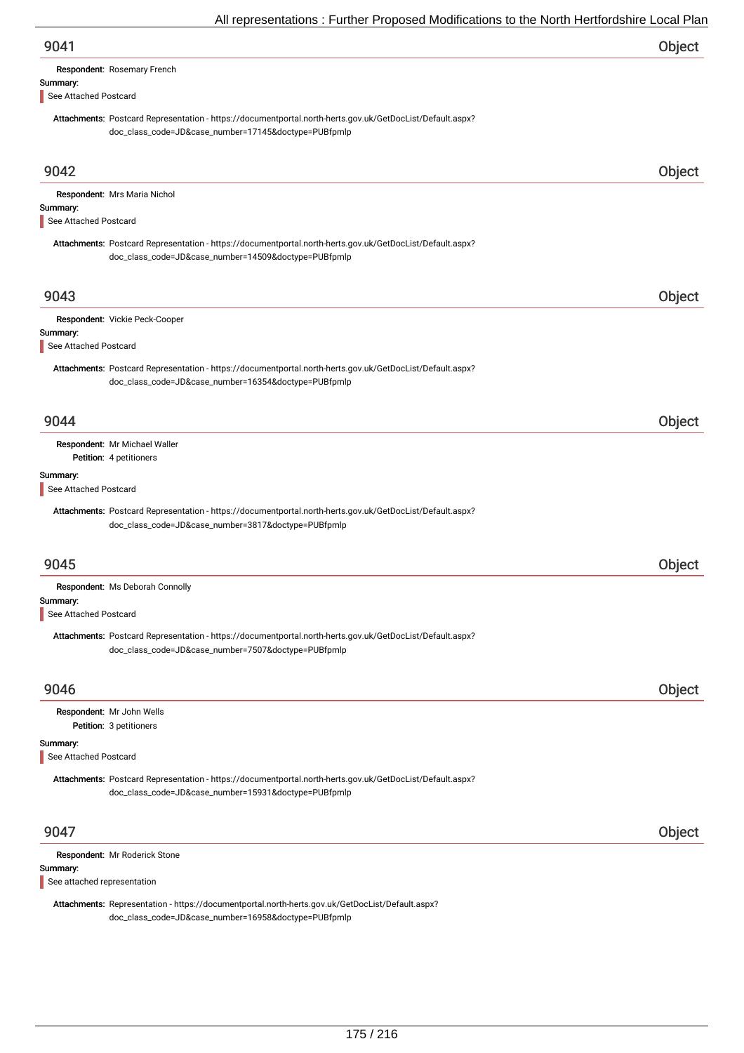## 9041 — Object

**Respondent:** Rosemary French

**Summary:**

> See Attached Postcard

**Attachments:** Postcard Representation - https://documentportal.north-herts.gov.uk/GetDocList/Default.aspx?doc_class_code=JD&case_number=17145&doctype=PUBfpmlp

## 9042 — Object

**Respondent:** Mrs Maria Nichol

**Summary:**

> See Attached Postcard

**Attachments:** Postcard Representation - https://documentportal.north-herts.gov.uk/GetDocList/Default.aspx?doc_class_code=JD&case_number=14509&doctype=PUBfpmlp

## 9043 — Object

**Respondent:** Vickie Peck-Cooper

**Summary:**

> See Attached Postcard

**Attachments:** Postcard Representation - https://documentportal.north-herts.gov.uk/GetDocList/Default.aspx?doc_class_code=JD&case_number=16354&doctype=PUBfpmlp

## 9044 — Object

**Respondent:** Mr Michael Waller

**Petition:** 4 petitioners

**Summary:**

> See Attached Postcard

**Attachments:** Postcard Representation - https://documentportal.north-herts.gov.uk/GetDocList/Default.aspx?doc_class_code=JD&case_number=3817&doctype=PUBfpmlp

## 9045 — Object

**Respondent:** Ms Deborah Connolly

**Summary:**

> See Attached Postcard

**Attachments:** Postcard Representation - https://documentportal.north-herts.gov.uk/GetDocList/Default.aspx?doc_class_code=JD&case_number=7507&doctype=PUBfpmlp

## 9046 — Object

**Respondent:** Mr John Wells

**Petition:** 3 petitioners

**Summary:**

> See Attached Postcard

**Attachments:** Postcard Representation - https://documentportal.north-herts.gov.uk/GetDocList/Default.aspx?doc_class_code=JD&case_number=15931&doctype=PUBfpmlp

## 9047 — Object

**Respondent:** Mr Roderick Stone

**Summary:**

> See attached representation

**Attachments:** Representation - https://documentportal.north-herts.gov.uk/GetDocList/Default.aspx?doc_class_code=JD&case_number=16958&doctype=PUBfpmlp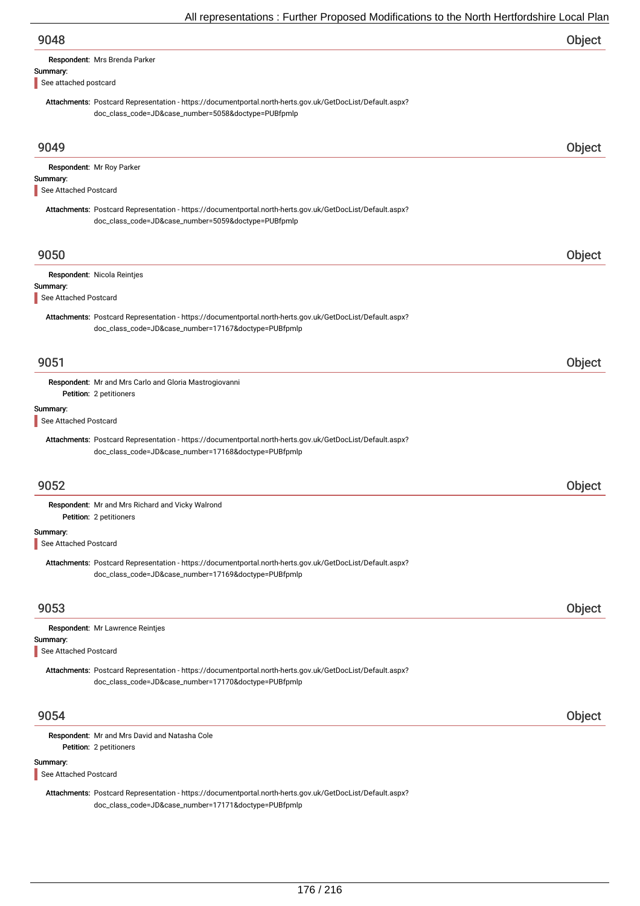## 9048 Object

**Respondent:** Mrs Brenda Parker

**Summary:**

See attached postcard

**Attachments:** Postcard Representation - https://documentportal.north-herts.gov.uk/GetDocList/Default.aspx?doc_class_code=JD&case_number=5058&doctype=PUBfpmlp

## 9049 Object

**Respondent:** Mr Roy Parker

**Summary:**

See Attached Postcard

**Attachments:** Postcard Representation - https://documentportal.north-herts.gov.uk/GetDocList/Default.aspx?doc_class_code=JD&case_number=5059&doctype=PUBfpmlp

## 9050 Object

**Respondent:** Nicola Reintjes

**Summary:**

See Attached Postcard

**Attachments:** Postcard Representation - https://documentportal.north-herts.gov.uk/GetDocList/Default.aspx?doc_class_code=JD&case_number=17167&doctype=PUBfpmlp

## 9051 Object

**Respondent:** Mr and Mrs Carlo and Gloria Mastrogiovanni

**Petition:** 2 petitioners

**Summary:**

See Attached Postcard

**Attachments:** Postcard Representation - https://documentportal.north-herts.gov.uk/GetDocList/Default.aspx?doc_class_code=JD&case_number=17168&doctype=PUBfpmlp

## 9052 Object

**Respondent:** Mr and Mrs Richard and Vicky Walrond

**Petition:** 2 petitioners

**Summary:**

See Attached Postcard

**Attachments:** Postcard Representation - https://documentportal.north-herts.gov.uk/GetDocList/Default.aspx?doc_class_code=JD&case_number=17169&doctype=PUBfpmlp

## 9053 Object

**Respondent:** Mr Lawrence Reintjes

**Summary:**

See Attached Postcard

**Attachments:** Postcard Representation - https://documentportal.north-herts.gov.uk/GetDocList/Default.aspx?doc_class_code=JD&case_number=17170&doctype=PUBfpmlp

## 9054 Object

**Respondent:** Mr and Mrs David and Natasha Cole

**Petition:** 2 petitioners

**Summary:**

See Attached Postcard

**Attachments:** Postcard Representation - https://documentportal.north-herts.gov.uk/GetDocList/Default.aspx?doc_class_code=JD&case_number=17171&doctype=PUBfpmlp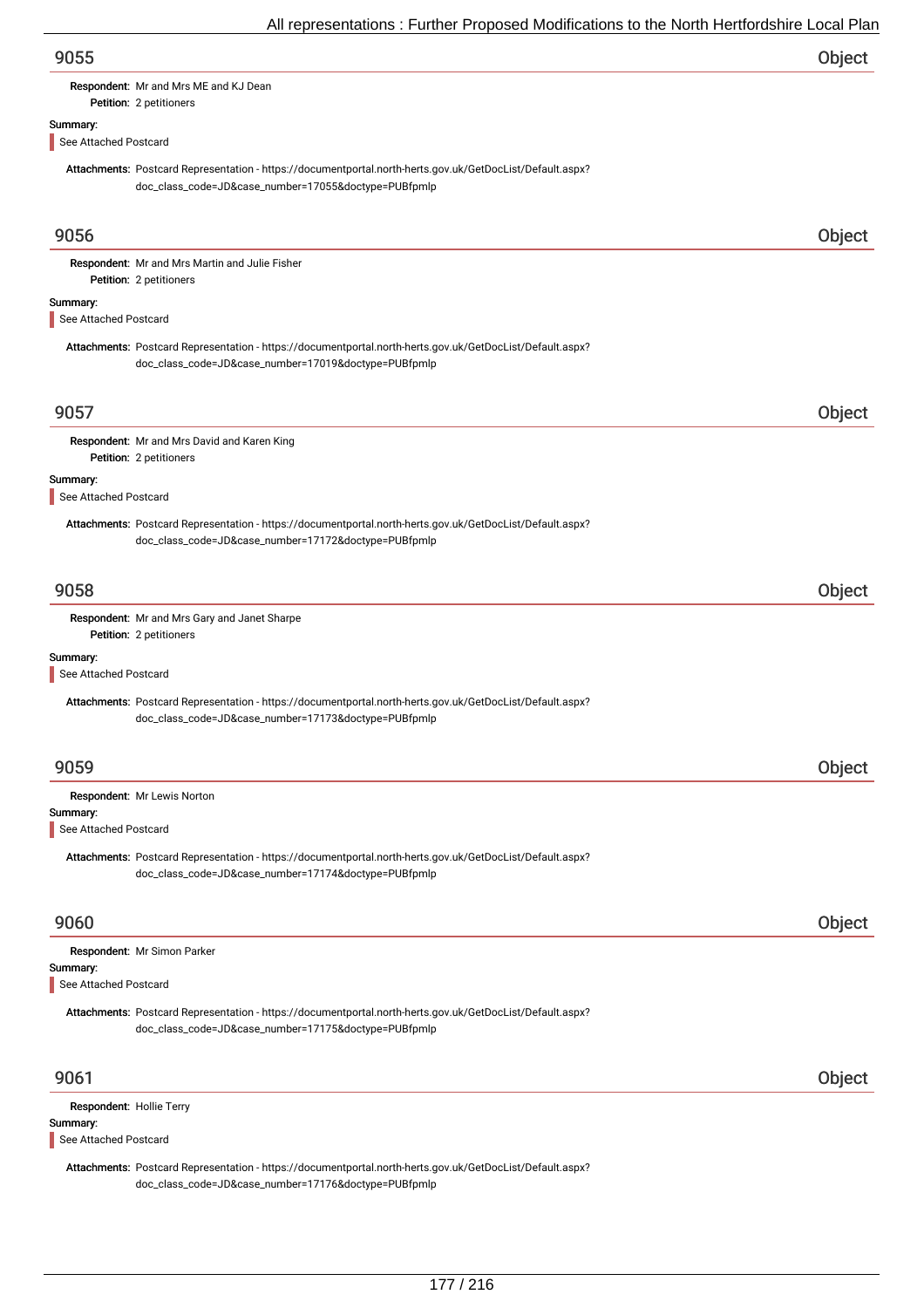## 9055 — Object

**Respondent:** Mr and Mrs ME and KJ Dean
**Petition:** 2 petitioners

**Summary:**

See Attached Postcard

**Attachments:** Postcard Representation - https://documentportal.north-herts.gov.uk/GetDocList/Default.aspx?doc_class_code=JD&case_number=17055&doctype=PUBfpmlp

## 9056 — Object

**Respondent:** Mr and Mrs Martin and Julie Fisher
**Petition:** 2 petitioners

**Summary:**

See Attached Postcard

**Attachments:** Postcard Representation - https://documentportal.north-herts.gov.uk/GetDocList/Default.aspx?doc_class_code=JD&case_number=17019&doctype=PUBfpmlp

## 9057 — Object

**Respondent:** Mr and Mrs David and Karen King
**Petition:** 2 petitioners

**Summary:**

See Attached Postcard

**Attachments:** Postcard Representation - https://documentportal.north-herts.gov.uk/GetDocList/Default.aspx?doc_class_code=JD&case_number=17172&doctype=PUBfpmlp

## 9058 — Object

**Respondent:** Mr and Mrs Gary and Janet Sharpe
**Petition:** 2 petitioners

**Summary:**

See Attached Postcard

**Attachments:** Postcard Representation - https://documentportal.north-herts.gov.uk/GetDocList/Default.aspx?doc_class_code=JD&case_number=17173&doctype=PUBfpmlp

## 9059 — Object

**Respondent:** Mr Lewis Norton

**Summary:**

See Attached Postcard

**Attachments:** Postcard Representation - https://documentportal.north-herts.gov.uk/GetDocList/Default.aspx?doc_class_code=JD&case_number=17174&doctype=PUBfpmlp

## 9060 — Object

**Respondent:** Mr Simon Parker

**Summary:**

See Attached Postcard

**Attachments:** Postcard Representation - https://documentportal.north-herts.gov.uk/GetDocList/Default.aspx?doc_class_code=JD&case_number=17175&doctype=PUBfpmlp

## 9061 — Object

**Respondent:** Hollie Terry

**Summary:**

See Attached Postcard

**Attachments:** Postcard Representation - https://documentportal.north-herts.gov.uk/GetDocList/Default.aspx?doc_class_code=JD&case_number=17176&doctype=PUBfpmlp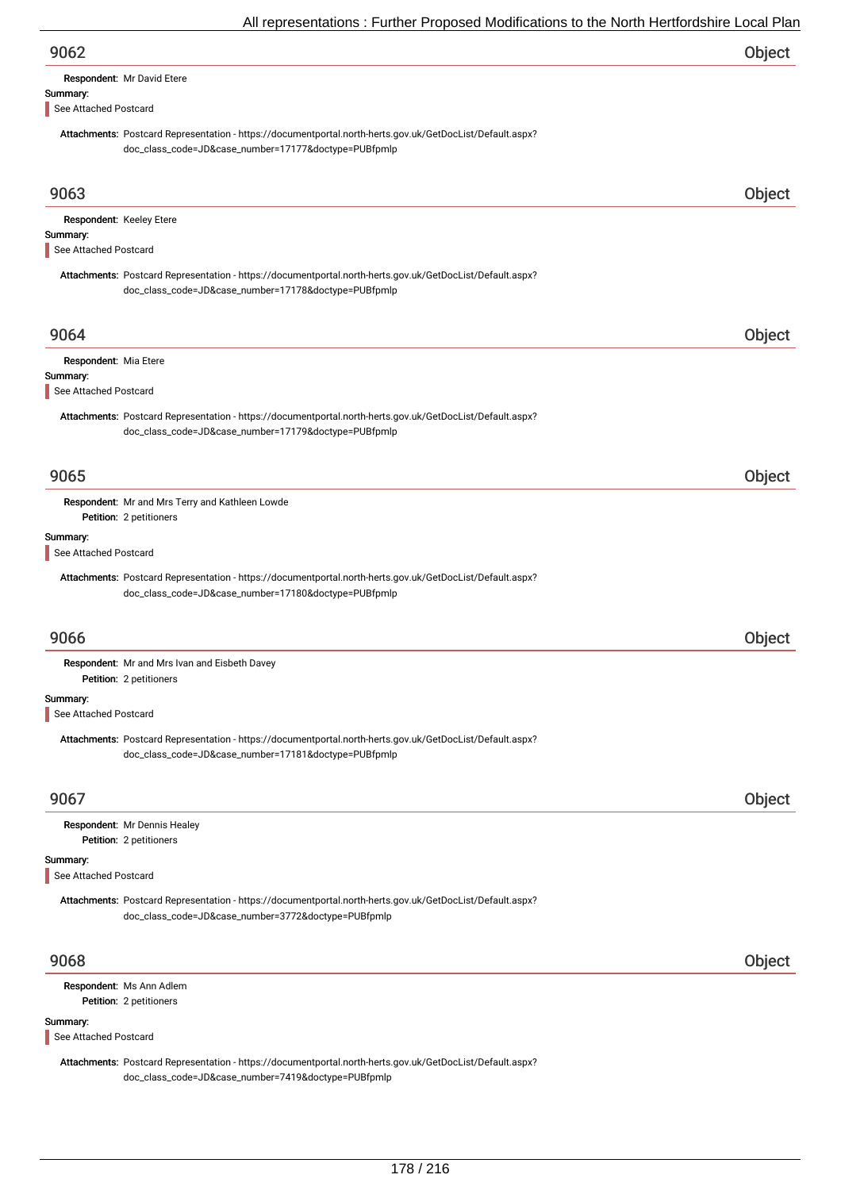## 9062 Object

**Respondent:** Mr David Etere

**Summary:**

See Attached Postcard

**Attachments:** Postcard Representation - https://documentportal.north-herts.gov.uk/GetDocList/Default.aspx?doc_class_code=JD&case_number=17177&doctype=PUBfpmlp

## 9063 Object

**Respondent:** Keeley Etere

**Summary:**

See Attached Postcard

**Attachments:** Postcard Representation - https://documentportal.north-herts.gov.uk/GetDocList/Default.aspx?doc_class_code=JD&case_number=17178&doctype=PUBfpmlp

## 9064 Object

**Respondent:** Mia Etere

**Summary:**

See Attached Postcard

**Attachments:** Postcard Representation - https://documentportal.north-herts.gov.uk/GetDocList/Default.aspx?doc_class_code=JD&case_number=17179&doctype=PUBfpmlp

## 9065 Object

**Respondent:** Mr and Mrs Terry and Kathleen Lowde
**Petition:** 2 petitioners

**Summary:**

See Attached Postcard

**Attachments:** Postcard Representation - https://documentportal.north-herts.gov.uk/GetDocList/Default.aspx?doc_class_code=JD&case_number=17180&doctype=PUBfpmlp

## 9066 Object

**Respondent:** Mr and Mrs Ivan and Eisbeth Davey
**Petition:** 2 petitioners

**Summary:**

See Attached Postcard

**Attachments:** Postcard Representation - https://documentportal.north-herts.gov.uk/GetDocList/Default.aspx?doc_class_code=JD&case_number=17181&doctype=PUBfpmlp

## 9067 Object

**Respondent:** Mr Dennis Healey
**Petition:** 2 petitioners

**Summary:**

See Attached Postcard

**Attachments:** Postcard Representation - https://documentportal.north-herts.gov.uk/GetDocList/Default.aspx?doc_class_code=JD&case_number=3772&doctype=PUBfpmlp

## 9068 Object

**Respondent:** Ms Ann Adlem
**Petition:** 2 petitioners

**Summary:**

See Attached Postcard

**Attachments:** Postcard Representation - https://documentportal.north-herts.gov.uk/GetDocList/Default.aspx?doc_class_code=JD&case_number=7419&doctype=PUBfpmlp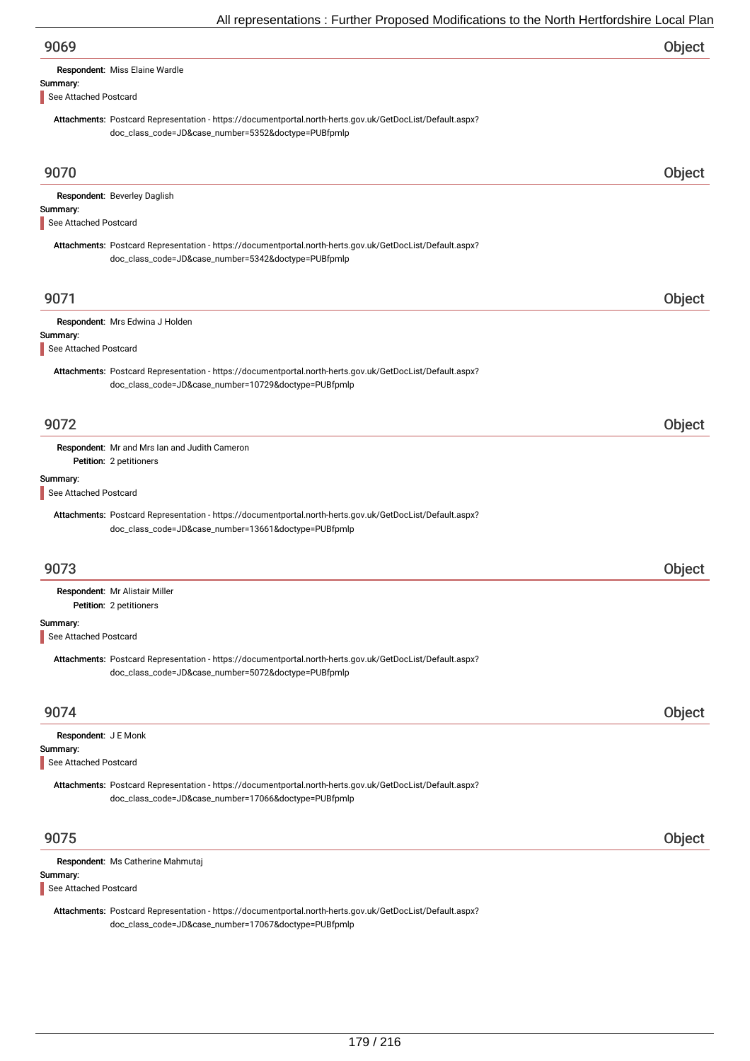## 9069 Object

**Respondent:** Miss Elaine Wardle

**Summary:**

See Attached Postcard

**Attachments:** Postcard Representation - https://documentportal.north-herts.gov.uk/GetDocList/Default.aspx?doc_class_code=JD&case_number=5352&doctype=PUBfpmlp

## 9070 Object

**Respondent:** Beverley Daglish

**Summary:**

See Attached Postcard

**Attachments:** Postcard Representation - https://documentportal.north-herts.gov.uk/GetDocList/Default.aspx?doc_class_code=JD&case_number=5342&doctype=PUBfpmlp

## 9071 Object

**Respondent:** Mrs Edwina J Holden

**Summary:**

See Attached Postcard

**Attachments:** Postcard Representation - https://documentportal.north-herts.gov.uk/GetDocList/Default.aspx?doc_class_code=JD&case_number=10729&doctype=PUBfpmlp

## 9072 Object

**Respondent:** Mr and Mrs Ian and Judith Cameron

**Petition:** 2 petitioners

**Summary:**

See Attached Postcard

**Attachments:** Postcard Representation - https://documentportal.north-herts.gov.uk/GetDocList/Default.aspx?doc_class_code=JD&case_number=13661&doctype=PUBfpmlp

## 9073 Object

**Respondent:** Mr Alistair Miller

**Petition:** 2 petitioners

**Summary:**

See Attached Postcard

**Attachments:** Postcard Representation - https://documentportal.north-herts.gov.uk/GetDocList/Default.aspx?doc_class_code=JD&case_number=5072&doctype=PUBfpmlp

## 9074 Object

**Respondent:** J E Monk

**Summary:**

See Attached Postcard

**Attachments:** Postcard Representation - https://documentportal.north-herts.gov.uk/GetDocList/Default.aspx?doc_class_code=JD&case_number=17066&doctype=PUBfpmlp

## 9075 Object

**Respondent:** Ms Catherine Mahmutaj

**Summary:**

See Attached Postcard

**Attachments:** Postcard Representation - https://documentportal.north-herts.gov.uk/GetDocList/Default.aspx?doc_class_code=JD&case_number=17067&doctype=PUBfpmlp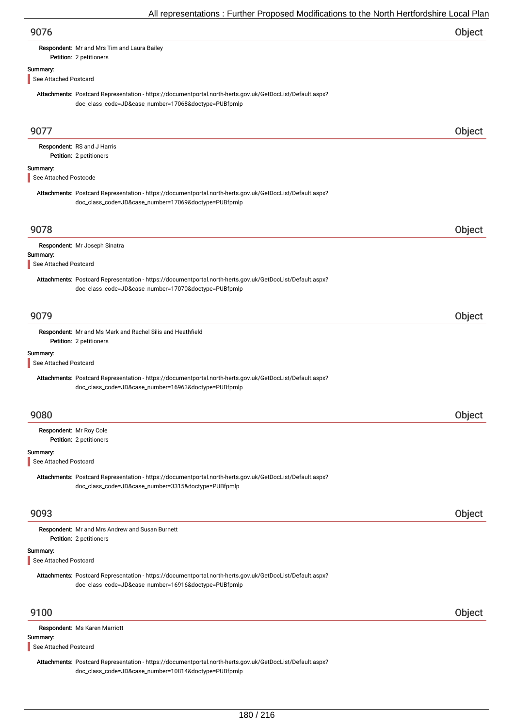## 9076 Object

**Respondent:** Mr and Mrs Tim and Laura Bailey
**Petition:** 2 petitioners

**Summary:**

See Attached Postcard

**Attachments:** Postcard Representation - https://documentportal.north-herts.gov.uk/GetDocList/Default.aspx?doc_class_code=JD&case_number=17068&doctype=PUBfpmlp

## 9077 Object

**Respondent:** RS and J Harris
**Petition:** 2 petitioners

**Summary:**

See Attached Postcode

**Attachments:** Postcard Representation - https://documentportal.north-herts.gov.uk/GetDocList/Default.aspx?doc_class_code=JD&case_number=17069&doctype=PUBfpmlp

## 9078 Object

**Respondent:** Mr Joseph Sinatra

**Summary:**

See Attached Postcard

**Attachments:** Postcard Representation - https://documentportal.north-herts.gov.uk/GetDocList/Default.aspx?doc_class_code=JD&case_number=17070&doctype=PUBfpmlp

## 9079 Object

**Respondent:** Mr and Ms Mark and Rachel Silis and Heathfield
**Petition:** 2 petitioners

**Summary:**

See Attached Postcard

**Attachments:** Postcard Representation - https://documentportal.north-herts.gov.uk/GetDocList/Default.aspx?doc_class_code=JD&case_number=16963&doctype=PUBfpmlp

## 9080 Object

**Respondent:** Mr Roy Cole
**Petition:** 2 petitioners

**Summary:**

See Attached Postcard

**Attachments:** Postcard Representation - https://documentportal.north-herts.gov.uk/GetDocList/Default.aspx?doc_class_code=JD&case_number=3315&doctype=PUBfpmlp

## 9093 Object

**Respondent:** Mr and Mrs Andrew and Susan Burnett
**Petition:** 2 petitioners

**Summary:**

See Attached Postcard

**Attachments:** Postcard Representation - https://documentportal.north-herts.gov.uk/GetDocList/Default.aspx?doc_class_code=JD&case_number=16916&doctype=PUBfpmlp

## 9100 Object

**Respondent:** Ms Karen Marriott

**Summary:**

See Attached Postcard

**Attachments:** Postcard Representation - https://documentportal.north-herts.gov.uk/GetDocList/Default.aspx?doc_class_code=JD&case_number=10814&doctype=PUBfpmlp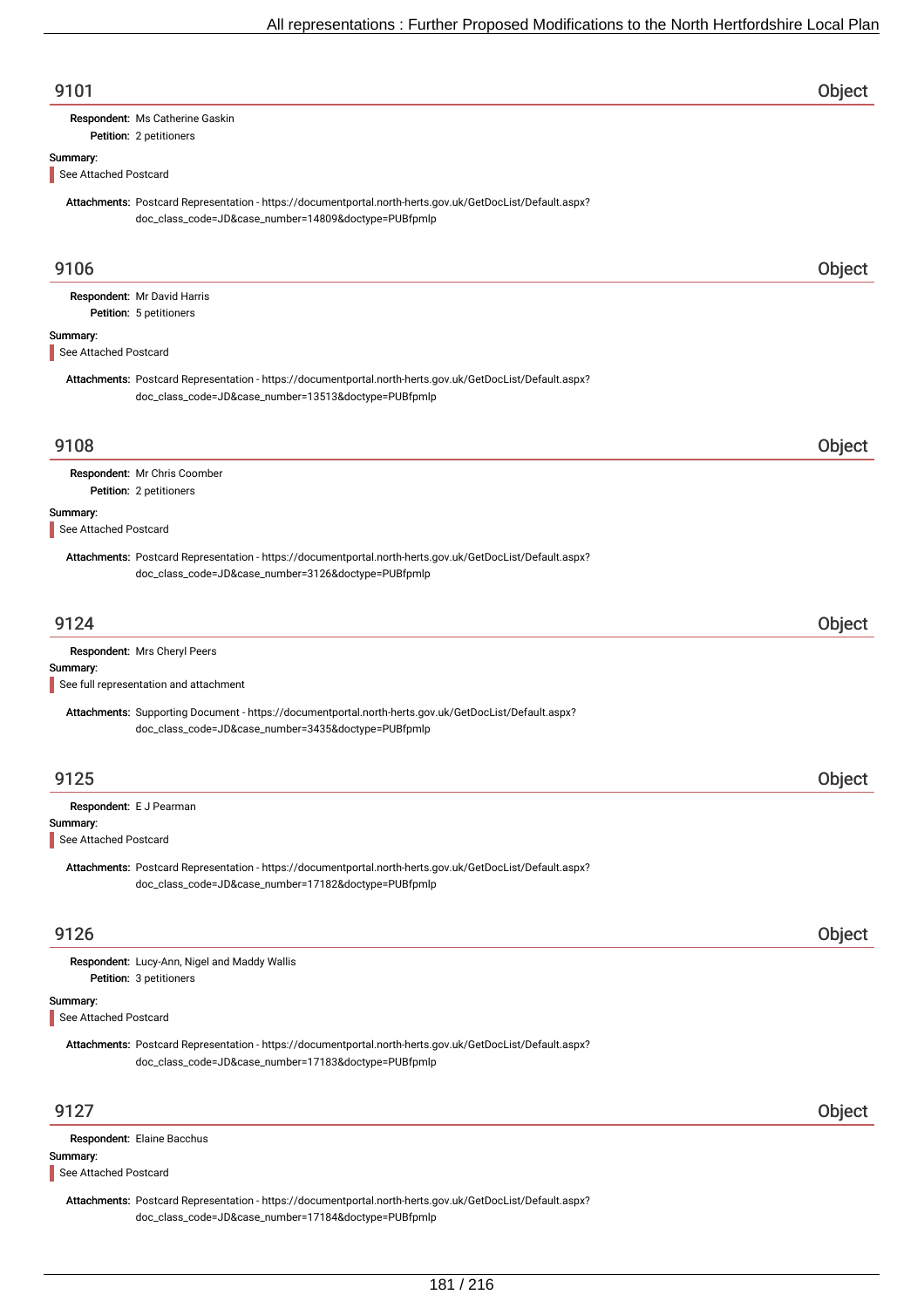## 9101 Object

**Respondent:** Ms Catherine Gaskin
**Petition:** 2 petitioners

**Summary:**

See Attached Postcard

**Attachments:** Postcard Representation - https://documentportal.north-herts.gov.uk/GetDocList/Default.aspx?doc_class_code=JD&case_number=14809&doctype=PUBfpmlp

## 9106 Object

**Respondent:** Mr David Harris
**Petition:** 5 petitioners

**Summary:**

See Attached Postcard

**Attachments:** Postcard Representation - https://documentportal.north-herts.gov.uk/GetDocList/Default.aspx?doc_class_code=JD&case_number=13513&doctype=PUBfpmlp

## 9108 Object

**Respondent:** Mr Chris Coomber
**Petition:** 2 petitioners

**Summary:**

See Attached Postcard

**Attachments:** Postcard Representation - https://documentportal.north-herts.gov.uk/GetDocList/Default.aspx?doc_class_code=JD&case_number=3126&doctype=PUBfpmlp

## 9124 Object

**Respondent:** Mrs Cheryl Peers

**Summary:**

See full representation and attachment

**Attachments:** Supporting Document - https://documentportal.north-herts.gov.uk/GetDocList/Default.aspx?doc_class_code=JD&case_number=3435&doctype=PUBfpmlp

## 9125 Object

**Respondent:** E J Pearman

**Summary:**

See Attached Postcard

**Attachments:** Postcard Representation - https://documentportal.north-herts.gov.uk/GetDocList/Default.aspx?doc_class_code=JD&case_number=17182&doctype=PUBfpmlp

## 9126 Object

**Respondent:** Lucy-Ann, Nigel and Maddy Wallis
**Petition:** 3 petitioners

**Summary:**

See Attached Postcard

**Attachments:** Postcard Representation - https://documentportal.north-herts.gov.uk/GetDocList/Default.aspx?doc_class_code=JD&case_number=17183&doctype=PUBfpmlp

## 9127 Object

**Respondent:** Elaine Bacchus

**Summary:**

See Attached Postcard

**Attachments:** Postcard Representation - https://documentportal.north-herts.gov.uk/GetDocList/Default.aspx?doc_class_code=JD&case_number=17184&doctype=PUBfpmlp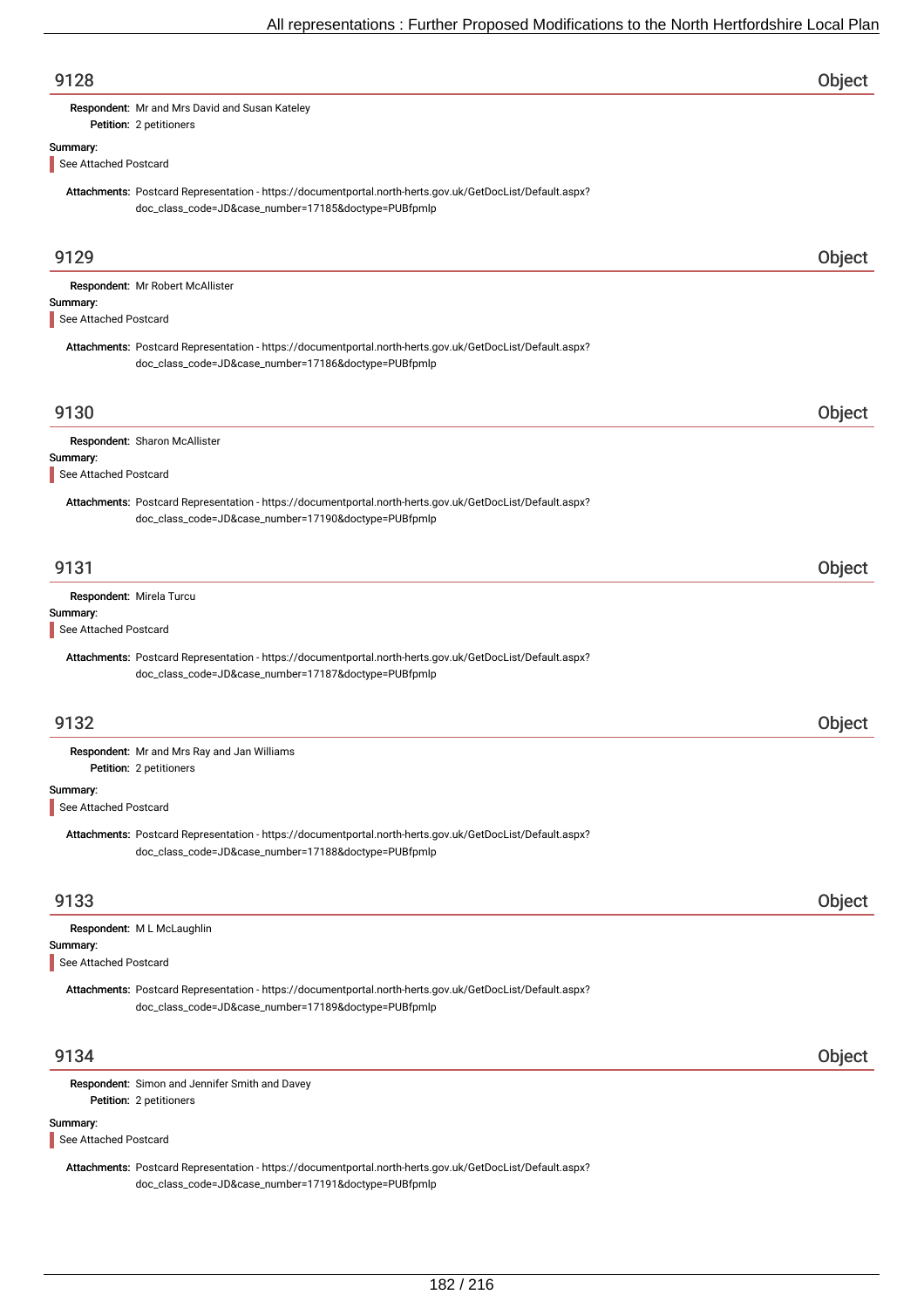## 9128 — Object

**Respondent:** Mr and Mrs David and Susan Kateley
**Petition:** 2 petitioners

**Summary:**

See Attached Postcard

**Attachments:** Postcard Representation - https://documentportal.north-herts.gov.uk/GetDocList/Default.aspx?doc_class_code=JD&case_number=17185&doctype=PUBfpmlp

## 9129 — Object

**Respondent:** Mr Robert McAllister

**Summary:**

See Attached Postcard

**Attachments:** Postcard Representation - https://documentportal.north-herts.gov.uk/GetDocList/Default.aspx?doc_class_code=JD&case_number=17186&doctype=PUBfpmlp

## 9130 — Object

**Respondent:** Sharon McAllister

**Summary:**

See Attached Postcard

**Attachments:** Postcard Representation - https://documentportal.north-herts.gov.uk/GetDocList/Default.aspx?doc_class_code=JD&case_number=17190&doctype=PUBfpmlp

## 9131 — Object

**Respondent:** Mirela Turcu

**Summary:**

See Attached Postcard

**Attachments:** Postcard Representation - https://documentportal.north-herts.gov.uk/GetDocList/Default.aspx?doc_class_code=JD&case_number=17187&doctype=PUBfpmlp

## 9132 — Object

**Respondent:** Mr and Mrs Ray and Jan Williams
**Petition:** 2 petitioners

**Summary:**

See Attached Postcard

**Attachments:** Postcard Representation - https://documentportal.north-herts.gov.uk/GetDocList/Default.aspx?doc_class_code=JD&case_number=17188&doctype=PUBfpmlp

## 9133 — Object

**Respondent:** M L McLaughlin

**Summary:**

See Attached Postcard

**Attachments:** Postcard Representation - https://documentportal.north-herts.gov.uk/GetDocList/Default.aspx?doc_class_code=JD&case_number=17189&doctype=PUBfpmlp

## 9134 — Object

**Respondent:** Simon and Jennifer Smith and Davey
**Petition:** 2 petitioners

**Summary:**

See Attached Postcard

**Attachments:** Postcard Representation - https://documentportal.north-herts.gov.uk/GetDocList/Default.aspx?doc_class_code=JD&case_number=17191&doctype=PUBfpmlp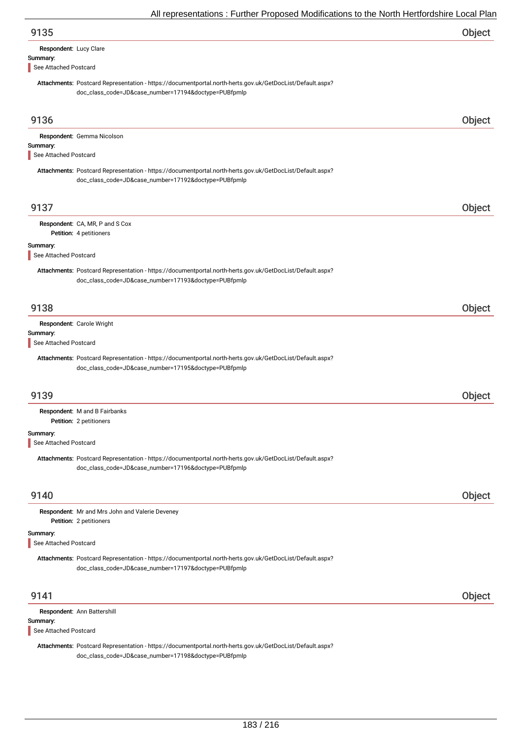## 9135

**Object**

**Respondent:** Lucy Clare

**Summary:**

See Attached Postcard

**Attachments:** Postcard Representation - https://documentportal.north-herts.gov.uk/GetDocList/Default.aspx?doc_class_code=JD&case_number=17194&doctype=PUBfpmlp

## 9136

**Object**

**Respondent:** Gemma Nicolson

**Summary:**

See Attached Postcard

**Attachments:** Postcard Representation - https://documentportal.north-herts.gov.uk/GetDocList/Default.aspx?doc_class_code=JD&case_number=17192&doctype=PUBfpmlp

## 9137

**Object**

**Respondent:** CA, MR, P and S Cox

**Petition:** 4 petitioners

**Summary:**

See Attached Postcard

**Attachments:** Postcard Representation - https://documentportal.north-herts.gov.uk/GetDocList/Default.aspx?doc_class_code=JD&case_number=17193&doctype=PUBfpmlp

## 9138

**Object**

**Respondent:** Carole Wright

**Summary:**

See Attached Postcard

**Attachments:** Postcard Representation - https://documentportal.north-herts.gov.uk/GetDocList/Default.aspx?doc_class_code=JD&case_number=17195&doctype=PUBfpmlp

## 9139

**Object**

**Respondent:** M and B Fairbanks

**Petition:** 2 petitioners

**Summary:**

See Attached Postcard

**Attachments:** Postcard Representation - https://documentportal.north-herts.gov.uk/GetDocList/Default.aspx?doc_class_code=JD&case_number=17196&doctype=PUBfpmlp

## 9140

**Object**

**Respondent:** Mr and Mrs John and Valerie Deveney

**Petition:** 2 petitioners

**Summary:**

See Attached Postcard

**Attachments:** Postcard Representation - https://documentportal.north-herts.gov.uk/GetDocList/Default.aspx?doc_class_code=JD&case_number=17197&doctype=PUBfpmlp

## 9141

**Object**

**Respondent:** Ann Battershill

**Summary:**

See Attached Postcard

**Attachments:** Postcard Representation - https://documentportal.north-herts.gov.uk/GetDocList/Default.aspx?doc_class_code=JD&case_number=17198&doctype=PUBfpmlp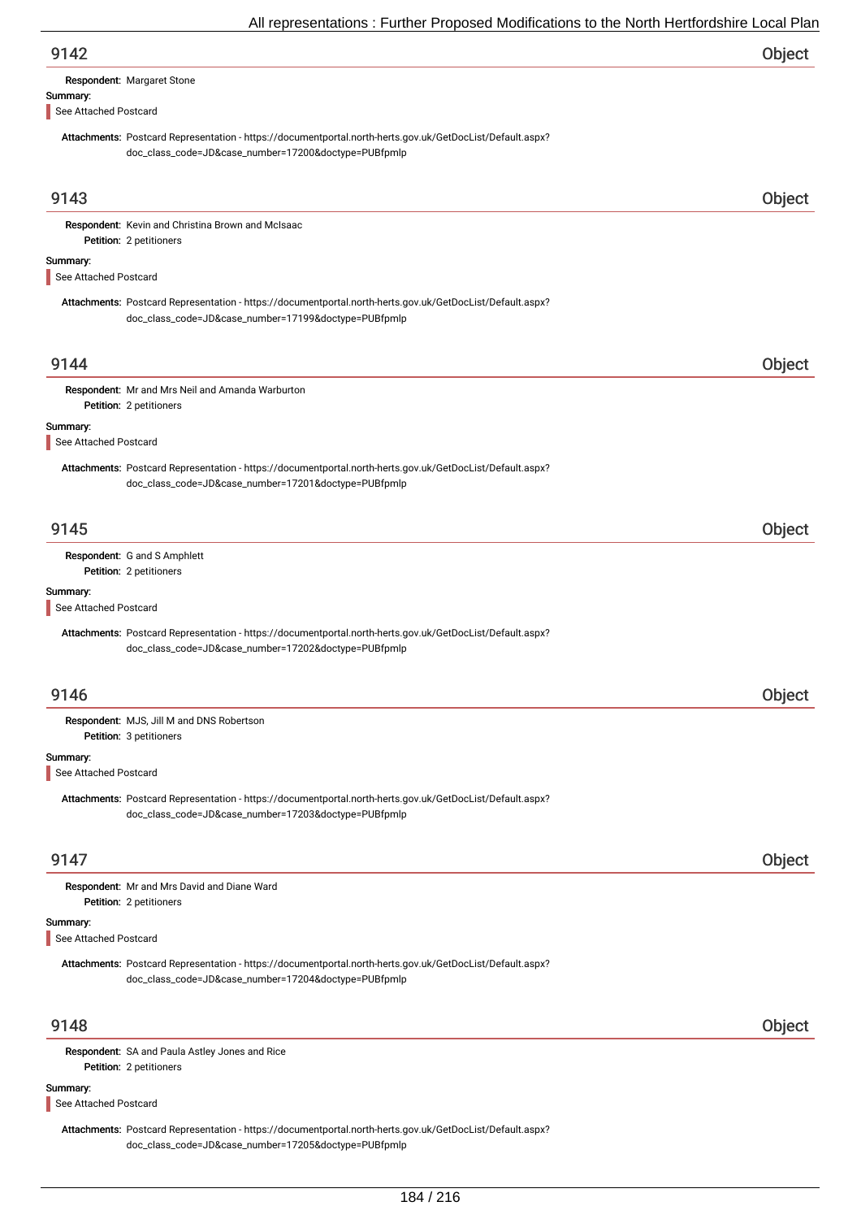## 9142 — Object

**Respondent:** Margaret Stone

**Summary:**

See Attached Postcard

**Attachments:** Postcard Representation - https://documentportal.north-herts.gov.uk/GetDocList/Default.aspx?doc_class_code=JD&case_number=17200&doctype=PUBfpmlp

## 9143 — Object

**Respondent:** Kevin and Christina Brown and McIsaac
**Petition:** 2 petitioners

**Summary:**

See Attached Postcard

**Attachments:** Postcard Representation - https://documentportal.north-herts.gov.uk/GetDocList/Default.aspx?doc_class_code=JD&case_number=17199&doctype=PUBfpmlp

## 9144 — Object

**Respondent:** Mr and Mrs Neil and Amanda Warburton
**Petition:** 2 petitioners

**Summary:**

See Attached Postcard

**Attachments:** Postcard Representation - https://documentportal.north-herts.gov.uk/GetDocList/Default.aspx?doc_class_code=JD&case_number=17201&doctype=PUBfpmlp

## 9145 — Object

**Respondent:** G and S Amphlett
**Petition:** 2 petitioners

**Summary:**

See Attached Postcard

**Attachments:** Postcard Representation - https://documentportal.north-herts.gov.uk/GetDocList/Default.aspx?doc_class_code=JD&case_number=17202&doctype=PUBfpmlp

## 9146 — Object

**Respondent:** MJS, Jill M and DNS Robertson
**Petition:** 3 petitioners

**Summary:**

See Attached Postcard

**Attachments:** Postcard Representation - https://documentportal.north-herts.gov.uk/GetDocList/Default.aspx?doc_class_code=JD&case_number=17203&doctype=PUBfpmlp

## 9147 — Object

**Respondent:** Mr and Mrs David and Diane Ward
**Petition:** 2 petitioners

**Summary:**

See Attached Postcard

**Attachments:** Postcard Representation - https://documentportal.north-herts.gov.uk/GetDocList/Default.aspx?doc_class_code=JD&case_number=17204&doctype=PUBfpmlp

## 9148 — Object

**Respondent:** SA and Paula Astley Jones and Rice
**Petition:** 2 petitioners

**Summary:**

See Attached Postcard

**Attachments:** Postcard Representation - https://documentportal.north-herts.gov.uk/GetDocList/Default.aspx?doc_class_code=JD&case_number=17205&doctype=PUBfpmlp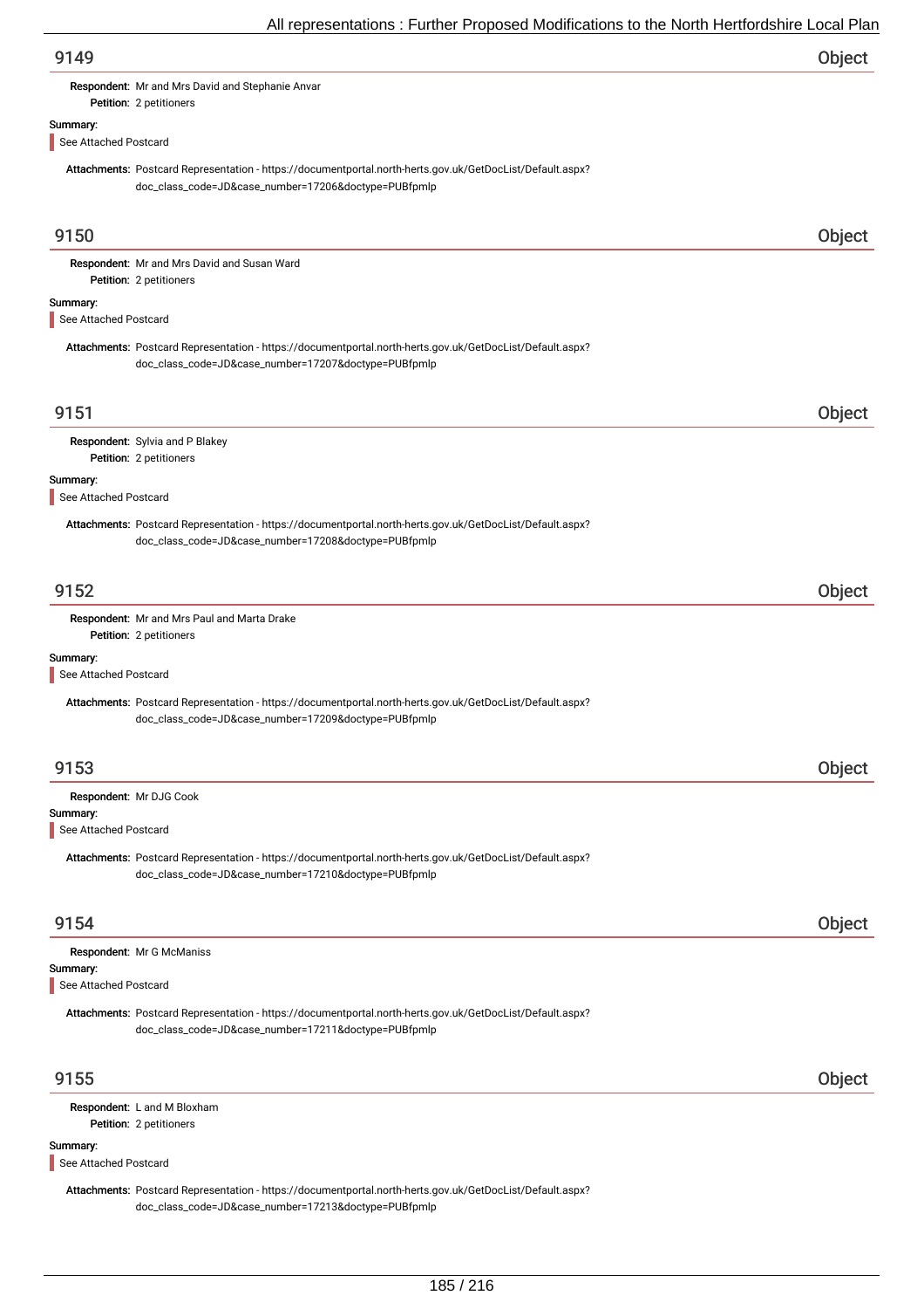## 9149 Object

**Respondent:** Mr and Mrs David and Stephanie Anvar
**Petition:** 2 petitioners

**Summary:**

See Attached Postcard

**Attachments:** Postcard Representation - https://documentportal.north-herts.gov.uk/GetDocList/Default.aspx?doc_class_code=JD&case_number=17206&doctype=PUBfpmlp

## 9150 Object

**Respondent:** Mr and Mrs David and Susan Ward
**Petition:** 2 petitioners

**Summary:**

See Attached Postcard

**Attachments:** Postcard Representation - https://documentportal.north-herts.gov.uk/GetDocList/Default.aspx?doc_class_code=JD&case_number=17207&doctype=PUBfpmlp

## 9151 Object

**Respondent:** Sylvia and P Blakey
**Petition:** 2 petitioners

**Summary:**

See Attached Postcard

**Attachments:** Postcard Representation - https://documentportal.north-herts.gov.uk/GetDocList/Default.aspx?doc_class_code=JD&case_number=17208&doctype=PUBfpmlp

## 9152 Object

**Respondent:** Mr and Mrs Paul and Marta Drake
**Petition:** 2 petitioners

**Summary:**

See Attached Postcard

**Attachments:** Postcard Representation - https://documentportal.north-herts.gov.uk/GetDocList/Default.aspx?doc_class_code=JD&case_number=17209&doctype=PUBfpmlp

## 9153 Object

**Respondent:** Mr DJG Cook

**Summary:**

See Attached Postcard

**Attachments:** Postcard Representation - https://documentportal.north-herts.gov.uk/GetDocList/Default.aspx?doc_class_code=JD&case_number=17210&doctype=PUBfpmlp

## 9154 Object

**Respondent:** Mr G McManiss

**Summary:**

See Attached Postcard

**Attachments:** Postcard Representation - https://documentportal.north-herts.gov.uk/GetDocList/Default.aspx?doc_class_code=JD&case_number=17211&doctype=PUBfpmlp

## 9155 Object

**Respondent:** L and M Bloxham
**Petition:** 2 petitioners

**Summary:**

See Attached Postcard

**Attachments:** Postcard Representation - https://documentportal.north-herts.gov.uk/GetDocList/Default.aspx?doc_class_code=JD&case_number=17213&doctype=PUBfpmlp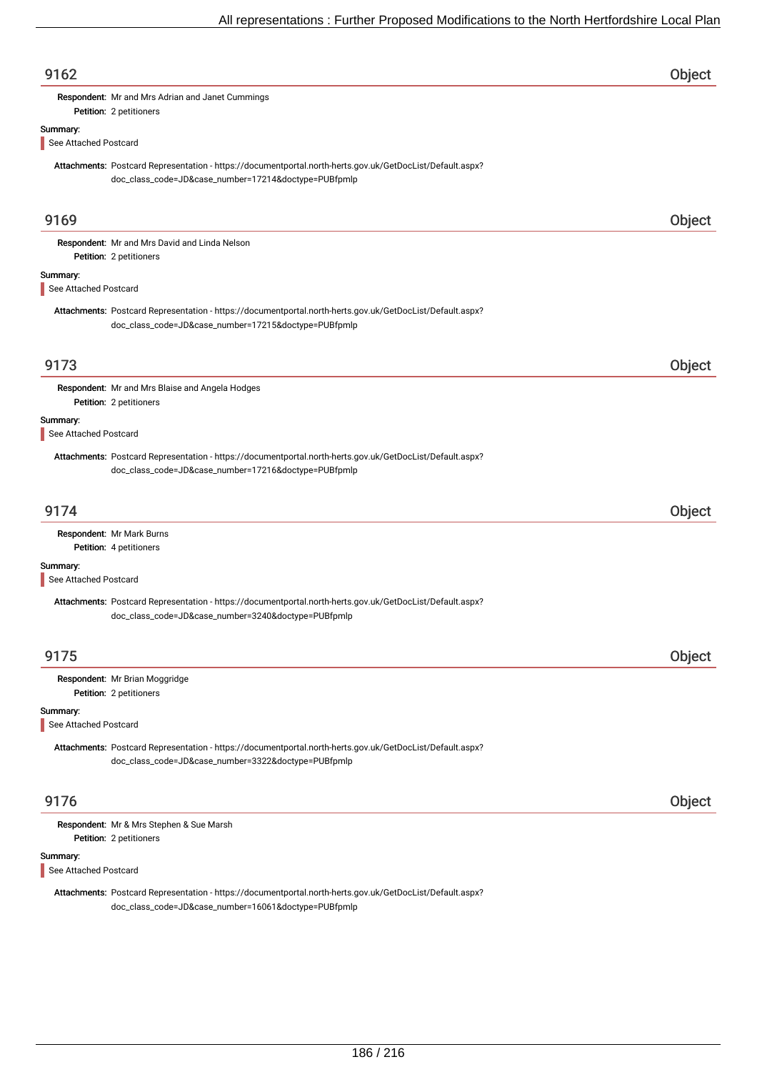## 9162 — Object

**Respondent:** Mr and Mrs Adrian and Janet Cummings
**Petition:** 2 petitioners

**Summary:**

See Attached Postcard

**Attachments:** Postcard Representation - https://documentportal.north-herts.gov.uk/GetDocList/Default.aspx?doc_class_code=JD&case_number=17214&doctype=PUBfpmlp

## 9169 — Object

**Respondent:** Mr and Mrs David and Linda Nelson
**Petition:** 2 petitioners

**Summary:**

See Attached Postcard

**Attachments:** Postcard Representation - https://documentportal.north-herts.gov.uk/GetDocList/Default.aspx?doc_class_code=JD&case_number=17215&doctype=PUBfpmlp

## 9173 — Object

**Respondent:** Mr and Mrs Blaise and Angela Hodges
**Petition:** 2 petitioners

**Summary:**

See Attached Postcard

**Attachments:** Postcard Representation - https://documentportal.north-herts.gov.uk/GetDocList/Default.aspx?doc_class_code=JD&case_number=17216&doctype=PUBfpmlp

## 9174 — Object

**Respondent:** Mr Mark Burns
**Petition:** 4 petitioners

**Summary:**

See Attached Postcard

**Attachments:** Postcard Representation - https://documentportal.north-herts.gov.uk/GetDocList/Default.aspx?doc_class_code=JD&case_number=3240&doctype=PUBfpmlp

## 9175 — Object

**Respondent:** Mr Brian Moggridge
**Petition:** 2 petitioners

**Summary:**

See Attached Postcard

**Attachments:** Postcard Representation - https://documentportal.north-herts.gov.uk/GetDocList/Default.aspx?doc_class_code=JD&case_number=3322&doctype=PUBfpmlp

## 9176 — Object

**Respondent:** Mr & Mrs Stephen & Sue Marsh
**Petition:** 2 petitioners

**Summary:**

See Attached Postcard

**Attachments:** Postcard Representation - https://documentportal.north-herts.gov.uk/GetDocList/Default.aspx?doc_class_code=JD&case_number=16061&doctype=PUBfpmlp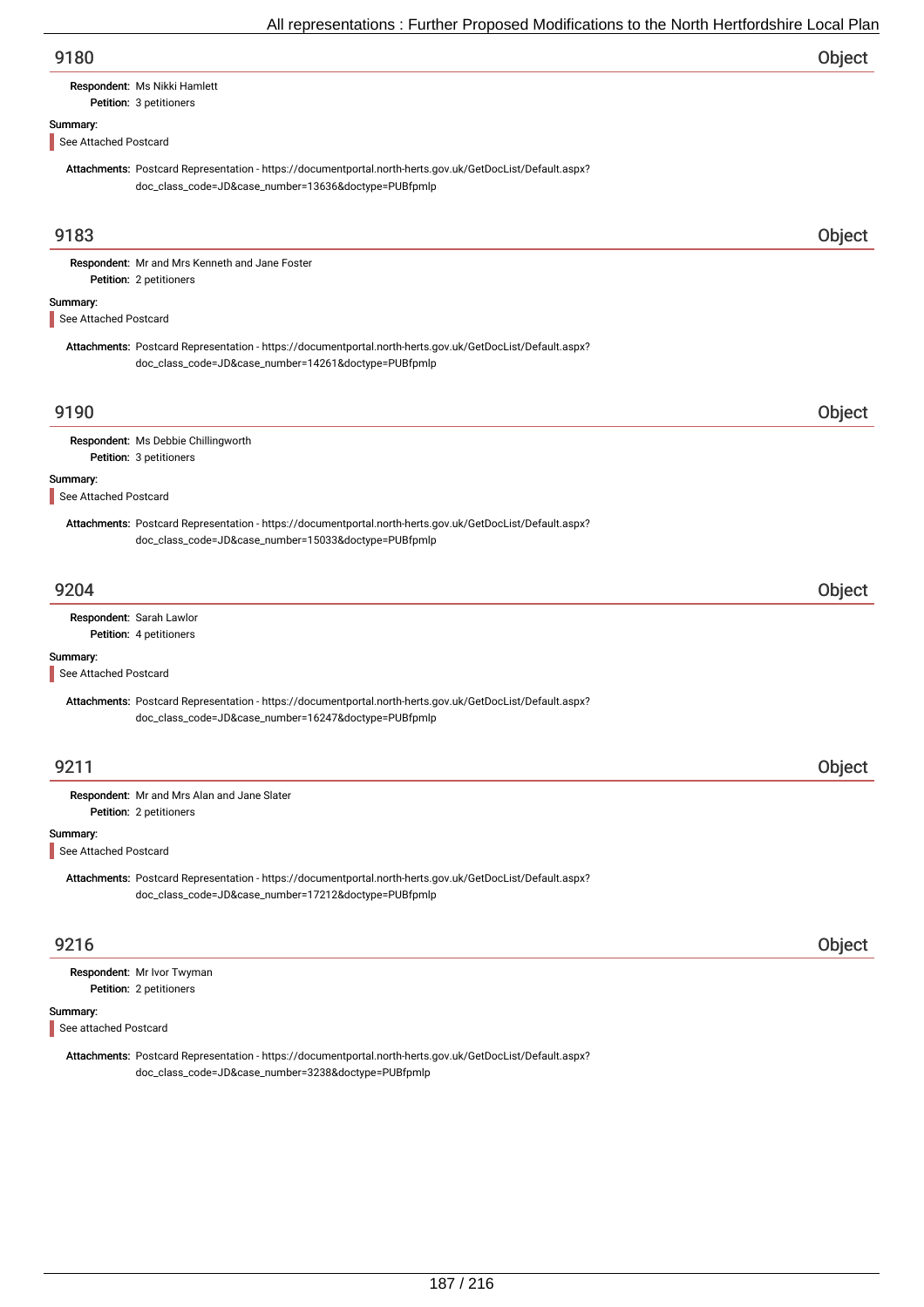## 9180 — Object

**Respondent:** Ms Nikki Hamlett
**Petition:** 3 petitioners

**Summary:**

See Attached Postcard

**Attachments:** Postcard Representation - https://documentportal.north-herts.gov.uk/GetDocList/Default.aspx?doc_class_code=JD&case_number=13636&doctype=PUBfpmlp

## 9183 — Object

**Respondent:** Mr and Mrs Kenneth and Jane Foster
**Petition:** 2 petitioners

**Summary:**

See Attached Postcard

**Attachments:** Postcard Representation - https://documentportal.north-herts.gov.uk/GetDocList/Default.aspx?doc_class_code=JD&case_number=14261&doctype=PUBfpmlp

## 9190 — Object

**Respondent:** Ms Debbie Chillingworth
**Petition:** 3 petitioners

**Summary:**

See Attached Postcard

**Attachments:** Postcard Representation - https://documentportal.north-herts.gov.uk/GetDocList/Default.aspx?doc_class_code=JD&case_number=15033&doctype=PUBfpmlp

## 9204 — Object

**Respondent:** Sarah Lawlor
**Petition:** 4 petitioners

**Summary:**

See Attached Postcard

**Attachments:** Postcard Representation - https://documentportal.north-herts.gov.uk/GetDocList/Default.aspx?doc_class_code=JD&case_number=16247&doctype=PUBfpmlp

## 9211 — Object

**Respondent:** Mr and Mrs Alan and Jane Slater
**Petition:** 2 petitioners

**Summary:**

See Attached Postcard

**Attachments:** Postcard Representation - https://documentportal.north-herts.gov.uk/GetDocList/Default.aspx?doc_class_code=JD&case_number=17212&doctype=PUBfpmlp

## 9216 — Object

**Respondent:** Mr Ivor Twyman
**Petition:** 2 petitioners

**Summary:**

See attached Postcard

**Attachments:** Postcard Representation - https://documentportal.north-herts.gov.uk/GetDocList/Default.aspx?doc_class_code=JD&case_number=3238&doctype=PUBfpmlp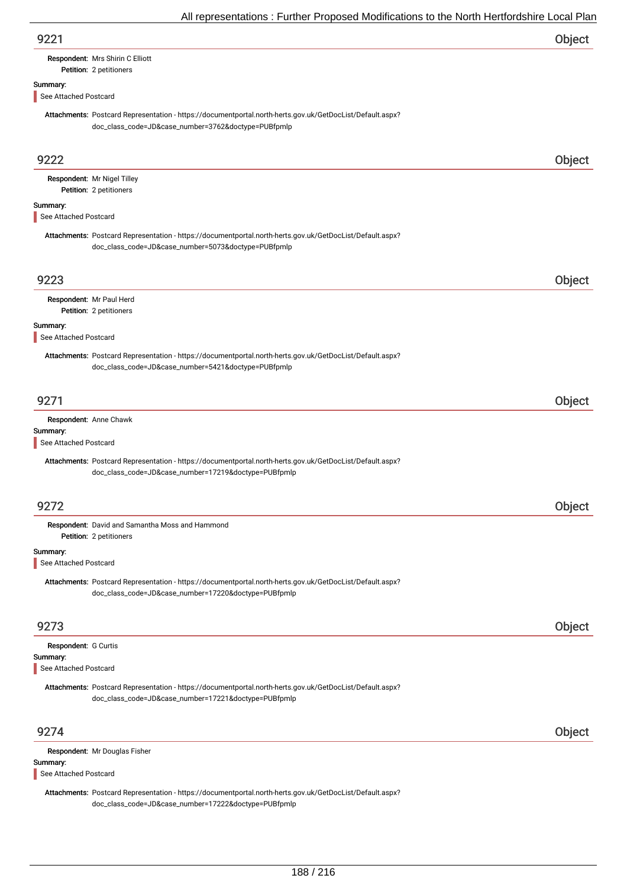## 9221 — Object

**Respondent:** Mrs Shirin C Elliott
**Petition:** 2 petitioners

**Summary:**

See Attached Postcard

**Attachments:** Postcard Representation - https://documentportal.north-herts.gov.uk/GetDocList/Default.aspx?doc_class_code=JD&case_number=3762&doctype=PUBfpmlp

## 9222 — Object

**Respondent:** Mr Nigel Tilley
**Petition:** 2 petitioners

**Summary:**

See Attached Postcard

**Attachments:** Postcard Representation - https://documentportal.north-herts.gov.uk/GetDocList/Default.aspx?doc_class_code=JD&case_number=5073&doctype=PUBfpmlp

## 9223 — Object

**Respondent:** Mr Paul Herd
**Petition:** 2 petitioners

**Summary:**

See Attached Postcard

**Attachments:** Postcard Representation - https://documentportal.north-herts.gov.uk/GetDocList/Default.aspx?doc_class_code=JD&case_number=5421&doctype=PUBfpmlp

## 9271 — Object

**Respondent:** Anne Chawk

**Summary:**

See Attached Postcard

**Attachments:** Postcard Representation - https://documentportal.north-herts.gov.uk/GetDocList/Default.aspx?doc_class_code=JD&case_number=17219&doctype=PUBfpmlp

## 9272 — Object

**Respondent:** David and Samantha Moss and Hammond
**Petition:** 2 petitioners

**Summary:**

See Attached Postcard

**Attachments:** Postcard Representation - https://documentportal.north-herts.gov.uk/GetDocList/Default.aspx?doc_class_code=JD&case_number=17220&doctype=PUBfpmlp

## 9273 — Object

**Respondent:** G Curtis

**Summary:**

See Attached Postcard

**Attachments:** Postcard Representation - https://documentportal.north-herts.gov.uk/GetDocList/Default.aspx?doc_class_code=JD&case_number=17221&doctype=PUBfpmlp

## 9274 — Object

**Respondent:** Mr Douglas Fisher

**Summary:**

See Attached Postcard

**Attachments:** Postcard Representation - https://documentportal.north-herts.gov.uk/GetDocList/Default.aspx?doc_class_code=JD&case_number=17222&doctype=PUBfpmlp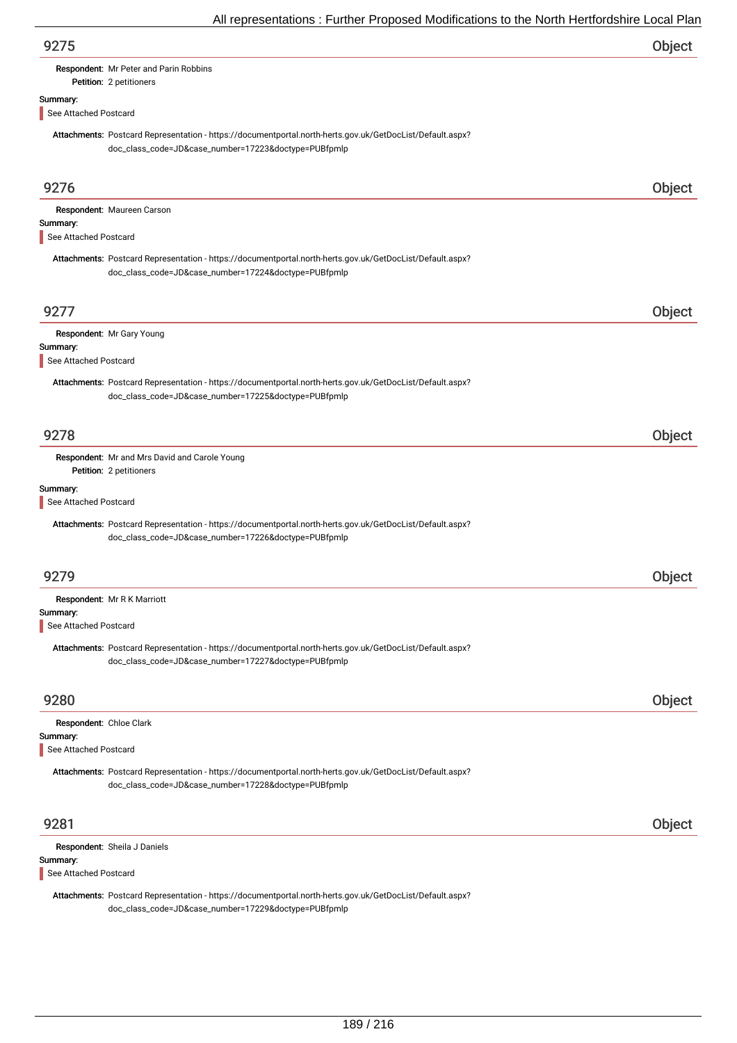## 9275 — Object

**Respondent:** Mr Peter and Parin Robbins
**Petition:** 2 petitioners

**Summary:**

See Attached Postcard

**Attachments:** Postcard Representation - https://documentportal.north-herts.gov.uk/GetDocList/Default.aspx?doc_class_code=JD&case_number=17223&doctype=PUBfpmlp

## 9276 — Object

**Respondent:** Maureen Carson

**Summary:**

See Attached Postcard

**Attachments:** Postcard Representation - https://documentportal.north-herts.gov.uk/GetDocList/Default.aspx?doc_class_code=JD&case_number=17224&doctype=PUBfpmlp

## 9277 — Object

**Respondent:** Mr Gary Young

**Summary:**

See Attached Postcard

**Attachments:** Postcard Representation - https://documentportal.north-herts.gov.uk/GetDocList/Default.aspx?doc_class_code=JD&case_number=17225&doctype=PUBfpmlp

## 9278 — Object

**Respondent:** Mr and Mrs David and Carole Young
**Petition:** 2 petitioners

**Summary:**

See Attached Postcard

**Attachments:** Postcard Representation - https://documentportal.north-herts.gov.uk/GetDocList/Default.aspx?doc_class_code=JD&case_number=17226&doctype=PUBfpmlp

## 9279 — Object

**Respondent:** Mr R K Marriott

**Summary:**

See Attached Postcard

**Attachments:** Postcard Representation - https://documentportal.north-herts.gov.uk/GetDocList/Default.aspx?doc_class_code=JD&case_number=17227&doctype=PUBfpmlp

## 9280 — Object

**Respondent:** Chloe Clark

**Summary:**

See Attached Postcard

**Attachments:** Postcard Representation - https://documentportal.north-herts.gov.uk/GetDocList/Default.aspx?doc_class_code=JD&case_number=17228&doctype=PUBfpmlp

## 9281 — Object

**Respondent:** Sheila J Daniels

**Summary:**

See Attached Postcard

**Attachments:** Postcard Representation - https://documentportal.north-herts.gov.uk/GetDocList/Default.aspx?doc_class_code=JD&case_number=17229&doctype=PUBfpmlp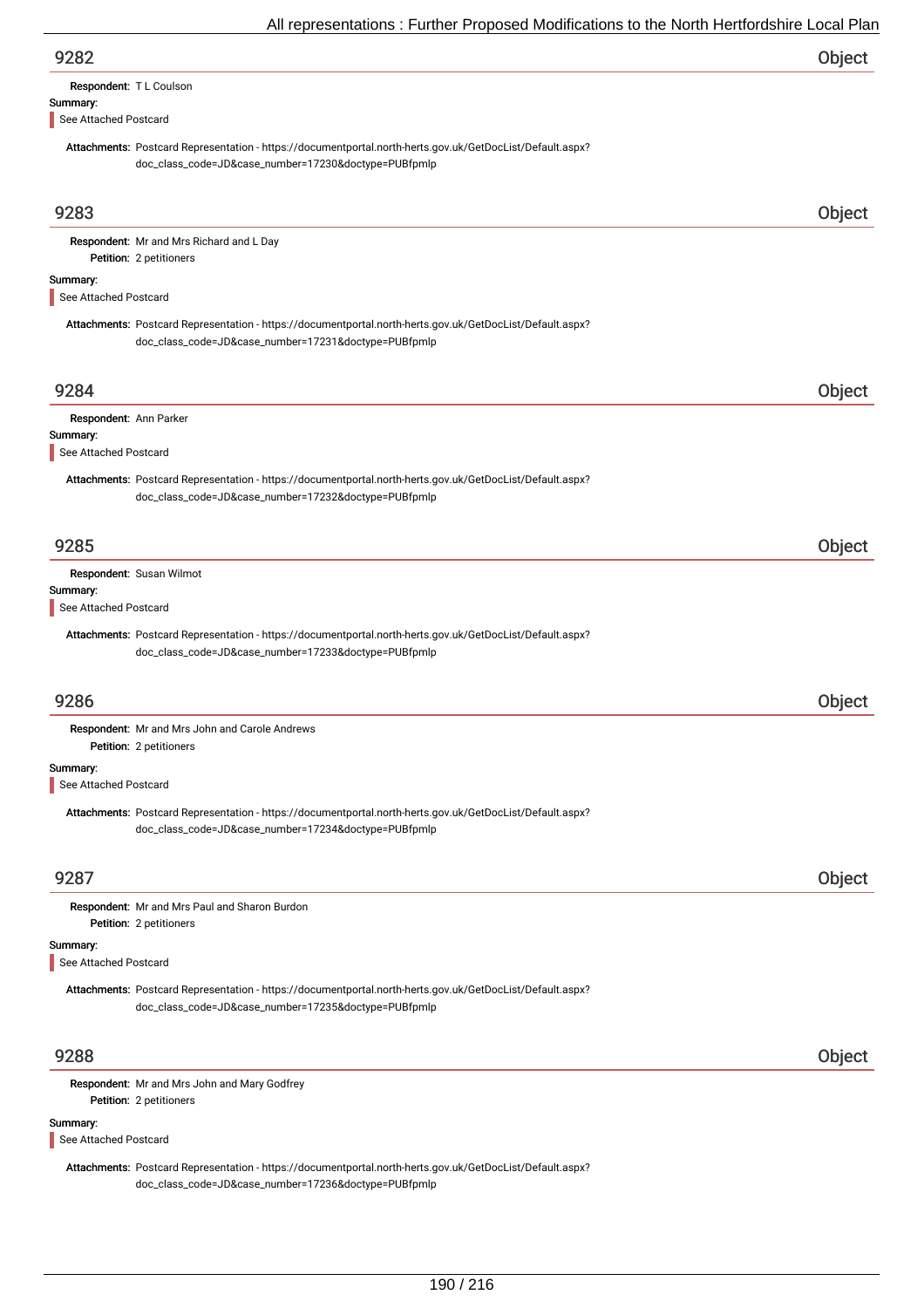## 9282 Object

**Respondent:** T L Coulson

**Summary:**

See Attached Postcard

**Attachments:** Postcard Representation - https://documentportal.north-herts.gov.uk/GetDocList/Default.aspx?doc_class_code=JD&case_number=17230&doctype=PUBfpmlp

## 9283 Object

**Respondent:** Mr and Mrs Richard and L Day

**Petition:** 2 petitioners

**Summary:**

See Attached Postcard

**Attachments:** Postcard Representation - https://documentportal.north-herts.gov.uk/GetDocList/Default.aspx?doc_class_code=JD&case_number=17231&doctype=PUBfpmlp

## 9284 Object

**Respondent:** Ann Parker

**Summary:**

See Attached Postcard

**Attachments:** Postcard Representation - https://documentportal.north-herts.gov.uk/GetDocList/Default.aspx?doc_class_code=JD&case_number=17232&doctype=PUBfpmlp

## 9285 Object

**Respondent:** Susan Wilmot

**Summary:**

See Attached Postcard

**Attachments:** Postcard Representation - https://documentportal.north-herts.gov.uk/GetDocList/Default.aspx?doc_class_code=JD&case_number=17233&doctype=PUBfpmlp

## 9286 Object

**Respondent:** Mr and Mrs John and Carole Andrews

**Petition:** 2 petitioners

**Summary:**

See Attached Postcard

**Attachments:** Postcard Representation - https://documentportal.north-herts.gov.uk/GetDocList/Default.aspx?doc_class_code=JD&case_number=17234&doctype=PUBfpmlp

## 9287 Object

**Respondent:** Mr and Mrs Paul and Sharon Burdon

**Petition:** 2 petitioners

**Summary:**

See Attached Postcard

**Attachments:** Postcard Representation - https://documentportal.north-herts.gov.uk/GetDocList/Default.aspx?doc_class_code=JD&case_number=17235&doctype=PUBfpmlp

## 9288 Object

**Respondent:** Mr and Mrs John and Mary Godfrey

**Petition:** 2 petitioners

**Summary:**

See Attached Postcard

**Attachments:** Postcard Representation - https://documentportal.north-herts.gov.uk/GetDocList/Default.aspx?doc_class_code=JD&case_number=17236&doctype=PUBfpmlp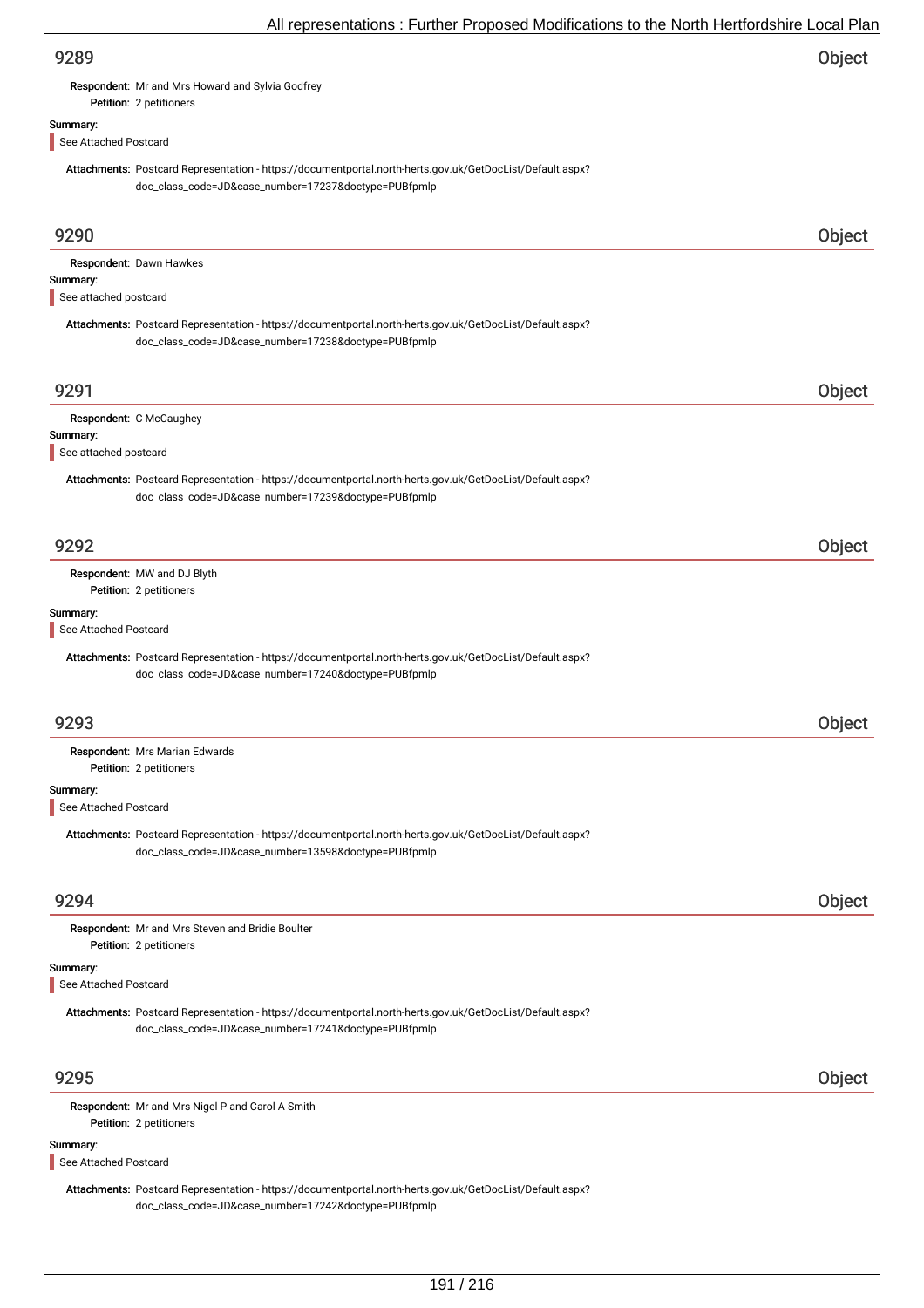## 9289 — Object

**Respondent:** Mr and Mrs Howard and Sylvia Godfrey
**Petition:** 2 petitioners

**Summary:**

See Attached Postcard

**Attachments:** Postcard Representation - https://documentportal.north-herts.gov.uk/GetDocList/Default.aspx?doc_class_code=JD&case_number=17237&doctype=PUBfpmlp

## 9290 — Object

**Respondent:** Dawn Hawkes

**Summary:**

See attached postcard

**Attachments:** Postcard Representation - https://documentportal.north-herts.gov.uk/GetDocList/Default.aspx?doc_class_code=JD&case_number=17238&doctype=PUBfpmlp

## 9291 — Object

**Respondent:** C McCaughey

**Summary:**

See attached postcard

**Attachments:** Postcard Representation - https://documentportal.north-herts.gov.uk/GetDocList/Default.aspx?doc_class_code=JD&case_number=17239&doctype=PUBfpmlp

## 9292 — Object

**Respondent:** MW and DJ Blyth
**Petition:** 2 petitioners

**Summary:**

See Attached Postcard

**Attachments:** Postcard Representation - https://documentportal.north-herts.gov.uk/GetDocList/Default.aspx?doc_class_code=JD&case_number=17240&doctype=PUBfpmlp

## 9293 — Object

**Respondent:** Mrs Marian Edwards
**Petition:** 2 petitioners

**Summary:**

See Attached Postcard

**Attachments:** Postcard Representation - https://documentportal.north-herts.gov.uk/GetDocList/Default.aspx?doc_class_code=JD&case_number=13598&doctype=PUBfpmlp

## 9294 — Object

**Respondent:** Mr and Mrs Steven and Bridie Boulter
**Petition:** 2 petitioners

**Summary:**

See Attached Postcard

**Attachments:** Postcard Representation - https://documentportal.north-herts.gov.uk/GetDocList/Default.aspx?doc_class_code=JD&case_number=17241&doctype=PUBfpmlp

## 9295 — Object

**Respondent:** Mr and Mrs Nigel P and Carol A Smith
**Petition:** 2 petitioners

**Summary:**

See Attached Postcard

**Attachments:** Postcard Representation - https://documentportal.north-herts.gov.uk/GetDocList/Default.aspx?doc_class_code=JD&case_number=17242&doctype=PUBfpmlp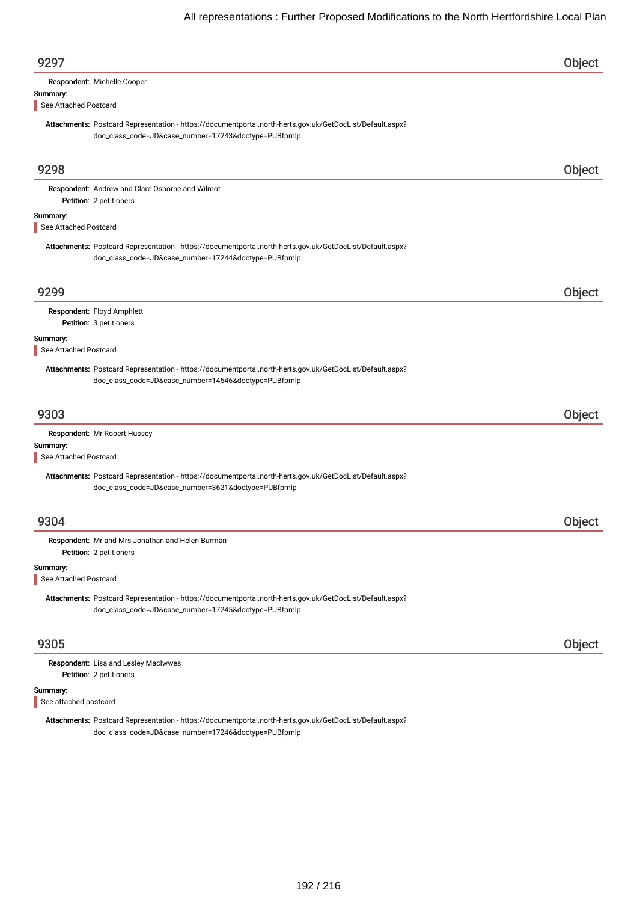## 9297 Object

**Respondent:** Michelle Cooper

**Summary:**

See Attached Postcard

**Attachments:** Postcard Representation - https://documentportal.north-herts.gov.uk/GetDocList/Default.aspx?doc_class_code=JD&case_number=17243&doctype=PUBfpmlp

## 9298 Object

**Respondent:** Andrew and Clare Osborne and Wilmot

**Petition:** 2 petitioners

**Summary:**

See Attached Postcard

**Attachments:** Postcard Representation - https://documentportal.north-herts.gov.uk/GetDocList/Default.aspx?doc_class_code=JD&case_number=17244&doctype=PUBfpmlp

## 9299 Object

**Respondent:** Floyd Amphlett

**Petition:** 3 petitioners

**Summary:**

See Attached Postcard

**Attachments:** Postcard Representation - https://documentportal.north-herts.gov.uk/GetDocList/Default.aspx?doc_class_code=JD&case_number=14546&doctype=PUBfpmlp

## 9303 Object

**Respondent:** Mr Robert Hussey

**Summary:**

See Attached Postcard

**Attachments:** Postcard Representation - https://documentportal.north-herts.gov.uk/GetDocList/Default.aspx?doc_class_code=JD&case_number=3621&doctype=PUBfpmlp

## 9304 Object

**Respondent:** Mr and Mrs Jonathan and Helen Burman

**Petition:** 2 petitioners

**Summary:**

See Attached Postcard

**Attachments:** Postcard Representation - https://documentportal.north-herts.gov.uk/GetDocList/Default.aspx?doc_class_code=JD&case_number=17245&doctype=PUBfpmlp

## 9305 Object

**Respondent:** Lisa and Lesley MacIwwes

**Petition:** 2 petitioners

**Summary:**

See attached postcard

**Attachments:** Postcard Representation - https://documentportal.north-herts.gov.uk/GetDocList/Default.aspx?doc_class_code=JD&case_number=17246&doctype=PUBfpmlp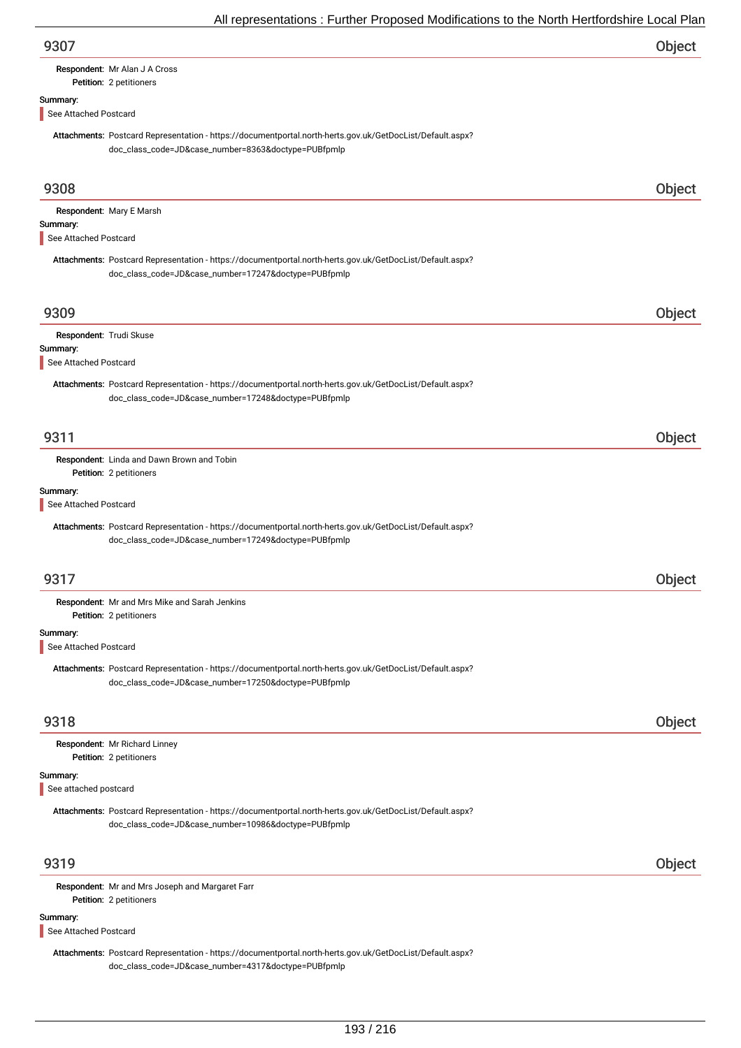## 9307 Object

**Respondent:** Mr Alan J A Cross
**Petition:** 2 petitioners

**Summary:**

See Attached Postcard

**Attachments:** Postcard Representation - https://documentportal.north-herts.gov.uk/GetDocList/Default.aspx?doc_class_code=JD&case_number=8363&doctype=PUBfpmlp

## 9308 Object

**Respondent:** Mary E Marsh

**Summary:**

See Attached Postcard

**Attachments:** Postcard Representation - https://documentportal.north-herts.gov.uk/GetDocList/Default.aspx?doc_class_code=JD&case_number=17247&doctype=PUBfpmlp

## 9309 Object

**Respondent:** Trudi Skuse

**Summary:**

See Attached Postcard

**Attachments:** Postcard Representation - https://documentportal.north-herts.gov.uk/GetDocList/Default.aspx?doc_class_code=JD&case_number=17248&doctype=PUBfpmlp

## 9311 Object

**Respondent:** Linda and Dawn Brown and Tobin
**Petition:** 2 petitioners

**Summary:**

See Attached Postcard

**Attachments:** Postcard Representation - https://documentportal.north-herts.gov.uk/GetDocList/Default.aspx?doc_class_code=JD&case_number=17249&doctype=PUBfpmlp

## 9317 Object

**Respondent:** Mr and Mrs Mike and Sarah Jenkins
**Petition:** 2 petitioners

**Summary:**

See Attached Postcard

**Attachments:** Postcard Representation - https://documentportal.north-herts.gov.uk/GetDocList/Default.aspx?doc_class_code=JD&case_number=17250&doctype=PUBfpmlp

## 9318 Object

**Respondent:** Mr Richard Linney
**Petition:** 2 petitioners

**Summary:**

See attached postcard

**Attachments:** Postcard Representation - https://documentportal.north-herts.gov.uk/GetDocList/Default.aspx?doc_class_code=JD&case_number=10986&doctype=PUBfpmlp

## 9319 Object

**Respondent:** Mr and Mrs Joseph and Margaret Farr
**Petition:** 2 petitioners

**Summary:**

See Attached Postcard

**Attachments:** Postcard Representation - https://documentportal.north-herts.gov.uk/GetDocList/Default.aspx?doc_class_code=JD&case_number=4317&doctype=PUBfpmlp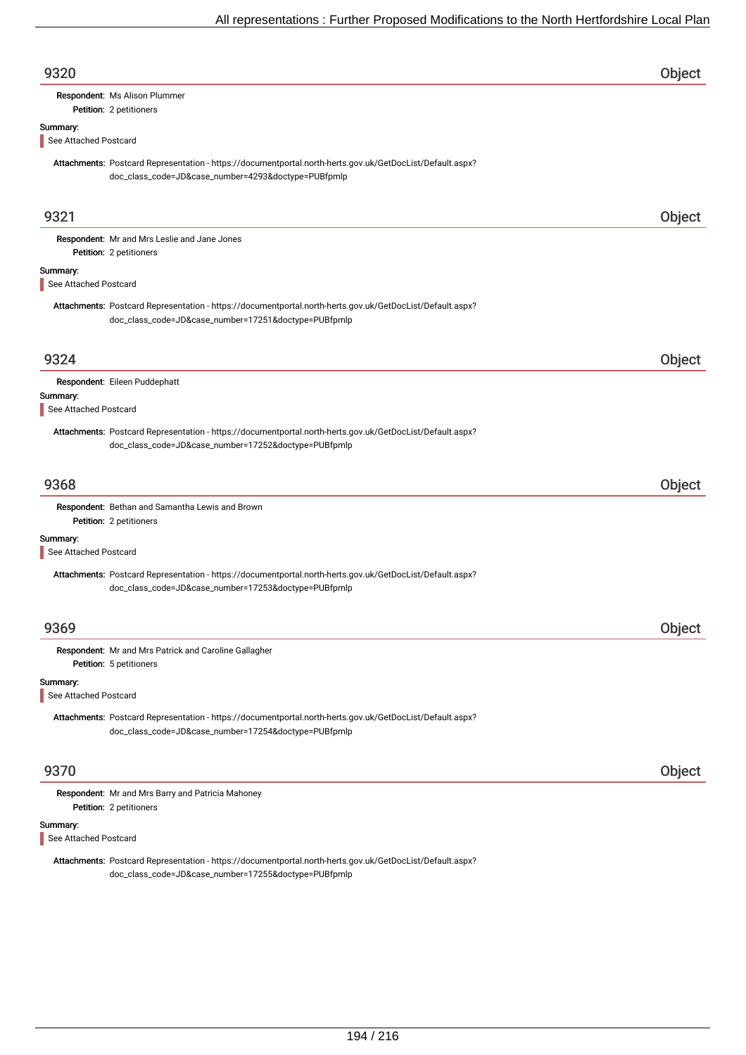## 9320 — Object

**Respondent:** Ms Alison Plummer
**Petition:** 2 petitioners

**Summary:**

See Attached Postcard

**Attachments:** Postcard Representation - https://documentportal.north-herts.gov.uk/GetDocList/Default.aspx?doc_class_code=JD&case_number=4293&doctype=PUBfpmlp

## 9321 — Object

**Respondent:** Mr and Mrs Leslie and Jane Jones
**Petition:** 2 petitioners

**Summary:**

See Attached Postcard

**Attachments:** Postcard Representation - https://documentportal.north-herts.gov.uk/GetDocList/Default.aspx?doc_class_code=JD&case_number=17251&doctype=PUBfpmlp

## 9324 — Object

**Respondent:** Eileen Puddephatt

**Summary:**

See Attached Postcard

**Attachments:** Postcard Representation - https://documentportal.north-herts.gov.uk/GetDocList/Default.aspx?doc_class_code=JD&case_number=17252&doctype=PUBfpmlp

## 9368 — Object

**Respondent:** Bethan and Samantha Lewis and Brown
**Petition:** 2 petitioners

**Summary:**

See Attached Postcard

**Attachments:** Postcard Representation - https://documentportal.north-herts.gov.uk/GetDocList/Default.aspx?doc_class_code=JD&case_number=17253&doctype=PUBfpmlp

## 9369 — Object

**Respondent:** Mr and Mrs Patrick and Caroline Gallagher
**Petition:** 5 petitioners

**Summary:**

See Attached Postcard

**Attachments:** Postcard Representation - https://documentportal.north-herts.gov.uk/GetDocList/Default.aspx?doc_class_code=JD&case_number=17254&doctype=PUBfpmlp

## 9370 — Object

**Respondent:** Mr and Mrs Barry and Patricia Mahoney
**Petition:** 2 petitioners

**Summary:**

See Attached Postcard

**Attachments:** Postcard Representation - https://documentportal.north-herts.gov.uk/GetDocList/Default.aspx?doc_class_code=JD&case_number=17255&doctype=PUBfpmlp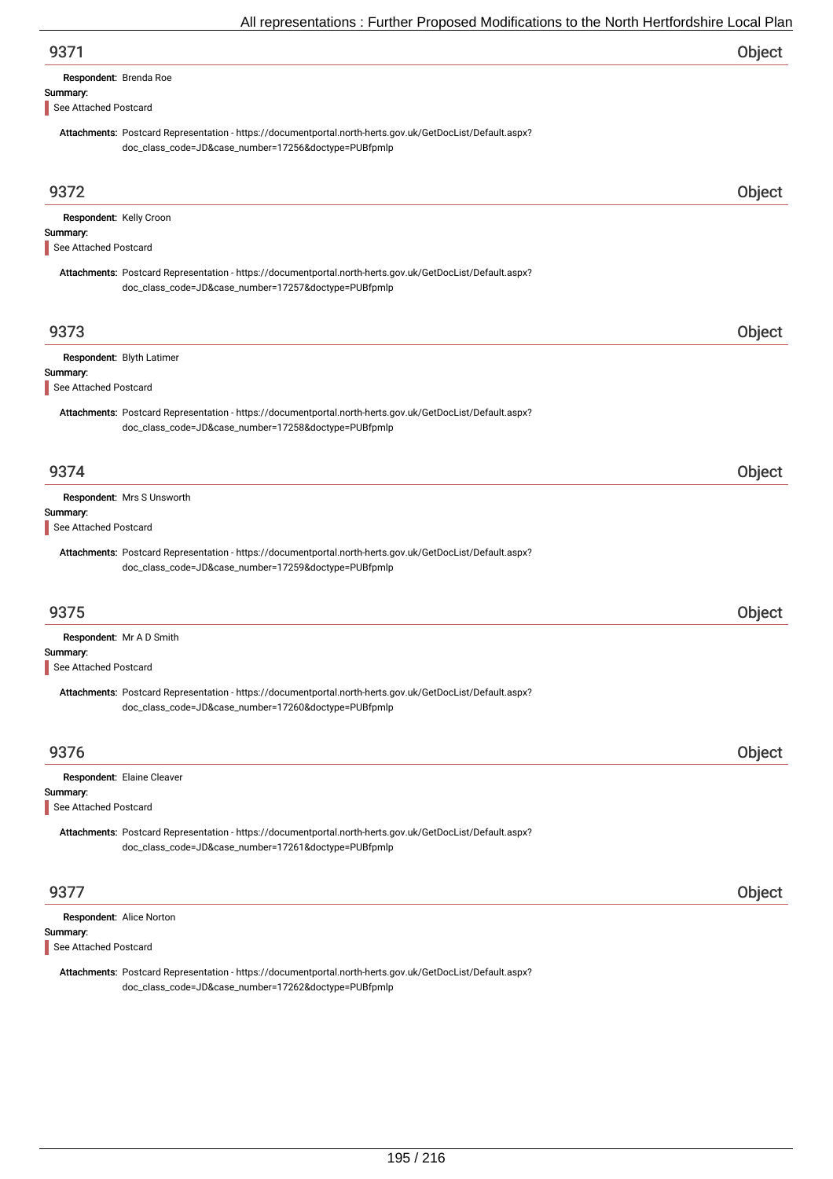## 9371 Object

**Respondent:** Brenda Roe

**Summary:**

See Attached Postcard

**Attachments:** Postcard Representation - https://documentportal.north-herts.gov.uk/GetDocList/Default.aspx?doc_class_code=JD&case_number=17256&doctype=PUBfpmlp

## 9372 Object

**Respondent:** Kelly Croon

**Summary:**

See Attached Postcard

**Attachments:** Postcard Representation - https://documentportal.north-herts.gov.uk/GetDocList/Default.aspx?doc_class_code=JD&case_number=17257&doctype=PUBfpmlp

## 9373 Object

**Respondent:** Blyth Latimer

**Summary:**

See Attached Postcard

**Attachments:** Postcard Representation - https://documentportal.north-herts.gov.uk/GetDocList/Default.aspx?doc_class_code=JD&case_number=17258&doctype=PUBfpmlp

## 9374 Object

**Respondent:** Mrs S Unsworth

**Summary:**

See Attached Postcard

**Attachments:** Postcard Representation - https://documentportal.north-herts.gov.uk/GetDocList/Default.aspx?doc_class_code=JD&case_number=17259&doctype=PUBfpmlp

## 9375 Object

**Respondent:** Mr A D Smith

**Summary:**

See Attached Postcard

**Attachments:** Postcard Representation - https://documentportal.north-herts.gov.uk/GetDocList/Default.aspx?doc_class_code=JD&case_number=17260&doctype=PUBfpmlp

## 9376 Object

**Respondent:** Elaine Cleaver

**Summary:**

See Attached Postcard

**Attachments:** Postcard Representation - https://documentportal.north-herts.gov.uk/GetDocList/Default.aspx?doc_class_code=JD&case_number=17261&doctype=PUBfpmlp

## 9377 Object

**Respondent:** Alice Norton

**Summary:**

See Attached Postcard

**Attachments:** Postcard Representation - https://documentportal.north-herts.gov.uk/GetDocList/Default.aspx?doc_class_code=JD&case_number=17262&doctype=PUBfpmlp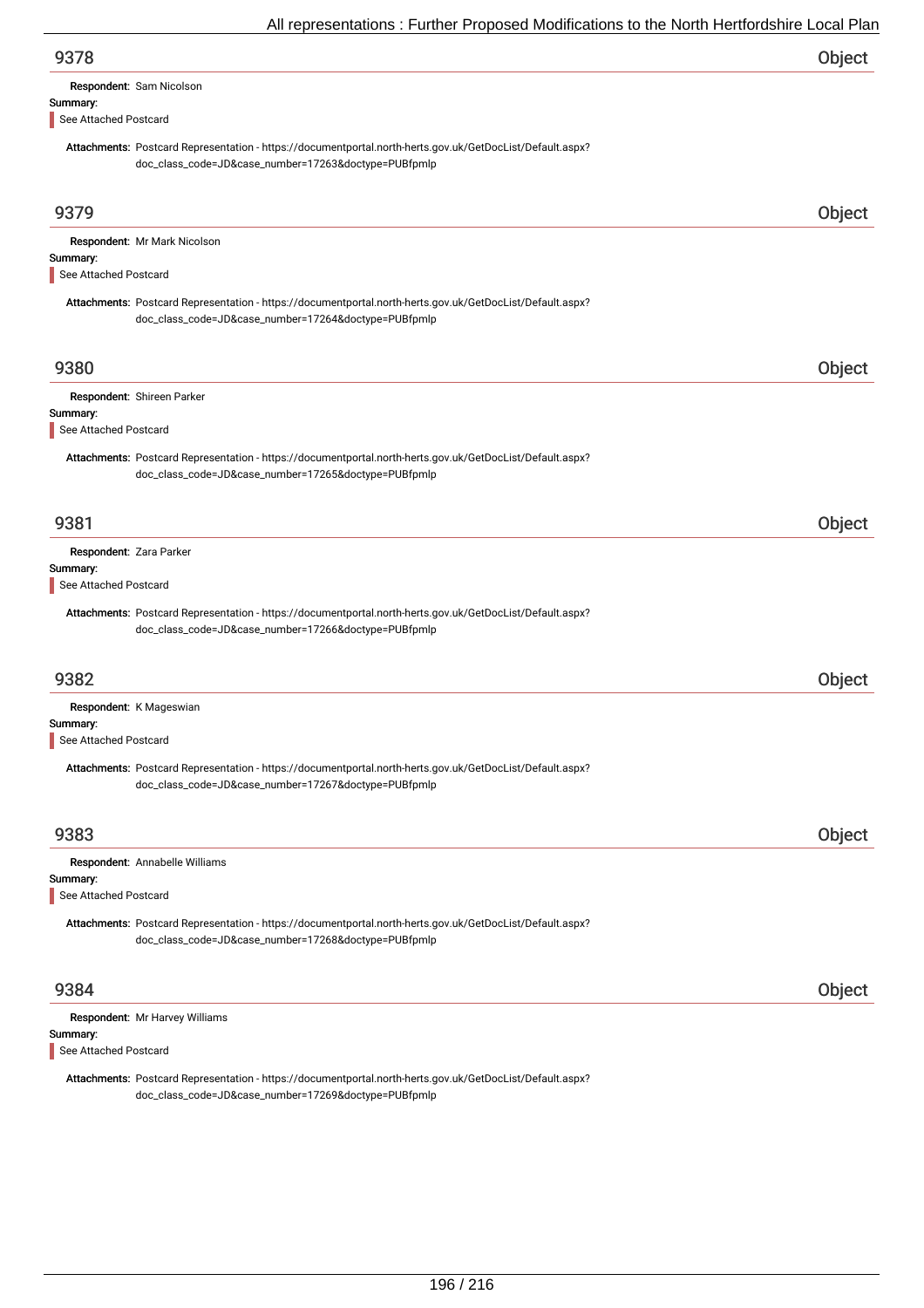## 9378 Object

**Respondent:** Sam Nicolson

**Summary:**

See Attached Postcard

**Attachments:** Postcard Representation - https://documentportal.north-herts.gov.uk/GetDocList/Default.aspx?doc_class_code=JD&case_number=17263&doctype=PUBfpmlp

## 9379 Object

**Respondent:** Mr Mark Nicolson

**Summary:**

See Attached Postcard

**Attachments:** Postcard Representation - https://documentportal.north-herts.gov.uk/GetDocList/Default.aspx?doc_class_code=JD&case_number=17264&doctype=PUBfpmlp

## 9380 Object

**Respondent:** Shireen Parker

**Summary:**

See Attached Postcard

**Attachments:** Postcard Representation - https://documentportal.north-herts.gov.uk/GetDocList/Default.aspx?doc_class_code=JD&case_number=17265&doctype=PUBfpmlp

## 9381 Object

**Respondent:** Zara Parker

**Summary:**

See Attached Postcard

**Attachments:** Postcard Representation - https://documentportal.north-herts.gov.uk/GetDocList/Default.aspx?doc_class_code=JD&case_number=17266&doctype=PUBfpmlp

## 9382 Object

**Respondent:** K Mageswian

**Summary:**

See Attached Postcard

**Attachments:** Postcard Representation - https://documentportal.north-herts.gov.uk/GetDocList/Default.aspx?doc_class_code=JD&case_number=17267&doctype=PUBfpmlp

## 9383 Object

**Respondent:** Annabelle Williams

**Summary:**

See Attached Postcard

**Attachments:** Postcard Representation - https://documentportal.north-herts.gov.uk/GetDocList/Default.aspx?doc_class_code=JD&case_number=17268&doctype=PUBfpmlp

## 9384 Object

**Respondent:** Mr Harvey Williams

**Summary:**

See Attached Postcard

**Attachments:** Postcard Representation - https://documentportal.north-herts.gov.uk/GetDocList/Default.aspx?doc_class_code=JD&case_number=17269&doctype=PUBfpmlp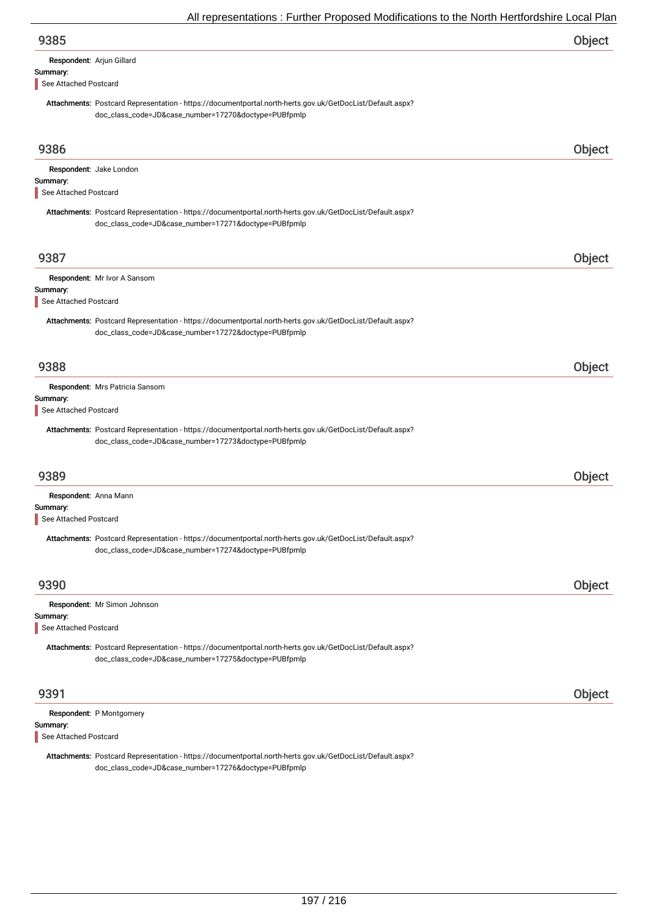## 9385 Object

**Respondent:** Arjun Gillard

**Summary:**

See Attached Postcard

**Attachments:** Postcard Representation - https://documentportal.north-herts.gov.uk/GetDocList/Default.aspx?doc_class_code=JD&case_number=17270&doctype=PUBfpmlp

## 9386 Object

**Respondent:** Jake London

**Summary:**

See Attached Postcard

**Attachments:** Postcard Representation - https://documentportal.north-herts.gov.uk/GetDocList/Default.aspx?doc_class_code=JD&case_number=17271&doctype=PUBfpmlp

## 9387 Object

**Respondent:** Mr Ivor A Sansom

**Summary:**

See Attached Postcard

**Attachments:** Postcard Representation - https://documentportal.north-herts.gov.uk/GetDocList/Default.aspx?doc_class_code=JD&case_number=17272&doctype=PUBfpmlp

## 9388 Object

**Respondent:** Mrs Patricia Sansom

**Summary:**

See Attached Postcard

**Attachments:** Postcard Representation - https://documentportal.north-herts.gov.uk/GetDocList/Default.aspx?doc_class_code=JD&case_number=17273&doctype=PUBfpmlp

## 9389 Object

**Respondent:** Anna Mann

**Summary:**

See Attached Postcard

**Attachments:** Postcard Representation - https://documentportal.north-herts.gov.uk/GetDocList/Default.aspx?doc_class_code=JD&case_number=17274&doctype=PUBfpmlp

## 9390 Object

**Respondent:** Mr Simon Johnson

**Summary:**

See Attached Postcard

**Attachments:** Postcard Representation - https://documentportal.north-herts.gov.uk/GetDocList/Default.aspx?doc_class_code=JD&case_number=17275&doctype=PUBfpmlp

## 9391 Object

**Respondent:** P Montgomery

**Summary:**

See Attached Postcard

**Attachments:** Postcard Representation - https://documentportal.north-herts.gov.uk/GetDocList/Default.aspx?doc_class_code=JD&case_number=17276&doctype=PUBfpmlp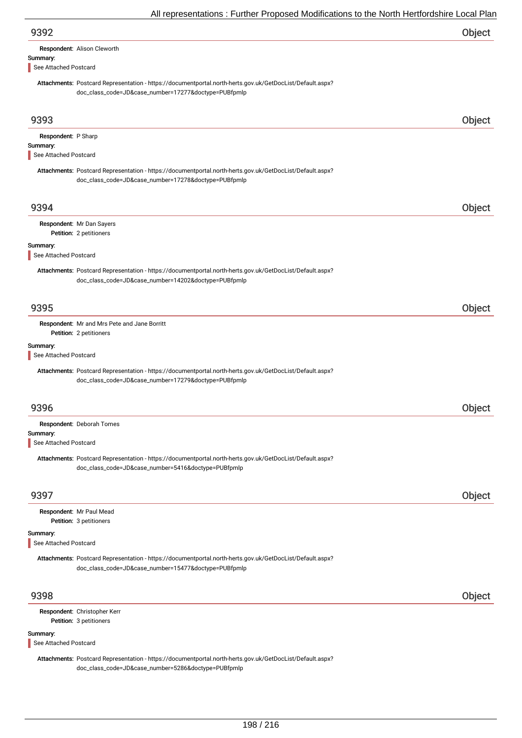## 9392 — Object

**Respondent:** Alison Cleworth

**Summary:**

See Attached Postcard

**Attachments:** Postcard Representation - https://documentportal.north-herts.gov.uk/GetDocList/Default.aspx?doc_class_code=JD&case_number=17277&doctype=PUBfpmlp

## 9393 — Object

**Respondent:** P Sharp

**Summary:**

See Attached Postcard

**Attachments:** Postcard Representation - https://documentportal.north-herts.gov.uk/GetDocList/Default.aspx?doc_class_code=JD&case_number=17278&doctype=PUBfpmlp

## 9394 — Object

**Respondent:** Mr Dan Sayers

**Petition:** 2 petitioners

**Summary:**

See Attached Postcard

**Attachments:** Postcard Representation - https://documentportal.north-herts.gov.uk/GetDocList/Default.aspx?doc_class_code=JD&case_number=14202&doctype=PUBfpmlp

## 9395 — Object

**Respondent:** Mr and Mrs Pete and Jane Borritt

**Petition:** 2 petitioners

**Summary:**

See Attached Postcard

**Attachments:** Postcard Representation - https://documentportal.north-herts.gov.uk/GetDocList/Default.aspx?doc_class_code=JD&case_number=17279&doctype=PUBfpmlp

## 9396 — Object

**Respondent:** Deborah Tomes

**Summary:**

See Attached Postcard

**Attachments:** Postcard Representation - https://documentportal.north-herts.gov.uk/GetDocList/Default.aspx?doc_class_code=JD&case_number=5416&doctype=PUBfpmlp

## 9397 — Object

**Respondent:** Mr Paul Mead

**Petition:** 3 petitioners

**Summary:**

See Attached Postcard

**Attachments:** Postcard Representation - https://documentportal.north-herts.gov.uk/GetDocList/Default.aspx?doc_class_code=JD&case_number=15477&doctype=PUBfpmlp

## 9398 — Object

**Respondent:** Christopher Kerr

**Petition:** 3 petitioners

**Summary:**

See Attached Postcard

**Attachments:** Postcard Representation - https://documentportal.north-herts.gov.uk/GetDocList/Default.aspx?doc_class_code=JD&case_number=5286&doctype=PUBfpmlp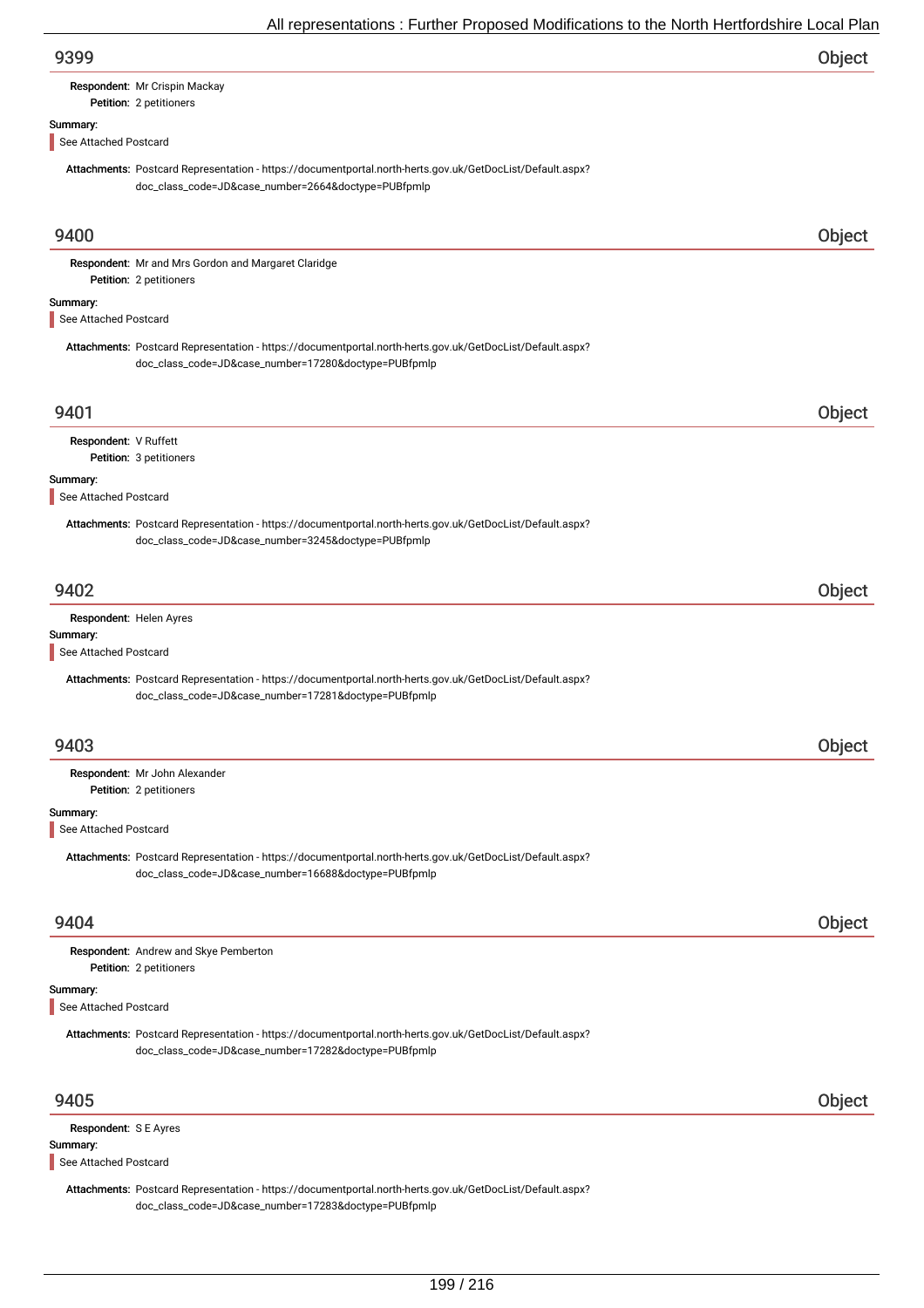## 9399 Object

**Respondent:** Mr Crispin Mackay
**Petition:** 2 petitioners

**Summary:**

See Attached Postcard

**Attachments:** Postcard Representation - https://documentportal.north-herts.gov.uk/GetDocList/Default.aspx?doc_class_code=JD&case_number=2664&doctype=PUBfpmlp

## 9400 Object

**Respondent:** Mr and Mrs Gordon and Margaret Claridge
**Petition:** 2 petitioners

**Summary:**

See Attached Postcard

**Attachments:** Postcard Representation - https://documentportal.north-herts.gov.uk/GetDocList/Default.aspx?doc_class_code=JD&case_number=17280&doctype=PUBfpmlp

## 9401 Object

**Respondent:** V Ruffett
**Petition:** 3 petitioners

**Summary:**

See Attached Postcard

**Attachments:** Postcard Representation - https://documentportal.north-herts.gov.uk/GetDocList/Default.aspx?doc_class_code=JD&case_number=3245&doctype=PUBfpmlp

## 9402 Object

**Respondent:** Helen Ayres

**Summary:**

See Attached Postcard

**Attachments:** Postcard Representation - https://documentportal.north-herts.gov.uk/GetDocList/Default.aspx?doc_class_code=JD&case_number=17281&doctype=PUBfpmlp

## 9403 Object

**Respondent:** Mr John Alexander
**Petition:** 2 petitioners

**Summary:**

See Attached Postcard

**Attachments:** Postcard Representation - https://documentportal.north-herts.gov.uk/GetDocList/Default.aspx?doc_class_code=JD&case_number=16688&doctype=PUBfpmlp

## 9404 Object

**Respondent:** Andrew and Skye Pemberton
**Petition:** 2 petitioners

**Summary:**

See Attached Postcard

**Attachments:** Postcard Representation - https://documentportal.north-herts.gov.uk/GetDocList/Default.aspx?doc_class_code=JD&case_number=17282&doctype=PUBfpmlp

## 9405 Object

**Respondent:** S E Ayres

**Summary:**

See Attached Postcard

**Attachments:** Postcard Representation - https://documentportal.north-herts.gov.uk/GetDocList/Default.aspx?doc_class_code=JD&case_number=17283&doctype=PUBfpmlp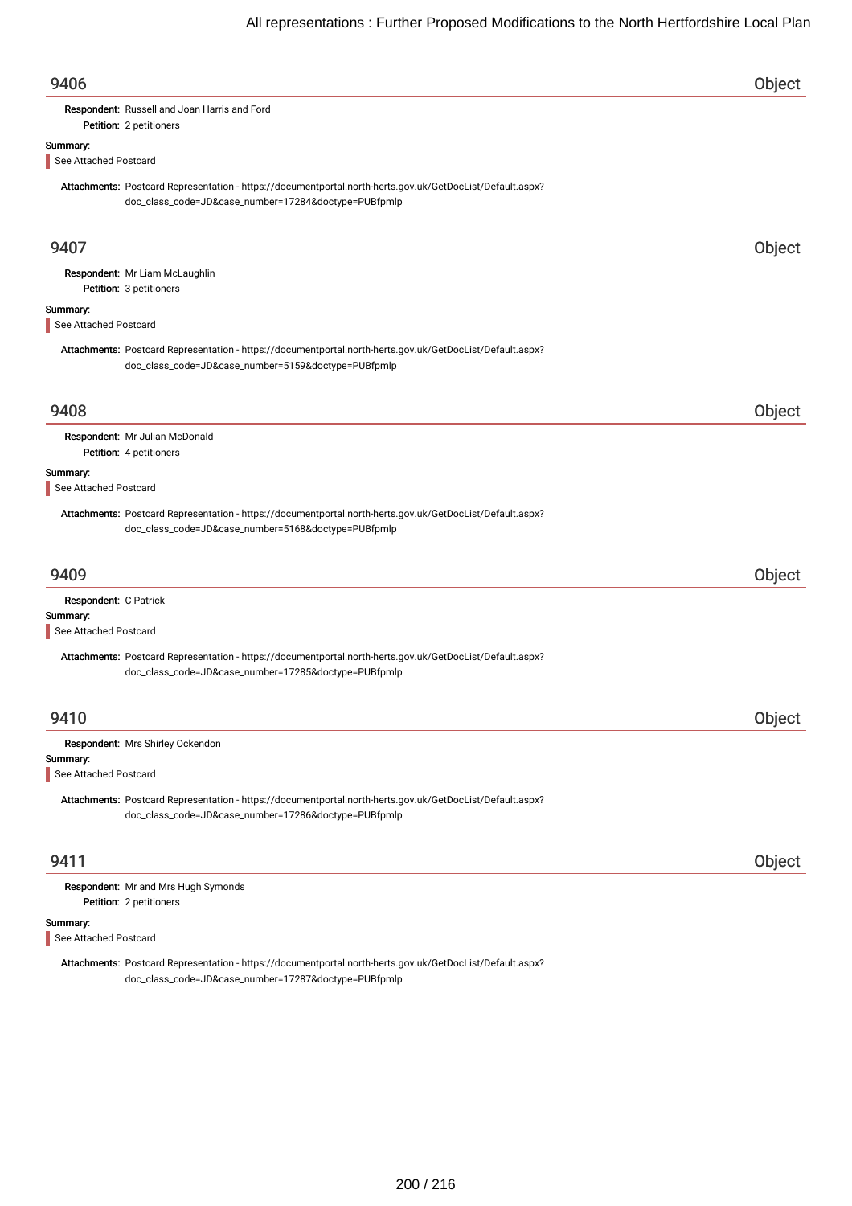## 9406 Object

**Respondent:** Russell and Joan Harris and Ford

**Petition:** 2 petitioners

**Summary:**

See Attached Postcard

**Attachments:** Postcard Representation - https://documentportal.north-herts.gov.uk/GetDocList/Default.aspx?doc_class_code=JD&case_number=17284&doctype=PUBfpmlp

## 9407 Object

**Respondent:** Mr Liam McLaughlin

**Petition:** 3 petitioners

**Summary:**

See Attached Postcard

**Attachments:** Postcard Representation - https://documentportal.north-herts.gov.uk/GetDocList/Default.aspx?doc_class_code=JD&case_number=5159&doctype=PUBfpmlp

## 9408 Object

**Respondent:** Mr Julian McDonald

**Petition:** 4 petitioners

**Summary:**

See Attached Postcard

**Attachments:** Postcard Representation - https://documentportal.north-herts.gov.uk/GetDocList/Default.aspx?doc_class_code=JD&case_number=5168&doctype=PUBfpmlp

## 9409 Object

**Respondent:** C Patrick

**Summary:**

See Attached Postcard

**Attachments:** Postcard Representation - https://documentportal.north-herts.gov.uk/GetDocList/Default.aspx?doc_class_code=JD&case_number=17285&doctype=PUBfpmlp

## 9410 Object

**Respondent:** Mrs Shirley Ockendon

**Summary:**

See Attached Postcard

**Attachments:** Postcard Representation - https://documentportal.north-herts.gov.uk/GetDocList/Default.aspx?doc_class_code=JD&case_number=17286&doctype=PUBfpmlp

## 9411 Object

**Respondent:** Mr and Mrs Hugh Symonds

**Petition:** 2 petitioners

**Summary:**

See Attached Postcard

**Attachments:** Postcard Representation - https://documentportal.north-herts.gov.uk/GetDocList/Default.aspx?doc_class_code=JD&case_number=17287&doctype=PUBfpmlp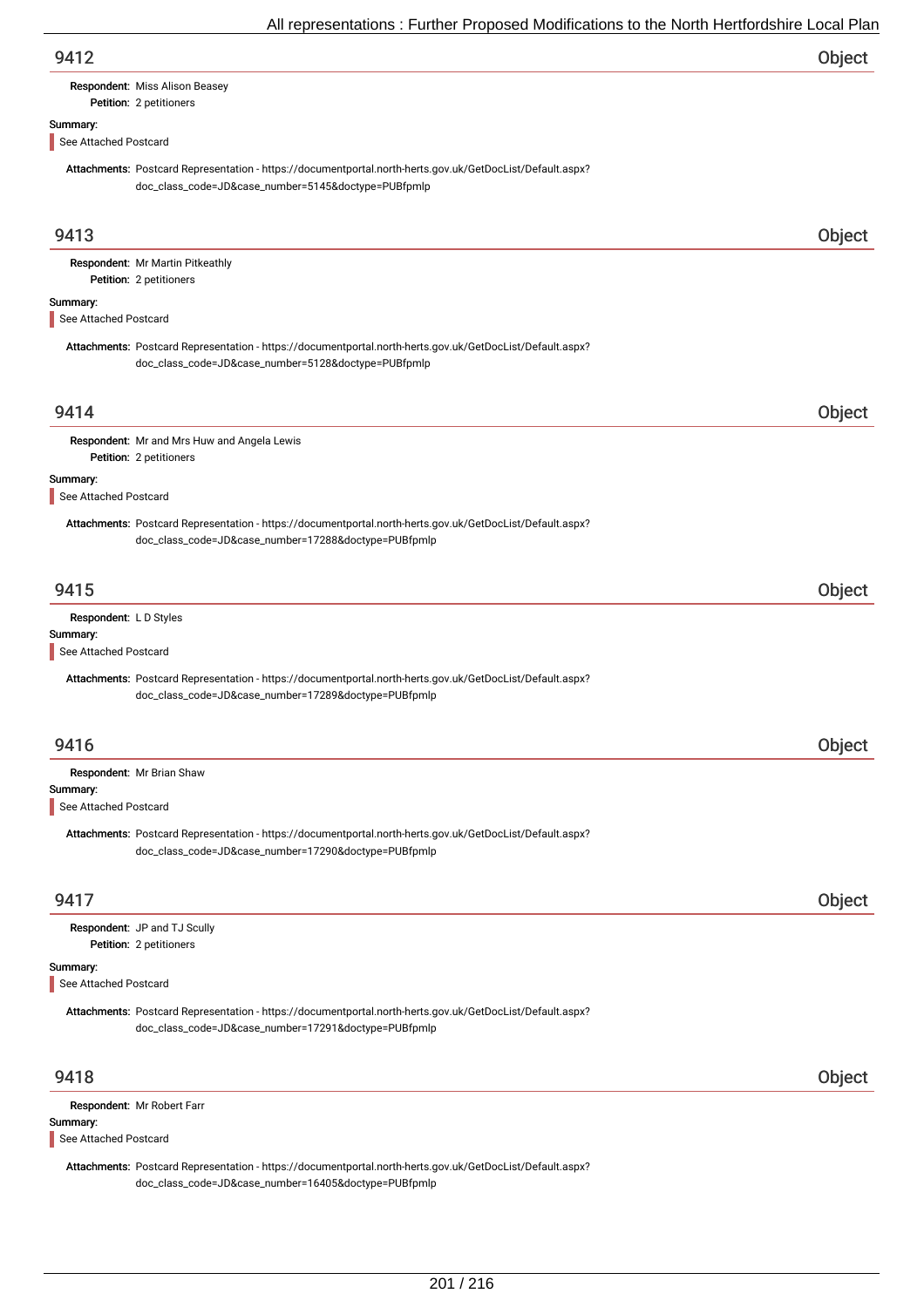## 9412 Object

**Respondent:** Miss Alison Beasey
**Petition:** 2 petitioners

**Summary:**

See Attached Postcard

**Attachments:** Postcard Representation - https://documentportal.north-herts.gov.uk/GetDocList/Default.aspx?doc_class_code=JD&case_number=5145&doctype=PUBfpmlp

## 9413 Object

**Respondent:** Mr Martin Pitkeathly
**Petition:** 2 petitioners

**Summary:**

See Attached Postcard

**Attachments:** Postcard Representation - https://documentportal.north-herts.gov.uk/GetDocList/Default.aspx?doc_class_code=JD&case_number=5128&doctype=PUBfpmlp

## 9414 Object

**Respondent:** Mr and Mrs Huw and Angela Lewis
**Petition:** 2 petitioners

**Summary:**

See Attached Postcard

**Attachments:** Postcard Representation - https://documentportal.north-herts.gov.uk/GetDocList/Default.aspx?doc_class_code=JD&case_number=17288&doctype=PUBfpmlp

## 9415 Object

**Respondent:** L D Styles

**Summary:**

See Attached Postcard

**Attachments:** Postcard Representation - https://documentportal.north-herts.gov.uk/GetDocList/Default.aspx?doc_class_code=JD&case_number=17289&doctype=PUBfpmlp

## 9416 Object

**Respondent:** Mr Brian Shaw

**Summary:**

See Attached Postcard

**Attachments:** Postcard Representation - https://documentportal.north-herts.gov.uk/GetDocList/Default.aspx?doc_class_code=JD&case_number=17290&doctype=PUBfpmlp

## 9417 Object

**Respondent:** JP and TJ Scully
**Petition:** 2 petitioners

**Summary:**

See Attached Postcard

**Attachments:** Postcard Representation - https://documentportal.north-herts.gov.uk/GetDocList/Default.aspx?doc_class_code=JD&case_number=17291&doctype=PUBfpmlp

## 9418 Object

**Respondent:** Mr Robert Farr

**Summary:**

See Attached Postcard

**Attachments:** Postcard Representation - https://documentportal.north-herts.gov.uk/GetDocList/Default.aspx?doc_class_code=JD&case_number=16405&doctype=PUBfpmlp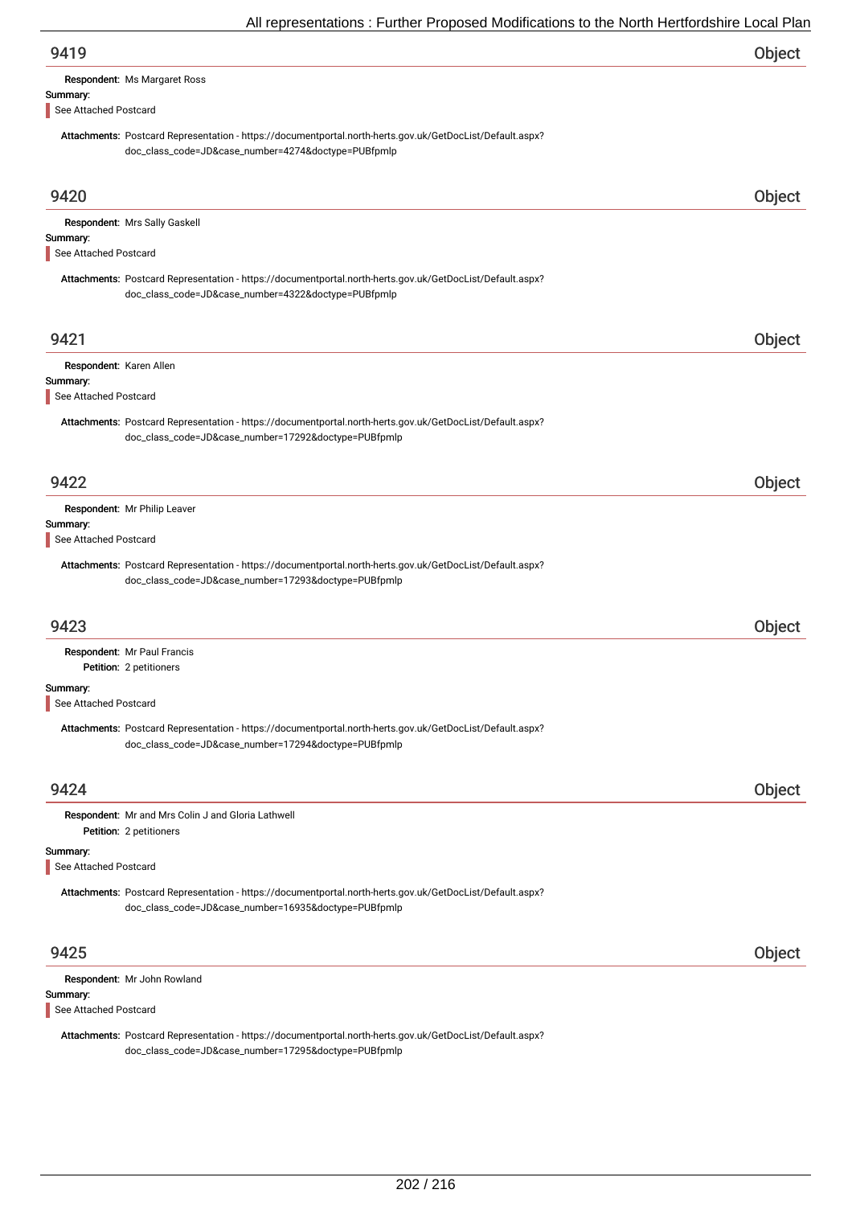## 9419 Object

**Respondent:** Ms Margaret Ross

**Summary:**

See Attached Postcard

**Attachments:** Postcard Representation - https://documentportal.north-herts.gov.uk/GetDocList/Default.aspx?doc_class_code=JD&case_number=4274&doctype=PUBfpmlp

## 9420 Object

**Respondent:** Mrs Sally Gaskell

**Summary:**

See Attached Postcard

**Attachments:** Postcard Representation - https://documentportal.north-herts.gov.uk/GetDocList/Default.aspx?doc_class_code=JD&case_number=4322&doctype=PUBfpmlp

## 9421 Object

**Respondent:** Karen Allen

**Summary:**

See Attached Postcard

**Attachments:** Postcard Representation - https://documentportal.north-herts.gov.uk/GetDocList/Default.aspx?doc_class_code=JD&case_number=17292&doctype=PUBfpmlp

## 9422 Object

**Respondent:** Mr Philip Leaver

**Summary:**

See Attached Postcard

**Attachments:** Postcard Representation - https://documentportal.north-herts.gov.uk/GetDocList/Default.aspx?doc_class_code=JD&case_number=17293&doctype=PUBfpmlp

## 9423 Object

**Respondent:** Mr Paul Francis

**Petition:** 2 petitioners

**Summary:**

See Attached Postcard

**Attachments:** Postcard Representation - https://documentportal.north-herts.gov.uk/GetDocList/Default.aspx?doc_class_code=JD&case_number=17294&doctype=PUBfpmlp

## 9424 Object

**Respondent:** Mr and Mrs Colin J and Gloria Lathwell

**Petition:** 2 petitioners

**Summary:**

See Attached Postcard

**Attachments:** Postcard Representation - https://documentportal.north-herts.gov.uk/GetDocList/Default.aspx?doc_class_code=JD&case_number=16935&doctype=PUBfpmlp

## 9425 Object

**Respondent:** Mr John Rowland

**Summary:**

See Attached Postcard

**Attachments:** Postcard Representation - https://documentportal.north-herts.gov.uk/GetDocList/Default.aspx?doc_class_code=JD&case_number=17295&doctype=PUBfpmlp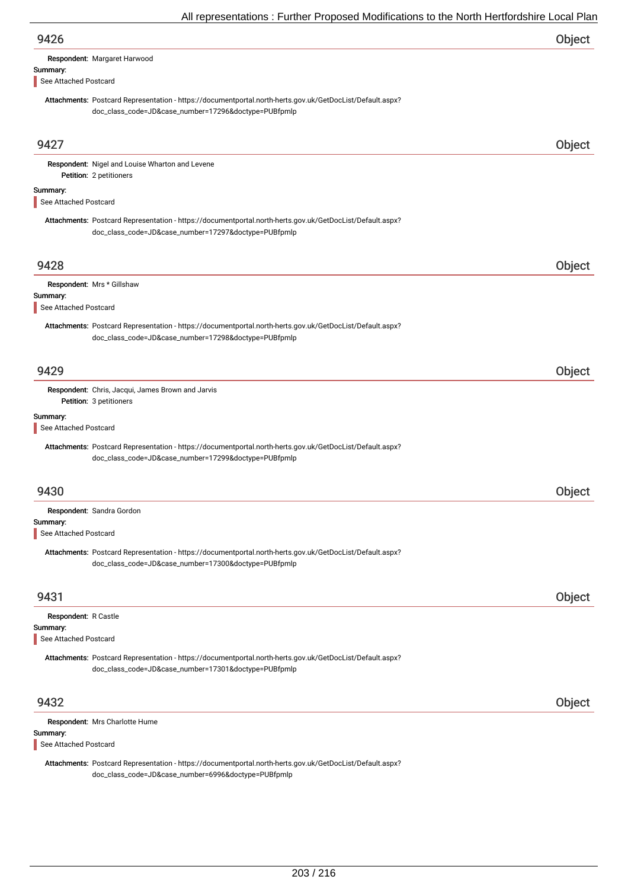## 9426 Object

**Respondent:** Margaret Harwood

**Summary:**

See Attached Postcard

**Attachments:** Postcard Representation - https://documentportal.north-herts.gov.uk/GetDocList/Default.aspx?doc_class_code=JD&case_number=17296&doctype=PUBfpmlp

## 9427 Object

**Respondent:** Nigel and Louise Wharton and Levene

**Petition:** 2 petitioners

**Summary:**

See Attached Postcard

**Attachments:** Postcard Representation - https://documentportal.north-herts.gov.uk/GetDocList/Default.aspx?doc_class_code=JD&case_number=17297&doctype=PUBfpmlp

## 9428 Object

**Respondent:** Mrs * Gillshaw

**Summary:**

See Attached Postcard

**Attachments:** Postcard Representation - https://documentportal.north-herts.gov.uk/GetDocList/Default.aspx?doc_class_code=JD&case_number=17298&doctype=PUBfpmlp

## 9429 Object

**Respondent:** Chris, Jacqui, James Brown and Jarvis

**Petition:** 3 petitioners

**Summary:**

See Attached Postcard

**Attachments:** Postcard Representation - https://documentportal.north-herts.gov.uk/GetDocList/Default.aspx?doc_class_code=JD&case_number=17299&doctype=PUBfpmlp

## 9430 Object

**Respondent:** Sandra Gordon

**Summary:**

See Attached Postcard

**Attachments:** Postcard Representation - https://documentportal.north-herts.gov.uk/GetDocList/Default.aspx?doc_class_code=JD&case_number=17300&doctype=PUBfpmlp

## 9431 Object

**Respondent:** R Castle

**Summary:**

See Attached Postcard

**Attachments:** Postcard Representation - https://documentportal.north-herts.gov.uk/GetDocList/Default.aspx?doc_class_code=JD&case_number=17301&doctype=PUBfpmlp

## 9432 Object

**Respondent:** Mrs Charlotte Hume

**Summary:**

See Attached Postcard

**Attachments:** Postcard Representation - https://documentportal.north-herts.gov.uk/GetDocList/Default.aspx?doc_class_code=JD&case_number=6996&doctype=PUBfpmlp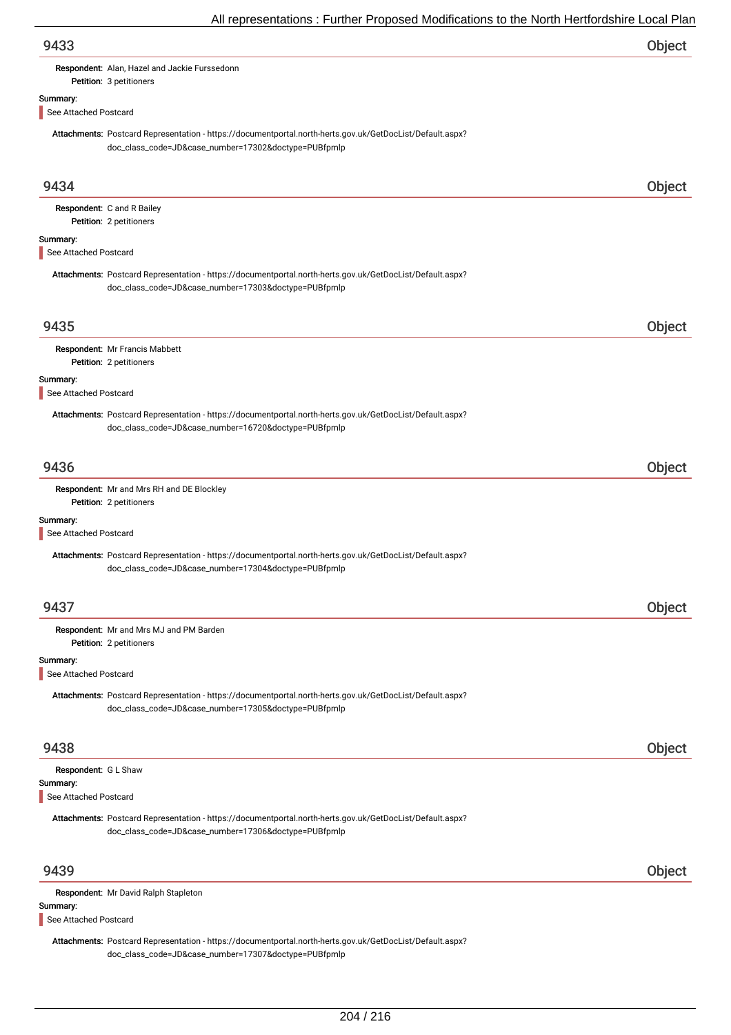## 9433 — Object

**Respondent:** Alan, Hazel and Jackie Furssedonn
**Petition:** 3 petitioners

**Summary:**

See Attached Postcard

**Attachments:** Postcard Representation - https://documentportal.north-herts.gov.uk/GetDocList/Default.aspx?doc_class_code=JD&case_number=17302&doctype=PUBfpmlp

## 9434 — Object

**Respondent:** C and R Bailey
**Petition:** 2 petitioners

**Summary:**

See Attached Postcard

**Attachments:** Postcard Representation - https://documentportal.north-herts.gov.uk/GetDocList/Default.aspx?doc_class_code=JD&case_number=17303&doctype=PUBfpmlp

## 9435 — Object

**Respondent:** Mr Francis Mabbett
**Petition:** 2 petitioners

**Summary:**

See Attached Postcard

**Attachments:** Postcard Representation - https://documentportal.north-herts.gov.uk/GetDocList/Default.aspx?doc_class_code=JD&case_number=16720&doctype=PUBfpmlp

## 9436 — Object

**Respondent:** Mr and Mrs RH and DE Blockley
**Petition:** 2 petitioners

**Summary:**

See Attached Postcard

**Attachments:** Postcard Representation - https://documentportal.north-herts.gov.uk/GetDocList/Default.aspx?doc_class_code=JD&case_number=17304&doctype=PUBfpmlp

## 9437 — Object

**Respondent:** Mr and Mrs MJ and PM Barden
**Petition:** 2 petitioners

**Summary:**

See Attached Postcard

**Attachments:** Postcard Representation - https://documentportal.north-herts.gov.uk/GetDocList/Default.aspx?doc_class_code=JD&case_number=17305&doctype=PUBfpmlp

## 9438 — Object

**Respondent:** G L Shaw

**Summary:**

See Attached Postcard

**Attachments:** Postcard Representation - https://documentportal.north-herts.gov.uk/GetDocList/Default.aspx?doc_class_code=JD&case_number=17306&doctype=PUBfpmlp

## 9439 — Object

**Respondent:** Mr David Ralph Stapleton

**Summary:**

See Attached Postcard

**Attachments:** Postcard Representation - https://documentportal.north-herts.gov.uk/GetDocList/Default.aspx?doc_class_code=JD&case_number=17307&doctype=PUBfpmlp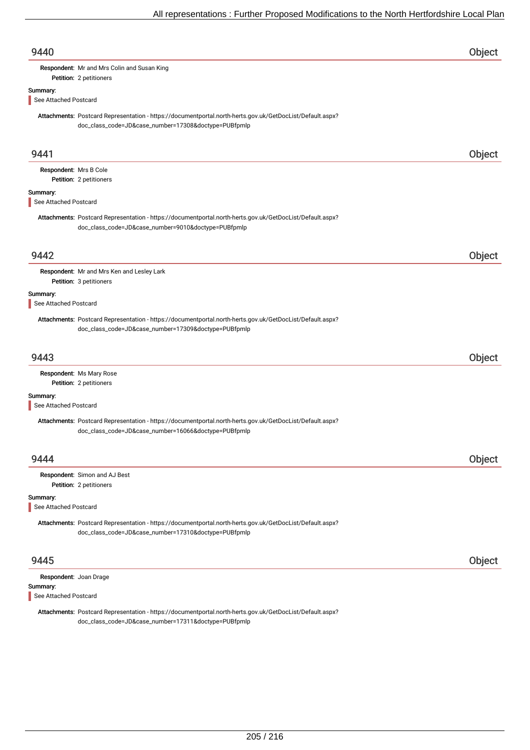## 9440 Object

**Respondent:** Mr and Mrs Colin and Susan King
**Petition:** 2 petitioners

**Summary:**
See Attached Postcard

**Attachments:** Postcard Representation - https://documentportal.north-herts.gov.uk/GetDocList/Default.aspx?doc_class_code=JD&case_number=17308&doctype=PUBfpmlp

## 9441 Object

**Respondent:** Mrs B Cole
**Petition:** 2 petitioners

**Summary:**
See Attached Postcard

**Attachments:** Postcard Representation - https://documentportal.north-herts.gov.uk/GetDocList/Default.aspx?doc_class_code=JD&case_number=9010&doctype=PUBfpmlp

## 9442 Object

**Respondent:** Mr and Mrs Ken and Lesley Lark
**Petition:** 3 petitioners

**Summary:**
See Attached Postcard

**Attachments:** Postcard Representation - https://documentportal.north-herts.gov.uk/GetDocList/Default.aspx?doc_class_code=JD&case_number=17309&doctype=PUBfpmlp

## 9443 Object

**Respondent:** Ms Mary Rose
**Petition:** 2 petitioners

**Summary:**
See Attached Postcard

**Attachments:** Postcard Representation - https://documentportal.north-herts.gov.uk/GetDocList/Default.aspx?doc_class_code=JD&case_number=16066&doctype=PUBfpmlp

## 9444 Object

**Respondent:** Simon and AJ Best
**Petition:** 2 petitioners

**Summary:**
See Attached Postcard

**Attachments:** Postcard Representation - https://documentportal.north-herts.gov.uk/GetDocList/Default.aspx?doc_class_code=JD&case_number=17310&doctype=PUBfpmlp

## 9445 Object

**Respondent:** Joan Drage

**Summary:**
See Attached Postcard

**Attachments:** Postcard Representation - https://documentportal.north-herts.gov.uk/GetDocList/Default.aspx?doc_class_code=JD&case_number=17311&doctype=PUBfpmlp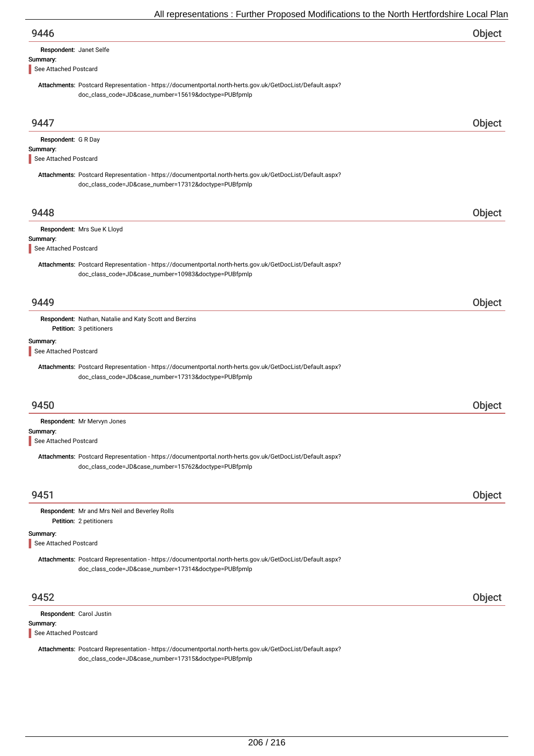## 9446 Object

**Respondent:** Janet Selfe

**Summary:**

See Attached Postcard

**Attachments:** Postcard Representation - https://documentportal.north-herts.gov.uk/GetDocList/Default.aspx?doc_class_code=JD&case_number=15619&doctype=PUBfpmlp

## 9447 Object

**Respondent:** G R Day

**Summary:**

See Attached Postcard

**Attachments:** Postcard Representation - https://documentportal.north-herts.gov.uk/GetDocList/Default.aspx?doc_class_code=JD&case_number=17312&doctype=PUBfpmlp

## 9448 Object

**Respondent:** Mrs Sue K Lloyd

**Summary:**

See Attached Postcard

**Attachments:** Postcard Representation - https://documentportal.north-herts.gov.uk/GetDocList/Default.aspx?doc_class_code=JD&case_number=10983&doctype=PUBfpmlp

## 9449 Object

**Respondent:** Nathan, Natalie and Katy Scott and Berzins

**Petition:** 3 petitioners

**Summary:**

See Attached Postcard

**Attachments:** Postcard Representation - https://documentportal.north-herts.gov.uk/GetDocList/Default.aspx?doc_class_code=JD&case_number=17313&doctype=PUBfpmlp

## 9450 Object

**Respondent:** Mr Mervyn Jones

**Summary:**

See Attached Postcard

**Attachments:** Postcard Representation - https://documentportal.north-herts.gov.uk/GetDocList/Default.aspx?doc_class_code=JD&case_number=15762&doctype=PUBfpmlp

## 9451 Object

**Respondent:** Mr and Mrs Neil and Beverley Rolls

**Petition:** 2 petitioners

**Summary:**

See Attached Postcard

**Attachments:** Postcard Representation - https://documentportal.north-herts.gov.uk/GetDocList/Default.aspx?doc_class_code=JD&case_number=17314&doctype=PUBfpmlp

## 9452 Object

**Respondent:** Carol Justin

**Summary:**

See Attached Postcard

**Attachments:** Postcard Representation - https://documentportal.north-herts.gov.uk/GetDocList/Default.aspx?doc_class_code=JD&case_number=17315&doctype=PUBfpmlp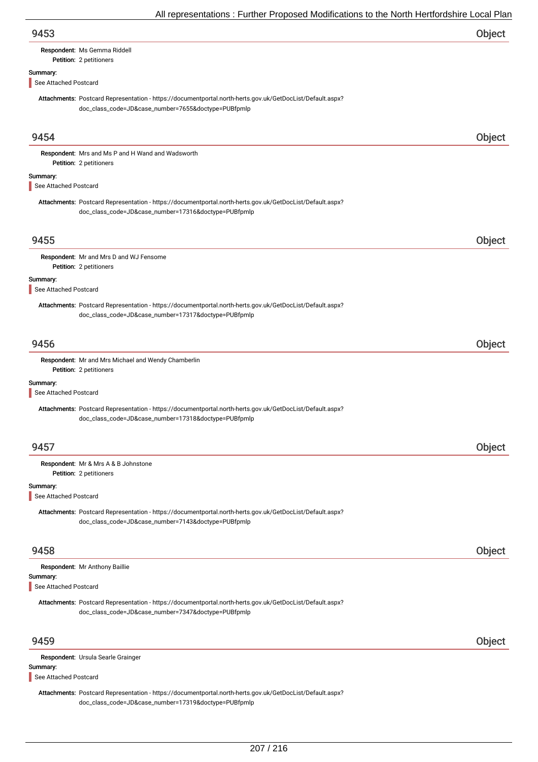## 9453 — Object

**Respondent:** Ms Gemma Riddell
**Petition:** 2 petitioners

**Summary:**

See Attached Postcard

**Attachments:** Postcard Representation - https://documentportal.north-herts.gov.uk/GetDocList/Default.aspx?doc_class_code=JD&case_number=7655&doctype=PUBfpmlp

## 9454 — Object

**Respondent:** Mrs and Ms P and H Wand and Wadsworth
**Petition:** 2 petitioners

**Summary:**

See Attached Postcard

**Attachments:** Postcard Representation - https://documentportal.north-herts.gov.uk/GetDocList/Default.aspx?doc_class_code=JD&case_number=17316&doctype=PUBfpmlp

## 9455 — Object

**Respondent:** Mr and Mrs D and WJ Fensome
**Petition:** 2 petitioners

**Summary:**

See Attached Postcard

**Attachments:** Postcard Representation - https://documentportal.north-herts.gov.uk/GetDocList/Default.aspx?doc_class_code=JD&case_number=17317&doctype=PUBfpmlp

## 9456 — Object

**Respondent:** Mr and Mrs Michael and Wendy Chamberlin
**Petition:** 2 petitioners

**Summary:**

See Attached Postcard

**Attachments:** Postcard Representation - https://documentportal.north-herts.gov.uk/GetDocList/Default.aspx?doc_class_code=JD&case_number=17318&doctype=PUBfpmlp

## 9457 — Object

**Respondent:** Mr & Mrs A & B Johnstone
**Petition:** 2 petitioners

**Summary:**

See Attached Postcard

**Attachments:** Postcard Representation - https://documentportal.north-herts.gov.uk/GetDocList/Default.aspx?doc_class_code=JD&case_number=7143&doctype=PUBfpmlp

## 9458 — Object

**Respondent:** Mr Anthony Baillie

**Summary:**

See Attached Postcard

**Attachments:** Postcard Representation - https://documentportal.north-herts.gov.uk/GetDocList/Default.aspx?doc_class_code=JD&case_number=7347&doctype=PUBfpmlp

## 9459 — Object

**Respondent:** Ursula Searle Grainger

**Summary:**

See Attached Postcard

**Attachments:** Postcard Representation - https://documentportal.north-herts.gov.uk/GetDocList/Default.aspx?doc_class_code=JD&case_number=17319&doctype=PUBfpmlp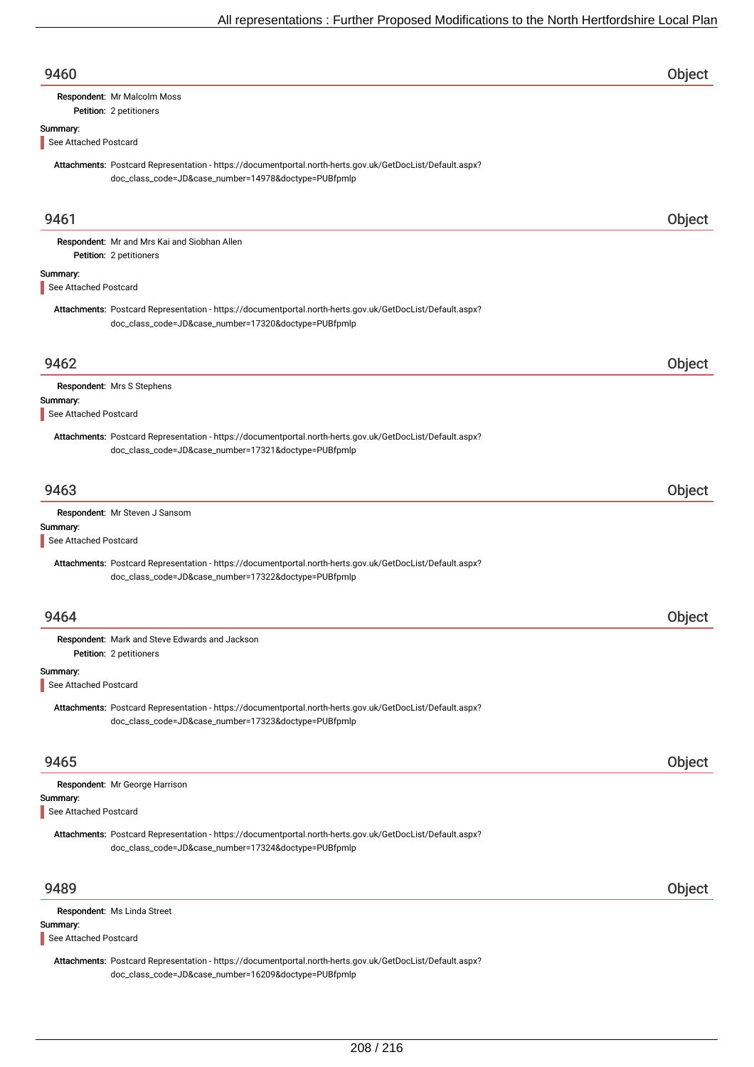## 9460 Object

**Respondent:** Mr Malcolm Moss

**Petition:** 2 petitioners

**Summary:**

See Attached Postcard

**Attachments:** Postcard Representation - https://documentportal.north-herts.gov.uk/GetDocList/Default.aspx?doc_class_code=JD&case_number=14978&doctype=PUBfpmlp

## 9461 Object

**Respondent:** Mr and Mrs Kai and Siobhan Allen

**Petition:** 2 petitioners

**Summary:**

See Attached Postcard

**Attachments:** Postcard Representation - https://documentportal.north-herts.gov.uk/GetDocList/Default.aspx?doc_class_code=JD&case_number=17320&doctype=PUBfpmlp

## 9462 Object

**Respondent:** Mrs S Stephens

**Summary:**

See Attached Postcard

**Attachments:** Postcard Representation - https://documentportal.north-herts.gov.uk/GetDocList/Default.aspx?doc_class_code=JD&case_number=17321&doctype=PUBfpmlp

## 9463 Object

**Respondent:** Mr Steven J Sansom

**Summary:**

See Attached Postcard

**Attachments:** Postcard Representation - https://documentportal.north-herts.gov.uk/GetDocList/Default.aspx?doc_class_code=JD&case_number=17322&doctype=PUBfpmlp

## 9464 Object

**Respondent:** Mark and Steve Edwards and Jackson

**Petition:** 2 petitioners

**Summary:**

See Attached Postcard

**Attachments:** Postcard Representation - https://documentportal.north-herts.gov.uk/GetDocList/Default.aspx?doc_class_code=JD&case_number=17323&doctype=PUBfpmlp

## 9465 Object

**Respondent:** Mr George Harrison

**Summary:**

See Attached Postcard

**Attachments:** Postcard Representation - https://documentportal.north-herts.gov.uk/GetDocList/Default.aspx?doc_class_code=JD&case_number=17324&doctype=PUBfpmlp

## 9489 Object

**Respondent:** Ms Linda Street

**Summary:**

See Attached Postcard

**Attachments:** Postcard Representation - https://documentportal.north-herts.gov.uk/GetDocList/Default.aspx?doc_class_code=JD&case_number=16209&doctype=PUBfpmlp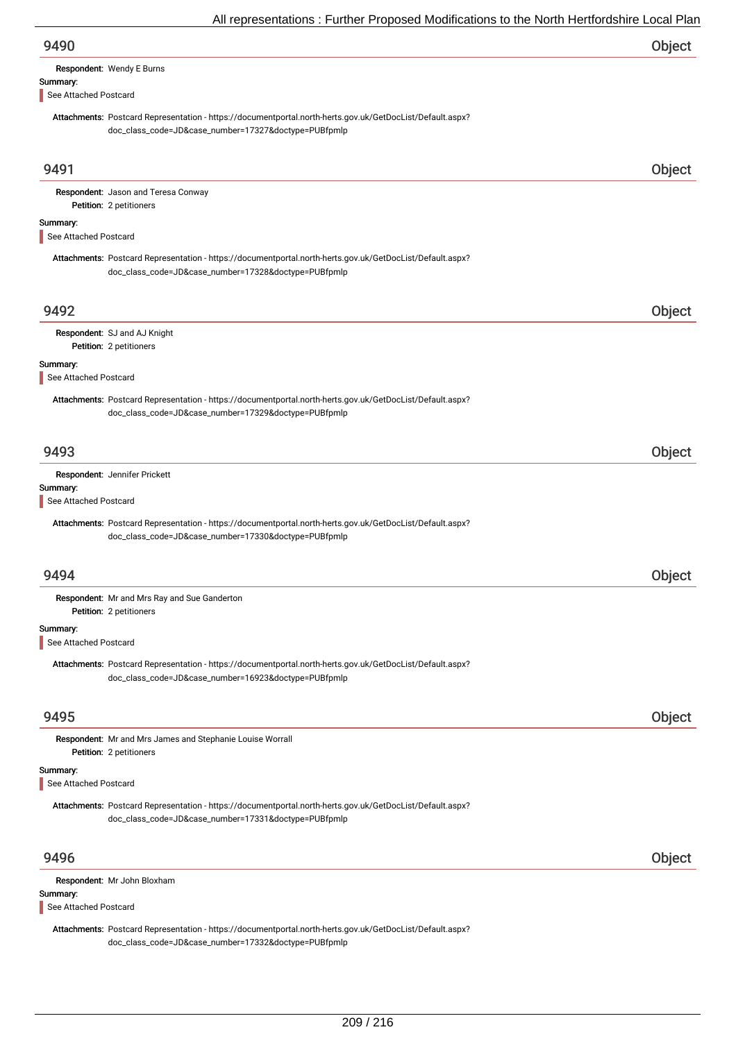## 9490 — Object

**Respondent:** Wendy E Burns

**Summary:**

See Attached Postcard

**Attachments:** Postcard Representation - https://documentportal.north-herts.gov.uk/GetDocList/Default.aspx?doc_class_code=JD&case_number=17327&doctype=PUBfpmlp

## 9491 — Object

**Respondent:** Jason and Teresa Conway

**Petition:** 2 petitioners

**Summary:**

See Attached Postcard

**Attachments:** Postcard Representation - https://documentportal.north-herts.gov.uk/GetDocList/Default.aspx?doc_class_code=JD&case_number=17328&doctype=PUBfpmlp

## 9492 — Object

**Respondent:** SJ and AJ Knight

**Petition:** 2 petitioners

**Summary:**

See Attached Postcard

**Attachments:** Postcard Representation - https://documentportal.north-herts.gov.uk/GetDocList/Default.aspx?doc_class_code=JD&case_number=17329&doctype=PUBfpmlp

## 9493 — Object

**Respondent:** Jennifer Prickett

**Summary:**

See Attached Postcard

**Attachments:** Postcard Representation - https://documentportal.north-herts.gov.uk/GetDocList/Default.aspx?doc_class_code=JD&case_number=17330&doctype=PUBfpmlp

## 9494 — Object

**Respondent:** Mr and Mrs Ray and Sue Ganderton

**Petition:** 2 petitioners

**Summary:**

See Attached Postcard

**Attachments:** Postcard Representation - https://documentportal.north-herts.gov.uk/GetDocList/Default.aspx?doc_class_code=JD&case_number=16923&doctype=PUBfpmlp

## 9495 — Object

**Respondent:** Mr and Mrs James and Stephanie Louise Worrall

**Petition:** 2 petitioners

**Summary:**

See Attached Postcard

**Attachments:** Postcard Representation - https://documentportal.north-herts.gov.uk/GetDocList/Default.aspx?doc_class_code=JD&case_number=17331&doctype=PUBfpmlp

## 9496 — Object

**Respondent:** Mr John Bloxham

**Summary:**

See Attached Postcard

**Attachments:** Postcard Representation - https://documentportal.north-herts.gov.uk/GetDocList/Default.aspx?doc_class_code=JD&case_number=17332&doctype=PUBfpmlp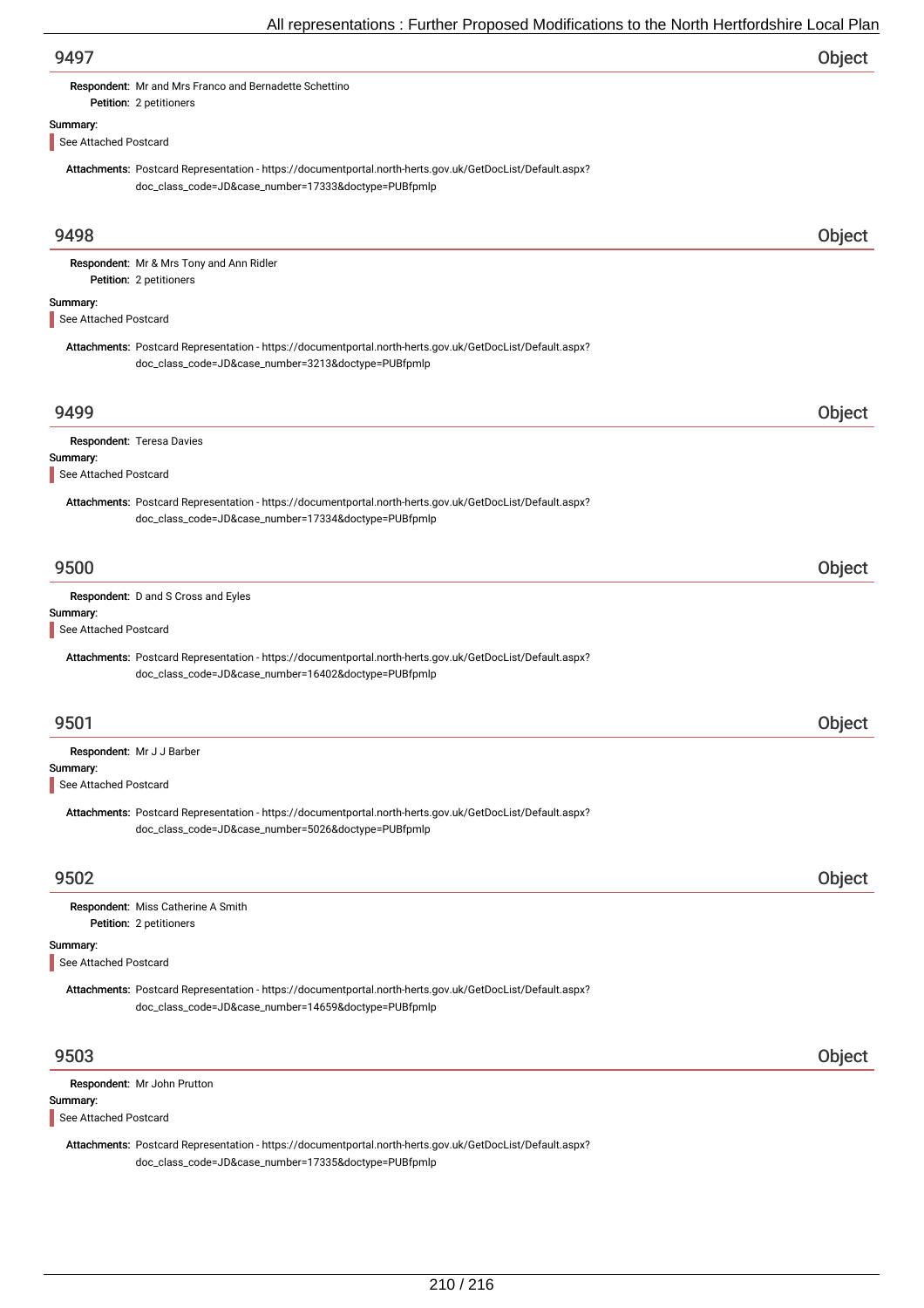## 9497 — Object

**Respondent:** Mr and Mrs Franco and Bernadette Schettino
**Petition:** 2 petitioners

**Summary:**

See Attached Postcard

**Attachments:** Postcard Representation - https://documentportal.north-herts.gov.uk/GetDocList/Default.aspx?doc_class_code=JD&case_number=17333&doctype=PUBfpmlp

## 9498 — Object

**Respondent:** Mr & Mrs Tony and Ann Ridler
**Petition:** 2 petitioners

**Summary:**

See Attached Postcard

**Attachments:** Postcard Representation - https://documentportal.north-herts.gov.uk/GetDocList/Default.aspx?doc_class_code=JD&case_number=3213&doctype=PUBfpmlp

## 9499 — Object

**Respondent:** Teresa Davies

**Summary:**

See Attached Postcard

**Attachments:** Postcard Representation - https://documentportal.north-herts.gov.uk/GetDocList/Default.aspx?doc_class_code=JD&case_number=17334&doctype=PUBfpmlp

## 9500 — Object

**Respondent:** D and S Cross and Eyles

**Summary:**

See Attached Postcard

**Attachments:** Postcard Representation - https://documentportal.north-herts.gov.uk/GetDocList/Default.aspx?doc_class_code=JD&case_number=16402&doctype=PUBfpmlp

## 9501 — Object

**Respondent:** Mr J J Barber

**Summary:**

See Attached Postcard

**Attachments:** Postcard Representation - https://documentportal.north-herts.gov.uk/GetDocList/Default.aspx?doc_class_code=JD&case_number=5026&doctype=PUBfpmlp

## 9502 — Object

**Respondent:** Miss Catherine A Smith
**Petition:** 2 petitioners

**Summary:**

See Attached Postcard

**Attachments:** Postcard Representation - https://documentportal.north-herts.gov.uk/GetDocList/Default.aspx?doc_class_code=JD&case_number=14659&doctype=PUBfpmlp

## 9503 — Object

**Respondent:** Mr John Prutton

**Summary:**

See Attached Postcard

**Attachments:** Postcard Representation - https://documentportal.north-herts.gov.uk/GetDocList/Default.aspx?doc_class_code=JD&case_number=17335&doctype=PUBfpmlp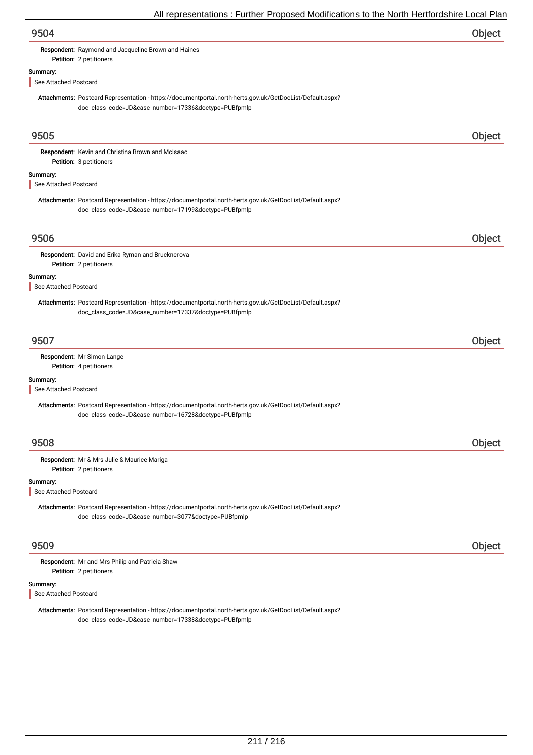## 9504 Object

**Respondent:** Raymond and Jacqueline Brown and Haines
**Petition:** 2 petitioners

**Summary:**

See Attached Postcard

**Attachments:** Postcard Representation - https://documentportal.north-herts.gov.uk/GetDocList/Default.aspx?doc_class_code=JD&case_number=17336&doctype=PUBfpmlp

## 9505 Object

**Respondent:** Kevin and Christina Brown and McIsaac
**Petition:** 3 petitioners

**Summary:**

See Attached Postcard

**Attachments:** Postcard Representation - https://documentportal.north-herts.gov.uk/GetDocList/Default.aspx?doc_class_code=JD&case_number=17199&doctype=PUBfpmlp

## 9506 Object

**Respondent:** David and Erika Ryman and Brucknerova
**Petition:** 2 petitioners

**Summary:**

See Attached Postcard

**Attachments:** Postcard Representation - https://documentportal.north-herts.gov.uk/GetDocList/Default.aspx?doc_class_code=JD&case_number=17337&doctype=PUBfpmlp

## 9507 Object

**Respondent:** Mr Simon Lange
**Petition:** 4 petitioners

**Summary:**

See Attached Postcard

**Attachments:** Postcard Representation - https://documentportal.north-herts.gov.uk/GetDocList/Default.aspx?doc_class_code=JD&case_number=16728&doctype=PUBfpmlp

## 9508 Object

**Respondent:** Mr & Mrs Julie & Maurice Mariga
**Petition:** 2 petitioners

**Summary:**

See Attached Postcard

**Attachments:** Postcard Representation - https://documentportal.north-herts.gov.uk/GetDocList/Default.aspx?doc_class_code=JD&case_number=3077&doctype=PUBfpmlp

## 9509 Object

**Respondent:** Mr and Mrs Philip and Patricia Shaw
**Petition:** 2 petitioners

**Summary:**

See Attached Postcard

**Attachments:** Postcard Representation - https://documentportal.north-herts.gov.uk/GetDocList/Default.aspx?doc_class_code=JD&case_number=17338&doctype=PUBfpmlp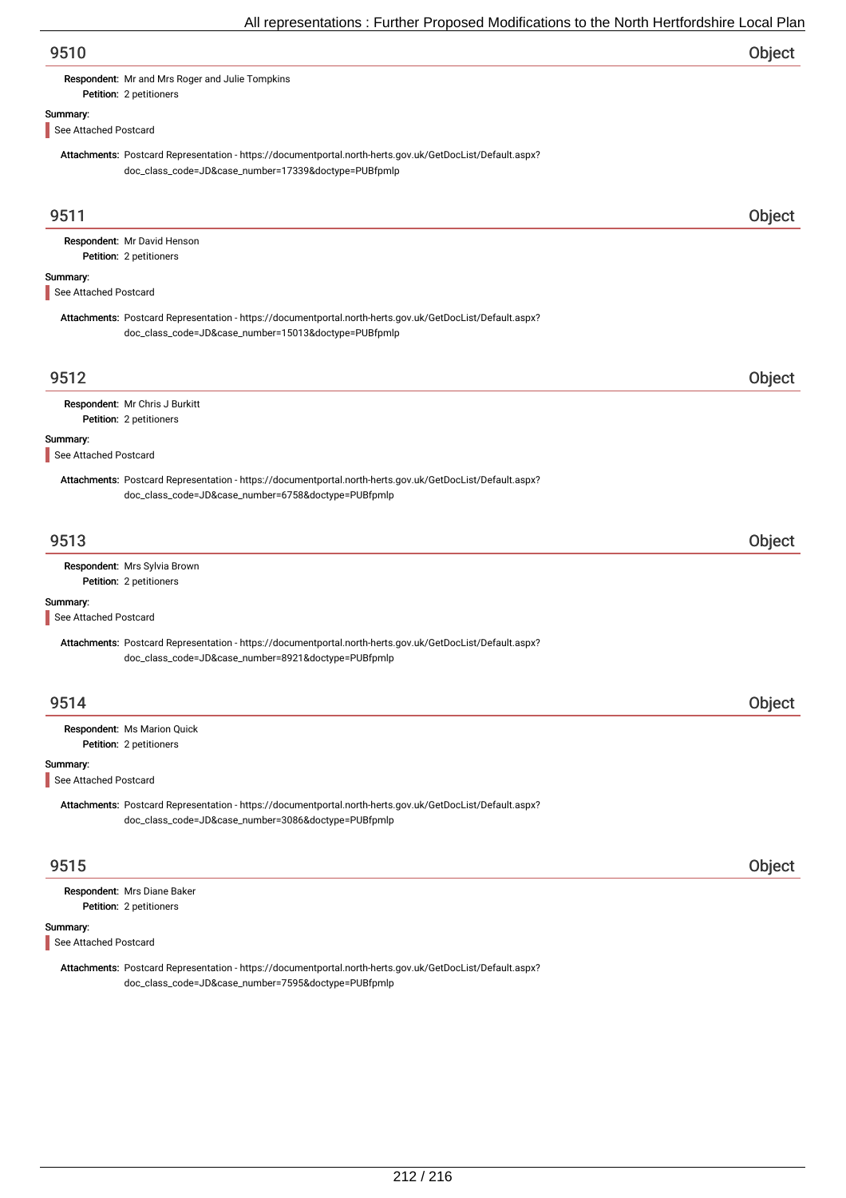## 9510 Object

**Respondent:** Mr and Mrs Roger and Julie Tompkins
**Petition:** 2 petitioners

**Summary:**

See Attached Postcard

**Attachments:** Postcard Representation - https://documentportal.north-herts.gov.uk/GetDocList/Default.aspx?doc_class_code=JD&case_number=17339&doctype=PUBfpmlp

## 9511 Object

**Respondent:** Mr David Henson
**Petition:** 2 petitioners

**Summary:**

See Attached Postcard

**Attachments:** Postcard Representation - https://documentportal.north-herts.gov.uk/GetDocList/Default.aspx?doc_class_code=JD&case_number=15013&doctype=PUBfpmlp

## 9512 Object

**Respondent:** Mr Chris J Burkitt
**Petition:** 2 petitioners

**Summary:**

See Attached Postcard

**Attachments:** Postcard Representation - https://documentportal.north-herts.gov.uk/GetDocList/Default.aspx?doc_class_code=JD&case_number=6758&doctype=PUBfpmlp

## 9513 Object

**Respondent:** Mrs Sylvia Brown
**Petition:** 2 petitioners

**Summary:**

See Attached Postcard

**Attachments:** Postcard Representation - https://documentportal.north-herts.gov.uk/GetDocList/Default.aspx?doc_class_code=JD&case_number=8921&doctype=PUBfpmlp

## 9514 Object

**Respondent:** Ms Marion Quick
**Petition:** 2 petitioners

**Summary:**

See Attached Postcard

**Attachments:** Postcard Representation - https://documentportal.north-herts.gov.uk/GetDocList/Default.aspx?doc_class_code=JD&case_number=3086&doctype=PUBfpmlp

## 9515 Object

**Respondent:** Mrs Diane Baker
**Petition:** 2 petitioners

**Summary:**

See Attached Postcard

**Attachments:** Postcard Representation - https://documentportal.north-herts.gov.uk/GetDocList/Default.aspx?doc_class_code=JD&case_number=7595&doctype=PUBfpmlp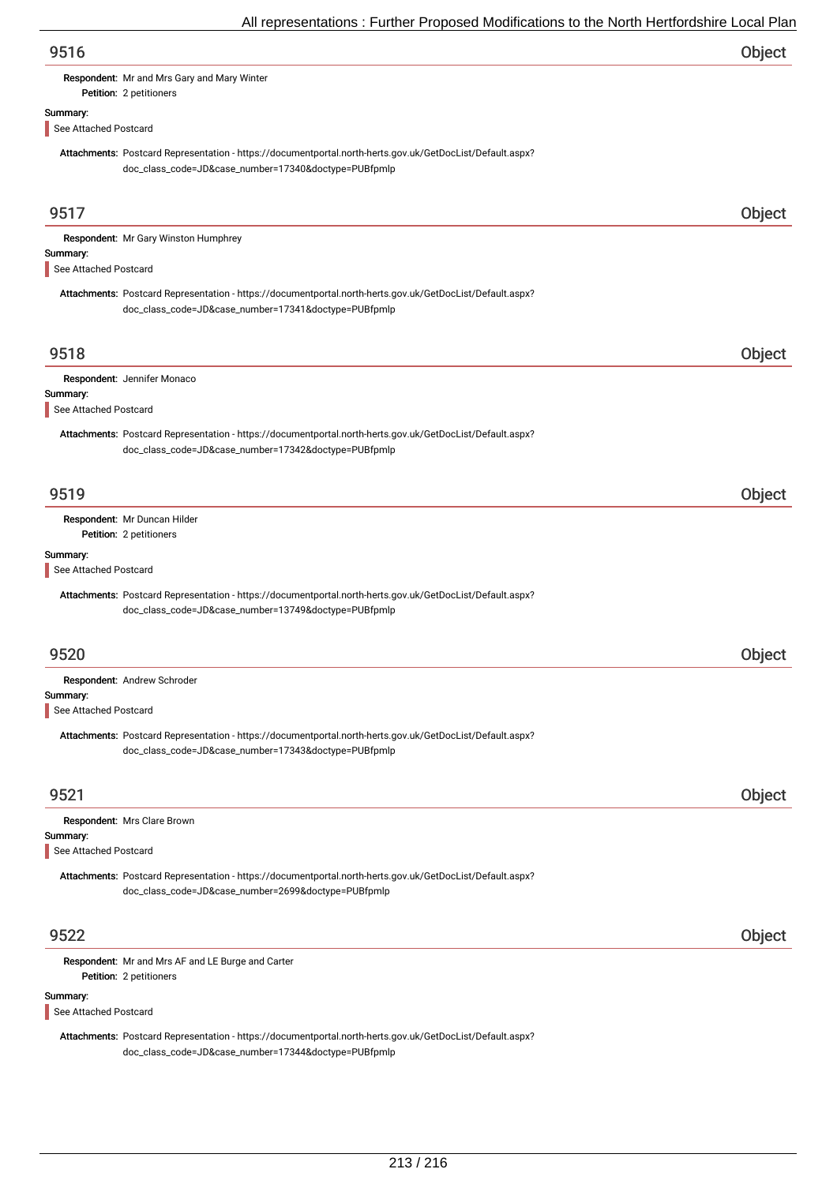## 9516 — Object

**Respondent:** Mr and Mrs Gary and Mary Winter
**Petition:** 2 petitioners

**Summary:**

See Attached Postcard

**Attachments:** Postcard Representation - https://documentportal.north-herts.gov.uk/GetDocList/Default.aspx?doc_class_code=JD&case_number=17340&doctype=PUBfpmlp

## 9517 — Object

**Respondent:** Mr Gary Winston Humphrey

**Summary:**

See Attached Postcard

**Attachments:** Postcard Representation - https://documentportal.north-herts.gov.uk/GetDocList/Default.aspx?doc_class_code=JD&case_number=17341&doctype=PUBfpmlp

## 9518 — Object

**Respondent:** Jennifer Monaco

**Summary:**

See Attached Postcard

**Attachments:** Postcard Representation - https://documentportal.north-herts.gov.uk/GetDocList/Default.aspx?doc_class_code=JD&case_number=17342&doctype=PUBfpmlp

## 9519 — Object

**Respondent:** Mr Duncan Hilder
**Petition:** 2 petitioners

**Summary:**

See Attached Postcard

**Attachments:** Postcard Representation - https://documentportal.north-herts.gov.uk/GetDocList/Default.aspx?doc_class_code=JD&case_number=13749&doctype=PUBfpmlp

## 9520 — Object

**Respondent:** Andrew Schroder

**Summary:**

See Attached Postcard

**Attachments:** Postcard Representation - https://documentportal.north-herts.gov.uk/GetDocList/Default.aspx?doc_class_code=JD&case_number=17343&doctype=PUBfpmlp

## 9521 — Object

**Respondent:** Mrs Clare Brown

**Summary:**

See Attached Postcard

**Attachments:** Postcard Representation - https://documentportal.north-herts.gov.uk/GetDocList/Default.aspx?doc_class_code=JD&case_number=2699&doctype=PUBfpmlp

## 9522 — Object

**Respondent:** Mr and Mrs AF and LE Burge and Carter
**Petition:** 2 petitioners

**Summary:**

See Attached Postcard

**Attachments:** Postcard Representation - https://documentportal.north-herts.gov.uk/GetDocList/Default.aspx?doc_class_code=JD&case_number=17344&doctype=PUBfpmlp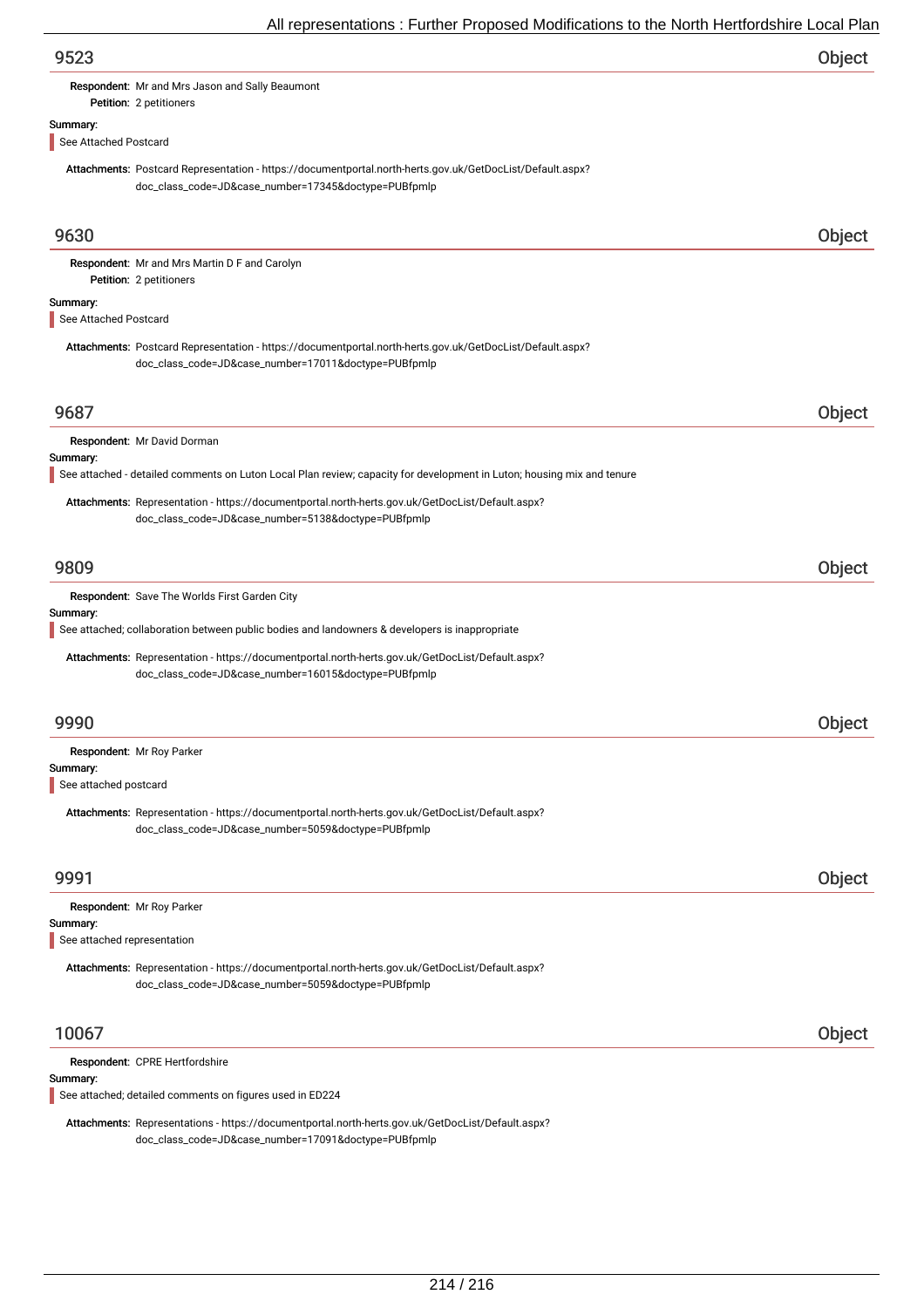## 9523 — Object

**Respondent:** Mr and Mrs Jason and Sally Beaumont
**Petition:** 2 petitioners

**Summary:**

See Attached Postcard

**Attachments:** Postcard Representation - https://documentportal.north-herts.gov.uk/GetDocList/Default.aspx?doc_class_code=JD&case_number=17345&doctype=PUBfpmlp

## 9630 — Object

**Respondent:** Mr and Mrs Martin D F and Carolyn
**Petition:** 2 petitioners

**Summary:**

See Attached Postcard

**Attachments:** Postcard Representation - https://documentportal.north-herts.gov.uk/GetDocList/Default.aspx?doc_class_code=JD&case_number=17011&doctype=PUBfpmlp

## 9687 — Object

**Respondent:** Mr David Dorman

**Summary:**

See attached - detailed comments on Luton Local Plan review; capacity for development in Luton; housing mix and tenure

**Attachments:** Representation - https://documentportal.north-herts.gov.uk/GetDocList/Default.aspx?doc_class_code=JD&case_number=5138&doctype=PUBfpmlp

## 9809 — Object

**Respondent:** Save The Worlds First Garden City

**Summary:**

See attached; collaboration between public bodies and landowners & developers is inappropriate

**Attachments:** Representation - https://documentportal.north-herts.gov.uk/GetDocList/Default.aspx?doc_class_code=JD&case_number=16015&doctype=PUBfpmlp

## 9990 — Object

**Respondent:** Mr Roy Parker

**Summary:**

See attached postcard

**Attachments:** Representation - https://documentportal.north-herts.gov.uk/GetDocList/Default.aspx?doc_class_code=JD&case_number=5059&doctype=PUBfpmlp

## 9991 — Object

**Respondent:** Mr Roy Parker

**Summary:**

See attached representation

**Attachments:** Representation - https://documentportal.north-herts.gov.uk/GetDocList/Default.aspx?doc_class_code=JD&case_number=5059&doctype=PUBfpmlp

## 10067 — Object

**Respondent:** CPRE Hertfordshire

**Summary:**

See attached; detailed comments on figures used in ED224

**Attachments:** Representations - https://documentportal.north-herts.gov.uk/GetDocList/Default.aspx?doc_class_code=JD&case_number=17091&doctype=PUBfpmlp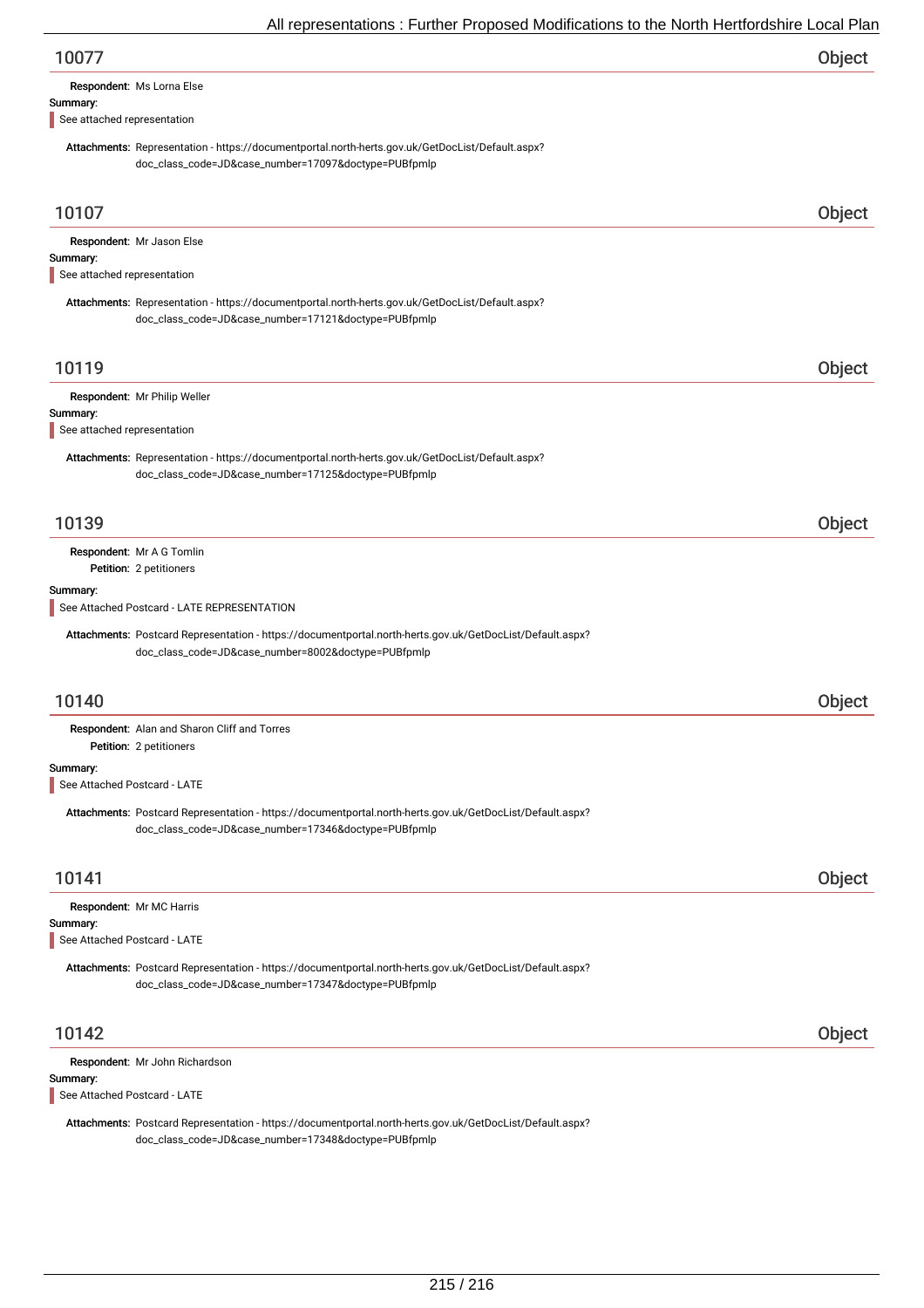## 10077 — Object

**Respondent:** Ms Lorna Else

**Summary:**

> See attached representation

**Attachments:** Representation - https://documentportal.north-herts.gov.uk/GetDocList/Default.aspx?doc_class_code=JD&case_number=17097&doctype=PUBfpmlp

## 10107 — Object

**Respondent:** Mr Jason Else

**Summary:**

> See attached representation

**Attachments:** Representation - https://documentportal.north-herts.gov.uk/GetDocList/Default.aspx?doc_class_code=JD&case_number=17121&doctype=PUBfpmlp

## 10119 — Object

**Respondent:** Mr Philip Weller

**Summary:**

> See attached representation

**Attachments:** Representation - https://documentportal.north-herts.gov.uk/GetDocList/Default.aspx?doc_class_code=JD&case_number=17125&doctype=PUBfpmlp

## 10139 — Object

**Respondent:** Mr A G Tomlin

**Petition:** 2 petitioners

**Summary:**

> See Attached Postcard - LATE REPRESENTATION

**Attachments:** Postcard Representation - https://documentportal.north-herts.gov.uk/GetDocList/Default.aspx?doc_class_code=JD&case_number=8002&doctype=PUBfpmlp

## 10140 — Object

**Respondent:** Alan and Sharon Cliff and Torres

**Petition:** 2 petitioners

**Summary:**

> See Attached Postcard - LATE

**Attachments:** Postcard Representation - https://documentportal.north-herts.gov.uk/GetDocList/Default.aspx?doc_class_code=JD&case_number=17346&doctype=PUBfpmlp

## 10141 — Object

**Respondent:** Mr MC Harris

**Summary:**

> See Attached Postcard - LATE

**Attachments:** Postcard Representation - https://documentportal.north-herts.gov.uk/GetDocList/Default.aspx?doc_class_code=JD&case_number=17347&doctype=PUBfpmlp

## 10142 — Object

**Respondent:** Mr John Richardson

**Summary:**

> See Attached Postcard - LATE

**Attachments:** Postcard Representation - https://documentportal.north-herts.gov.uk/GetDocList/Default.aspx?doc_class_code=JD&case_number=17348&doctype=PUBfpmlp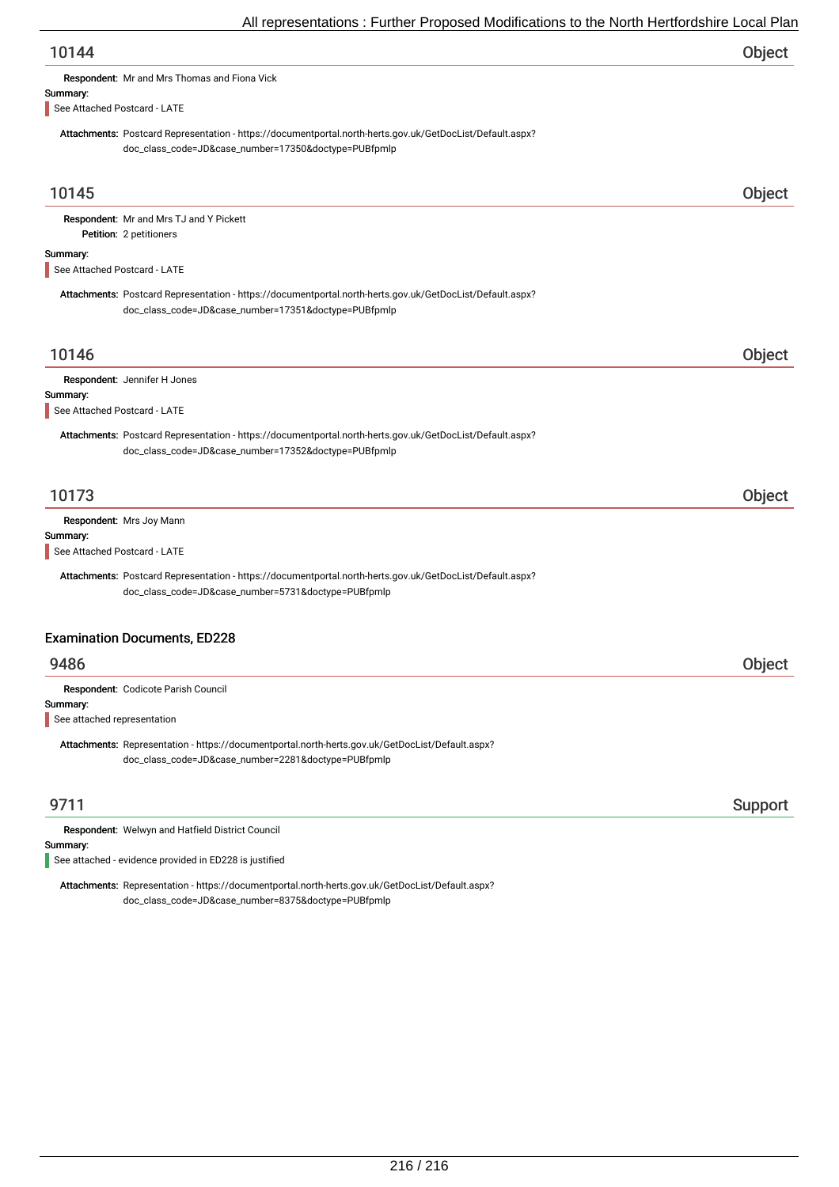## 10144 Object

**Respondent:** Mr and Mrs Thomas and Fiona Vick

**Summary:**

See Attached Postcard - LATE

**Attachments:** Postcard Representation - https://documentportal.north-herts.gov.uk/GetDocList/Default.aspx?doc_class_code=JD&case_number=17350&doctype=PUBfpmlp

## 10145 Object

**Respondent:** Mr and Mrs TJ and Y Pickett

**Petition:** 2 petitioners

**Summary:**

See Attached Postcard - LATE

**Attachments:** Postcard Representation - https://documentportal.north-herts.gov.uk/GetDocList/Default.aspx?doc_class_code=JD&case_number=17351&doctype=PUBfpmlp

## 10146 Object

**Respondent:** Jennifer H Jones

**Summary:**

See Attached Postcard - LATE

**Attachments:** Postcard Representation - https://documentportal.north-herts.gov.uk/GetDocList/Default.aspx?doc_class_code=JD&case_number=17352&doctype=PUBfpmlp

## 10173 Object

**Respondent:** Mrs Joy Mann

**Summary:**

See Attached Postcard - LATE

**Attachments:** Postcard Representation - https://documentportal.north-herts.gov.uk/GetDocList/Default.aspx?doc_class_code=JD&case_number=5731&doctype=PUBfpmlp

# Examination Documents, ED228

## 9486 Object

**Respondent:** Codicote Parish Council

**Summary:**

See attached representation

**Attachments:** Representation - https://documentportal.north-herts.gov.uk/GetDocList/Default.aspx?doc_class_code=JD&case_number=2281&doctype=PUBfpmlp

## 9711 Support

**Respondent:** Welwyn and Hatfield District Council

**Summary:**

See attached - evidence provided in ED228 is justified

**Attachments:** Representation - https://documentportal.north-herts.gov.uk/GetDocList/Default.aspx?doc_class_code=JD&case_number=8375&doctype=PUBfpmlp